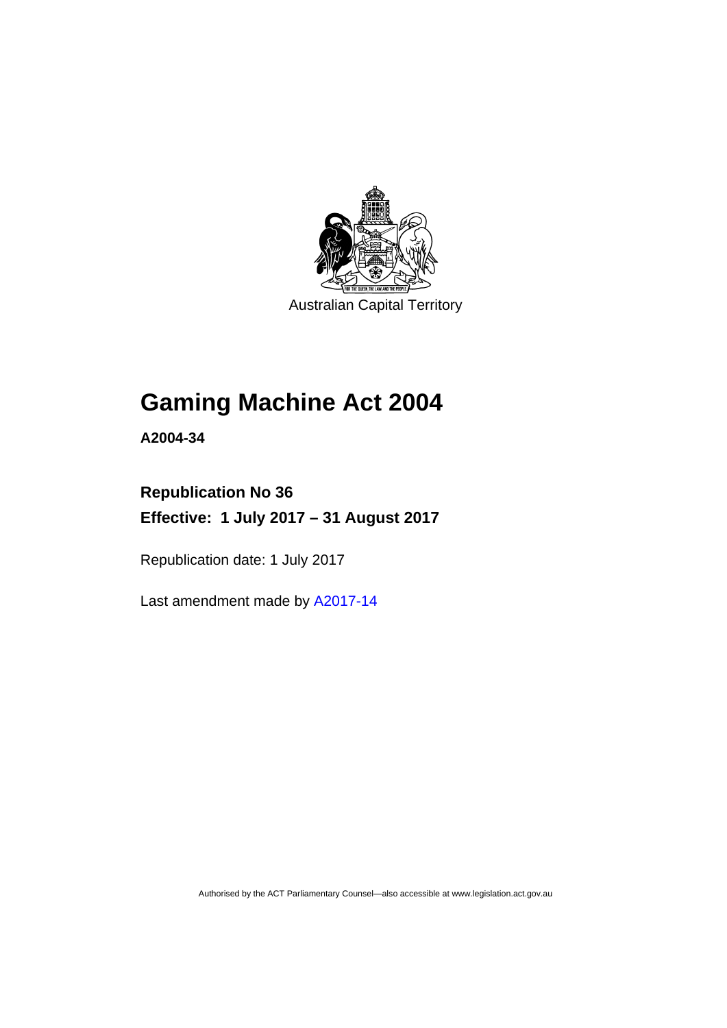Australian Capital Territory

# Gaming Machine Act 2004

**A2004-34**

**Republication No 36**

**Effective: 1 July 2017 – 31 August 2017**

Republication date: 1 July 2017

Last amendment made by A2017-14

Authorised by the ACT Parliamentary Counsel—also accessible at www.legislation.act.gov.au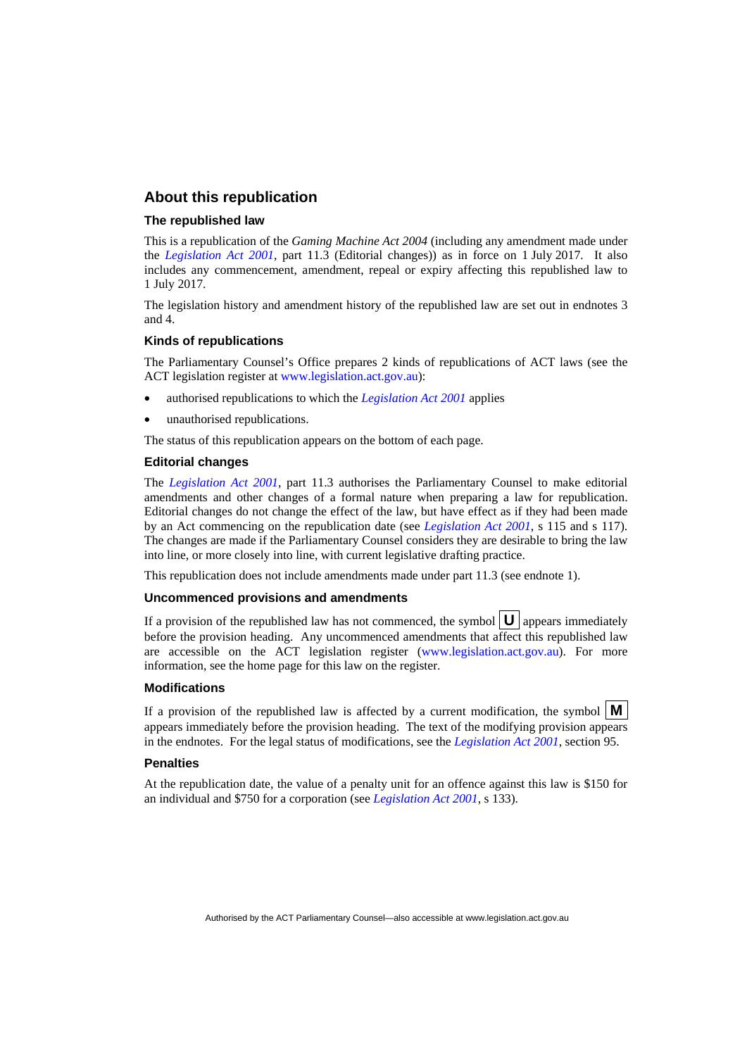## About this republication

### The republished law

This is a republication of the *Gaming Machine Act 2004* (including any amendment made under the *Legislation Act 2001*, part 11.3 (Editorial changes)) as in force on 1 July 2017. It also includes any commencement, amendment, repeal or expiry affecting this republished law to 1 July 2017.

The legislation history and amendment history of the republished law are set out in endnotes 3 and 4.

### Kinds of republications

The Parliamentary Counsel's Office prepares 2 kinds of republications of ACT laws (see the ACT legislation register at www.legislation.act.gov.au):

- authorised republications to which the *Legislation Act 2001* applies
- unauthorised republications.

The status of this republication appears on the bottom of each page.

### Editorial changes

The *Legislation Act 2001*, part 11.3 authorises the Parliamentary Counsel to make editorial amendments and other changes of a formal nature when preparing a law for republication. Editorial changes do not change the effect of the law, but have effect as if they had been made by an Act commencing on the republication date (see *Legislation Act 2001*, s 115 and s 117). The changes are made if the Parliamentary Counsel considers they are desirable to bring the law into line, or more closely into line, with current legislative drafting practice.

This republication does not include amendments made under part 11.3 (see endnote 1).

### Uncommenced provisions and amendments

If a provision of the republished law has not commenced, the symbol **U** appears immediately before the provision heading. Any uncommenced amendments that affect this republished law are accessible on the ACT legislation register (www.legislation.act.gov.au). For more information, see the home page for this law on the register.

### Modifications

If a provision of the republished law is affected by a current modification, the symbol **M** appears immediately before the provision heading. The text of the modifying provision appears in the endnotes. For the legal status of modifications, see the *Legislation Act 2001*, section 95.

### Penalties

At the republication date, the value of a penalty unit for an offence against this law is $150 for an individual and $750 for a corporation (see *Legislation Act 2001*, s 133).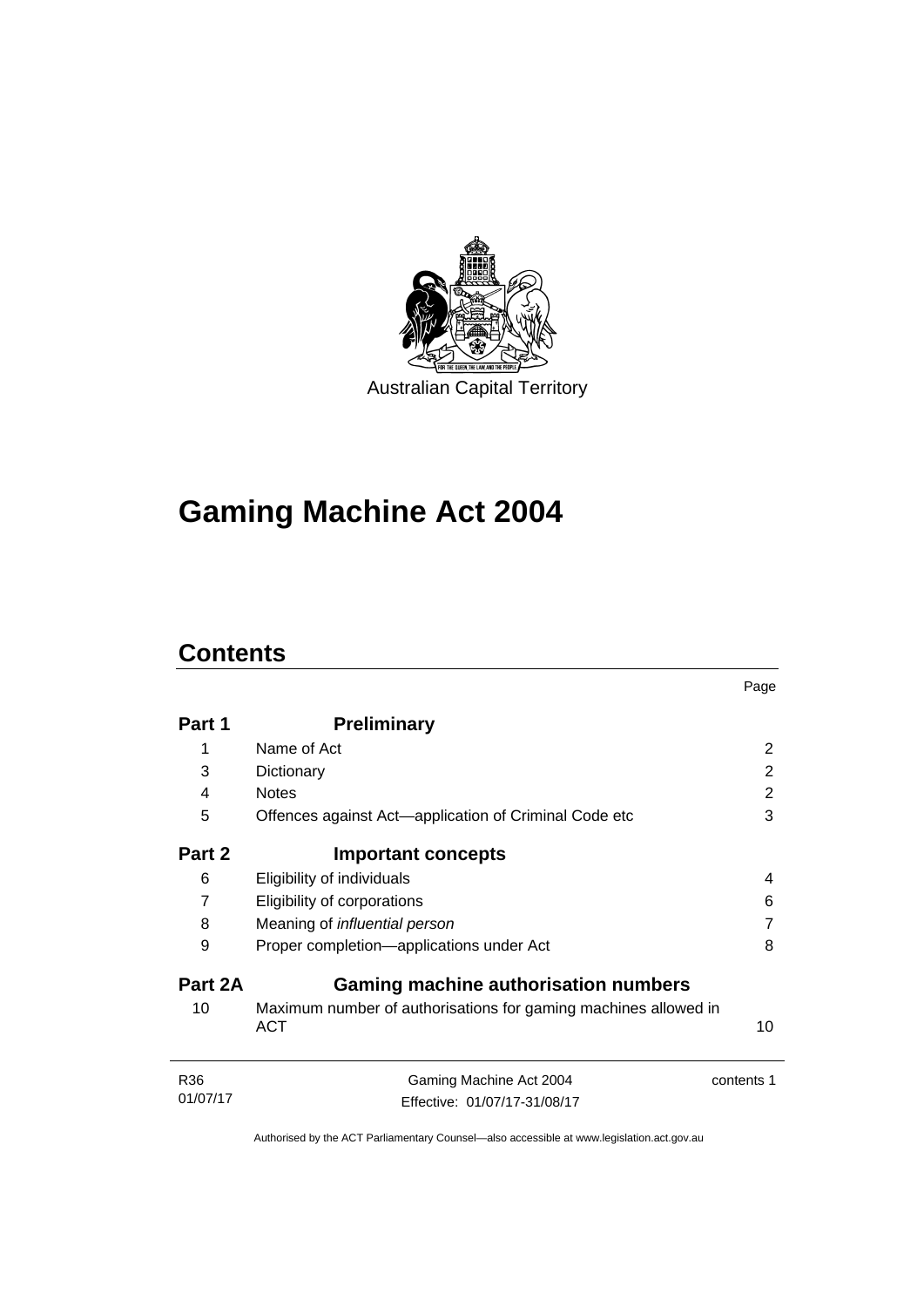Australian Capital Territory

# Gaming Machine Act 2004

## Contents

| | | Page |
|---|---|---|
| **Part 1** | **Preliminary** | |
| 1 | Name of Act | 2 |
| 3 | Dictionary | 2 |
| 4 | Notes | 2 |
| 5 | Offences against Act—application of Criminal Code etc | 3 |
| **Part 2** | **Important concepts** | |
| 6 | Eligibility of individuals | 4 |
| 7 | Eligibility of corporations | 6 |
| 8 | Meaning of *influential person* | 7 |
| 9 | Proper completion—applications under Act | 8 |
| **Part 2A** | **Gaming machine authorisation numbers** | |
| 10 | Maximum number of authorisations for gaming machines allowed in ACT | 10 |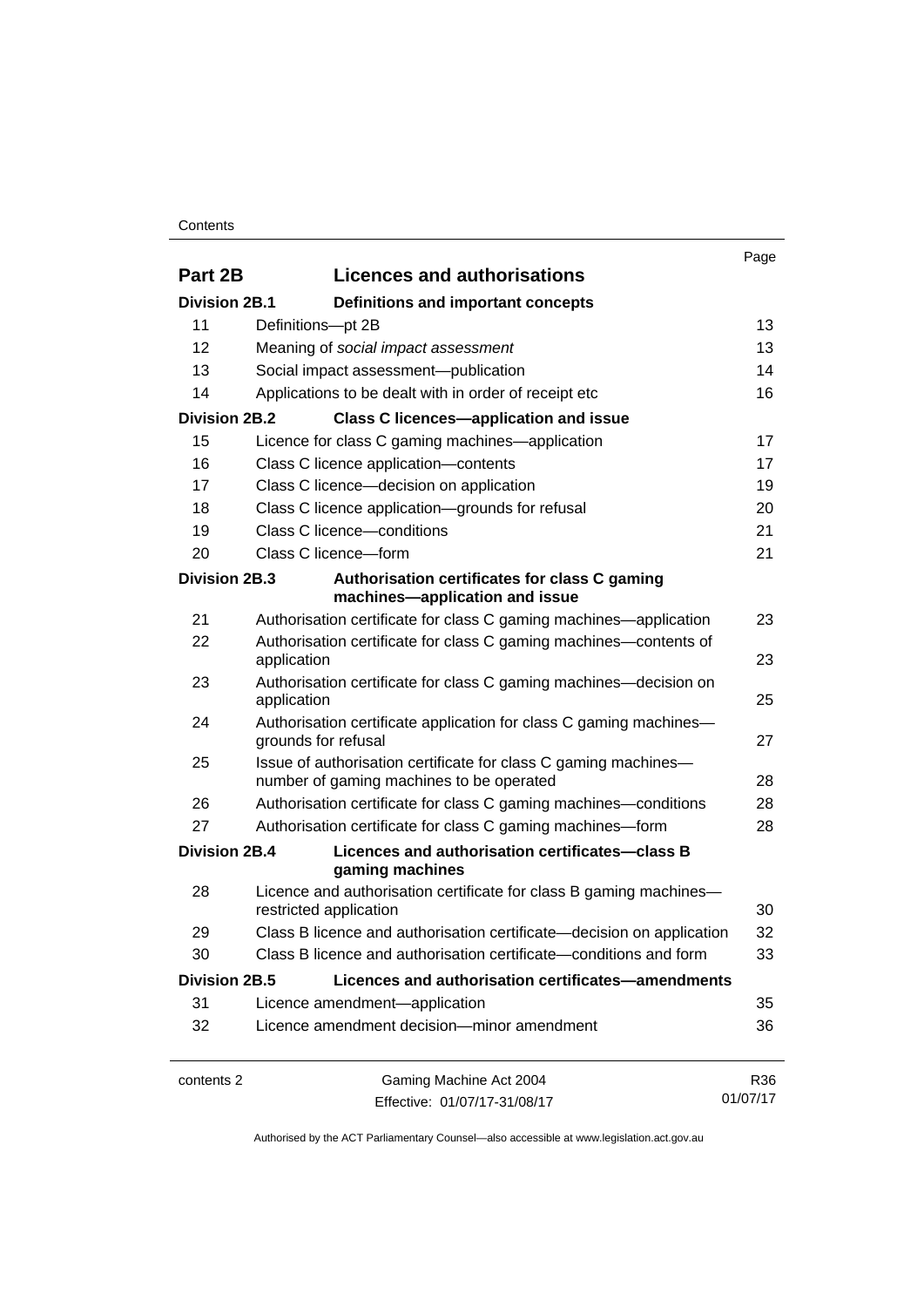| | | Page |
|---|---|---|
| **Part 2B** | **Licences and authorisations** | |
| **Division 2B.1** | **Definitions and important concepts** | |
| 11 | Definitions—pt 2B | 13 |
| 12 | Meaning of *social impact assessment* | 13 |
| 13 | Social impact assessment—publication | 14 |
| 14 | Applications to be dealt with in order of receipt etc | 16 |
| **Division 2B.2** | **Class C licences—application and issue** | |
| 15 | Licence for class C gaming machines—application | 17 |
| 16 | Class C licence application—contents | 17 |
| 17 | Class C licence—decision on application | 19 |
| 18 | Class C licence application—grounds for refusal | 20 |
| 19 | Class C licence—conditions | 21 |
| 20 | Class C licence—form | 21 |
| **Division 2B.3** | **Authorisation certificates for class C gaming machines—application and issue** | |
| 21 | Authorisation certificate for class C gaming machines—application | 23 |
| 22 | Authorisation certificate for class C gaming machines—contents of application | 23 |
| 23 | Authorisation certificate for class C gaming machines—decision on application | 25 |
| 24 | Authorisation certificate application for class C gaming machines—grounds for refusal | 27 |
| 25 | Issue of authorisation certificate for class C gaming machines—number of gaming machines to be operated | 28 |
| 26 | Authorisation certificate for class C gaming machines—conditions | 28 |
| 27 | Authorisation certificate for class C gaming machines—form | 28 |
| **Division 2B.4** | **Licences and authorisation certificates—class B gaming machines** | |
| 28 | Licence and authorisation certificate for class B gaming machines—restricted application | 30 |
| 29 | Class B licence and authorisation certificate—decision on application | 32 |
| 30 | Class B licence and authorisation certificate—conditions and form | 33 |
| **Division 2B.5** | **Licences and authorisation certificates—amendments** | |
| 31 | Licence amendment—application | 35 |
| 32 | Licence amendment decision—minor amendment | 36 |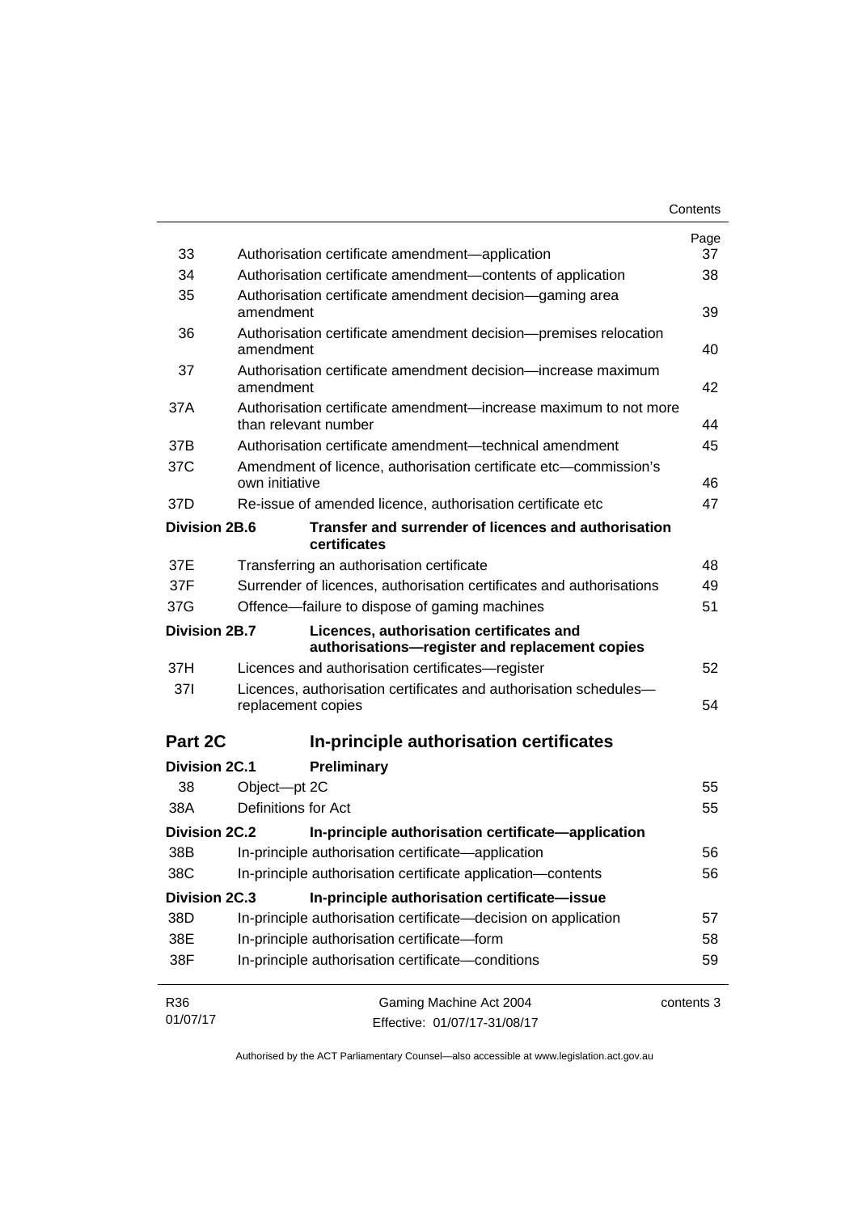| | | Page |
|---|---|---|
| 33 | Authorisation certificate amendment—application | 37 |
| 34 | Authorisation certificate amendment—contents of application | 38 |
| 35 | Authorisation certificate amendment decision—gaming area amendment | 39 |
| 36 | Authorisation certificate amendment decision—premises relocation amendment | 40 |
| 37 | Authorisation certificate amendment decision—increase maximum amendment | 42 |
| 37A | Authorisation certificate amendment—increase maximum to not more than relevant number | 44 |
| 37B | Authorisation certificate amendment—technical amendment | 45 |
| 37C | Amendment of licence, authorisation certificate etc—commission's own initiative | 46 |
| 37D | Re-issue of amended licence, authorisation certificate etc | 47 |
| **Division 2B.6** | **Transfer and surrender of licences and authorisation certificates** | |
| 37E | Transferring an authorisation certificate | 48 |
| 37F | Surrender of licences, authorisation certificates and authorisations | 49 |
| 37G | Offence—failure to dispose of gaming machines | 51 |
| **Division 2B.7** | **Licences, authorisation certificates and authorisations—register and replacement copies** | |
| 37H | Licences and authorisation certificates—register | 52 |
| 37I | Licences, authorisation certificates and authorisation schedules—replacement copies | 54 |
| **Part 2C** | **In-principle authorisation certificates** | |
| **Division 2C.1** | **Preliminary** | |
| 38 | Object—pt 2C | 55 |
| 38A | Definitions for Act | 55 |
| **Division 2C.2** | **In-principle authorisation certificate—application** | |
| 38B | In-principle authorisation certificate—application | 56 |
| 38C | In-principle authorisation certificate application—contents | 56 |
| **Division 2C.3** | **In-principle authorisation certificate—issue** | |
| 38D | In-principle authorisation certificate—decision on application | 57 |
| 38E | In-principle authorisation certificate—form | 58 |
| 38F | In-principle authorisation certificate—conditions | 59 |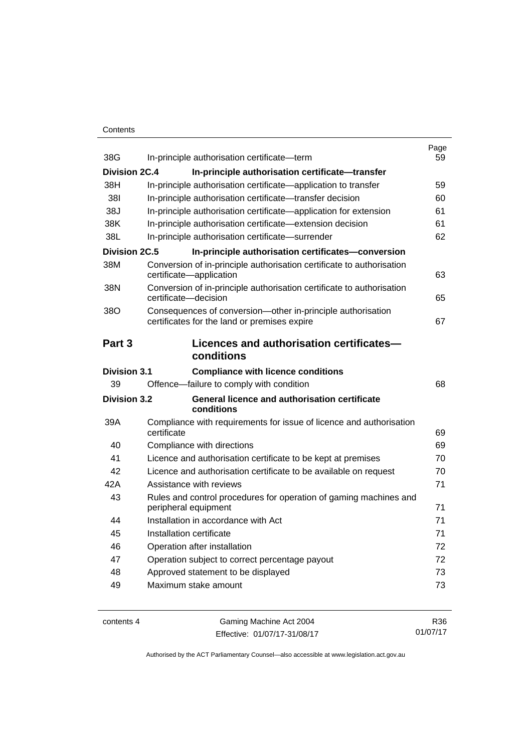| | | Page |
|---|---|---|
| 38G | In-principle authorisation certificate—term | 59 |
| **Division 2C.4** | **In-principle authorisation certificate—transfer** | |
| 38H | In-principle authorisation certificate—application to transfer | 59 |
| 38I | In-principle authorisation certificate—transfer decision | 60 |
| 38J | In-principle authorisation certificate—application for extension | 61 |
| 38K | In-principle authorisation certificate—extension decision | 61 |
| 38L | In-principle authorisation certificate—surrender | 62 |
| **Division 2C.5** | **In-principle authorisation certificates—conversion** | |
| 38M | Conversion of in-principle authorisation certificate to authorisation certificate—application | 63 |
| 38N | Conversion of in-principle authorisation certificate to authorisation certificate—decision | 65 |
| 38O | Consequences of conversion—other in-principle authorisation certificates for the land or premises expire | 67 |

## Part 3 Licences and authorisation certificates—conditions

| | | |
|---|---|---|
| **Division 3.1** | **Compliance with licence conditions** | |
| 39 | Offence—failure to comply with condition | 68 |
| **Division 3.2** | **General licence and authorisation certificate conditions** | |
| 39A | Compliance with requirements for issue of licence and authorisation certificate | 69 |
| 40 | Compliance with directions | 69 |
| 41 | Licence and authorisation certificate to be kept at premises | 70 |
| 42 | Licence and authorisation certificate to be available on request | 70 |
| 42A | Assistance with reviews | 71 |
| 43 | Rules and control procedures for operation of gaming machines and peripheral equipment | 71 |
| 44 | Installation in accordance with Act | 71 |
| 45 | Installation certificate | 71 |
| 46 | Operation after installation | 72 |
| 47 | Operation subject to correct percentage payout | 72 |
| 48 | Approved statement to be displayed | 73 |
| 49 | Maximum stake amount | 73 |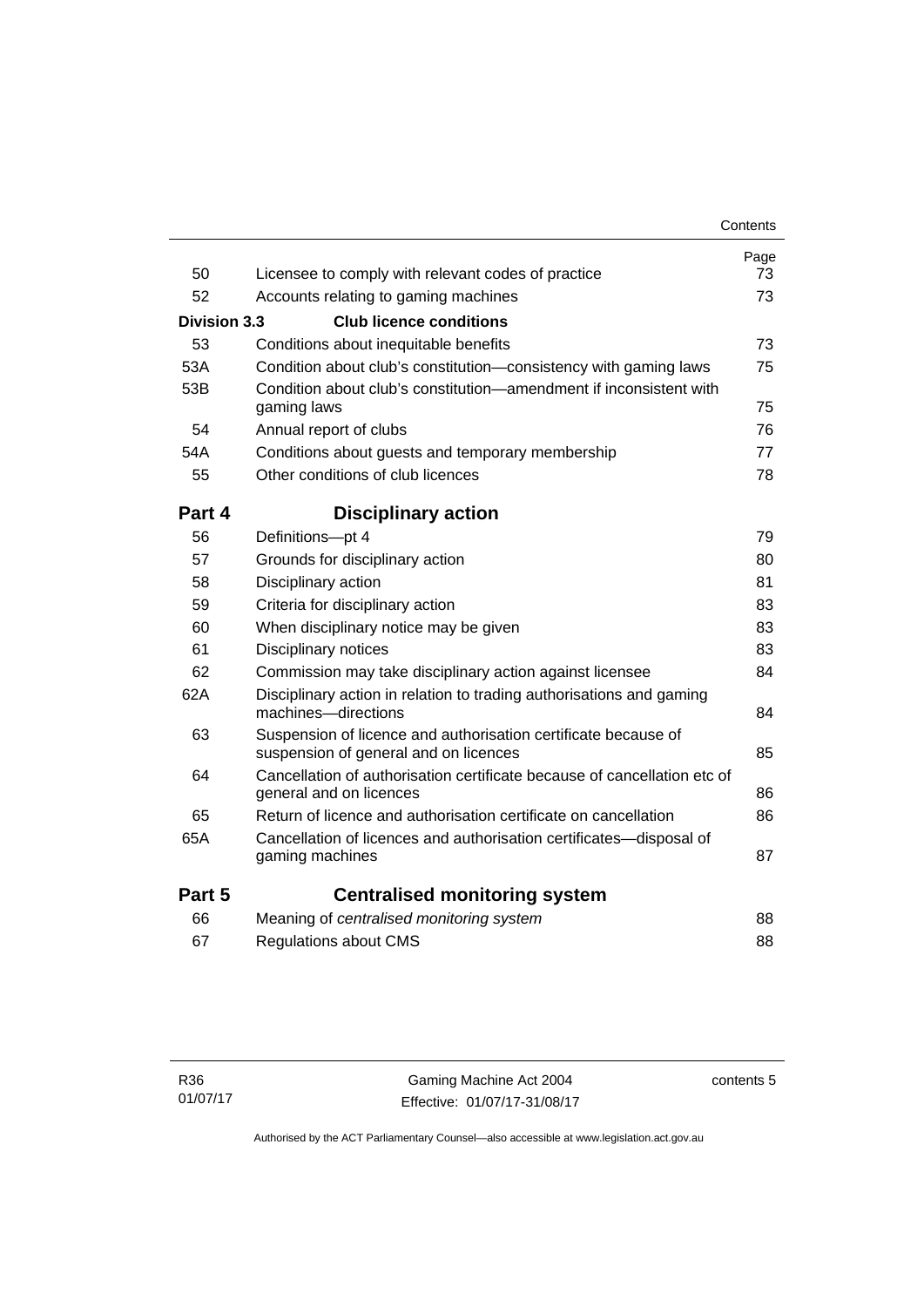| | | Page |
|---|---|---|
| 50 | Licensee to comply with relevant codes of practice | 73 |
| 52 | Accounts relating to gaming machines | 73 |
| **Division 3.3** | **Club licence conditions** | |
| 53 | Conditions about inequitable benefits | 73 |
| 53A | Condition about club's constitution—consistency with gaming laws | 75 |
| 53B | Condition about club's constitution—amendment if inconsistent with gaming laws | 75 |
| 54 | Annual report of clubs | 76 |
| 54A | Conditions about guests and temporary membership | 77 |
| 55 | Other conditions of club licences | 78 |
| **Part 4** | **Disciplinary action** | |
| 56 | Definitions—pt 4 | 79 |
| 57 | Grounds for disciplinary action | 80 |
| 58 | Disciplinary action | 81 |
| 59 | Criteria for disciplinary action | 83 |
| 60 | When disciplinary notice may be given | 83 |
| 61 | Disciplinary notices | 83 |
| 62 | Commission may take disciplinary action against licensee | 84 |
| 62A | Disciplinary action in relation to trading authorisations and gaming machines—directions | 84 |
| 63 | Suspension of licence and authorisation certificate because of suspension of general and on licences | 85 |
| 64 | Cancellation of authorisation certificate because of cancellation etc of general and on licences | 86 |
| 65 | Return of licence and authorisation certificate on cancellation | 86 |
| 65A | Cancellation of licences and authorisation certificates—disposal of gaming machines | 87 |
| **Part 5** | **Centralised monitoring system** | |
| 66 | Meaning of *centralised monitoring system* | 88 |
| 67 | Regulations about CMS | 88 |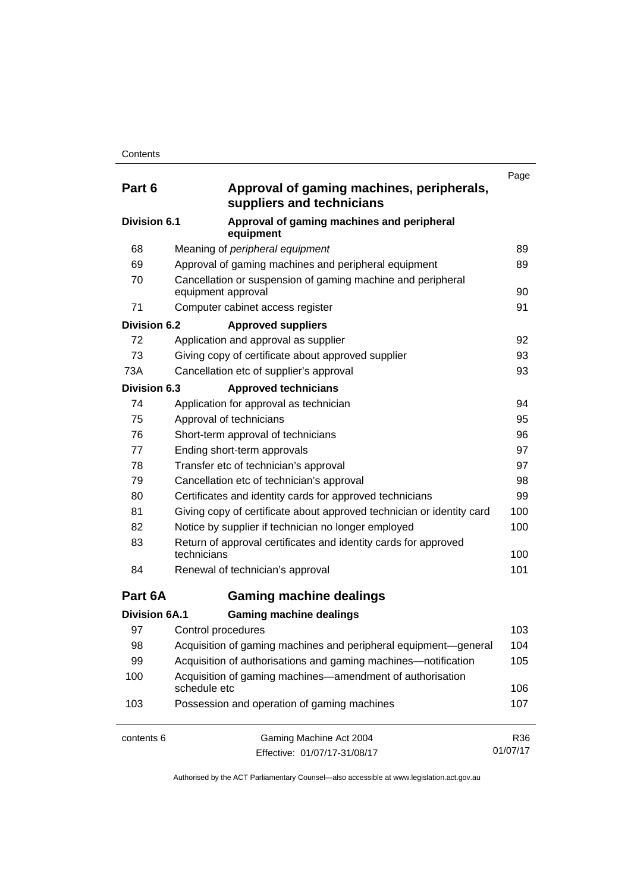| | | Page |
|---|---|---|
| **Part 6** | **Approval of gaming machines, peripherals, suppliers and technicians** | |
| **Division 6.1** | **Approval of gaming machines and peripheral equipment** | |
| 68 | Meaning of *peripheral equipment* | 89 |
| 69 | Approval of gaming machines and peripheral equipment | 89 |
| 70 | Cancellation or suspension of gaming machine and peripheral equipment approval | 90 |
| 71 | Computer cabinet access register | 91 |
| **Division 6.2** | **Approved suppliers** | |
| 72 | Application and approval as supplier | 92 |
| 73 | Giving copy of certificate about approved supplier | 93 |
| 73A | Cancellation etc of supplier's approval | 93 |
| **Division 6.3** | **Approved technicians** | |
| 74 | Application for approval as technician | 94 |
| 75 | Approval of technicians | 95 |
| 76 | Short-term approval of technicians | 96 |
| 77 | Ending short-term approvals | 97 |
| 78 | Transfer etc of technician's approval | 97 |
| 79 | Cancellation etc of technician's approval | 98 |
| 80 | Certificates and identity cards for approved technicians | 99 |
| 81 | Giving copy of certificate about approved technician or identity card | 100 |
| 82 | Notice by supplier if technician no longer employed | 100 |
| 83 | Return of approval certificates and identity cards for approved technicians | 100 |
| 84 | Renewal of technician's approval | 101 |
| **Part 6A** | **Gaming machine dealings** | |
| **Division 6A.1** | **Gaming machine dealings** | |
| 97 | Control procedures | 103 |
| 98 | Acquisition of gaming machines and peripheral equipment—general | 104 |
| 99 | Acquisition of authorisations and gaming machines—notification | 105 |
| 100 | Acquisition of gaming machines—amendment of authorisation schedule etc | 106 |
| 103 | Possession and operation of gaming machines | 107 |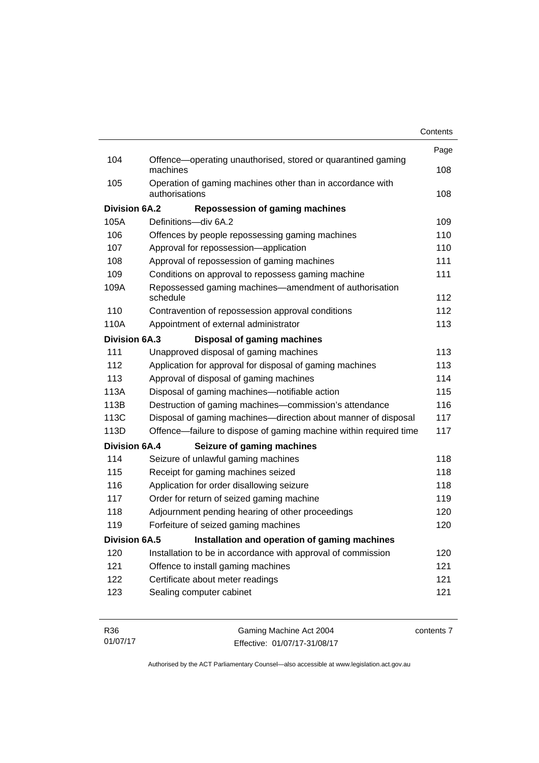| | | Page |
|---|---|---|
| 104 | Offence—operating unauthorised, stored or quarantined gaming machines | 108 |
| 105 | Operation of gaming machines other than in accordance with authorisations | 108 |
| **Division 6A.2** | **Repossession of gaming machines** | |
| 105A | Definitions—div 6A.2 | 109 |
| 106 | Offences by people repossessing gaming machines | 110 |
| 107 | Approval for repossession—application | 110 |
| 108 | Approval of repossession of gaming machines | 111 |
| 109 | Conditions on approval to repossess gaming machine | 111 |
| 109A | Repossessed gaming machines—amendment of authorisation schedule | 112 |
| 110 | Contravention of repossession approval conditions | 112 |
| 110A | Appointment of external administrator | 113 |
| **Division 6A.3** | **Disposal of gaming machines** | |
| 111 | Unapproved disposal of gaming machines | 113 |
| 112 | Application for approval for disposal of gaming machines | 113 |
| 113 | Approval of disposal of gaming machines | 114 |
| 113A | Disposal of gaming machines—notifiable action | 115 |
| 113B | Destruction of gaming machines—commission's attendance | 116 |
| 113C | Disposal of gaming machines—direction about manner of disposal | 117 |
| 113D | Offence—failure to dispose of gaming machine within required time | 117 |
| **Division 6A.4** | **Seizure of gaming machines** | |
| 114 | Seizure of unlawful gaming machines | 118 |
| 115 | Receipt for gaming machines seized | 118 |
| 116 | Application for order disallowing seizure | 118 |
| 117 | Order for return of seized gaming machine | 119 |
| 118 | Adjournment pending hearing of other proceedings | 120 |
| 119 | Forfeiture of seized gaming machines | 120 |
| **Division 6A.5** | **Installation and operation of gaming machines** | |
| 120 | Installation to be in accordance with approval of commission | 120 |
| 121 | Offence to install gaming machines | 121 |
| 122 | Certificate about meter readings | 121 |
| 123 | Sealing computer cabinet | 121 |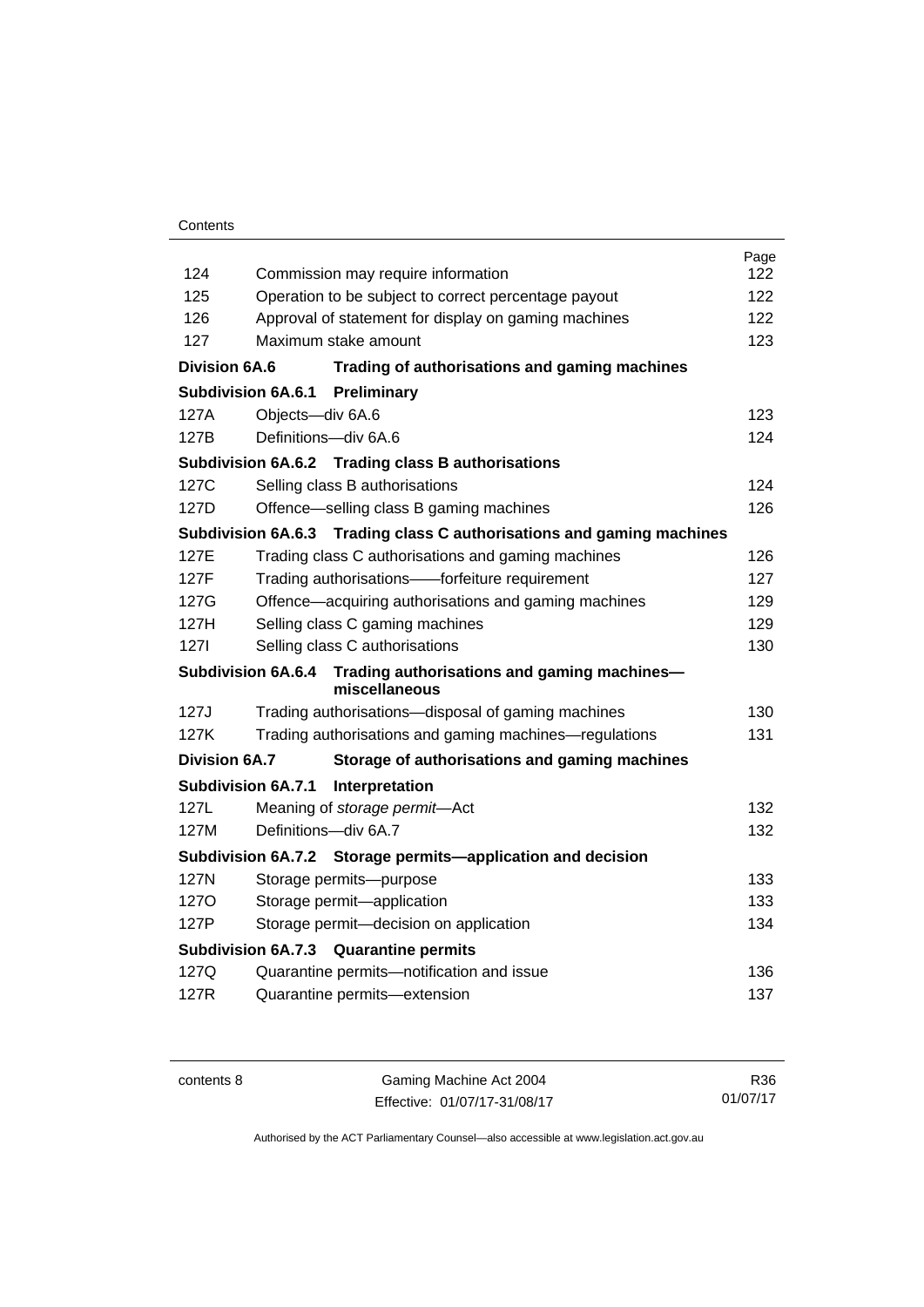| | | Page |
|---|---|---|
| 124 | Commission may require information | 122 |
| 125 | Operation to be subject to correct percentage payout | 122 |
| 126 | Approval of statement for display on gaming machines | 122 |
| 127 | Maximum stake amount | 123 |
| **Division 6A.6** | **Trading of authorisations and gaming machines** | |
| **Subdivision 6A.6.1** | **Preliminary** | |
| 127A | Objects—div 6A.6 | 123 |
| 127B | Definitions—div 6A.6 | 124 |
| **Subdivision 6A.6.2** | **Trading class B authorisations** | |
| 127C | Selling class B authorisations | 124 |
| 127D | Offence—selling class B gaming machines | 126 |
| **Subdivision 6A.6.3** | **Trading class C authorisations and gaming machines** | |
| 127E | Trading class C authorisations and gaming machines | 126 |
| 127F | Trading authorisations——forfeiture requirement | 127 |
| 127G | Offence—acquiring authorisations and gaming machines | 129 |
| 127H | Selling class C gaming machines | 129 |
| 127I | Selling class C authorisations | 130 |
| **Subdivision 6A.6.4** | **Trading authorisations and gaming machines—miscellaneous** | |
| 127J | Trading authorisations—disposal of gaming machines | 130 |
| 127K | Trading authorisations and gaming machines—regulations | 131 |
| **Division 6A.7** | **Storage of authorisations and gaming machines** | |
| **Subdivision 6A.7.1** | **Interpretation** | |
| 127L | Meaning of *storage permit*—Act | 132 |
| 127M | Definitions—div 6A.7 | 132 |
| **Subdivision 6A.7.2** | **Storage permits—application and decision** | |
| 127N | Storage permits—purpose | 133 |
| 127O | Storage permit—application | 133 |
| 127P | Storage permit—decision on application | 134 |
| **Subdivision 6A.7.3** | **Quarantine permits** | |
| 127Q | Quarantine permits—notification and issue | 136 |
| 127R | Quarantine permits—extension | 137 |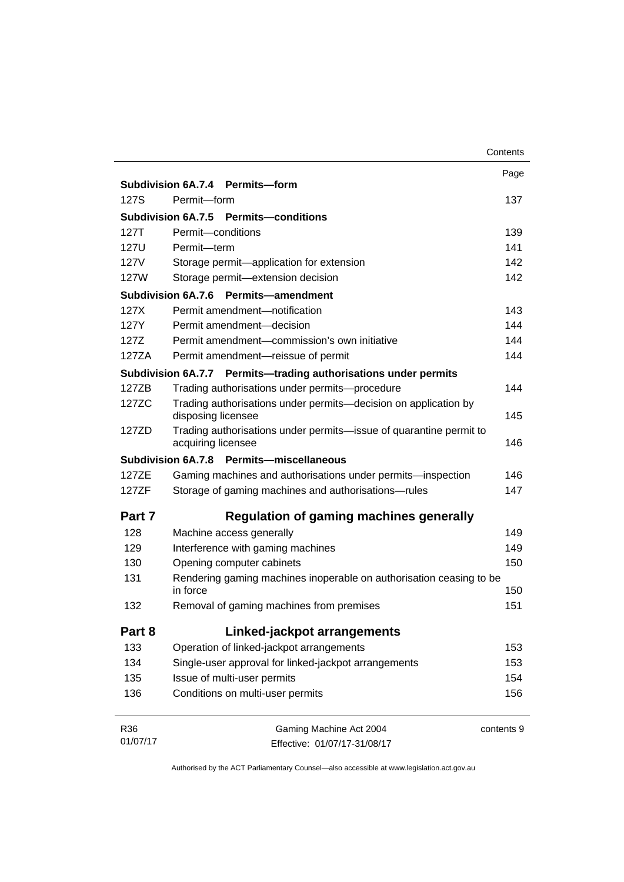| | | Page |
|---|---|---|
| **Subdivision 6A.7.4** | **Permits—form** | |
| 127S | Permit—form | 137 |
| **Subdivision 6A.7.5** | **Permits—conditions** | |
| 127T | Permit—conditions | 139 |
| 127U | Permit—term | 141 |
| 127V | Storage permit—application for extension | 142 |
| 127W | Storage permit—extension decision | 142 |
| **Subdivision 6A.7.6** | **Permits—amendment** | |
| 127X | Permit amendment—notification | 143 |
| 127Y | Permit amendment—decision | 144 |
| 127Z | Permit amendment—commission's own initiative | 144 |
| 127ZA | Permit amendment—reissue of permit | 144 |
| **Subdivision 6A.7.7** | **Permits—trading authorisations under permits** | |
| 127ZB | Trading authorisations under permits—procedure | 144 |
| 127ZC | Trading authorisations under permits—decision on application by disposing licensee | 145 |
| 127ZD | Trading authorisations under permits—issue of quarantine permit to acquiring licensee | 146 |
| **Subdivision 6A.7.8** | **Permits—miscellaneous** | |
| 127ZE | Gaming machines and authorisations under permits—inspection | 146 |
| 127ZF | Storage of gaming machines and authorisations—rules | 147 |
| **Part 7** | **Regulation of gaming machines generally** | |
| 128 | Machine access generally | 149 |
| 129 | Interference with gaming machines | 149 |
| 130 | Opening computer cabinets | 150 |
| 131 | Rendering gaming machines inoperable on authorisation ceasing to be in force | 150 |
| 132 | Removal of gaming machines from premises | 151 |
| **Part 8** | **Linked-jackpot arrangements** | |
| 133 | Operation of linked-jackpot arrangements | 153 |
| 134 | Single-user approval for linked-jackpot arrangements | 153 |
| 135 | Issue of multi-user permits | 154 |
| 136 | Conditions on multi-user permits | 156 |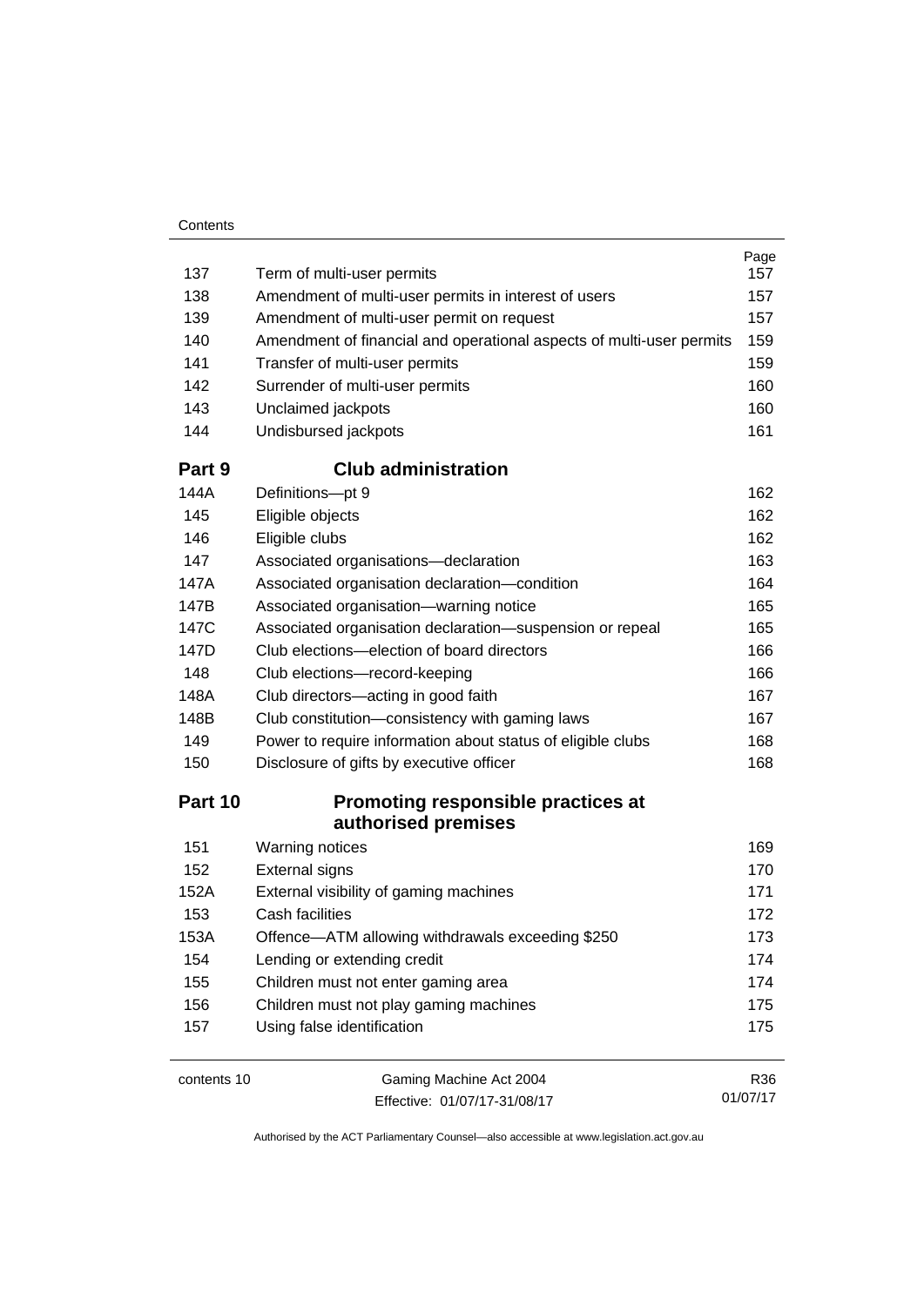| | | Page |
|---|---|---|
| 137 | Term of multi-user permits | 157 |
| 138 | Amendment of multi-user permits in interest of users | 157 |
| 139 | Amendment of multi-user permit on request | 157 |
| 140 | Amendment of financial and operational aspects of multi-user permits | 159 |
| 141 | Transfer of multi-user permits | 159 |
| 142 | Surrender of multi-user permits | 160 |
| 143 | Unclaimed jackpots | 160 |
| 144 | Undisbursed jackpots | 161 |

## Part 9 Club administration

| | | |
|---|---|---|
| 144A | Definitions—pt 9 | 162 |
| 145 | Eligible objects | 162 |
| 146 | Eligible clubs | 162 |
| 147 | Associated organisations—declaration | 163 |
| 147A | Associated organisation declaration—condition | 164 |
| 147B | Associated organisation—warning notice | 165 |
| 147C | Associated organisation declaration—suspension or repeal | 165 |
| 147D | Club elections—election of board directors | 166 |
| 148 | Club elections—record-keeping | 166 |
| 148A | Club directors—acting in good faith | 167 |
| 148B | Club constitution—consistency with gaming laws | 167 |
| 149 | Power to require information about status of eligible clubs | 168 |
| 150 | Disclosure of gifts by executive officer | 168 |

## Part 10 Promoting responsible practices at authorised premises

| | | |
|---|---|---|
| 151 | Warning notices | 169 |
| 152 | External signs | 170 |
| 152A | External visibility of gaming machines | 171 |
| 153 | Cash facilities | 172 |
| 153A | Offence—ATM allowing withdrawals exceeding $250 | 173 |
| 154 | Lending or extending credit | 174 |
| 155 | Children must not enter gaming area | 174 |
| 156 | Children must not play gaming machines | 175 |
| 157 | Using false identification | 175 |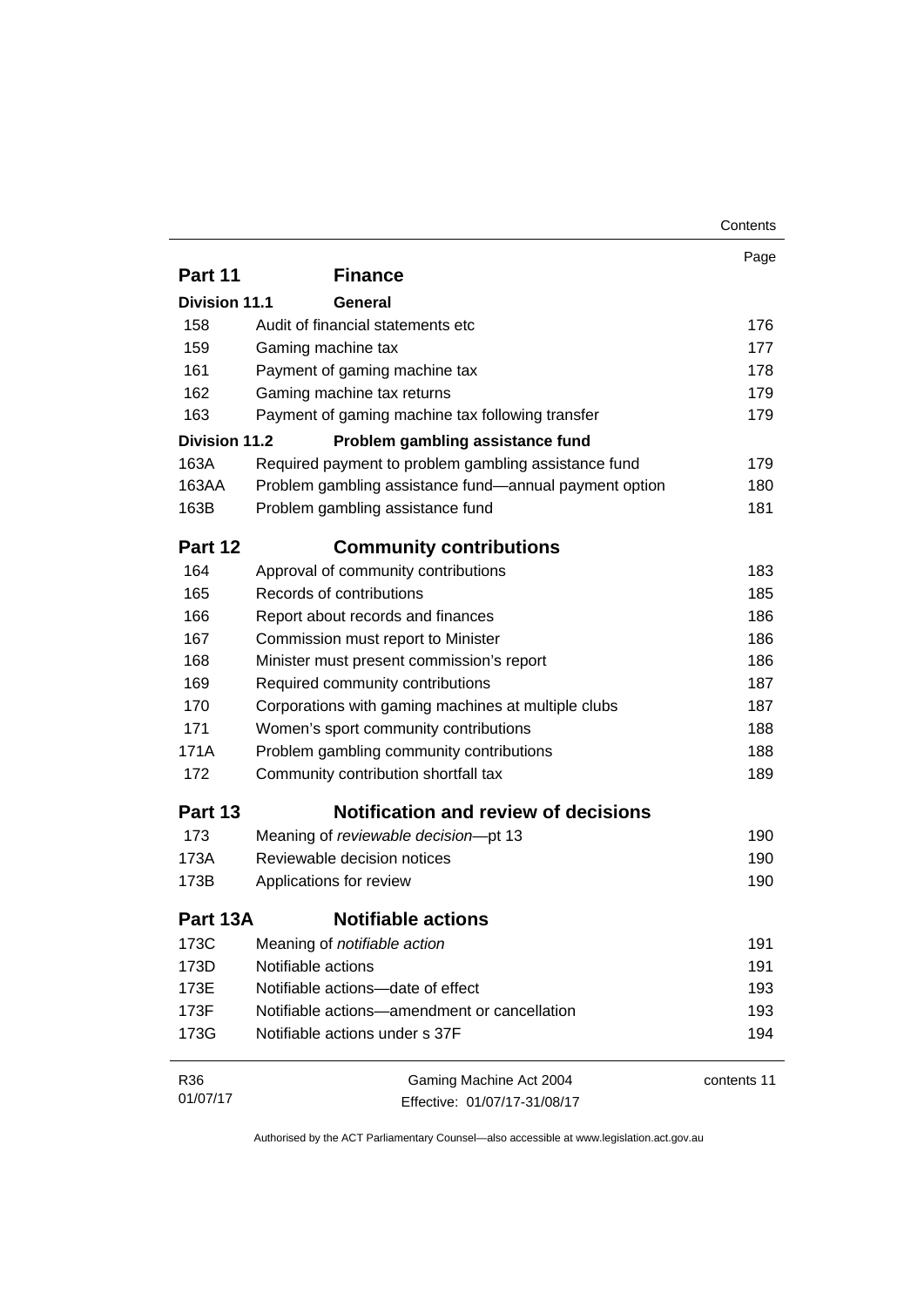| | | Page |
|---|---|---|
| **Part 11** | **Finance** | |
| **Division 11.1** | **General** | |
| 158 | Audit of financial statements etc | 176 |
| 159 | Gaming machine tax | 177 |
| 161 | Payment of gaming machine tax | 178 |
| 162 | Gaming machine tax returns | 179 |
| 163 | Payment of gaming machine tax following transfer | 179 |
| **Division 11.2** | **Problem gambling assistance fund** | |
| 163A | Required payment to problem gambling assistance fund | 179 |
| 163AA | Problem gambling assistance fund—annual payment option | 180 |
| 163B | Problem gambling assistance fund | 181 |
| **Part 12** | **Community contributions** | |
| 164 | Approval of community contributions | 183 |
| 165 | Records of contributions | 185 |
| 166 | Report about records and finances | 186 |
| 167 | Commission must report to Minister | 186 |
| 168 | Minister must present commission's report | 186 |
| 169 | Required community contributions | 187 |
| 170 | Corporations with gaming machines at multiple clubs | 187 |
| 171 | Women's sport community contributions | 188 |
| 171A | Problem gambling community contributions | 188 |
| 172 | Community contribution shortfall tax | 189 |
| **Part 13** | **Notification and review of decisions** | |
| 173 | Meaning of *reviewable decision*—pt 13 | 190 |
| 173A | Reviewable decision notices | 190 |
| 173B | Applications for review | 190 |
| **Part 13A** | **Notifiable actions** | |
| 173C | Meaning of *notifiable action* | 191 |
| 173D | Notifiable actions | 191 |
| 173E | Notifiable actions—date of effect | 193 |
| 173F | Notifiable actions—amendment or cancellation | 193 |
| 173G | Notifiable actions under s 37F | 194 |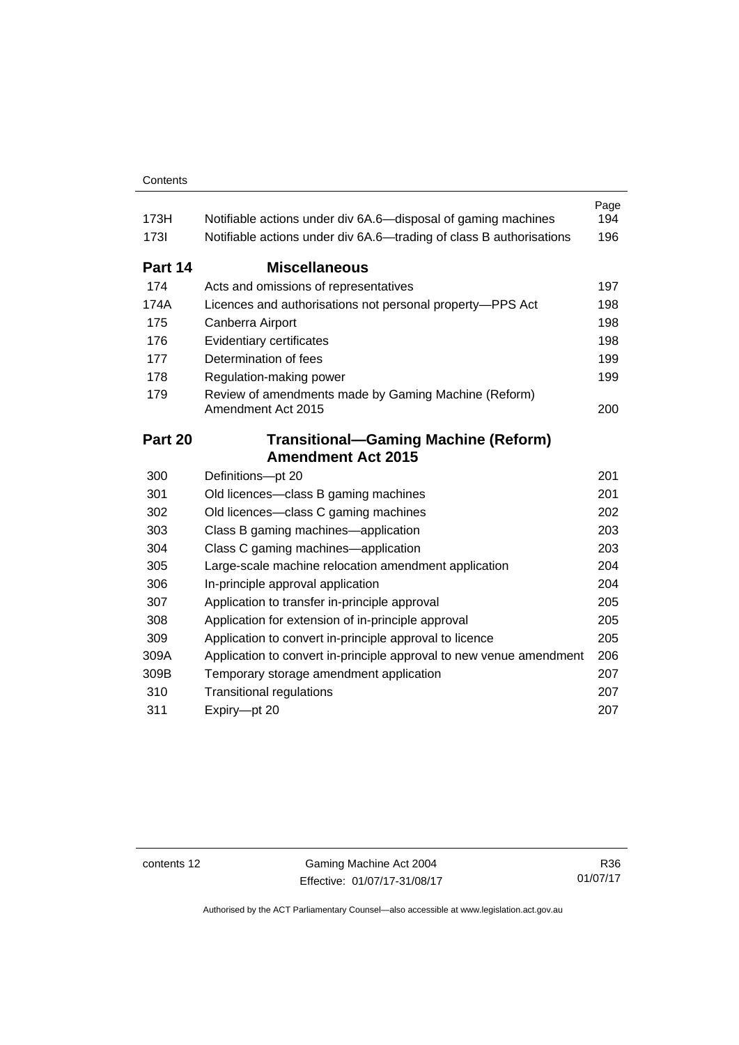| | | Page |
|---|---|---|
| 173H | Notifiable actions under div 6A.6—disposal of gaming machines | 194 |
| 173I | Notifiable actions under div 6A.6—trading of class B authorisations | 196 |

## Part 14 Miscellaneous

| | | |
|---|---|---|
| 174 | Acts and omissions of representatives | 197 |
| 174A | Licences and authorisations not personal property—PPS Act | 198 |
| 175 | Canberra Airport | 198 |
| 176 | Evidentiary certificates | 198 |
| 177 | Determination of fees | 199 |
| 178 | Regulation-making power | 199 |
| 179 | Review of amendments made by Gaming Machine (Reform) Amendment Act 2015 | 200 |

## Part 20 Transitional—Gaming Machine (Reform) Amendment Act 2015

| | | |
|---|---|---|
| 300 | Definitions—pt 20 | 201 |
| 301 | Old licences—class B gaming machines | 201 |
| 302 | Old licences—class C gaming machines | 202 |
| 303 | Class B gaming machines—application | 203 |
| 304 | Class C gaming machines—application | 203 |
| 305 | Large-scale machine relocation amendment application | 204 |
| 306 | In-principle approval application | 204 |
| 307 | Application to transfer in-principle approval | 205 |
| 308 | Application for extension of in-principle approval | 205 |
| 309 | Application to convert in-principle approval to licence | 205 |
| 309A | Application to convert in-principle approval to new venue amendment | 206 |
| 309B | Temporary storage amendment application | 207 |
| 310 | Transitional regulations | 207 |
| 311 | Expiry—pt 20 | 207 |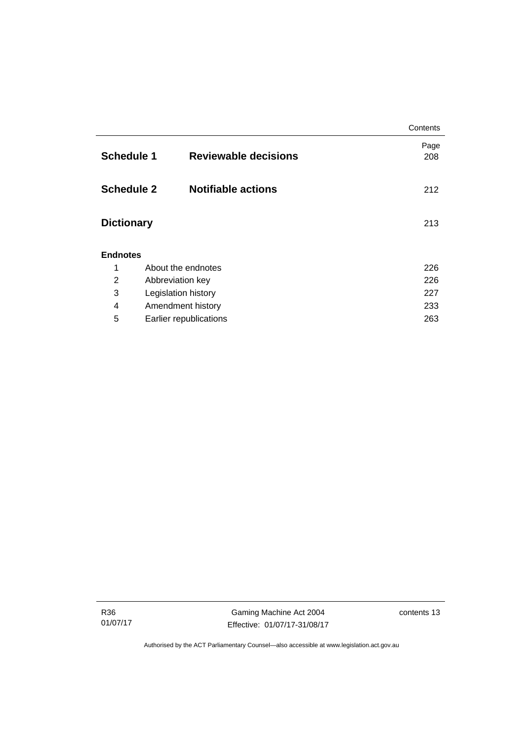| | | Page |
|---|---|---|
| **Schedule 1** | **Reviewable decisions** | 208 |
| **Schedule 2** | **Notifiable actions** | 212 |
| **Dictionary** | | 213 |

**Endnotes**

| | | |
|---|---|---|
| 1 | About the endnotes | 226 |
| 2 | Abbreviation key | 226 |
| 3 | Legislation history | 227 |
| 4 | Amendment history | 233 |
| 5 | Earlier republications | 263 |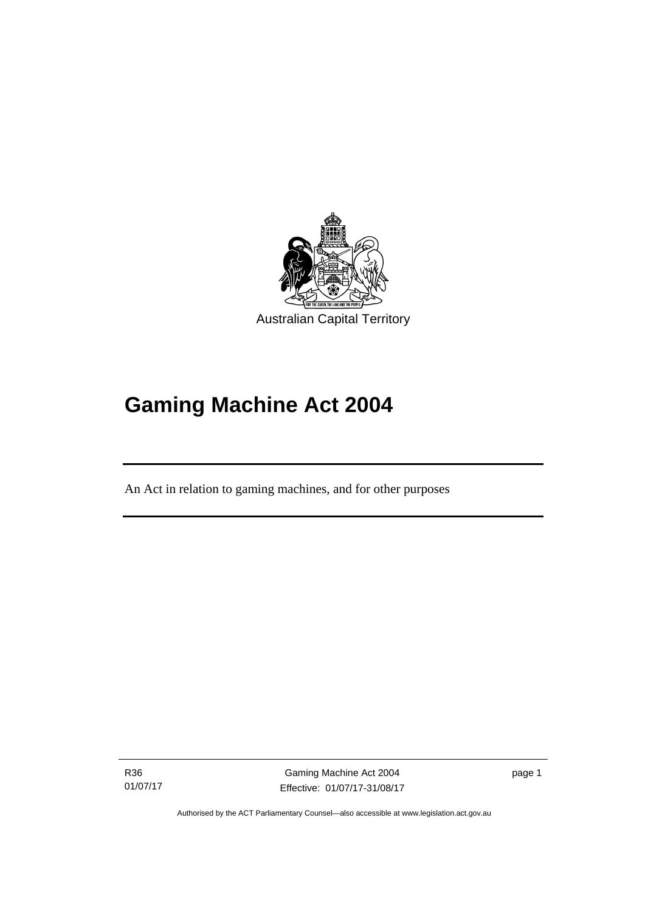Australian Capital Territory

# Gaming Machine Act 2004

An Act in relation to gaming machines, and for other purposes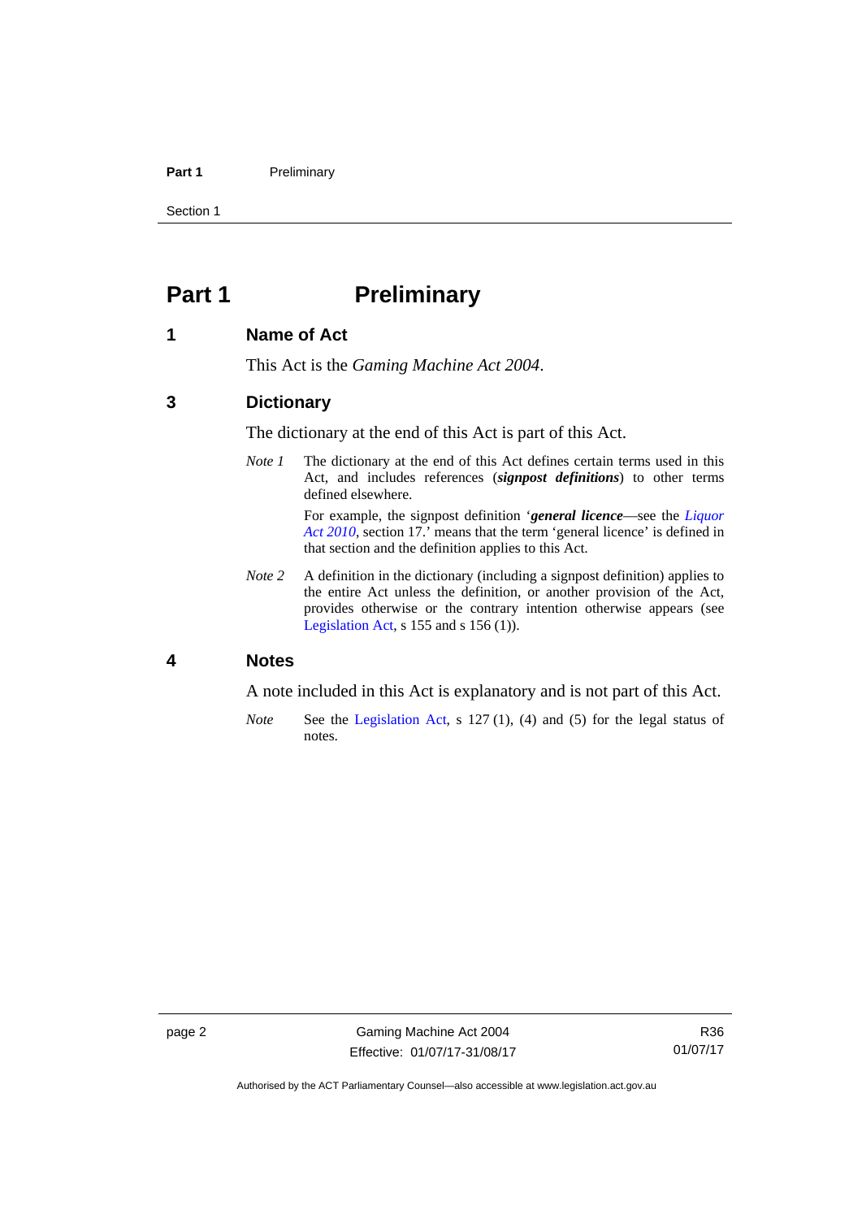# Part 1 Preliminary

## 1 Name of Act

This Act is the *Gaming Machine Act 2004*.

## 3 Dictionary

The dictionary at the end of this Act is part of this Act.

*Note 1* The dictionary at the end of this Act defines certain terms used in this Act, and includes references (***signpost definitions***) to other terms defined elsewhere.

For example, the signpost definition '***general licence***—see the *Liquor Act 2010*, section 17.' means that the term 'general licence' is defined in that section and the definition applies to this Act.

*Note 2* A definition in the dictionary (including a signpost definition) applies to the entire Act unless the definition, or another provision of the Act, provides otherwise or the contrary intention otherwise appears (see Legislation Act, s 155 and s 156 (1)).

## 4 Notes

A note included in this Act is explanatory and is not part of this Act.

*Note* See the Legislation Act, s 127 (1), (4) and (5) for the legal status of notes.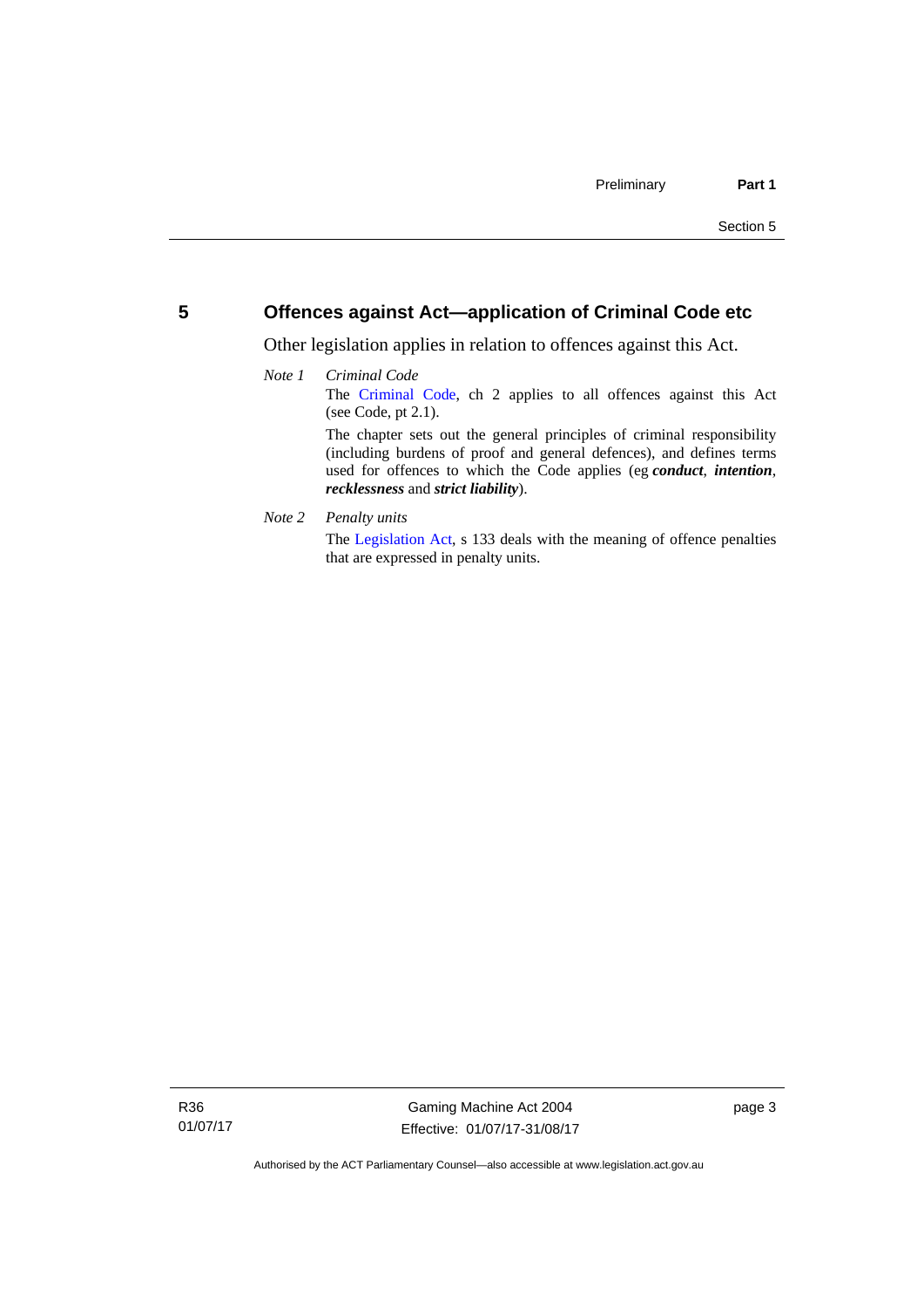## 5 Offences against Act—application of Criminal Code etc

Other legislation applies in relation to offences against this Act.

*Note 1* *Criminal Code*

The Criminal Code, ch 2 applies to all offences against this Act (see Code, pt 2.1).

The chapter sets out the general principles of criminal responsibility (including burdens of proof and general defences), and defines terms used for offences to which the Code applies (eg ***conduct***, ***intention***, ***recklessness*** and ***strict liability***).

*Note 2* *Penalty units*

The Legislation Act, s 133 deals with the meaning of offence penalties that are expressed in penalty units.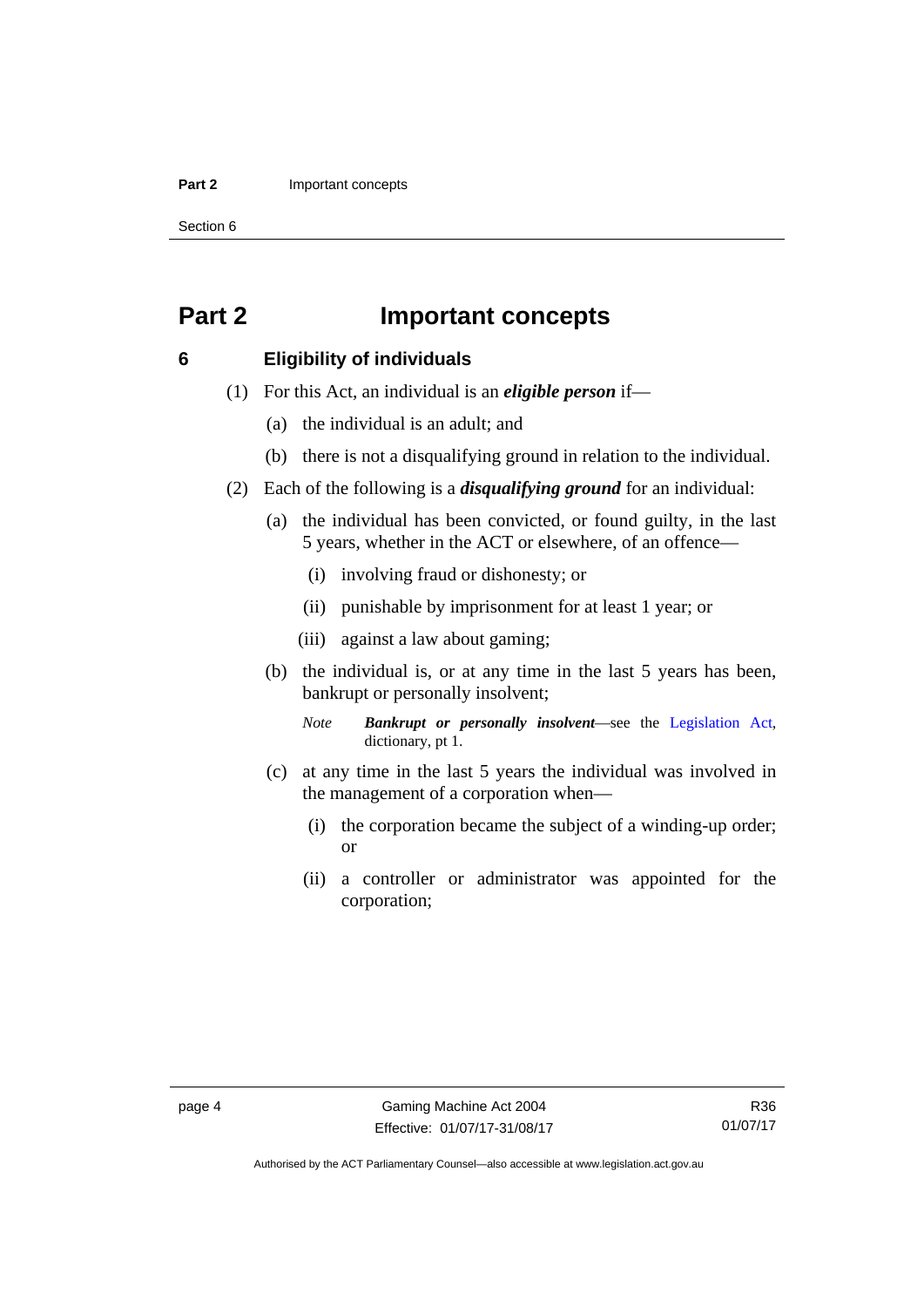# Part 2 Important concepts

## 6 Eligibility of individuals

(1) For this Act, an individual is an ***eligible person*** if—

(a) the individual is an adult; and

(b) there is not a disqualifying ground in relation to the individual.

(2) Each of the following is a ***disqualifying ground*** for an individual:

(a) the individual has been convicted, or found guilty, in the last 5 years, whether in the ACT or elsewhere, of an offence—

(i) involving fraud or dishonesty; or

(ii) punishable by imprisonment for at least 1 year; or

(iii) against a law about gaming;

(b) the individual is, or at any time in the last 5 years has been, bankrupt or personally insolvent;

*Note* ***Bankrupt or personally insolvent***—see the Legislation Act, dictionary, pt 1.

(c) at any time in the last 5 years the individual was involved in the management of a corporation when—

(i) the corporation became the subject of a winding-up order; or

(ii) a controller or administrator was appointed for the corporation;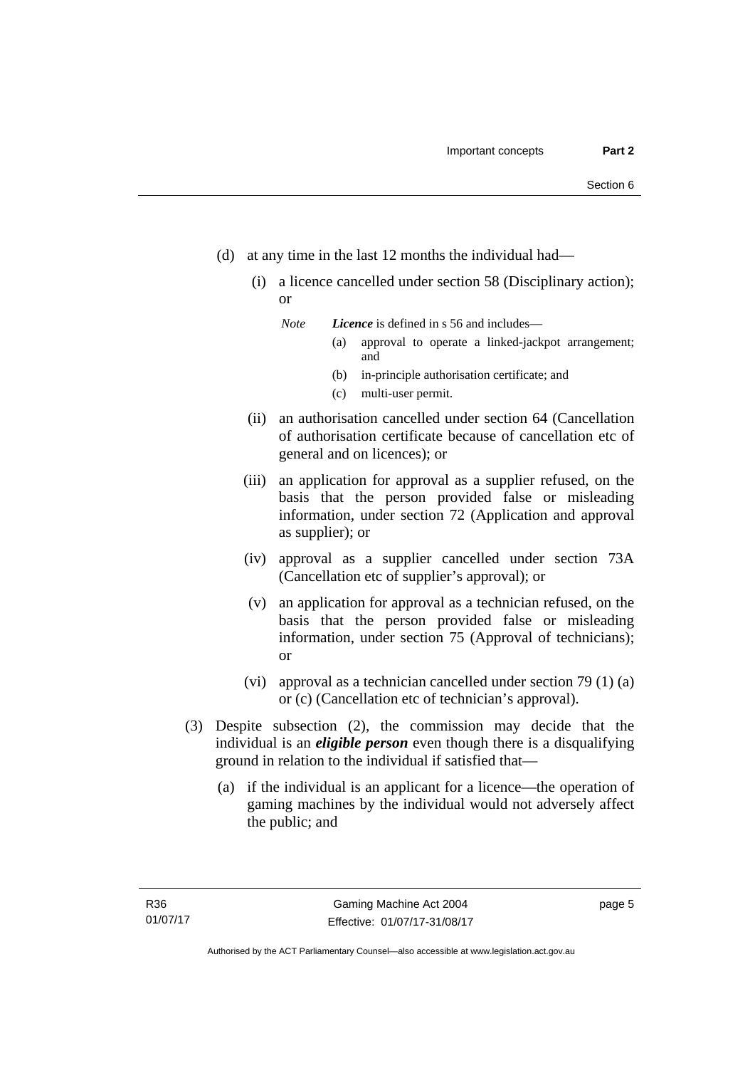(d) at any time in the last 12 months the individual had—

   (i) a licence cancelled under section 58 (Disciplinary action); or

   *Note* ***Licence*** is defined in s 56 and includes—

   (a) approval to operate a linked-jackpot arrangement; and

   (b) in-principle authorisation certificate; and

   (c) multi-user permit.

   (ii) an authorisation cancelled under section 64 (Cancellation of authorisation certificate because of cancellation etc of general and on licences); or

   (iii) an application for approval as a supplier refused, on the basis that the person provided false or misleading information, under section 72 (Application and approval as supplier); or

   (iv) approval as a supplier cancelled under section 73A (Cancellation etc of supplier's approval); or

   (v) an application for approval as a technician refused, on the basis that the person provided false or misleading information, under section 75 (Approval of technicians); or

   (vi) approval as a technician cancelled under section 79 (1) (a) or (c) (Cancellation etc of technician's approval).

(3) Despite subsection (2), the commission may decide that the individual is an ***eligible person*** even though there is a disqualifying ground in relation to the individual if satisfied that—

   (a) if the individual is an applicant for a licence—the operation of gaming machines by the individual would not adversely affect the public; and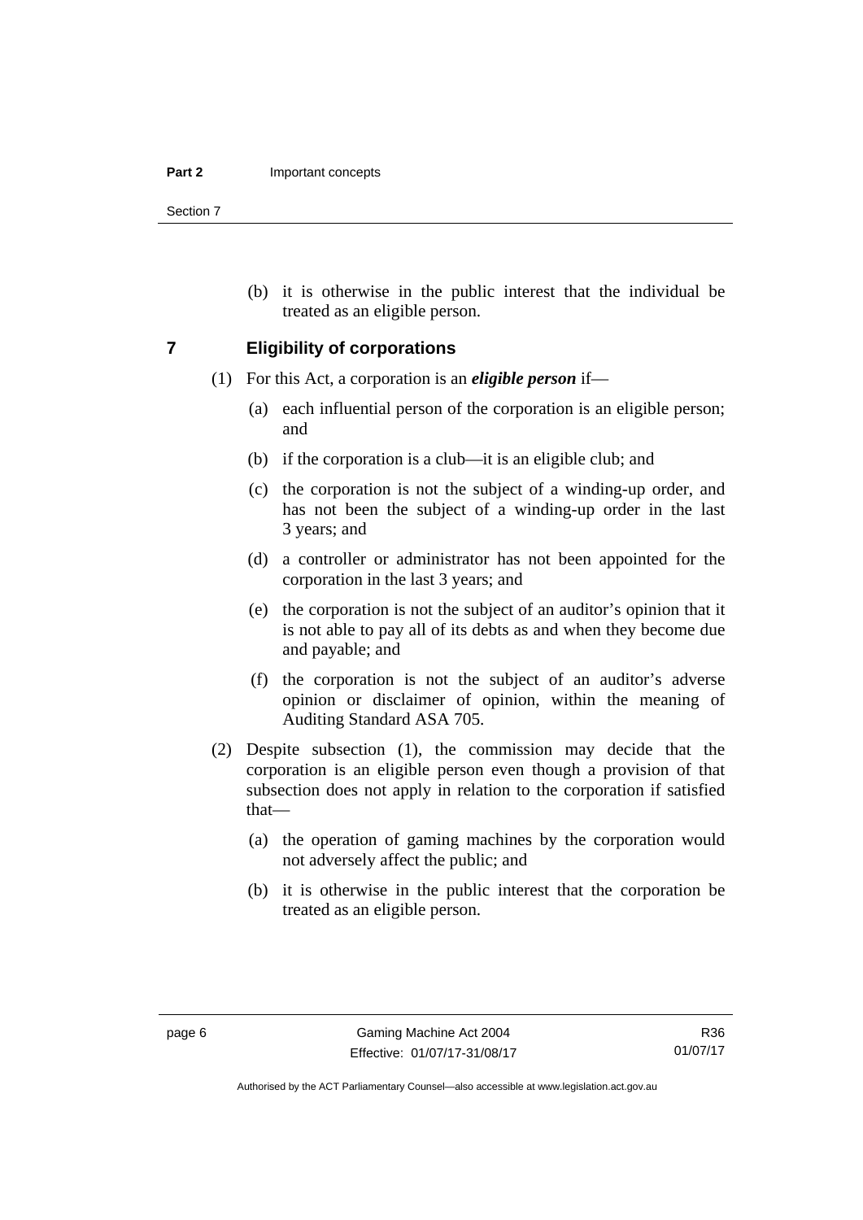(b) it is otherwise in the public interest that the individual be treated as an eligible person.

## 7 Eligibility of corporations

(1) For this Act, a corporation is an ***eligible person*** if—

(a) each influential person of the corporation is an eligible person; and

(b) if the corporation is a club—it is an eligible club; and

(c) the corporation is not the subject of a winding-up order, and has not been the subject of a winding-up order in the last 3 years; and

(d) a controller or administrator has not been appointed for the corporation in the last 3 years; and

(e) the corporation is not the subject of an auditor's opinion that it is not able to pay all of its debts as and when they become due and payable; and

(f) the corporation is not the subject of an auditor's adverse opinion or disclaimer of opinion, within the meaning of Auditing Standard ASA 705.

(2) Despite subsection (1), the commission may decide that the corporation is an eligible person even though a provision of that subsection does not apply in relation to the corporation if satisfied that—

(a) the operation of gaming machines by the corporation would not adversely affect the public; and

(b) it is otherwise in the public interest that the corporation be treated as an eligible person.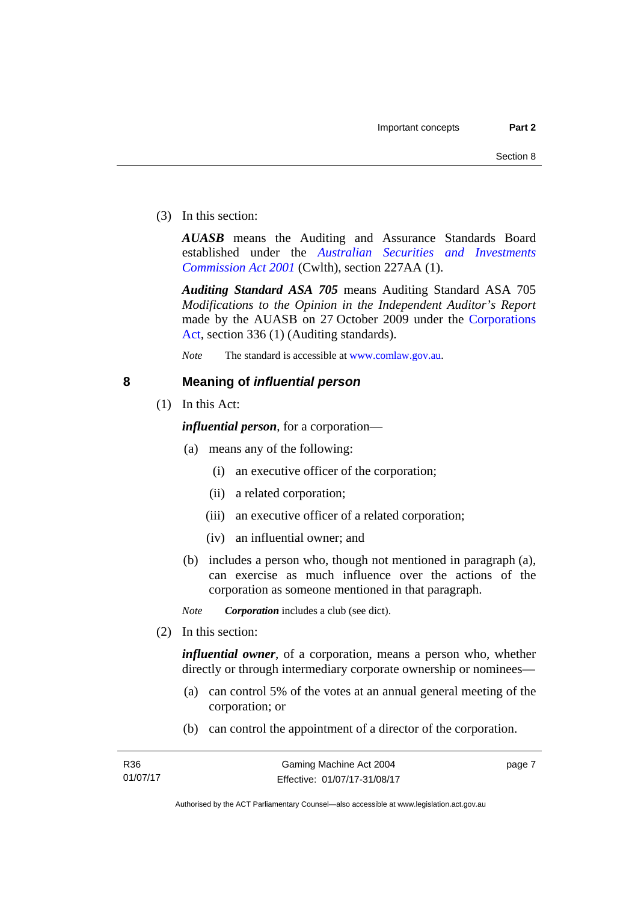(3) In this section:

***AUASB*** means the Auditing and Assurance Standards Board established under the *Australian Securities and Investments Commission Act 2001* (Cwlth), section 227AA (1).

***Auditing Standard ASA 705*** means Auditing Standard ASA 705 *Modifications to the Opinion in the Independent Auditor's Report* made by the AUASB on 27 October 2009 under the Corporations Act, section 336 (1) (Auditing standards).

*Note* The standard is accessible at www.comlaw.gov.au.

## 8 Meaning of *influential person*

(1) In this Act:

***influential person***, for a corporation—

(a) means any of the following:

(i) an executive officer of the corporation;

(ii) a related corporation;

(iii) an executive officer of a related corporation;

(iv) an influential owner; and

(b) includes a person who, though not mentioned in paragraph (a), can exercise as much influence over the actions of the corporation as someone mentioned in that paragraph.

*Note* ***Corporation*** includes a club (see dict).

(2) In this section:

***influential owner***, of a corporation, means a person who, whether directly or through intermediary corporate ownership or nominees—

(a) can control 5% of the votes at an annual general meeting of the corporation; or

(b) can control the appointment of a director of the corporation.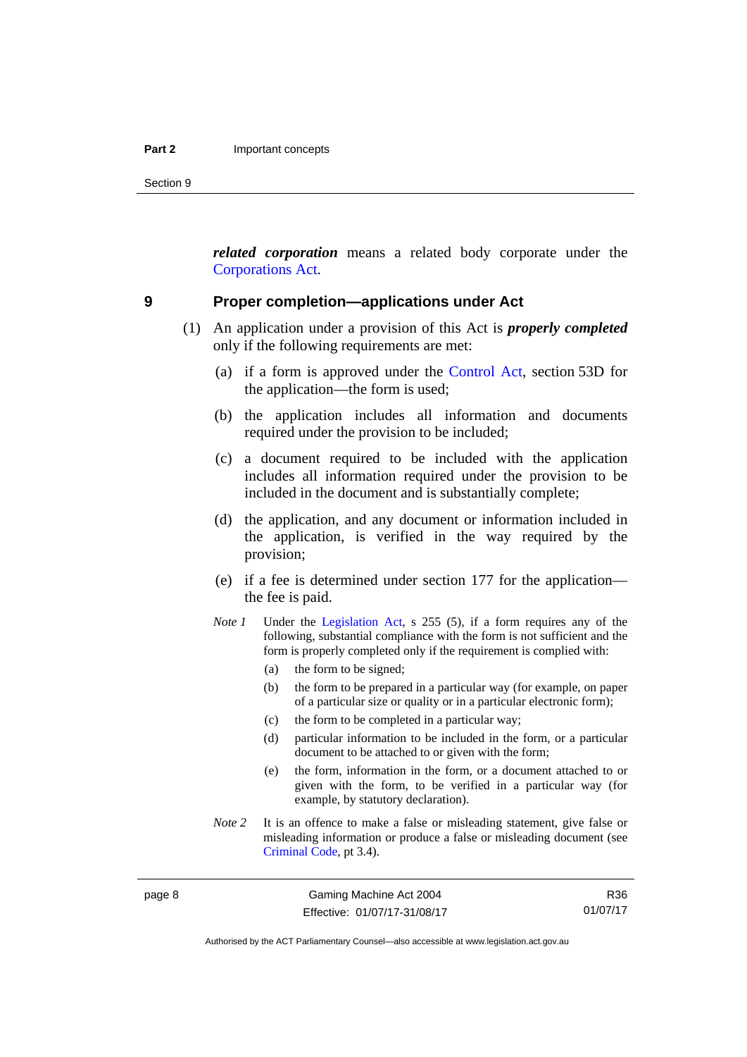***related corporation*** means a related body corporate under the Corporations Act.

## 9 Proper completion—applications under Act

(1) An application under a provision of this Act is ***properly completed*** only if the following requirements are met:

  (a) if a form is approved under the Control Act, section 53D for the application—the form is used;

  (b) the application includes all information and documents required under the provision to be included;

  (c) a document required to be included with the application includes all information required under the provision to be included in the document and is substantially complete;

  (d) the application, and any document or information included in the application, is verified in the way required by the provision;

  (e) if a fee is determined under section 177 for the application—the fee is paid.

*Note 1* Under the Legislation Act, s 255 (5), if a form requires any of the following, substantial compliance with the form is not sufficient and the form is properly completed only if the requirement is complied with:

  (a) the form to be signed;

  (b) the form to be prepared in a particular way (for example, on paper of a particular size or quality or in a particular electronic form);

  (c) the form to be completed in a particular way;

  (d) particular information to be included in the form, or a particular document to be attached to or given with the form;

  (e) the form, information in the form, or a document attached to or given with the form, to be verified in a particular way (for example, by statutory declaration).

*Note 2* It is an offence to make a false or misleading statement, give false or misleading information or produce a false or misleading document (see Criminal Code, pt 3.4).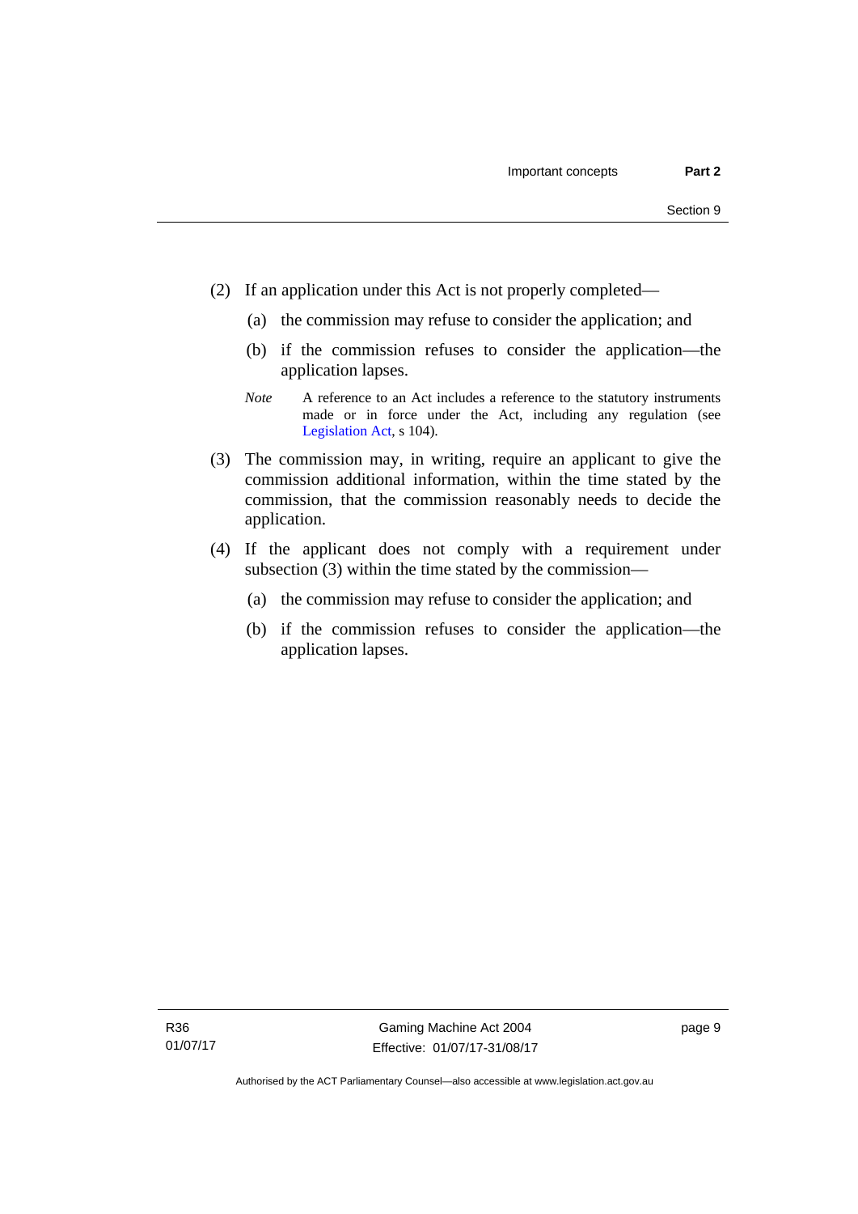(2) If an application under this Act is not properly completed—

(a) the commission may refuse to consider the application; and

(b) if the commission refuses to consider the application—the application lapses.

*Note* A reference to an Act includes a reference to the statutory instruments made or in force under the Act, including any regulation (see Legislation Act, s 104).

(3) The commission may, in writing, require an applicant to give the commission additional information, within the time stated by the commission, that the commission reasonably needs to decide the application.

(4) If the applicant does not comply with a requirement under subsection (3) within the time stated by the commission—

(a) the commission may refuse to consider the application; and

(b) if the commission refuses to consider the application—the application lapses.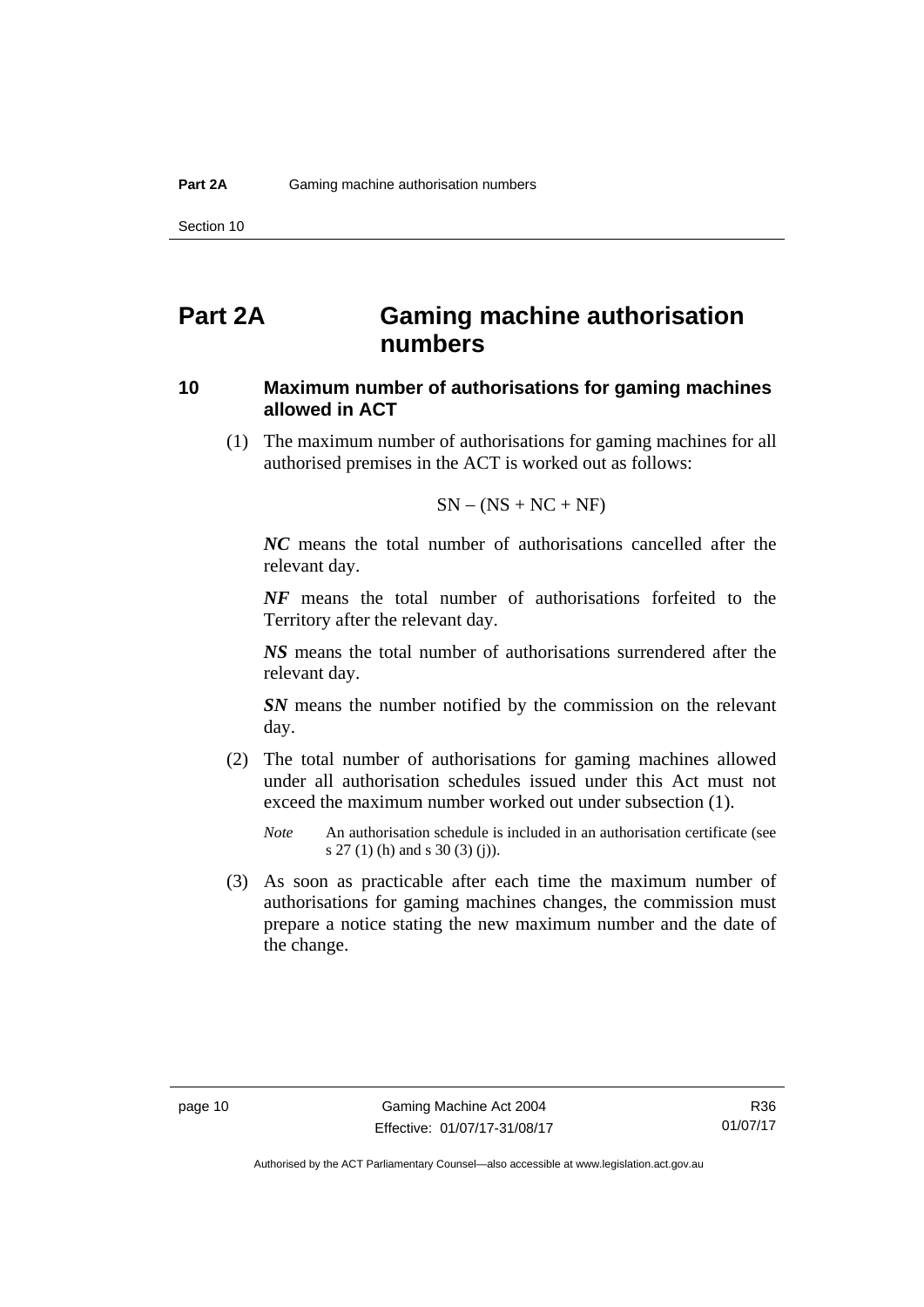# Part 2A Gaming machine authorisation numbers

## 10 Maximum number of authorisations for gaming machines allowed in ACT

(1) The maximum number of authorisations for gaming machines for all authorised premises in the ACT is worked out as follows:

$$SN - (NS + NC + NF)$$

***NC*** means the total number of authorisations cancelled after the relevant day.

***NF*** means the total number of authorisations forfeited to the Territory after the relevant day.

***NS*** means the total number of authorisations surrendered after the relevant day.

***SN*** means the number notified by the commission on the relevant day.

(2) The total number of authorisations for gaming machines allowed under all authorisation schedules issued under this Act must not exceed the maximum number worked out under subsection (1).

*Note* An authorisation schedule is included in an authorisation certificate (see s 27 (1) (h) and s 30 (3) (j)).

(3) As soon as practicable after each time the maximum number of authorisations for gaming machines changes, the commission must prepare a notice stating the new maximum number and the date of the change.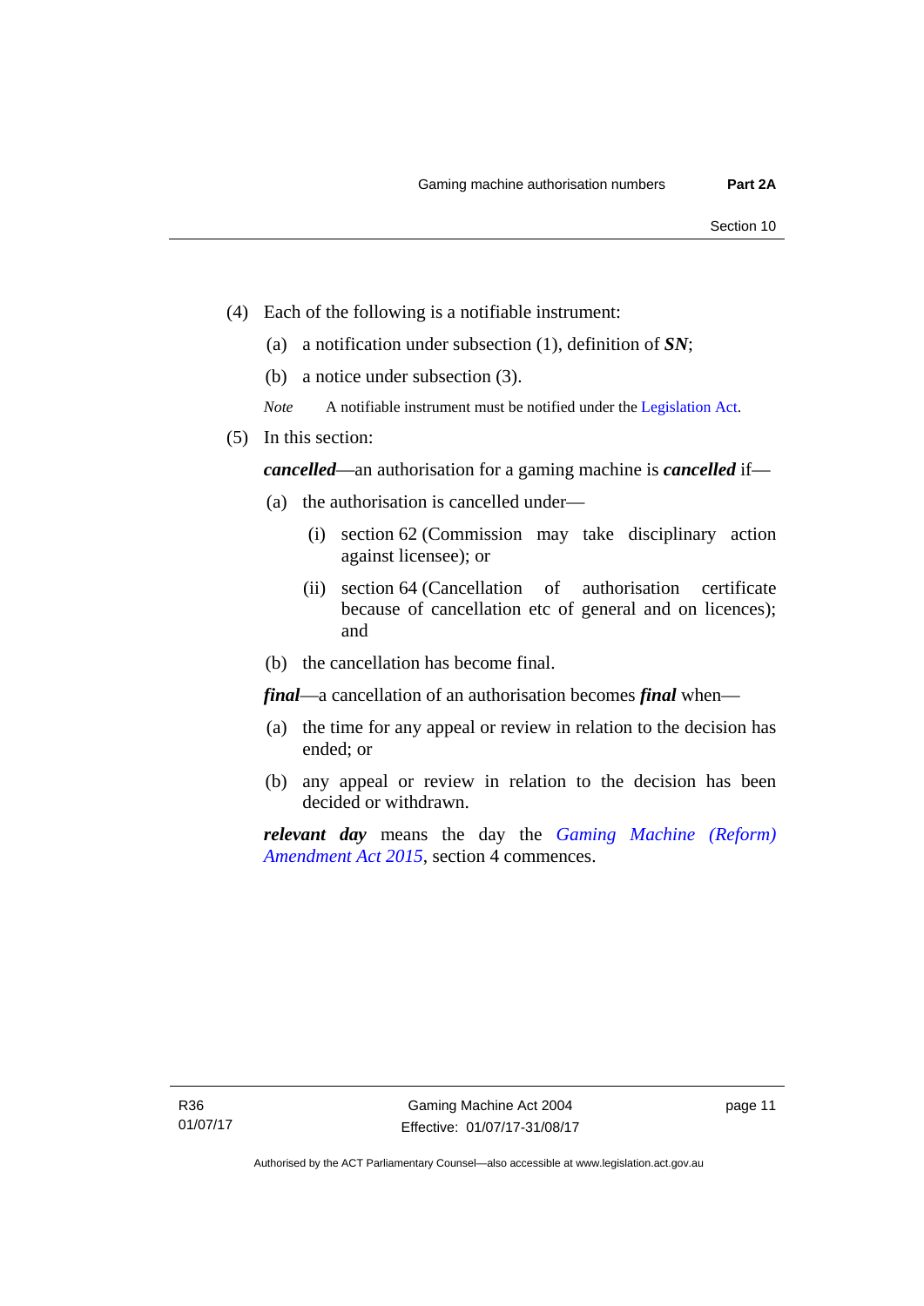(4) Each of the following is a notifiable instrument:

(a) a notification under subsection (1), definition of ***SN***;

(b) a notice under subsection (3).

*Note* A notifiable instrument must be notified under the Legislation Act.

(5) In this section:

***cancelled***—an authorisation for a gaming machine is ***cancelled*** if—

(a) the authorisation is cancelled under—

(i) section 62 (Commission may take disciplinary action against licensee); or

(ii) section 64 (Cancellation of authorisation certificate because of cancellation etc of general and on licences); and

(b) the cancellation has become final.

***final***—a cancellation of an authorisation becomes ***final*** when—

(a) the time for any appeal or review in relation to the decision has ended; or

(b) any appeal or review in relation to the decision has been decided or withdrawn.

***relevant day*** means the day the *Gaming Machine (Reform) Amendment Act 2015*, section 4 commences.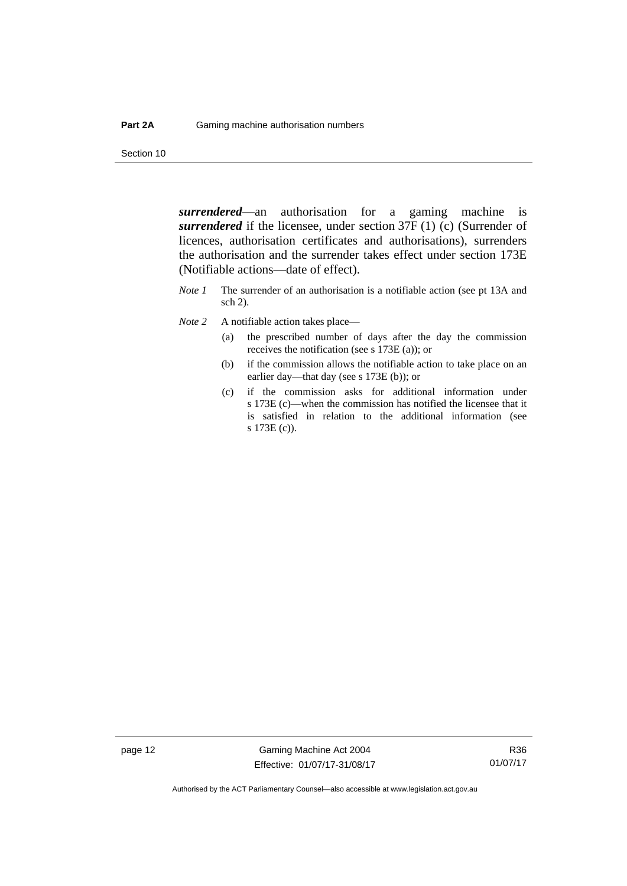***surrendered***—an authorisation for a gaming machine is ***surrendered*** if the licensee, under section 37F (1) (c) (Surrender of licences, authorisation certificates and authorisations), surrenders the authorisation and the surrender takes effect under section 173E (Notifiable actions—date of effect).

*Note 1* The surrender of an authorisation is a notifiable action (see pt 13A and sch 2).

*Note 2* A notifiable action takes place—

(a) the prescribed number of days after the day the commission receives the notification (see s 173E (a)); or

(b) if the commission allows the notifiable action to take place on an earlier day—that day (see s 173E (b)); or

(c) if the commission asks for additional information under s 173E (c)—when the commission has notified the licensee that it is satisfied in relation to the additional information (see s 173E (c)).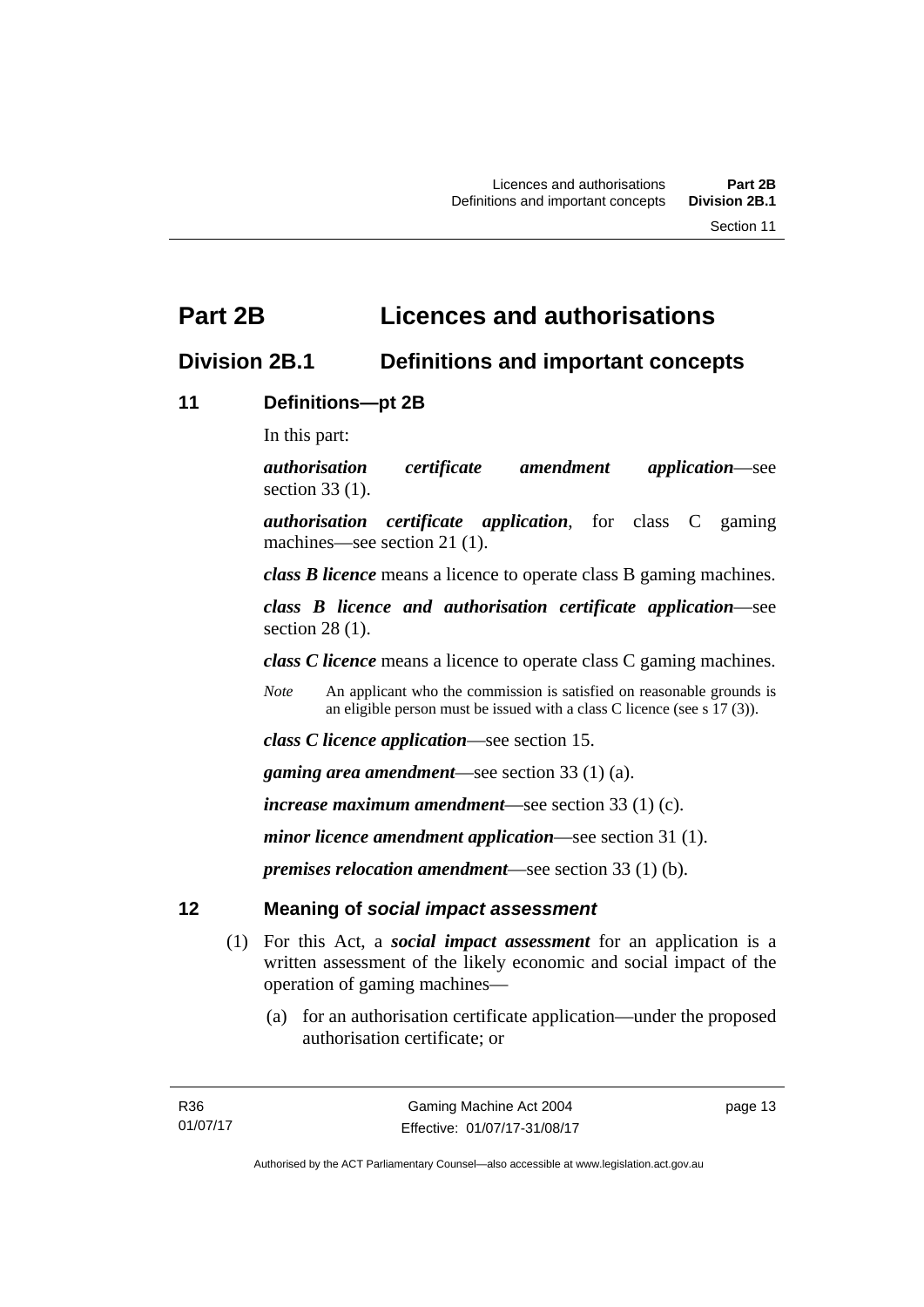# Part 2B Licences and authorisations

## Division 2B.1 Definitions and important concepts

### 11 Definitions—pt 2B

In this part:

***authorisation certificate amendment application***—see section 33 (1).

***authorisation certificate application***, for class C gaming machines—see section 21 (1).

***class B licence*** means a licence to operate class B gaming machines.

***class B licence and authorisation certificate application***—see section 28 (1).

***class C licence*** means a licence to operate class C gaming machines.

*Note* An applicant who the commission is satisfied on reasonable grounds is an eligible person must be issued with a class C licence (see s 17 (3)).

***class C licence application***—see section 15.

***gaming area amendment***—see section 33 (1) (a).

***increase maximum amendment***—see section 33 (1) (c).

***minor licence amendment application***—see section 31 (1).

***premises relocation amendment***—see section 33 (1) (b).

### 12 Meaning of *social impact assessment*

(1) For this Act, a ***social impact assessment*** for an application is a written assessment of the likely economic and social impact of the operation of gaming machines—

(a) for an authorisation certificate application—under the proposed authorisation certificate; or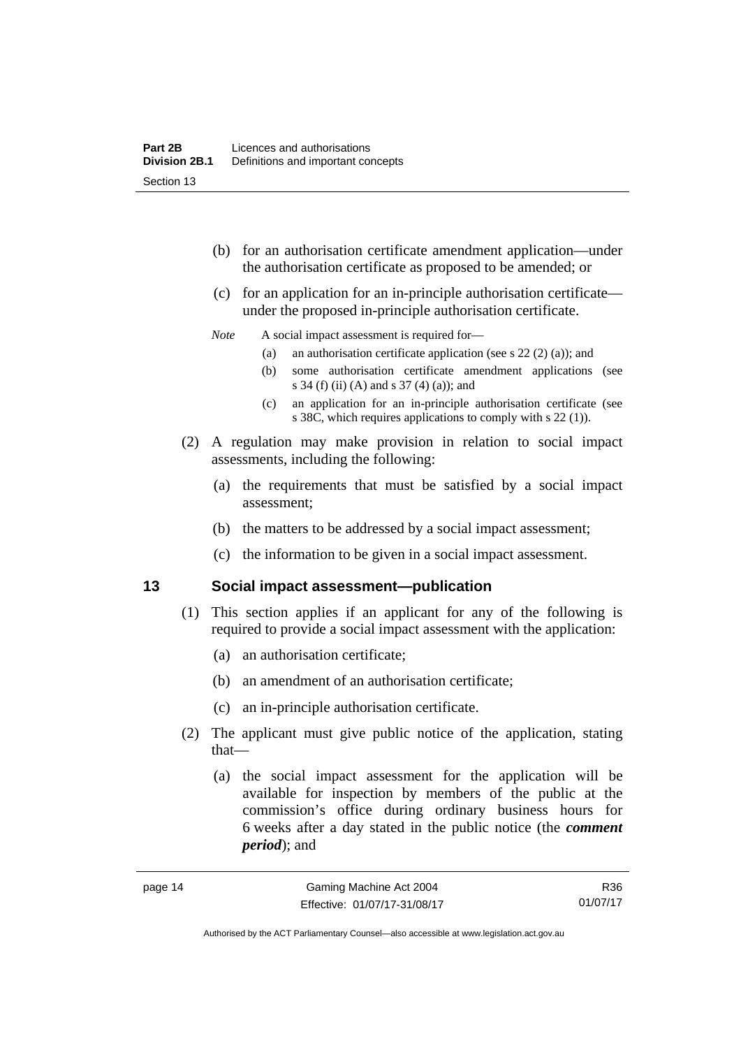(b) for an authorisation certificate amendment application—under the authorisation certificate as proposed to be amended; or

(c) for an application for an in-principle authorisation certificate—under the proposed in-principle authorisation certificate.

*Note* A social impact assessment is required for—

(a) an authorisation certificate application (see s 22 (2) (a)); and

(b) some authorisation certificate amendment applications (see s 34 (f) (ii) (A) and s 37 (4) (a)); and

(c) an application for an in-principle authorisation certificate (see s 38C, which requires applications to comply with s 22 (1)).

(2) A regulation may make provision in relation to social impact assessments, including the following:

(a) the requirements that must be satisfied by a social impact assessment;

(b) the matters to be addressed by a social impact assessment;

(c) the information to be given in a social impact assessment.

## 13 Social impact assessment—publication

(1) This section applies if an applicant for any of the following is required to provide a social impact assessment with the application:

(a) an authorisation certificate;

(b) an amendment of an authorisation certificate;

(c) an in-principle authorisation certificate.

(2) The applicant must give public notice of the application, stating that—

(a) the social impact assessment for the application will be available for inspection by members of the public at the commission's office during ordinary business hours for 6 weeks after a day stated in the public notice (the ***comment period***); and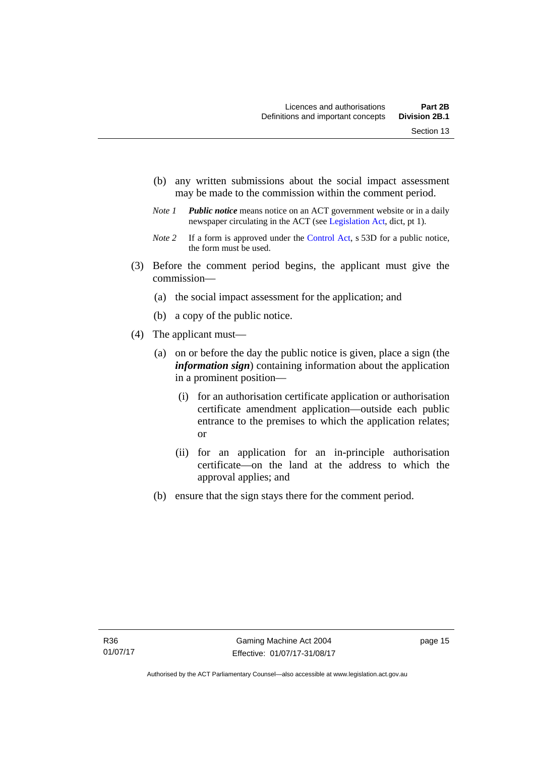(b) any written submissions about the social impact assessment may be made to the commission within the comment period.

*Note 1* ***Public notice*** means notice on an ACT government website or in a daily newspaper circulating in the ACT (see Legislation Act, dict, pt 1).

*Note 2* If a form is approved under the Control Act, s 53D for a public notice, the form must be used.

(3) Before the comment period begins, the applicant must give the commission—

(a) the social impact assessment for the application; and

(b) a copy of the public notice.

(4) The applicant must—

(a) on or before the day the public notice is given, place a sign (the ***information sign***) containing information about the application in a prominent position—

(i) for an authorisation certificate application or authorisation certificate amendment application—outside each public entrance to the premises to which the application relates; or

(ii) for an application for an in-principle authorisation certificate—on the land at the address to which the approval applies; and

(b) ensure that the sign stays there for the comment period.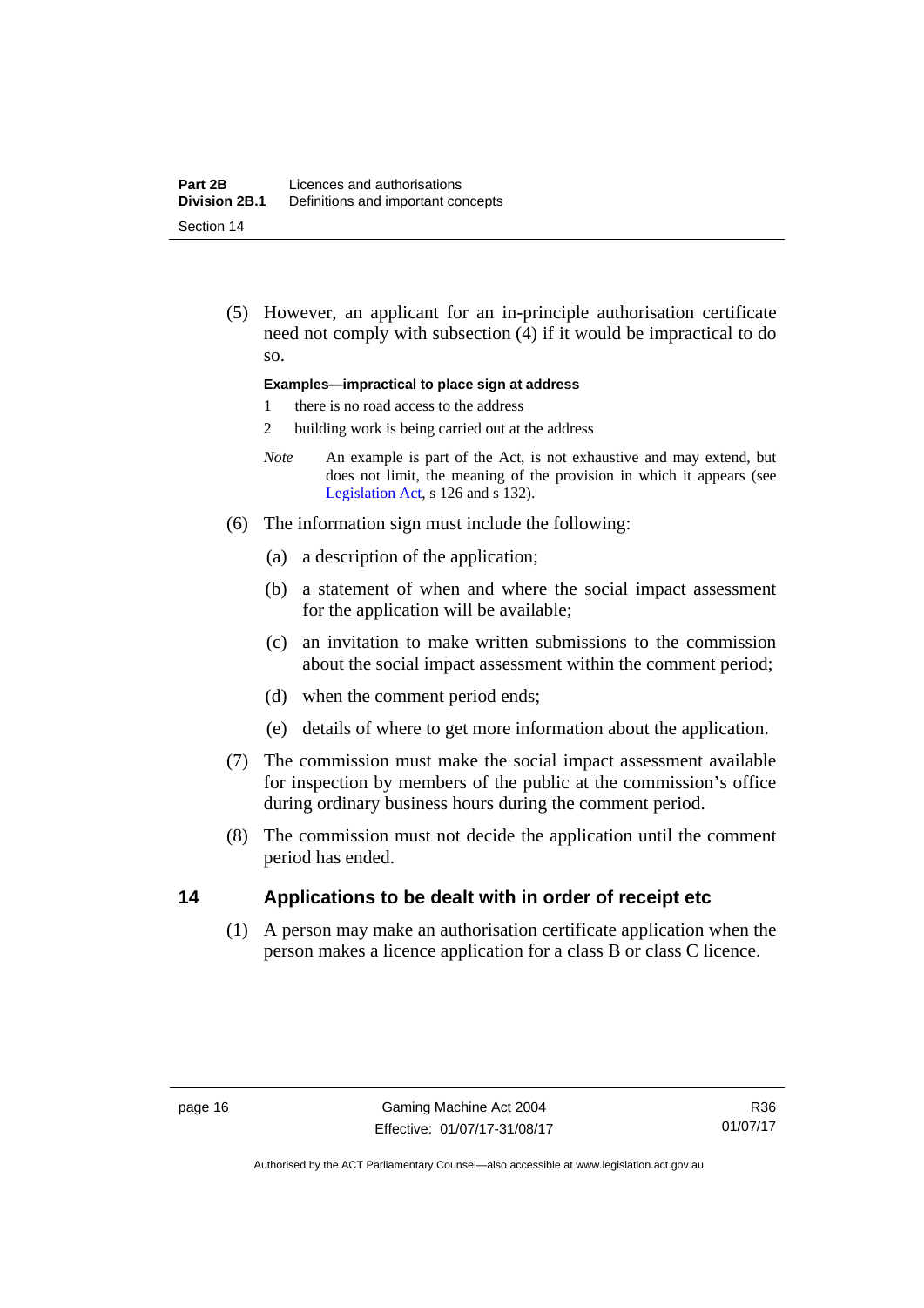(5) However, an applicant for an in-principle authorisation certificate need not comply with subsection (4) if it would be impractical to do so.

**Examples—impractical to place sign at address**

1 there is no road access to the address

2 building work is being carried out at the address

*Note* An example is part of the Act, is not exhaustive and may extend, but does not limit, the meaning of the provision in which it appears (see Legislation Act, s 126 and s 132).

(6) The information sign must include the following:

(a) a description of the application;

(b) a statement of when and where the social impact assessment for the application will be available;

(c) an invitation to make written submissions to the commission about the social impact assessment within the comment period;

(d) when the comment period ends;

(e) details of where to get more information about the application.

(7) The commission must make the social impact assessment available for inspection by members of the public at the commission's office during ordinary business hours during the comment period.

(8) The commission must not decide the application until the comment period has ended.

## 14 Applications to be dealt with in order of receipt etc

(1) A person may make an authorisation certificate application when the person makes a licence application for a class B or class C licence.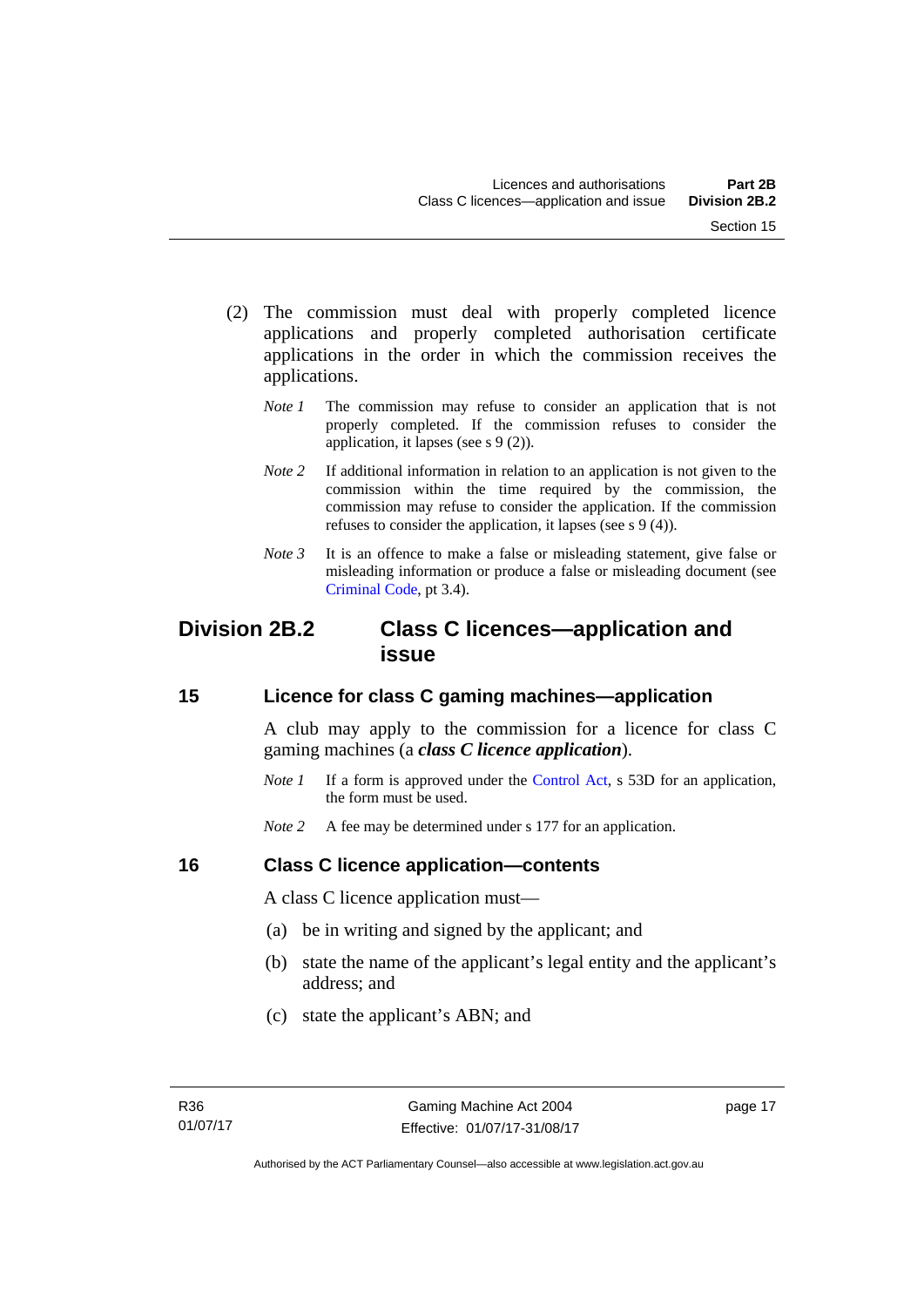(2) The commission must deal with properly completed licence applications and properly completed authorisation certificate applications in the order in which the commission receives the applications.

*Note 1* The commission may refuse to consider an application that is not properly completed. If the commission refuses to consider the application, it lapses (see s 9 (2)).

*Note 2* If additional information in relation to an application is not given to the commission within the time required by the commission, the commission may refuse to consider the application. If the commission refuses to consider the application, it lapses (see s 9 (4)).

*Note 3* It is an offence to make a false or misleading statement, give false or misleading information or produce a false or misleading document (see Criminal Code, pt 3.4).

## Division 2B.2 Class C licences—application and issue

### 15 Licence for class C gaming machines—application

A club may apply to the commission for a licence for class C gaming machines (a ***class C licence application***).

*Note 1* If a form is approved under the Control Act, s 53D for an application, the form must be used.

*Note 2* A fee may be determined under s 177 for an application.

### 16 Class C licence application—contents

A class C licence application must—

(a) be in writing and signed by the applicant; and

(b) state the name of the applicant's legal entity and the applicant's address; and

(c) state the applicant's ABN; and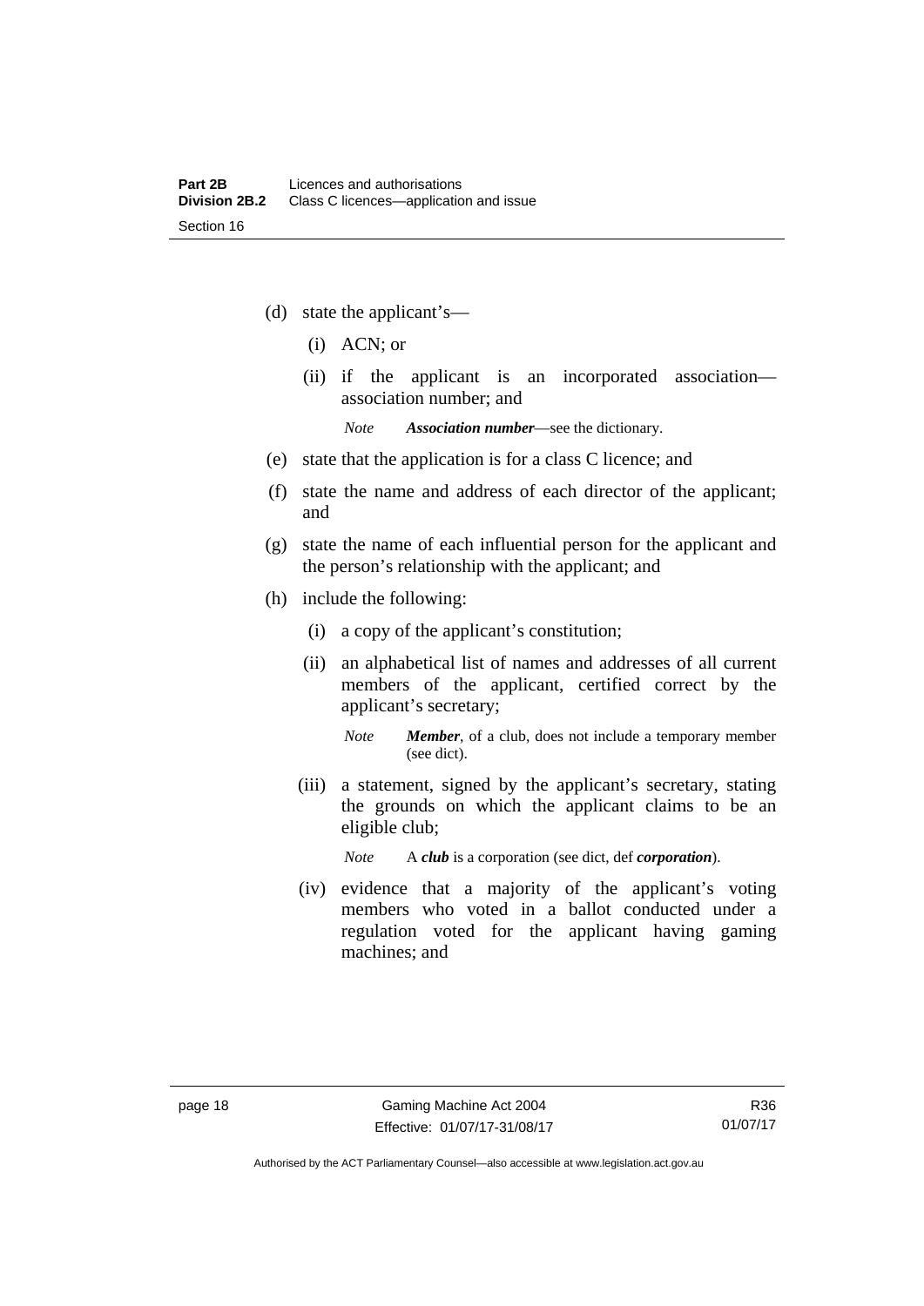(d) state the applicant's—

(i) ACN; or

(ii) if the applicant is an incorporated association—association number; and

*Note* ***Association number***—see the dictionary.

(e) state that the application is for a class C licence; and

(f) state the name and address of each director of the applicant; and

(g) state the name of each influential person for the applicant and the person's relationship with the applicant; and

(h) include the following:

(i) a copy of the applicant's constitution;

(ii) an alphabetical list of names and addresses of all current members of the applicant, certified correct by the applicant's secretary;

*Note* ***Member***, of a club, does not include a temporary member (see dict).

(iii) a statement, signed by the applicant's secretary, stating the grounds on which the applicant claims to be an eligible club;

*Note* A ***club*** is a corporation (see dict, def ***corporation***).

(iv) evidence that a majority of the applicant's voting members who voted in a ballot conducted under a regulation voted for the applicant having gaming machines; and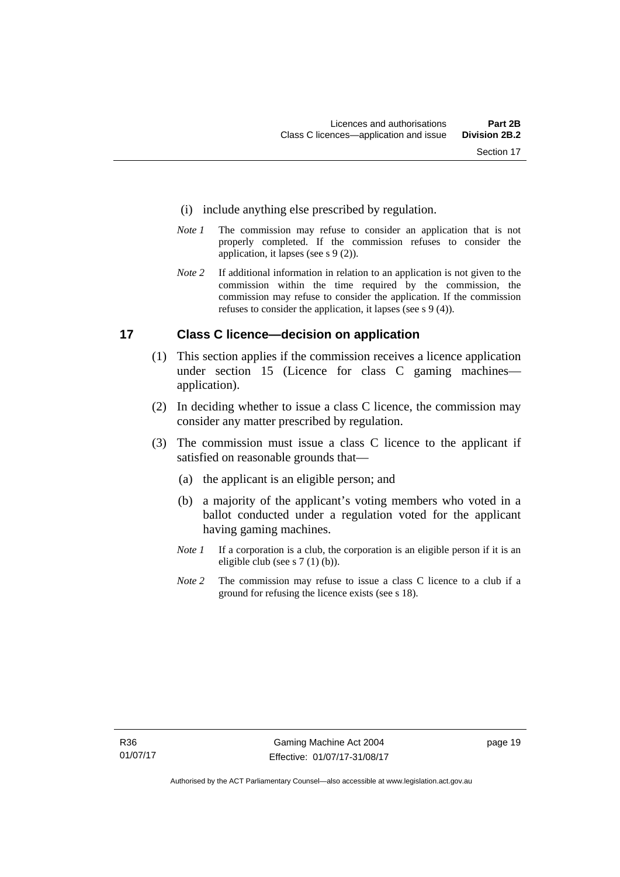(i) include anything else prescribed by regulation.

*Note 1* The commission may refuse to consider an application that is not properly completed. If the commission refuses to consider the application, it lapses (see s 9 (2)).

*Note 2* If additional information in relation to an application is not given to the commission within the time required by the commission, the commission may refuse to consider the application. If the commission refuses to consider the application, it lapses (see s 9 (4)).

## 17 Class C licence—decision on application

(1) This section applies if the commission receives a licence application under section 15 (Licence for class C gaming machines—application).

(2) In deciding whether to issue a class C licence, the commission may consider any matter prescribed by regulation.

(3) The commission must issue a class C licence to the applicant if satisfied on reasonable grounds that—

(a) the applicant is an eligible person; and

(b) a majority of the applicant's voting members who voted in a ballot conducted under a regulation voted for the applicant having gaming machines.

*Note 1* If a corporation is a club, the corporation is an eligible person if it is an eligible club (see s 7 (1) (b)).

*Note 2* The commission may refuse to issue a class C licence to a club if a ground for refusing the licence exists (see s 18).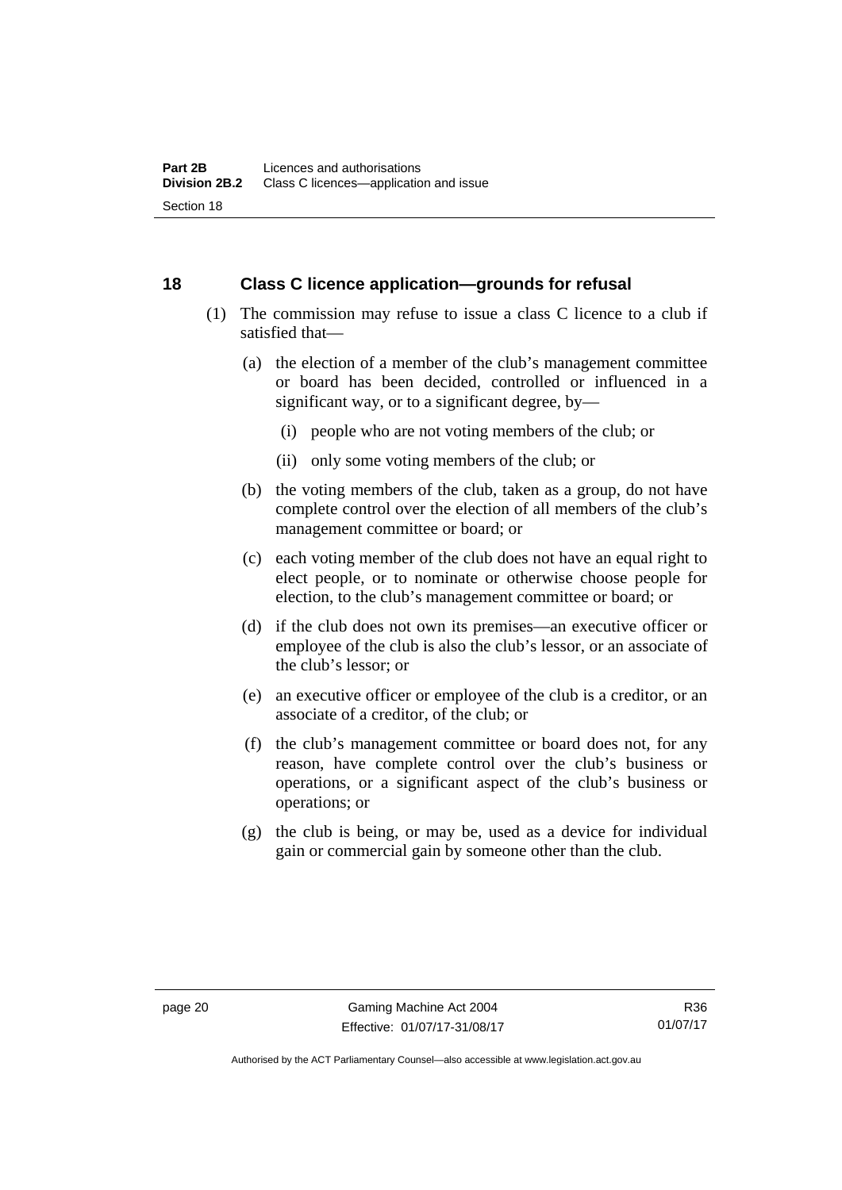## 18 Class C licence application—grounds for refusal

(1) The commission may refuse to issue a class C licence to a club if satisfied that—

(a) the election of a member of the club's management committee or board has been decided, controlled or influenced in a significant way, or to a significant degree, by—

(i) people who are not voting members of the club; or

(ii) only some voting members of the club; or

(b) the voting members of the club, taken as a group, do not have complete control over the election of all members of the club's management committee or board; or

(c) each voting member of the club does not have an equal right to elect people, or to nominate or otherwise choose people for election, to the club's management committee or board; or

(d) if the club does not own its premises—an executive officer or employee of the club is also the club's lessor, or an associate of the club's lessor; or

(e) an executive officer or employee of the club is a creditor, or an associate of a creditor, of the club; or

(f) the club's management committee or board does not, for any reason, have complete control over the club's business or operations, or a significant aspect of the club's business or operations; or

(g) the club is being, or may be, used as a device for individual gain or commercial gain by someone other than the club.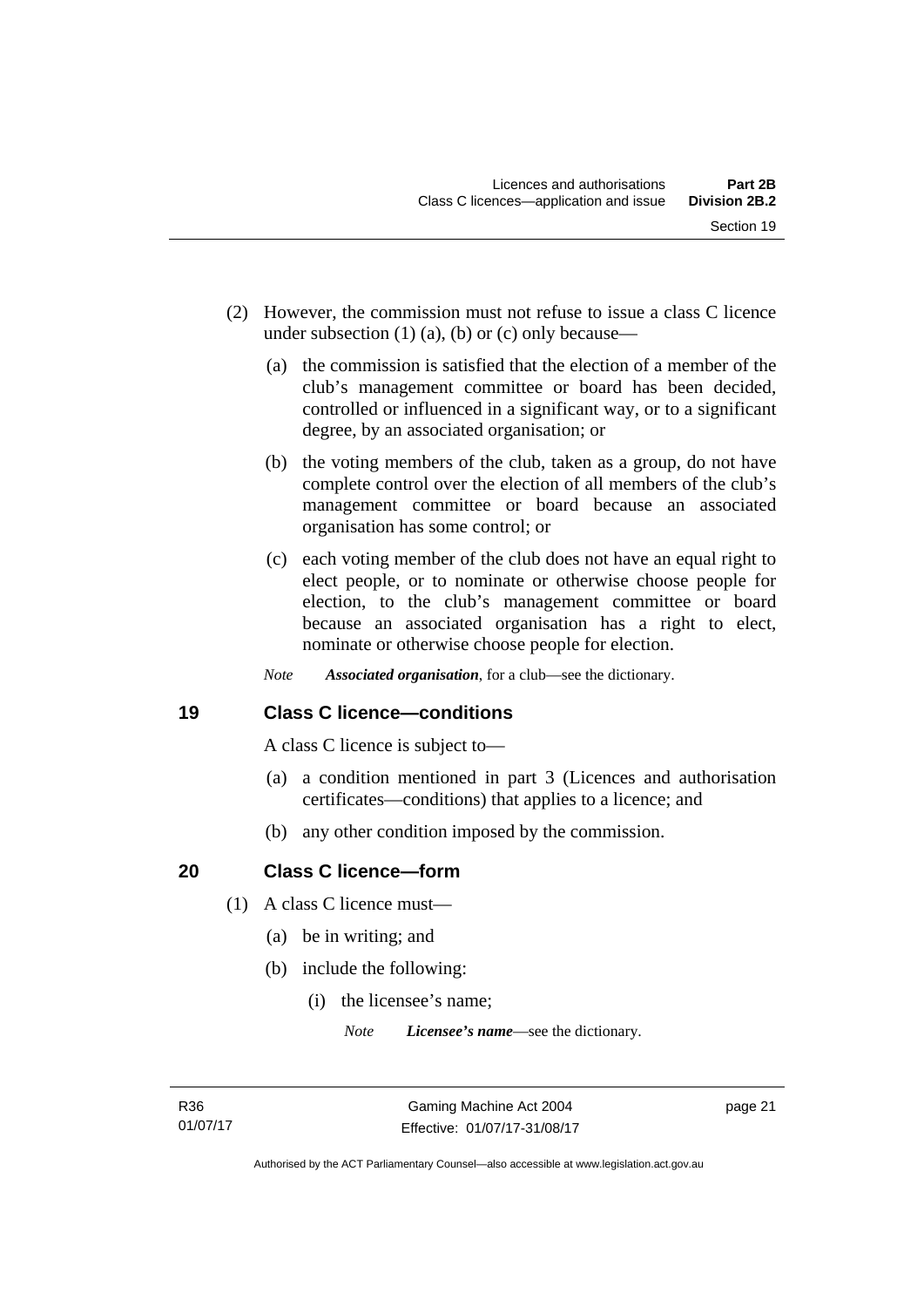(2) However, the commission must not refuse to issue a class C licence under subsection (1) (a), (b) or (c) only because—

(a) the commission is satisfied that the election of a member of the club's management committee or board has been decided, controlled or influenced in a significant way, or to a significant degree, by an associated organisation; or

(b) the voting members of the club, taken as a group, do not have complete control over the election of all members of the club's management committee or board because an associated organisation has some control; or

(c) each voting member of the club does not have an equal right to elect people, or to nominate or otherwise choose people for election, to the club's management committee or board because an associated organisation has a right to elect, nominate or otherwise choose people for election.

*Note* ***Associated organisation***, for a club—see the dictionary.

## 19 Class C licence—conditions

A class C licence is subject to—

(a) a condition mentioned in part 3 (Licences and authorisation certificates—conditions) that applies to a licence; and

(b) any other condition imposed by the commission.

## 20 Class C licence—form

(1) A class C licence must—

(a) be in writing; and

(b) include the following:

(i) the licensee's name;

*Note* ***Licensee's name***—see the dictionary.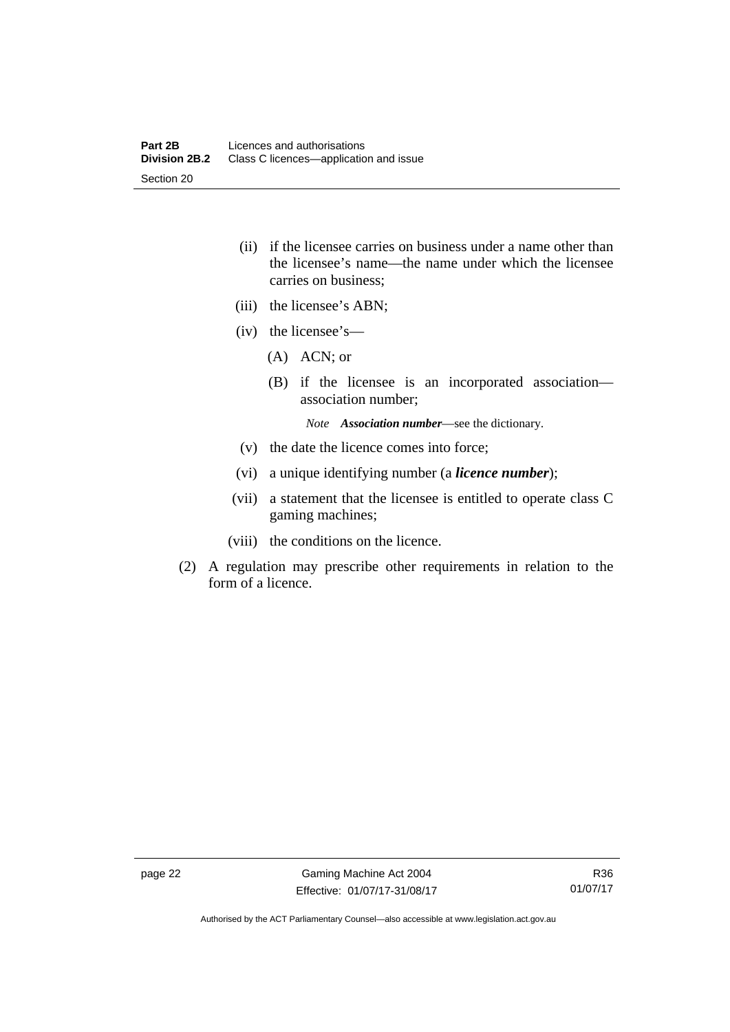(ii) if the licensee carries on business under a name other than the licensee's name—the name under which the licensee carries on business;

(iii) the licensee's ABN;

(iv) the licensee's—

(A) ACN; or

(B) if the licensee is an incorporated association—association number;

*Note* ***Association number***—see the dictionary.

(v) the date the licence comes into force;

(vi) a unique identifying number (a ***licence number***);

(vii) a statement that the licensee is entitled to operate class C gaming machines;

(viii) the conditions on the licence.

(2) A regulation may prescribe other requirements in relation to the form of a licence.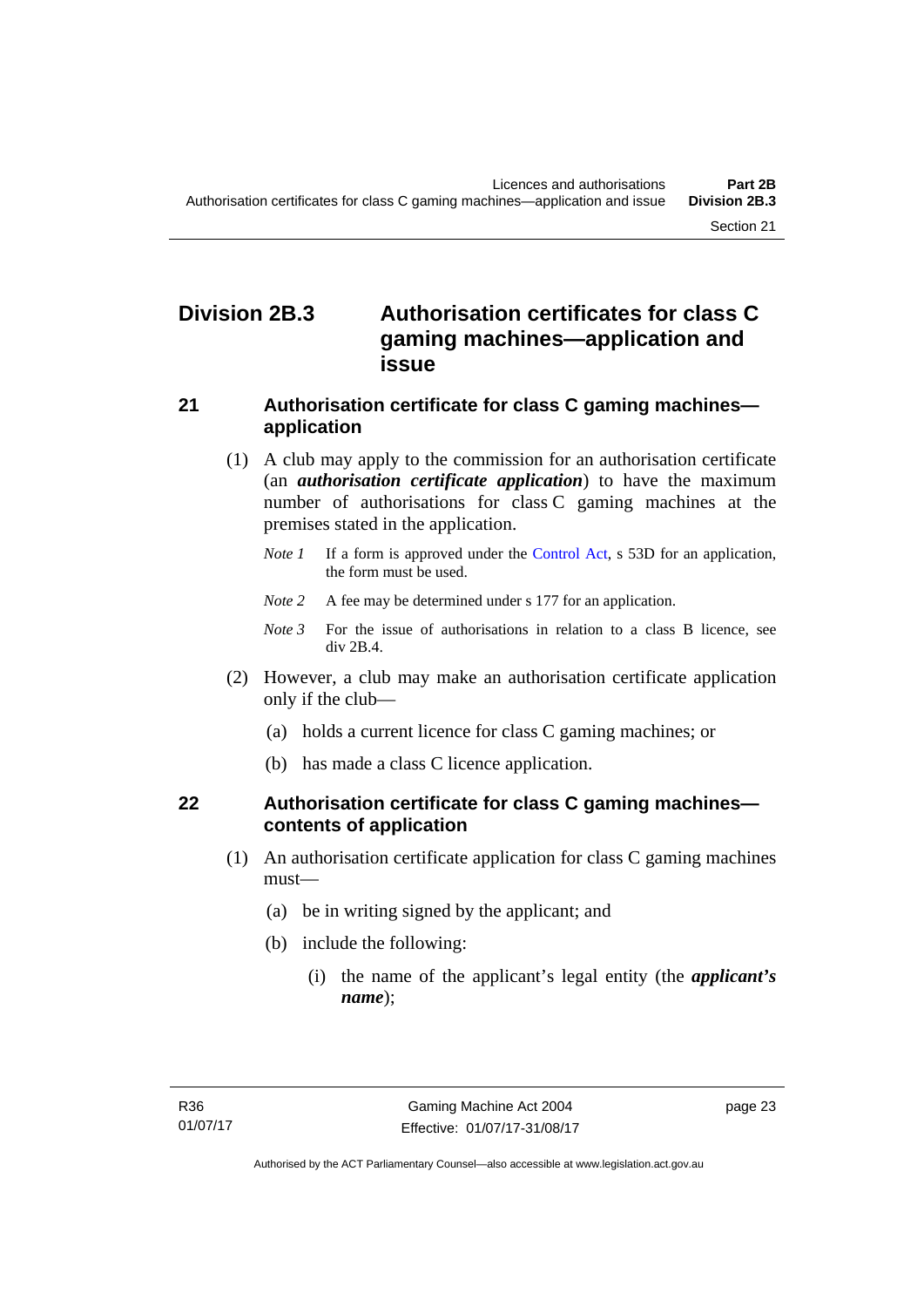# Division 2B.3 Authorisation certificates for class C gaming machines—application and issue

## 21 Authorisation certificate for class C gaming machines—application

(1) A club may apply to the commission for an authorisation certificate (an ***authorisation certificate application***) to have the maximum number of authorisations for class C gaming machines at the premises stated in the application.

*Note 1* If a form is approved under the Control Act, s 53D for an application, the form must be used.

*Note 2* A fee may be determined under s 177 for an application.

*Note 3* For the issue of authorisations in relation to a class B licence, see div 2B.4.

(2) However, a club may make an authorisation certificate application only if the club—

(a) holds a current licence for class C gaming machines; or

(b) has made a class C licence application.

## 22 Authorisation certificate for class C gaming machines—contents of application

(1) An authorisation certificate application for class C gaming machines must—

(a) be in writing signed by the applicant; and

(b) include the following:

(i) the name of the applicant's legal entity (the ***applicant's name***);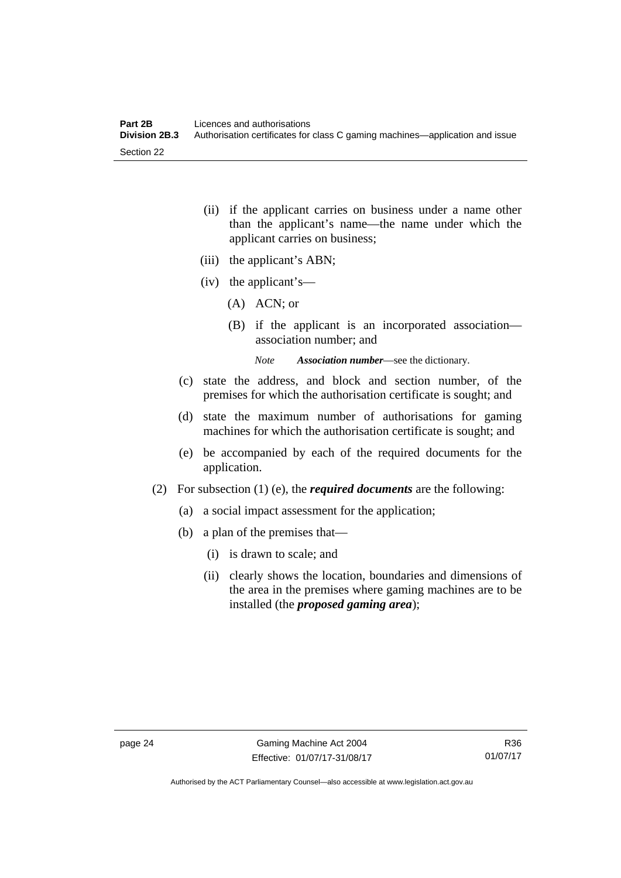(ii) if the applicant carries on business under a name other than the applicant's name—the name under which the applicant carries on business;

(iii) the applicant's ABN;

(iv) the applicant's—

(A) ACN; or

(B) if the applicant is an incorporated association—association number; and

*Note* ***Association number***—see the dictionary.

(c) state the address, and block and section number, of the premises for which the authorisation certificate is sought; and

(d) state the maximum number of authorisations for gaming machines for which the authorisation certificate is sought; and

(e) be accompanied by each of the required documents for the application.

(2) For subsection (1) (e), the ***required documents*** are the following:

(a) a social impact assessment for the application;

(b) a plan of the premises that—

(i) is drawn to scale; and

(ii) clearly shows the location, boundaries and dimensions of the area in the premises where gaming machines are to be installed (the ***proposed gaming area***);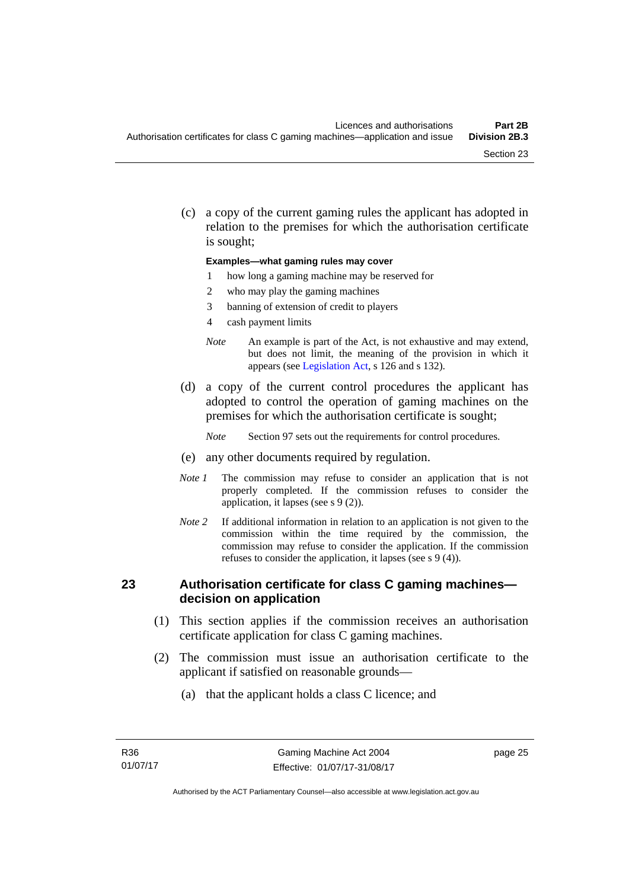(c) a copy of the current gaming rules the applicant has adopted in relation to the premises for which the authorisation certificate is sought;

**Examples—what gaming rules may cover**

1 how long a gaming machine may be reserved for

2 who may play the gaming machines

3 banning of extension of credit to players

4 cash payment limits

*Note* An example is part of the Act, is not exhaustive and may extend, but does not limit, the meaning of the provision in which it appears (see Legislation Act, s 126 and s 132).

(d) a copy of the current control procedures the applicant has adopted to control the operation of gaming machines on the premises for which the authorisation certificate is sought;

*Note* Section 97 sets out the requirements for control procedures.

(e) any other documents required by regulation.

*Note 1* The commission may refuse to consider an application that is not properly completed. If the commission refuses to consider the application, it lapses (see s 9 (2)).

*Note 2* If additional information in relation to an application is not given to the commission within the time required by the commission, the commission may refuse to consider the application. If the commission refuses to consider the application, it lapses (see s 9 (4)).

## 23 Authorisation certificate for class C gaming machines—decision on application

(1) This section applies if the commission receives an authorisation certificate application for class C gaming machines.

(2) The commission must issue an authorisation certificate to the applicant if satisfied on reasonable grounds—

(a) that the applicant holds a class C licence; and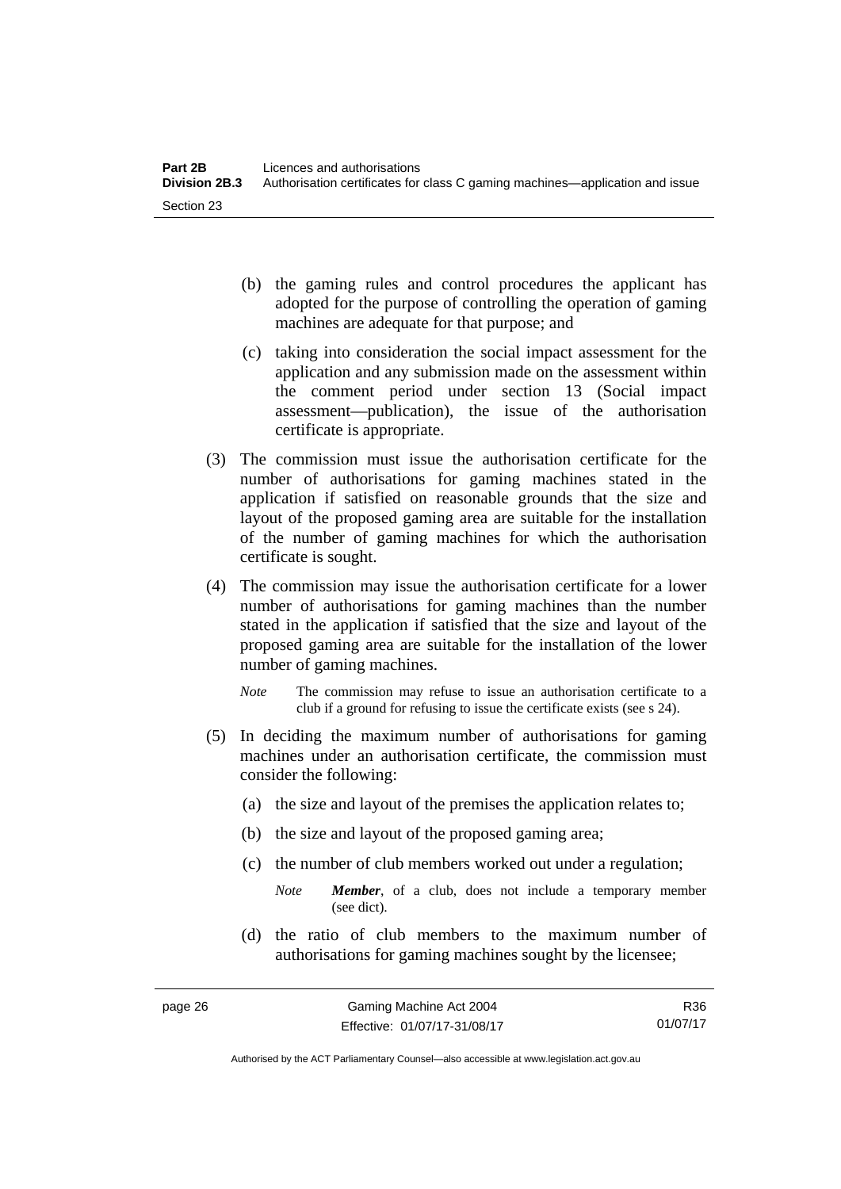(b) the gaming rules and control procedures the applicant has adopted for the purpose of controlling the operation of gaming machines are adequate for that purpose; and

(c) taking into consideration the social impact assessment for the application and any submission made on the assessment within the comment period under section 13 (Social impact assessment—publication), the issue of the authorisation certificate is appropriate.

(3) The commission must issue the authorisation certificate for the number of authorisations for gaming machines stated in the application if satisfied on reasonable grounds that the size and layout of the proposed gaming area are suitable for the installation of the number of gaming machines for which the authorisation certificate is sought.

(4) The commission may issue the authorisation certificate for a lower number of authorisations for gaming machines than the number stated in the application if satisfied that the size and layout of the proposed gaming area are suitable for the installation of the lower number of gaming machines.

*Note* The commission may refuse to issue an authorisation certificate to a club if a ground for refusing to issue the certificate exists (see s 24).

(5) In deciding the maximum number of authorisations for gaming machines under an authorisation certificate, the commission must consider the following:

(a) the size and layout of the premises the application relates to;

(b) the size and layout of the proposed gaming area;

(c) the number of club members worked out under a regulation;

*Note* ***Member***, of a club, does not include a temporary member (see dict).

(d) the ratio of club members to the maximum number of authorisations for gaming machines sought by the licensee;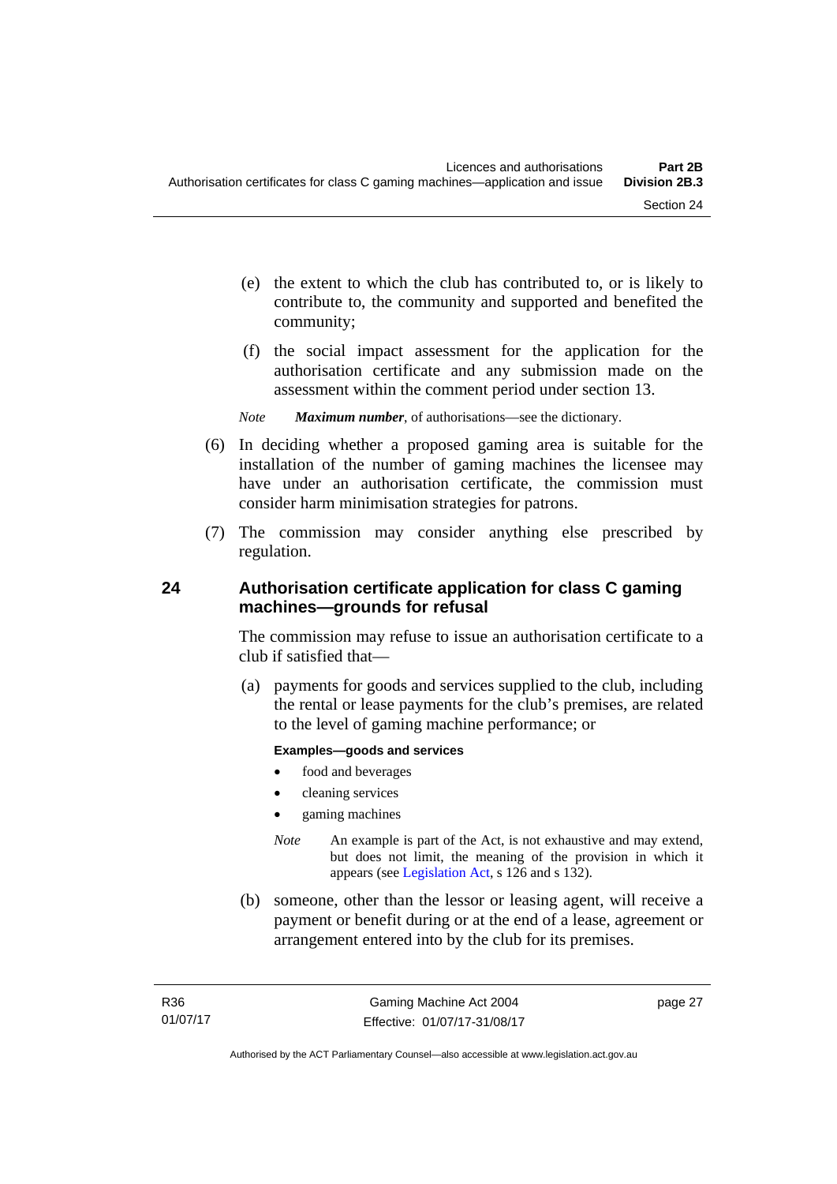(e) the extent to which the club has contributed to, or is likely to contribute to, the community and supported and benefited the community;

(f) the social impact assessment for the application for the authorisation certificate and any submission made on the assessment within the comment period under section 13.

*Note* ***Maximum number***, of authorisations—see the dictionary.

(6) In deciding whether a proposed gaming area is suitable for the installation of the number of gaming machines the licensee may have under an authorisation certificate, the commission must consider harm minimisation strategies for patrons.

(7) The commission may consider anything else prescribed by regulation.

## 24 Authorisation certificate application for class C gaming machines—grounds for refusal

The commission may refuse to issue an authorisation certificate to a club if satisfied that—

(a) payments for goods and services supplied to the club, including the rental or lease payments for the club's premises, are related to the level of gaming machine performance; or

**Examples—goods and services**

- food and beverages
- cleaning services
- gaming machines

*Note* An example is part of the Act, is not exhaustive and may extend, but does not limit, the meaning of the provision in which it appears (see Legislation Act, s 126 and s 132).

(b) someone, other than the lessor or leasing agent, will receive a payment or benefit during or at the end of a lease, agreement or arrangement entered into by the club for its premises.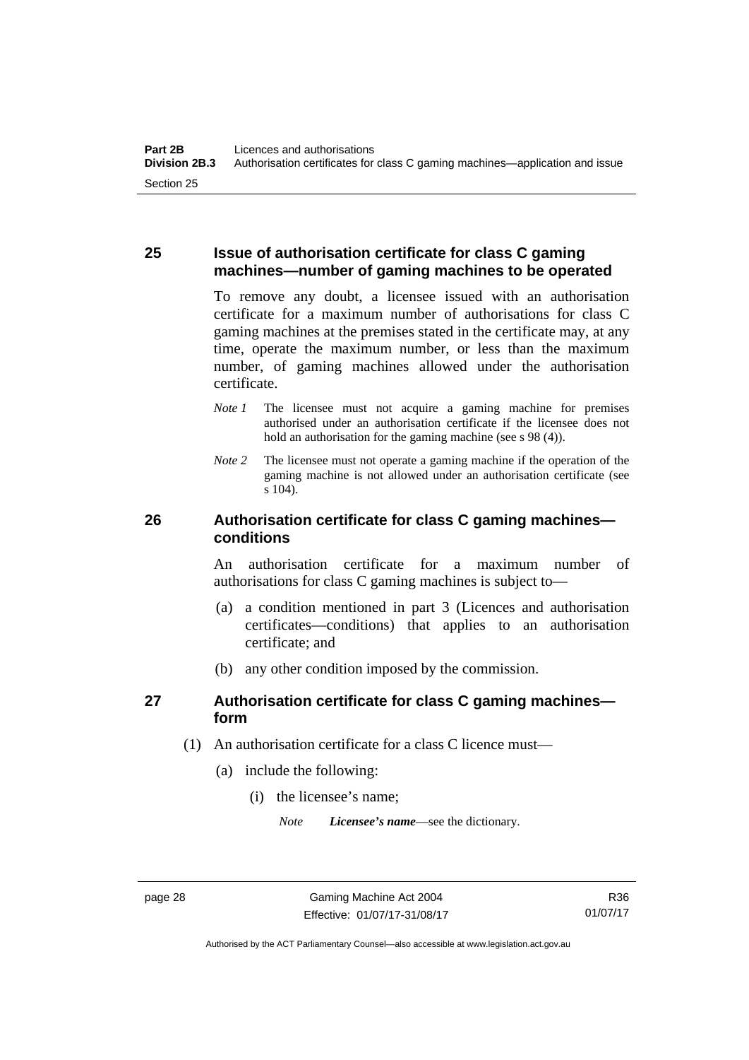## 25 Issue of authorisation certificate for class C gaming machines—number of gaming machines to be operated

To remove any doubt, a licensee issued with an authorisation certificate for a maximum number of authorisations for class C gaming machines at the premises stated in the certificate may, at any time, operate the maximum number, or less than the maximum number, of gaming machines allowed under the authorisation certificate.

*Note 1* The licensee must not acquire a gaming machine for premises authorised under an authorisation certificate if the licensee does not hold an authorisation for the gaming machine (see s 98 (4)).

*Note 2* The licensee must not operate a gaming machine if the operation of the gaming machine is not allowed under an authorisation certificate (see s 104).

## 26 Authorisation certificate for class C gaming machines—conditions

An authorisation certificate for a maximum number of authorisations for class C gaming machines is subject to—

(a) a condition mentioned in part 3 (Licences and authorisation certificates—conditions) that applies to an authorisation certificate; and

(b) any other condition imposed by the commission.

## 27 Authorisation certificate for class C gaming machines—form

(1) An authorisation certificate for a class C licence must—

(a) include the following:

(i) the licensee's name;

*Note* ***Licensee's name***—see the dictionary.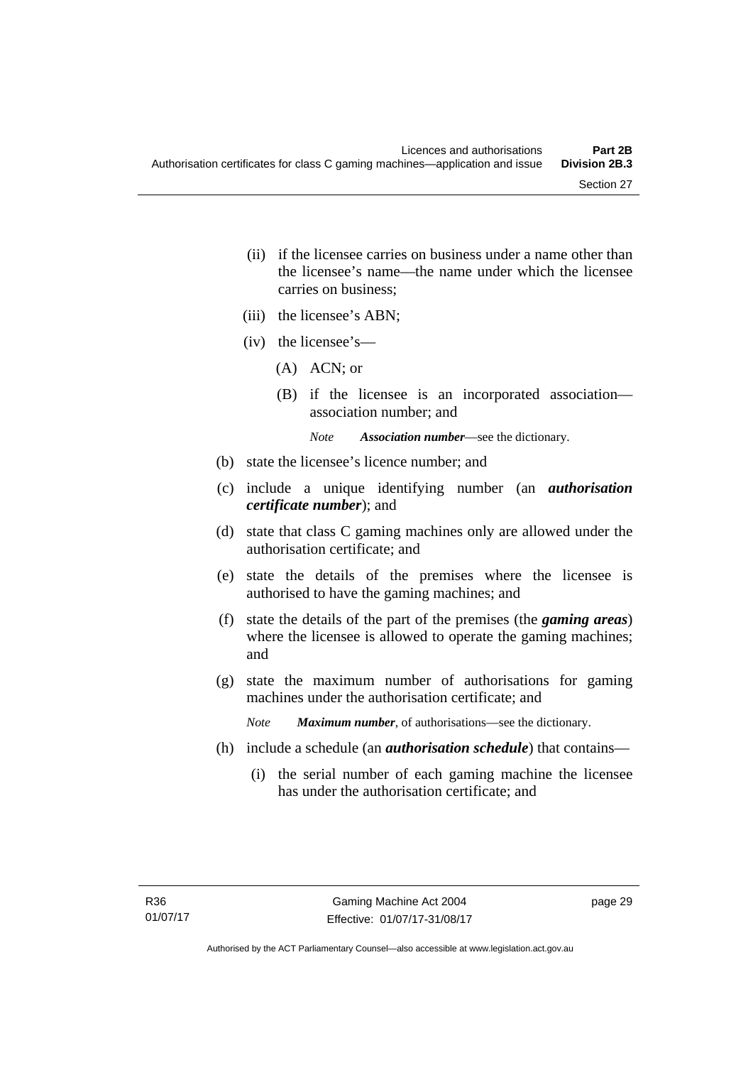(ii) if the licensee carries on business under a name other than the licensee's name—the name under which the licensee carries on business;

(iii) the licensee's ABN;

(iv) the licensee's—

(A) ACN; or

(B) if the licensee is an incorporated association—association number; and

*Note* ***Association number***—see the dictionary.

(b) state the licensee's licence number; and

(c) include a unique identifying number (an ***authorisation certificate number***); and

(d) state that class C gaming machines only are allowed under the authorisation certificate; and

(e) state the details of the premises where the licensee is authorised to have the gaming machines; and

(f) state the details of the part of the premises (the ***gaming areas***) where the licensee is allowed to operate the gaming machines; and

(g) state the maximum number of authorisations for gaming machines under the authorisation certificate; and

*Note* ***Maximum number***, of authorisations—see the dictionary.

(h) include a schedule (an ***authorisation schedule***) that contains—

(i) the serial number of each gaming machine the licensee has under the authorisation certificate; and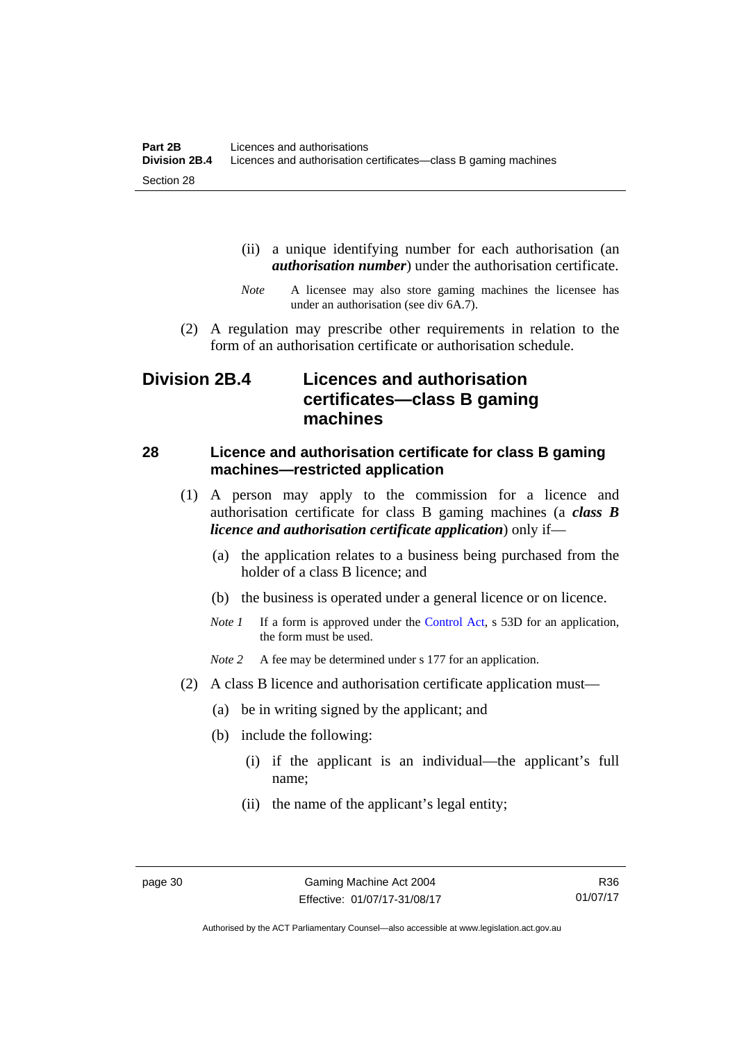(ii) a unique identifying number for each authorisation (an ***authorisation number***) under the authorisation certificate.

*Note* A licensee may also store gaming machines the licensee has under an authorisation (see div 6A.7).

(2) A regulation may prescribe other requirements in relation to the form of an authorisation certificate or authorisation schedule.

## Division 2B.4 Licences and authorisation certificates—class B gaming machines

### 28 Licence and authorisation certificate for class B gaming machines—restricted application

(1) A person may apply to the commission for a licence and authorisation certificate for class B gaming machines (a ***class B licence and authorisation certificate application***) only if—

(a) the application relates to a business being purchased from the holder of a class B licence; and

(b) the business is operated under a general licence or on licence.

*Note 1* If a form is approved under the Control Act, s 53D for an application, the form must be used.

*Note 2* A fee may be determined under s 177 for an application.

(2) A class B licence and authorisation certificate application must—

(a) be in writing signed by the applicant; and

(b) include the following:

(i) if the applicant is an individual—the applicant's full name;

(ii) the name of the applicant's legal entity;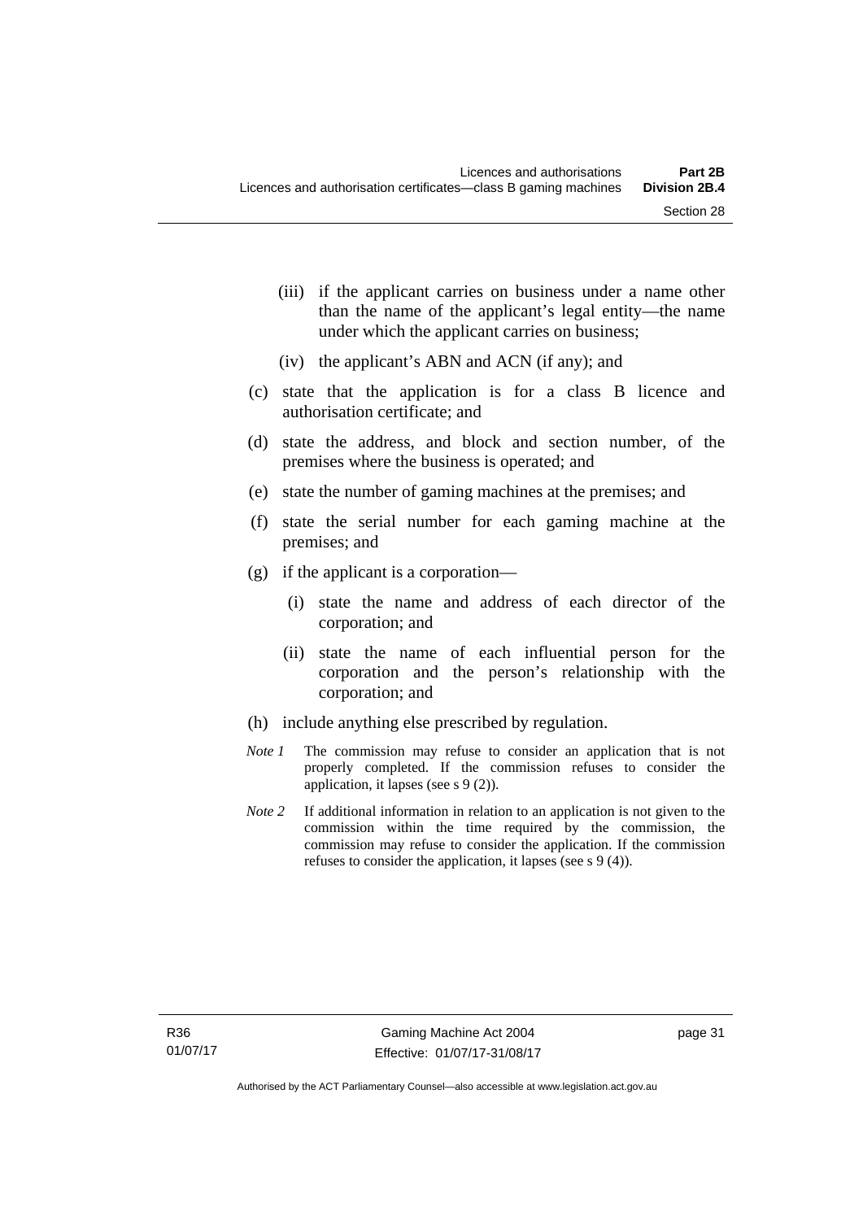(iii) if the applicant carries on business under a name other than the name of the applicant's legal entity—the name under which the applicant carries on business;

(iv) the applicant's ABN and ACN (if any); and

(c) state that the application is for a class B licence and authorisation certificate; and

(d) state the address, and block and section number, of the premises where the business is operated; and

(e) state the number of gaming machines at the premises; and

(f) state the serial number for each gaming machine at the premises; and

(g) if the applicant is a corporation—

(i) state the name and address of each director of the corporation; and

(ii) state the name of each influential person for the corporation and the person's relationship with the corporation; and

(h) include anything else prescribed by regulation.

*Note 1* The commission may refuse to consider an application that is not properly completed. If the commission refuses to consider the application, it lapses (see s 9 (2)).

*Note 2* If additional information in relation to an application is not given to the commission within the time required by the commission, the commission may refuse to consider the application. If the commission refuses to consider the application, it lapses (see s 9 (4)).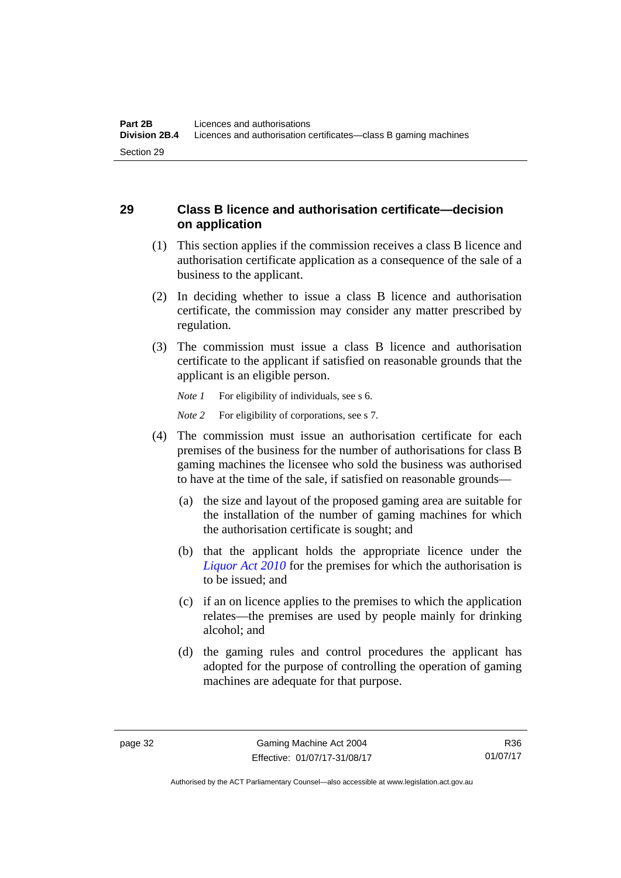## 29 Class B licence and authorisation certificate—decision on application

(1) This section applies if the commission receives a class B licence and authorisation certificate application as a consequence of the sale of a business to the applicant.

(2) In deciding whether to issue a class B licence and authorisation certificate, the commission may consider any matter prescribed by regulation.

(3) The commission must issue a class B licence and authorisation certificate to the applicant if satisfied on reasonable grounds that the applicant is an eligible person.

*Note 1* For eligibility of individuals, see s 6.

*Note 2* For eligibility of corporations, see s 7.

(4) The commission must issue an authorisation certificate for each premises of the business for the number of authorisations for class B gaming machines the licensee who sold the business was authorised to have at the time of the sale, if satisfied on reasonable grounds—

(a) the size and layout of the proposed gaming area are suitable for the installation of the number of gaming machines for which the authorisation certificate is sought; and

(b) that the applicant holds the appropriate licence under the *Liquor Act 2010* for the premises for which the authorisation is to be issued; and

(c) if an on licence applies to the premises to which the application relates—the premises are used by people mainly for drinking alcohol; and

(d) the gaming rules and control procedures the applicant has adopted for the purpose of controlling the operation of gaming machines are adequate for that purpose.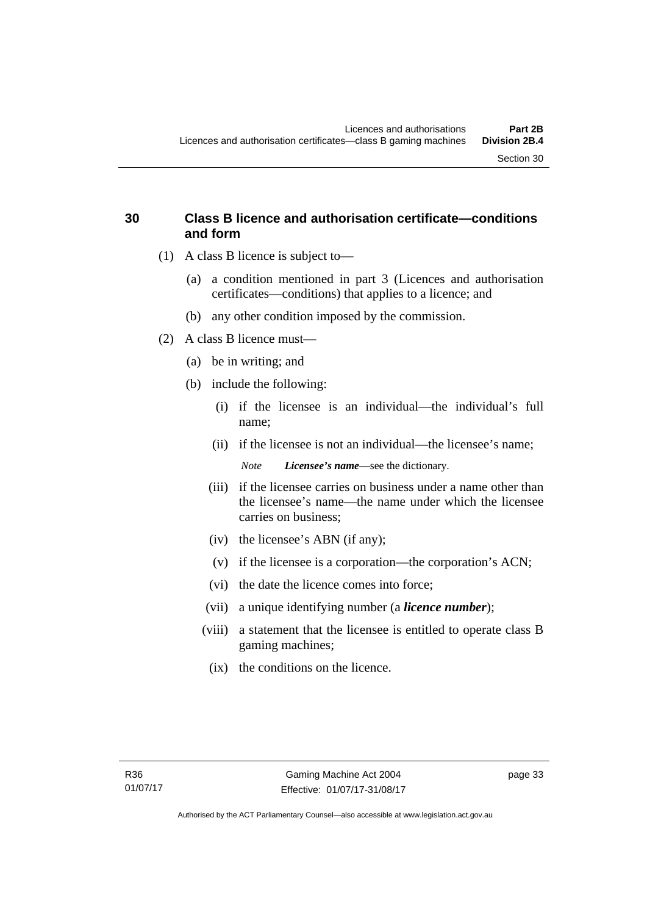## 30 Class B licence and authorisation certificate—conditions and form

(1) A class B licence is subject to—

(a) a condition mentioned in part 3 (Licences and authorisation certificates—conditions) that applies to a licence; and

(b) any other condition imposed by the commission.

(2) A class B licence must—

(a) be in writing; and

(b) include the following:

(i) if the licensee is an individual—the individual's full name;

(ii) if the licensee is not an individual—the licensee's name;

*Note* ***Licensee's name***—see the dictionary.

(iii) if the licensee carries on business under a name other than the licensee's name—the name under which the licensee carries on business;

(iv) the licensee's ABN (if any);

(v) if the licensee is a corporation—the corporation's ACN;

(vi) the date the licence comes into force;

(vii) a unique identifying number (a ***licence number***);

(viii) a statement that the licensee is entitled to operate class B gaming machines;

(ix) the conditions on the licence.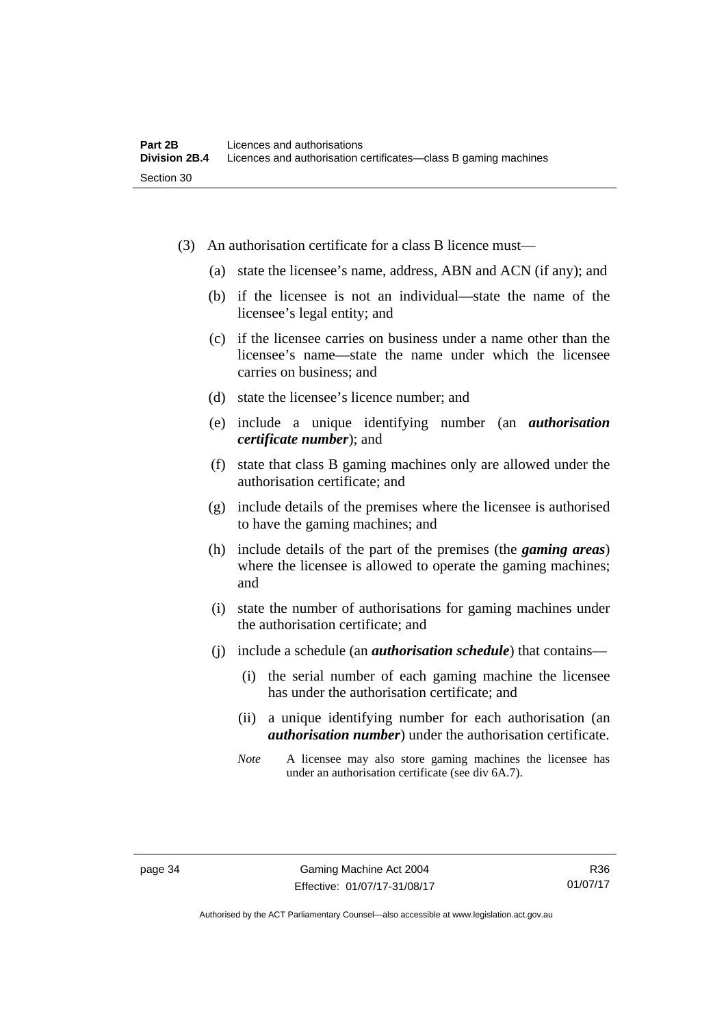(3) An authorisation certificate for a class B licence must—

(a) state the licensee's name, address, ABN and ACN (if any); and

(b) if the licensee is not an individual—state the name of the licensee's legal entity; and

(c) if the licensee carries on business under a name other than the licensee's name—state the name under which the licensee carries on business; and

(d) state the licensee's licence number; and

(e) include a unique identifying number (an ***authorisation certificate number***); and

(f) state that class B gaming machines only are allowed under the authorisation certificate; and

(g) include details of the premises where the licensee is authorised to have the gaming machines; and

(h) include details of the part of the premises (the ***gaming areas***) where the licensee is allowed to operate the gaming machines; and

(i) state the number of authorisations for gaming machines under the authorisation certificate; and

(j) include a schedule (an ***authorisation schedule***) that contains—

(i) the serial number of each gaming machine the licensee has under the authorisation certificate; and

(ii) a unique identifying number for each authorisation (an ***authorisation number***) under the authorisation certificate.

*Note* A licensee may also store gaming machines the licensee has under an authorisation certificate (see div 6A.7).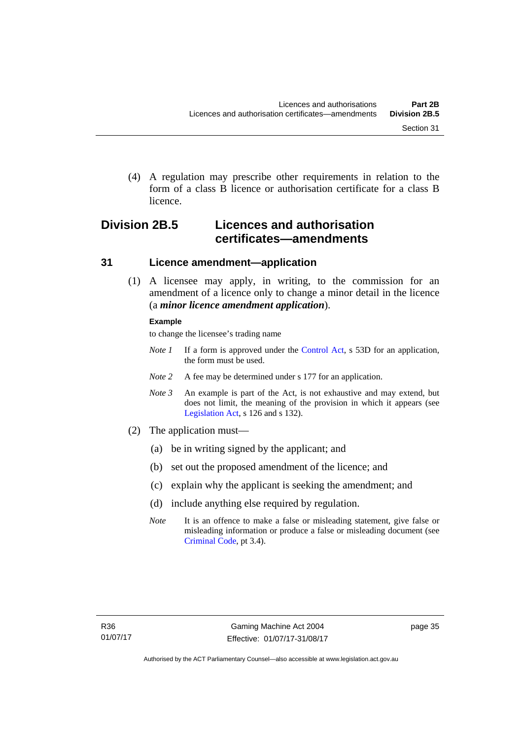(4) A regulation may prescribe other requirements in relation to the form of a class B licence or authorisation certificate for a class B licence.

## Division 2B.5 Licences and authorisation certificates—amendments

### 31 Licence amendment—application

(1) A licensee may apply, in writing, to the commission for an amendment of a licence only to change a minor detail in the licence (a ***minor licence amendment application***).

**Example**

to change the licensee's trading name

*Note 1* If a form is approved under the Control Act, s 53D for an application, the form must be used.

*Note 2* A fee may be determined under s 177 for an application.

*Note 3* An example is part of the Act, is not exhaustive and may extend, but does not limit, the meaning of the provision in which it appears (see Legislation Act, s 126 and s 132).

(2) The application must—

(a) be in writing signed by the applicant; and

(b) set out the proposed amendment of the licence; and

(c) explain why the applicant is seeking the amendment; and

(d) include anything else required by regulation.

*Note* It is an offence to make a false or misleading statement, give false or misleading information or produce a false or misleading document (see Criminal Code, pt 3.4).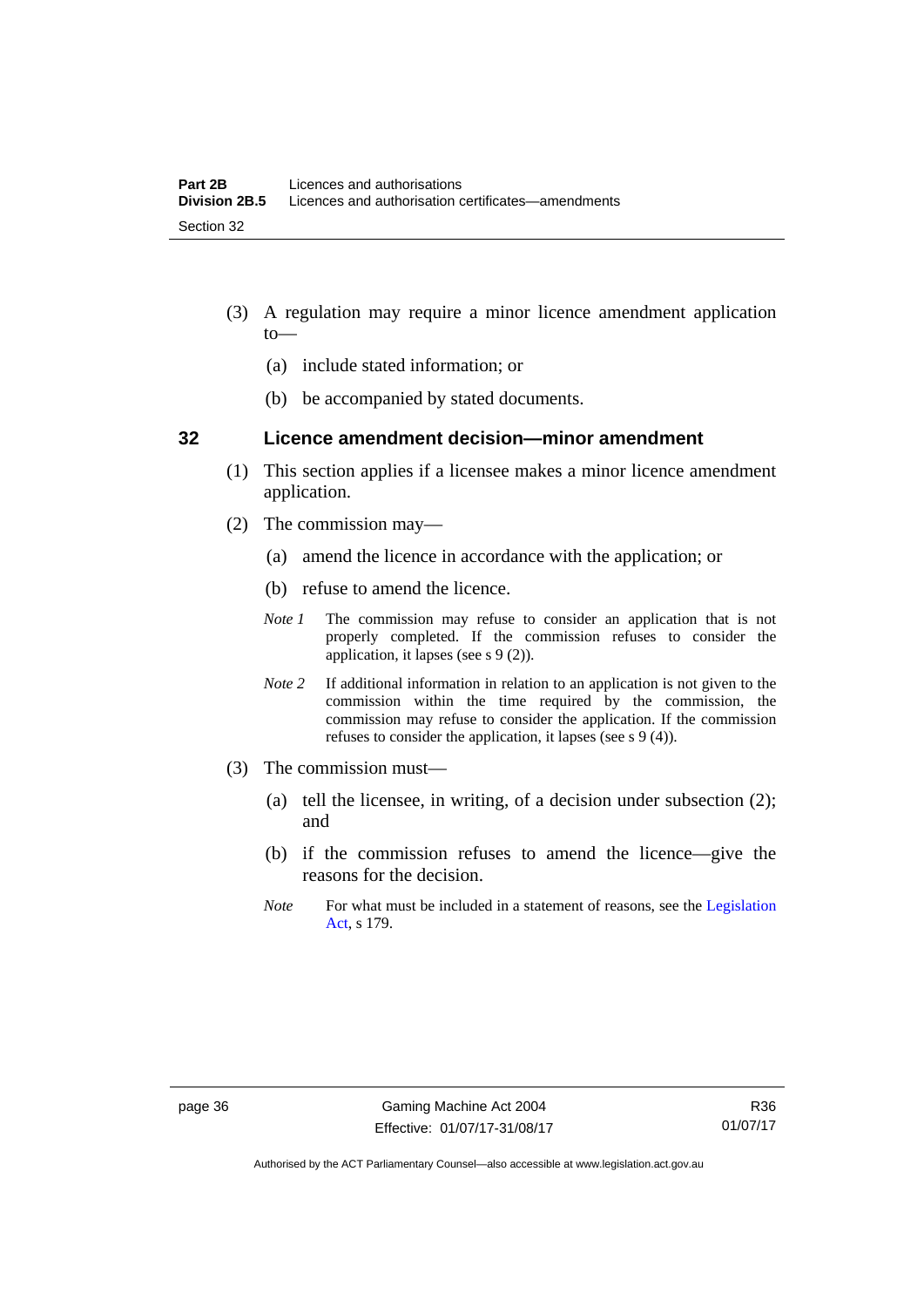(3) A regulation may require a minor licence amendment application to—

(a) include stated information; or

(b) be accompanied by stated documents.

## 32 Licence amendment decision—minor amendment

(1) This section applies if a licensee makes a minor licence amendment application.

(2) The commission may—

(a) amend the licence in accordance with the application; or

(b) refuse to amend the licence.

*Note 1* The commission may refuse to consider an application that is not properly completed. If the commission refuses to consider the application, it lapses (see s 9 (2)).

*Note 2* If additional information in relation to an application is not given to the commission within the time required by the commission, the commission may refuse to consider the application. If the commission refuses to consider the application, it lapses (see s 9 (4)).

(3) The commission must—

(a) tell the licensee, in writing, of a decision under subsection (2); and

(b) if the commission refuses to amend the licence—give the reasons for the decision.

*Note* For what must be included in a statement of reasons, see the Legislation Act, s 179.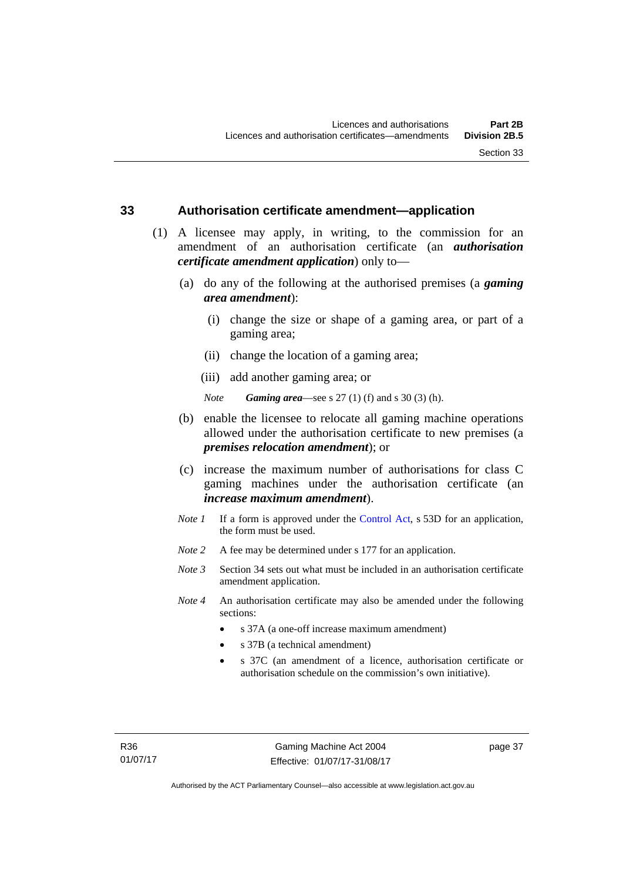## 33 Authorisation certificate amendment—application

(1) A licensee may apply, in writing, to the commission for an amendment of an authorisation certificate (an ***authorisation certificate amendment application***) only to—

(a) do any of the following at the authorised premises (a ***gaming area amendment***):

(i) change the size or shape of a gaming area, or part of a gaming area;

(ii) change the location of a gaming area;

(iii) add another gaming area; or

*Note* ***Gaming area***—see s 27 (1) (f) and s 30 (3) (h).

(b) enable the licensee to relocate all gaming machine operations allowed under the authorisation certificate to new premises (a ***premises relocation amendment***); or

(c) increase the maximum number of authorisations for class C gaming machines under the authorisation certificate (an ***increase maximum amendment***).

*Note 1* If a form is approved under the Control Act, s 53D for an application, the form must be used.

*Note 2* A fee may be determined under s 177 for an application.

*Note 3* Section 34 sets out what must be included in an authorisation certificate amendment application.

*Note 4* An authorisation certificate may also be amended under the following sections:

- s 37A (a one-off increase maximum amendment)
- s 37B (a technical amendment)
- s 37C (an amendment of a licence, authorisation certificate or authorisation schedule on the commission's own initiative).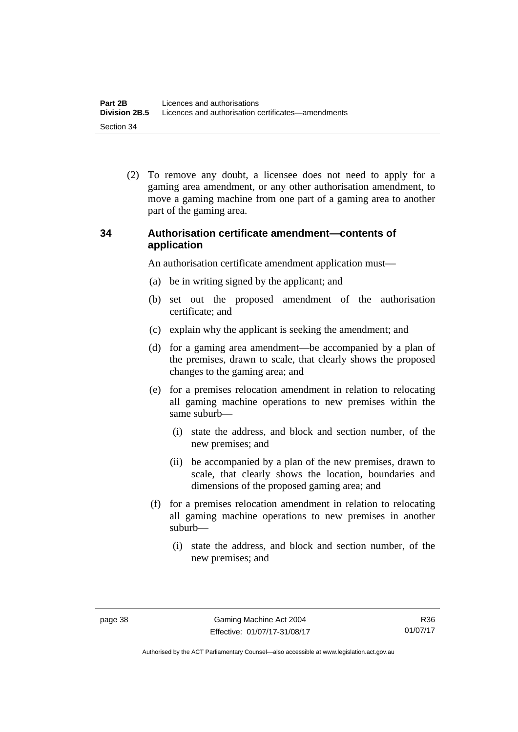(2) To remove any doubt, a licensee does not need to apply for a gaming area amendment, or any other authorisation amendment, to move a gaming machine from one part of a gaming area to another part of the gaming area.

## 34 Authorisation certificate amendment—contents of application

An authorisation certificate amendment application must—

(a) be in writing signed by the applicant; and

(b) set out the proposed amendment of the authorisation certificate; and

(c) explain why the applicant is seeking the amendment; and

(d) for a gaming area amendment—be accompanied by a plan of the premises, drawn to scale, that clearly shows the proposed changes to the gaming area; and

(e) for a premises relocation amendment in relation to relocating all gaming machine operations to new premises within the same suburb—

(i) state the address, and block and section number, of the new premises; and

(ii) be accompanied by a plan of the new premises, drawn to scale, that clearly shows the location, boundaries and dimensions of the proposed gaming area; and

(f) for a premises relocation amendment in relation to relocating all gaming machine operations to new premises in another suburb—

(i) state the address, and block and section number, of the new premises; and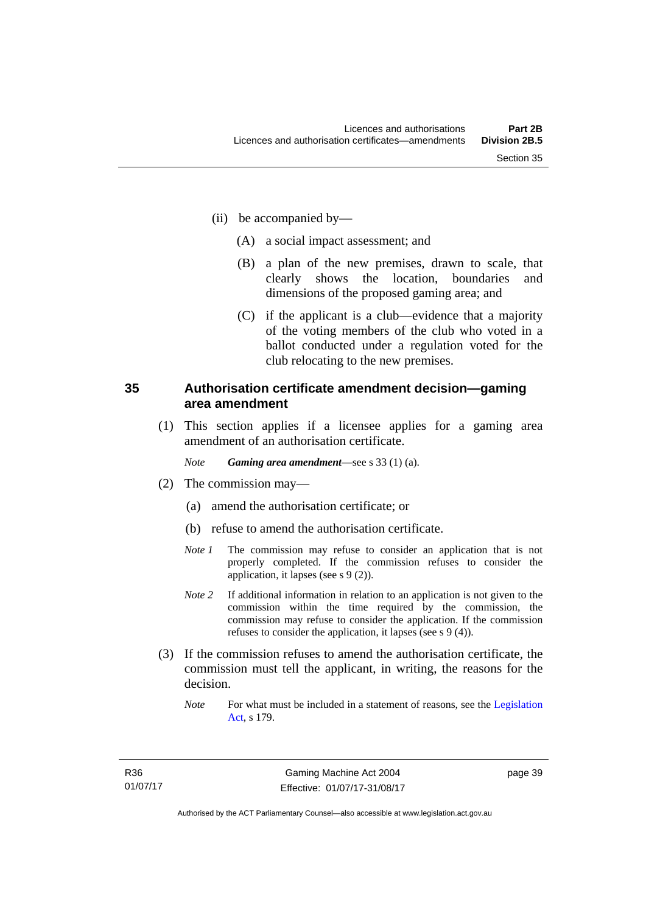(ii) be accompanied by—

(A) a social impact assessment; and

(B) a plan of the new premises, drawn to scale, that clearly shows the location, boundaries and dimensions of the proposed gaming area; and

(C) if the applicant is a club—evidence that a majority of the voting members of the club who voted in a ballot conducted under a regulation voted for the club relocating to the new premises.

## 35 Authorisation certificate amendment decision—gaming area amendment

(1) This section applies if a licensee applies for a gaming area amendment of an authorisation certificate.

*Note* ***Gaming area amendment***—see s 33 (1) (a).

(2) The commission may—

(a) amend the authorisation certificate; or

(b) refuse to amend the authorisation certificate.

*Note 1* The commission may refuse to consider an application that is not properly completed. If the commission refuses to consider the application, it lapses (see s 9 (2)).

*Note 2* If additional information in relation to an application is not given to the commission within the time required by the commission, the commission may refuse to consider the application. If the commission refuses to consider the application, it lapses (see s 9 (4)).

(3) If the commission refuses to amend the authorisation certificate, the commission must tell the applicant, in writing, the reasons for the decision.

*Note* For what must be included in a statement of reasons, see the Legislation Act, s 179.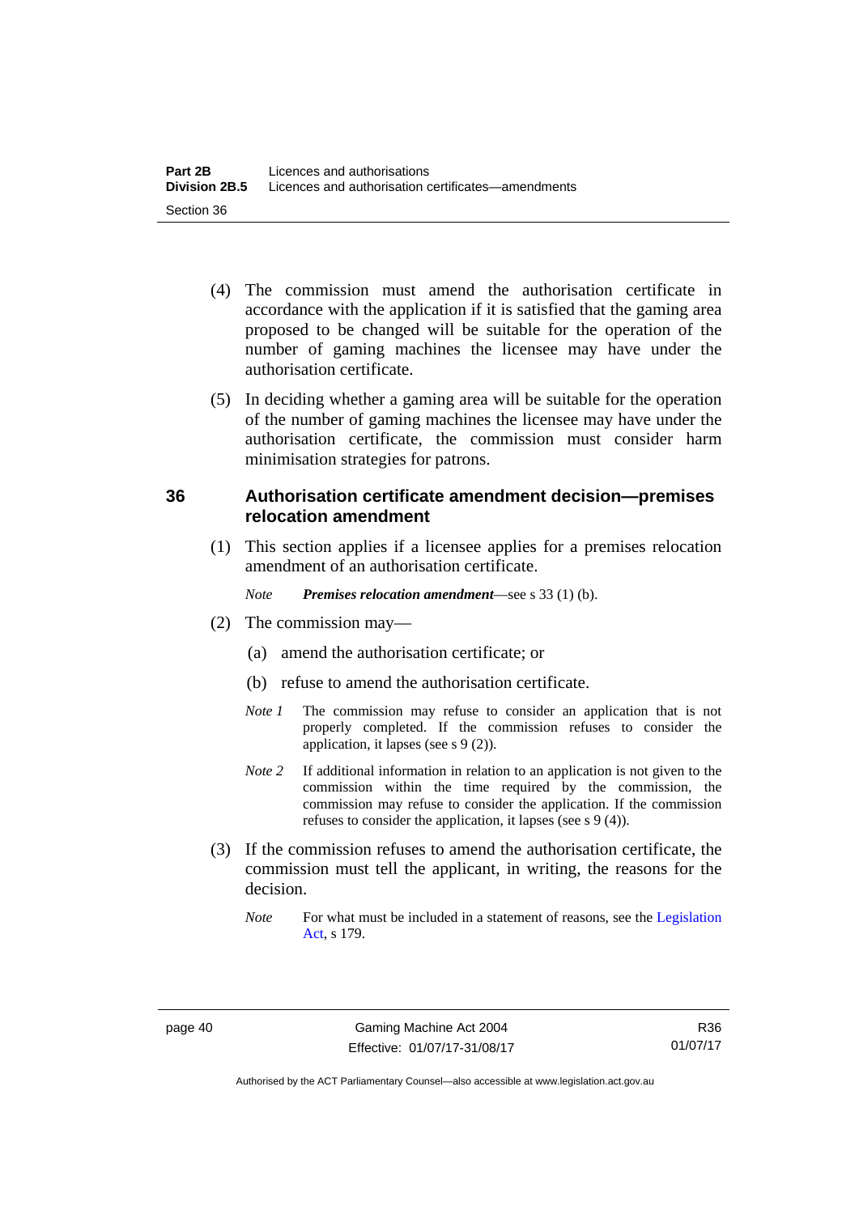(4) The commission must amend the authorisation certificate in accordance with the application if it is satisfied that the gaming area proposed to be changed will be suitable for the operation of the number of gaming machines the licensee may have under the authorisation certificate.

(5) In deciding whether a gaming area will be suitable for the operation of the number of gaming machines the licensee may have under the authorisation certificate, the commission must consider harm minimisation strategies for patrons.

## 36 Authorisation certificate amendment decision—premises relocation amendment

(1) This section applies if a licensee applies for a premises relocation amendment of an authorisation certificate.

*Note* ***Premises relocation amendment***—see s 33 (1) (b).

(2) The commission may—

(a) amend the authorisation certificate; or

(b) refuse to amend the authorisation certificate.

*Note 1* The commission may refuse to consider an application that is not properly completed. If the commission refuses to consider the application, it lapses (see s 9 (2)).

*Note 2* If additional information in relation to an application is not given to the commission within the time required by the commission, the commission may refuse to consider the application. If the commission refuses to consider the application, it lapses (see s 9 (4)).

(3) If the commission refuses to amend the authorisation certificate, the commission must tell the applicant, in writing, the reasons for the decision.

*Note* For what must be included in a statement of reasons, see the Legislation Act, s 179.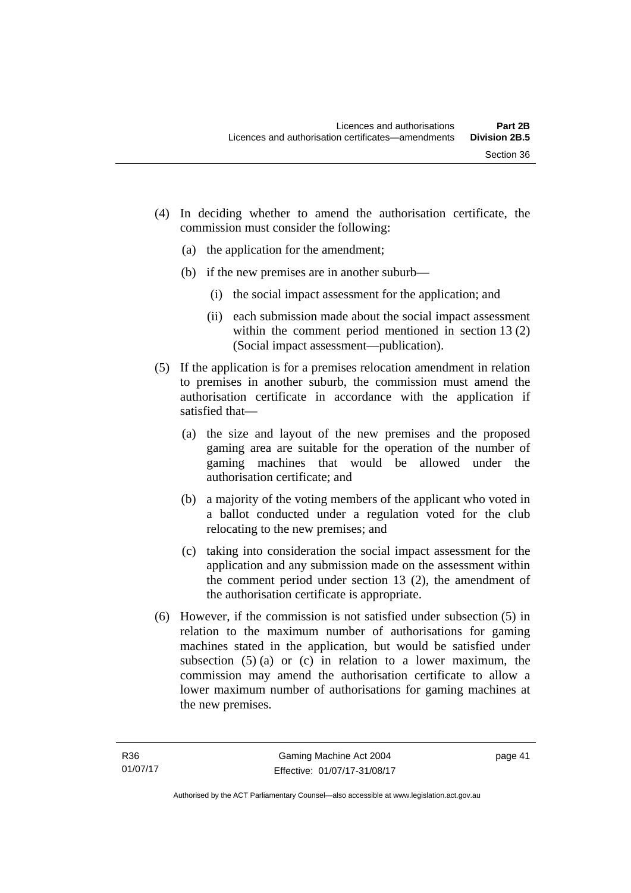(4) In deciding whether to amend the authorisation certificate, the commission must consider the following:

   (a) the application for the amendment;

   (b) if the new premises are in another suburb—

      (i) the social impact assessment for the application; and

      (ii) each submission made about the social impact assessment within the comment period mentioned in section 13 (2) (Social impact assessment—publication).

(5) If the application is for a premises relocation amendment in relation to premises in another suburb, the commission must amend the authorisation certificate in accordance with the application if satisfied that—

   (a) the size and layout of the new premises and the proposed gaming area are suitable for the operation of the number of gaming machines that would be allowed under the authorisation certificate; and

   (b) a majority of the voting members of the applicant who voted in a ballot conducted under a regulation voted for the club relocating to the new premises; and

   (c) taking into consideration the social impact assessment for the application and any submission made on the assessment within the comment period under section 13 (2), the amendment of the authorisation certificate is appropriate.

(6) However, if the commission is not satisfied under subsection (5) in relation to the maximum number of authorisations for gaming machines stated in the application, but would be satisfied under subsection (5) (a) or (c) in relation to a lower maximum, the commission may amend the authorisation certificate to allow a lower maximum number of authorisations for gaming machines at the new premises.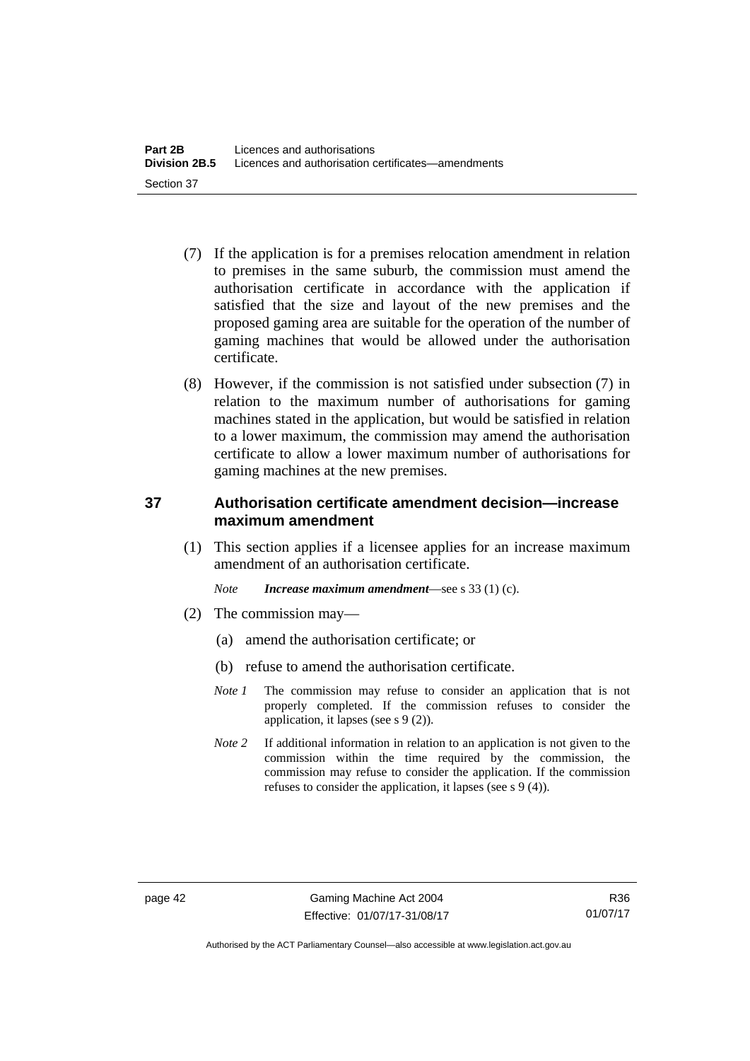(7) If the application is for a premises relocation amendment in relation to premises in the same suburb, the commission must amend the authorisation certificate in accordance with the application if satisfied that the size and layout of the new premises and the proposed gaming area are suitable for the operation of the number of gaming machines that would be allowed under the authorisation certificate.

(8) However, if the commission is not satisfied under subsection (7) in relation to the maximum number of authorisations for gaming machines stated in the application, but would be satisfied in relation to a lower maximum, the commission may amend the authorisation certificate to allow a lower maximum number of authorisations for gaming machines at the new premises.

## 37 Authorisation certificate amendment decision—increase maximum amendment

(1) This section applies if a licensee applies for an increase maximum amendment of an authorisation certificate.

*Note* ***Increase maximum amendment***—see s 33 (1) (c).

(2) The commission may—

(a) amend the authorisation certificate; or

(b) refuse to amend the authorisation certificate.

*Note 1* The commission may refuse to consider an application that is not properly completed. If the commission refuses to consider the application, it lapses (see s 9 (2)).

*Note 2* If additional information in relation to an application is not given to the commission within the time required by the commission, the commission may refuse to consider the application. If the commission refuses to consider the application, it lapses (see s 9 (4)).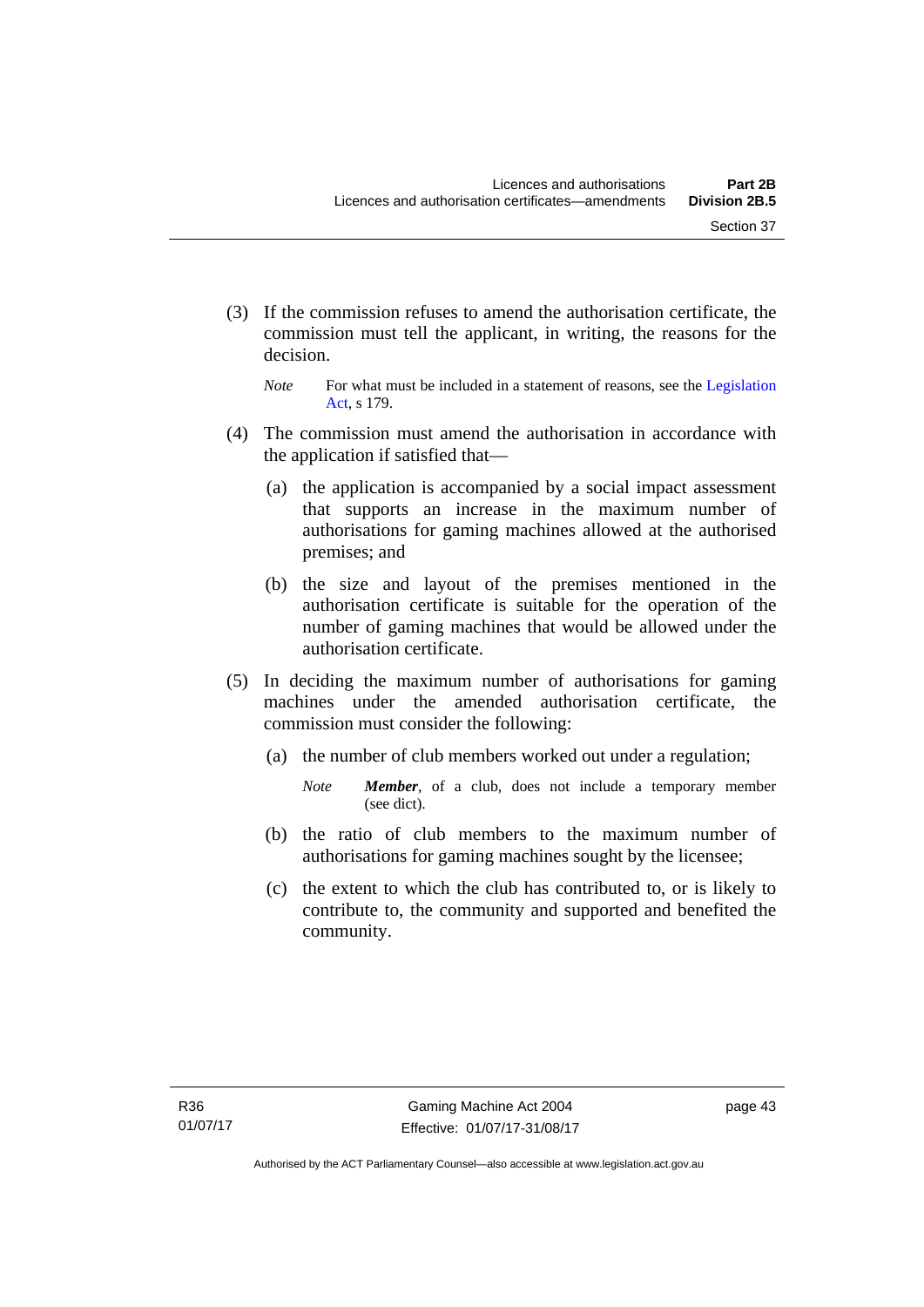(3) If the commission refuses to amend the authorisation certificate, the commission must tell the applicant, in writing, the reasons for the decision.

*Note* For what must be included in a statement of reasons, see the Legislation Act, s 179.

(4) The commission must amend the authorisation in accordance with the application if satisfied that—

(a) the application is accompanied by a social impact assessment that supports an increase in the maximum number of authorisations for gaming machines allowed at the authorised premises; and

(b) the size and layout of the premises mentioned in the authorisation certificate is suitable for the operation of the number of gaming machines that would be allowed under the authorisation certificate.

(5) In deciding the maximum number of authorisations for gaming machines under the amended authorisation certificate, the commission must consider the following:

(a) the number of club members worked out under a regulation;

*Note* ***Member***, of a club, does not include a temporary member (see dict).

(b) the ratio of club members to the maximum number of authorisations for gaming machines sought by the licensee;

(c) the extent to which the club has contributed to, or is likely to contribute to, the community and supported and benefited the community.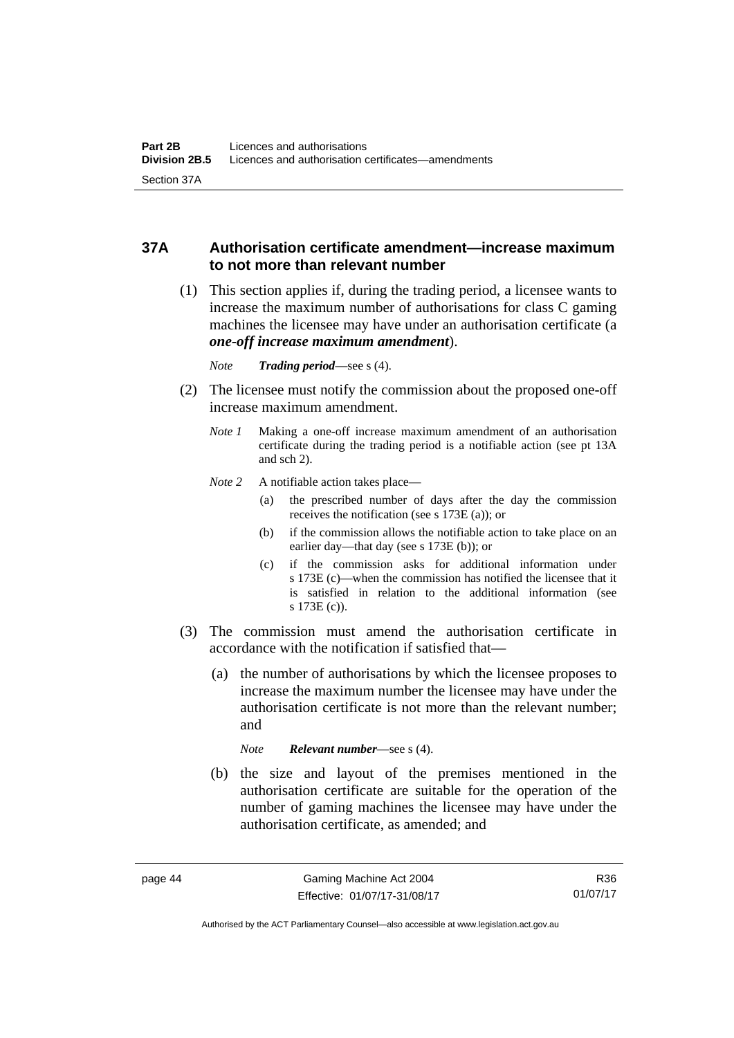## 37A Authorisation certificate amendment—increase maximum to not more than relevant number

(1) This section applies if, during the trading period, a licensee wants to increase the maximum number of authorisations for class C gaming machines the licensee may have under an authorisation certificate (a ***one-off increase maximum amendment***).

*Note* ***Trading period***—see s (4).

(2) The licensee must notify the commission about the proposed one-off increase maximum amendment.

*Note 1* Making a one-off increase maximum amendment of an authorisation certificate during the trading period is a notifiable action (see pt 13A and sch 2).

*Note 2* A notifiable action takes place—

(a) the prescribed number of days after the day the commission receives the notification (see s 173E (a)); or

(b) if the commission allows the notifiable action to take place on an earlier day—that day (see s 173E (b)); or

(c) if the commission asks for additional information under s 173E (c)—when the commission has notified the licensee that it is satisfied in relation to the additional information (see s 173E (c)).

(3) The commission must amend the authorisation certificate in accordance with the notification if satisfied that—

(a) the number of authorisations by which the licensee proposes to increase the maximum number the licensee may have under the authorisation certificate is not more than the relevant number; and

*Note* ***Relevant number***—see s (4).

(b) the size and layout of the premises mentioned in the authorisation certificate are suitable for the operation of the number of gaming machines the licensee may have under the authorisation certificate, as amended; and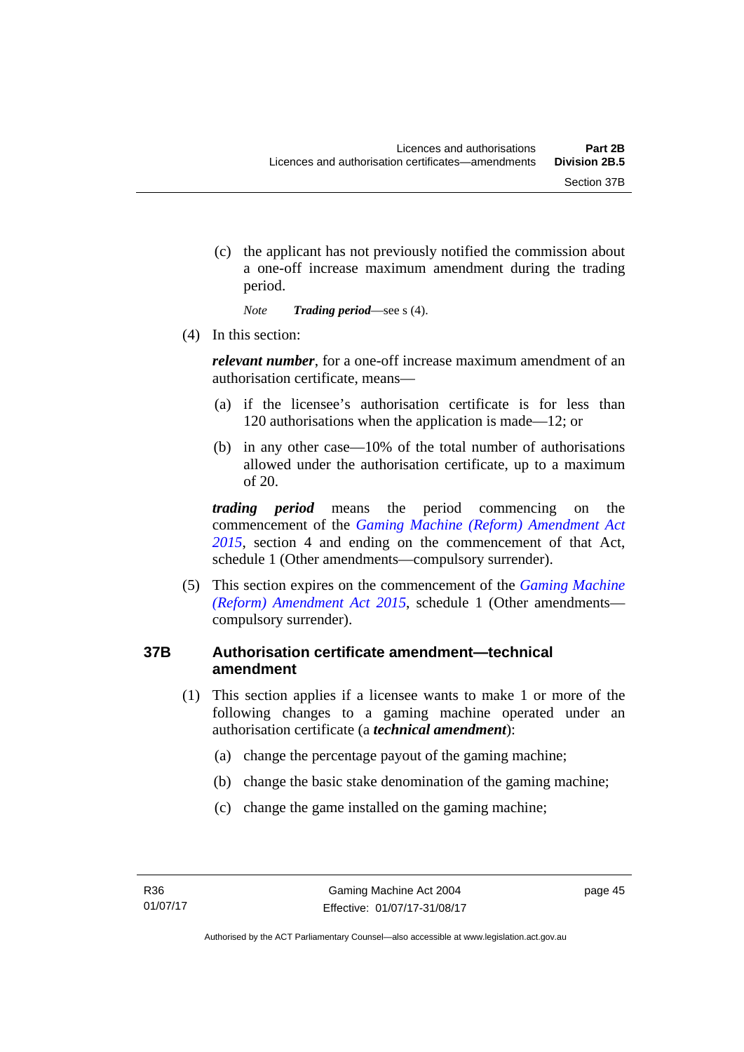(c) the applicant has not previously notified the commission about a one-off increase maximum amendment during the trading period.

*Note* ***Trading period***—see s (4).

(4) In this section:

***relevant number***, for a one-off increase maximum amendment of an authorisation certificate, means—

(a) if the licensee's authorisation certificate is for less than 120 authorisations when the application is made—12; or

(b) in any other case—10% of the total number of authorisations allowed under the authorisation certificate, up to a maximum of 20.

***trading period*** means the period commencing on the commencement of the *Gaming Machine (Reform) Amendment Act 2015*, section 4 and ending on the commencement of that Act, schedule 1 (Other amendments—compulsory surrender).

(5) This section expires on the commencement of the *Gaming Machine (Reform) Amendment Act 2015*, schedule 1 (Other amendments—compulsory surrender).

## 37B Authorisation certificate amendment—technical amendment

(1) This section applies if a licensee wants to make 1 or more of the following changes to a gaming machine operated under an authorisation certificate (a ***technical amendment***):

(a) change the percentage payout of the gaming machine;

(b) change the basic stake denomination of the gaming machine;

(c) change the game installed on the gaming machine;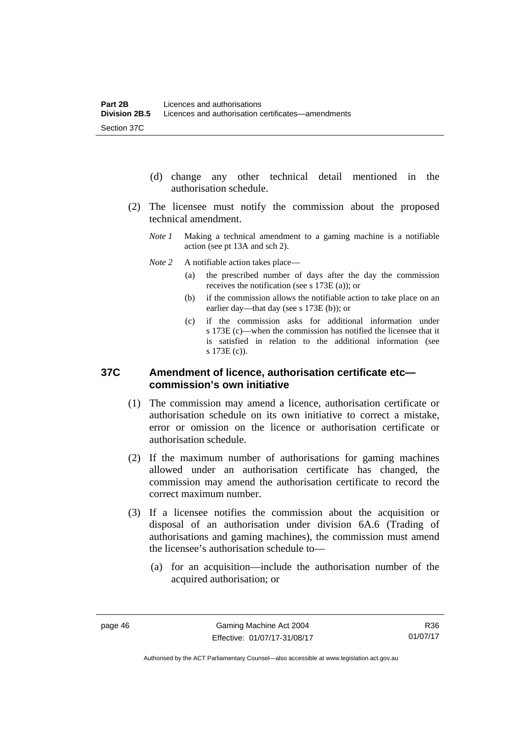(d) change any other technical detail mentioned in the authorisation schedule.

(2) The licensee must notify the commission about the proposed technical amendment.

*Note 1* Making a technical amendment to a gaming machine is a notifiable action (see pt 13A and sch 2).

*Note 2* A notifiable action takes place—

(a) the prescribed number of days after the day the commission receives the notification (see s 173E (a)); or

(b) if the commission allows the notifiable action to take place on an earlier day—that day (see s 173E (b)); or

(c) if the commission asks for additional information under s 173E (c)—when the commission has notified the licensee that it is satisfied in relation to the additional information (see s 173E (c)).

## 37C Amendment of licence, authorisation certificate etc—commission's own initiative

(1) The commission may amend a licence, authorisation certificate or authorisation schedule on its own initiative to correct a mistake, error or omission on the licence or authorisation certificate or authorisation schedule.

(2) If the maximum number of authorisations for gaming machines allowed under an authorisation certificate has changed, the commission may amend the authorisation certificate to record the correct maximum number.

(3) If a licensee notifies the commission about the acquisition or disposal of an authorisation under division 6A.6 (Trading of authorisations and gaming machines), the commission must amend the licensee's authorisation schedule to—

(a) for an acquisition—include the authorisation number of the acquired authorisation; or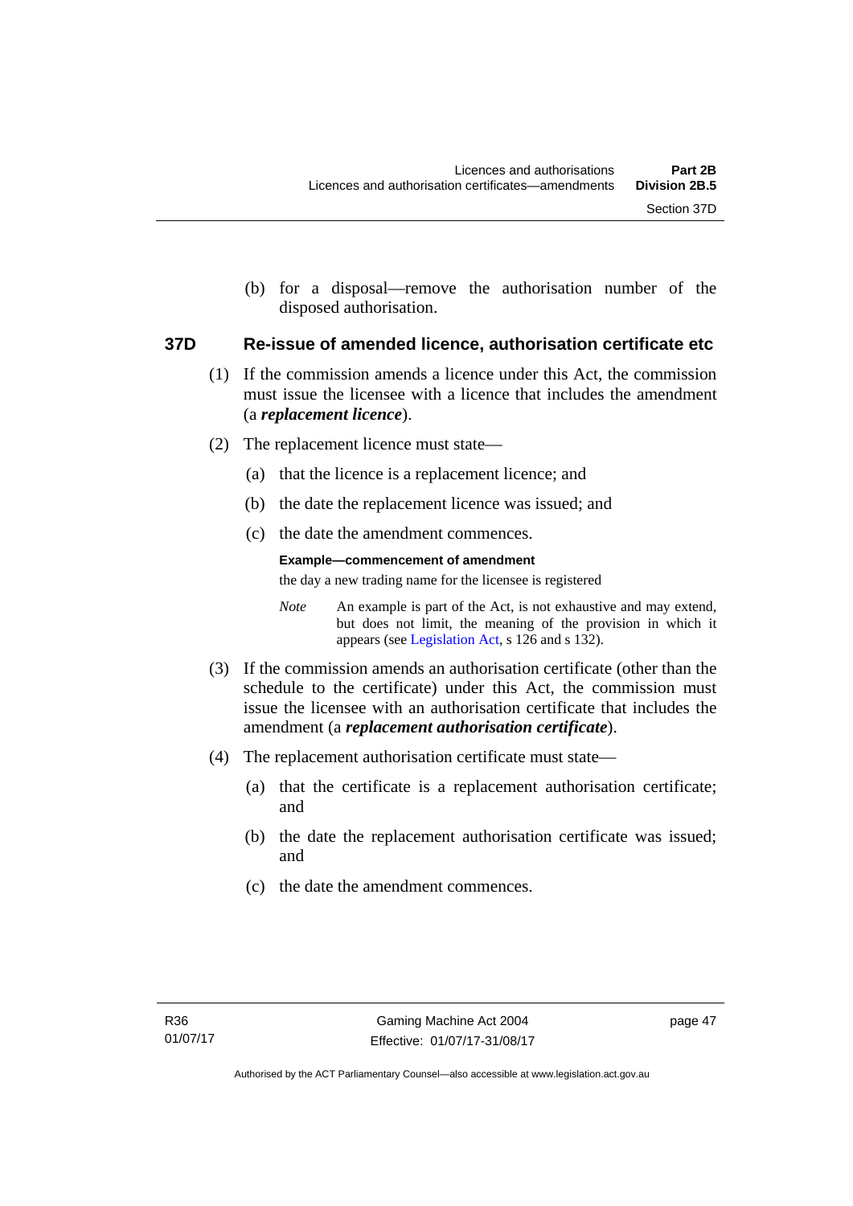(b) for a disposal—remove the authorisation number of the disposed authorisation.

### 37D Re-issue of amended licence, authorisation certificate etc

(1) If the commission amends a licence under this Act, the commission must issue the licensee with a licence that includes the amendment (a ***replacement licence***).

(2) The replacement licence must state—

(a) that the licence is a replacement licence; and

(b) the date the replacement licence was issued; and

(c) the date the amendment commences.

**Example—commencement of amendment**

the day a new trading name for the licensee is registered

*Note* An example is part of the Act, is not exhaustive and may extend, but does not limit, the meaning of the provision in which it appears (see Legislation Act, s 126 and s 132).

(3) If the commission amends an authorisation certificate (other than the schedule to the certificate) under this Act, the commission must issue the licensee with an authorisation certificate that includes the amendment (a ***replacement authorisation certificate***).

(4) The replacement authorisation certificate must state—

(a) that the certificate is a replacement authorisation certificate; and

(b) the date the replacement authorisation certificate was issued; and

(c) the date the amendment commences.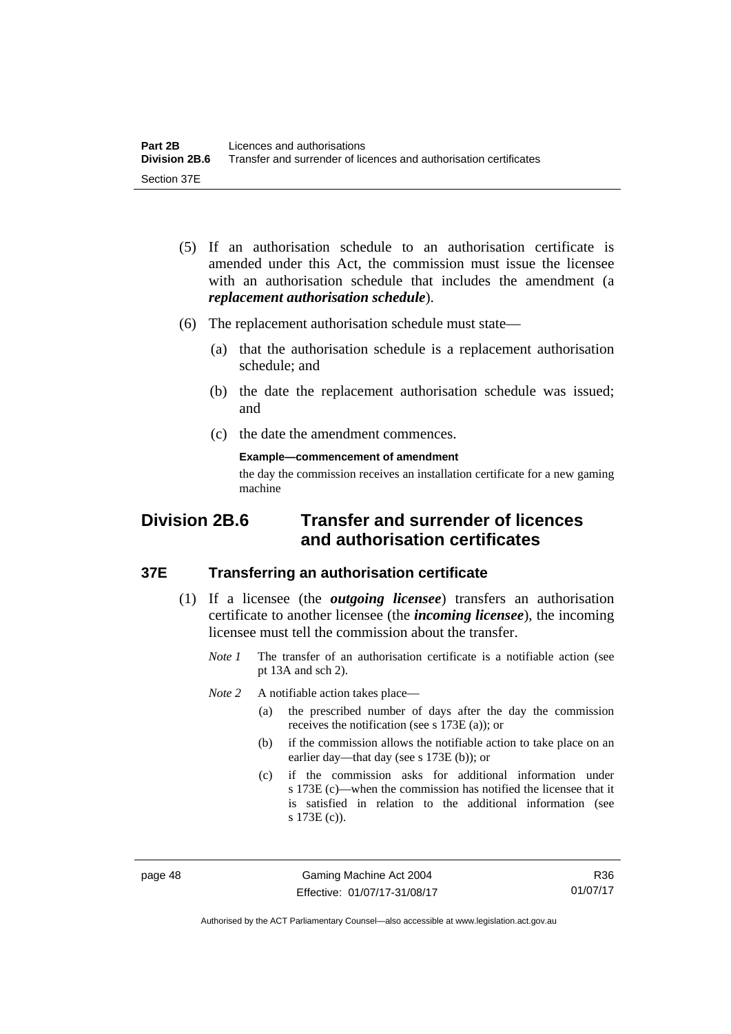(5) If an authorisation schedule to an authorisation certificate is amended under this Act, the commission must issue the licensee with an authorisation schedule that includes the amendment (a ***replacement authorisation schedule***).

(6) The replacement authorisation schedule must state—

(a) that the authorisation schedule is a replacement authorisation schedule; and

(b) the date the replacement authorisation schedule was issued; and

(c) the date the amendment commences.

**Example—commencement of amendment**

the day the commission receives an installation certificate for a new gaming machine

## Division 2B.6 Transfer and surrender of licences and authorisation certificates

### 37E Transferring an authorisation certificate

(1) If a licensee (the ***outgoing licensee***) transfers an authorisation certificate to another licensee (the ***incoming licensee***), the incoming licensee must tell the commission about the transfer.

*Note 1* The transfer of an authorisation certificate is a notifiable action (see pt 13A and sch 2).

*Note 2* A notifiable action takes place—

(a) the prescribed number of days after the day the commission receives the notification (see s 173E (a)); or

(b) if the commission allows the notifiable action to take place on an earlier day—that day (see s 173E (b)); or

(c) if the commission asks for additional information under s 173E (c)—when the commission has notified the licensee that it is satisfied in relation to the additional information (see s 173E (c)).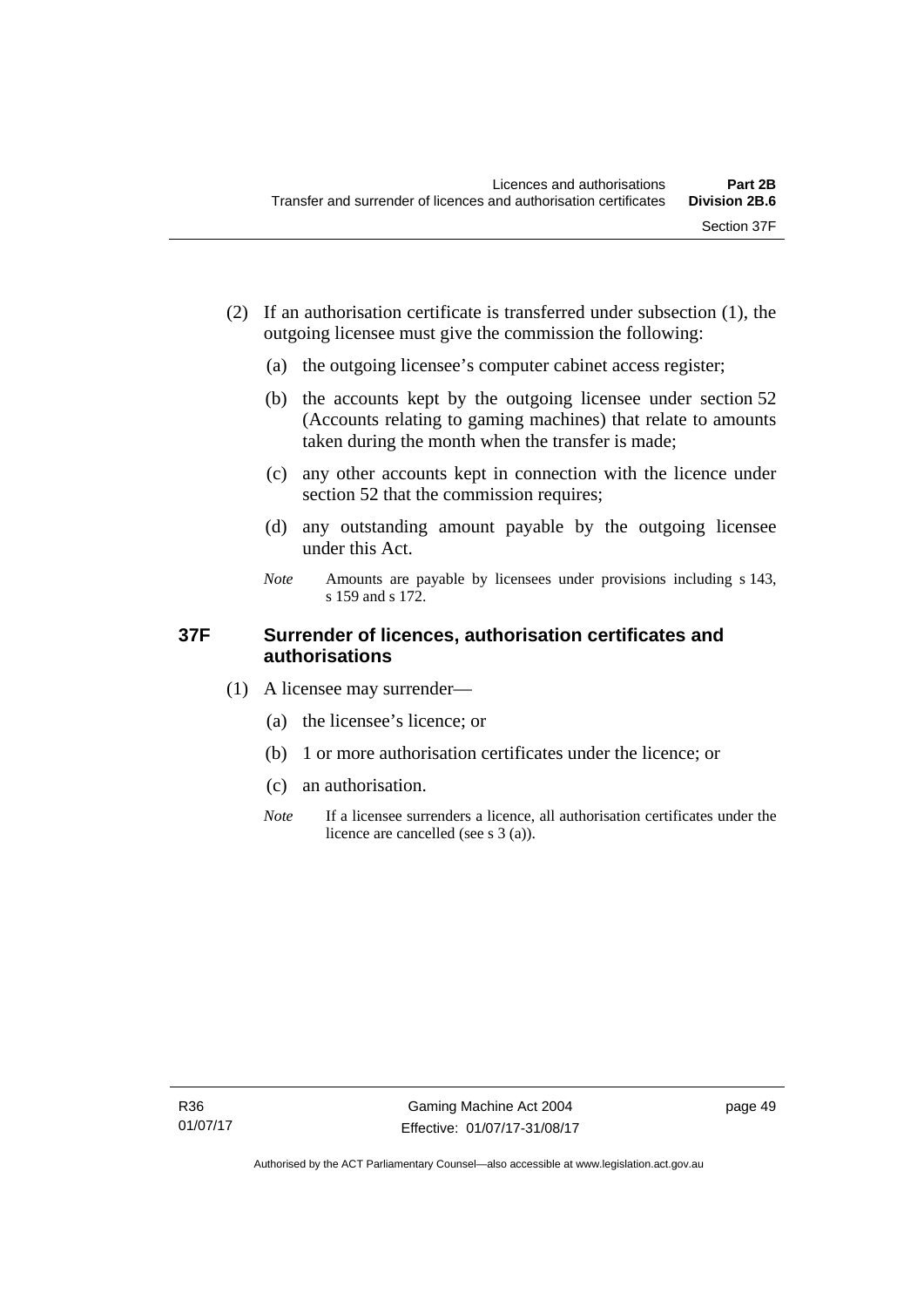(2) If an authorisation certificate is transferred under subsection (1), the outgoing licensee must give the commission the following:

(a) the outgoing licensee's computer cabinet access register;

(b) the accounts kept by the outgoing licensee under section 52 (Accounts relating to gaming machines) that relate to amounts taken during the month when the transfer is made;

(c) any other accounts kept in connection with the licence under section 52 that the commission requires;

(d) any outstanding amount payable by the outgoing licensee under this Act.

*Note* Amounts are payable by licensees under provisions including s 143, s 159 and s 172.

### 37F Surrender of licences, authorisation certificates and authorisations

(1) A licensee may surrender—

(a) the licensee's licence; or

(b) 1 or more authorisation certificates under the licence; or

(c) an authorisation.

*Note* If a licensee surrenders a licence, all authorisation certificates under the licence are cancelled (see s 3 (a)).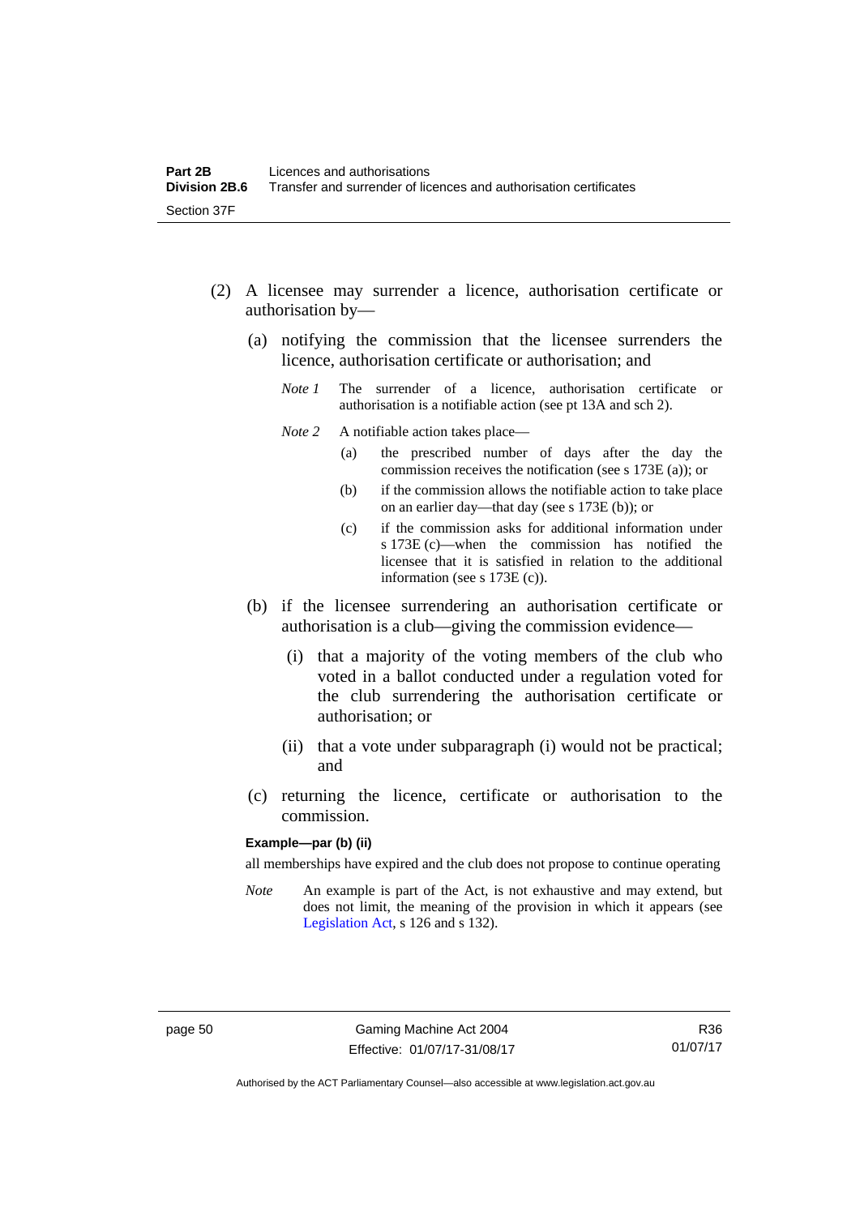(2) A licensee may surrender a licence, authorisation certificate or authorisation by—

(a) notifying the commission that the licensee surrenders the licence, authorisation certificate or authorisation; and

*Note 1* The surrender of a licence, authorisation certificate or authorisation is a notifiable action (see pt 13A and sch 2).

*Note 2* A notifiable action takes place—

(a) the prescribed number of days after the day the commission receives the notification (see s 173E (a)); or

(b) if the commission allows the notifiable action to take place on an earlier day—that day (see s 173E (b)); or

(c) if the commission asks for additional information under s 173E (c)—when the commission has notified the licensee that it is satisfied in relation to the additional information (see s 173E (c)).

(b) if the licensee surrendering an authorisation certificate or authorisation is a club—giving the commission evidence—

(i) that a majority of the voting members of the club who voted in a ballot conducted under a regulation voted for the club surrendering the authorisation certificate or authorisation; or

(ii) that a vote under subparagraph (i) would not be practical; and

(c) returning the licence, certificate or authorisation to the commission.

**Example—par (b) (ii)**

all memberships have expired and the club does not propose to continue operating

*Note* An example is part of the Act, is not exhaustive and may extend, but does not limit, the meaning of the provision in which it appears (see Legislation Act, s 126 and s 132).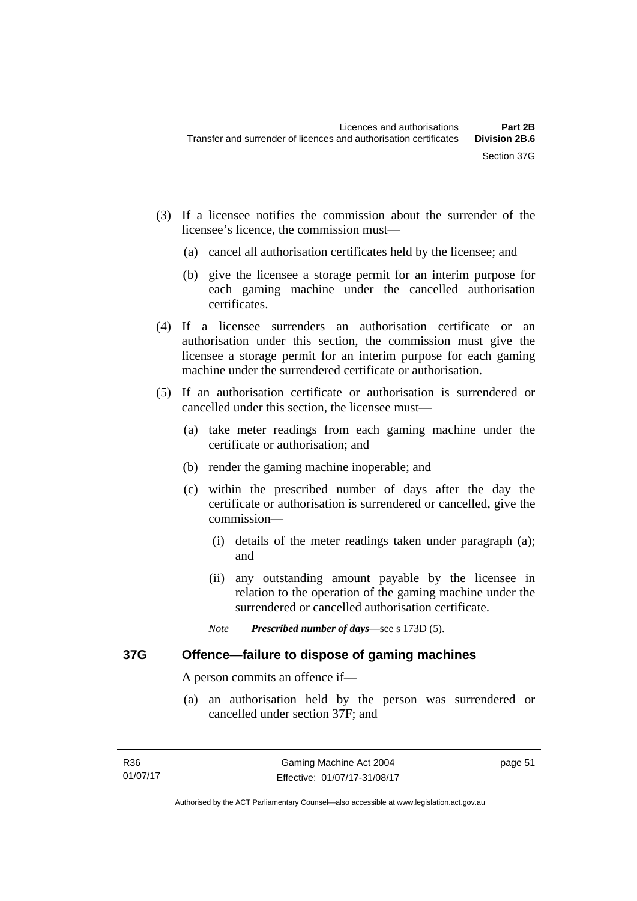(3) If a licensee notifies the commission about the surrender of the licensee's licence, the commission must—

(a) cancel all authorisation certificates held by the licensee; and

(b) give the licensee a storage permit for an interim purpose for each gaming machine under the cancelled authorisation certificates.

(4) If a licensee surrenders an authorisation certificate or an authorisation under this section, the commission must give the licensee a storage permit for an interim purpose for each gaming machine under the surrendered certificate or authorisation.

(5) If an authorisation certificate or authorisation is surrendered or cancelled under this section, the licensee must—

(a) take meter readings from each gaming machine under the certificate or authorisation; and

(b) render the gaming machine inoperable; and

(c) within the prescribed number of days after the day the certificate or authorisation is surrendered or cancelled, give the commission—

(i) details of the meter readings taken under paragraph (a); and

(ii) any outstanding amount payable by the licensee in relation to the operation of the gaming machine under the surrendered or cancelled authorisation certificate.

*Note* ***Prescribed number of days***—see s 173D (5).

### 37G Offence—failure to dispose of gaming machines

A person commits an offence if—

(a) an authorisation held by the person was surrendered or cancelled under section 37F; and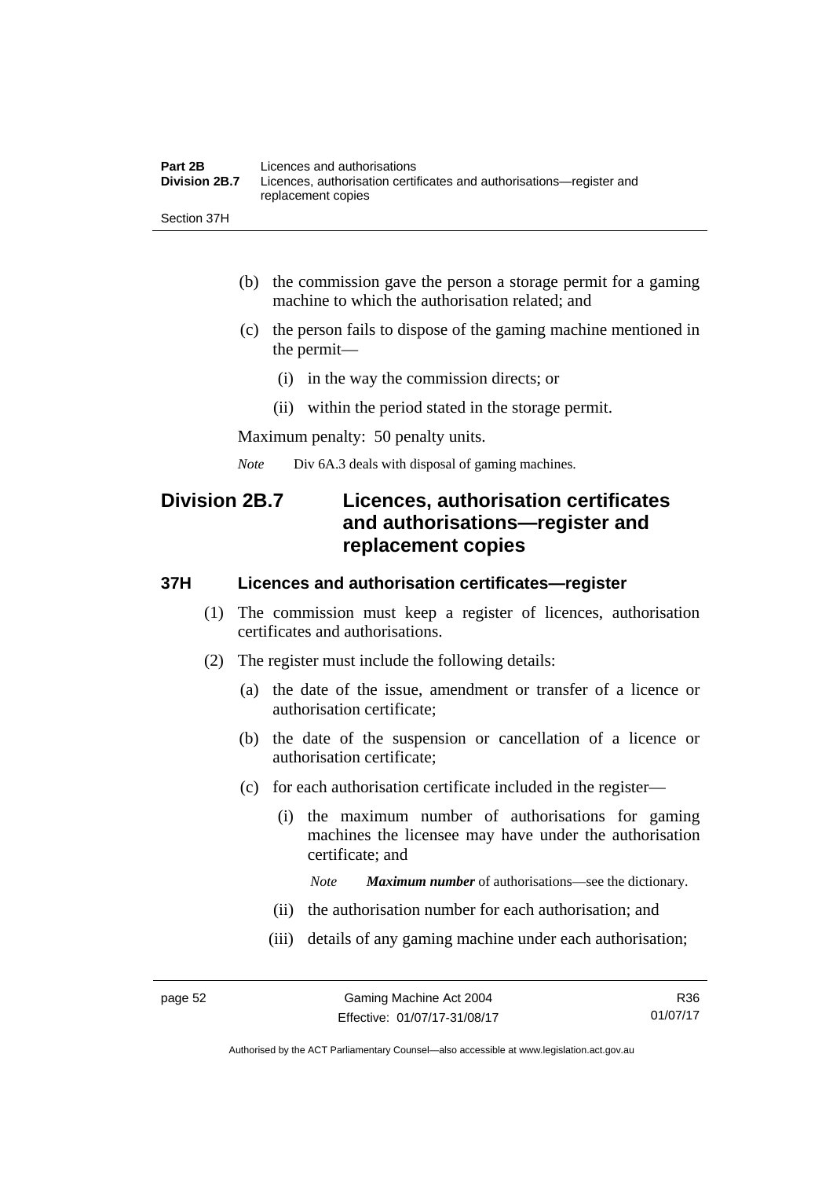(b) the commission gave the person a storage permit for a gaming machine to which the authorisation related; and

(c) the person fails to dispose of the gaming machine mentioned in the permit—

(i) in the way the commission directs; or

(ii) within the period stated in the storage permit.

Maximum penalty: 50 penalty units.

*Note* Div 6A.3 deals with disposal of gaming machines.

## Division 2B.7 Licences, authorisation certificates and authorisations—register and replacement copies

### 37H Licences and authorisation certificates—register

(1) The commission must keep a register of licences, authorisation certificates and authorisations.

(2) The register must include the following details:

(a) the date of the issue, amendment or transfer of a licence or authorisation certificate;

(b) the date of the suspension or cancellation of a licence or authorisation certificate;

(c) for each authorisation certificate included in the register—

(i) the maximum number of authorisations for gaming machines the licensee may have under the authorisation certificate; and

*Note* ***Maximum number*** of authorisations—see the dictionary.

(ii) the authorisation number for each authorisation; and

(iii) details of any gaming machine under each authorisation;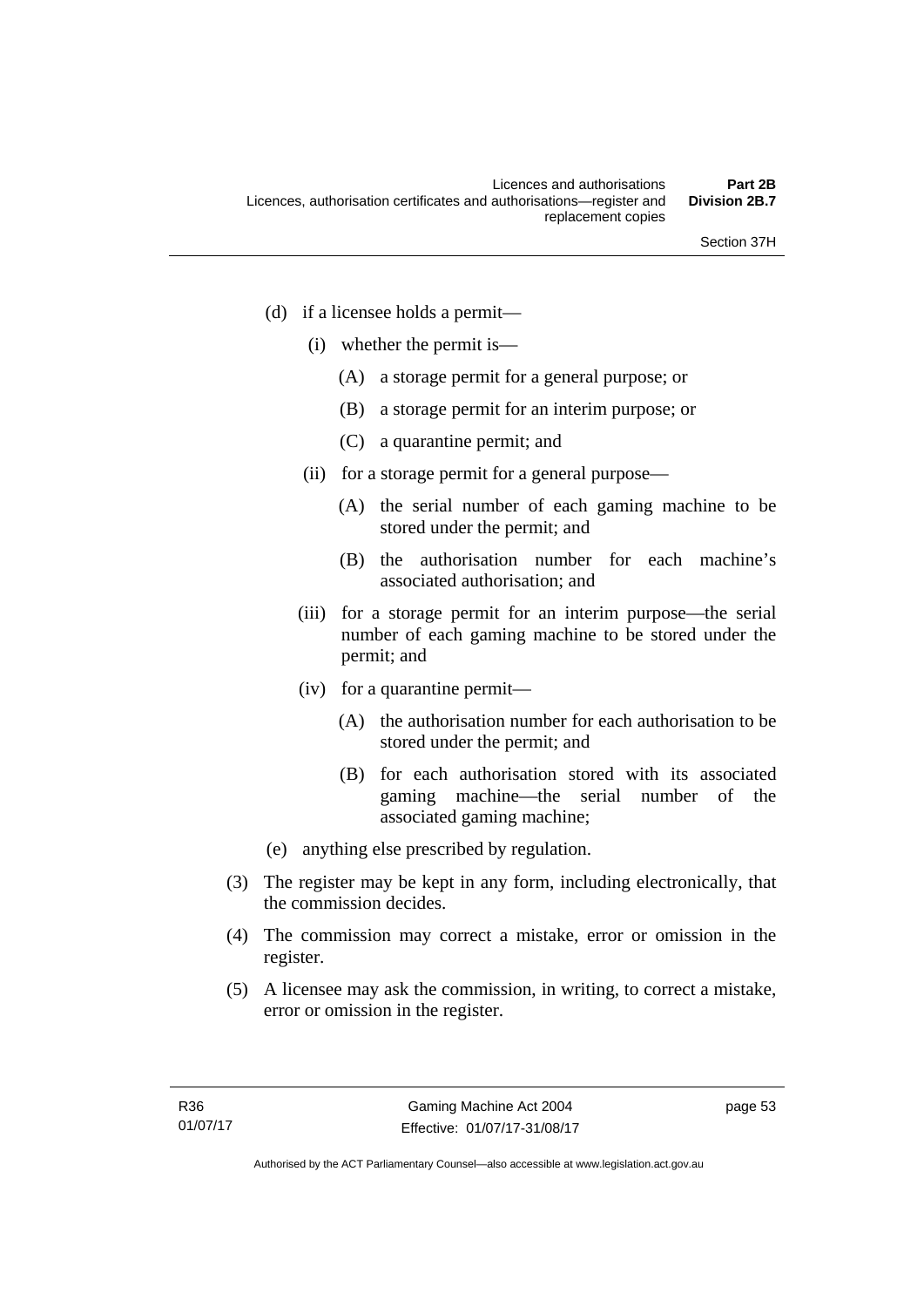(d) if a licensee holds a permit—

  (i) whether the permit is—

    (A) a storage permit for a general purpose; or

    (B) a storage permit for an interim purpose; or

    (C) a quarantine permit; and

  (ii) for a storage permit for a general purpose—

    (A) the serial number of each gaming machine to be stored under the permit; and

    (B) the authorisation number for each machine's associated authorisation; and

  (iii) for a storage permit for an interim purpose—the serial number of each gaming machine to be stored under the permit; and

  (iv) for a quarantine permit—

    (A) the authorisation number for each authorisation to be stored under the permit; and

    (B) for each authorisation stored with its associated gaming machine—the serial number of the associated gaming machine;

(e) anything else prescribed by regulation.

(3) The register may be kept in any form, including electronically, that the commission decides.

(4) The commission may correct a mistake, error or omission in the register.

(5) A licensee may ask the commission, in writing, to correct a mistake, error or omission in the register.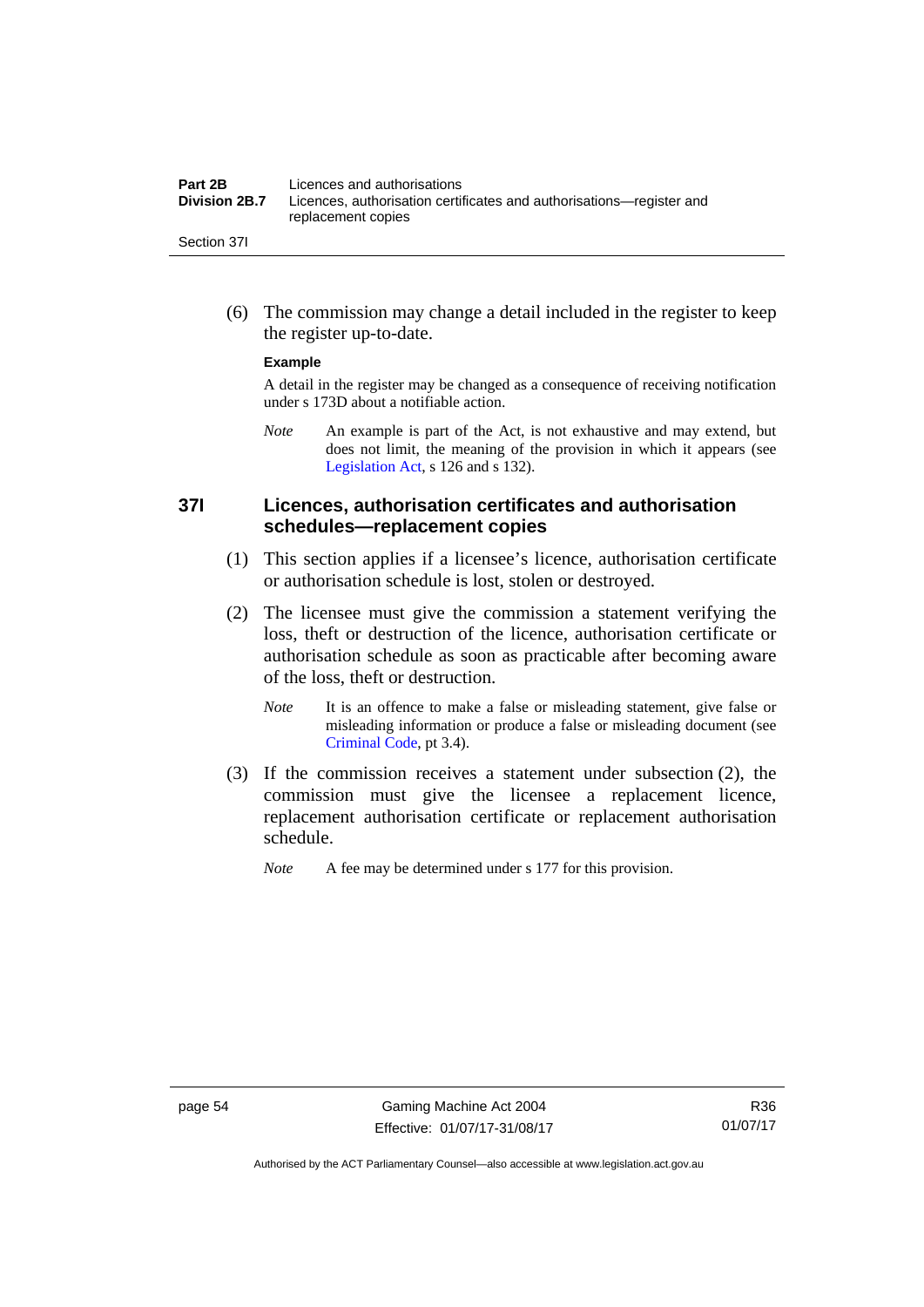(6) The commission may change a detail included in the register to keep the register up-to-date.

**Example**

A detail in the register may be changed as a consequence of receiving notification under s 173D about a notifiable action.

*Note* An example is part of the Act, is not exhaustive and may extend, but does not limit, the meaning of the provision in which it appears (see Legislation Act, s 126 and s 132).

### 37I Licences, authorisation certificates and authorisation schedules—replacement copies

(1) This section applies if a licensee's licence, authorisation certificate or authorisation schedule is lost, stolen or destroyed.

(2) The licensee must give the commission a statement verifying the loss, theft or destruction of the licence, authorisation certificate or authorisation schedule as soon as practicable after becoming aware of the loss, theft or destruction.

*Note* It is an offence to make a false or misleading statement, give false or misleading information or produce a false or misleading document (see Criminal Code, pt 3.4).

(3) If the commission receives a statement under subsection (2), the commission must give the licensee a replacement licence, replacement authorisation certificate or replacement authorisation schedule.

*Note* A fee may be determined under s 177 for this provision.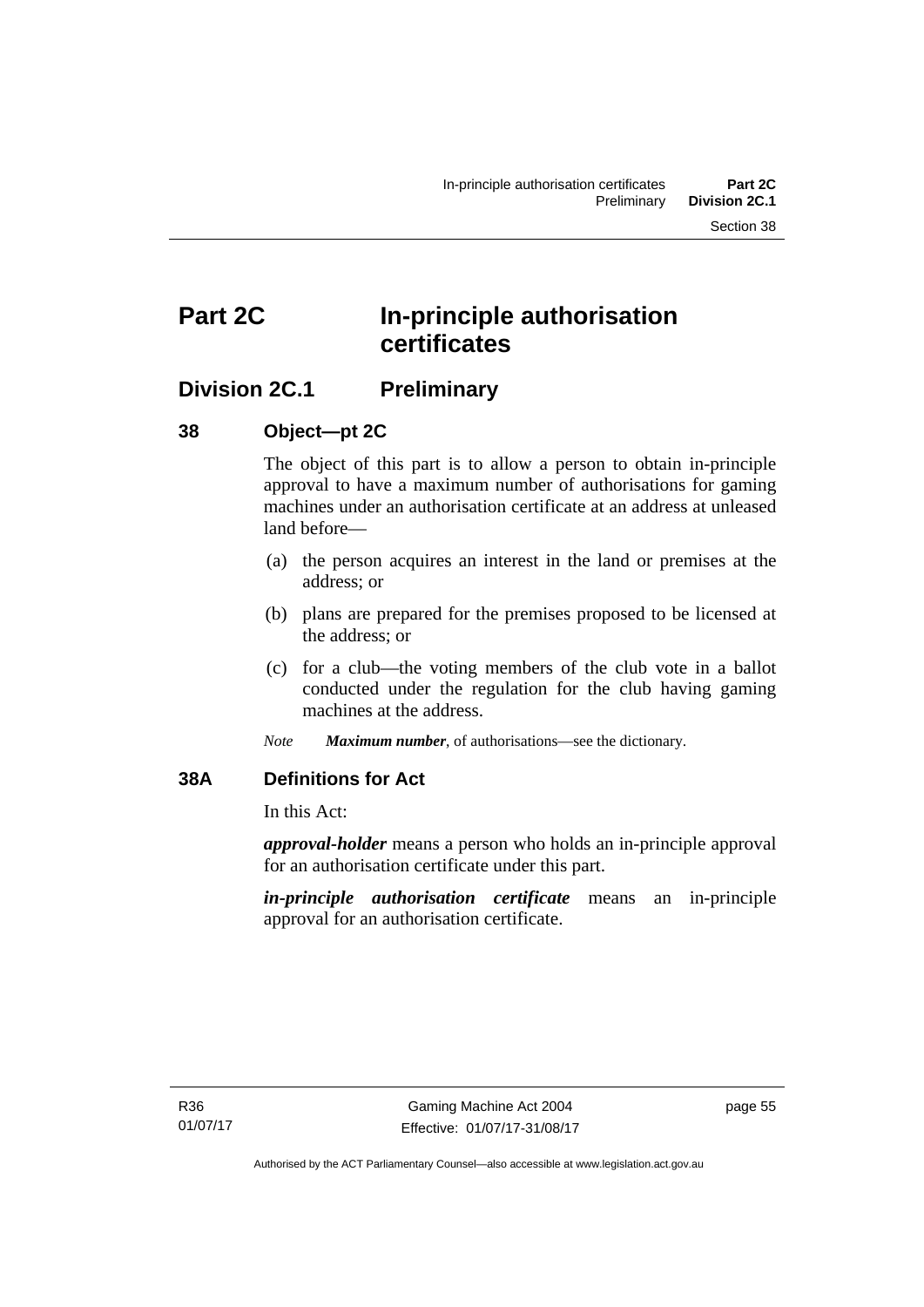# Part 2C In-principle authorisation certificates

## Division 2C.1 Preliminary

### 38 Object—pt 2C

The object of this part is to allow a person to obtain in-principle approval to have a maximum number of authorisations for gaming machines under an authorisation certificate at an address at unleased land before—

(a) the person acquires an interest in the land or premises at the address; or

(b) plans are prepared for the premises proposed to be licensed at the address; or

(c) for a club—the voting members of the club vote in a ballot conducted under the regulation for the club having gaming machines at the address.

*Note* ***Maximum number***, of authorisations—see the dictionary.

### 38A Definitions for Act

In this Act:

***approval-holder*** means a person who holds an in-principle approval for an authorisation certificate under this part.

***in-principle authorisation certificate*** means an in-principle approval for an authorisation certificate.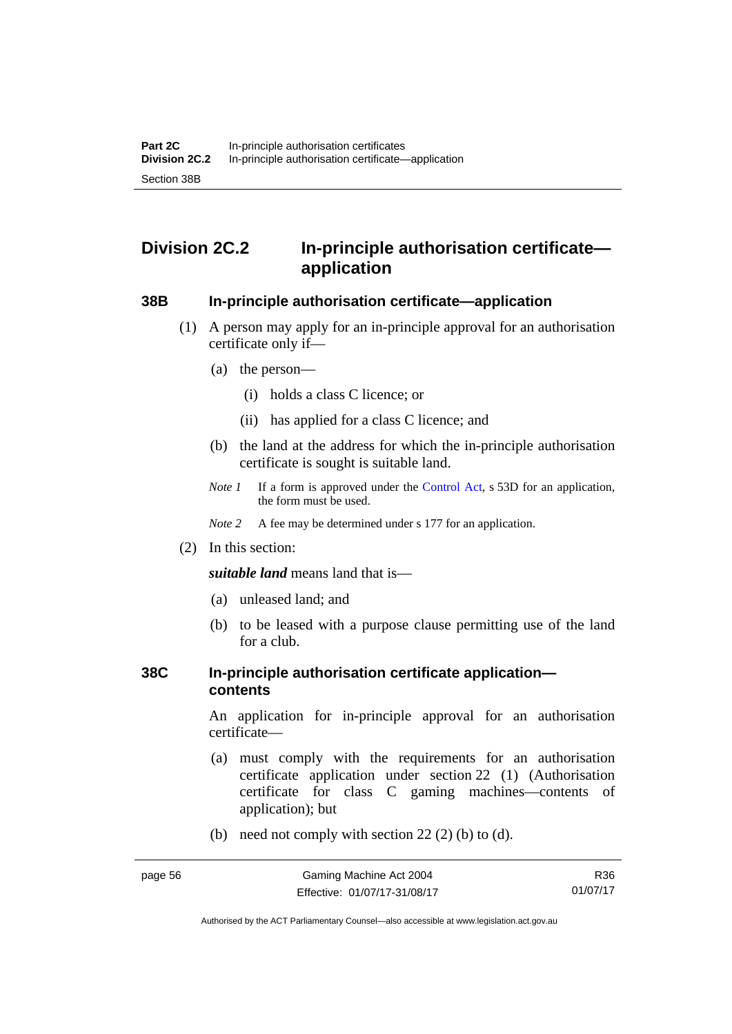## Division 2C.2 In-principle authorisation certificate—application

### 38B In-principle authorisation certificate—application

(1) A person may apply for an in-principle approval for an authorisation certificate only if—

(a) the person—

(i) holds a class C licence; or

(ii) has applied for a class C licence; and

(b) the land at the address for which the in-principle authorisation certificate is sought is suitable land.

*Note 1* If a form is approved under the Control Act, s 53D for an application, the form must be used.

*Note 2* A fee may be determined under s 177 for an application.

(2) In this section:

***suitable land*** means land that is—

(a) unleased land; and

(b) to be leased with a purpose clause permitting use of the land for a club.

### 38C In-principle authorisation certificate application—contents

An application for in-principle approval for an authorisation certificate—

(a) must comply with the requirements for an authorisation certificate application under section 22 (1) (Authorisation certificate for class C gaming machines—contents of application); but

(b) need not comply with section 22 (2) (b) to (d).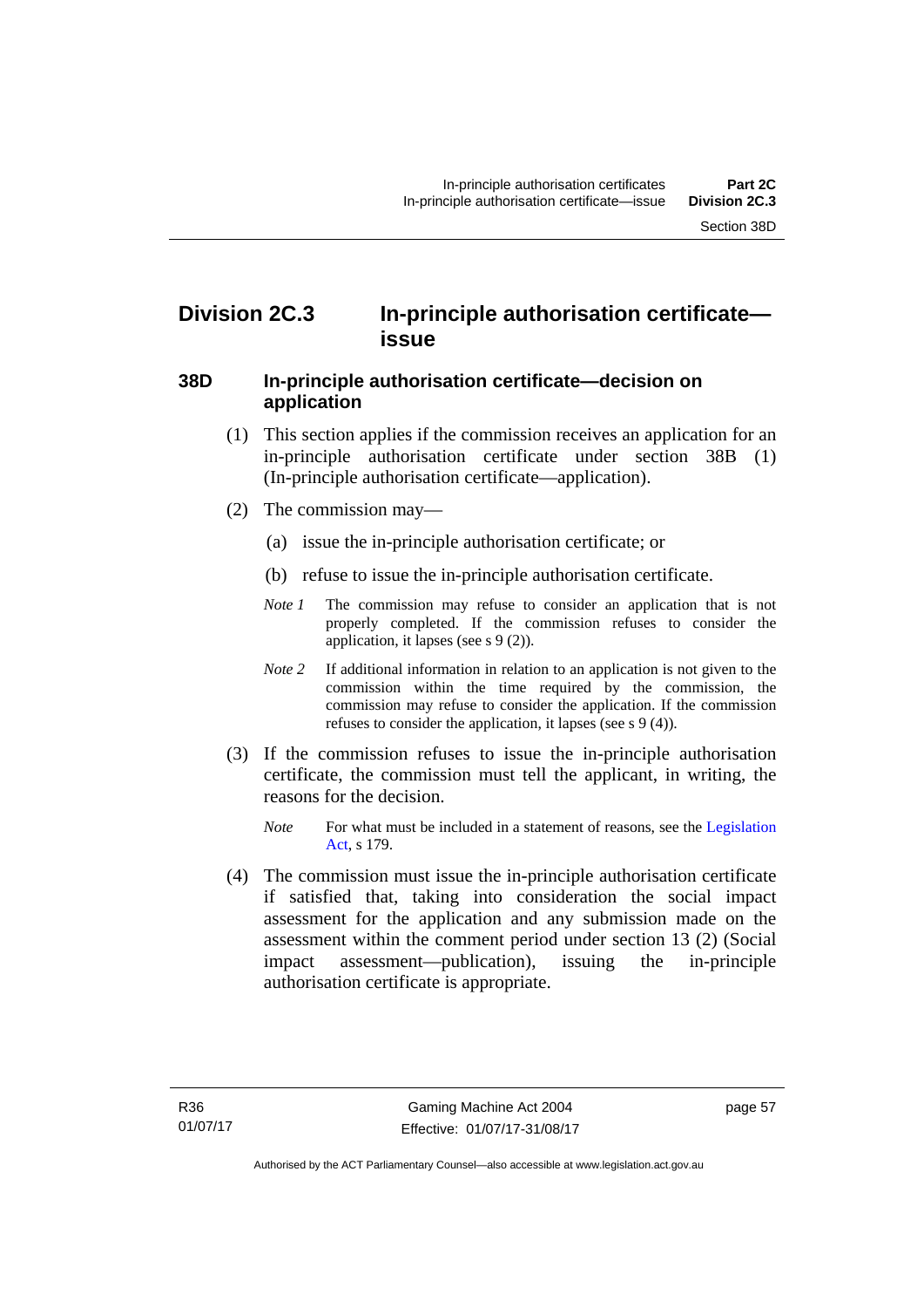## Division 2C.3 In-principle authorisation certificate—issue

### 38D In-principle authorisation certificate—decision on application

(1) This section applies if the commission receives an application for an in-principle authorisation certificate under section 38B (1) (In-principle authorisation certificate—application).

(2) The commission may—

(a) issue the in-principle authorisation certificate; or

(b) refuse to issue the in-principle authorisation certificate.

*Note 1* The commission may refuse to consider an application that is not properly completed. If the commission refuses to consider the application, it lapses (see s 9 (2)).

*Note 2* If additional information in relation to an application is not given to the commission within the time required by the commission, the commission may refuse to consider the application. If the commission refuses to consider the application, it lapses (see s 9 (4)).

(3) If the commission refuses to issue the in-principle authorisation certificate, the commission must tell the applicant, in writing, the reasons for the decision.

*Note* For what must be included in a statement of reasons, see the Legislation Act, s 179.

(4) The commission must issue the in-principle authorisation certificate if satisfied that, taking into consideration the social impact assessment for the application and any submission made on the assessment within the comment period under section 13 (2) (Social impact assessment—publication), issuing the in-principle authorisation certificate is appropriate.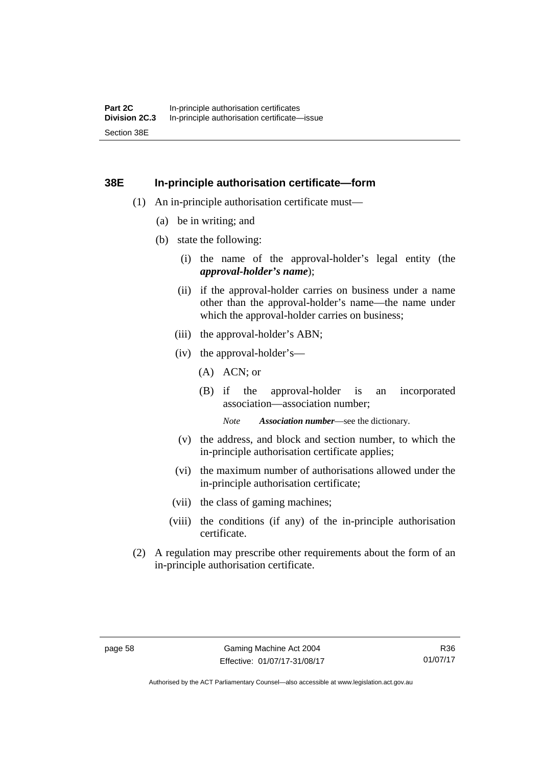## 38E In-principle authorisation certificate—form

(1) An in-principle authorisation certificate must—

(a) be in writing; and

(b) state the following:

(i) the name of the approval-holder's legal entity (the ***approval-holder's name***);

(ii) if the approval-holder carries on business under a name other than the approval-holder's name—the name under which the approval-holder carries on business;

(iii) the approval-holder's ABN;

(iv) the approval-holder's—

(A) ACN; or

(B) if the approval-holder is an incorporated association—association number;

*Note* ***Association number***—see the dictionary.

(v) the address, and block and section number, to which the in-principle authorisation certificate applies;

(vi) the maximum number of authorisations allowed under the in-principle authorisation certificate;

(vii) the class of gaming machines;

(viii) the conditions (if any) of the in-principle authorisation certificate.

(2) A regulation may prescribe other requirements about the form of an in-principle authorisation certificate.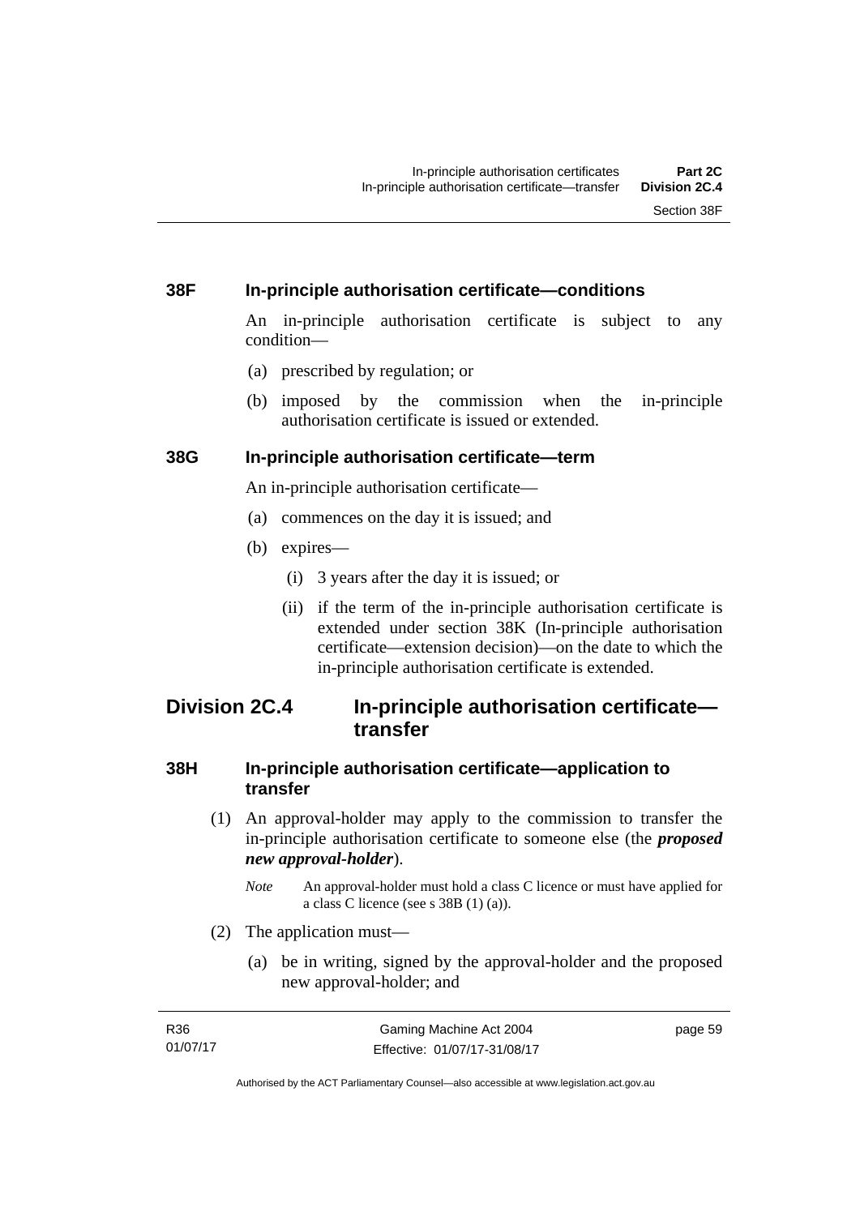### 38F In-principle authorisation certificate—conditions

An in-principle authorisation certificate is subject to any condition—

(a) prescribed by regulation; or

(b) imposed by the commission when the in-principle authorisation certificate is issued or extended.

### 38G In-principle authorisation certificate—term

An in-principle authorisation certificate—

(a) commences on the day it is issued; and

(b) expires—

(i) 3 years after the day it is issued; or

(ii) if the term of the in-principle authorisation certificate is extended under section 38K (In-principle authorisation certificate—extension decision)—on the date to which the in-principle authorisation certificate is extended.

## Division 2C.4 In-principle authorisation certificate—transfer

### 38H In-principle authorisation certificate—application to transfer

(1) An approval-holder may apply to the commission to transfer the in-principle authorisation certificate to someone else (the ***proposed new approval-holder***).

*Note* An approval-holder must hold a class C licence or must have applied for a class C licence (see s 38B (1) (a)).

(2) The application must—

(a) be in writing, signed by the approval-holder and the proposed new approval-holder; and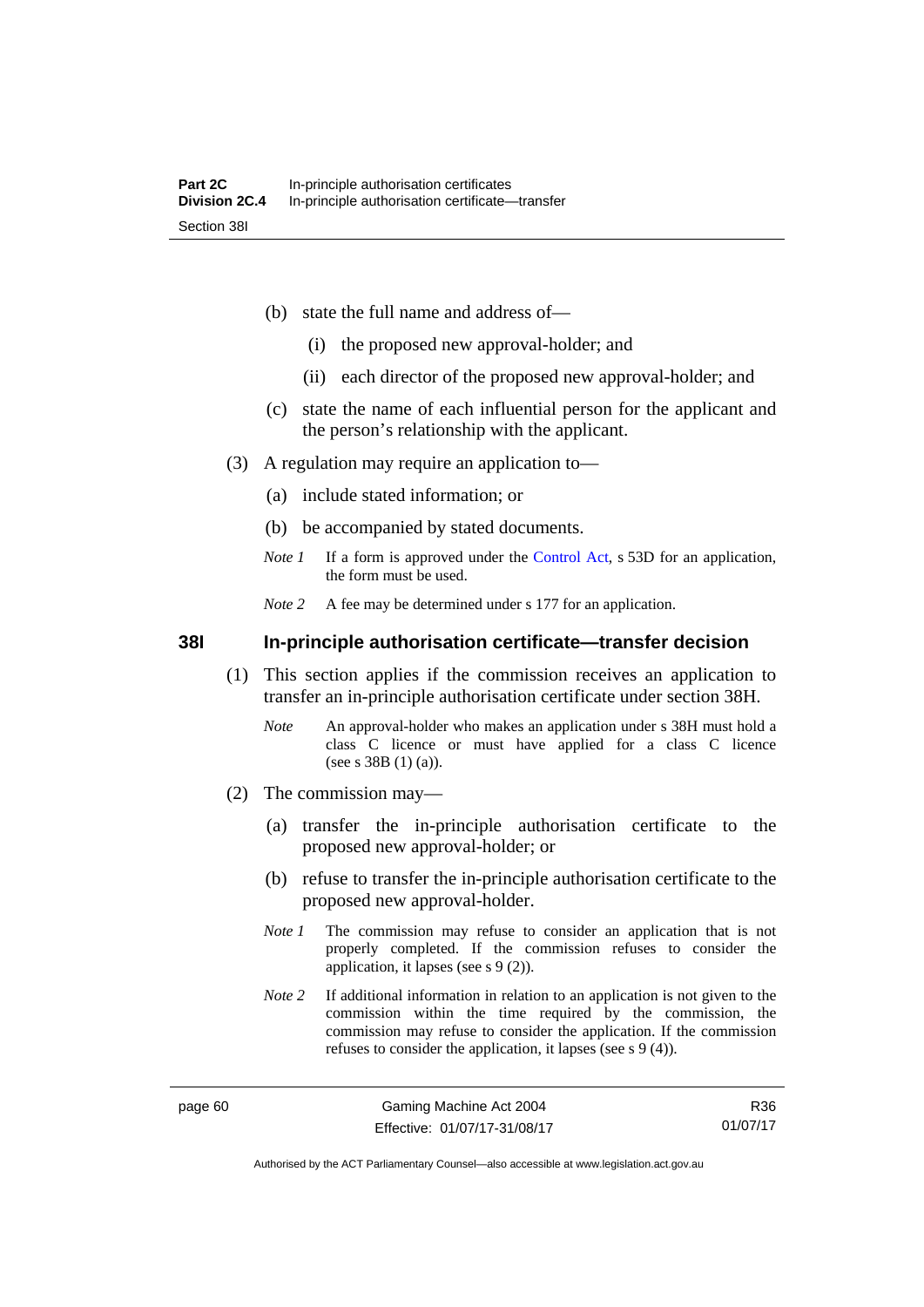(b) state the full name and address of—

(i) the proposed new approval-holder; and

(ii) each director of the proposed new approval-holder; and

(c) state the name of each influential person for the applicant and the person's relationship with the applicant.

(3) A regulation may require an application to—

(a) include stated information; or

(b) be accompanied by stated documents.

*Note 1* If a form is approved under the Control Act, s 53D for an application, the form must be used.

*Note 2* A fee may be determined under s 177 for an application.

## 38I In-principle authorisation certificate—transfer decision

(1) This section applies if the commission receives an application to transfer an in-principle authorisation certificate under section 38H.

*Note* An approval-holder who makes an application under s 38H must hold a class C licence or must have applied for a class C licence (see s 38B (1) (a)).

(2) The commission may—

(a) transfer the in-principle authorisation certificate to the proposed new approval-holder; or

(b) refuse to transfer the in-principle authorisation certificate to the proposed new approval-holder.

*Note 1* The commission may refuse to consider an application that is not properly completed. If the commission refuses to consider the application, it lapses (see s 9 (2)).

*Note 2* If additional information in relation to an application is not given to the commission within the time required by the commission, the commission may refuse to consider the application. If the commission refuses to consider the application, it lapses (see s 9 (4)).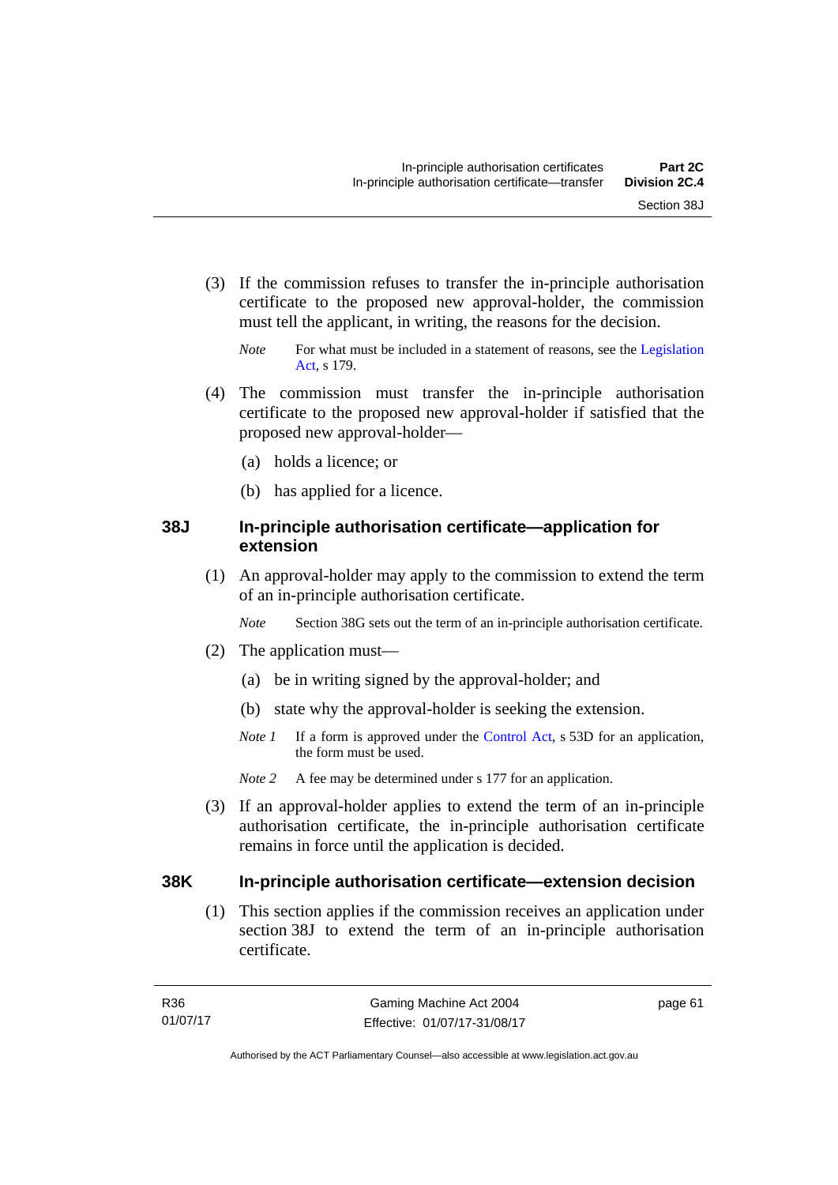(3) If the commission refuses to transfer the in-principle authorisation certificate to the proposed new approval-holder, the commission must tell the applicant, in writing, the reasons for the decision.

*Note* For what must be included in a statement of reasons, see the Legislation Act, s 179.

(4) The commission must transfer the in-principle authorisation certificate to the proposed new approval-holder if satisfied that the proposed new approval-holder—

(a) holds a licence; or

(b) has applied for a licence.

## 38J In-principle authorisation certificate—application for extension

(1) An approval-holder may apply to the commission to extend the term of an in-principle authorisation certificate.

*Note* Section 38G sets out the term of an in-principle authorisation certificate.

(2) The application must—

(a) be in writing signed by the approval-holder; and

(b) state why the approval-holder is seeking the extension.

*Note 1* If a form is approved under the Control Act, s 53D for an application, the form must be used.

*Note 2* A fee may be determined under s 177 for an application.

(3) If an approval-holder applies to extend the term of an in-principle authorisation certificate, the in-principle authorisation certificate remains in force until the application is decided.

## 38K In-principle authorisation certificate—extension decision

(1) This section applies if the commission receives an application under section 38J to extend the term of an in-principle authorisation certificate.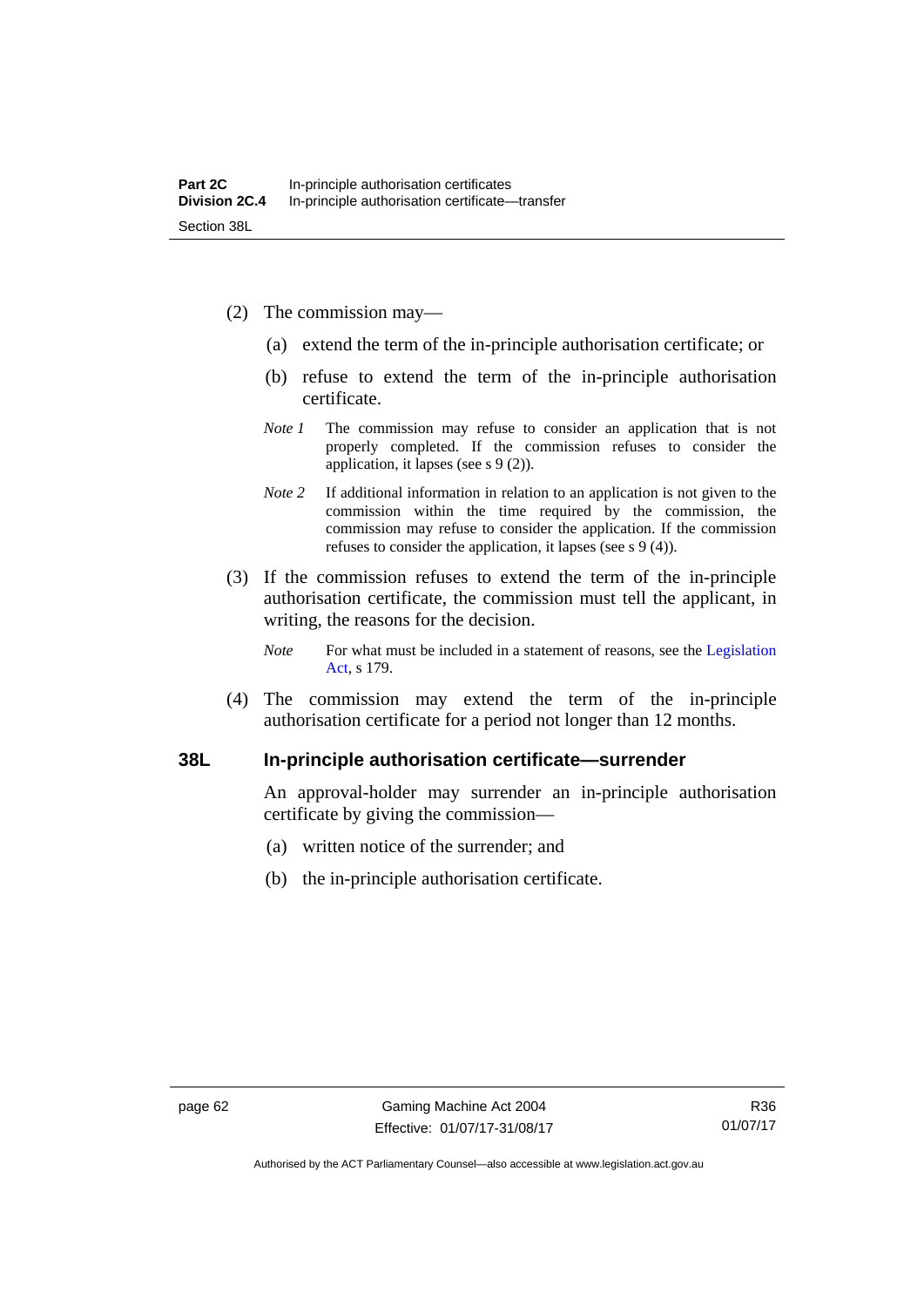(2) The commission may—

(a) extend the term of the in-principle authorisation certificate; or

(b) refuse to extend the term of the in-principle authorisation certificate.

*Note 1* The commission may refuse to consider an application that is not properly completed. If the commission refuses to consider the application, it lapses (see s 9 (2)).

*Note 2* If additional information in relation to an application is not given to the commission within the time required by the commission, the commission may refuse to consider the application. If the commission refuses to consider the application, it lapses (see s 9 (4)).

(3) If the commission refuses to extend the term of the in-principle authorisation certificate, the commission must tell the applicant, in writing, the reasons for the decision.

*Note* For what must be included in a statement of reasons, see the Legislation Act, s 179.

(4) The commission may extend the term of the in-principle authorisation certificate for a period not longer than 12 months.

### 38L In-principle authorisation certificate—surrender

An approval-holder may surrender an in-principle authorisation certificate by giving the commission—

(a) written notice of the surrender; and

(b) the in-principle authorisation certificate.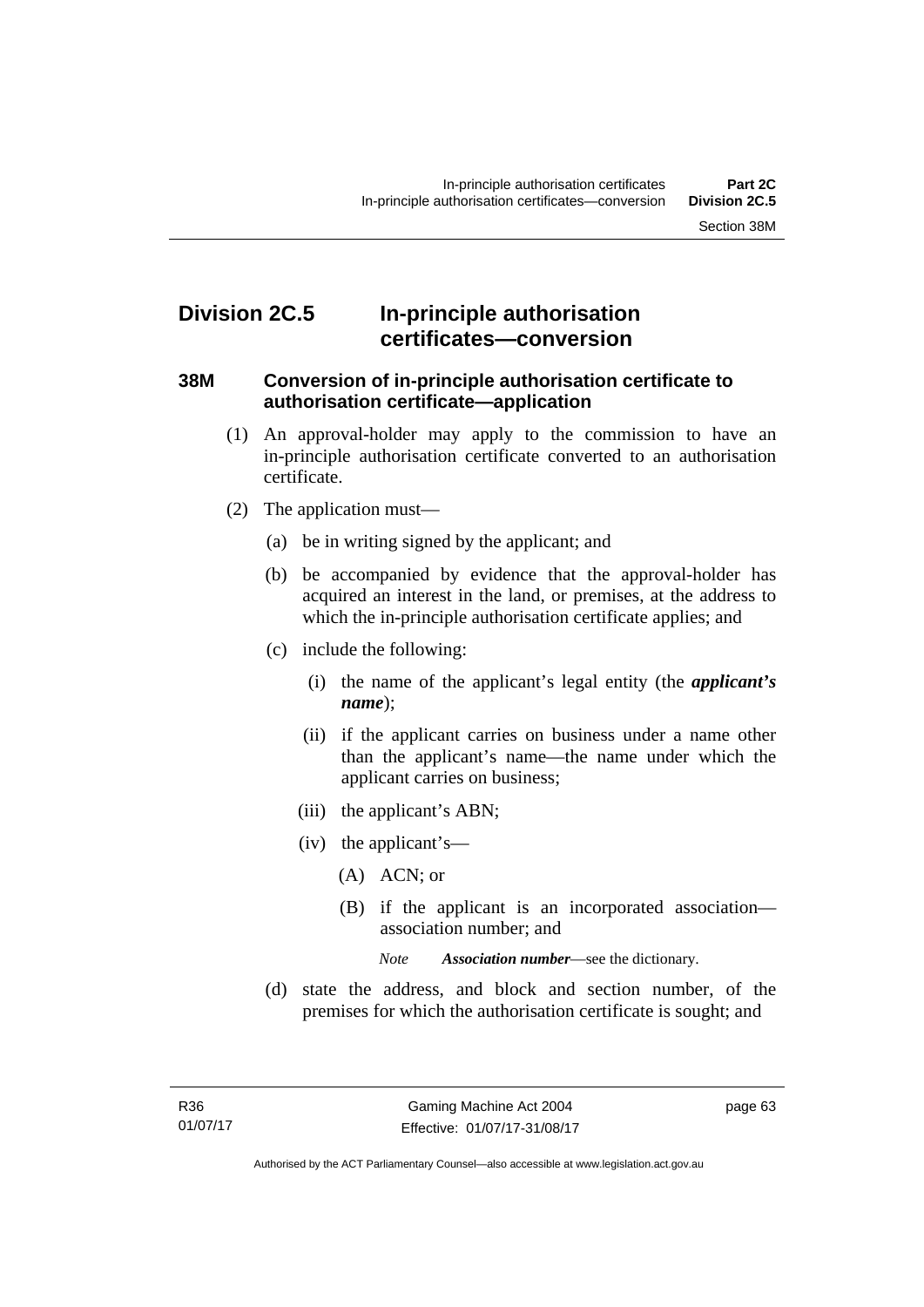## Division 2C.5 In-principle authorisation certificates—conversion

### 38M Conversion of in-principle authorisation certificate to authorisation certificate—application

(1) An approval-holder may apply to the commission to have an in-principle authorisation certificate converted to an authorisation certificate.

(2) The application must—

(a) be in writing signed by the applicant; and

(b) be accompanied by evidence that the approval-holder has acquired an interest in the land, or premises, at the address to which the in-principle authorisation certificate applies; and

(c) include the following:

(i) the name of the applicant's legal entity (the ***applicant's name***);

(ii) if the applicant carries on business under a name other than the applicant's name—the name under which the applicant carries on business;

(iii) the applicant's ABN;

(iv) the applicant's—

(A) ACN; or

(B) if the applicant is an incorporated association—association number; and

*Note* ***Association number***—see the dictionary.

(d) state the address, and block and section number, of the premises for which the authorisation certificate is sought; and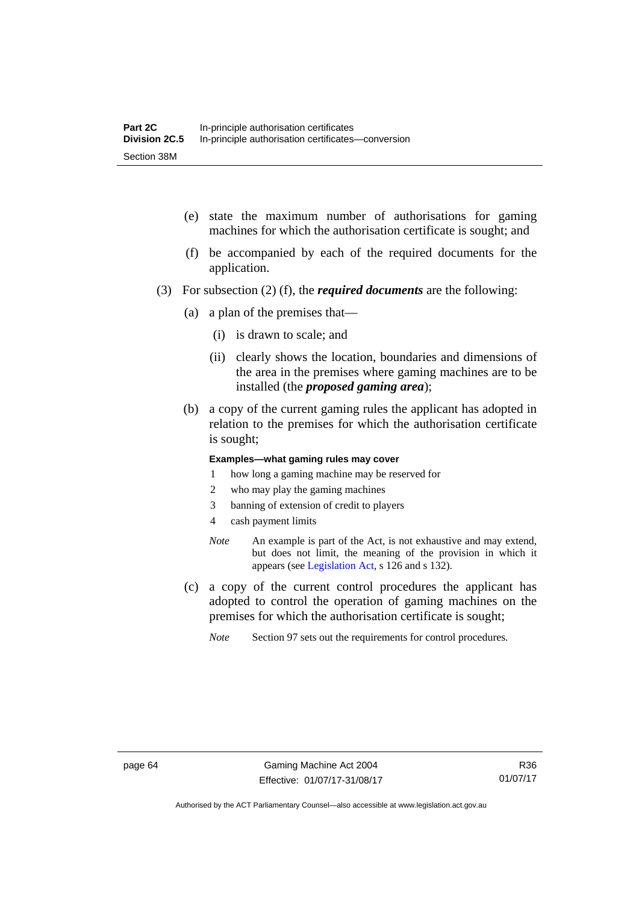(e) state the maximum number of authorisations for gaming machines for which the authorisation certificate is sought; and

(f) be accompanied by each of the required documents for the application.

(3) For subsection (2) (f), the ***required documents*** are the following:

(a) a plan of the premises that—

(i) is drawn to scale; and

(ii) clearly shows the location, boundaries and dimensions of the area in the premises where gaming machines are to be installed (the ***proposed gaming area***);

(b) a copy of the current gaming rules the applicant has adopted in relation to the premises for which the authorisation certificate is sought;

**Examples—what gaming rules may cover**

1 how long a gaming machine may be reserved for
2 who may play the gaming machines
3 banning of extension of credit to players
4 cash payment limits

*Note* An example is part of the Act, is not exhaustive and may extend, but does not limit, the meaning of the provision in which it appears (see Legislation Act, s 126 and s 132).

(c) a copy of the current control procedures the applicant has adopted to control the operation of gaming machines on the premises for which the authorisation certificate is sought;

*Note* Section 97 sets out the requirements for control procedures.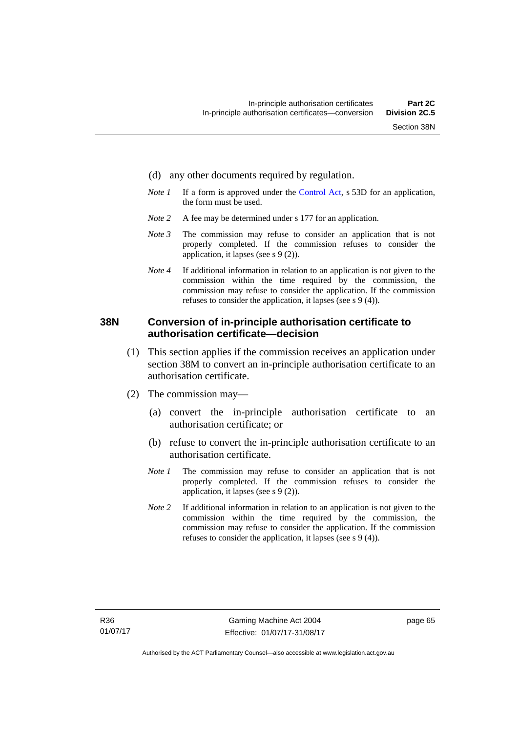(d) any other documents required by regulation.

*Note 1* If a form is approved under the Control Act, s 53D for an application, the form must be used.

*Note 2* A fee may be determined under s 177 for an application.

*Note 3* The commission may refuse to consider an application that is not properly completed. If the commission refuses to consider the application, it lapses (see s 9 (2)).

*Note 4* If additional information in relation to an application is not given to the commission within the time required by the commission, the commission may refuse to consider the application. If the commission refuses to consider the application, it lapses (see s 9 (4)).

### 38N Conversion of in-principle authorisation certificate to authorisation certificate—decision

(1) This section applies if the commission receives an application under section 38M to convert an in-principle authorisation certificate to an authorisation certificate.

(2) The commission may—

(a) convert the in-principle authorisation certificate to an authorisation certificate; or

(b) refuse to convert the in-principle authorisation certificate to an authorisation certificate.

*Note 1* The commission may refuse to consider an application that is not properly completed. If the commission refuses to consider the application, it lapses (see s 9 (2)).

*Note 2* If additional information in relation to an application is not given to the commission within the time required by the commission, the commission may refuse to consider the application. If the commission refuses to consider the application, it lapses (see s 9 (4)).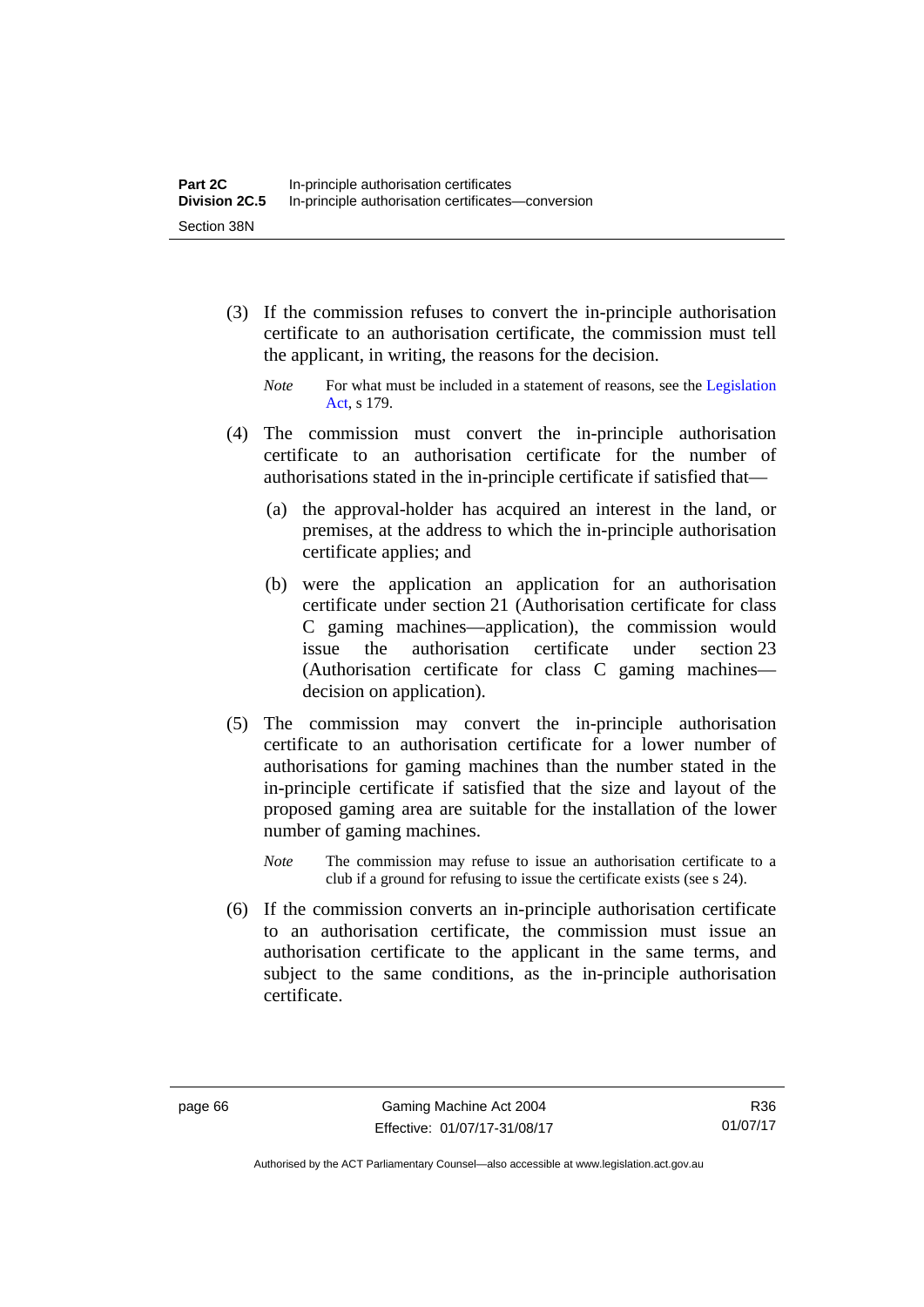(3) If the commission refuses to convert the in-principle authorisation certificate to an authorisation certificate, the commission must tell the applicant, in writing, the reasons for the decision.

*Note* For what must be included in a statement of reasons, see the Legislation Act, s 179.

(4) The commission must convert the in-principle authorisation certificate to an authorisation certificate for the number of authorisations stated in the in-principle certificate if satisfied that—

(a) the approval-holder has acquired an interest in the land, or premises, at the address to which the in-principle authorisation certificate applies; and

(b) were the application an application for an authorisation certificate under section 21 (Authorisation certificate for class C gaming machines—application), the commission would issue the authorisation certificate under section 23 (Authorisation certificate for class C gaming machines—decision on application).

(5) The commission may convert the in-principle authorisation certificate to an authorisation certificate for a lower number of authorisations for gaming machines than the number stated in the in-principle certificate if satisfied that the size and layout of the proposed gaming area are suitable for the installation of the lower number of gaming machines.

*Note* The commission may refuse to issue an authorisation certificate to a club if a ground for refusing to issue the certificate exists (see s 24).

(6) If the commission converts an in-principle authorisation certificate to an authorisation certificate, the commission must issue an authorisation certificate to the applicant in the same terms, and subject to the same conditions, as the in-principle authorisation certificate.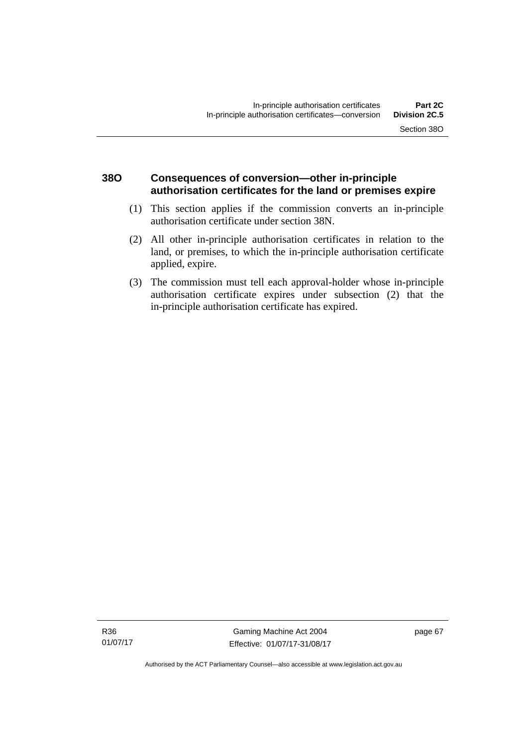## 38O Consequences of conversion—other in-principle authorisation certificates for the land or premises expire

(1) This section applies if the commission converts an in-principle authorisation certificate under section 38N.

(2) All other in-principle authorisation certificates in relation to the land, or premises, to which the in-principle authorisation certificate applied, expire.

(3) The commission must tell each approval-holder whose in-principle authorisation certificate expires under subsection (2) that the in-principle authorisation certificate has expired.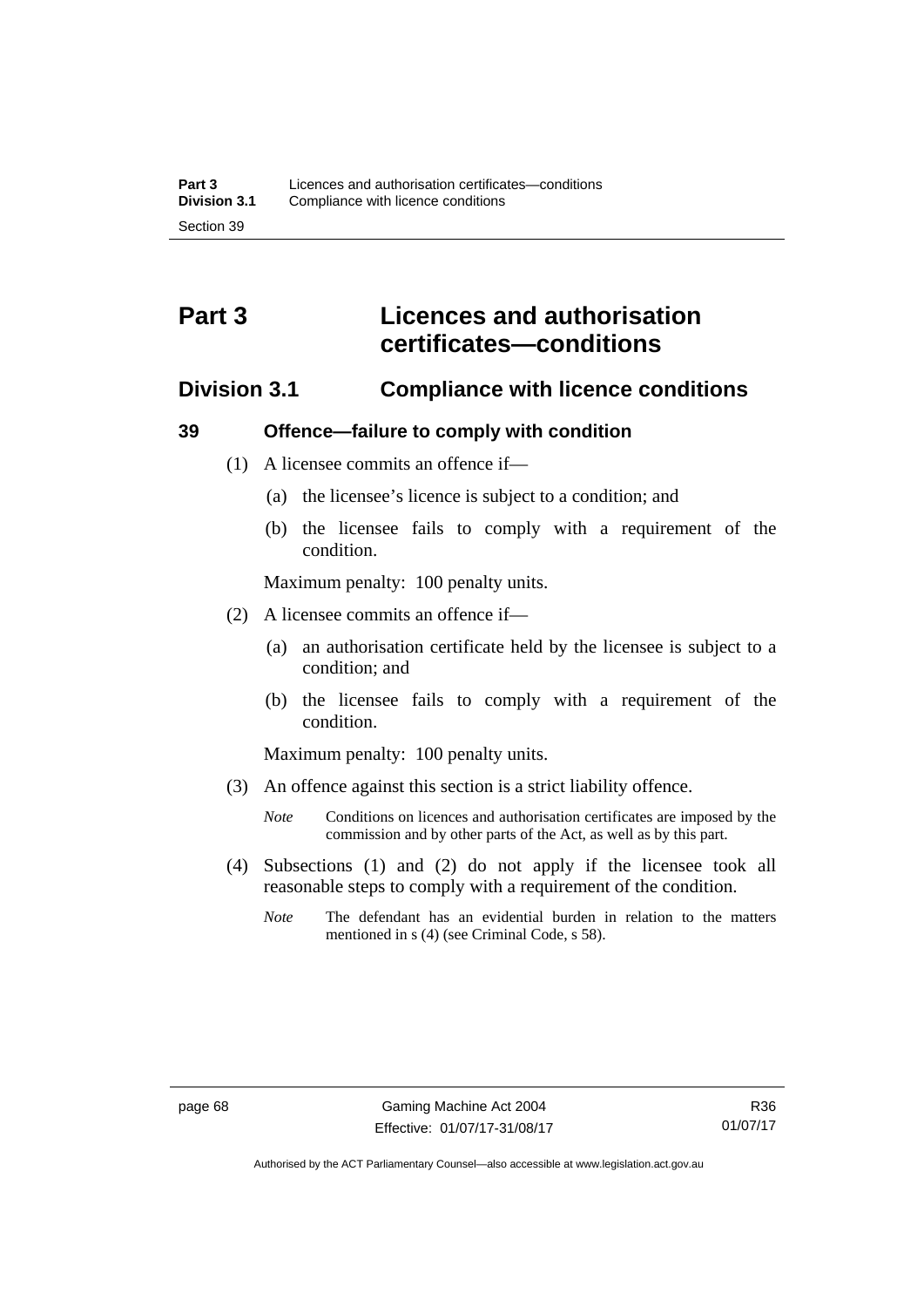# Part 3 Licences and authorisation certificates—conditions

## Division 3.1 Compliance with licence conditions

### 39 Offence—failure to comply with condition

(1) A licensee commits an offence if—

(a) the licensee's licence is subject to a condition; and

(b) the licensee fails to comply with a requirement of the condition.

Maximum penalty: 100 penalty units.

(2) A licensee commits an offence if—

(a) an authorisation certificate held by the licensee is subject to a condition; and

(b) the licensee fails to comply with a requirement of the condition.

Maximum penalty: 100 penalty units.

(3) An offence against this section is a strict liability offence.

*Note* Conditions on licences and authorisation certificates are imposed by the commission and by other parts of the Act, as well as by this part.

(4) Subsections (1) and (2) do not apply if the licensee took all reasonable steps to comply with a requirement of the condition.

*Note* The defendant has an evidential burden in relation to the matters mentioned in s (4) (see Criminal Code, s 58).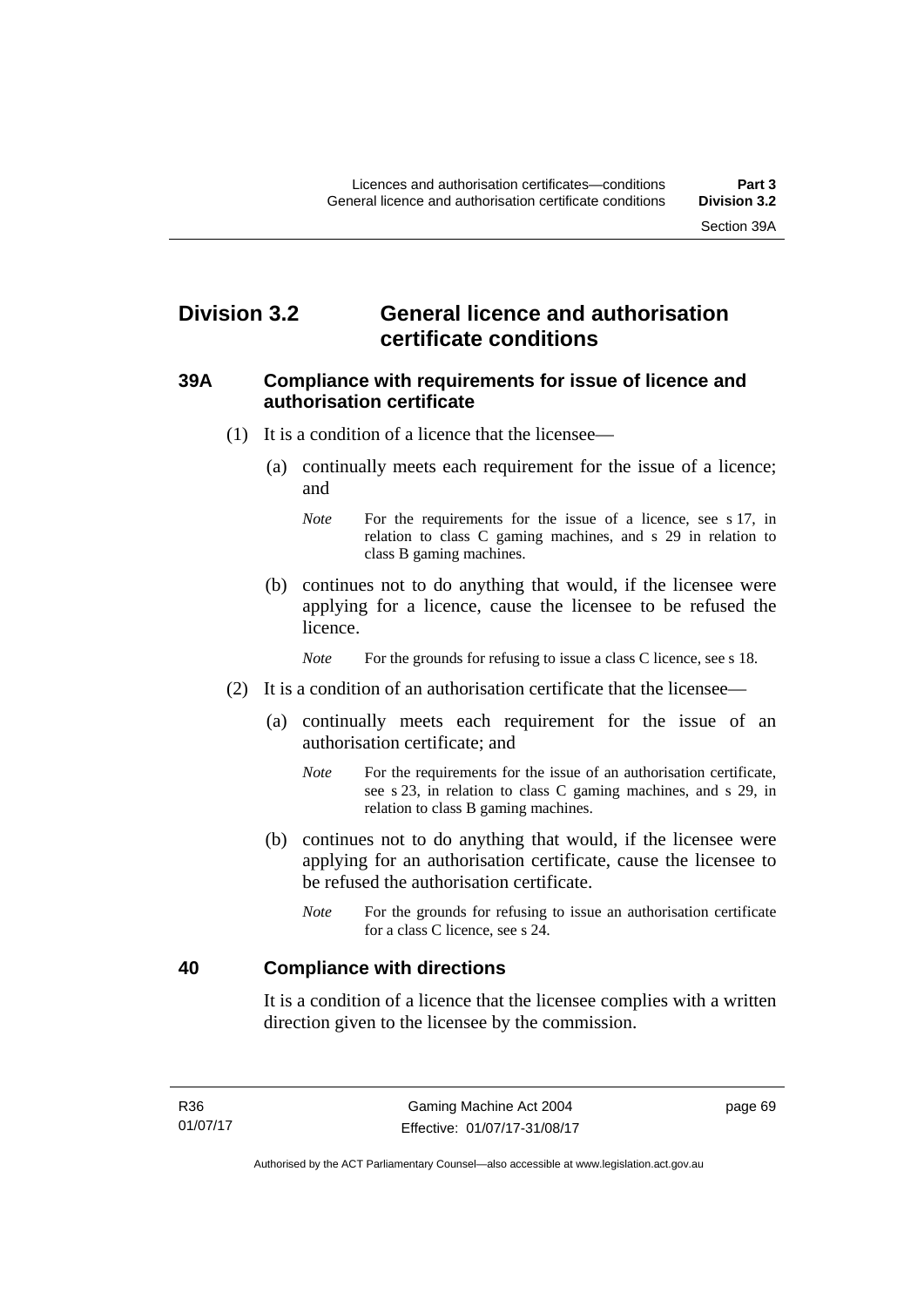## Division 3.2 General licence and authorisation certificate conditions

### 39A Compliance with requirements for issue of licence and authorisation certificate

(1) It is a condition of a licence that the licensee—

(a) continually meets each requirement for the issue of a licence; and

*Note* For the requirements for the issue of a licence, see s 17, in relation to class C gaming machines, and s 29 in relation to class B gaming machines.

(b) continues not to do anything that would, if the licensee were applying for a licence, cause the licensee to be refused the licence.

*Note* For the grounds for refusing to issue a class C licence, see s 18.

(2) It is a condition of an authorisation certificate that the licensee—

(a) continually meets each requirement for the issue of an authorisation certificate; and

*Note* For the requirements for the issue of an authorisation certificate, see s 23, in relation to class C gaming machines, and s 29, in relation to class B gaming machines.

(b) continues not to do anything that would, if the licensee were applying for an authorisation certificate, cause the licensee to be refused the authorisation certificate.

*Note* For the grounds for refusing to issue an authorisation certificate for a class C licence, see s 24.

### 40 Compliance with directions

It is a condition of a licence that the licensee complies with a written direction given to the licensee by the commission.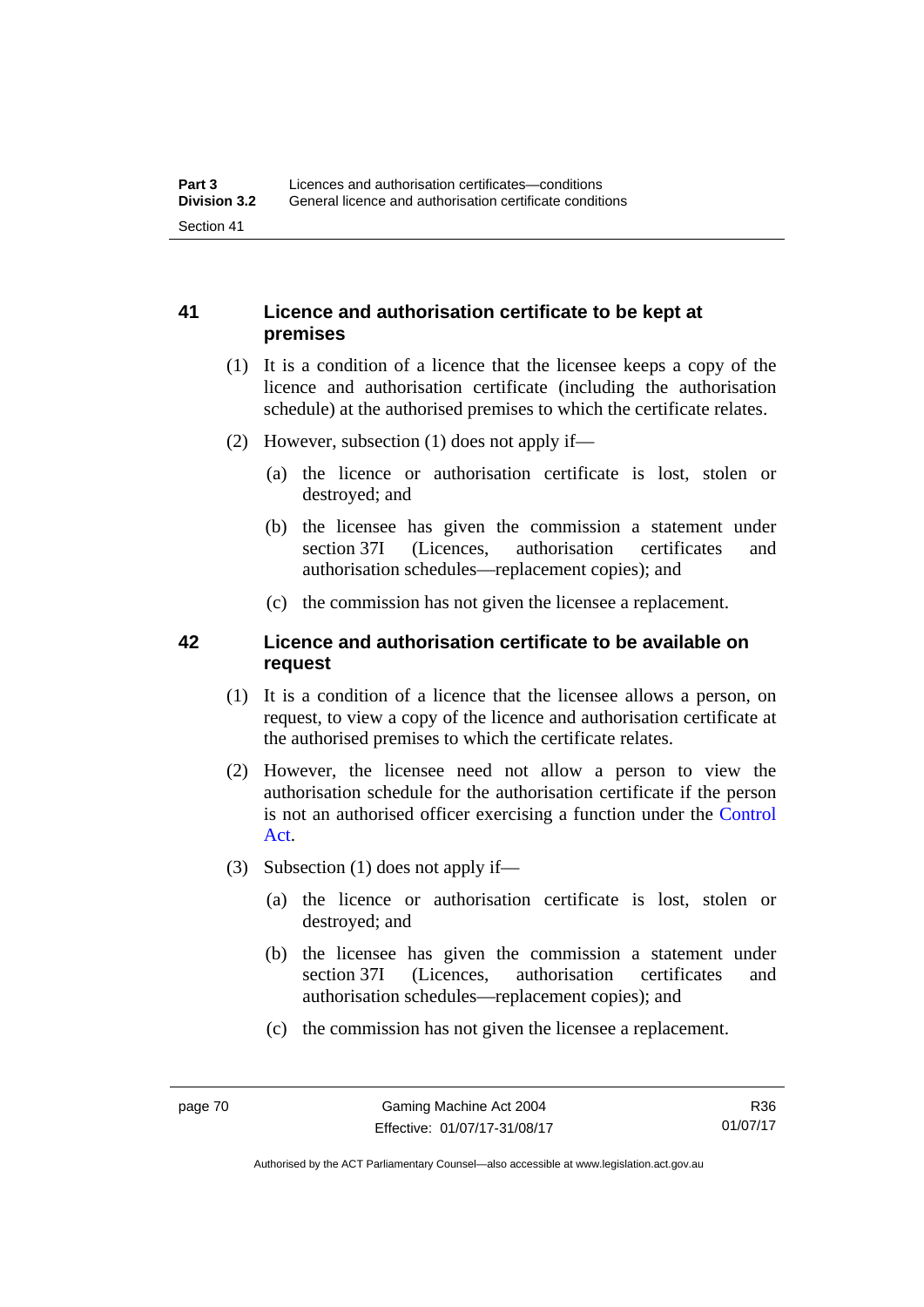## 41 Licence and authorisation certificate to be kept at premises

(1) It is a condition of a licence that the licensee keeps a copy of the licence and authorisation certificate (including the authorisation schedule) at the authorised premises to which the certificate relates.

(2) However, subsection (1) does not apply if—

(a) the licence or authorisation certificate is lost, stolen or destroyed; and

(b) the licensee has given the commission a statement under section 37I (Licences, authorisation certificates and authorisation schedules—replacement copies); and

(c) the commission has not given the licensee a replacement.

## 42 Licence and authorisation certificate to be available on request

(1) It is a condition of a licence that the licensee allows a person, on request, to view a copy of the licence and authorisation certificate at the authorised premises to which the certificate relates.

(2) However, the licensee need not allow a person to view the authorisation schedule for the authorisation certificate if the person is not an authorised officer exercising a function under the Control Act.

(3) Subsection (1) does not apply if—

(a) the licence or authorisation certificate is lost, stolen or destroyed; and

(b) the licensee has given the commission a statement under section 37I (Licences, authorisation certificates and authorisation schedules—replacement copies); and

(c) the commission has not given the licensee a replacement.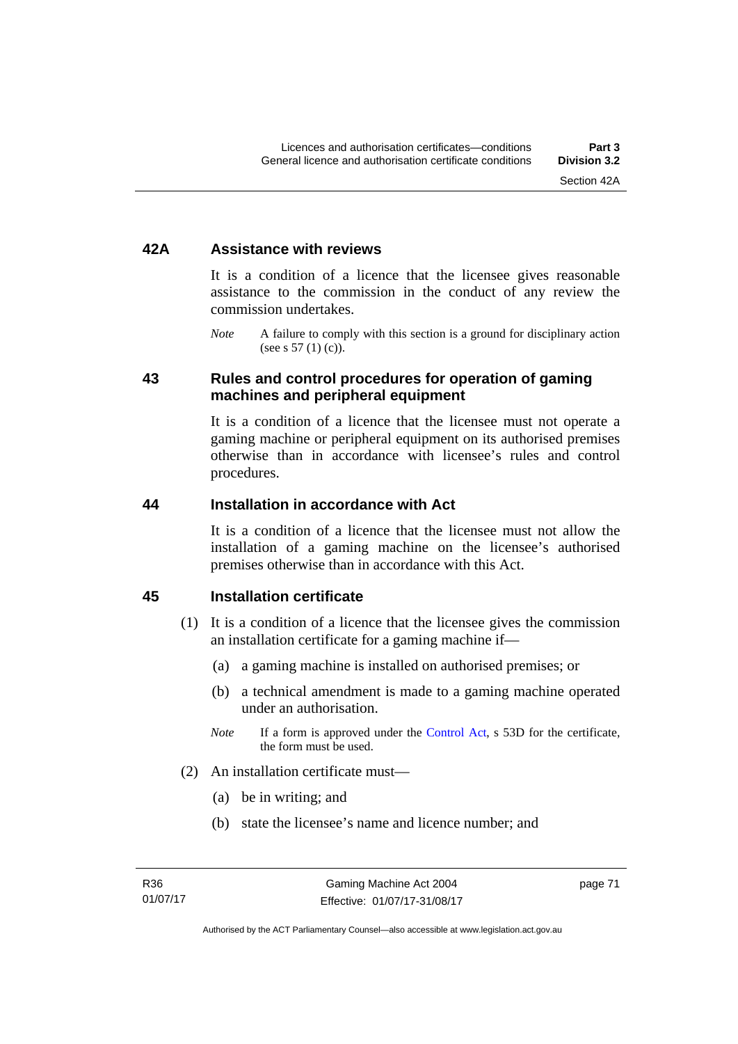## 42A Assistance with reviews

It is a condition of a licence that the licensee gives reasonable assistance to the commission in the conduct of any review the commission undertakes.

*Note* A failure to comply with this section is a ground for disciplinary action (see s 57 (1) (c)).

## 43 Rules and control procedures for operation of gaming machines and peripheral equipment

It is a condition of a licence that the licensee must not operate a gaming machine or peripheral equipment on its authorised premises otherwise than in accordance with licensee's rules and control procedures.

## 44 Installation in accordance with Act

It is a condition of a licence that the licensee must not allow the installation of a gaming machine on the licensee's authorised premises otherwise than in accordance with this Act.

## 45 Installation certificate

(1) It is a condition of a licence that the licensee gives the commission an installation certificate for a gaming machine if—

(a) a gaming machine is installed on authorised premises; or

(b) a technical amendment is made to a gaming machine operated under an authorisation.

*Note* If a form is approved under the Control Act, s 53D for the certificate, the form must be used.

(2) An installation certificate must—

(a) be in writing; and

(b) state the licensee's name and licence number; and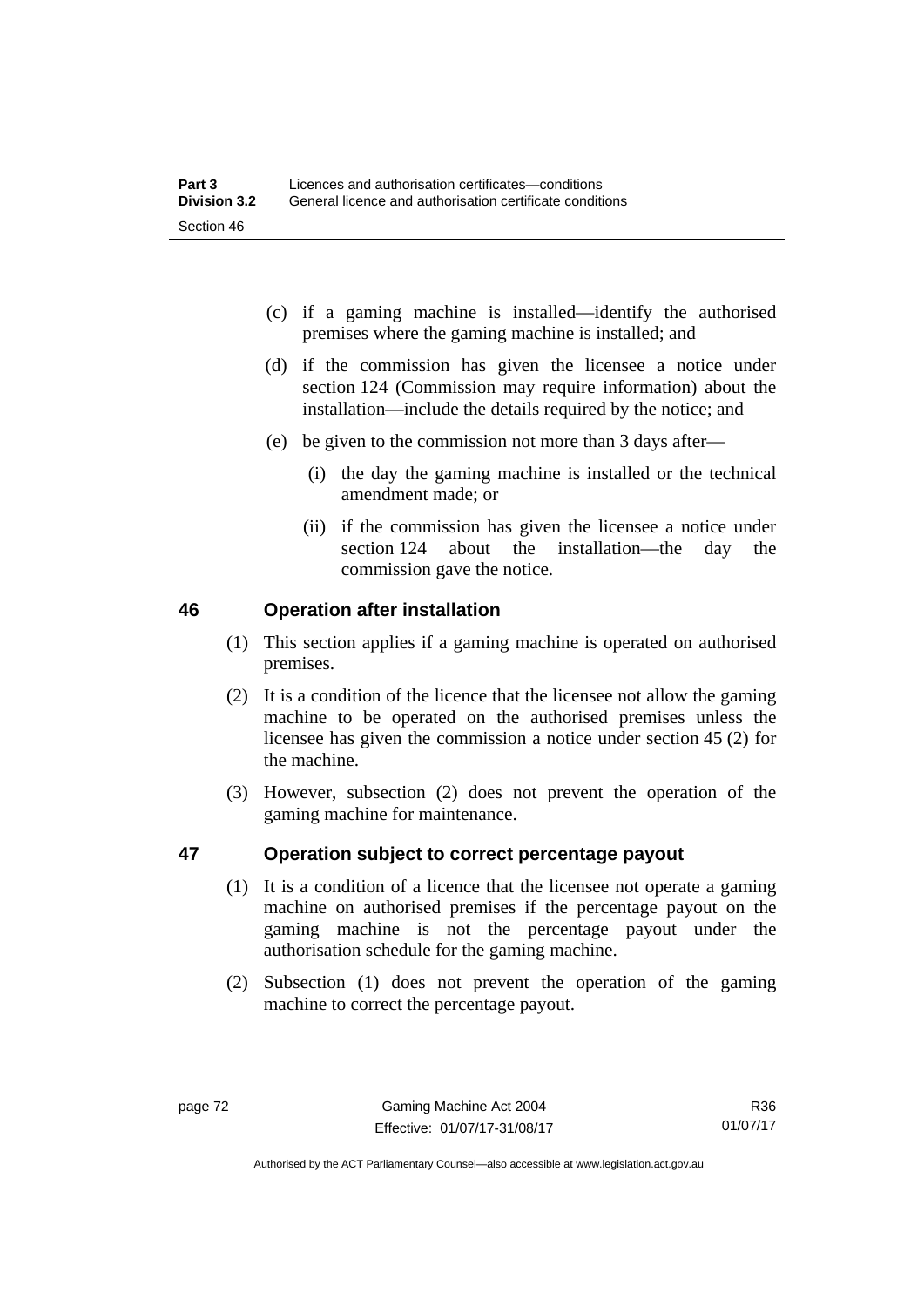(c) if a gaming machine is installed—identify the authorised premises where the gaming machine is installed; and

(d) if the commission has given the licensee a notice under section 124 (Commission may require information) about the installation—include the details required by the notice; and

(e) be given to the commission not more than 3 days after—

(i) the day the gaming machine is installed or the technical amendment made; or

(ii) if the commission has given the licensee a notice under section 124 about the installation—the day the commission gave the notice.

## 46 Operation after installation

(1) This section applies if a gaming machine is operated on authorised premises.

(2) It is a condition of the licence that the licensee not allow the gaming machine to be operated on the authorised premises unless the licensee has given the commission a notice under section 45 (2) for the machine.

(3) However, subsection (2) does not prevent the operation of the gaming machine for maintenance.

## 47 Operation subject to correct percentage payout

(1) It is a condition of a licence that the licensee not operate a gaming machine on authorised premises if the percentage payout on the gaming machine is not the percentage payout under the authorisation schedule for the gaming machine.

(2) Subsection (1) does not prevent the operation of the gaming machine to correct the percentage payout.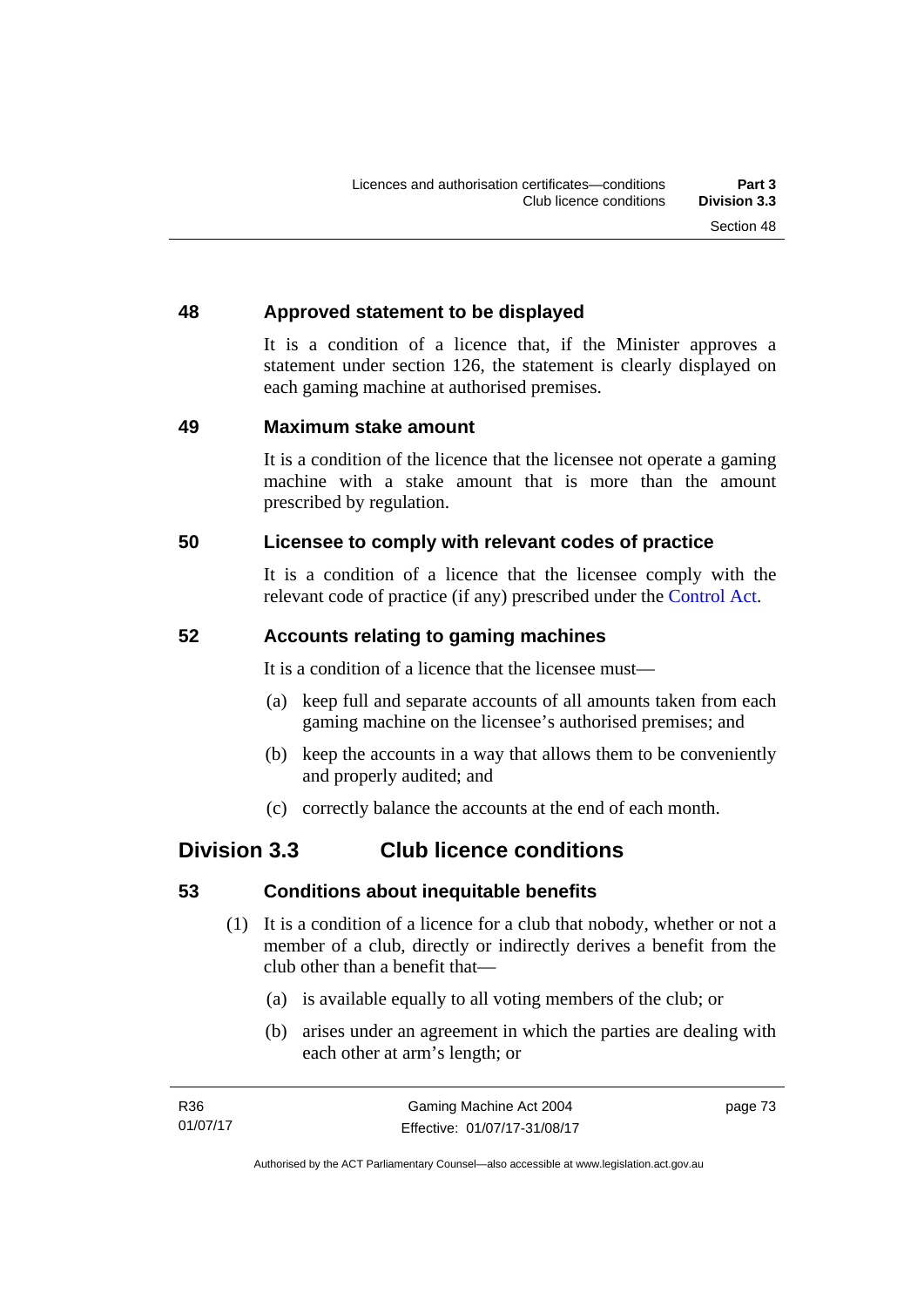### 48 Approved statement to be displayed

It is a condition of a licence that, if the Minister approves a statement under section 126, the statement is clearly displayed on each gaming machine at authorised premises.

### 49 Maximum stake amount

It is a condition of the licence that the licensee not operate a gaming machine with a stake amount that is more than the amount prescribed by regulation.

### 50 Licensee to comply with relevant codes of practice

It is a condition of a licence that the licensee comply with the relevant code of practice (if any) prescribed under the Control Act.

### 52 Accounts relating to gaming machines

It is a condition of a licence that the licensee must—

(a) keep full and separate accounts of all amounts taken from each gaming machine on the licensee's authorised premises; and

(b) keep the accounts in a way that allows them to be conveniently and properly audited; and

(c) correctly balance the accounts at the end of each month.

## Division 3.3 Club licence conditions

### 53 Conditions about inequitable benefits

(1) It is a condition of a licence for a club that nobody, whether or not a member of a club, directly or indirectly derives a benefit from the club other than a benefit that—

(a) is available equally to all voting members of the club; or

(b) arises under an agreement in which the parties are dealing with each other at arm's length; or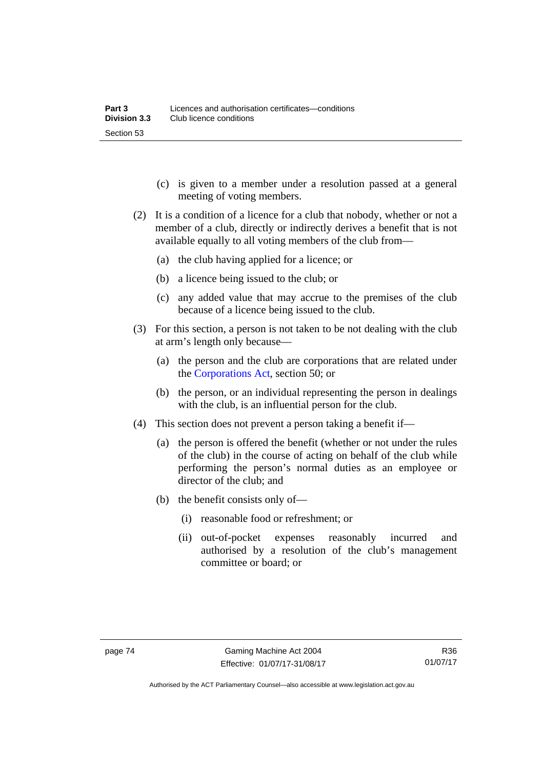(c) is given to a member under a resolution passed at a general meeting of voting members.

(2) It is a condition of a licence for a club that nobody, whether or not a member of a club, directly or indirectly derives a benefit that is not available equally to all voting members of the club from—

(a) the club having applied for a licence; or

(b) a licence being issued to the club; or

(c) any added value that may accrue to the premises of the club because of a licence being issued to the club.

(3) For this section, a person is not taken to be not dealing with the club at arm's length only because—

(a) the person and the club are corporations that are related under the Corporations Act, section 50; or

(b) the person, or an individual representing the person in dealings with the club, is an influential person for the club.

(4) This section does not prevent a person taking a benefit if—

(a) the person is offered the benefit (whether or not under the rules of the club) in the course of acting on behalf of the club while performing the person's normal duties as an employee or director of the club; and

(b) the benefit consists only of—

(i) reasonable food or refreshment; or

(ii) out-of-pocket expenses reasonably incurred and authorised by a resolution of the club's management committee or board; or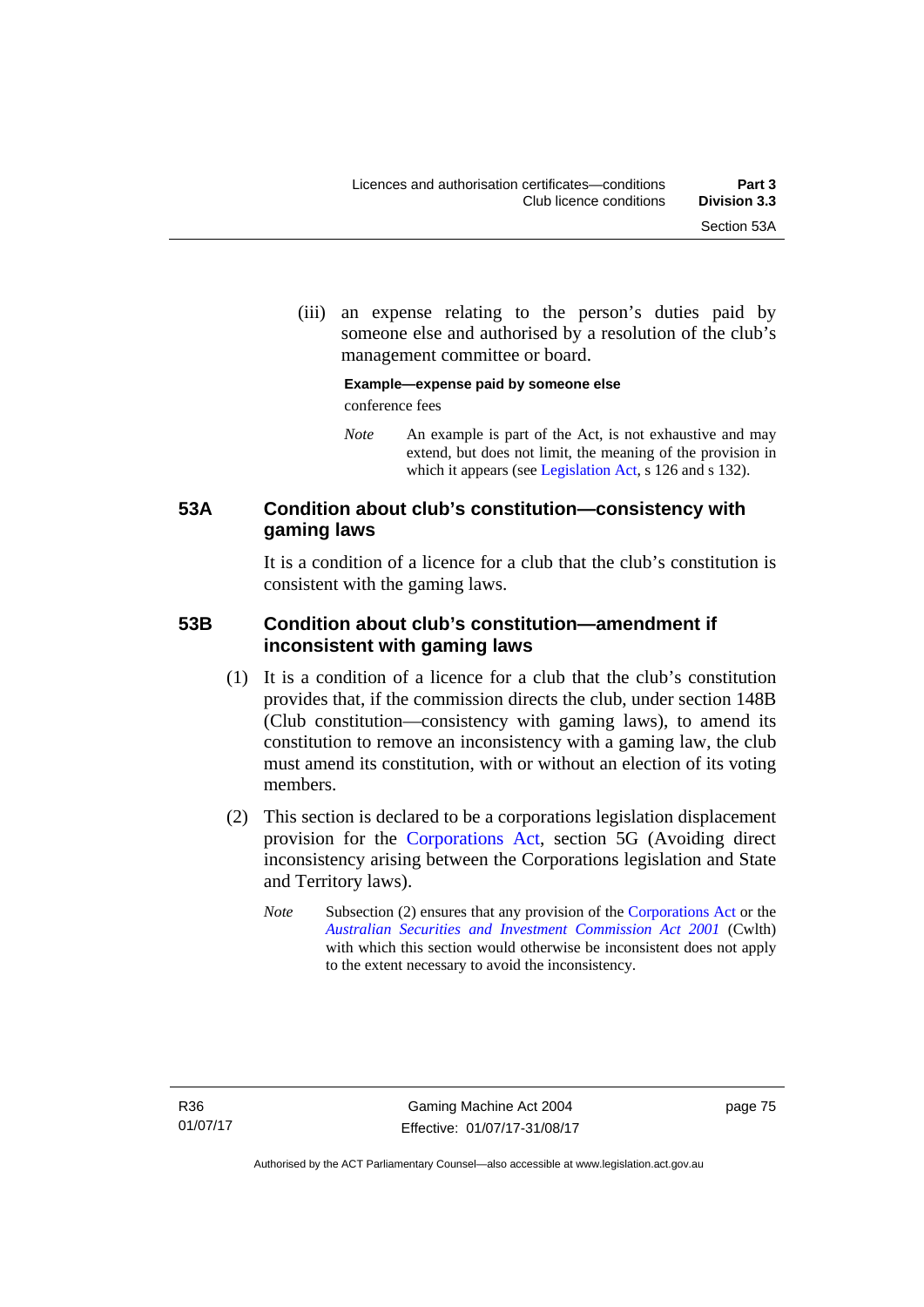(iii) an expense relating to the person's duties paid by someone else and authorised by a resolution of the club's management committee or board.

**Example—expense paid by someone else**

conference fees

*Note* An example is part of the Act, is not exhaustive and may extend, but does not limit, the meaning of the provision in which it appears (see Legislation Act, s 126 and s 132).

### 53A Condition about club's constitution—consistency with gaming laws

It is a condition of a licence for a club that the club's constitution is consistent with the gaming laws.

### 53B Condition about club's constitution—amendment if inconsistent with gaming laws

(1) It is a condition of a licence for a club that the club's constitution provides that, if the commission directs the club, under section 148B (Club constitution—consistency with gaming laws), to amend its constitution to remove an inconsistency with a gaming law, the club must amend its constitution, with or without an election of its voting members.

(2) This section is declared to be a corporations legislation displacement provision for the Corporations Act, section 5G (Avoiding direct inconsistency arising between the Corporations legislation and State and Territory laws).

*Note* Subsection (2) ensures that any provision of the Corporations Act or the *Australian Securities and Investment Commission Act 2001* (Cwlth) with which this section would otherwise be inconsistent does not apply to the extent necessary to avoid the inconsistency.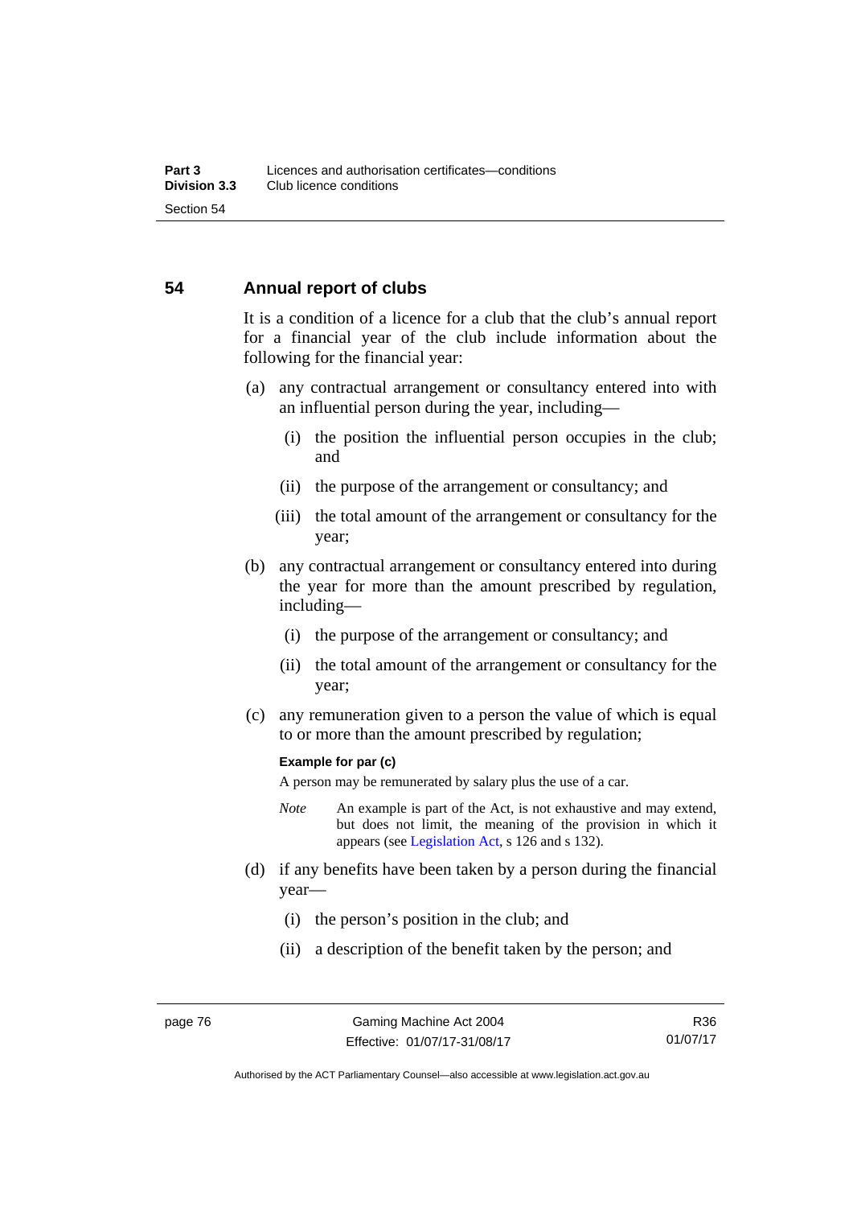## 54 Annual report of clubs

It is a condition of a licence for a club that the club's annual report for a financial year of the club include information about the following for the financial year:

(a) any contractual arrangement or consultancy entered into with an influential person during the year, including—

  (i) the position the influential person occupies in the club; and

  (ii) the purpose of the arrangement or consultancy; and

  (iii) the total amount of the arrangement or consultancy for the year;

(b) any contractual arrangement or consultancy entered into during the year for more than the amount prescribed by regulation, including—

  (i) the purpose of the arrangement or consultancy; and

  (ii) the total amount of the arrangement or consultancy for the year;

(c) any remuneration given to a person the value of which is equal to or more than the amount prescribed by regulation;

**Example for par (c)**

A person may be remunerated by salary plus the use of a car.

*Note* An example is part of the Act, is not exhaustive and may extend, but does not limit, the meaning of the provision in which it appears (see Legislation Act, s 126 and s 132).

(d) if any benefits have been taken by a person during the financial year—

  (i) the person's position in the club; and

  (ii) a description of the benefit taken by the person; and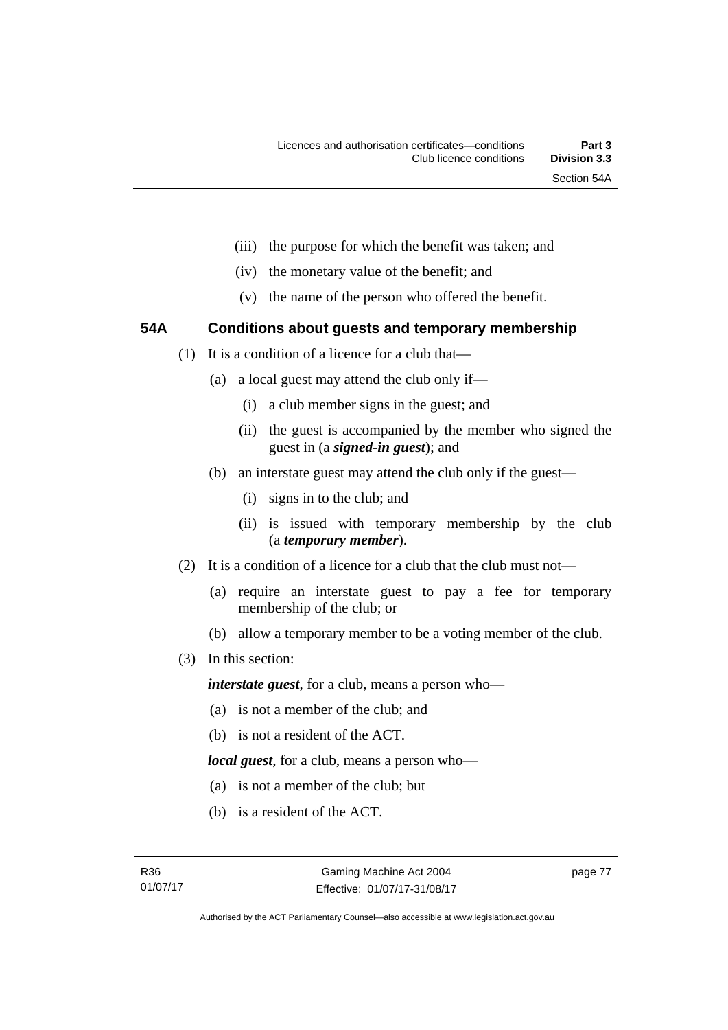(iii) the purpose for which the benefit was taken; and

(iv) the monetary value of the benefit; and

(v) the name of the person who offered the benefit.

## 54A Conditions about guests and temporary membership

(1) It is a condition of a licence for a club that—

(a) a local guest may attend the club only if—

(i) a club member signs in the guest; and

(ii) the guest is accompanied by the member who signed the guest in (a ***signed-in guest***); and

(b) an interstate guest may attend the club only if the guest—

(i) signs in to the club; and

(ii) is issued with temporary membership by the club (a ***temporary member***).

(2) It is a condition of a licence for a club that the club must not—

(a) require an interstate guest to pay a fee for temporary membership of the club; or

(b) allow a temporary member to be a voting member of the club.

(3) In this section:

***interstate guest***, for a club, means a person who—

(a) is not a member of the club; and

(b) is not a resident of the ACT.

***local guest***, for a club, means a person who—

(a) is not a member of the club; but

(b) is a resident of the ACT.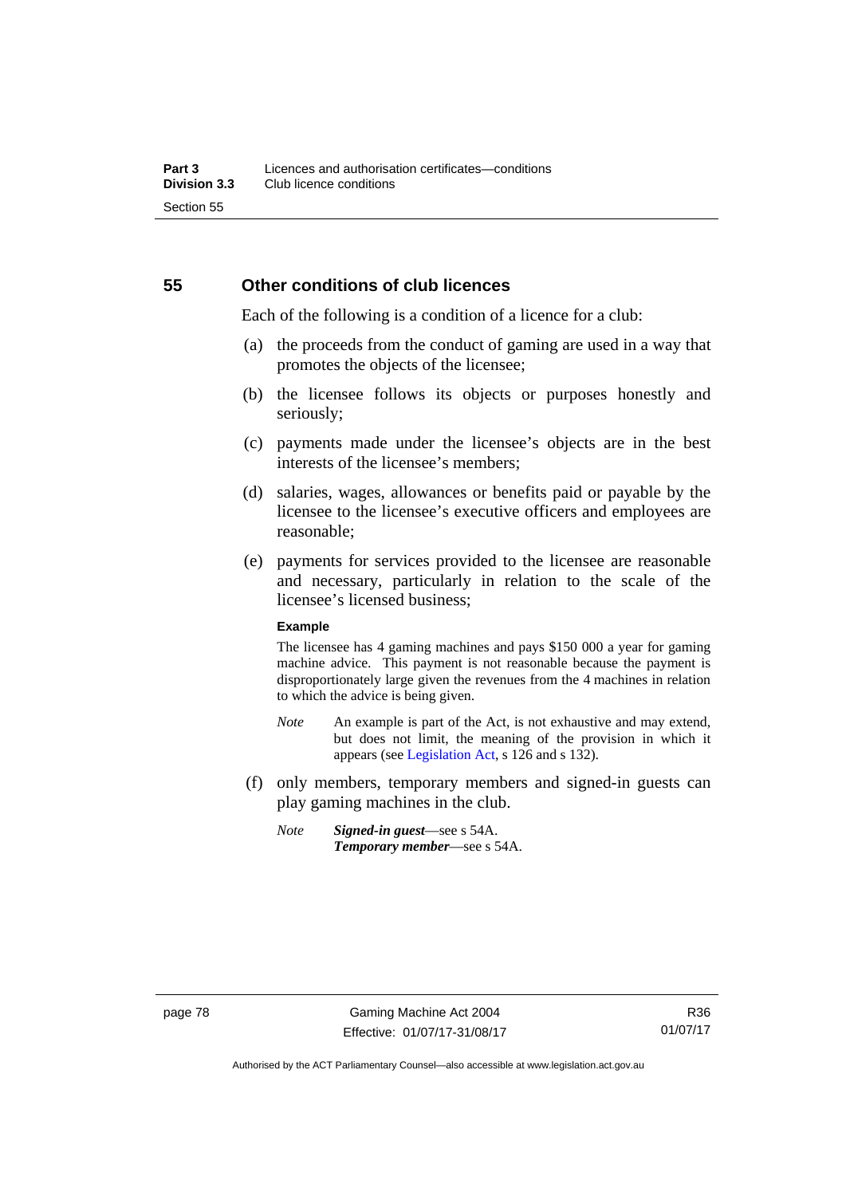## 55 Other conditions of club licences

Each of the following is a condition of a licence for a club:

(a) the proceeds from the conduct of gaming are used in a way that promotes the objects of the licensee;

(b) the licensee follows its objects or purposes honestly and seriously;

(c) payments made under the licensee's objects are in the best interests of the licensee's members;

(d) salaries, wages, allowances or benefits paid or payable by the licensee to the licensee's executive officers and employees are reasonable;

(e) payments for services provided to the licensee are reasonable and necessary, particularly in relation to the scale of the licensee's licensed business;

**Example**

The licensee has 4 gaming machines and pays $150 000 a year for gaming machine advice. This payment is not reasonable because the payment is disproportionately large given the revenues from the 4 machines in relation to which the advice is being given.

*Note* An example is part of the Act, is not exhaustive and may extend, but does not limit, the meaning of the provision in which it appears (see Legislation Act, s 126 and s 132).

(f) only members, temporary members and signed-in guests can play gaming machines in the club.

*Note* ***Signed-in guest***—see s 54A.
***Temporary member***—see s 54A.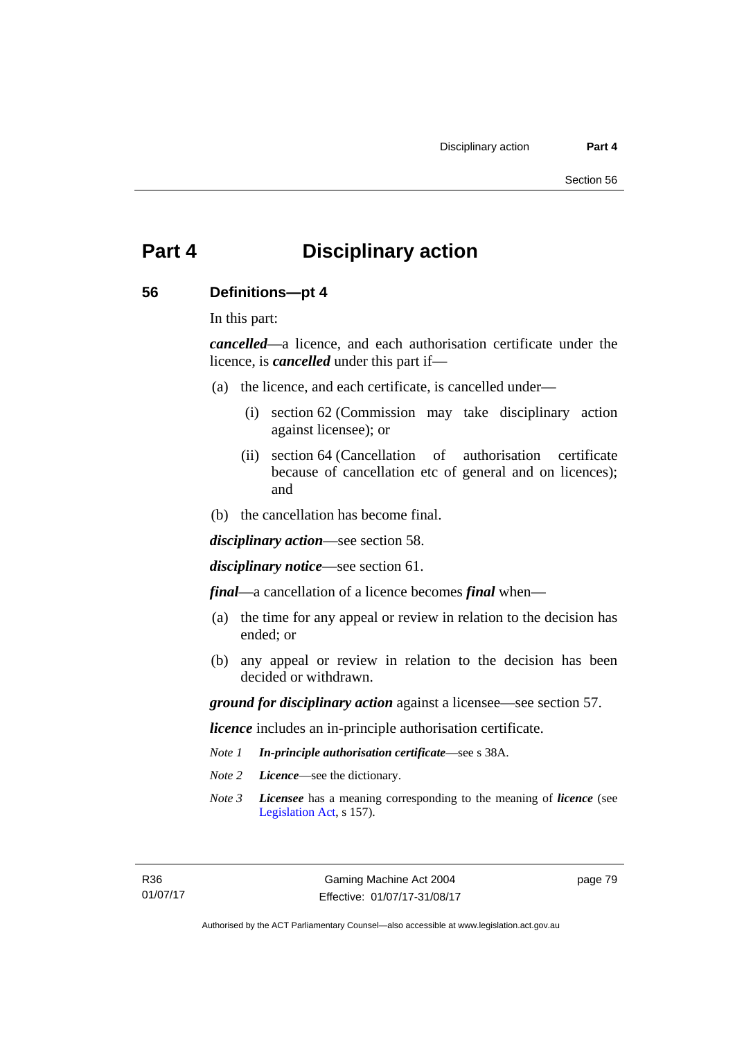# Part 4 Disciplinary action

## 56 Definitions—pt 4

In this part:

***cancelled***—a licence, and each authorisation certificate under the licence, is ***cancelled*** under this part if—

(a) the licence, and each certificate, is cancelled under—

  (i) section 62 (Commission may take disciplinary action against licensee); or

  (ii) section 64 (Cancellation of authorisation certificate because of cancellation etc of general and on licences); and

(b) the cancellation has become final.

***disciplinary action***—see section 58.

***disciplinary notice***—see section 61.

***final***—a cancellation of a licence becomes ***final*** when—

(a) the time for any appeal or review in relation to the decision has ended; or

(b) any appeal or review in relation to the decision has been decided or withdrawn.

***ground for disciplinary action*** against a licensee—see section 57.

***licence*** includes an in-principle authorisation certificate.

*Note 1* ***In-principle authorisation certificate***—see s 38A.

*Note 2* ***Licence***—see the dictionary.

*Note 3* ***Licensee*** has a meaning corresponding to the meaning of ***licence*** (see Legislation Act, s 157).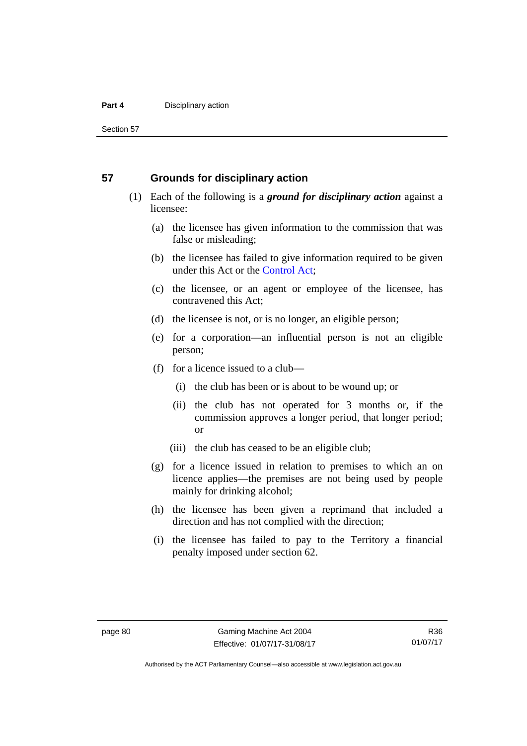## 57 Grounds for disciplinary action

(1) Each of the following is a ***ground for disciplinary action*** against a licensee:

(a) the licensee has given information to the commission that was false or misleading;

(b) the licensee has failed to give information required to be given under this Act or the Control Act;

(c) the licensee, or an agent or employee of the licensee, has contravened this Act;

(d) the licensee is not, or is no longer, an eligible person;

(e) for a corporation—an influential person is not an eligible person;

(f) for a licence issued to a club—

(i) the club has been or is about to be wound up; or

(ii) the club has not operated for 3 months or, if the commission approves a longer period, that longer period; or

(iii) the club has ceased to be an eligible club;

(g) for a licence issued in relation to premises to which an on licence applies—the premises are not being used by people mainly for drinking alcohol;

(h) the licensee has been given a reprimand that included a direction and has not complied with the direction;

(i) the licensee has failed to pay to the Territory a financial penalty imposed under section 62.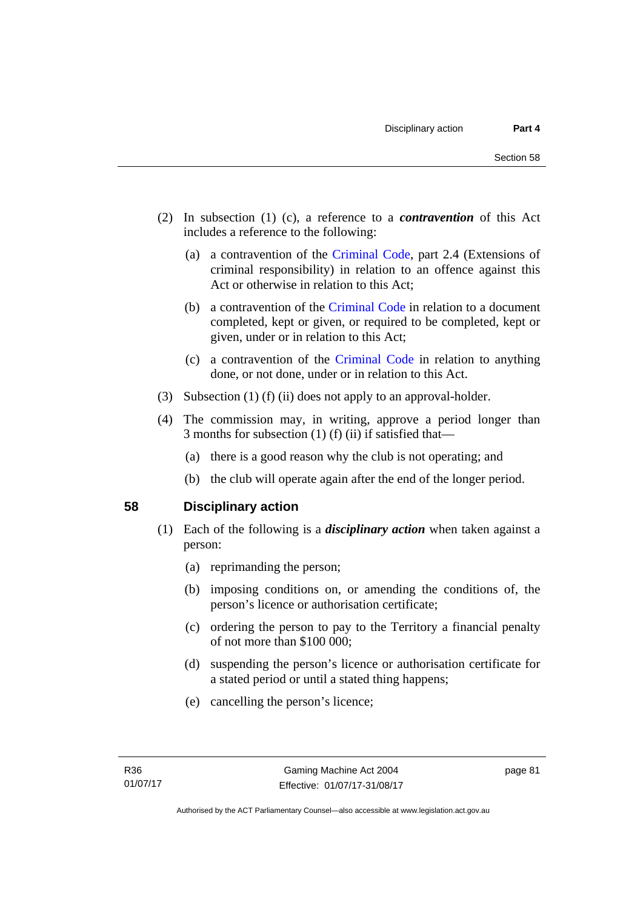(2) In subsection (1) (c), a reference to a ***contravention*** of this Act includes a reference to the following:

  (a) a contravention of the Criminal Code, part 2.4 (Extensions of criminal responsibility) in relation to an offence against this Act or otherwise in relation to this Act;

  (b) a contravention of the Criminal Code in relation to a document completed, kept or given, or required to be completed, kept or given, under or in relation to this Act;

  (c) a contravention of the Criminal Code in relation to anything done, or not done, under or in relation to this Act.

(3) Subsection (1) (f) (ii) does not apply to an approval-holder.

(4) The commission may, in writing, approve a period longer than 3 months for subsection (1) (f) (ii) if satisfied that—

  (a) there is a good reason why the club is not operating; and

  (b) the club will operate again after the end of the longer period.

## 58 Disciplinary action

(1) Each of the following is a ***disciplinary action*** when taken against a person:

  (a) reprimanding the person;

  (b) imposing conditions on, or amending the conditions of, the person's licence or authorisation certificate;

  (c) ordering the person to pay to the Territory a financial penalty of not more than $100 000;

  (d) suspending the person's licence or authorisation certificate for a stated period or until a stated thing happens;

  (e) cancelling the person's licence;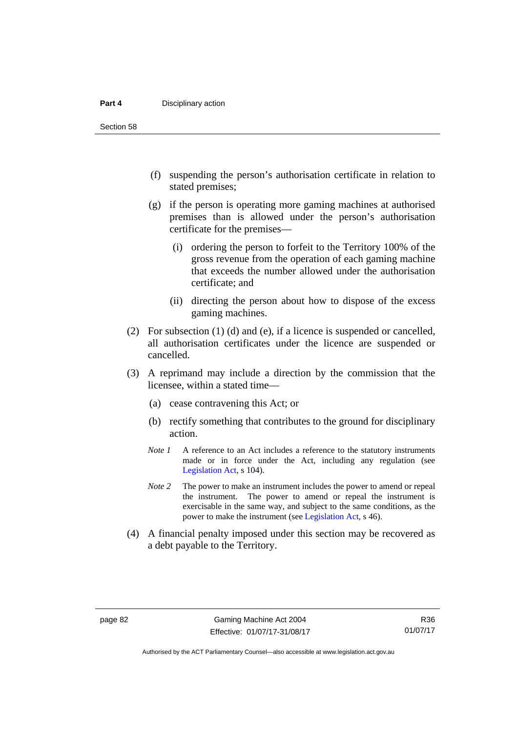(f) suspending the person's authorisation certificate in relation to stated premises;

(g) if the person is operating more gaming machines at authorised premises than is allowed under the person's authorisation certificate for the premises—

  (i) ordering the person to forfeit to the Territory 100% of the gross revenue from the operation of each gaming machine that exceeds the number allowed under the authorisation certificate; and

  (ii) directing the person about how to dispose of the excess gaming machines.

(2) For subsection (1) (d) and (e), if a licence is suspended or cancelled, all authorisation certificates under the licence are suspended or cancelled.

(3) A reprimand may include a direction by the commission that the licensee, within a stated time—

(a) cease contravening this Act; or

(b) rectify something that contributes to the ground for disciplinary action.

*Note 1* A reference to an Act includes a reference to the statutory instruments made or in force under the Act, including any regulation (see Legislation Act, s 104).

*Note 2* The power to make an instrument includes the power to amend or repeal the instrument. The power to amend or repeal the instrument is exercisable in the same way, and subject to the same conditions, as the power to make the instrument (see Legislation Act, s 46).

(4) A financial penalty imposed under this section may be recovered as a debt payable to the Territory.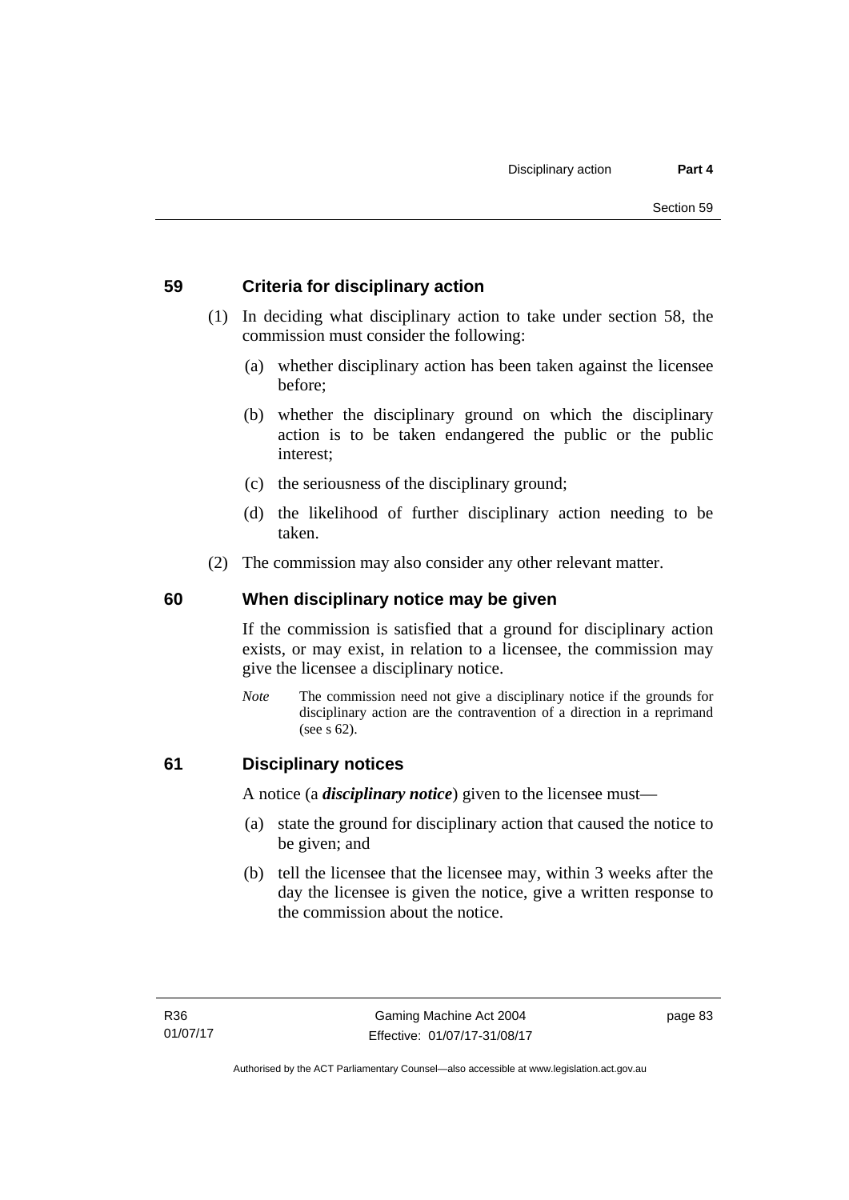## 59 Criteria for disciplinary action

(1) In deciding what disciplinary action to take under section 58, the commission must consider the following:

(a) whether disciplinary action has been taken against the licensee before;

(b) whether the disciplinary ground on which the disciplinary action is to be taken endangered the public or the public interest;

(c) the seriousness of the disciplinary ground;

(d) the likelihood of further disciplinary action needing to be taken.

(2) The commission may also consider any other relevant matter.

## 60 When disciplinary notice may be given

If the commission is satisfied that a ground for disciplinary action exists, or may exist, in relation to a licensee, the commission may give the licensee a disciplinary notice.

*Note* The commission need not give a disciplinary notice if the grounds for disciplinary action are the contravention of a direction in a reprimand (see s 62).

## 61 Disciplinary notices

A notice (a ***disciplinary notice***) given to the licensee must—

(a) state the ground for disciplinary action that caused the notice to be given; and

(b) tell the licensee that the licensee may, within 3 weeks after the day the licensee is given the notice, give a written response to the commission about the notice.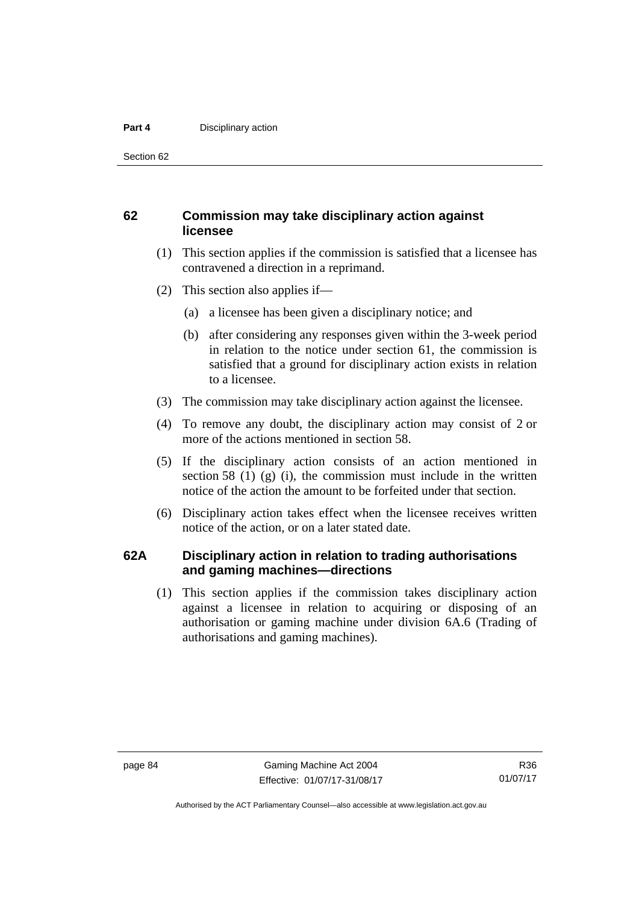## 62 Commission may take disciplinary action against licensee

(1) This section applies if the commission is satisfied that a licensee has contravened a direction in a reprimand.

(2) This section also applies if—

(a) a licensee has been given a disciplinary notice; and

(b) after considering any responses given within the 3-week period in relation to the notice under section 61, the commission is satisfied that a ground for disciplinary action exists in relation to a licensee.

(3) The commission may take disciplinary action against the licensee.

(4) To remove any doubt, the disciplinary action may consist of 2 or more of the actions mentioned in section 58.

(5) If the disciplinary action consists of an action mentioned in section 58 (1) (g) (i), the commission must include in the written notice of the action the amount to be forfeited under that section.

(6) Disciplinary action takes effect when the licensee receives written notice of the action, or on a later stated date.

## 62A Disciplinary action in relation to trading authorisations and gaming machines—directions

(1) This section applies if the commission takes disciplinary action against a licensee in relation to acquiring or disposing of an authorisation or gaming machine under division 6A.6 (Trading of authorisations and gaming machines).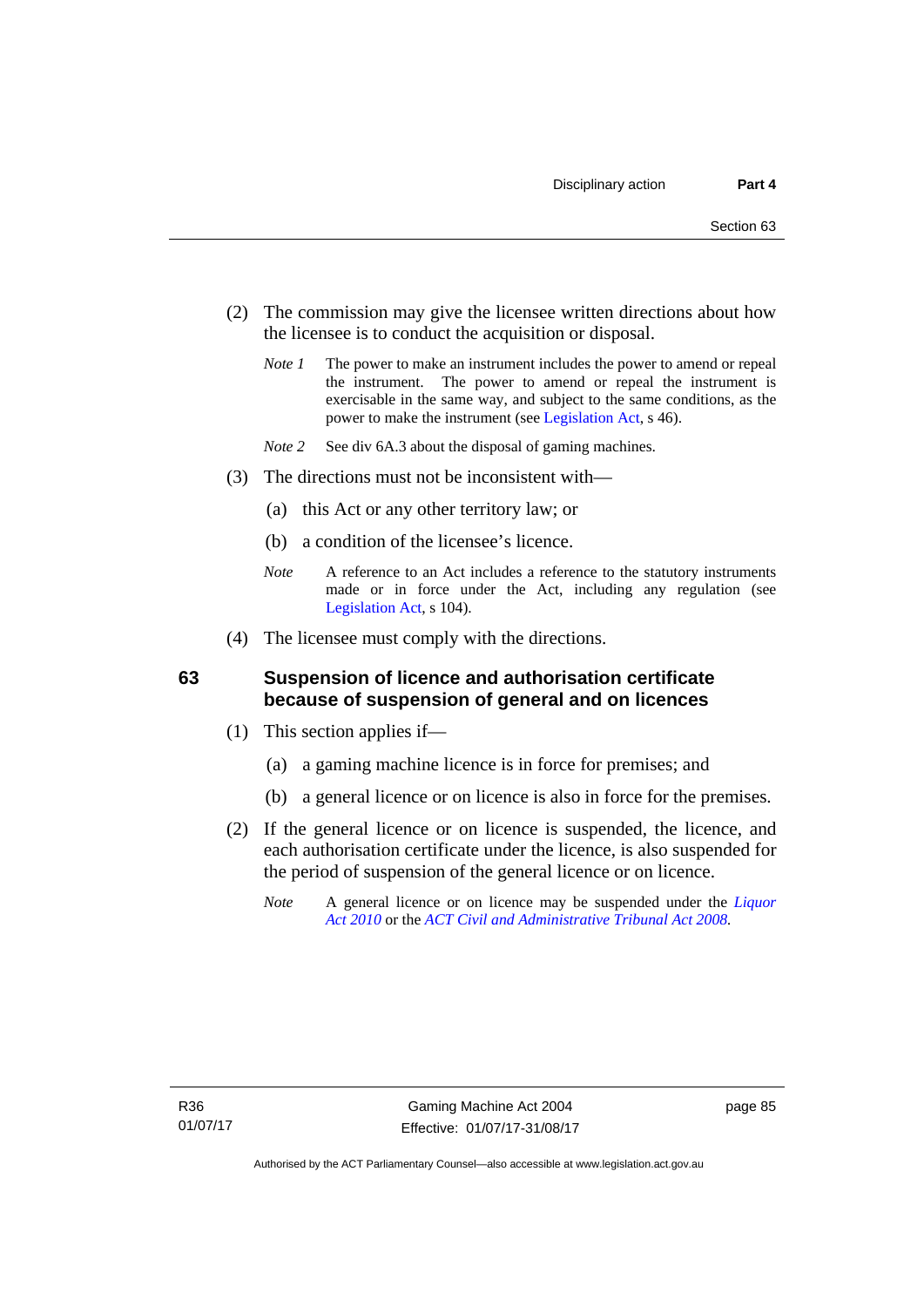(2) The commission may give the licensee written directions about how the licensee is to conduct the acquisition or disposal.

*Note 1* The power to make an instrument includes the power to amend or repeal the instrument. The power to amend or repeal the instrument is exercisable in the same way, and subject to the same conditions, as the power to make the instrument (see Legislation Act, s 46).

*Note 2* See div 6A.3 about the disposal of gaming machines.

(3) The directions must not be inconsistent with—

(a) this Act or any other territory law; or

(b) a condition of the licensee's licence.

*Note* A reference to an Act includes a reference to the statutory instruments made or in force under the Act, including any regulation (see Legislation Act, s 104).

(4) The licensee must comply with the directions.

## 63 Suspension of licence and authorisation certificate because of suspension of general and on licences

(1) This section applies if—

(a) a gaming machine licence is in force for premises; and

(b) a general licence or on licence is also in force for the premises.

(2) If the general licence or on licence is suspended, the licence, and each authorisation certificate under the licence, is also suspended for the period of suspension of the general licence or on licence.

*Note* A general licence or on licence may be suspended under the *Liquor Act 2010* or the *ACT Civil and Administrative Tribunal Act 2008*.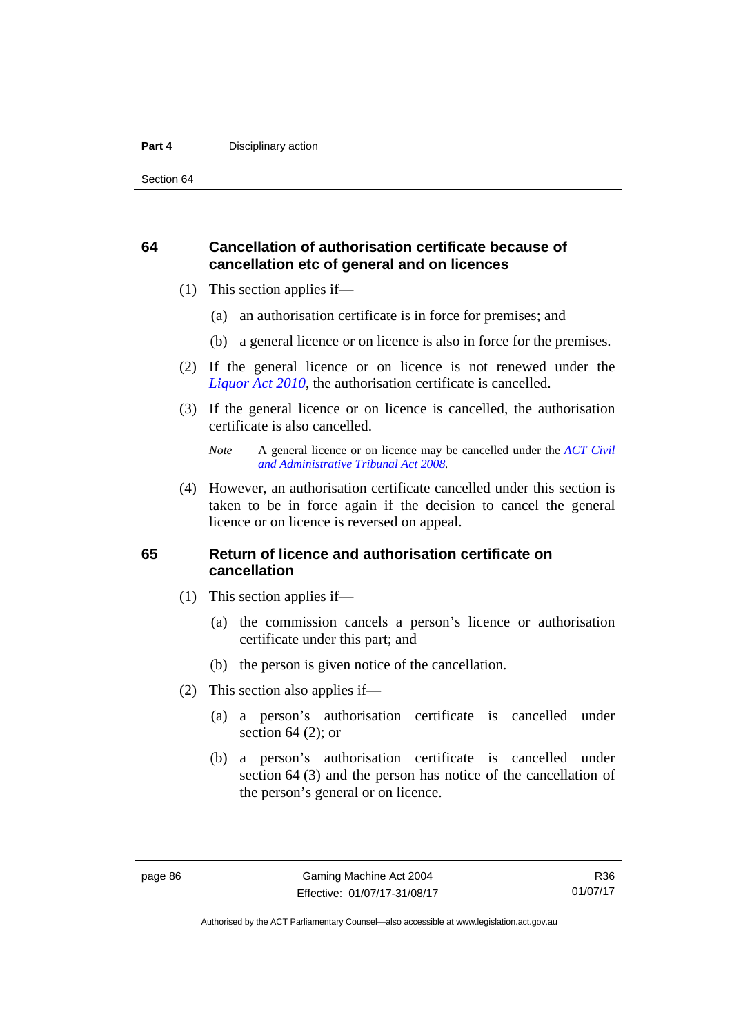## 64 Cancellation of authorisation certificate because of cancellation etc of general and on licences

(1) This section applies if—

(a) an authorisation certificate is in force for premises; and

(b) a general licence or on licence is also in force for the premises.

(2) If the general licence or on licence is not renewed under the *Liquor Act 2010*, the authorisation certificate is cancelled.

(3) If the general licence or on licence is cancelled, the authorisation certificate is also cancelled.

*Note* A general licence or on licence may be cancelled under the *ACT Civil and Administrative Tribunal Act 2008*.

(4) However, an authorisation certificate cancelled under this section is taken to be in force again if the decision to cancel the general licence or on licence is reversed on appeal.

## 65 Return of licence and authorisation certificate on cancellation

(1) This section applies if—

(a) the commission cancels a person's licence or authorisation certificate under this part; and

(b) the person is given notice of the cancellation.

(2) This section also applies if—

(a) a person's authorisation certificate is cancelled under section 64 (2); or

(b) a person's authorisation certificate is cancelled under section 64 (3) and the person has notice of the cancellation of the person's general or on licence.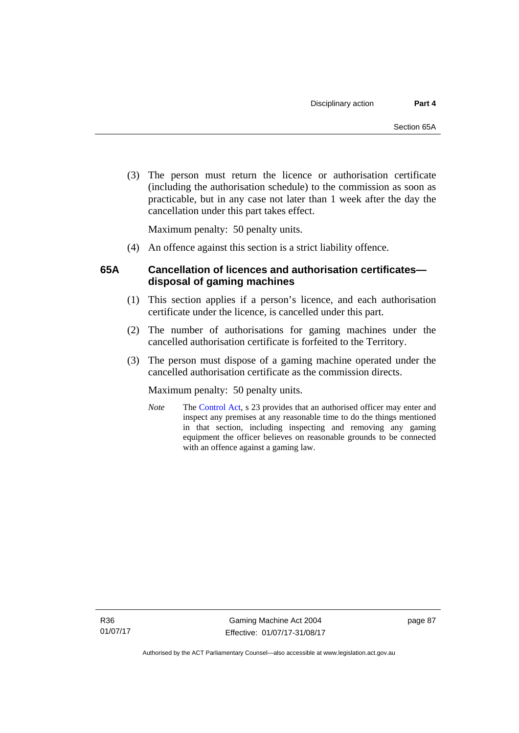(3) The person must return the licence or authorisation certificate (including the authorisation schedule) to the commission as soon as practicable, but in any case not later than 1 week after the day the cancellation under this part takes effect.

Maximum penalty: 50 penalty units.

(4) An offence against this section is a strict liability offence.

### 65A Cancellation of licences and authorisation certificates—disposal of gaming machines

(1) This section applies if a person's licence, and each authorisation certificate under the licence, is cancelled under this part.

(2) The number of authorisations for gaming machines under the cancelled authorisation certificate is forfeited to the Territory.

(3) The person must dispose of a gaming machine operated under the cancelled authorisation certificate as the commission directs.

Maximum penalty: 50 penalty units.

*Note* The Control Act, s 23 provides that an authorised officer may enter and inspect any premises at any reasonable time to do the things mentioned in that section, including inspecting and removing any gaming equipment the officer believes on reasonable grounds to be connected with an offence against a gaming law.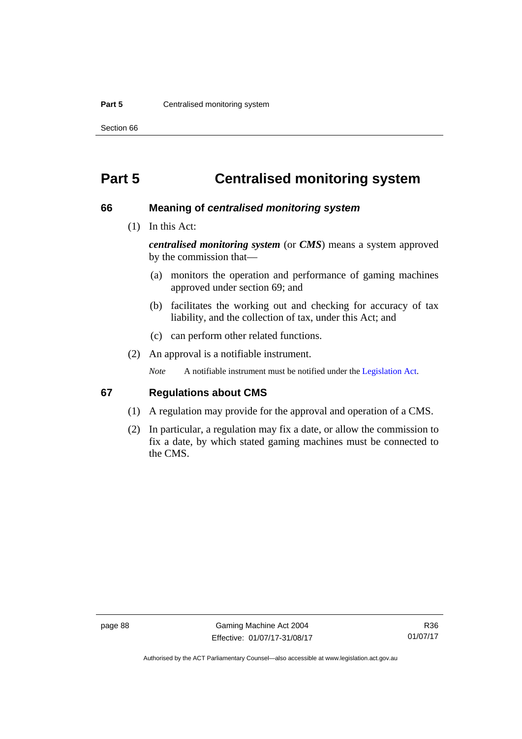# Part 5 Centralised monitoring system

## 66 Meaning of *centralised monitoring system*

(1) In this Act:

***centralised monitoring system*** (or ***CMS***) means a system approved by the commission that—

(a) monitors the operation and performance of gaming machines approved under section 69; and

(b) facilitates the working out and checking for accuracy of tax liability, and the collection of tax, under this Act; and

(c) can perform other related functions.

(2) An approval is a notifiable instrument.

*Note* A notifiable instrument must be notified under the Legislation Act.

## 67 Regulations about CMS

(1) A regulation may provide for the approval and operation of a CMS.

(2) In particular, a regulation may fix a date, or allow the commission to fix a date, by which stated gaming machines must be connected to the CMS.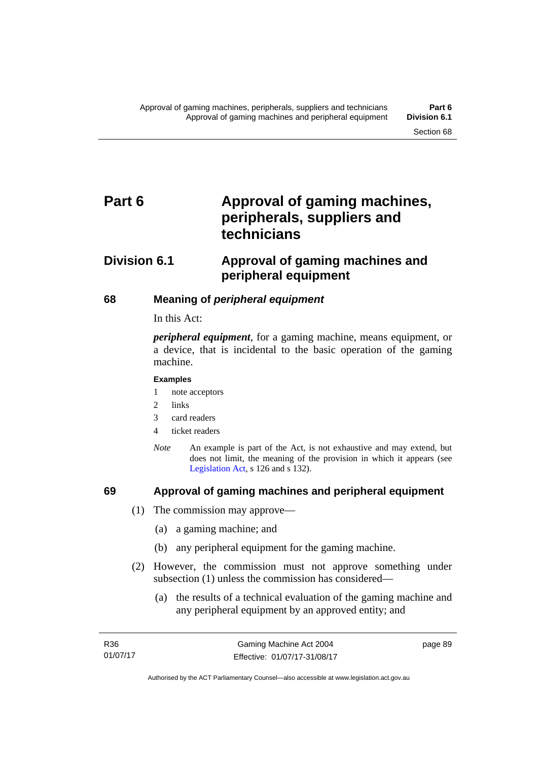# Part 6 Approval of gaming machines, peripherals, suppliers and technicians

## Division 6.1 Approval of gaming machines and peripheral equipment

### 68 Meaning of *peripheral equipment*

In this Act:

***peripheral equipment***, for a gaming machine, means equipment, or a device, that is incidental to the basic operation of the gaming machine.

**Examples**

1 note acceptors

2 links

3 card readers

4 ticket readers

*Note* An example is part of the Act, is not exhaustive and may extend, but does not limit, the meaning of the provision in which it appears (see Legislation Act, s 126 and s 132).

### 69 Approval of gaming machines and peripheral equipment

(1) The commission may approve—

(a) a gaming machine; and

(b) any peripheral equipment for the gaming machine.

(2) However, the commission must not approve something under subsection (1) unless the commission has considered—

(a) the results of a technical evaluation of the gaming machine and any peripheral equipment by an approved entity; and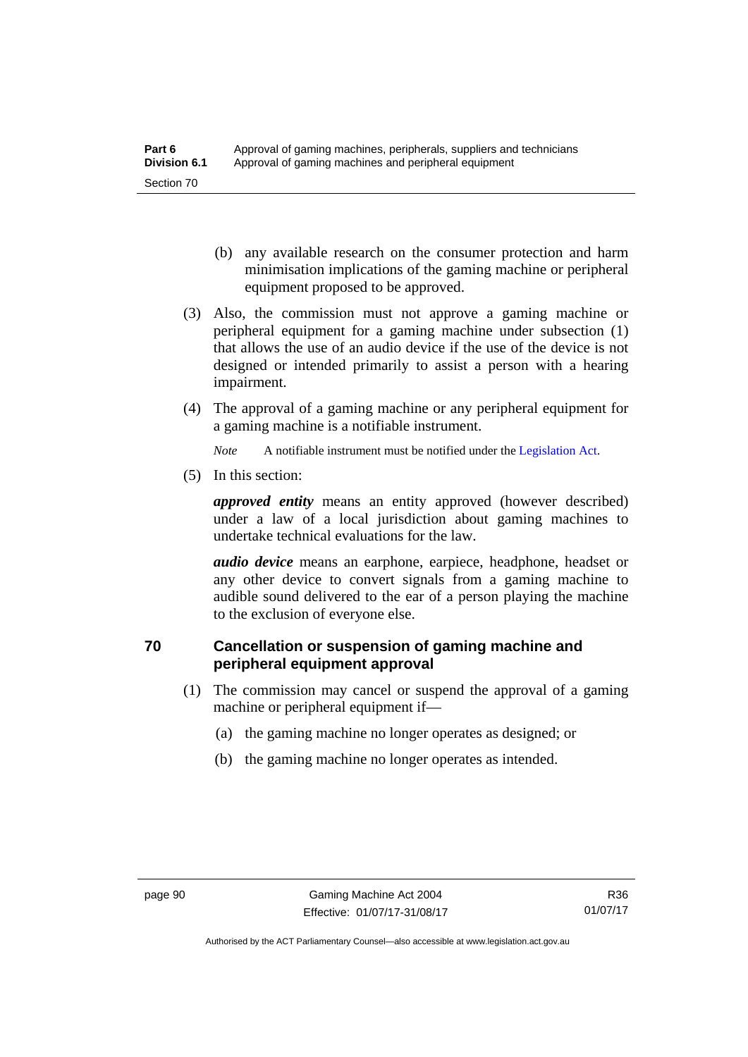(b) any available research on the consumer protection and harm minimisation implications of the gaming machine or peripheral equipment proposed to be approved.

(3) Also, the commission must not approve a gaming machine or peripheral equipment for a gaming machine under subsection (1) that allows the use of an audio device if the use of the device is not designed or intended primarily to assist a person with a hearing impairment.

(4) The approval of a gaming machine or any peripheral equipment for a gaming machine is a notifiable instrument.

*Note* A notifiable instrument must be notified under the Legislation Act.

(5) In this section:

***approved entity*** means an entity approved (however described) under a law of a local jurisdiction about gaming machines to undertake technical evaluations for the law.

***audio device*** means an earphone, earpiece, headphone, headset or any other device to convert signals from a gaming machine to audible sound delivered to the ear of a person playing the machine to the exclusion of everyone else.

## 70 Cancellation or suspension of gaming machine and peripheral equipment approval

(1) The commission may cancel or suspend the approval of a gaming machine or peripheral equipment if—

(a) the gaming machine no longer operates as designed; or

(b) the gaming machine no longer operates as intended.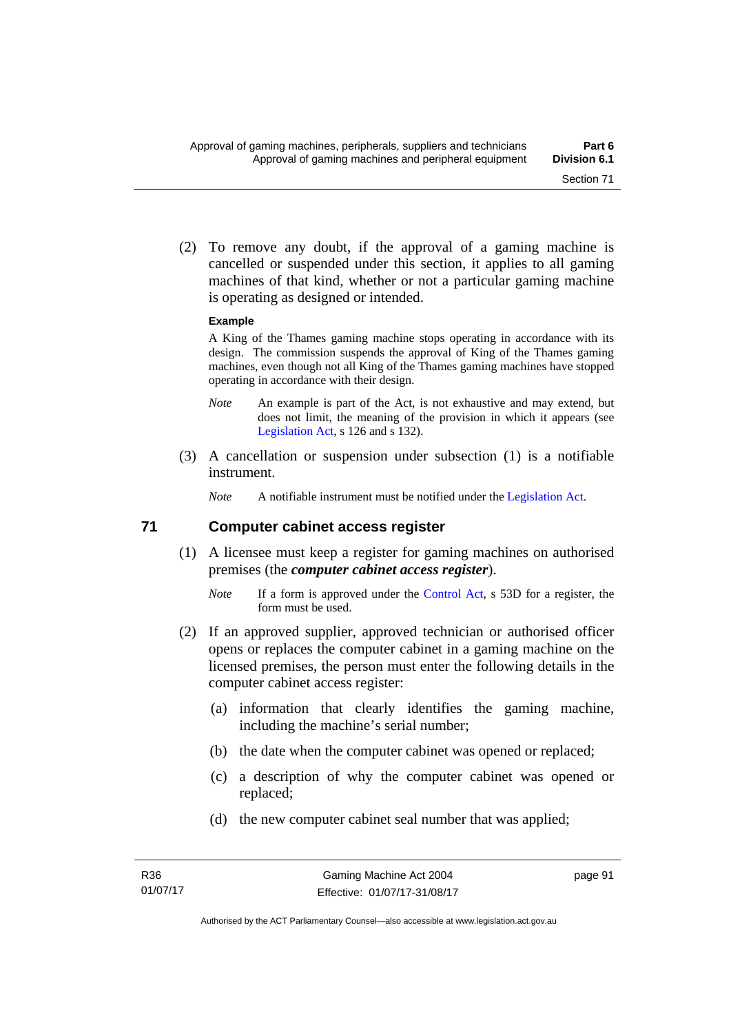(2) To remove any doubt, if the approval of a gaming machine is cancelled or suspended under this section, it applies to all gaming machines of that kind, whether or not a particular gaming machine is operating as designed or intended.

**Example**

A King of the Thames gaming machine stops operating in accordance with its design. The commission suspends the approval of King of the Thames gaming machines, even though not all King of the Thames gaming machines have stopped operating in accordance with their design.

*Note* An example is part of the Act, is not exhaustive and may extend, but does not limit, the meaning of the provision in which it appears (see Legislation Act, s 126 and s 132).

(3) A cancellation or suspension under subsection (1) is a notifiable instrument.

*Note* A notifiable instrument must be notified under the Legislation Act.

## 71 Computer cabinet access register

(1) A licensee must keep a register for gaming machines on authorised premises (the ***computer cabinet access register***).

*Note* If a form is approved under the Control Act, s 53D for a register, the form must be used.

(2) If an approved supplier, approved technician or authorised officer opens or replaces the computer cabinet in a gaming machine on the licensed premises, the person must enter the following details in the computer cabinet access register:

(a) information that clearly identifies the gaming machine, including the machine's serial number;

(b) the date when the computer cabinet was opened or replaced;

(c) a description of why the computer cabinet was opened or replaced;

(d) the new computer cabinet seal number that was applied;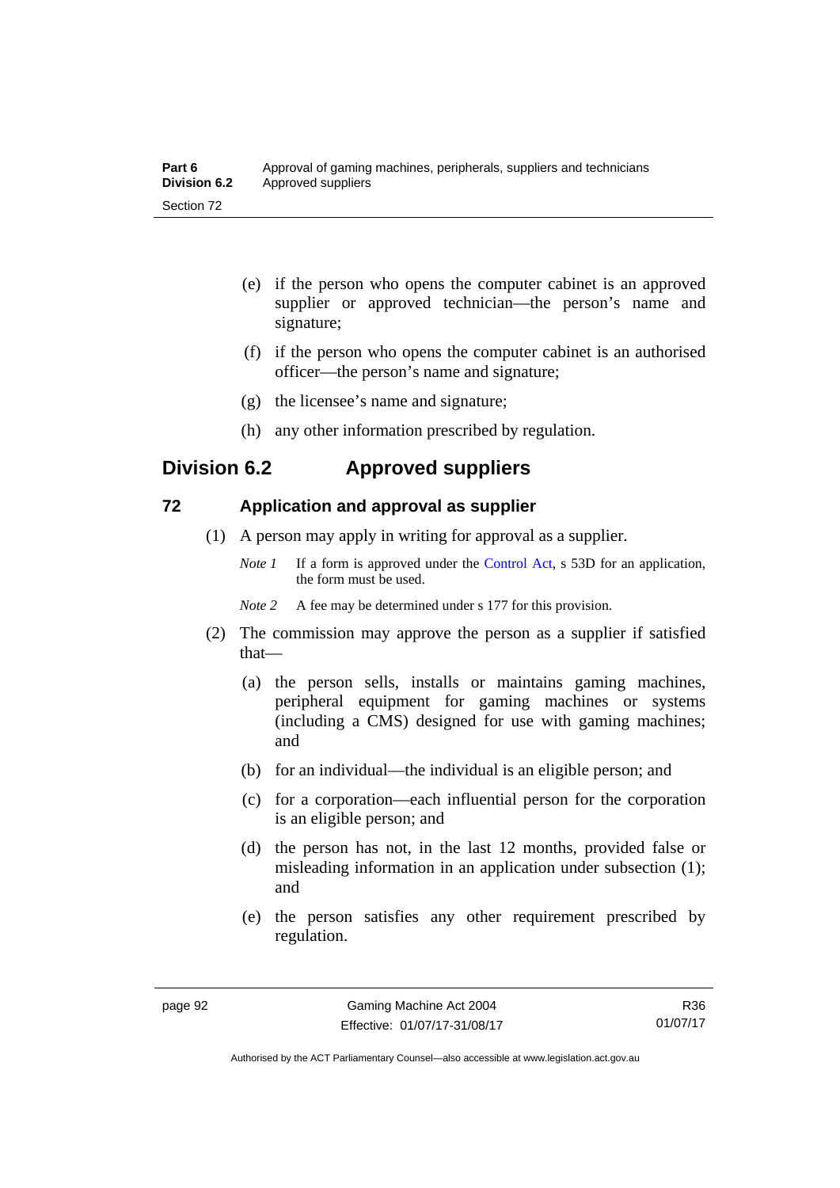(e) if the person who opens the computer cabinet is an approved supplier or approved technician—the person's name and signature;

(f) if the person who opens the computer cabinet is an authorised officer—the person's name and signature;

(g) the licensee's name and signature;

(h) any other information prescribed by regulation.

## Division 6.2 Approved suppliers

### 72 Application and approval as supplier

(1) A person may apply in writing for approval as a supplier.

*Note 1* If a form is approved under the Control Act, s 53D for an application, the form must be used.

*Note 2* A fee may be determined under s 177 for this provision.

(2) The commission may approve the person as a supplier if satisfied that—

(a) the person sells, installs or maintains gaming machines, peripheral equipment for gaming machines or systems (including a CMS) designed for use with gaming machines; and

(b) for an individual—the individual is an eligible person; and

(c) for a corporation—each influential person for the corporation is an eligible person; and

(d) the person has not, in the last 12 months, provided false or misleading information in an application under subsection (1); and

(e) the person satisfies any other requirement prescribed by regulation.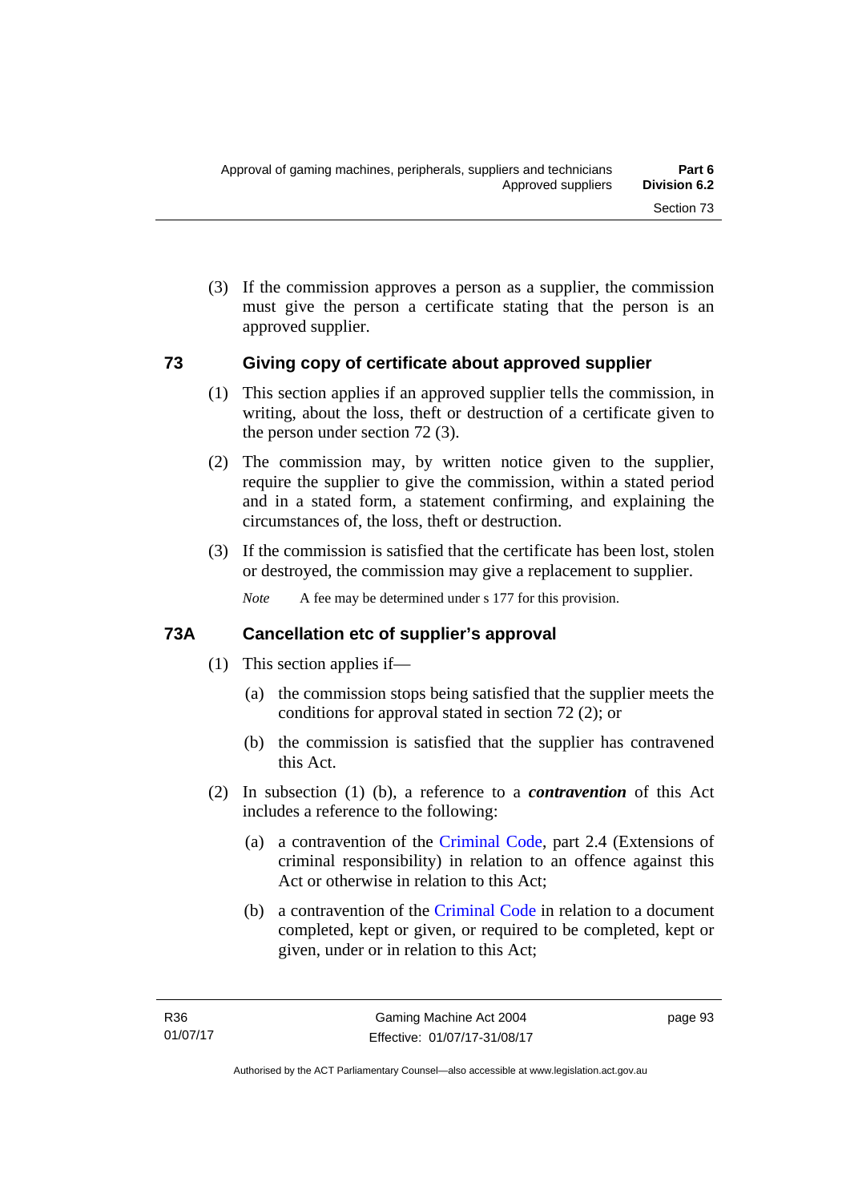(3) If the commission approves a person as a supplier, the commission must give the person a certificate stating that the person is an approved supplier.

## 73 Giving copy of certificate about approved supplier

(1) This section applies if an approved supplier tells the commission, in writing, about the loss, theft or destruction of a certificate given to the person under section 72 (3).

(2) The commission may, by written notice given to the supplier, require the supplier to give the commission, within a stated period and in a stated form, a statement confirming, and explaining the circumstances of, the loss, theft or destruction.

(3) If the commission is satisfied that the certificate has been lost, stolen or destroyed, the commission may give a replacement to supplier.

*Note* A fee may be determined under s 177 for this provision.

## 73A Cancellation etc of supplier's approval

(1) This section applies if—

(a) the commission stops being satisfied that the supplier meets the conditions for approval stated in section 72 (2); or

(b) the commission is satisfied that the supplier has contravened this Act.

(2) In subsection (1) (b), a reference to a ***contravention*** of this Act includes a reference to the following:

(a) a contravention of the Criminal Code, part 2.4 (Extensions of criminal responsibility) in relation to an offence against this Act or otherwise in relation to this Act;

(b) a contravention of the Criminal Code in relation to a document completed, kept or given, or required to be completed, kept or given, under or in relation to this Act;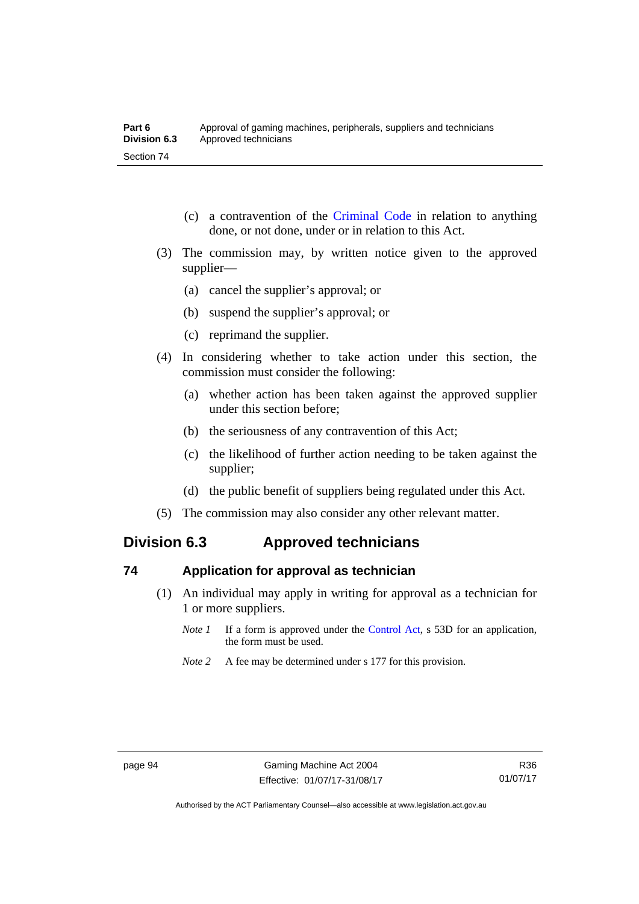(c) a contravention of the Criminal Code in relation to anything done, or not done, under or in relation to this Act.

(3) The commission may, by written notice given to the approved supplier—

(a) cancel the supplier's approval; or

(b) suspend the supplier's approval; or

(c) reprimand the supplier.

(4) In considering whether to take action under this section, the commission must consider the following:

(a) whether action has been taken against the approved supplier under this section before;

(b) the seriousness of any contravention of this Act;

(c) the likelihood of further action needing to be taken against the supplier;

(d) the public benefit of suppliers being regulated under this Act.

(5) The commission may also consider any other relevant matter.

## Division 6.3 Approved technicians

### 74 Application for approval as technician

(1) An individual may apply in writing for approval as a technician for 1 or more suppliers.

*Note 1* If a form is approved under the Control Act, s 53D for an application, the form must be used.

*Note 2* A fee may be determined under s 177 for this provision.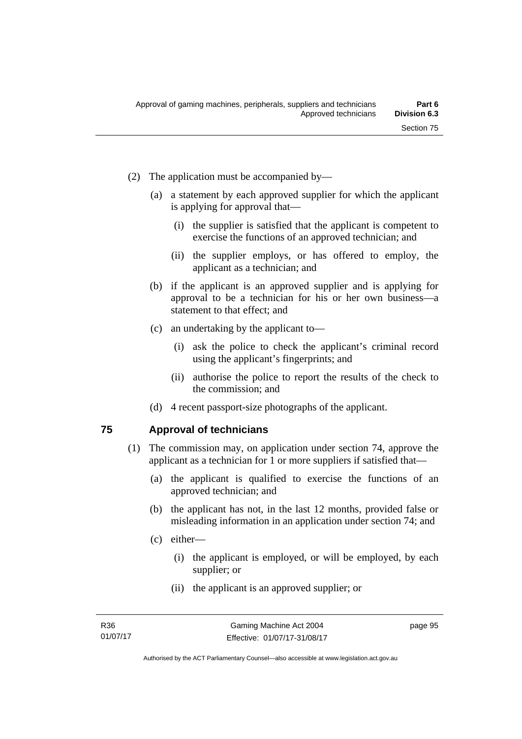(2) The application must be accompanied by—

   (a) a statement by each approved supplier for which the applicant is applying for approval that—

      (i) the supplier is satisfied that the applicant is competent to exercise the functions of an approved technician; and

      (ii) the supplier employs, or has offered to employ, the applicant as a technician; and

   (b) if the applicant is an approved supplier and is applying for approval to be a technician for his or her own business—a statement to that effect; and

   (c) an undertaking by the applicant to—

      (i) ask the police to check the applicant's criminal record using the applicant's fingerprints; and

      (ii) authorise the police to report the results of the check to the commission; and

   (d) 4 recent passport-size photographs of the applicant.

## 75 Approval of technicians

(1) The commission may, on application under section 74, approve the applicant as a technician for 1 or more suppliers if satisfied that—

   (a) the applicant is qualified to exercise the functions of an approved technician; and

   (b) the applicant has not, in the last 12 months, provided false or misleading information in an application under section 74; and

   (c) either—

      (i) the applicant is employed, or will be employed, by each supplier; or

      (ii) the applicant is an approved supplier; or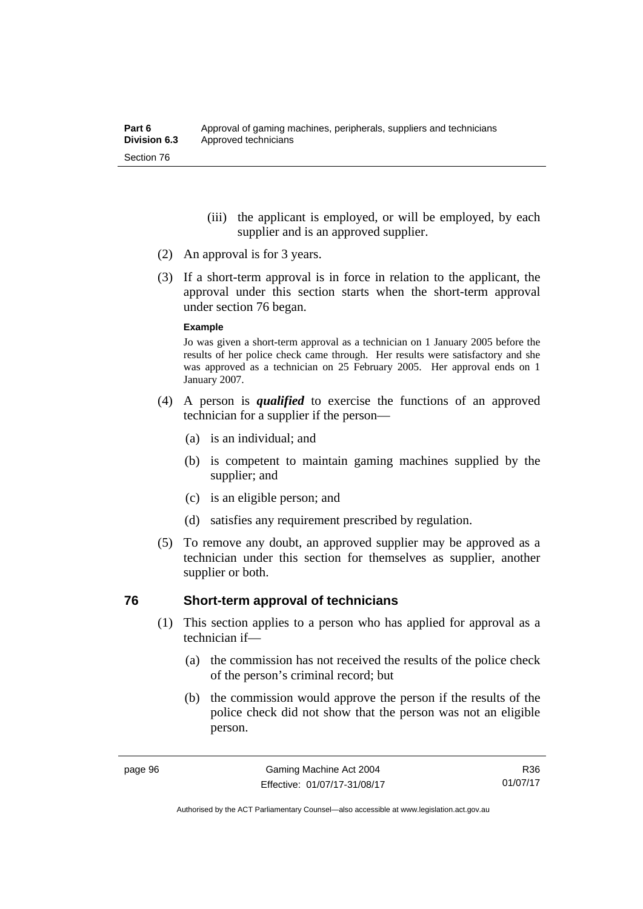(iii) the applicant is employed, or will be employed, by each supplier and is an approved supplier.

(2) An approval is for 3 years.

(3) If a short-term approval is in force in relation to the applicant, the approval under this section starts when the short-term approval under section 76 began.

**Example**

Jo was given a short-term approval as a technician on 1 January 2005 before the results of her police check came through. Her results were satisfactory and she was approved as a technician on 25 February 2005. Her approval ends on 1 January 2007.

(4) A person is ***qualified*** to exercise the functions of an approved technician for a supplier if the person—

(a) is an individual; and

(b) is competent to maintain gaming machines supplied by the supplier; and

(c) is an eligible person; and

(d) satisfies any requirement prescribed by regulation.

(5) To remove any doubt, an approved supplier may be approved as a technician under this section for themselves as supplier, another supplier or both.

## 76 Short-term approval of technicians

(1) This section applies to a person who has applied for approval as a technician if—

(a) the commission has not received the results of the police check of the person's criminal record; but

(b) the commission would approve the person if the results of the police check did not show that the person was not an eligible person.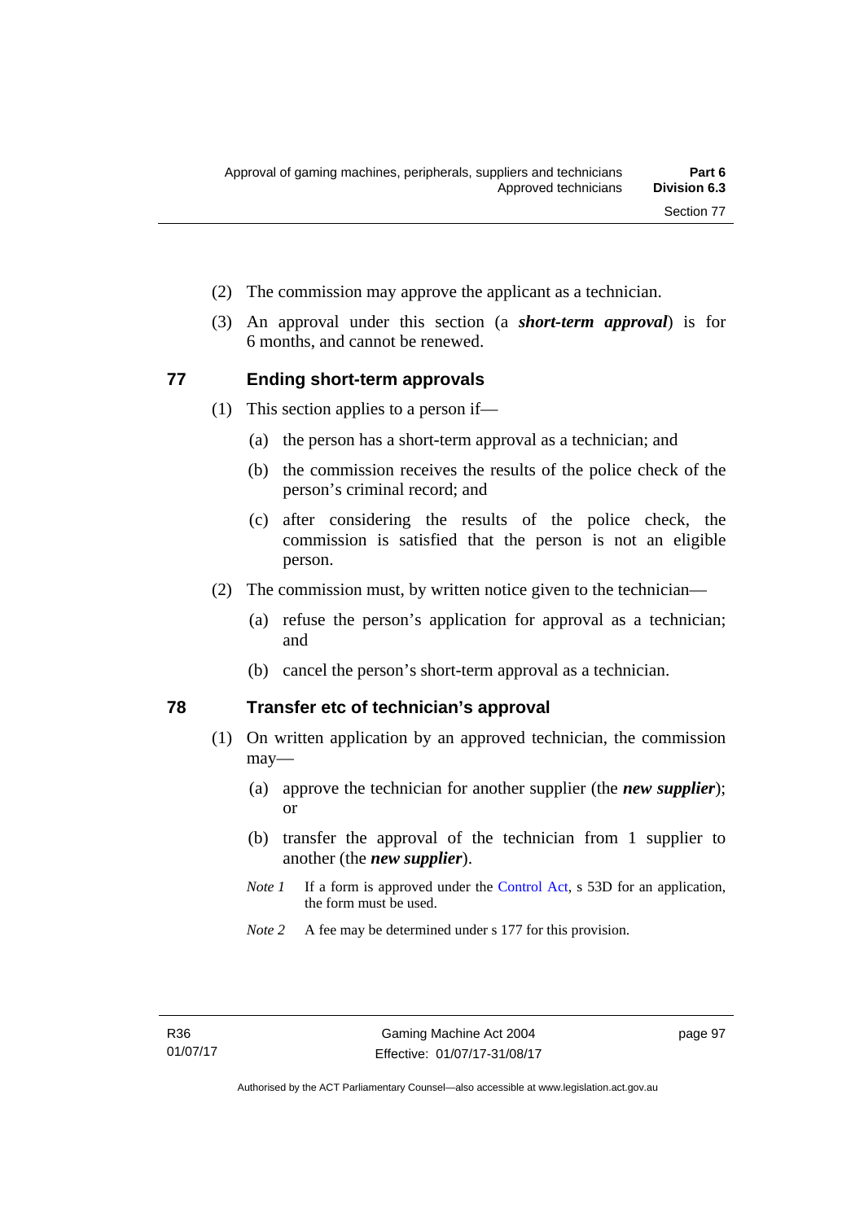(2) The commission may approve the applicant as a technician.

(3) An approval under this section (a ***short-term approval***) is for 6 months, and cannot be renewed.

## 77 Ending short-term approvals

(1) This section applies to a person if—

(a) the person has a short-term approval as a technician; and

(b) the commission receives the results of the police check of the person's criminal record; and

(c) after considering the results of the police check, the commission is satisfied that the person is not an eligible person.

(2) The commission must, by written notice given to the technician—

(a) refuse the person's application for approval as a technician; and

(b) cancel the person's short-term approval as a technician.

## 78 Transfer etc of technician's approval

(1) On written application by an approved technician, the commission may—

(a) approve the technician for another supplier (the ***new supplier***); or

(b) transfer the approval of the technician from 1 supplier to another (the ***new supplier***).

*Note 1* If a form is approved under the Control Act, s 53D for an application, the form must be used.

*Note 2* A fee may be determined under s 177 for this provision.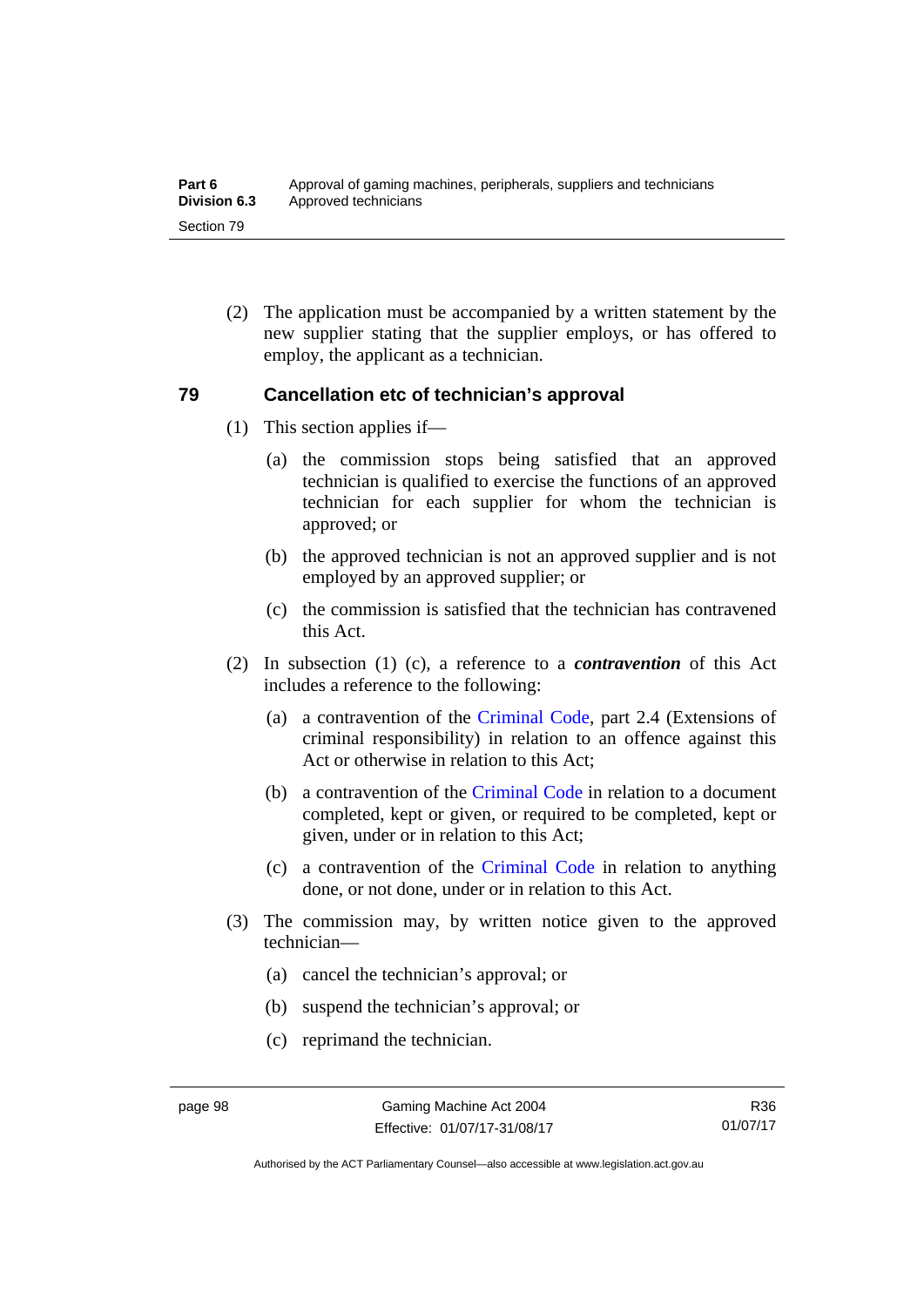(2) The application must be accompanied by a written statement by the new supplier stating that the supplier employs, or has offered to employ, the applicant as a technician.

## 79 Cancellation etc of technician's approval

(1) This section applies if—

(a) the commission stops being satisfied that an approved technician is qualified to exercise the functions of an approved technician for each supplier for whom the technician is approved; or

(b) the approved technician is not an approved supplier and is not employed by an approved supplier; or

(c) the commission is satisfied that the technician has contravened this Act.

(2) In subsection (1) (c), a reference to a ***contravention*** of this Act includes a reference to the following:

(a) a contravention of the Criminal Code, part 2.4 (Extensions of criminal responsibility) in relation to an offence against this Act or otherwise in relation to this Act;

(b) a contravention of the Criminal Code in relation to a document completed, kept or given, or required to be completed, kept or given, under or in relation to this Act;

(c) a contravention of the Criminal Code in relation to anything done, or not done, under or in relation to this Act.

(3) The commission may, by written notice given to the approved technician—

(a) cancel the technician's approval; or

(b) suspend the technician's approval; or

(c) reprimand the technician.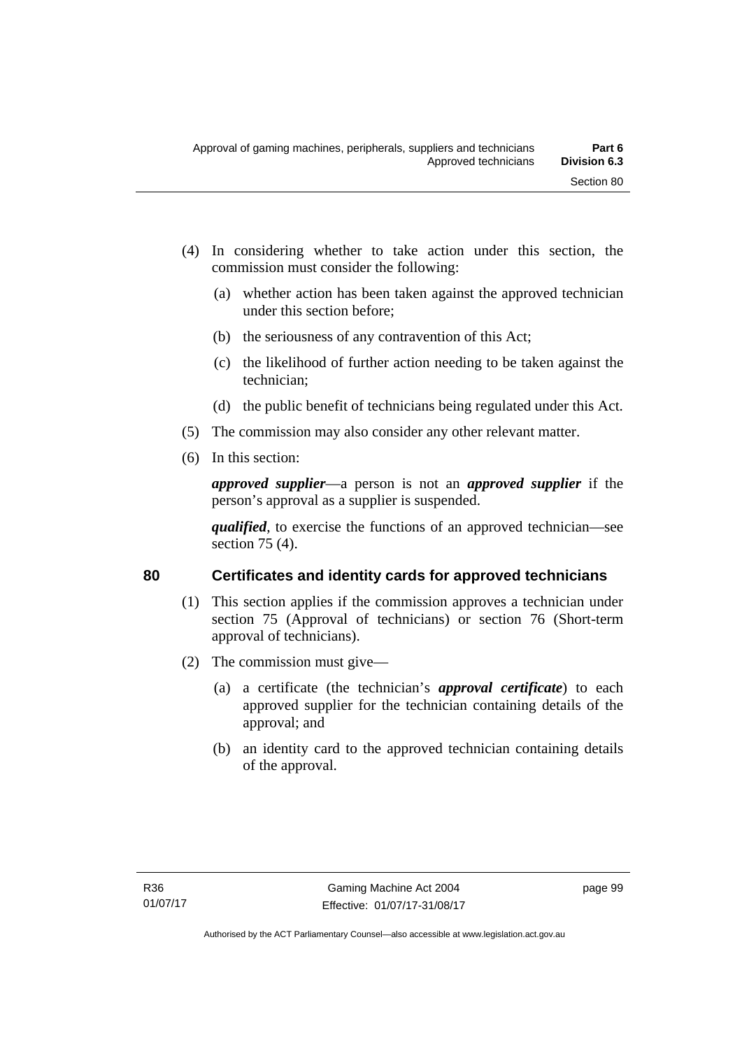(4) In considering whether to take action under this section, the commission must consider the following:

(a) whether action has been taken against the approved technician under this section before;

(b) the seriousness of any contravention of this Act;

(c) the likelihood of further action needing to be taken against the technician;

(d) the public benefit of technicians being regulated under this Act.

(5) The commission may also consider any other relevant matter.

(6) In this section:

***approved supplier***—a person is not an ***approved supplier*** if the person's approval as a supplier is suspended.

***qualified***, to exercise the functions of an approved technician—see section 75 (4).

## 80 Certificates and identity cards for approved technicians

(1) This section applies if the commission approves a technician under section 75 (Approval of technicians) or section 76 (Short-term approval of technicians).

(2) The commission must give—

(a) a certificate (the technician's ***approval certificate***) to each approved supplier for the technician containing details of the approval; and

(b) an identity card to the approved technician containing details of the approval.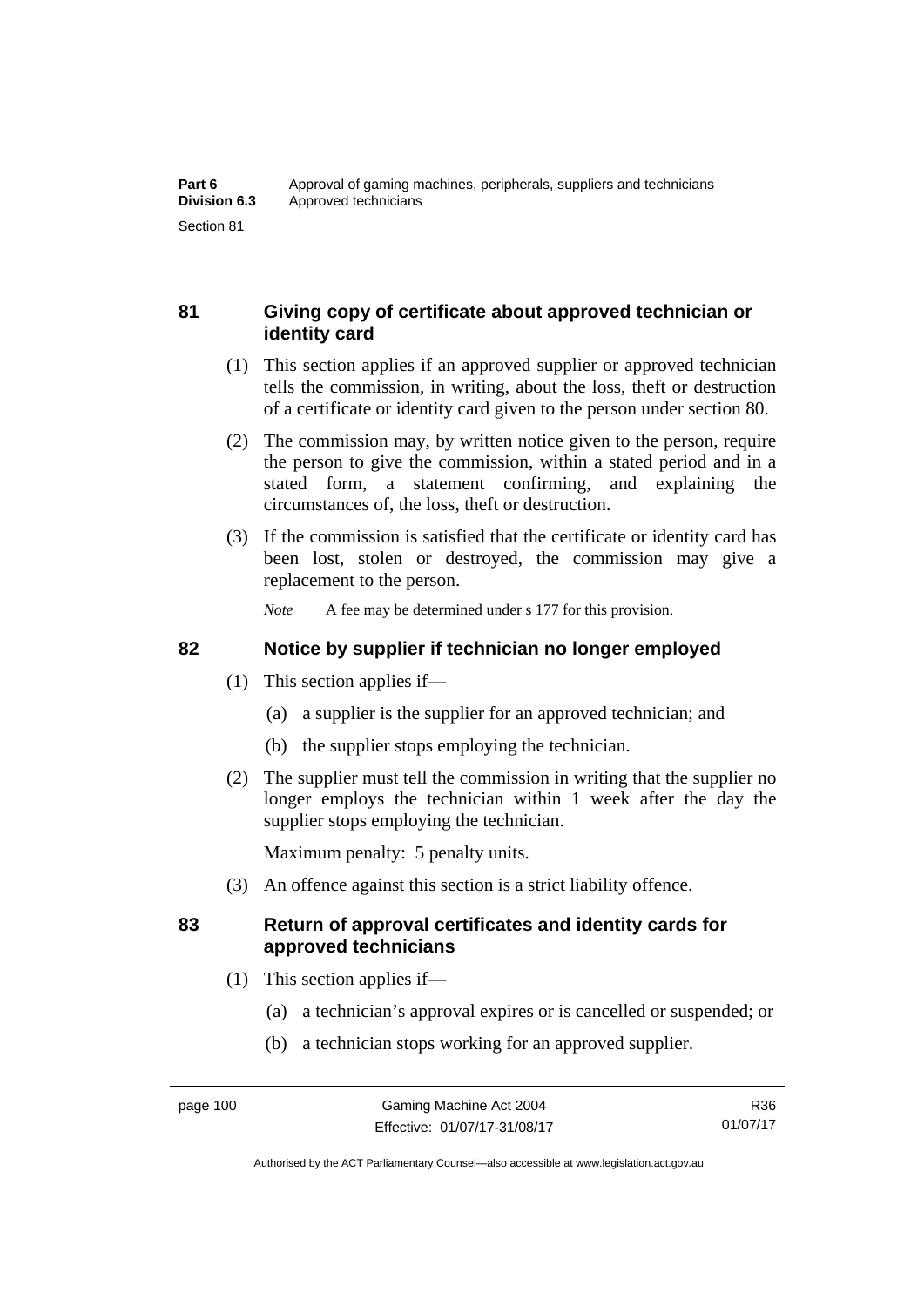## 81 Giving copy of certificate about approved technician or identity card

(1) This section applies if an approved supplier or approved technician tells the commission, in writing, about the loss, theft or destruction of a certificate or identity card given to the person under section 80.

(2) The commission may, by written notice given to the person, require the person to give the commission, within a stated period and in a stated form, a statement confirming, and explaining the circumstances of, the loss, theft or destruction.

(3) If the commission is satisfied that the certificate or identity card has been lost, stolen or destroyed, the commission may give a replacement to the person.

*Note* A fee may be determined under s 177 for this provision.

## 82 Notice by supplier if technician no longer employed

(1) This section applies if—

(a) a supplier is the supplier for an approved technician; and

(b) the supplier stops employing the technician.

(2) The supplier must tell the commission in writing that the supplier no longer employs the technician within 1 week after the day the supplier stops employing the technician.

Maximum penalty: 5 penalty units.

(3) An offence against this section is a strict liability offence.

## 83 Return of approval certificates and identity cards for approved technicians

(1) This section applies if—

(a) a technician's approval expires or is cancelled or suspended; or

(b) a technician stops working for an approved supplier.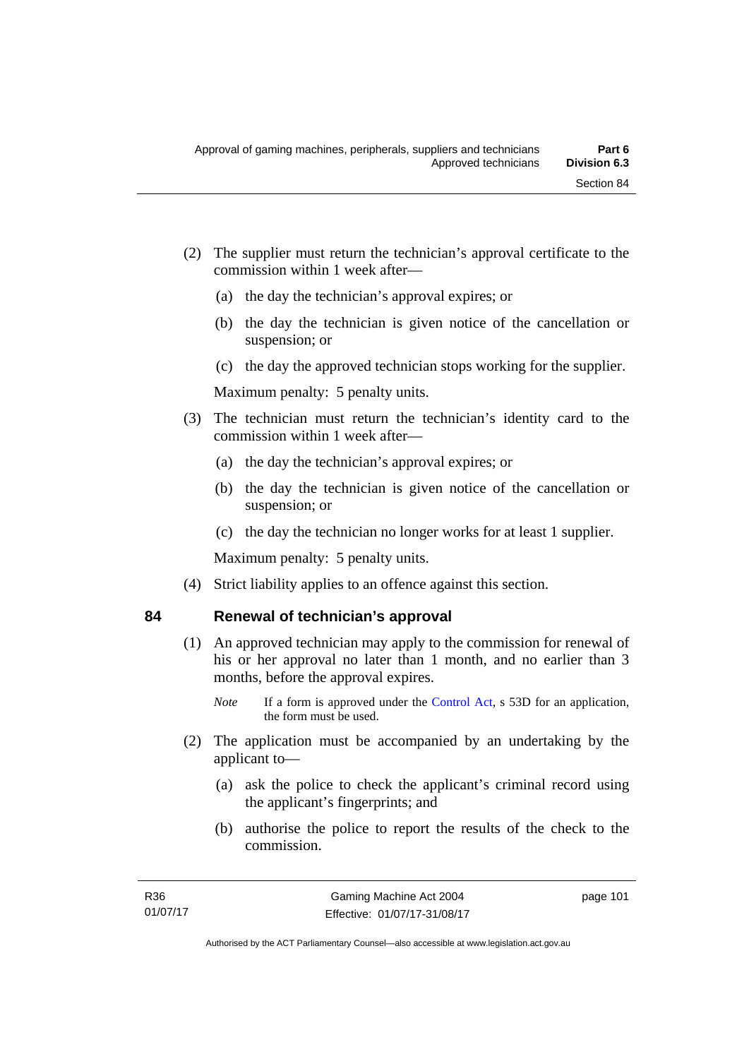(2) The supplier must return the technician's approval certificate to the commission within 1 week after—

(a) the day the technician's approval expires; or

(b) the day the technician is given notice of the cancellation or suspension; or

(c) the day the approved technician stops working for the supplier.

Maximum penalty: 5 penalty units.

(3) The technician must return the technician's identity card to the commission within 1 week after—

(a) the day the technician's approval expires; or

(b) the day the technician is given notice of the cancellation or suspension; or

(c) the day the technician no longer works for at least 1 supplier.

Maximum penalty: 5 penalty units.

(4) Strict liability applies to an offence against this section.

## 84 Renewal of technician's approval

(1) An approved technician may apply to the commission for renewal of his or her approval no later than 1 month, and no earlier than 3 months, before the approval expires.

*Note* If a form is approved under the Control Act, s 53D for an application, the form must be used.

(2) The application must be accompanied by an undertaking by the applicant to—

(a) ask the police to check the applicant's criminal record using the applicant's fingerprints; and

(b) authorise the police to report the results of the check to the commission.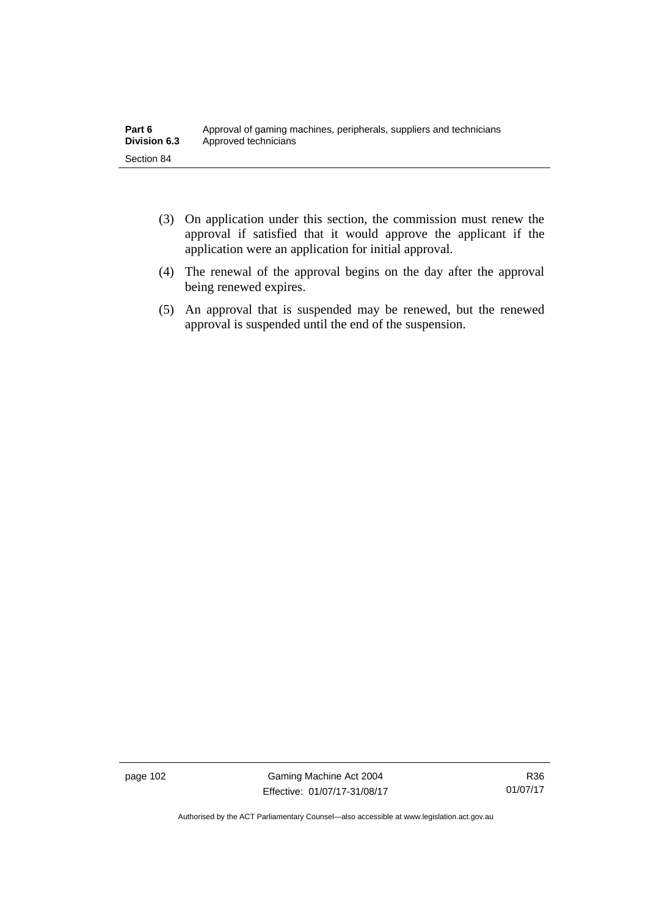(3) On application under this section, the commission must renew the approval if satisfied that it would approve the applicant if the application were an application for initial approval.

(4) The renewal of the approval begins on the day after the approval being renewed expires.

(5) An approval that is suspended may be renewed, but the renewed approval is suspended until the end of the suspension.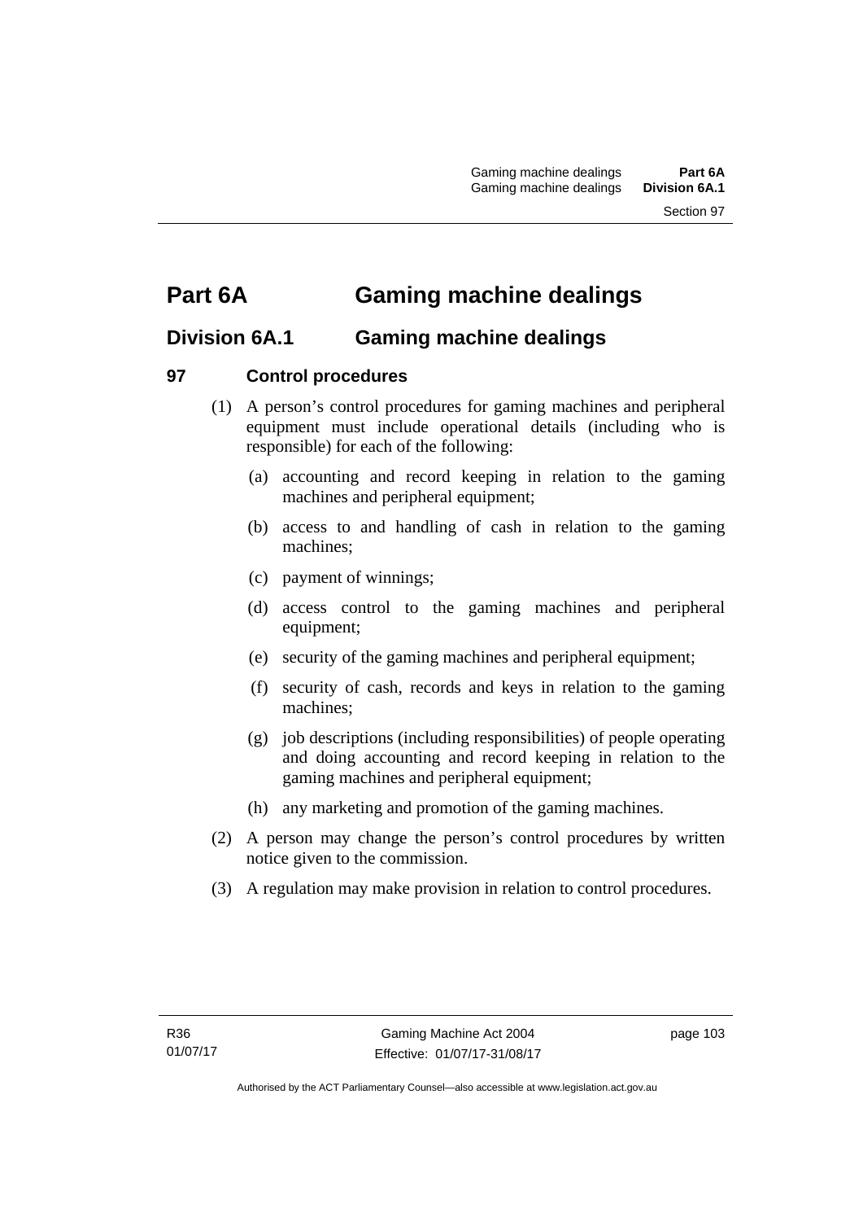# Part 6A Gaming machine dealings

## Division 6A.1 Gaming machine dealings

### 97 Control procedures

(1) A person's control procedures for gaming machines and peripheral equipment must include operational details (including who is responsible) for each of the following:

(a) accounting and record keeping in relation to the gaming machines and peripheral equipment;

(b) access to and handling of cash in relation to the gaming machines;

(c) payment of winnings;

(d) access control to the gaming machines and peripheral equipment;

(e) security of the gaming machines and peripheral equipment;

(f) security of cash, records and keys in relation to the gaming machines;

(g) job descriptions (including responsibilities) of people operating and doing accounting and record keeping in relation to the gaming machines and peripheral equipment;

(h) any marketing and promotion of the gaming machines.

(2) A person may change the person's control procedures by written notice given to the commission.

(3) A regulation may make provision in relation to control procedures.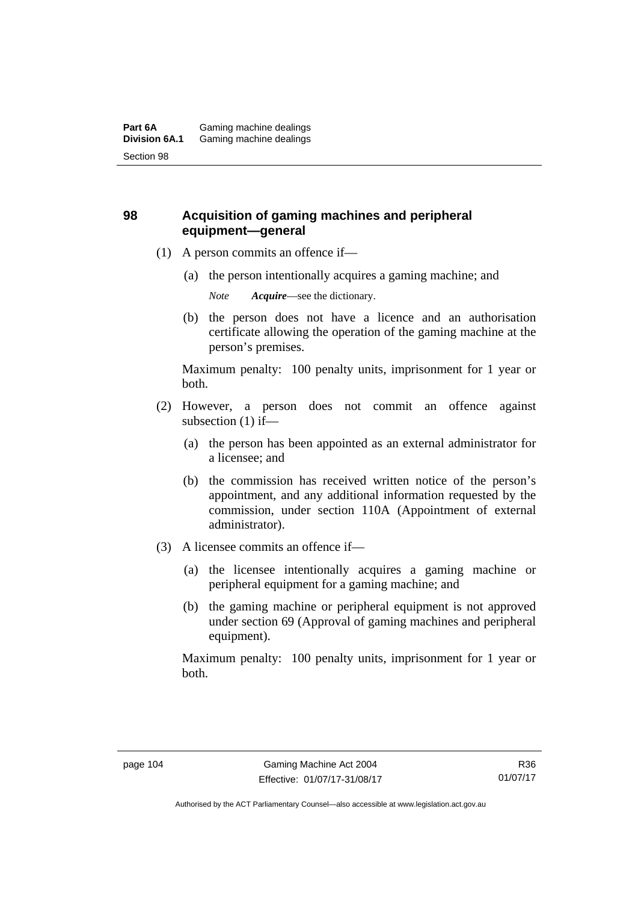## 98 Acquisition of gaming machines and peripheral equipment—general

(1) A person commits an offence if—

(a) the person intentionally acquires a gaming machine; and

*Note* ***Acquire***—see the dictionary.

(b) the person does not have a licence and an authorisation certificate allowing the operation of the gaming machine at the person's premises.

Maximum penalty: 100 penalty units, imprisonment for 1 year or both.

(2) However, a person does not commit an offence against subsection (1) if—

(a) the person has been appointed as an external administrator for a licensee; and

(b) the commission has received written notice of the person's appointment, and any additional information requested by the commission, under section 110A (Appointment of external administrator).

(3) A licensee commits an offence if—

(a) the licensee intentionally acquires a gaming machine or peripheral equipment for a gaming machine; and

(b) the gaming machine or peripheral equipment is not approved under section 69 (Approval of gaming machines and peripheral equipment).

Maximum penalty: 100 penalty units, imprisonment for 1 year or both.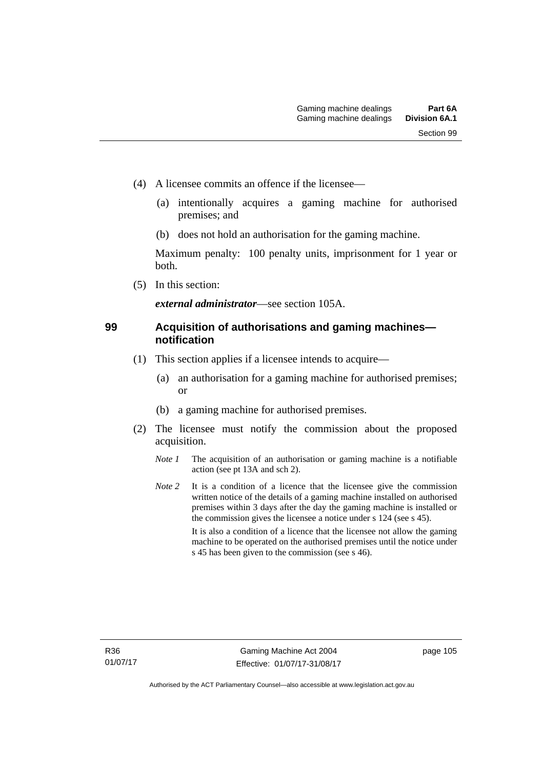(4) A licensee commits an offence if the licensee—

(a) intentionally acquires a gaming machine for authorised premises; and

(b) does not hold an authorisation for the gaming machine.

Maximum penalty: 100 penalty units, imprisonment for 1 year or both.

(5) In this section:

***external administrator***—see section 105A.

## 99 Acquisition of authorisations and gaming machines—notification

(1) This section applies if a licensee intends to acquire—

(a) an authorisation for a gaming machine for authorised premises; or

(b) a gaming machine for authorised premises.

(2) The licensee must notify the commission about the proposed acquisition.

*Note 1* The acquisition of an authorisation or gaming machine is a notifiable action (see pt 13A and sch 2).

*Note 2* It is a condition of a licence that the licensee give the commission written notice of the details of a gaming machine installed on authorised premises within 3 days after the day the gaming machine is installed or the commission gives the licensee a notice under s 124 (see s 45).

It is also a condition of a licence that the licensee not allow the gaming machine to be operated on the authorised premises until the notice under s 45 has been given to the commission (see s 46).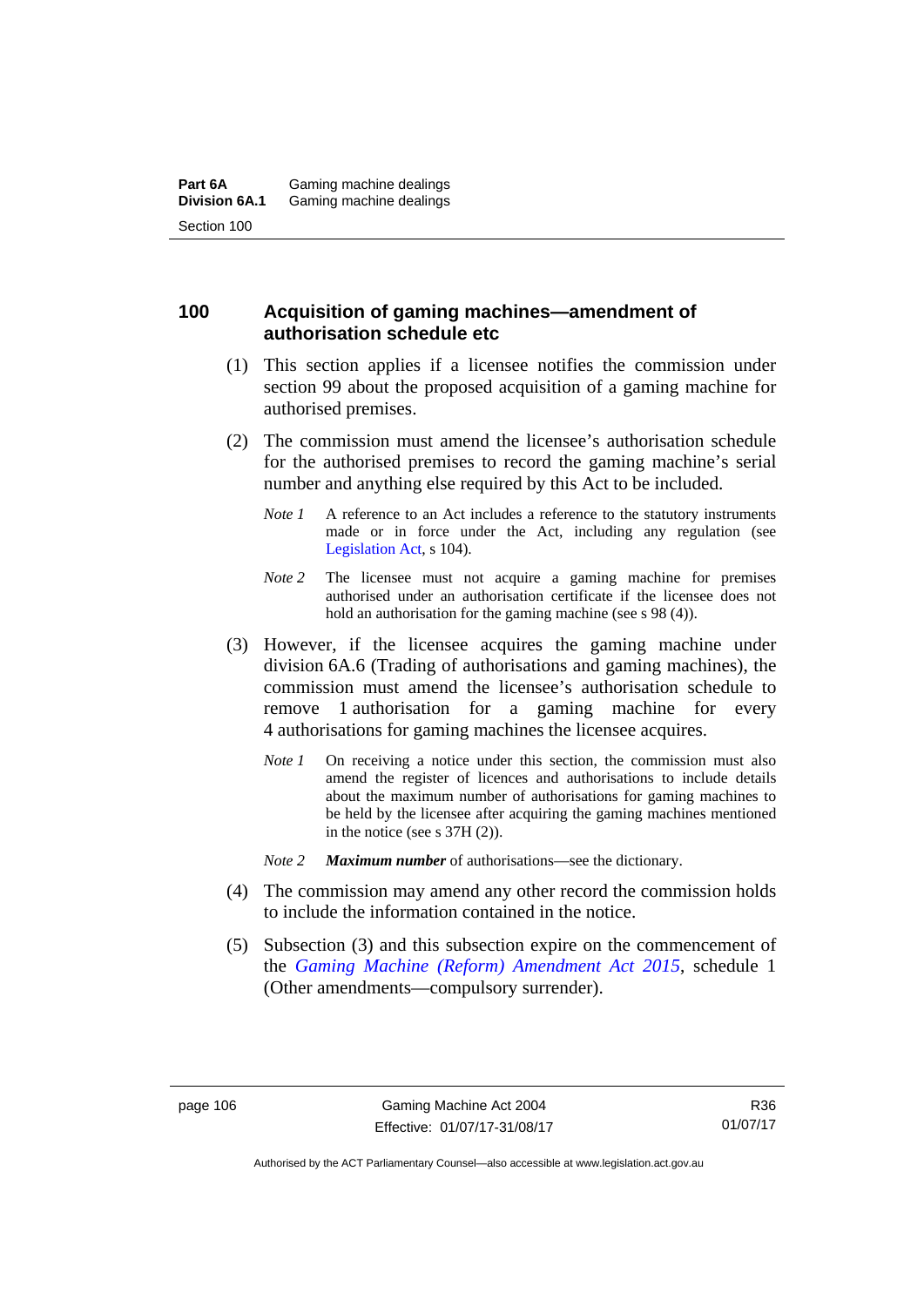## 100 Acquisition of gaming machines—amendment of authorisation schedule etc

(1) This section applies if a licensee notifies the commission under section 99 about the proposed acquisition of a gaming machine for authorised premises.

(2) The commission must amend the licensee's authorisation schedule for the authorised premises to record the gaming machine's serial number and anything else required by this Act to be included.

*Note 1* A reference to an Act includes a reference to the statutory instruments made or in force under the Act, including any regulation (see Legislation Act, s 104).

*Note 2* The licensee must not acquire a gaming machine for premises authorised under an authorisation certificate if the licensee does not hold an authorisation for the gaming machine (see s 98 (4)).

(3) However, if the licensee acquires the gaming machine under division 6A.6 (Trading of authorisations and gaming machines), the commission must amend the licensee's authorisation schedule to remove 1 authorisation for a gaming machine for every 4 authorisations for gaming machines the licensee acquires.

*Note 1* On receiving a notice under this section, the commission must also amend the register of licences and authorisations to include details about the maximum number of authorisations for gaming machines to be held by the licensee after acquiring the gaming machines mentioned in the notice (see s 37H (2)).

*Note 2* ***Maximum number*** of authorisations—see the dictionary.

(4) The commission may amend any other record the commission holds to include the information contained in the notice.

(5) Subsection (3) and this subsection expire on the commencement of the *Gaming Machine (Reform) Amendment Act 2015*, schedule 1 (Other amendments—compulsory surrender).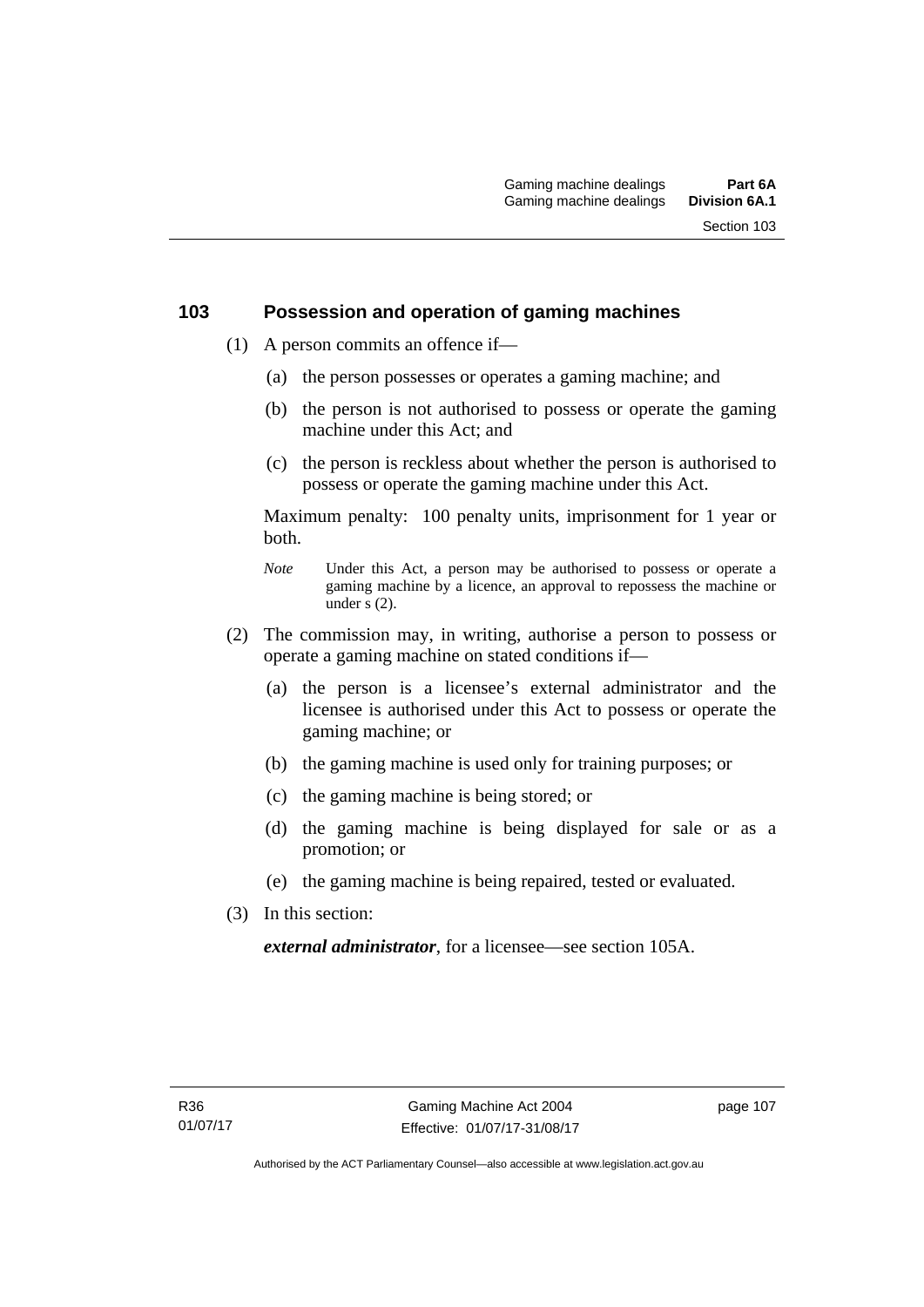## 103 Possession and operation of gaming machines

(1) A person commits an offence if—

(a) the person possesses or operates a gaming machine; and

(b) the person is not authorised to possess or operate the gaming machine under this Act; and

(c) the person is reckless about whether the person is authorised to possess or operate the gaming machine under this Act.

Maximum penalty: 100 penalty units, imprisonment for 1 year or both.

*Note* Under this Act, a person may be authorised to possess or operate a gaming machine by a licence, an approval to repossess the machine or under s (2).

(2) The commission may, in writing, authorise a person to possess or operate a gaming machine on stated conditions if—

(a) the person is a licensee's external administrator and the licensee is authorised under this Act to possess or operate the gaming machine; or

(b) the gaming machine is used only for training purposes; or

(c) the gaming machine is being stored; or

(d) the gaming machine is being displayed for sale or as a promotion; or

(e) the gaming machine is being repaired, tested or evaluated.

(3) In this section:

***external administrator***, for a licensee—see section 105A.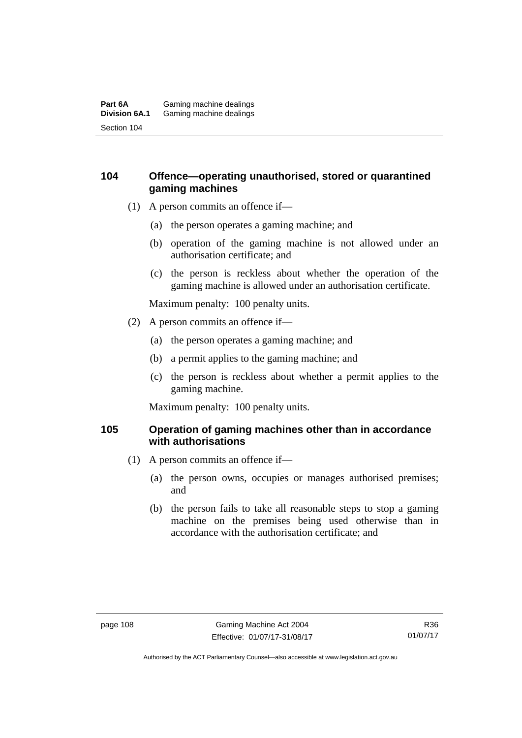## 104 Offence—operating unauthorised, stored or quarantined gaming machines

(1) A person commits an offence if—

(a) the person operates a gaming machine; and

(b) operation of the gaming machine is not allowed under an authorisation certificate; and

(c) the person is reckless about whether the operation of the gaming machine is allowed under an authorisation certificate.

Maximum penalty: 100 penalty units.

(2) A person commits an offence if—

(a) the person operates a gaming machine; and

(b) a permit applies to the gaming machine; and

(c) the person is reckless about whether a permit applies to the gaming machine.

Maximum penalty: 100 penalty units.

## 105 Operation of gaming machines other than in accordance with authorisations

(1) A person commits an offence if—

(a) the person owns, occupies or manages authorised premises; and

(b) the person fails to take all reasonable steps to stop a gaming machine on the premises being used otherwise than in accordance with the authorisation certificate; and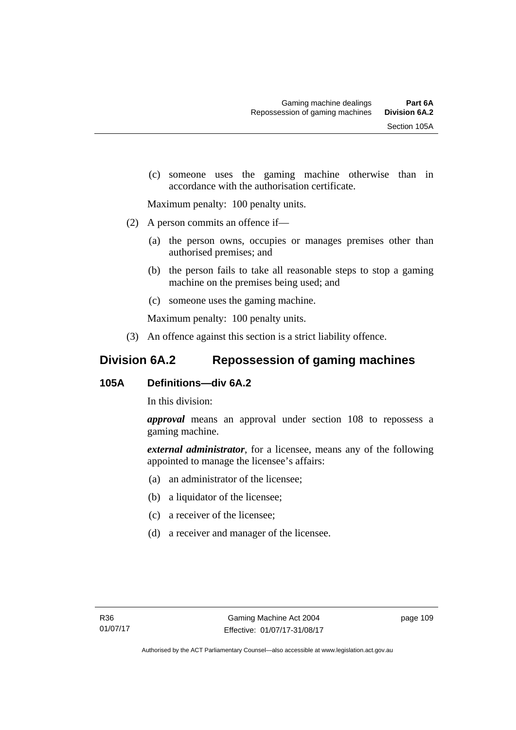(c) someone uses the gaming machine otherwise than in accordance with the authorisation certificate.

Maximum penalty: 100 penalty units.

(2) A person commits an offence if—

(a) the person owns, occupies or manages premises other than authorised premises; and

(b) the person fails to take all reasonable steps to stop a gaming machine on the premises being used; and

(c) someone uses the gaming machine.

Maximum penalty: 100 penalty units.

(3) An offence against this section is a strict liability offence.

## Division 6A.2 Repossession of gaming machines

### 105A Definitions—div 6A.2

In this division:

***approval*** means an approval under section 108 to repossess a gaming machine.

***external administrator***, for a licensee, means any of the following appointed to manage the licensee's affairs:

(a) an administrator of the licensee;

(b) a liquidator of the licensee;

(c) a receiver of the licensee;

(d) a receiver and manager of the licensee.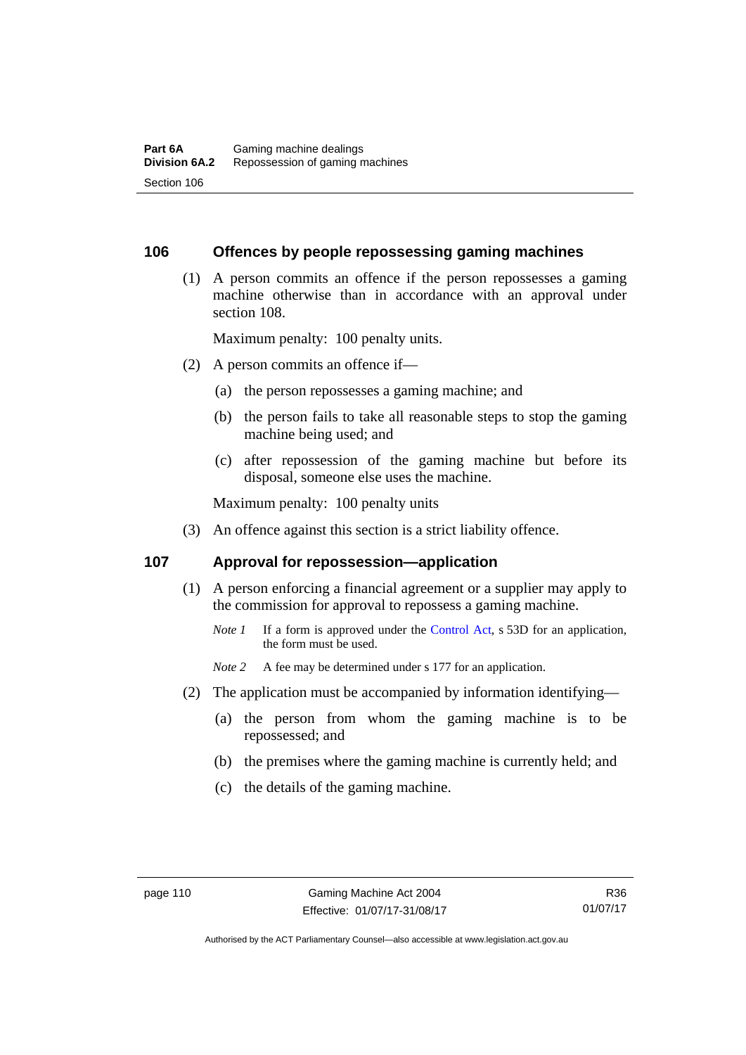## 106 Offences by people repossessing gaming machines

(1) A person commits an offence if the person repossesses a gaming machine otherwise than in accordance with an approval under section 108.

Maximum penalty: 100 penalty units.

(2) A person commits an offence if—

(a) the person repossesses a gaming machine; and

(b) the person fails to take all reasonable steps to stop the gaming machine being used; and

(c) after repossession of the gaming machine but before its disposal, someone else uses the machine.

Maximum penalty: 100 penalty units

(3) An offence against this section is a strict liability offence.

## 107 Approval for repossession—application

(1) A person enforcing a financial agreement or a supplier may apply to the commission for approval to repossess a gaming machine.

*Note 1* If a form is approved under the Control Act, s 53D for an application, the form must be used.

*Note 2* A fee may be determined under s 177 for an application.

(2) The application must be accompanied by information identifying—

(a) the person from whom the gaming machine is to be repossessed; and

(b) the premises where the gaming machine is currently held; and

(c) the details of the gaming machine.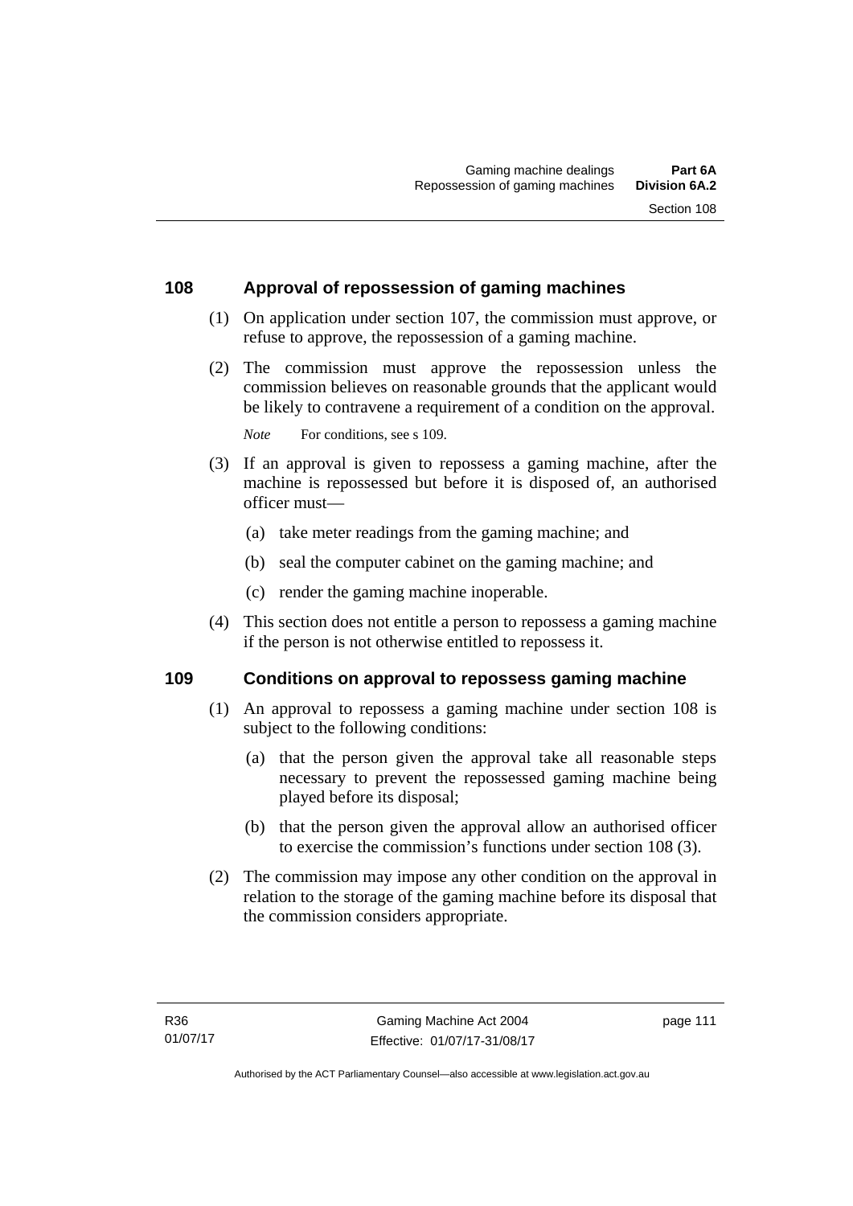## 108 Approval of repossession of gaming machines

(1) On application under section 107, the commission must approve, or refuse to approve, the repossession of a gaming machine.

(2) The commission must approve the repossession unless the commission believes on reasonable grounds that the applicant would be likely to contravene a requirement of a condition on the approval.

*Note* For conditions, see s 109.

(3) If an approval is given to repossess a gaming machine, after the machine is repossessed but before it is disposed of, an authorised officer must—

(a) take meter readings from the gaming machine; and

(b) seal the computer cabinet on the gaming machine; and

(c) render the gaming machine inoperable.

(4) This section does not entitle a person to repossess a gaming machine if the person is not otherwise entitled to repossess it.

## 109 Conditions on approval to repossess gaming machine

(1) An approval to repossess a gaming machine under section 108 is subject to the following conditions:

(a) that the person given the approval take all reasonable steps necessary to prevent the repossessed gaming machine being played before its disposal;

(b) that the person given the approval allow an authorised officer to exercise the commission's functions under section 108 (3).

(2) The commission may impose any other condition on the approval in relation to the storage of the gaming machine before its disposal that the commission considers appropriate.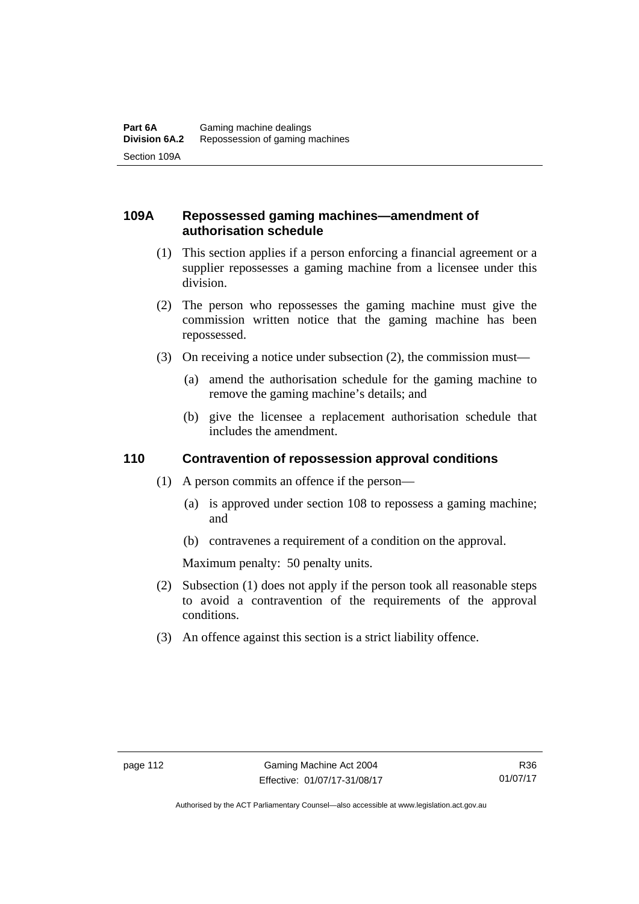## 109A Repossessed gaming machines—amendment of authorisation schedule

(1) This section applies if a person enforcing a financial agreement or a supplier repossesses a gaming machine from a licensee under this division.

(2) The person who repossesses the gaming machine must give the commission written notice that the gaming machine has been repossessed.

(3) On receiving a notice under subsection (2), the commission must—

(a) amend the authorisation schedule for the gaming machine to remove the gaming machine's details; and

(b) give the licensee a replacement authorisation schedule that includes the amendment.

## 110 Contravention of repossession approval conditions

(1) A person commits an offence if the person—

(a) is approved under section 108 to repossess a gaming machine; and

(b) contravenes a requirement of a condition on the approval.

Maximum penalty: 50 penalty units.

(2) Subsection (1) does not apply if the person took all reasonable steps to avoid a contravention of the requirements of the approval conditions.

(3) An offence against this section is a strict liability offence.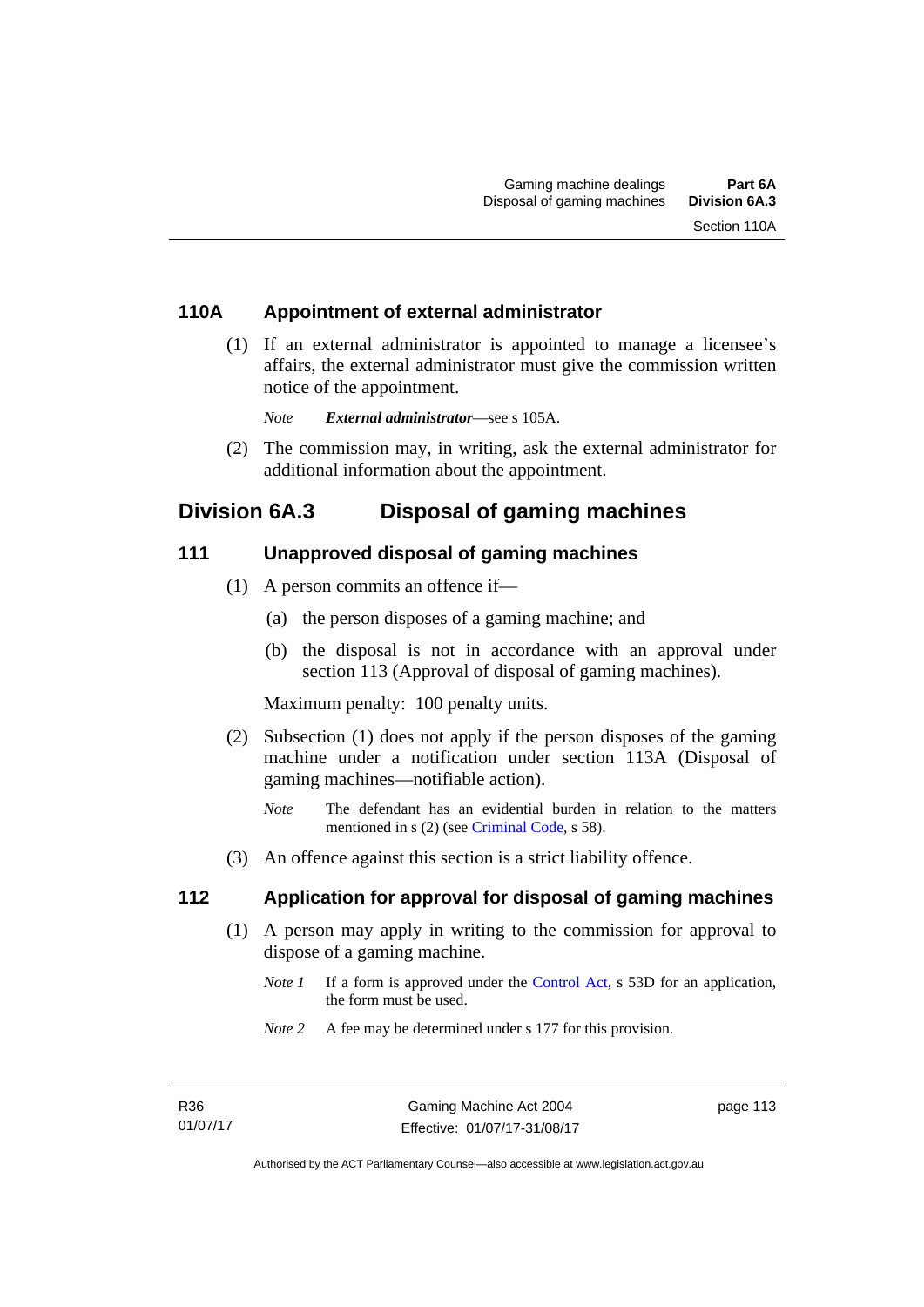### 110A Appointment of external administrator

(1) If an external administrator is appointed to manage a licensee's affairs, the external administrator must give the commission written notice of the appointment.

*Note* ***External administrator***—see s 105A.

(2) The commission may, in writing, ask the external administrator for additional information about the appointment.

## Division 6A.3 Disposal of gaming machines

### 111 Unapproved disposal of gaming machines

(1) A person commits an offence if—

(a) the person disposes of a gaming machine; and

(b) the disposal is not in accordance with an approval under section 113 (Approval of disposal of gaming machines).

Maximum penalty: 100 penalty units.

(2) Subsection (1) does not apply if the person disposes of the gaming machine under a notification under section 113A (Disposal of gaming machines—notifiable action).

*Note* The defendant has an evidential burden in relation to the matters mentioned in s (2) (see Criminal Code, s 58).

(3) An offence against this section is a strict liability offence.

### 112 Application for approval for disposal of gaming machines

(1) A person may apply in writing to the commission for approval to dispose of a gaming machine.

*Note 1* If a form is approved under the Control Act, s 53D for an application, the form must be used.

*Note 2* A fee may be determined under s 177 for this provision.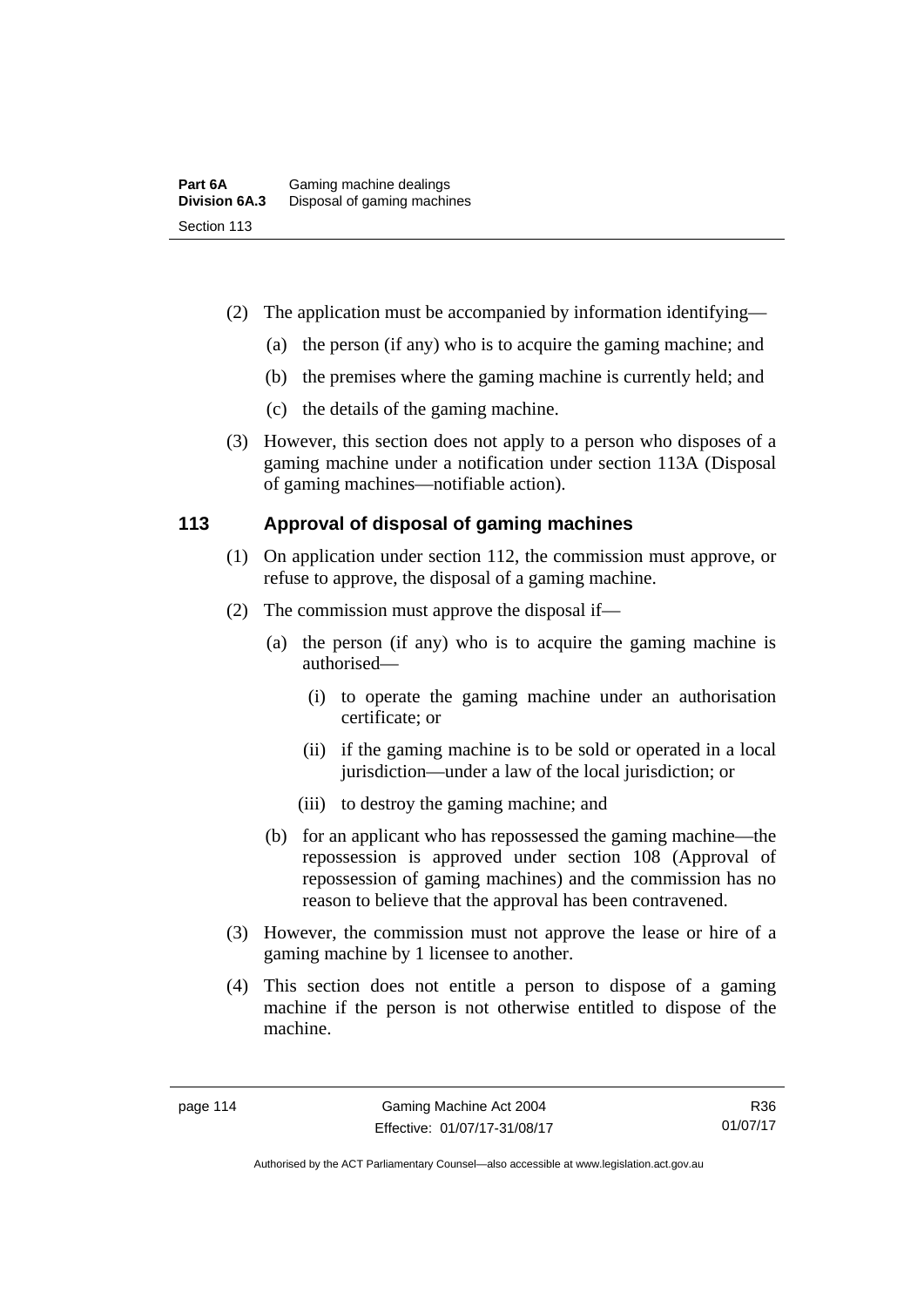(2) The application must be accompanied by information identifying—

(a) the person (if any) who is to acquire the gaming machine; and

(b) the premises where the gaming machine is currently held; and

(c) the details of the gaming machine.

(3) However, this section does not apply to a person who disposes of a gaming machine under a notification under section 113A (Disposal of gaming machines—notifiable action).

## 113 Approval of disposal of gaming machines

(1) On application under section 112, the commission must approve, or refuse to approve, the disposal of a gaming machine.

(2) The commission must approve the disposal if—

(a) the person (if any) who is to acquire the gaming machine is authorised—

(i) to operate the gaming machine under an authorisation certificate; or

(ii) if the gaming machine is to be sold or operated in a local jurisdiction—under a law of the local jurisdiction; or

(iii) to destroy the gaming machine; and

(b) for an applicant who has repossessed the gaming machine—the repossession is approved under section 108 (Approval of repossession of gaming machines) and the commission has no reason to believe that the approval has been contravened.

(3) However, the commission must not approve the lease or hire of a gaming machine by 1 licensee to another.

(4) This section does not entitle a person to dispose of a gaming machine if the person is not otherwise entitled to dispose of the machine.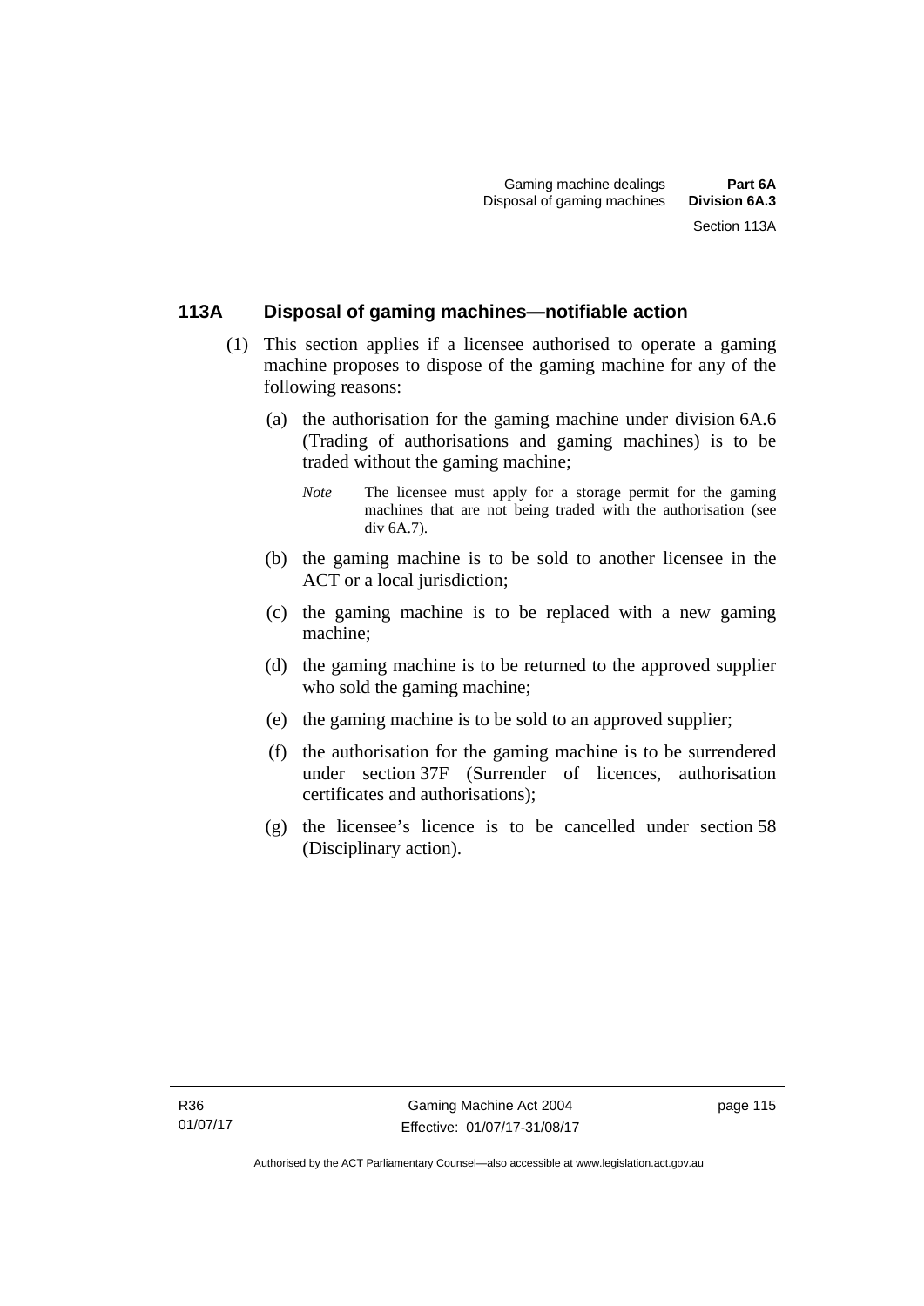## 113A Disposal of gaming machines—notifiable action

(1) This section applies if a licensee authorised to operate a gaming machine proposes to dispose of the gaming machine for any of the following reasons:

(a) the authorisation for the gaming machine under division 6A.6 (Trading of authorisations and gaming machines) is to be traded without the gaming machine;

*Note* The licensee must apply for a storage permit for the gaming machines that are not being traded with the authorisation (see div 6A.7).

(b) the gaming machine is to be sold to another licensee in the ACT or a local jurisdiction;

(c) the gaming machine is to be replaced with a new gaming machine;

(d) the gaming machine is to be returned to the approved supplier who sold the gaming machine;

(e) the gaming machine is to be sold to an approved supplier;

(f) the authorisation for the gaming machine is to be surrendered under section 37F (Surrender of licences, authorisation certificates and authorisations);

(g) the licensee's licence is to be cancelled under section 58 (Disciplinary action).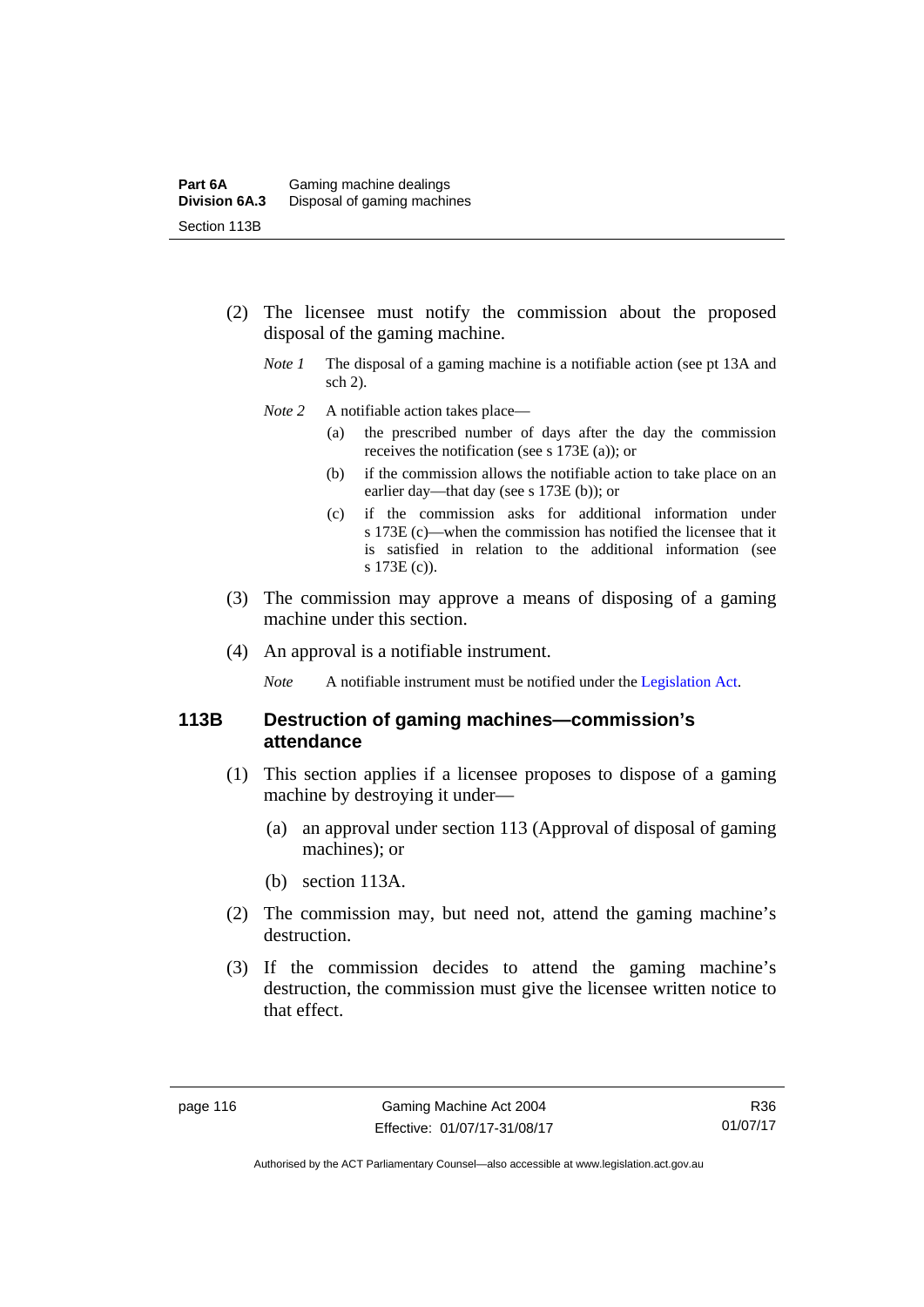(2) The licensee must notify the commission about the proposed disposal of the gaming machine.

*Note 1* The disposal of a gaming machine is a notifiable action (see pt 13A and sch 2).

*Note 2* A notifiable action takes place—

(a) the prescribed number of days after the day the commission receives the notification (see s 173E (a)); or

(b) if the commission allows the notifiable action to take place on an earlier day—that day (see s 173E (b)); or

(c) if the commission asks for additional information under s 173E (c)—when the commission has notified the licensee that it is satisfied in relation to the additional information (see s 173E (c)).

(3) The commission may approve a means of disposing of a gaming machine under this section.

(4) An approval is a notifiable instrument.

*Note* A notifiable instrument must be notified under the Legislation Act.

### 113B Destruction of gaming machines—commission's attendance

(1) This section applies if a licensee proposes to dispose of a gaming machine by destroying it under—

(a) an approval under section 113 (Approval of disposal of gaming machines); or

(b) section 113A.

(2) The commission may, but need not, attend the gaming machine's destruction.

(3) If the commission decides to attend the gaming machine's destruction, the commission must give the licensee written notice to that effect.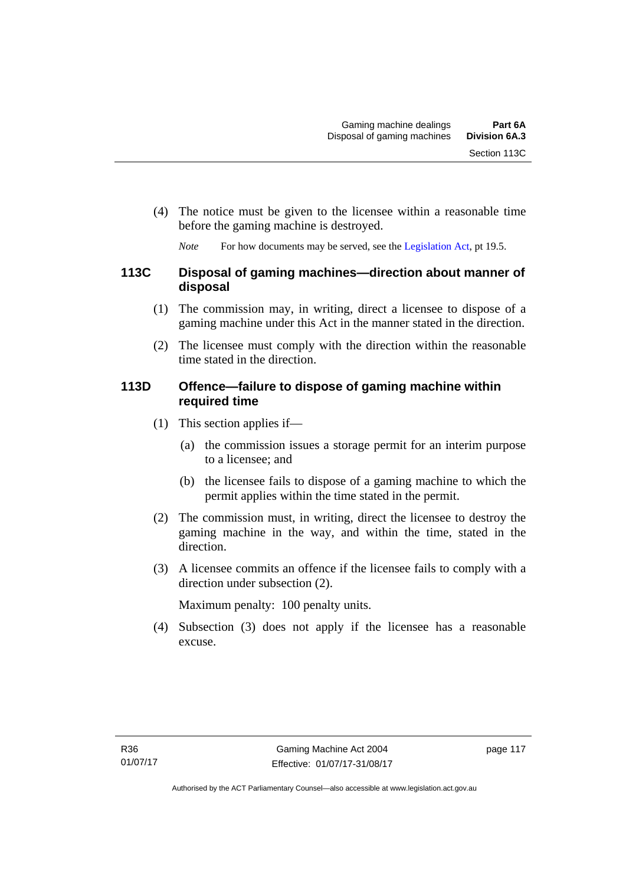(4) The notice must be given to the licensee within a reasonable time before the gaming machine is destroyed.

*Note* For how documents may be served, see the Legislation Act, pt 19.5.

### 113C Disposal of gaming machines—direction about manner of disposal

(1) The commission may, in writing, direct a licensee to dispose of a gaming machine under this Act in the manner stated in the direction.

(2) The licensee must comply with the direction within the reasonable time stated in the direction.

### 113D Offence—failure to dispose of gaming machine within required time

(1) This section applies if—

(a) the commission issues a storage permit for an interim purpose to a licensee; and

(b) the licensee fails to dispose of a gaming machine to which the permit applies within the time stated in the permit.

(2) The commission must, in writing, direct the licensee to destroy the gaming machine in the way, and within the time, stated in the direction.

(3) A licensee commits an offence if the licensee fails to comply with a direction under subsection (2).

Maximum penalty: 100 penalty units.

(4) Subsection (3) does not apply if the licensee has a reasonable excuse.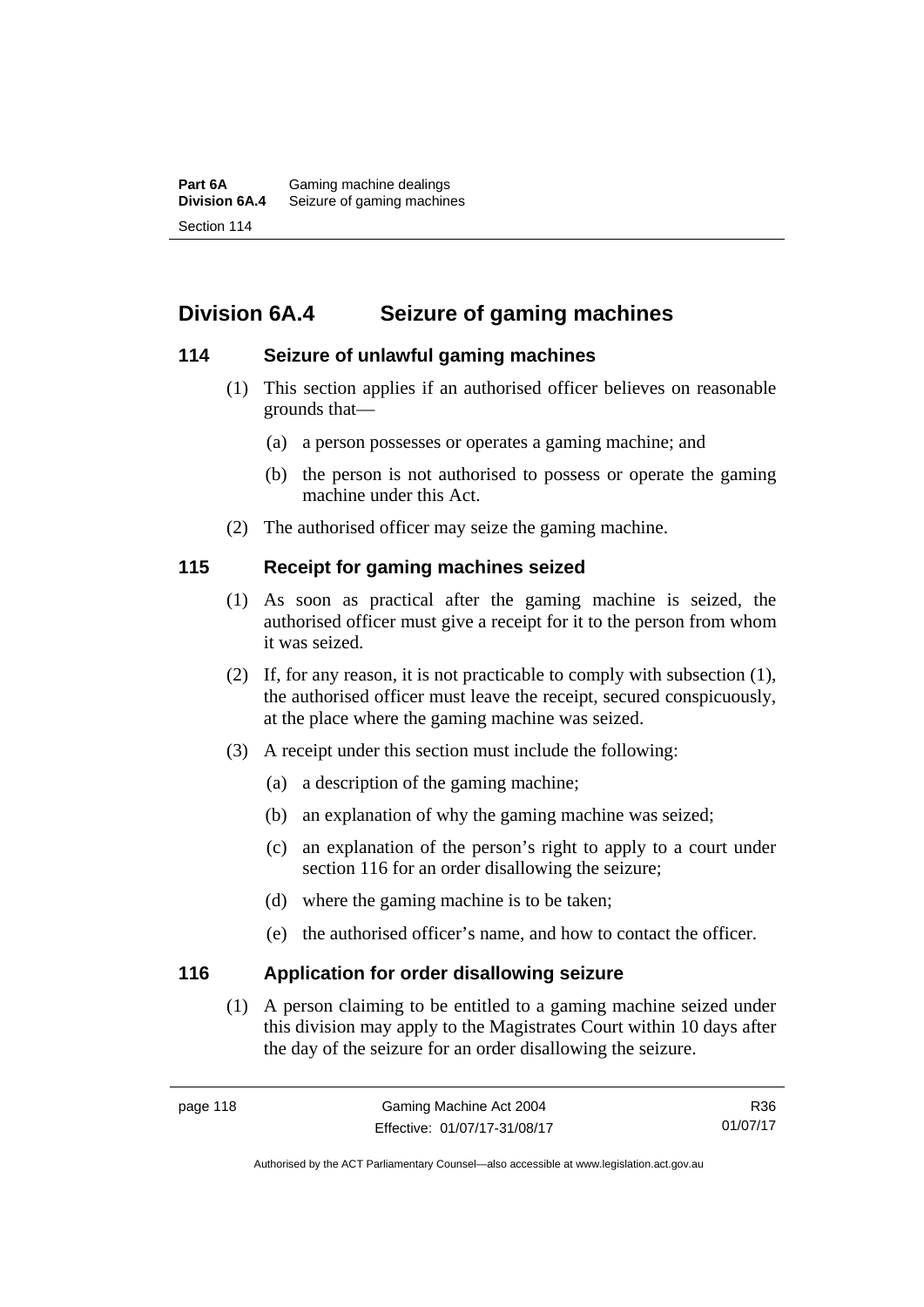## Division 6A.4 Seizure of gaming machines

### 114 Seizure of unlawful gaming machines

(1) This section applies if an authorised officer believes on reasonable grounds that—

(a) a person possesses or operates a gaming machine; and

(b) the person is not authorised to possess or operate the gaming machine under this Act.

(2) The authorised officer may seize the gaming machine.

### 115 Receipt for gaming machines seized

(1) As soon as practical after the gaming machine is seized, the authorised officer must give a receipt for it to the person from whom it was seized.

(2) If, for any reason, it is not practicable to comply with subsection (1), the authorised officer must leave the receipt, secured conspicuously, at the place where the gaming machine was seized.

(3) A receipt under this section must include the following:

(a) a description of the gaming machine;

(b) an explanation of why the gaming machine was seized;

(c) an explanation of the person's right to apply to a court under section 116 for an order disallowing the seizure;

(d) where the gaming machine is to be taken;

(e) the authorised officer's name, and how to contact the officer.

### 116 Application for order disallowing seizure

(1) A person claiming to be entitled to a gaming machine seized under this division may apply to the Magistrates Court within 10 days after the day of the seizure for an order disallowing the seizure.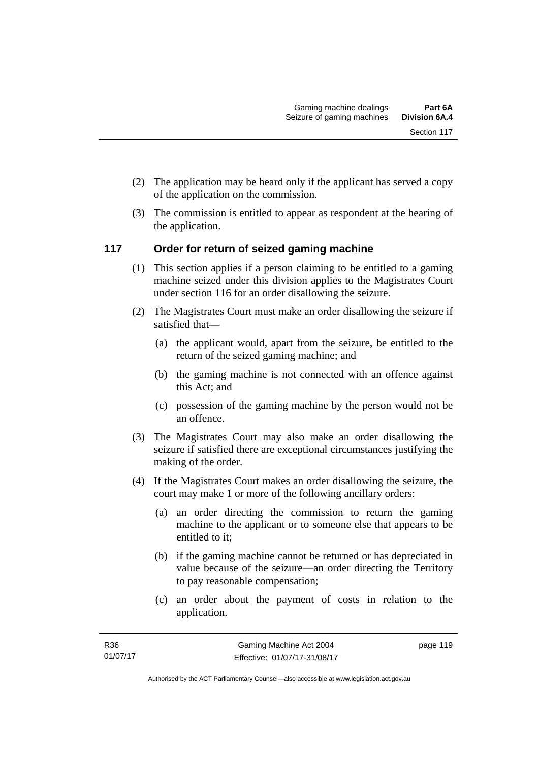(2) The application may be heard only if the applicant has served a copy of the application on the commission.

(3) The commission is entitled to appear as respondent at the hearing of the application.

## 117 Order for return of seized gaming machine

(1) This section applies if a person claiming to be entitled to a gaming machine seized under this division applies to the Magistrates Court under section 116 for an order disallowing the seizure.

(2) The Magistrates Court must make an order disallowing the seizure if satisfied that—

(a) the applicant would, apart from the seizure, be entitled to the return of the seized gaming machine; and

(b) the gaming machine is not connected with an offence against this Act; and

(c) possession of the gaming machine by the person would not be an offence.

(3) The Magistrates Court may also make an order disallowing the seizure if satisfied there are exceptional circumstances justifying the making of the order.

(4) If the Magistrates Court makes an order disallowing the seizure, the court may make 1 or more of the following ancillary orders:

(a) an order directing the commission to return the gaming machine to the applicant or to someone else that appears to be entitled to it;

(b) if the gaming machine cannot be returned or has depreciated in value because of the seizure—an order directing the Territory to pay reasonable compensation;

(c) an order about the payment of costs in relation to the application.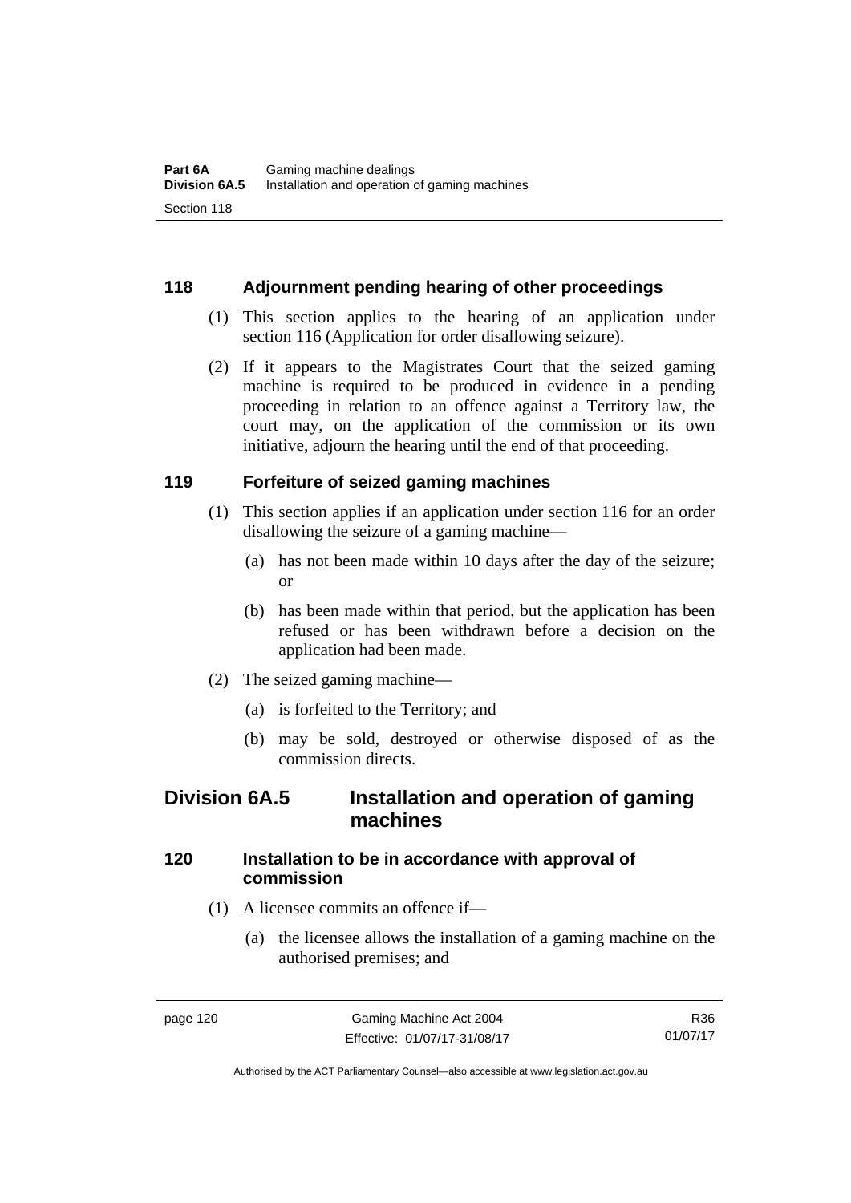### 118 Adjournment pending hearing of other proceedings

(1) This section applies to the hearing of an application under section 116 (Application for order disallowing seizure).

(2) If it appears to the Magistrates Court that the seized gaming machine is required to be produced in evidence in a pending proceeding in relation to an offence against a Territory law, the court may, on the application of the commission or its own initiative, adjourn the hearing until the end of that proceeding.

### 119 Forfeiture of seized gaming machines

(1) This section applies if an application under section 116 for an order disallowing the seizure of a gaming machine—

(a) has not been made within 10 days after the day of the seizure; or

(b) has been made within that period, but the application has been refused or has been withdrawn before a decision on the application had been made.

(2) The seized gaming machine—

(a) is forfeited to the Territory; and

(b) may be sold, destroyed or otherwise disposed of as the commission directs.

## Division 6A.5 Installation and operation of gaming machines

### 120 Installation to be in accordance with approval of commission

(1) A licensee commits an offence if—

(a) the licensee allows the installation of a gaming machine on the authorised premises; and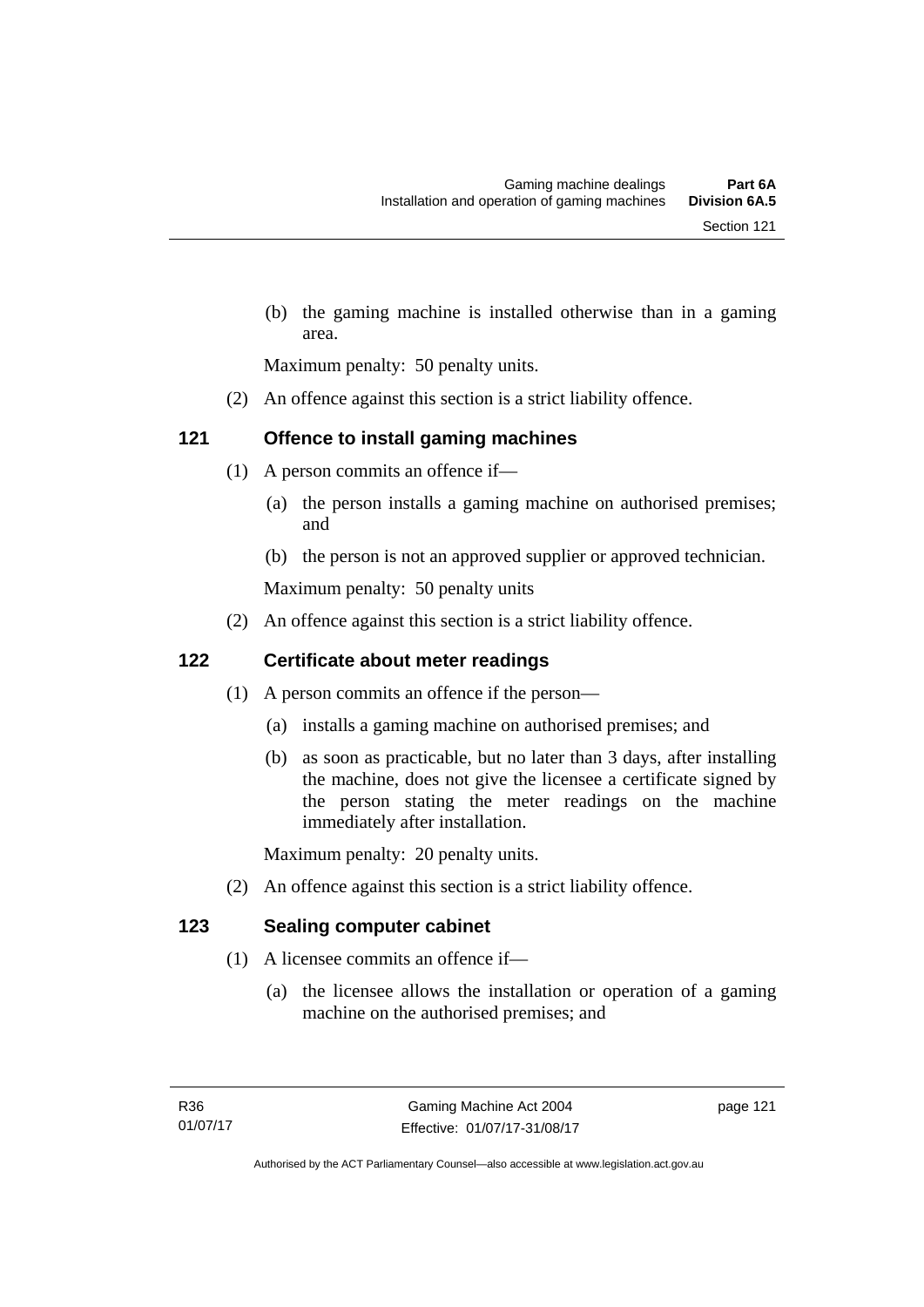(b) the gaming machine is installed otherwise than in a gaming area.

Maximum penalty: 50 penalty units.

(2) An offence against this section is a strict liability offence.

## 121 Offence to install gaming machines

(1) A person commits an offence if—

(a) the person installs a gaming machine on authorised premises; and

(b) the person is not an approved supplier or approved technician.

Maximum penalty: 50 penalty units

(2) An offence against this section is a strict liability offence.

## 122 Certificate about meter readings

(1) A person commits an offence if the person—

(a) installs a gaming machine on authorised premises; and

(b) as soon as practicable, but no later than 3 days, after installing the machine, does not give the licensee a certificate signed by the person stating the meter readings on the machine immediately after installation.

Maximum penalty: 20 penalty units.

(2) An offence against this section is a strict liability offence.

## 123 Sealing computer cabinet

(1) A licensee commits an offence if—

(a) the licensee allows the installation or operation of a gaming machine on the authorised premises; and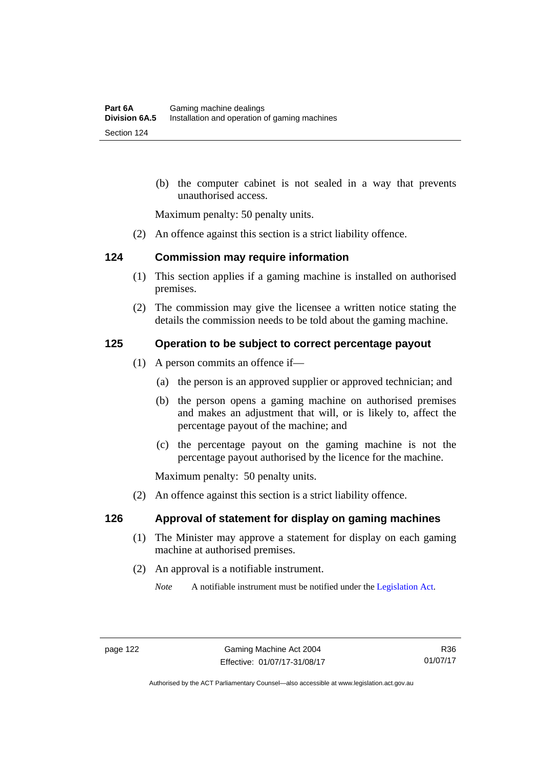(b) the computer cabinet is not sealed in a way that prevents unauthorised access.

Maximum penalty: 50 penalty units.

(2) An offence against this section is a strict liability offence.

## 124 Commission may require information

(1) This section applies if a gaming machine is installed on authorised premises.

(2) The commission may give the licensee a written notice stating the details the commission needs to be told about the gaming machine.

## 125 Operation to be subject to correct percentage payout

(1) A person commits an offence if—

(a) the person is an approved supplier or approved technician; and

(b) the person opens a gaming machine on authorised premises and makes an adjustment that will, or is likely to, affect the percentage payout of the machine; and

(c) the percentage payout on the gaming machine is not the percentage payout authorised by the licence for the machine.

Maximum penalty: 50 penalty units.

(2) An offence against this section is a strict liability offence.

## 126 Approval of statement for display on gaming machines

(1) The Minister may approve a statement for display on each gaming machine at authorised premises.

(2) An approval is a notifiable instrument.

*Note* A notifiable instrument must be notified under the Legislation Act.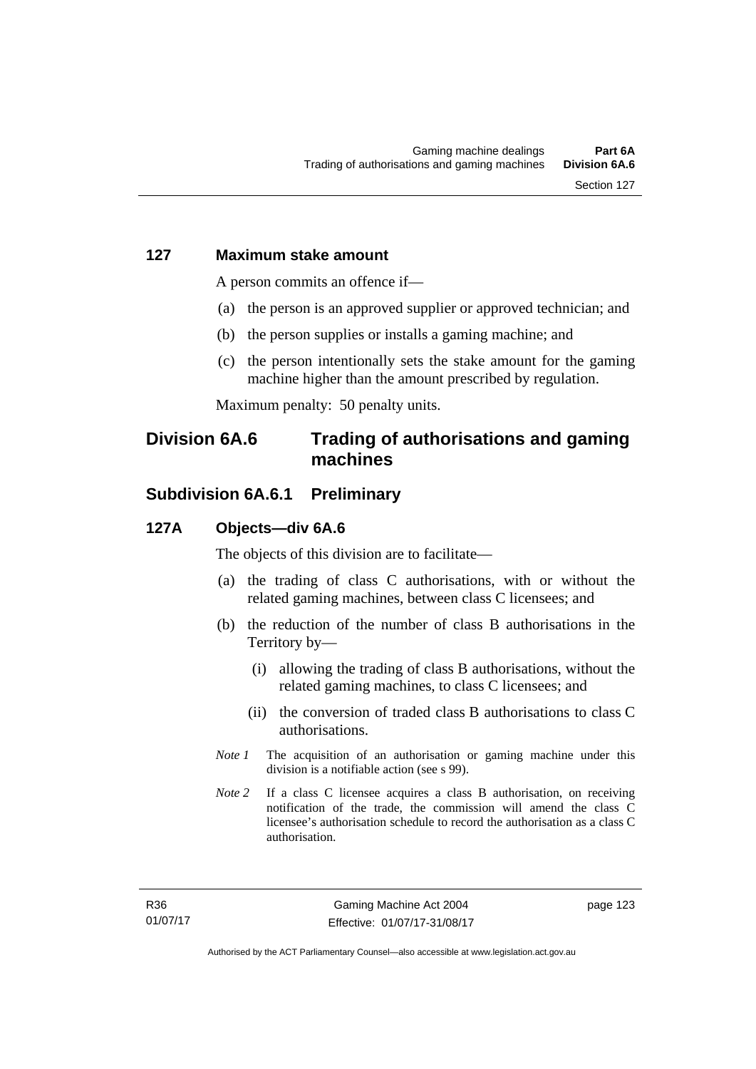### 127 Maximum stake amount

A person commits an offence if—

(a) the person is an approved supplier or approved technician; and

(b) the person supplies or installs a gaming machine; and

(c) the person intentionally sets the stake amount for the gaming machine higher than the amount prescribed by regulation.

Maximum penalty: 50 penalty units.

## Division 6A.6 Trading of authorisations and gaming machines

## Subdivision 6A.6.1 Preliminary

### 127A Objects—div 6A.6

The objects of this division are to facilitate—

(a) the trading of class C authorisations, with or without the related gaming machines, between class C licensees; and

(b) the reduction of the number of class B authorisations in the Territory by—

(i) allowing the trading of class B authorisations, without the related gaming machines, to class C licensees; and

(ii) the conversion of traded class B authorisations to class C authorisations.

*Note 1* The acquisition of an authorisation or gaming machine under this division is a notifiable action (see s 99).

*Note 2* If a class C licensee acquires a class B authorisation, on receiving notification of the trade, the commission will amend the class C licensee's authorisation schedule to record the authorisation as a class C authorisation.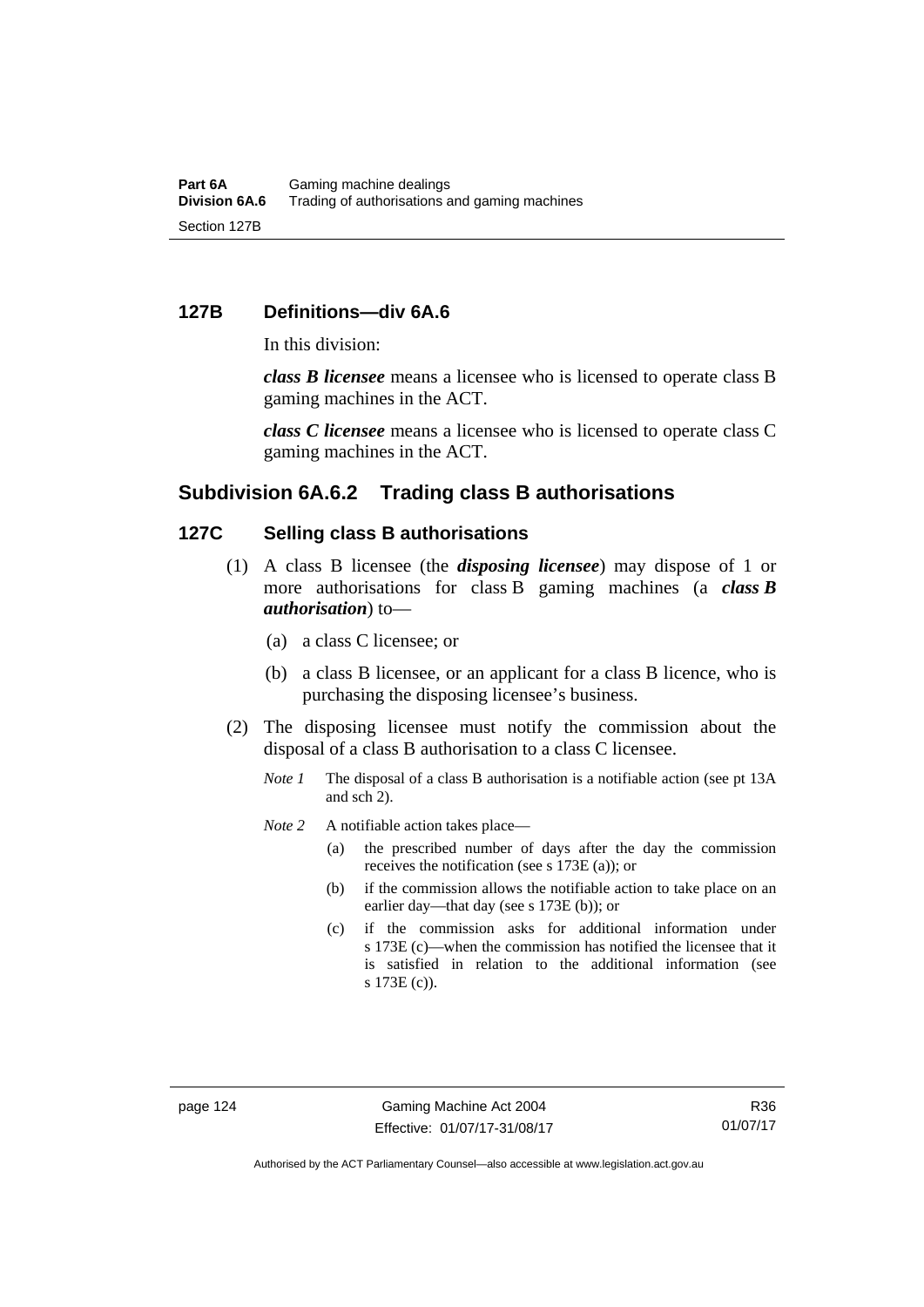## 127B Definitions—div 6A.6

In this division:

***class B licensee*** means a licensee who is licensed to operate class B gaming machines in the ACT.

***class C licensee*** means a licensee who is licensed to operate class C gaming machines in the ACT.

## Subdivision 6A.6.2 Trading class B authorisations

### 127C Selling class B authorisations

(1) A class B licensee (the ***disposing licensee***) may dispose of 1 or more authorisations for class B gaming machines (a ***class B authorisation***) to—

(a) a class C licensee; or

(b) a class B licensee, or an applicant for a class B licence, who is purchasing the disposing licensee's business.

(2) The disposing licensee must notify the commission about the disposal of a class B authorisation to a class C licensee.

*Note 1* The disposal of a class B authorisation is a notifiable action (see pt 13A and sch 2).

*Note 2* A notifiable action takes place—

(a) the prescribed number of days after the day the commission receives the notification (see s 173E (a)); or

(b) if the commission allows the notifiable action to take place on an earlier day—that day (see s 173E (b)); or

(c) if the commission asks for additional information under s 173E (c)—when the commission has notified the licensee that it is satisfied in relation to the additional information (see s 173E (c)).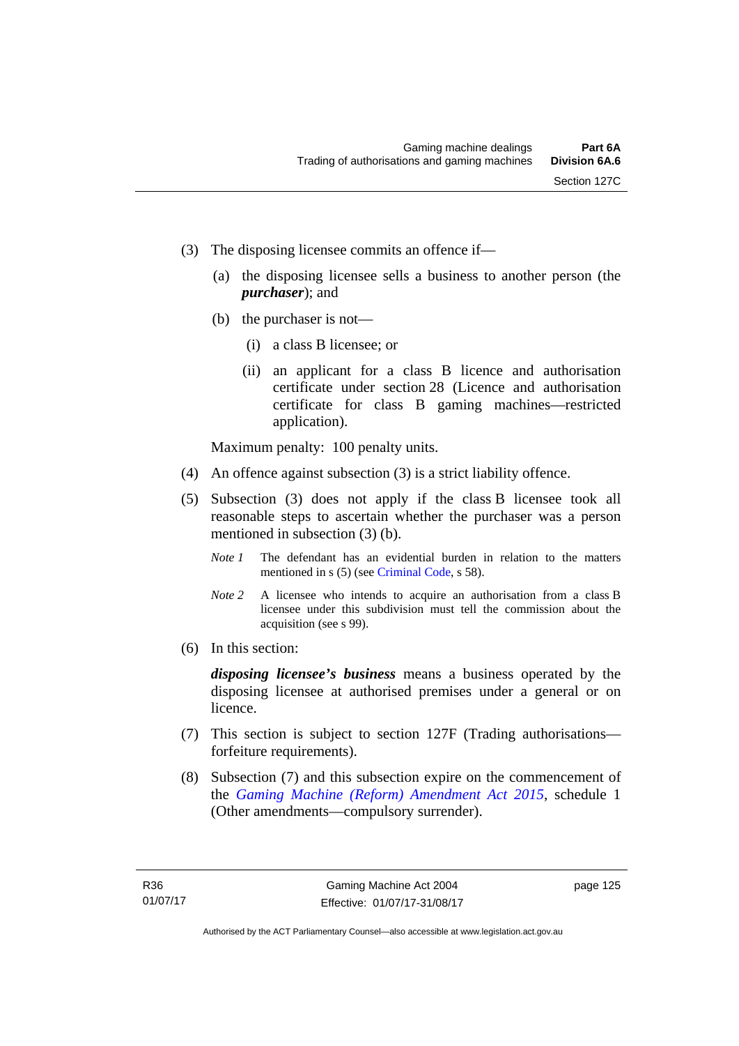(3) The disposing licensee commits an offence if—

(a) the disposing licensee sells a business to another person (the ***purchaser***); and

(b) the purchaser is not—

(i) a class B licensee; or

(ii) an applicant for a class B licence and authorisation certificate under section 28 (Licence and authorisation certificate for class B gaming machines—restricted application).

Maximum penalty: 100 penalty units.

(4) An offence against subsection (3) is a strict liability offence.

(5) Subsection (3) does not apply if the class B licensee took all reasonable steps to ascertain whether the purchaser was a person mentioned in subsection (3) (b).

*Note 1* The defendant has an evidential burden in relation to the matters mentioned in s (5) (see Criminal Code, s 58).

*Note 2* A licensee who intends to acquire an authorisation from a class B licensee under this subdivision must tell the commission about the acquisition (see s 99).

(6) In this section:

***disposing licensee's business*** means a business operated by the disposing licensee at authorised premises under a general or on licence.

(7) This section is subject to section 127F (Trading authorisations—forfeiture requirements).

(8) Subsection (7) and this subsection expire on the commencement of the *Gaming Machine (Reform) Amendment Act 2015*, schedule 1 (Other amendments—compulsory surrender).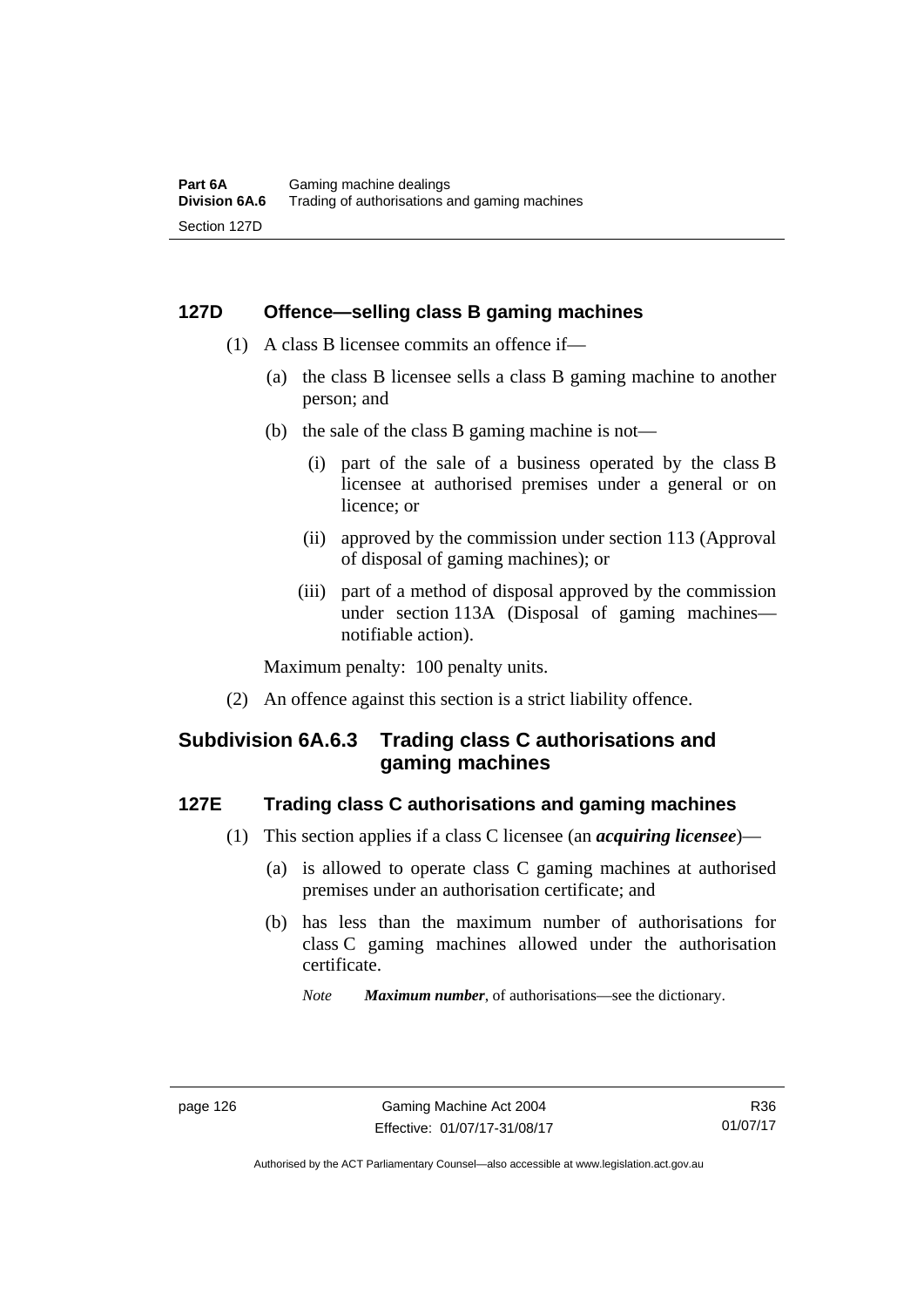### 127D Offence—selling class B gaming machines

(1) A class B licensee commits an offence if—

(a) the class B licensee sells a class B gaming machine to another person; and

(b) the sale of the class B gaming machine is not—

(i) part of the sale of a business operated by the class B licensee at authorised premises under a general or on licence; or

(ii) approved by the commission under section 113 (Approval of disposal of gaming machines); or

(iii) part of a method of disposal approved by the commission under section 113A (Disposal of gaming machines—notifiable action).

Maximum penalty: 100 penalty units.

(2) An offence against this section is a strict liability offence.

## Subdivision 6A.6.3 Trading class C authorisations and gaming machines

### 127E Trading class C authorisations and gaming machines

(1) This section applies if a class C licensee (an ***acquiring licensee***)—

(a) is allowed to operate class C gaming machines at authorised premises under an authorisation certificate; and

(b) has less than the maximum number of authorisations for class C gaming machines allowed under the authorisation certificate.

*Note* ***Maximum number***, of authorisations—see the dictionary.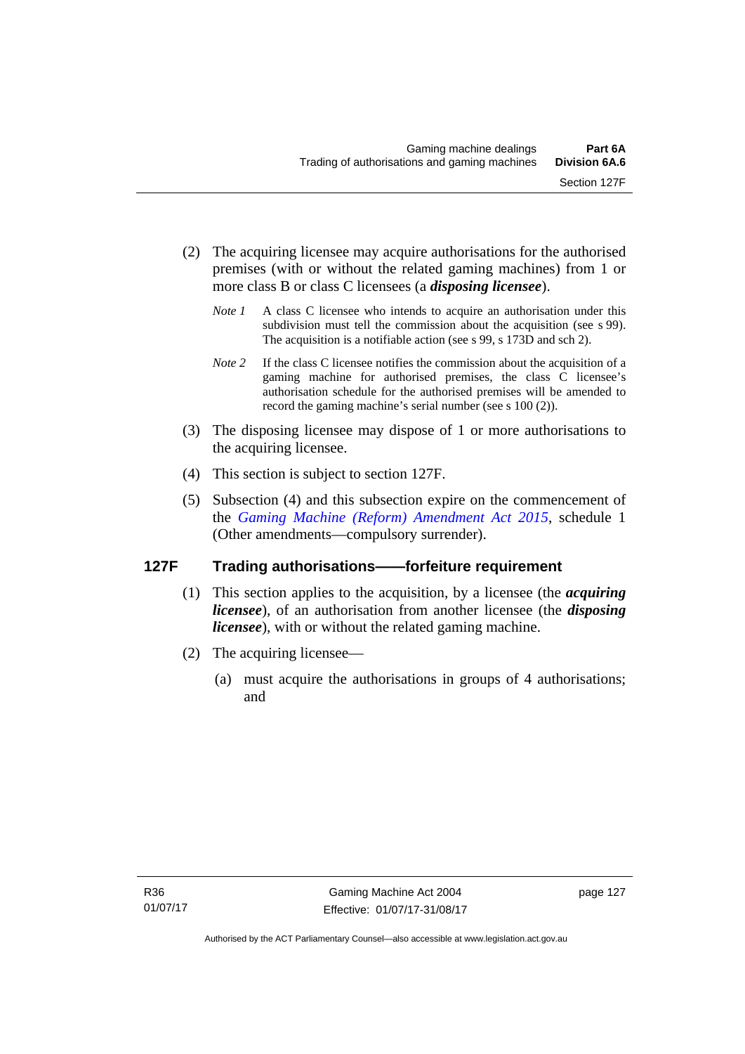(2) The acquiring licensee may acquire authorisations for the authorised premises (with or without the related gaming machines) from 1 or more class B or class C licensees (a ***disposing licensee***).

*Note 1* A class C licensee who intends to acquire an authorisation under this subdivision must tell the commission about the acquisition (see s 99). The acquisition is a notifiable action (see s 99, s 173D and sch 2).

*Note 2* If the class C licensee notifies the commission about the acquisition of a gaming machine for authorised premises, the class C licensee's authorisation schedule for the authorised premises will be amended to record the gaming machine's serial number (see s 100 (2)).

(3) The disposing licensee may dispose of 1 or more authorisations to the acquiring licensee.

(4) This section is subject to section 127F.

(5) Subsection (4) and this subsection expire on the commencement of the *Gaming Machine (Reform) Amendment Act 2015*, schedule 1 (Other amendments—compulsory surrender).

## 127F Trading authorisations——forfeiture requirement

(1) This section applies to the acquisition, by a licensee (the ***acquiring licensee***), of an authorisation from another licensee (the ***disposing licensee***), with or without the related gaming machine.

(2) The acquiring licensee—

(a) must acquire the authorisations in groups of 4 authorisations; and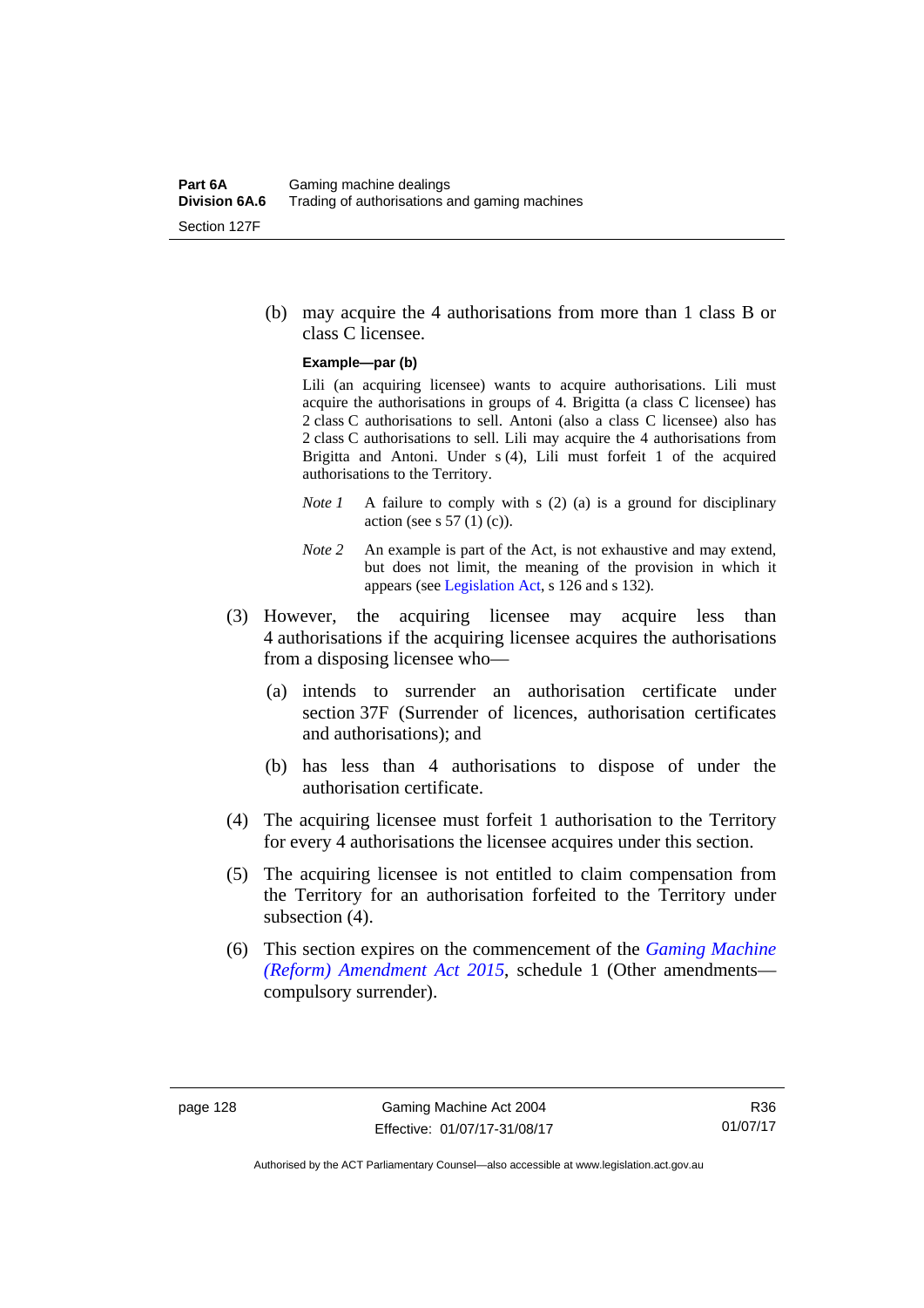(b) may acquire the 4 authorisations from more than 1 class B or class C licensee.

**Example—par (b)**

Lili (an acquiring licensee) wants to acquire authorisations. Lili must acquire the authorisations in groups of 4. Brigitta (a class C licensee) has 2 class C authorisations to sell. Antoni (also a class C licensee) also has 2 class C authorisations to sell. Lili may acquire the 4 authorisations from Brigitta and Antoni. Under s (4), Lili must forfeit 1 of the acquired authorisations to the Territory.

*Note 1* A failure to comply with s (2) (a) is a ground for disciplinary action (see s 57 (1) (c)).

*Note 2* An example is part of the Act, is not exhaustive and may extend, but does not limit, the meaning of the provision in which it appears (see Legislation Act, s 126 and s 132).

(3) However, the acquiring licensee may acquire less than 4 authorisations if the acquiring licensee acquires the authorisations from a disposing licensee who—

(a) intends to surrender an authorisation certificate under section 37F (Surrender of licences, authorisation certificates and authorisations); and

(b) has less than 4 authorisations to dispose of under the authorisation certificate.

(4) The acquiring licensee must forfeit 1 authorisation to the Territory for every 4 authorisations the licensee acquires under this section.

(5) The acquiring licensee is not entitled to claim compensation from the Territory for an authorisation forfeited to the Territory under subsection (4).

(6) This section expires on the commencement of the *Gaming Machine (Reform) Amendment Act 2015*, schedule 1 (Other amendments—compulsory surrender).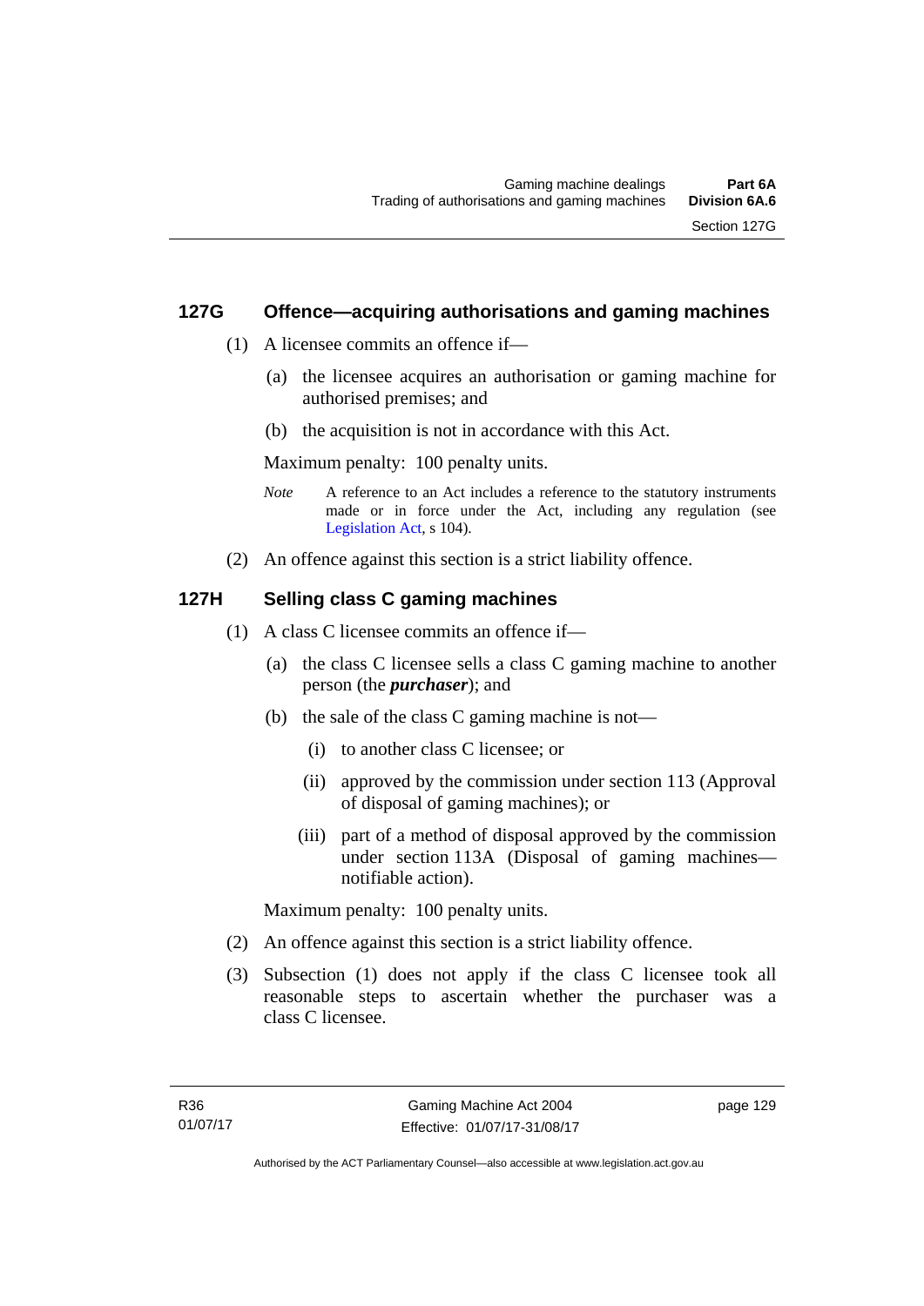## 127G Offence—acquiring authorisations and gaming machines

(1) A licensee commits an offence if—

(a) the licensee acquires an authorisation or gaming machine for authorised premises; and

(b) the acquisition is not in accordance with this Act.

Maximum penalty: 100 penalty units.

*Note* A reference to an Act includes a reference to the statutory instruments made or in force under the Act, including any regulation (see Legislation Act, s 104).

(2) An offence against this section is a strict liability offence.

## 127H Selling class C gaming machines

(1) A class C licensee commits an offence if—

(a) the class C licensee sells a class C gaming machine to another person (the ***purchaser***); and

(b) the sale of the class C gaming machine is not—

(i) to another class C licensee; or

(ii) approved by the commission under section 113 (Approval of disposal of gaming machines); or

(iii) part of a method of disposal approved by the commission under section 113A (Disposal of gaming machines—notifiable action).

Maximum penalty: 100 penalty units.

(2) An offence against this section is a strict liability offence.

(3) Subsection (1) does not apply if the class C licensee took all reasonable steps to ascertain whether the purchaser was a class C licensee.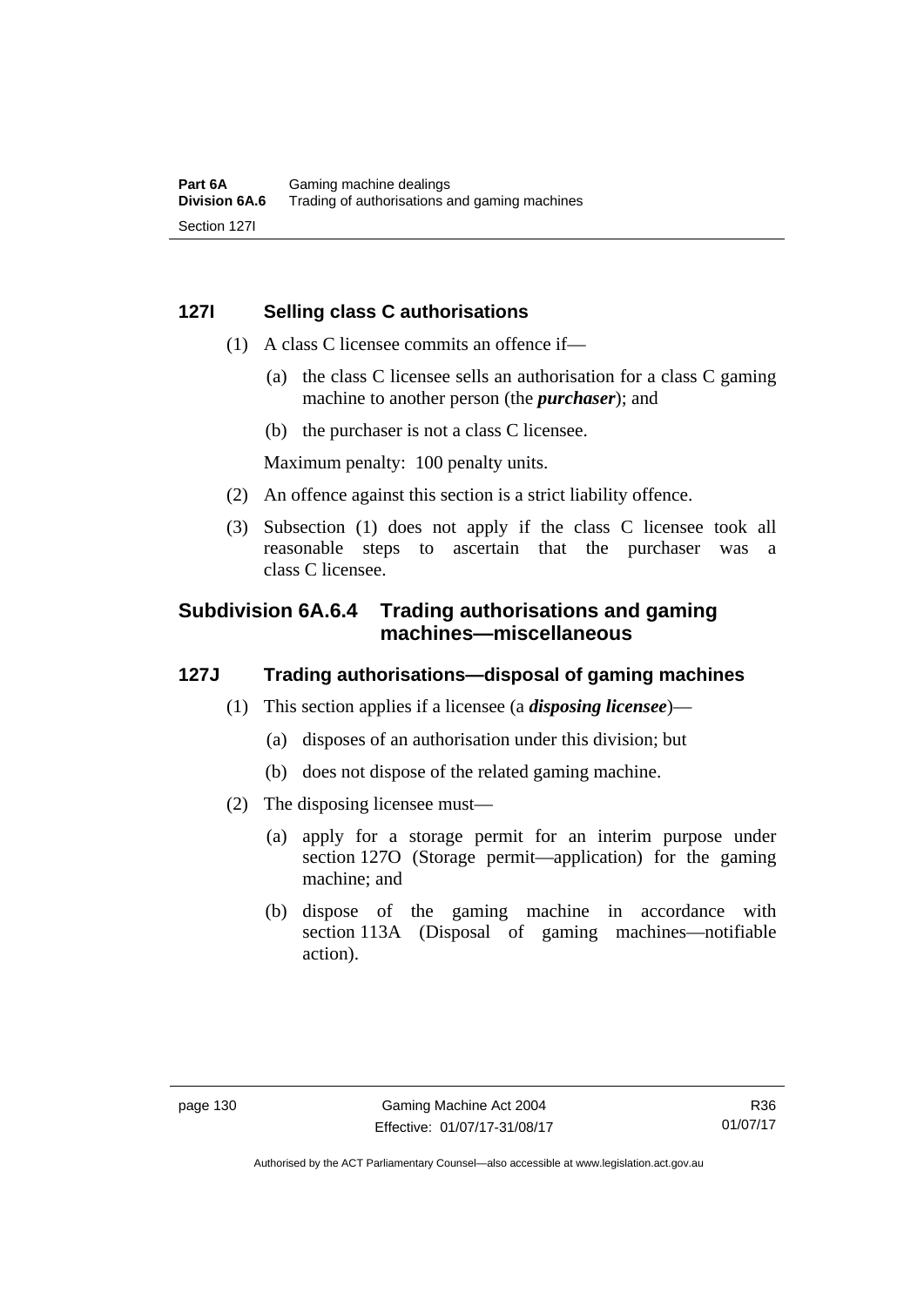## 127I Selling class C authorisations

(1) A class C licensee commits an offence if—

(a) the class C licensee sells an authorisation for a class C gaming machine to another person (the ***purchaser***); and

(b) the purchaser is not a class C licensee.

Maximum penalty: 100 penalty units.

(2) An offence against this section is a strict liability offence.

(3) Subsection (1) does not apply if the class C licensee took all reasonable steps to ascertain that the purchaser was a class C licensee.

# Subdivision 6A.6.4 Trading authorisations and gaming machines—miscellaneous

## 127J Trading authorisations—disposal of gaming machines

(1) This section applies if a licensee (a ***disposing licensee***)—

(a) disposes of an authorisation under this division; but

(b) does not dispose of the related gaming machine.

(2) The disposing licensee must—

(a) apply for a storage permit for an interim purpose under section 127O (Storage permit—application) for the gaming machine; and

(b) dispose of the gaming machine in accordance with section 113A (Disposal of gaming machines—notifiable action).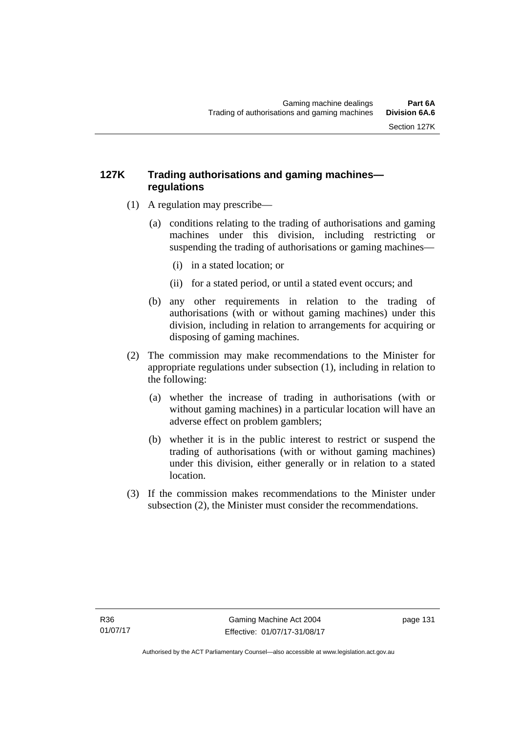### 127K Trading authorisations and gaming machines—regulations

(1) A regulation may prescribe—

(a) conditions relating to the trading of authorisations and gaming machines under this division, including restricting or suspending the trading of authorisations or gaming machines—

(i) in a stated location; or

(ii) for a stated period, or until a stated event occurs; and

(b) any other requirements in relation to the trading of authorisations (with or without gaming machines) under this division, including in relation to arrangements for acquiring or disposing of gaming machines.

(2) The commission may make recommendations to the Minister for appropriate regulations under subsection (1), including in relation to the following:

(a) whether the increase of trading in authorisations (with or without gaming machines) in a particular location will have an adverse effect on problem gamblers;

(b) whether it is in the public interest to restrict or suspend the trading of authorisations (with or without gaming machines) under this division, either generally or in relation to a stated location.

(3) If the commission makes recommendations to the Minister under subsection (2), the Minister must consider the recommendations.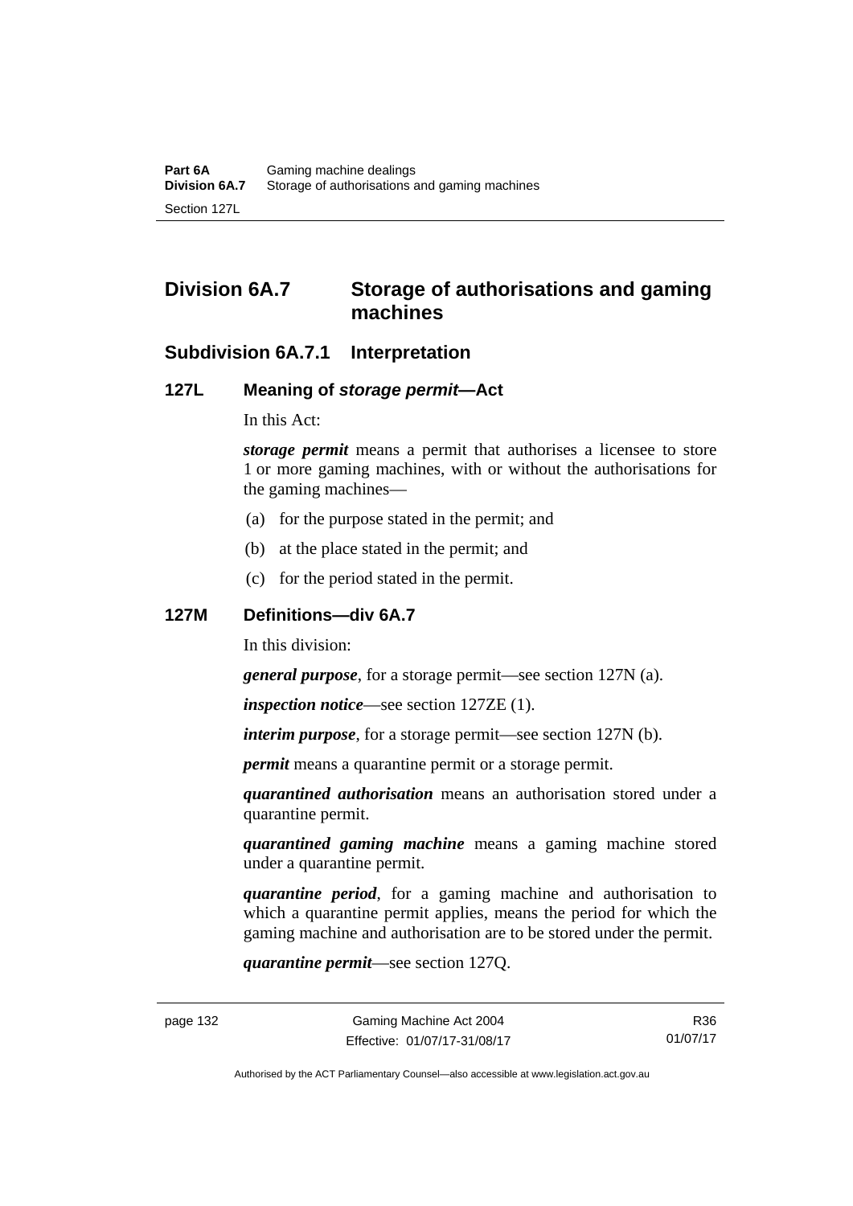## Division 6A.7 Storage of authorisations and gaming machines

### Subdivision 6A.7.1 Interpretation

#### 127L Meaning of *storage permit*—Act

In this Act:

***storage permit*** means a permit that authorises a licensee to store 1 or more gaming machines, with or without the authorisations for the gaming machines—

(a) for the purpose stated in the permit; and

(b) at the place stated in the permit; and

(c) for the period stated in the permit.

#### 127M Definitions—div 6A.7

In this division:

***general purpose***, for a storage permit—see section 127N (a).

***inspection notice***—see section 127ZE (1).

***interim purpose***, for a storage permit—see section 127N (b).

***permit*** means a quarantine permit or a storage permit.

***quarantined authorisation*** means an authorisation stored under a quarantine permit.

***quarantined gaming machine*** means a gaming machine stored under a quarantine permit.

***quarantine period***, for a gaming machine and authorisation to which a quarantine permit applies, means the period for which the gaming machine and authorisation are to be stored under the permit.

***quarantine permit***—see section 127Q.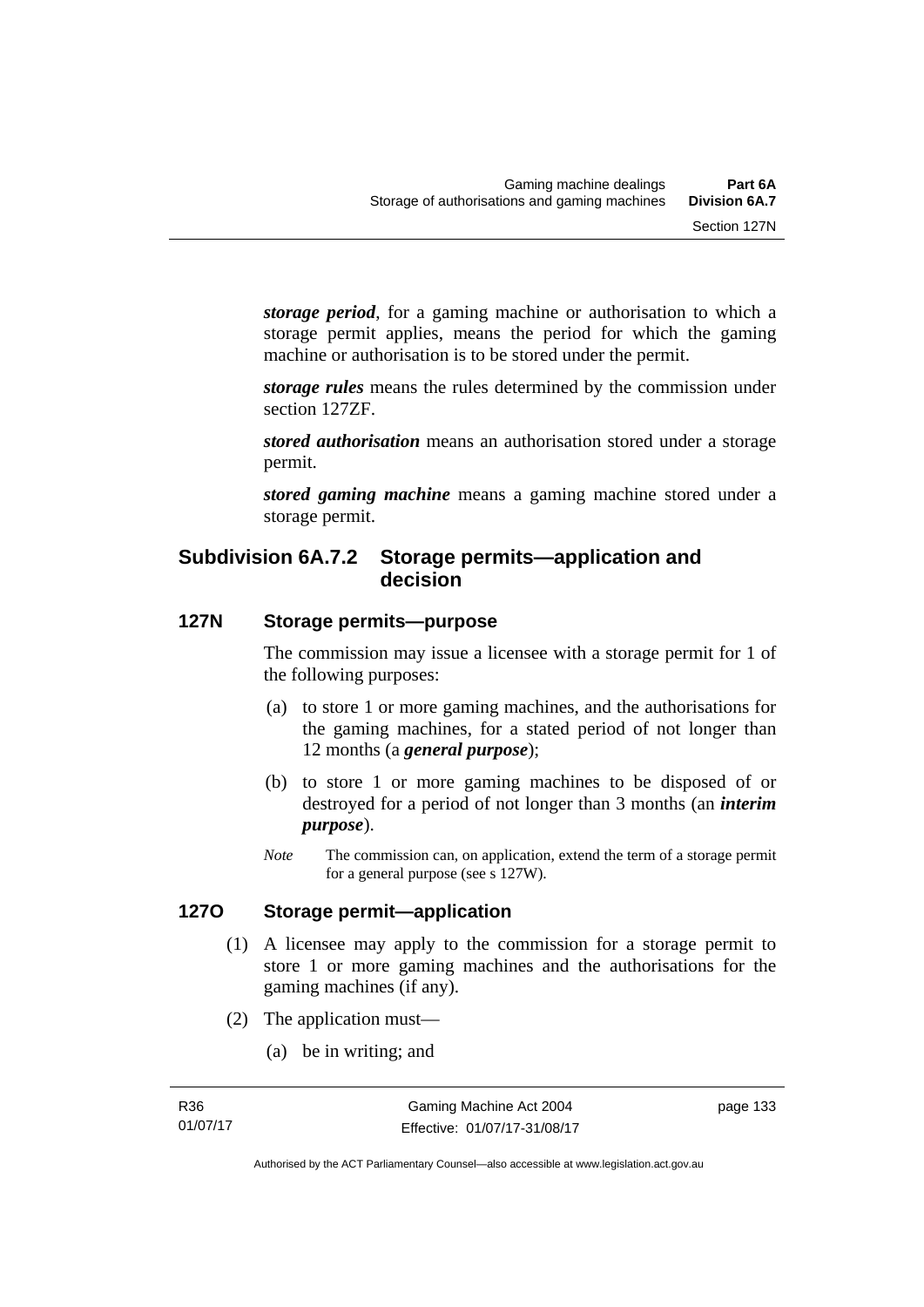***storage period***, for a gaming machine or authorisation to which a storage permit applies, means the period for which the gaming machine or authorisation is to be stored under the permit.

***storage rules*** means the rules determined by the commission under section 127ZF.

***stored authorisation*** means an authorisation stored under a storage permit.

***stored gaming machine*** means a gaming machine stored under a storage permit.

## Subdivision 6A.7.2 Storage permits—application and decision

### 127N Storage permits—purpose

The commission may issue a licensee with a storage permit for 1 of the following purposes:

(a) to store 1 or more gaming machines, and the authorisations for the gaming machines, for a stated period of not longer than 12 months (a ***general purpose***);

(b) to store 1 or more gaming machines to be disposed of or destroyed for a period of not longer than 3 months (an ***interim purpose***).

*Note* The commission can, on application, extend the term of a storage permit for a general purpose (see s 127W).

### 127O Storage permit—application

(1) A licensee may apply to the commission for a storage permit to store 1 or more gaming machines and the authorisations for the gaming machines (if any).

(2) The application must—

(a) be in writing; and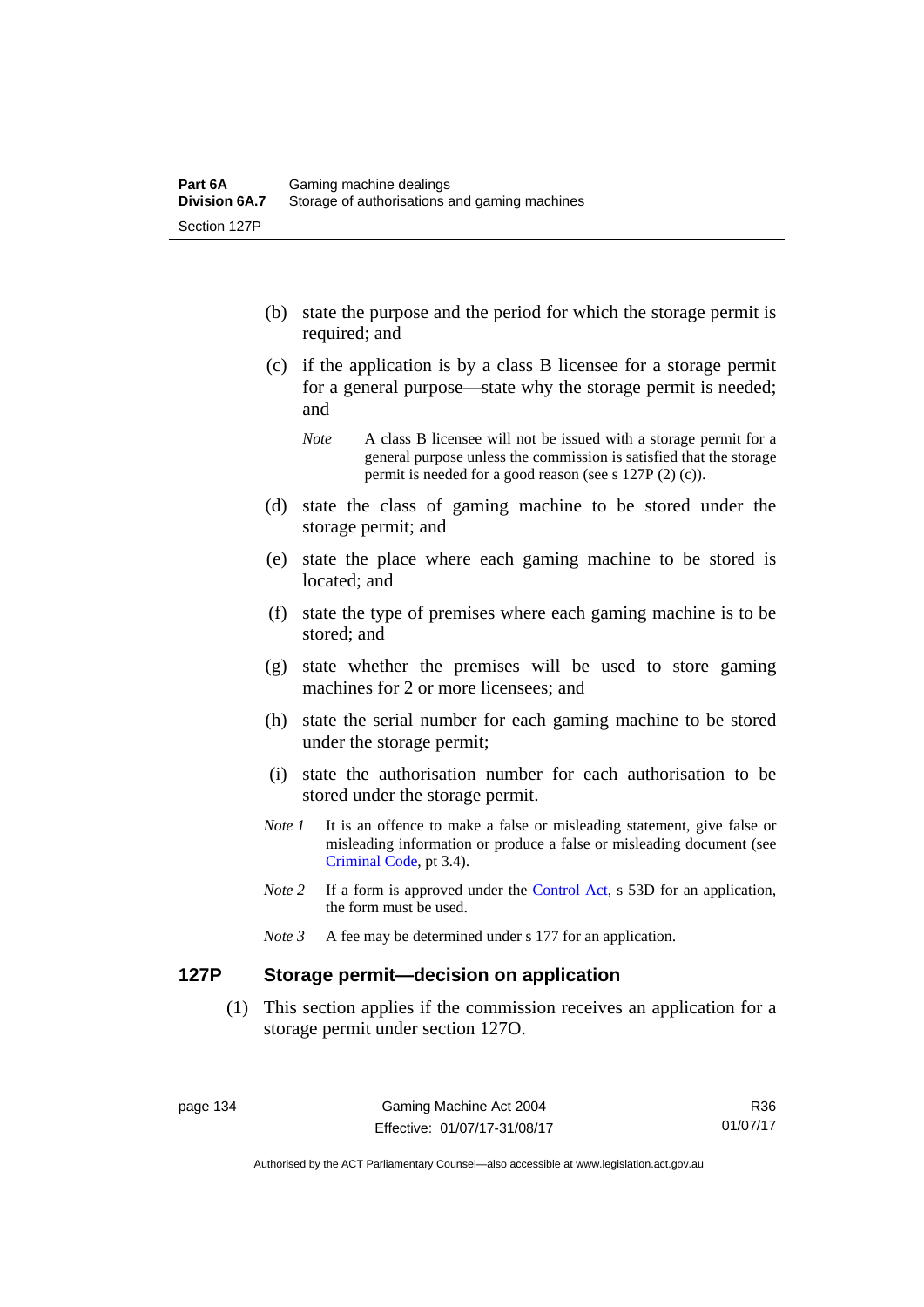(b) state the purpose and the period for which the storage permit is required; and

(c) if the application is by a class B licensee for a storage permit for a general purpose—state why the storage permit is needed; and

*Note* A class B licensee will not be issued with a storage permit for a general purpose unless the commission is satisfied that the storage permit is needed for a good reason (see s 127P (2) (c)).

(d) state the class of gaming machine to be stored under the storage permit; and

(e) state the place where each gaming machine to be stored is located; and

(f) state the type of premises where each gaming machine is to be stored; and

(g) state whether the premises will be used to store gaming machines for 2 or more licensees; and

(h) state the serial number for each gaming machine to be stored under the storage permit;

(i) state the authorisation number for each authorisation to be stored under the storage permit.

*Note 1* It is an offence to make a false or misleading statement, give false or misleading information or produce a false or misleading document (see Criminal Code, pt 3.4).

*Note 2* If a form is approved under the Control Act, s 53D for an application, the form must be used.

*Note 3* A fee may be determined under s 177 for an application.

## 127P Storage permit—decision on application

(1) This section applies if the commission receives an application for a storage permit under section 127O.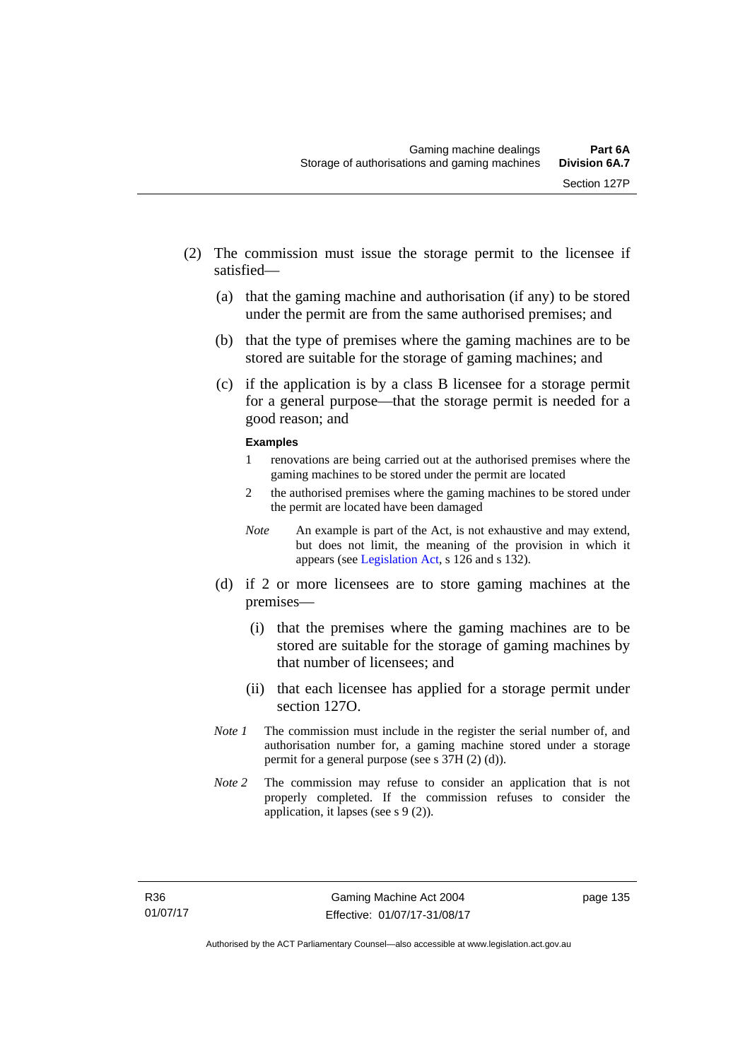(2) The commission must issue the storage permit to the licensee if satisfied—

(a) that the gaming machine and authorisation (if any) to be stored under the permit are from the same authorised premises; and

(b) that the type of premises where the gaming machines are to be stored are suitable for the storage of gaming machines; and

(c) if the application is by a class B licensee for a storage permit for a general purpose—that the storage permit is needed for a good reason; and

**Examples**

1 renovations are being carried out at the authorised premises where the gaming machines to be stored under the permit are located

2 the authorised premises where the gaming machines to be stored under the permit are located have been damaged

*Note* An example is part of the Act, is not exhaustive and may extend, but does not limit, the meaning of the provision in which it appears (see Legislation Act, s 126 and s 132).

(d) if 2 or more licensees are to store gaming machines at the premises—

(i) that the premises where the gaming machines are to be stored are suitable for the storage of gaming machines by that number of licensees; and

(ii) that each licensee has applied for a storage permit under section 127O.

*Note 1* The commission must include in the register the serial number of, and authorisation number for, a gaming machine stored under a storage permit for a general purpose (see s 37H (2) (d)).

*Note 2* The commission may refuse to consider an application that is not properly completed. If the commission refuses to consider the application, it lapses (see s 9 (2)).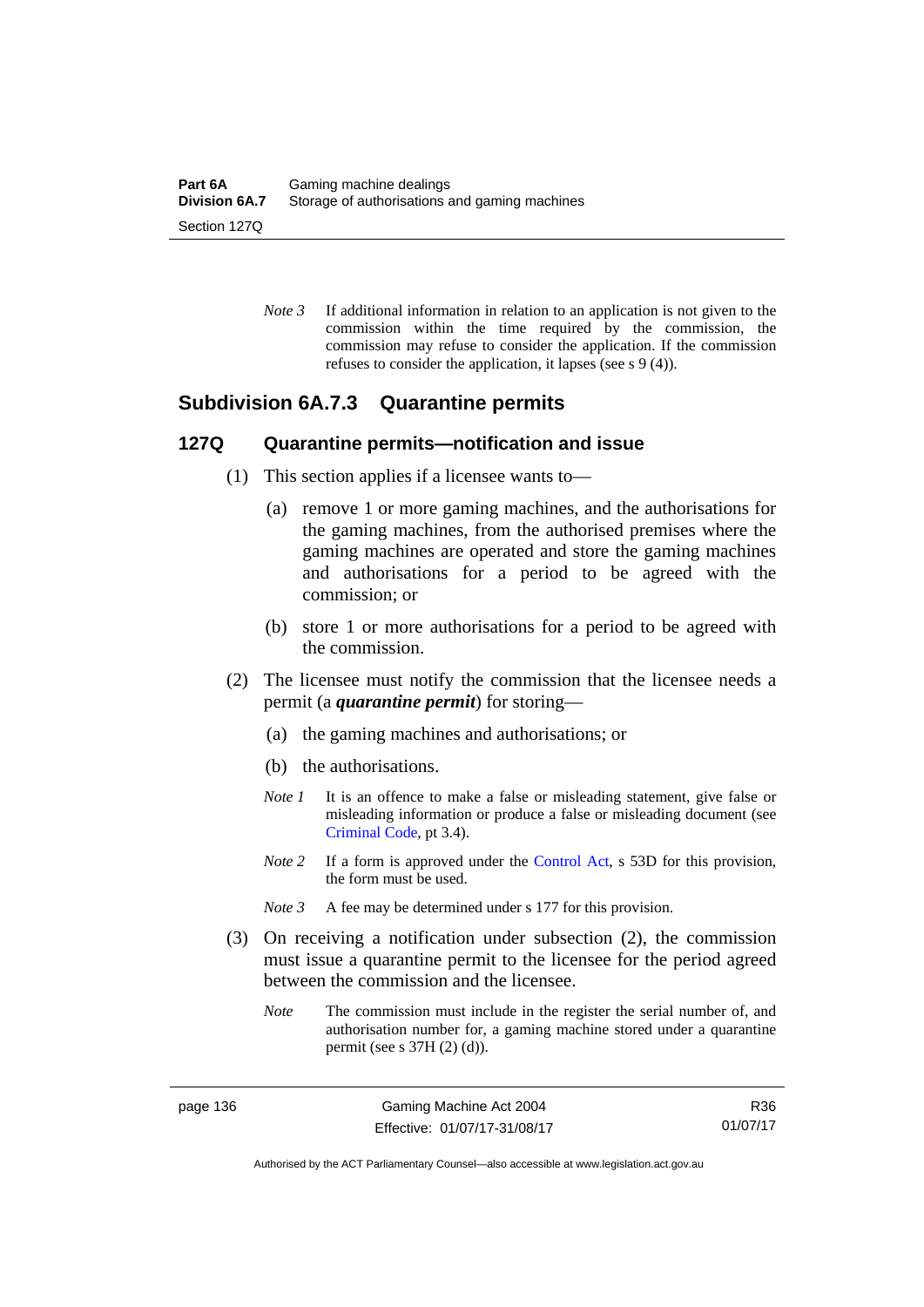*Note 3* If additional information in relation to an application is not given to the commission within the time required by the commission, the commission may refuse to consider the application. If the commission refuses to consider the application, it lapses (see s 9 (4)).

## Subdivision 6A.7.3 Quarantine permits

### 127Q Quarantine permits—notification and issue

(1) This section applies if a licensee wants to—

(a) remove 1 or more gaming machines, and the authorisations for the gaming machines, from the authorised premises where the gaming machines are operated and store the gaming machines and authorisations for a period to be agreed with the commission; or

(b) store 1 or more authorisations for a period to be agreed with the commission.

(2) The licensee must notify the commission that the licensee needs a permit (a ***quarantine permit***) for storing—

(a) the gaming machines and authorisations; or

(b) the authorisations.

*Note 1* It is an offence to make a false or misleading statement, give false or misleading information or produce a false or misleading document (see Criminal Code, pt 3.4).

*Note 2* If a form is approved under the Control Act, s 53D for this provision, the form must be used.

*Note 3* A fee may be determined under s 177 for this provision.

(3) On receiving a notification under subsection (2), the commission must issue a quarantine permit to the licensee for the period agreed between the commission and the licensee.

*Note* The commission must include in the register the serial number of, and authorisation number for, a gaming machine stored under a quarantine permit (see s 37H (2) (d)).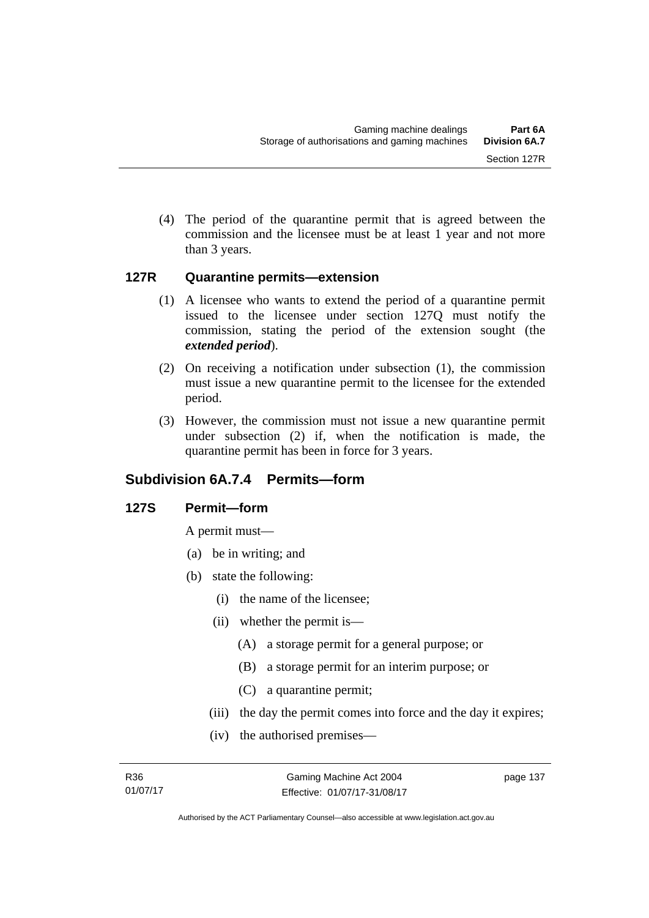(4) The period of the quarantine permit that is agreed between the commission and the licensee must be at least 1 year and not more than 3 years.

### 127R Quarantine permits—extension

(1) A licensee who wants to extend the period of a quarantine permit issued to the licensee under section 127Q must notify the commission, stating the period of the extension sought (the ***extended period***).

(2) On receiving a notification under subsection (1), the commission must issue a new quarantine permit to the licensee for the extended period.

(3) However, the commission must not issue a new quarantine permit under subsection (2) if, when the notification is made, the quarantine permit has been in force for 3 years.

## Subdivision 6A.7.4 Permits—form

### 127S Permit—form

A permit must—

(a) be in writing; and

(b) state the following:

(i) the name of the licensee;

(ii) whether the permit is—

(A) a storage permit for a general purpose; or

(B) a storage permit for an interim purpose; or

(C) a quarantine permit;

(iii) the day the permit comes into force and the day it expires;

(iv) the authorised premises—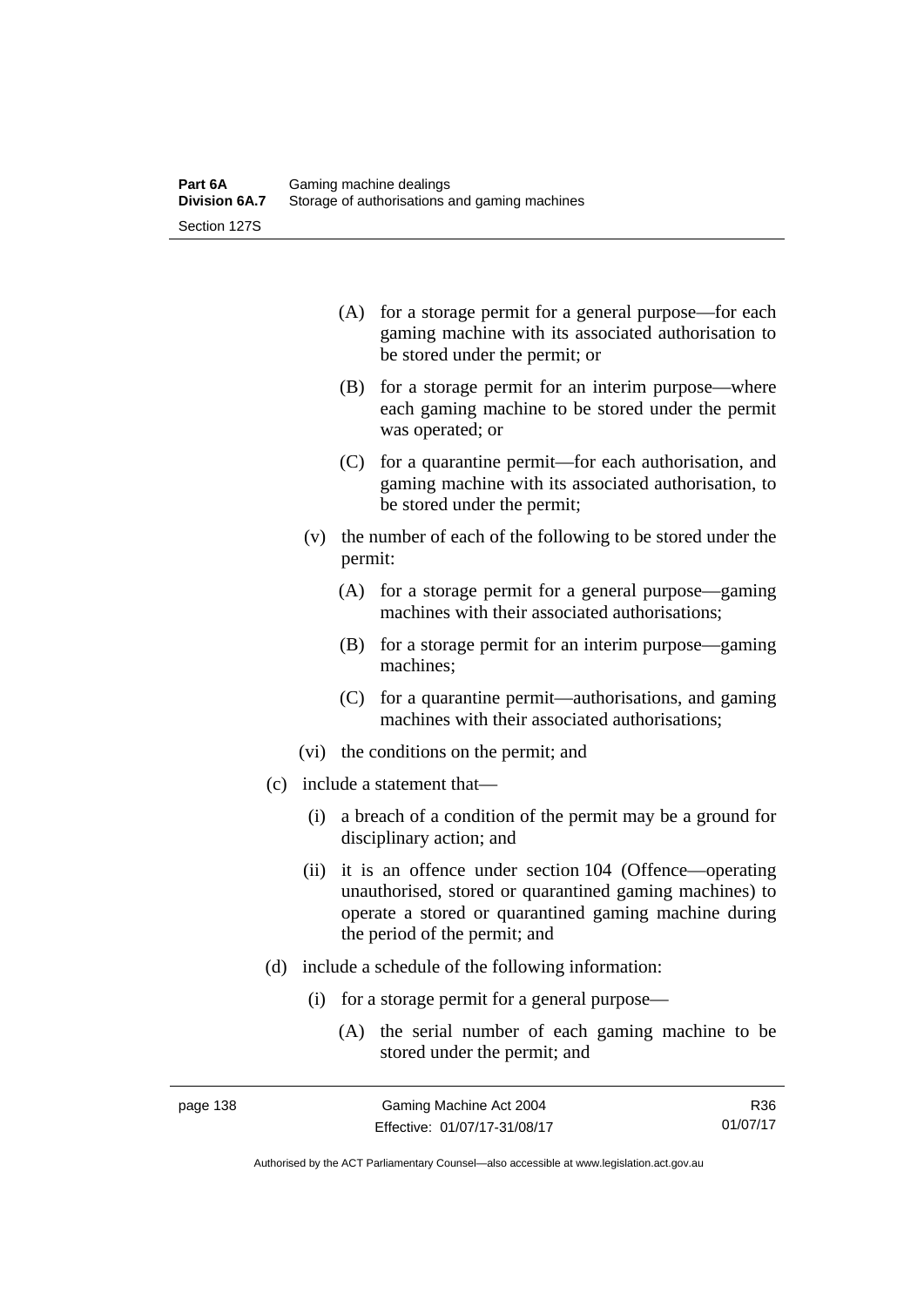(A) for a storage permit for a general purpose—for each gaming machine with its associated authorisation to be stored under the permit; or

(B) for a storage permit for an interim purpose—where each gaming machine to be stored under the permit was operated; or

(C) for a quarantine permit—for each authorisation, and gaming machine with its associated authorisation, to be stored under the permit;

(v) the number of each of the following to be stored under the permit:

(A) for a storage permit for a general purpose—gaming machines with their associated authorisations;

(B) for a storage permit for an interim purpose—gaming machines;

(C) for a quarantine permit—authorisations, and gaming machines with their associated authorisations;

(vi) the conditions on the permit; and

(c) include a statement that—

(i) a breach of a condition of the permit may be a ground for disciplinary action; and

(ii) it is an offence under section 104 (Offence—operating unauthorised, stored or quarantined gaming machines) to operate a stored or quarantined gaming machine during the period of the permit; and

(d) include a schedule of the following information:

(i) for a storage permit for a general purpose—

(A) the serial number of each gaming machine to be stored under the permit; and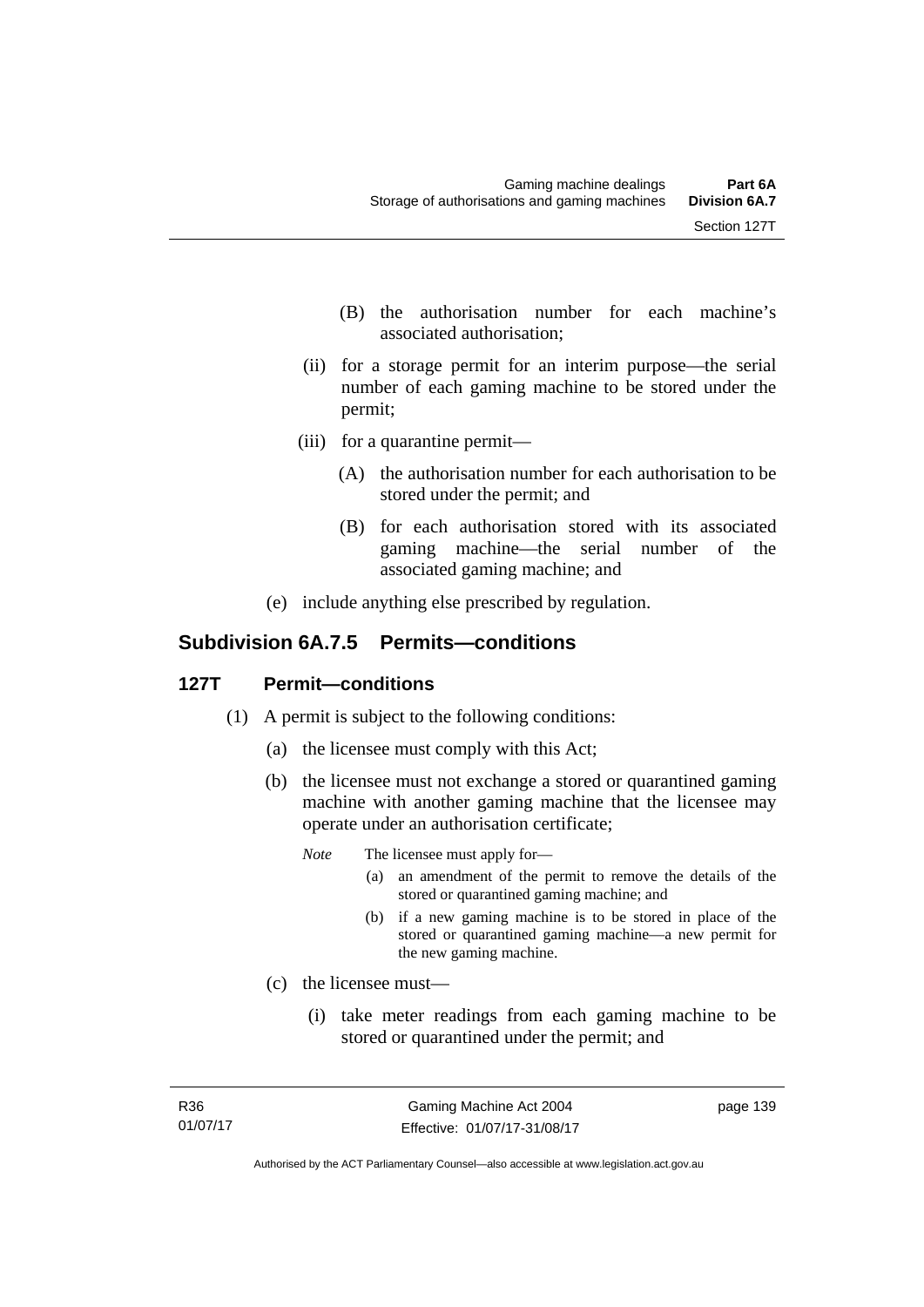(B) the authorisation number for each machine's associated authorisation;

(ii) for a storage permit for an interim purpose—the serial number of each gaming machine to be stored under the permit;

(iii) for a quarantine permit—

(A) the authorisation number for each authorisation to be stored under the permit; and

(B) for each authorisation stored with its associated gaming machine—the serial number of the associated gaming machine; and

(e) include anything else prescribed by regulation.

## Subdivision 6A.7.5 Permits—conditions

### 127T Permit—conditions

(1) A permit is subject to the following conditions:

(a) the licensee must comply with this Act;

(b) the licensee must not exchange a stored or quarantined gaming machine with another gaming machine that the licensee may operate under an authorisation certificate;

*Note* The licensee must apply for—

(a) an amendment of the permit to remove the details of the stored or quarantined gaming machine; and

(b) if a new gaming machine is to be stored in place of the stored or quarantined gaming machine—a new permit for the new gaming machine.

(c) the licensee must—

(i) take meter readings from each gaming machine to be stored or quarantined under the permit; and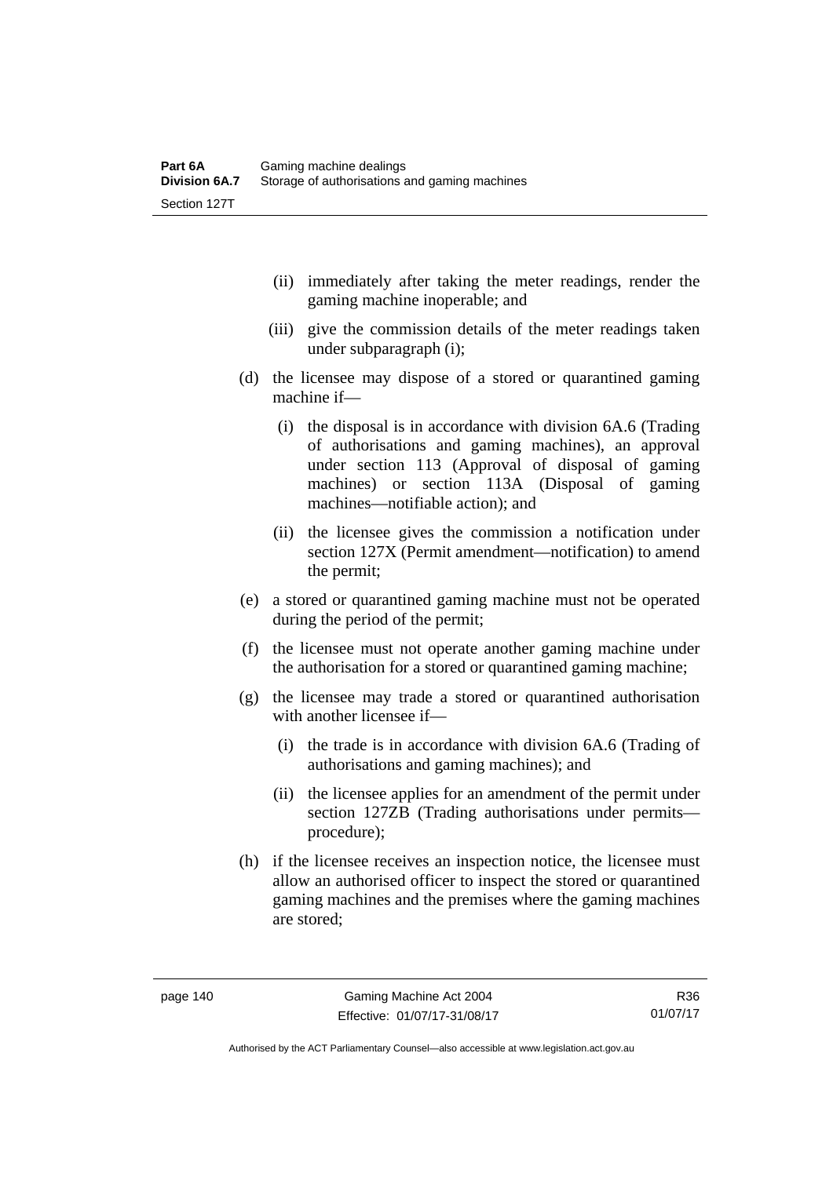(ii) immediately after taking the meter readings, render the gaming machine inoperable; and

(iii) give the commission details of the meter readings taken under subparagraph (i);

(d) the licensee may dispose of a stored or quarantined gaming machine if—

(i) the disposal is in accordance with division 6A.6 (Trading of authorisations and gaming machines), an approval under section 113 (Approval of disposal of gaming machines) or section 113A (Disposal of gaming machines—notifiable action); and

(ii) the licensee gives the commission a notification under section 127X (Permit amendment—notification) to amend the permit;

(e) a stored or quarantined gaming machine must not be operated during the period of the permit;

(f) the licensee must not operate another gaming machine under the authorisation for a stored or quarantined gaming machine;

(g) the licensee may trade a stored or quarantined authorisation with another licensee if—

(i) the trade is in accordance with division 6A.6 (Trading of authorisations and gaming machines); and

(ii) the licensee applies for an amendment of the permit under section 127ZB (Trading authorisations under permits—procedure);

(h) if the licensee receives an inspection notice, the licensee must allow an authorised officer to inspect the stored or quarantined gaming machines and the premises where the gaming machines are stored;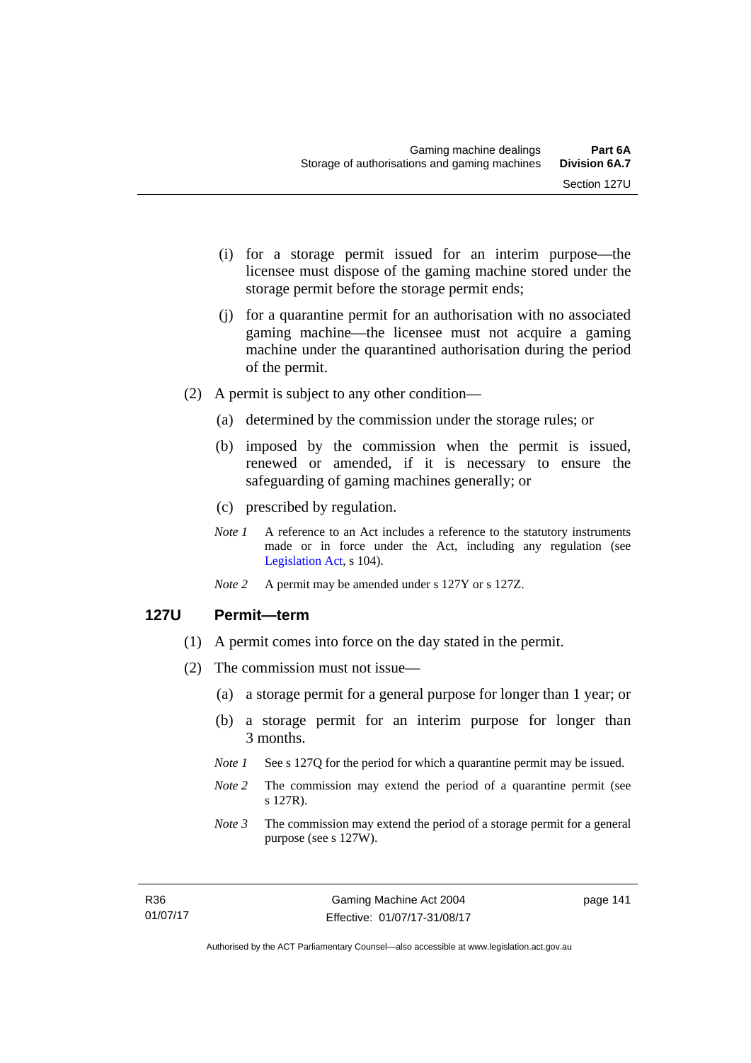(i) for a storage permit issued for an interim purpose—the licensee must dispose of the gaming machine stored under the storage permit before the storage permit ends;

(j) for a quarantine permit for an authorisation with no associated gaming machine—the licensee must not acquire a gaming machine under the quarantined authorisation during the period of the permit.

(2) A permit is subject to any other condition—

(a) determined by the commission under the storage rules; or

(b) imposed by the commission when the permit is issued, renewed or amended, if it is necessary to ensure the safeguarding of gaming machines generally; or

(c) prescribed by regulation.

*Note 1* A reference to an Act includes a reference to the statutory instruments made or in force under the Act, including any regulation (see Legislation Act, s 104).

*Note 2* A permit may be amended under s 127Y or s 127Z.

### 127U Permit—term

(1) A permit comes into force on the day stated in the permit.

(2) The commission must not issue—

(a) a storage permit for a general purpose for longer than 1 year; or

(b) a storage permit for an interim purpose for longer than 3 months.

*Note 1* See s 127Q for the period for which a quarantine permit may be issued.

*Note 2* The commission may extend the period of a quarantine permit (see s 127R).

*Note 3* The commission may extend the period of a storage permit for a general purpose (see s 127W).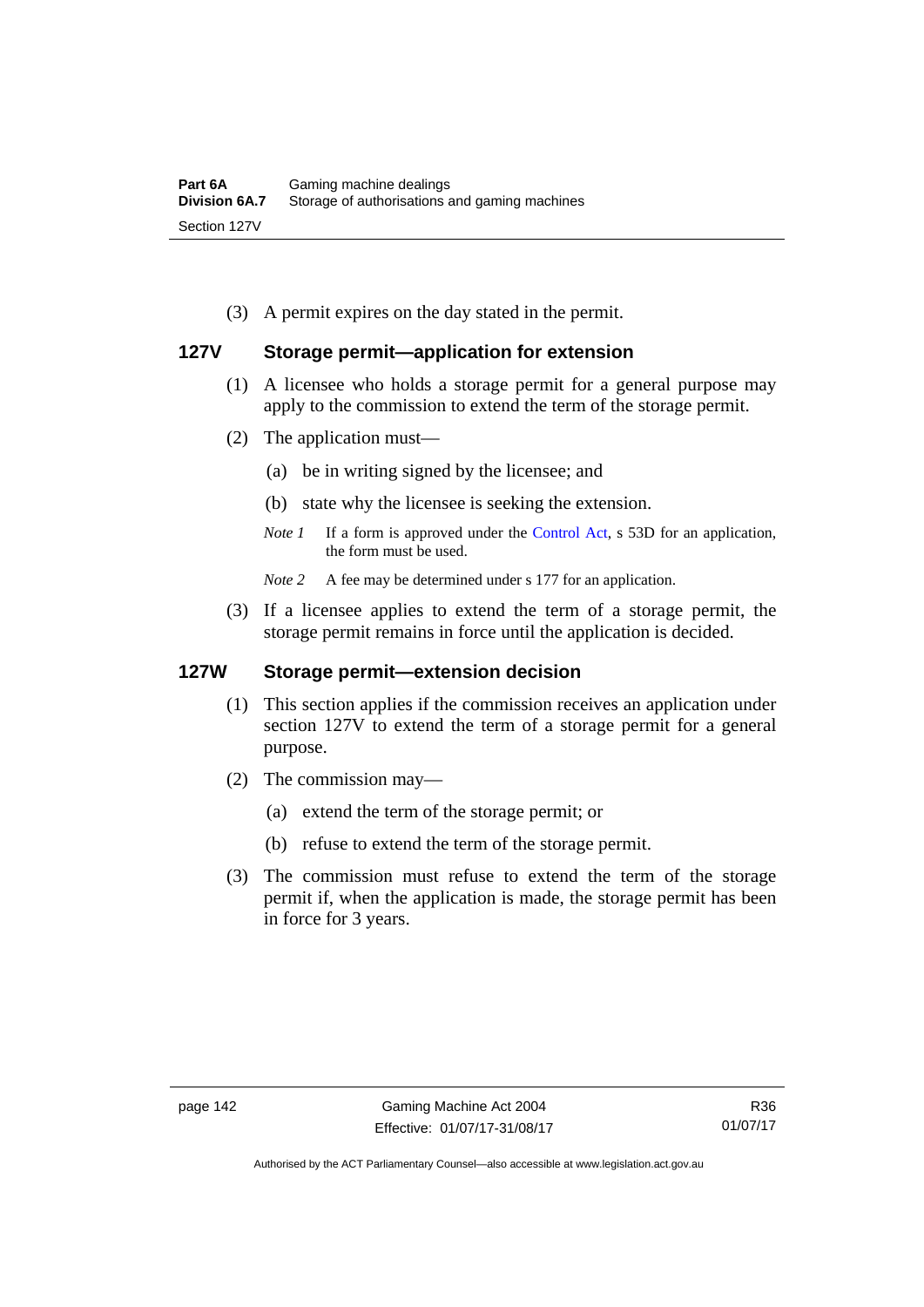(3) A permit expires on the day stated in the permit.

## 127V Storage permit—application for extension

(1) A licensee who holds a storage permit for a general purpose may apply to the commission to extend the term of the storage permit.

(2) The application must—

(a) be in writing signed by the licensee; and

(b) state why the licensee is seeking the extension.

*Note 1* If a form is approved under the Control Act, s 53D for an application, the form must be used.

*Note 2* A fee may be determined under s 177 for an application.

(3) If a licensee applies to extend the term of a storage permit, the storage permit remains in force until the application is decided.

## 127W Storage permit—extension decision

(1) This section applies if the commission receives an application under section 127V to extend the term of a storage permit for a general purpose.

(2) The commission may—

(a) extend the term of the storage permit; or

(b) refuse to extend the term of the storage permit.

(3) The commission must refuse to extend the term of the storage permit if, when the application is made, the storage permit has been in force for 3 years.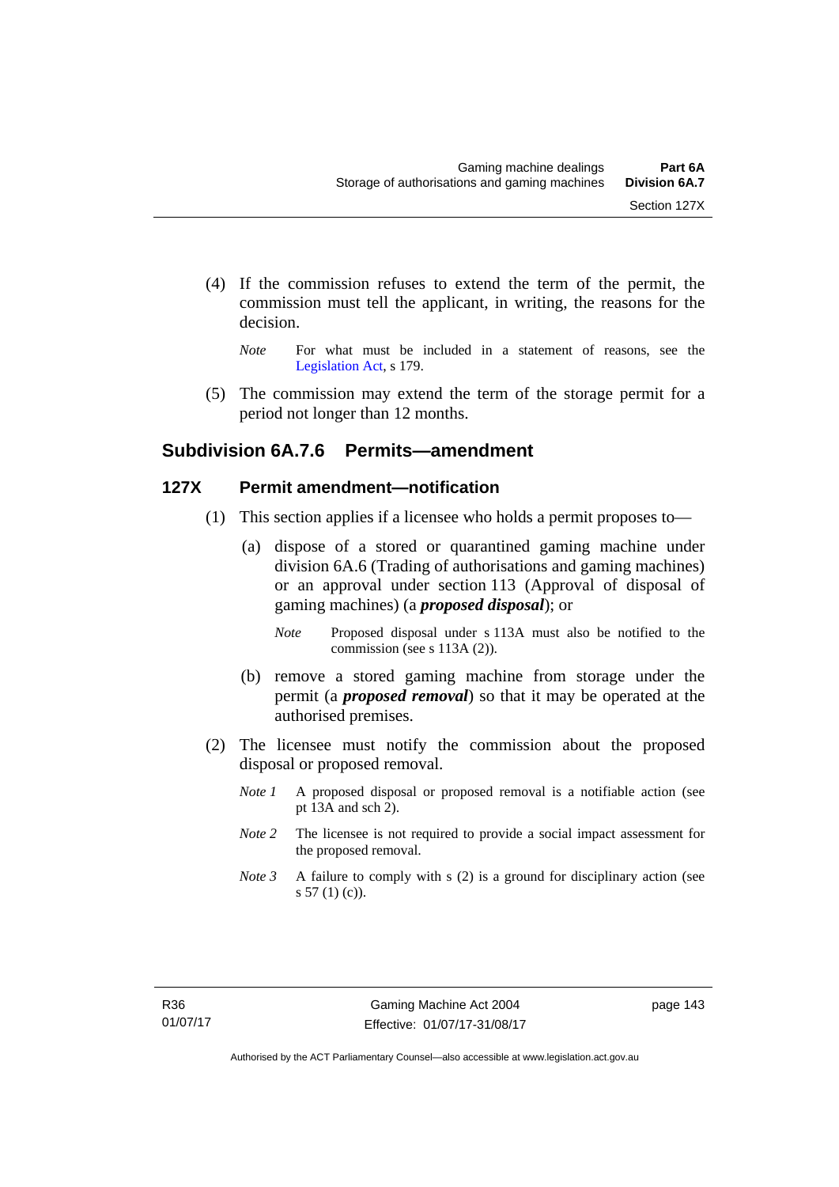(4) If the commission refuses to extend the term of the permit, the commission must tell the applicant, in writing, the reasons for the decision.

*Note* For what must be included in a statement of reasons, see the Legislation Act, s 179.

(5) The commission may extend the term of the storage permit for a period not longer than 12 months.

## Subdivision 6A.7.6 Permits—amendment

### 127X Permit amendment—notification

(1) This section applies if a licensee who holds a permit proposes to—

(a) dispose of a stored or quarantined gaming machine under division 6A.6 (Trading of authorisations and gaming machines) or an approval under section 113 (Approval of disposal of gaming machines) (a ***proposed disposal***); or

*Note* Proposed disposal under s 113A must also be notified to the commission (see s 113A (2)).

(b) remove a stored gaming machine from storage under the permit (a ***proposed removal***) so that it may be operated at the authorised premises.

(2) The licensee must notify the commission about the proposed disposal or proposed removal.

*Note 1* A proposed disposal or proposed removal is a notifiable action (see pt 13A and sch 2).

*Note 2* The licensee is not required to provide a social impact assessment for the proposed removal.

*Note 3* A failure to comply with s (2) is a ground for disciplinary action (see s 57 (1) (c)).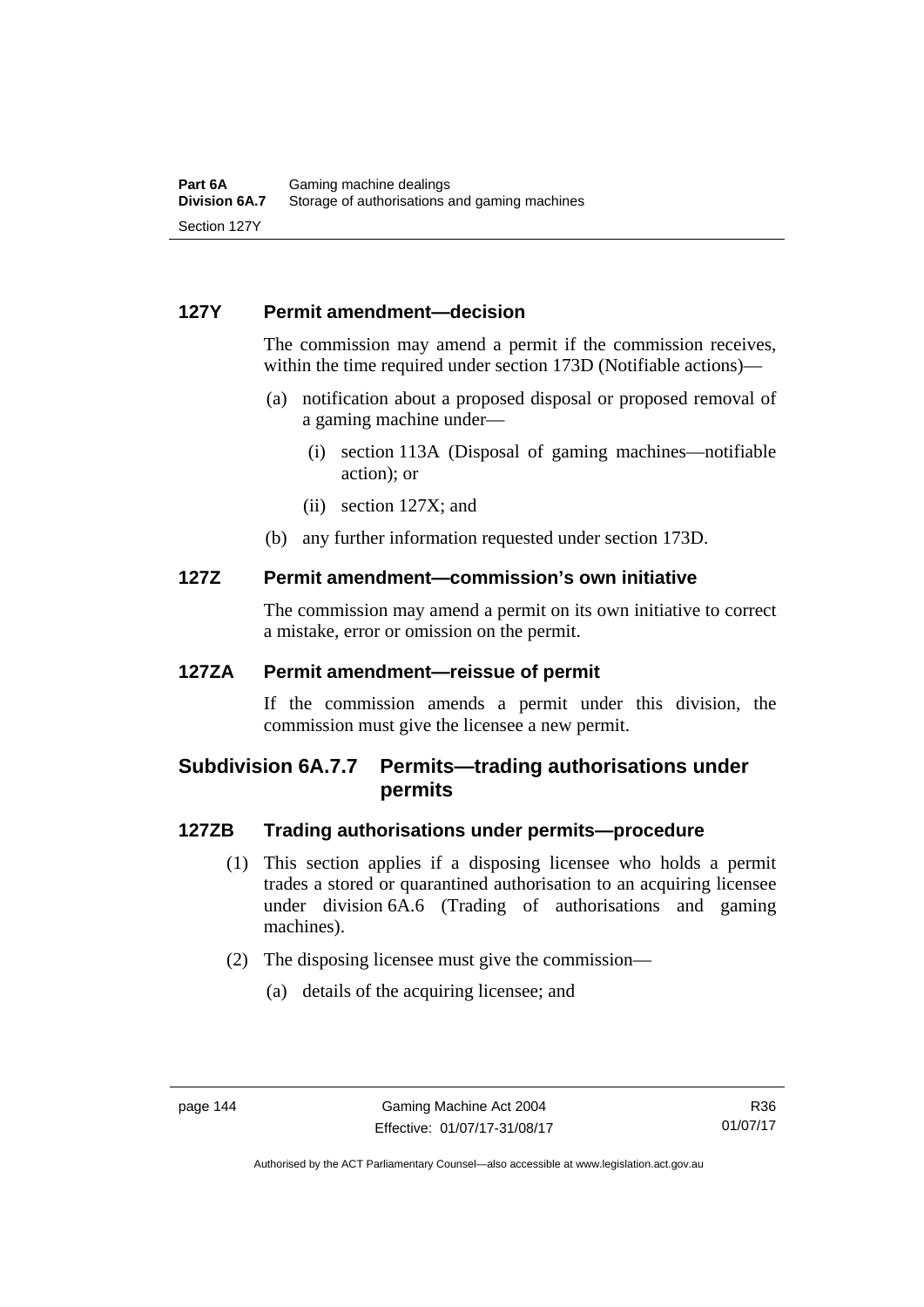## 127Y Permit amendment—decision

The commission may amend a permit if the commission receives, within the time required under section 173D (Notifiable actions)—

(a) notification about a proposed disposal or proposed removal of a gaming machine under—

  (i) section 113A (Disposal of gaming machines—notifiable action); or

  (ii) section 127X; and

(b) any further information requested under section 173D.

## 127Z Permit amendment—commission's own initiative

The commission may amend a permit on its own initiative to correct a mistake, error or omission on the permit.

## 127ZA Permit amendment—reissue of permit

If the commission amends a permit under this division, the commission must give the licensee a new permit.

# Subdivision 6A.7.7 Permits—trading authorisations under permits

## 127ZB Trading authorisations under permits—procedure

(1) This section applies if a disposing licensee who holds a permit trades a stored or quarantined authorisation to an acquiring licensee under division 6A.6 (Trading of authorisations and gaming machines).

(2) The disposing licensee must give the commission—

  (a) details of the acquiring licensee; and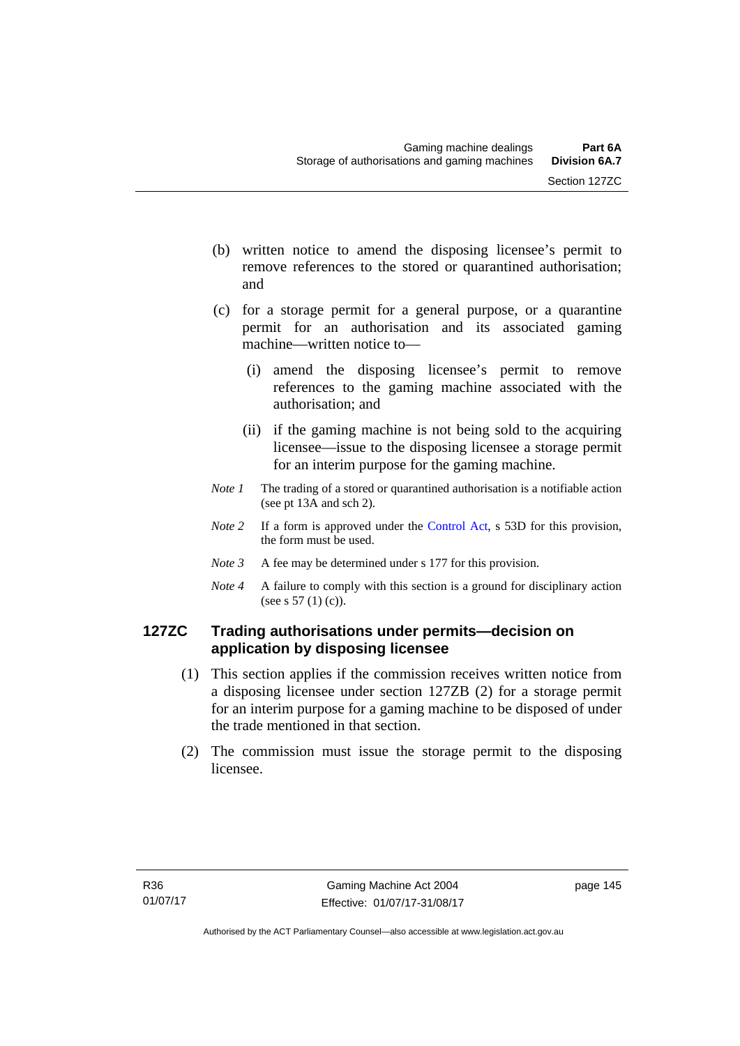(b) written notice to amend the disposing licensee's permit to remove references to the stored or quarantined authorisation; and

(c) for a storage permit for a general purpose, or a quarantine permit for an authorisation and its associated gaming machine—written notice to—

   (i) amend the disposing licensee's permit to remove references to the gaming machine associated with the authorisation; and

   (ii) if the gaming machine is not being sold to the acquiring licensee—issue to the disposing licensee a storage permit for an interim purpose for the gaming machine.

*Note 1* The trading of a stored or quarantined authorisation is a notifiable action (see pt 13A and sch 2).

*Note 2* If a form is approved under the Control Act, s 53D for this provision, the form must be used.

*Note 3* A fee may be determined under s 177 for this provision.

*Note 4* A failure to comply with this section is a ground for disciplinary action (see s 57 (1) (c)).

### 127ZC Trading authorisations under permits—decision on application by disposing licensee

(1) This section applies if the commission receives written notice from a disposing licensee under section 127ZB (2) for a storage permit for an interim purpose for a gaming machine to be disposed of under the trade mentioned in that section.

(2) The commission must issue the storage permit to the disposing licensee.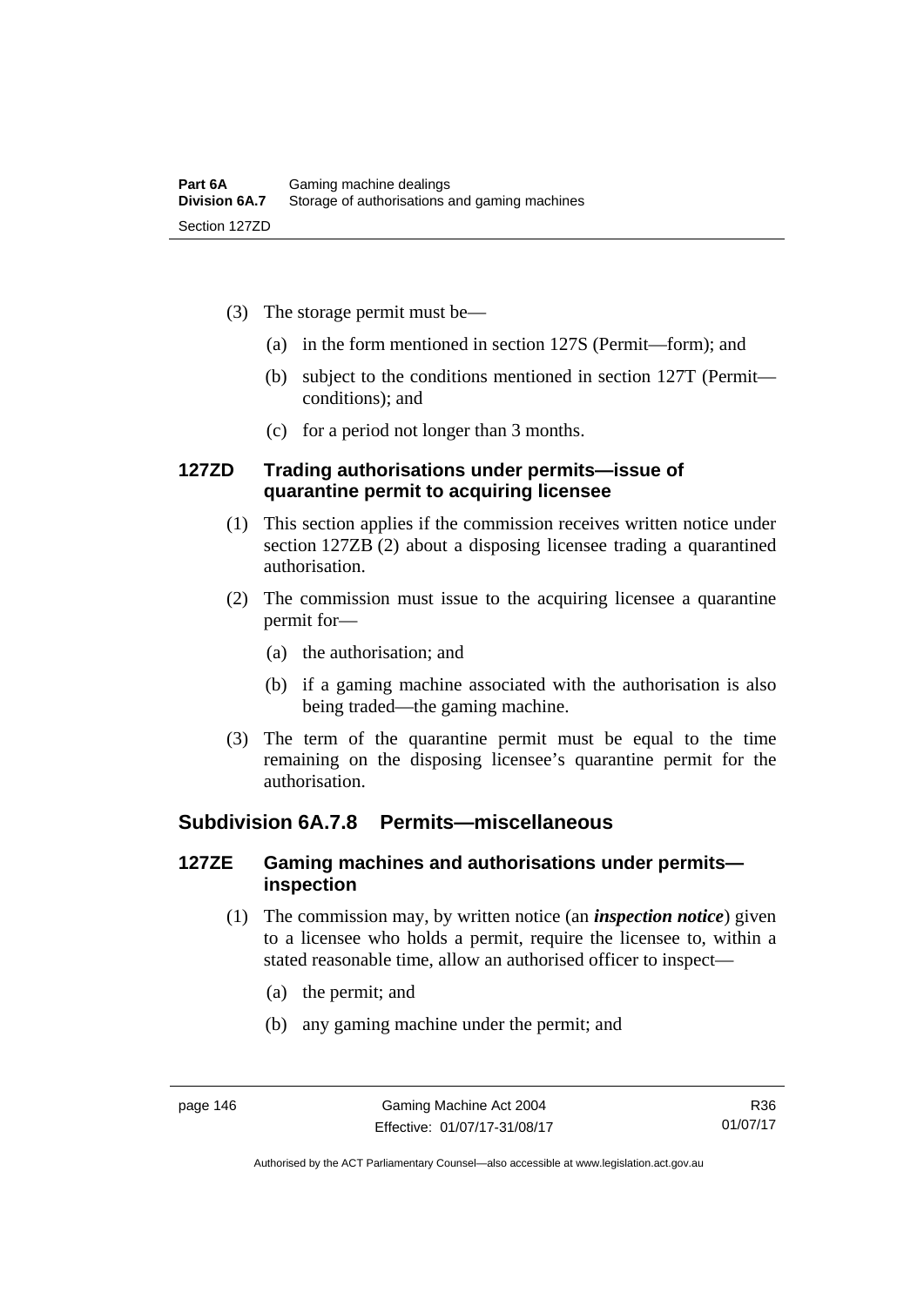(3) The storage permit must be—

(a) in the form mentioned in section 127S (Permit—form); and

(b) subject to the conditions mentioned in section 127T (Permit—conditions); and

(c) for a period not longer than 3 months.

### 127ZD Trading authorisations under permits—issue of quarantine permit to acquiring licensee

(1) This section applies if the commission receives written notice under section 127ZB (2) about a disposing licensee trading a quarantined authorisation.

(2) The commission must issue to the acquiring licensee a quarantine permit for—

(a) the authorisation; and

(b) if a gaming machine associated with the authorisation is also being traded—the gaming machine.

(3) The term of the quarantine permit must be equal to the time remaining on the disposing licensee's quarantine permit for the authorisation.

## Subdivision 6A.7.8 Permits—miscellaneous

### 127ZE Gaming machines and authorisations under permits—inspection

(1) The commission may, by written notice (an ***inspection notice***) given to a licensee who holds a permit, require the licensee to, within a stated reasonable time, allow an authorised officer to inspect—

(a) the permit; and

(b) any gaming machine under the permit; and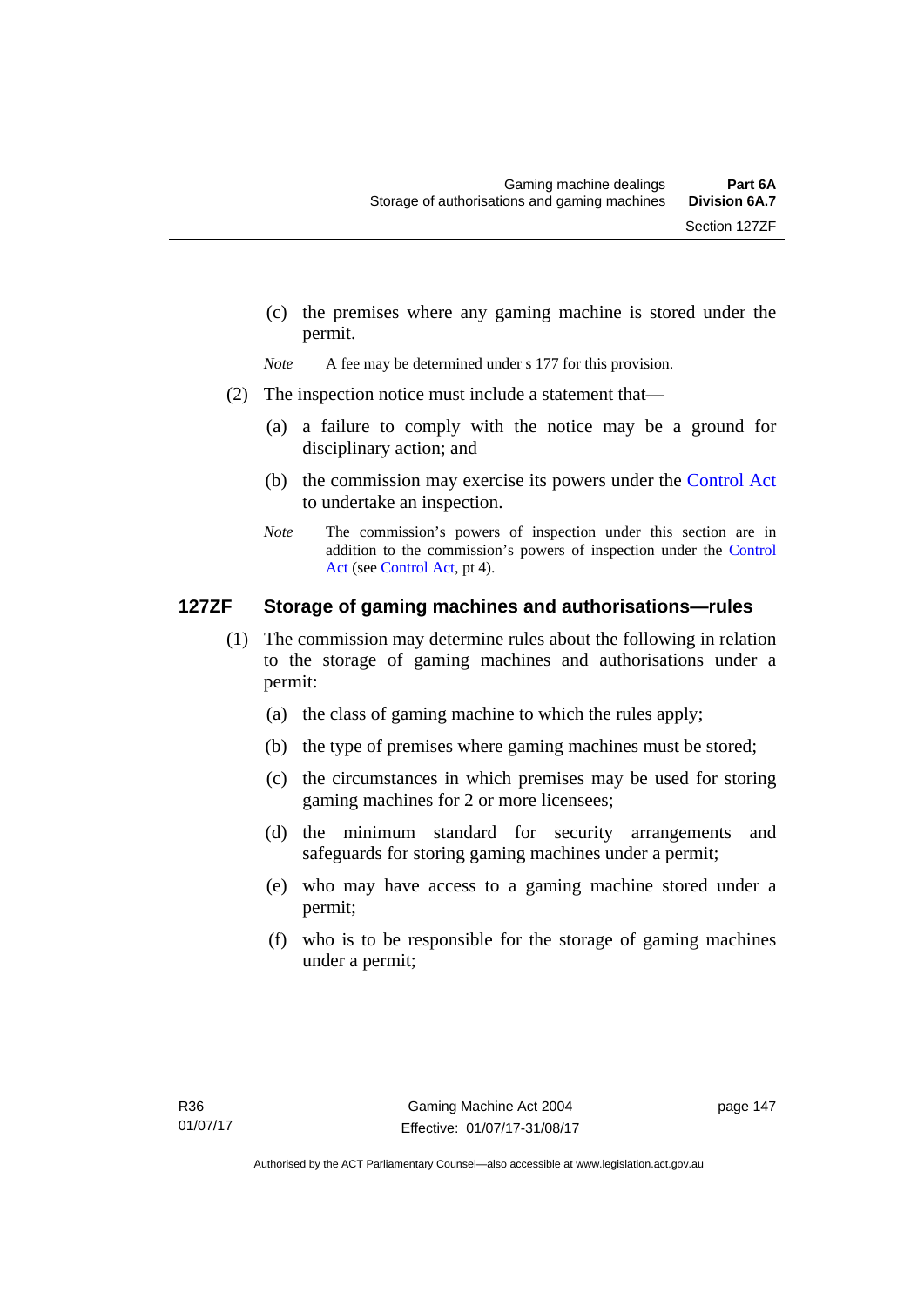(c) the premises where any gaming machine is stored under the permit.

*Note* A fee may be determined under s 177 for this provision.

(2) The inspection notice must include a statement that—

(a) a failure to comply with the notice may be a ground for disciplinary action; and

(b) the commission may exercise its powers under the Control Act to undertake an inspection.

*Note* The commission's powers of inspection under this section are in addition to the commission's powers of inspection under the Control Act (see Control Act, pt 4).

## 127ZF Storage of gaming machines and authorisations—rules

(1) The commission may determine rules about the following in relation to the storage of gaming machines and authorisations under a permit:

(a) the class of gaming machine to which the rules apply;

(b) the type of premises where gaming machines must be stored;

(c) the circumstances in which premises may be used for storing gaming machines for 2 or more licensees;

(d) the minimum standard for security arrangements and safeguards for storing gaming machines under a permit;

(e) who may have access to a gaming machine stored under a permit;

(f) who is to be responsible for the storage of gaming machines under a permit;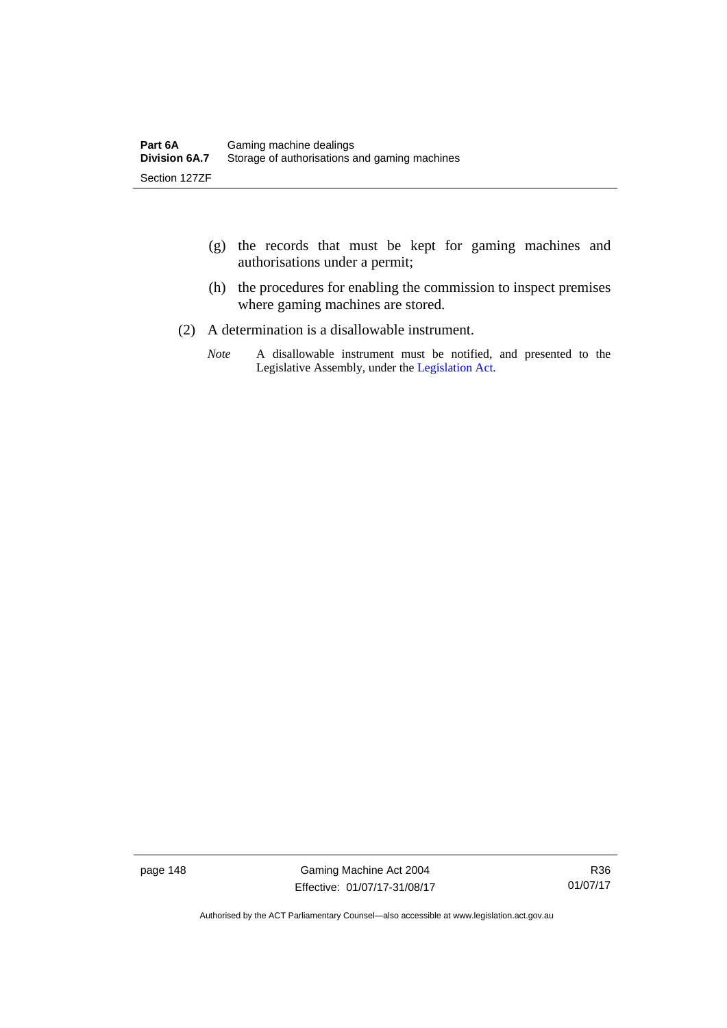(g) the records that must be kept for gaming machines and authorisations under a permit;

(h) the procedures for enabling the commission to inspect premises where gaming machines are stored.

(2) A determination is a disallowable instrument.

*Note* A disallowable instrument must be notified, and presented to the Legislative Assembly, under the Legislation Act.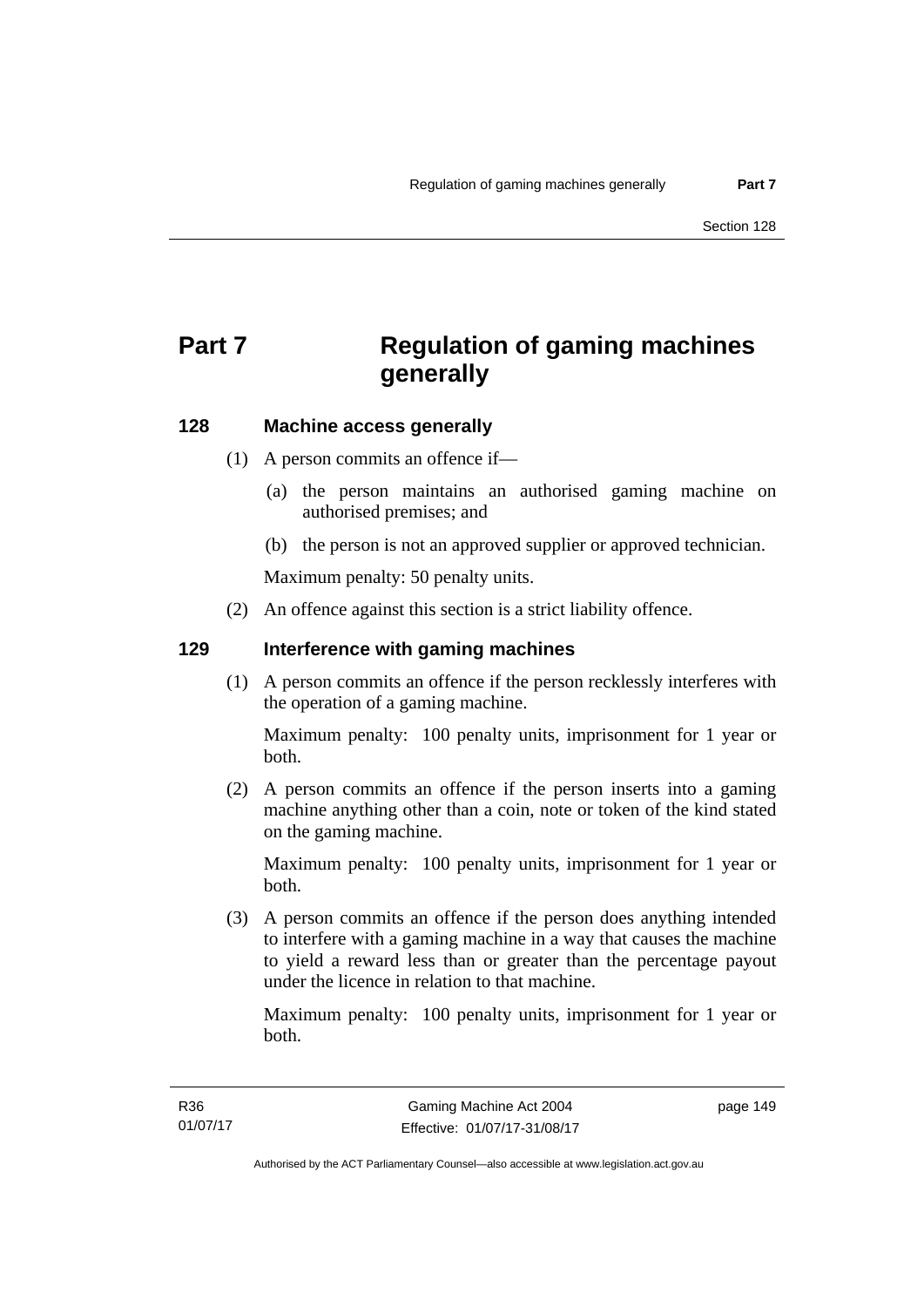# Part 7 Regulation of gaming machines generally

## 128 Machine access generally

(1) A person commits an offence if—

(a) the person maintains an authorised gaming machine on authorised premises; and

(b) the person is not an approved supplier or approved technician.

Maximum penalty: 50 penalty units.

(2) An offence against this section is a strict liability offence.

## 129 Interference with gaming machines

(1) A person commits an offence if the person recklessly interferes with the operation of a gaming machine.

Maximum penalty: 100 penalty units, imprisonment for 1 year or both.

(2) A person commits an offence if the person inserts into a gaming machine anything other than a coin, note or token of the kind stated on the gaming machine.

Maximum penalty: 100 penalty units, imprisonment for 1 year or both.

(3) A person commits an offence if the person does anything intended to interfere with a gaming machine in a way that causes the machine to yield a reward less than or greater than the percentage payout under the licence in relation to that machine.

Maximum penalty: 100 penalty units, imprisonment for 1 year or both.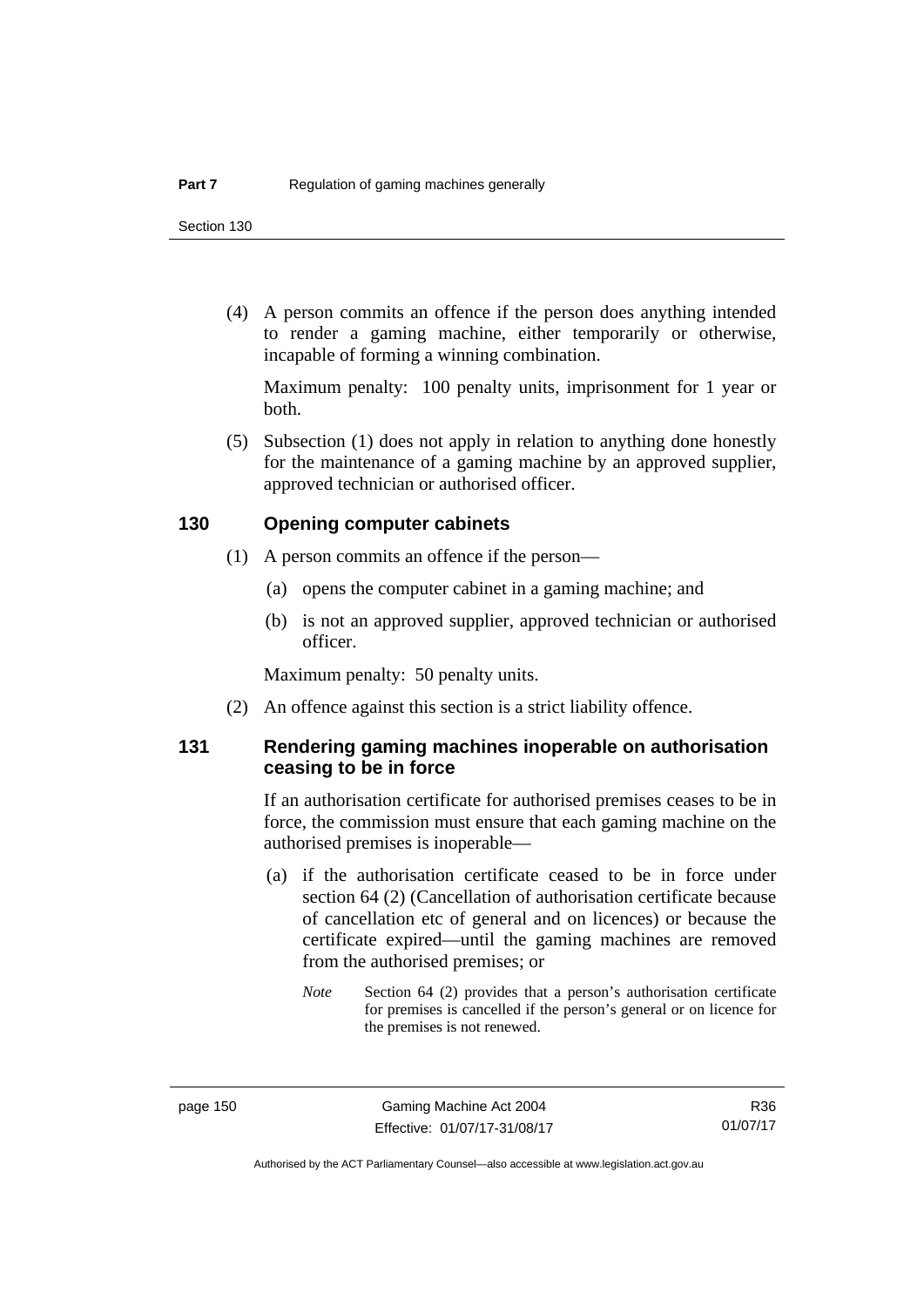(4) A person commits an offence if the person does anything intended to render a gaming machine, either temporarily or otherwise, incapable of forming a winning combination.

Maximum penalty: 100 penalty units, imprisonment for 1 year or both.

(5) Subsection (1) does not apply in relation to anything done honestly for the maintenance of a gaming machine by an approved supplier, approved technician or authorised officer.

## 130 Opening computer cabinets

(1) A person commits an offence if the person—

(a) opens the computer cabinet in a gaming machine; and

(b) is not an approved supplier, approved technician or authorised officer.

Maximum penalty: 50 penalty units.

(2) An offence against this section is a strict liability offence.

## 131 Rendering gaming machines inoperable on authorisation ceasing to be in force

If an authorisation certificate for authorised premises ceases to be in force, the commission must ensure that each gaming machine on the authorised premises is inoperable—

(a) if the authorisation certificate ceased to be in force under section 64 (2) (Cancellation of authorisation certificate because of cancellation etc of general and on licences) or because the certificate expired—until the gaming machines are removed from the authorised premises; or

*Note* Section 64 (2) provides that a person's authorisation certificate for premises is cancelled if the person's general or on licence for the premises is not renewed.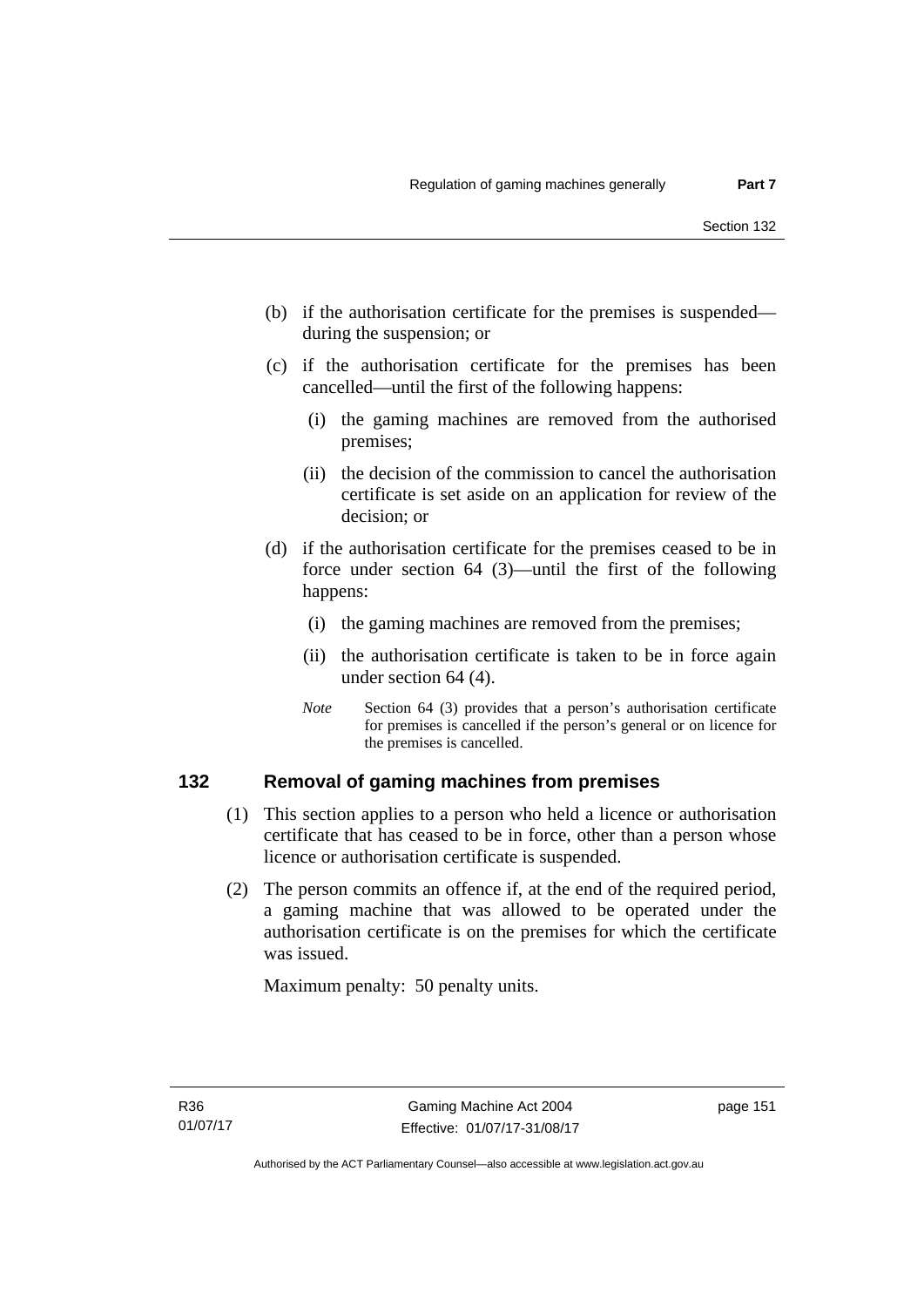(b) if the authorisation certificate for the premises is suspended—during the suspension; or

(c) if the authorisation certificate for the premises has been cancelled—until the first of the following happens:

   (i) the gaming machines are removed from the authorised premises;

   (ii) the decision of the commission to cancel the authorisation certificate is set aside on an application for review of the decision; or

(d) if the authorisation certificate for the premises ceased to be in force under section 64 (3)—until the first of the following happens:

   (i) the gaming machines are removed from the premises;

   (ii) the authorisation certificate is taken to be in force again under section 64 (4).

*Note* Section 64 (3) provides that a person's authorisation certificate for premises is cancelled if the person's general or on licence for the premises is cancelled.

### 132 Removal of gaming machines from premises

(1) This section applies to a person who held a licence or authorisation certificate that has ceased to be in force, other than a person whose licence or authorisation certificate is suspended.

(2) The person commits an offence if, at the end of the required period, a gaming machine that was allowed to be operated under the authorisation certificate is on the premises for which the certificate was issued.

Maximum penalty: 50 penalty units.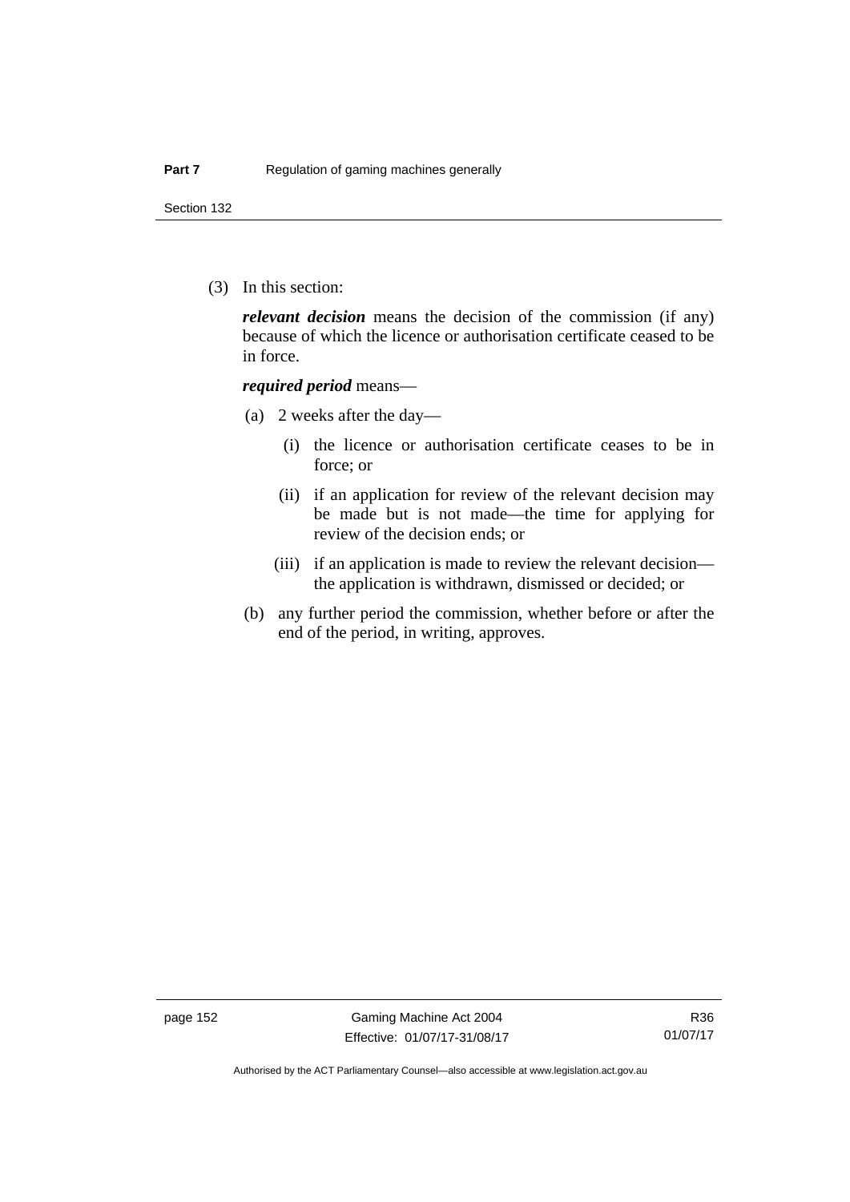(3) In this section:

***relevant decision*** means the decision of the commission (if any) because of which the licence or authorisation certificate ceased to be in force.

***required period*** means—

(a) 2 weeks after the day—

(i) the licence or authorisation certificate ceases to be in force; or

(ii) if an application for review of the relevant decision may be made but is not made—the time for applying for review of the decision ends; or

(iii) if an application is made to review the relevant decision—the application is withdrawn, dismissed or decided; or

(b) any further period the commission, whether before or after the end of the period, in writing, approves.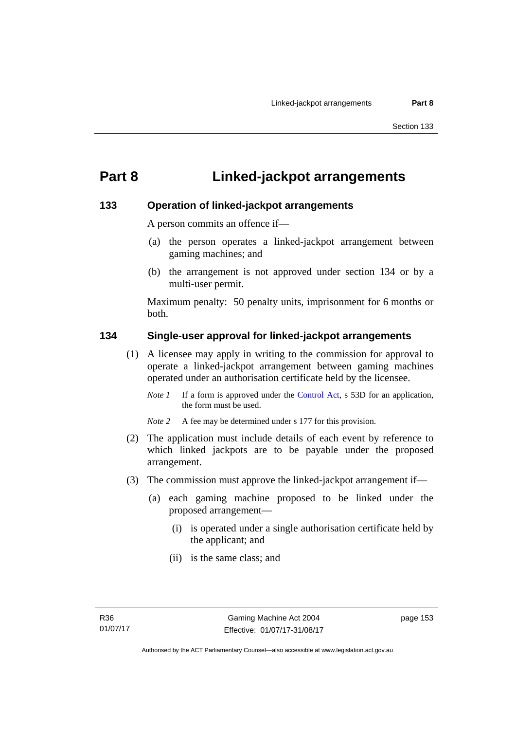# Part 8 Linked-jackpot arrangements

## 133 Operation of linked-jackpot arrangements

A person commits an offence if—

(a) the person operates a linked-jackpot arrangement between gaming machines; and

(b) the arrangement is not approved under section 134 or by a multi-user permit.

Maximum penalty: 50 penalty units, imprisonment for 6 months or both.

## 134 Single-user approval for linked-jackpot arrangements

(1) A licensee may apply in writing to the commission for approval to operate a linked-jackpot arrangement between gaming machines operated under an authorisation certificate held by the licensee.

*Note 1* If a form is approved under the Control Act, s 53D for an application, the form must be used.

*Note 2* A fee may be determined under s 177 for this provision.

(2) The application must include details of each event by reference to which linked jackpots are to be payable under the proposed arrangement.

(3) The commission must approve the linked-jackpot arrangement if—

(a) each gaming machine proposed to be linked under the proposed arrangement—

(i) is operated under a single authorisation certificate held by the applicant; and

(ii) is the same class; and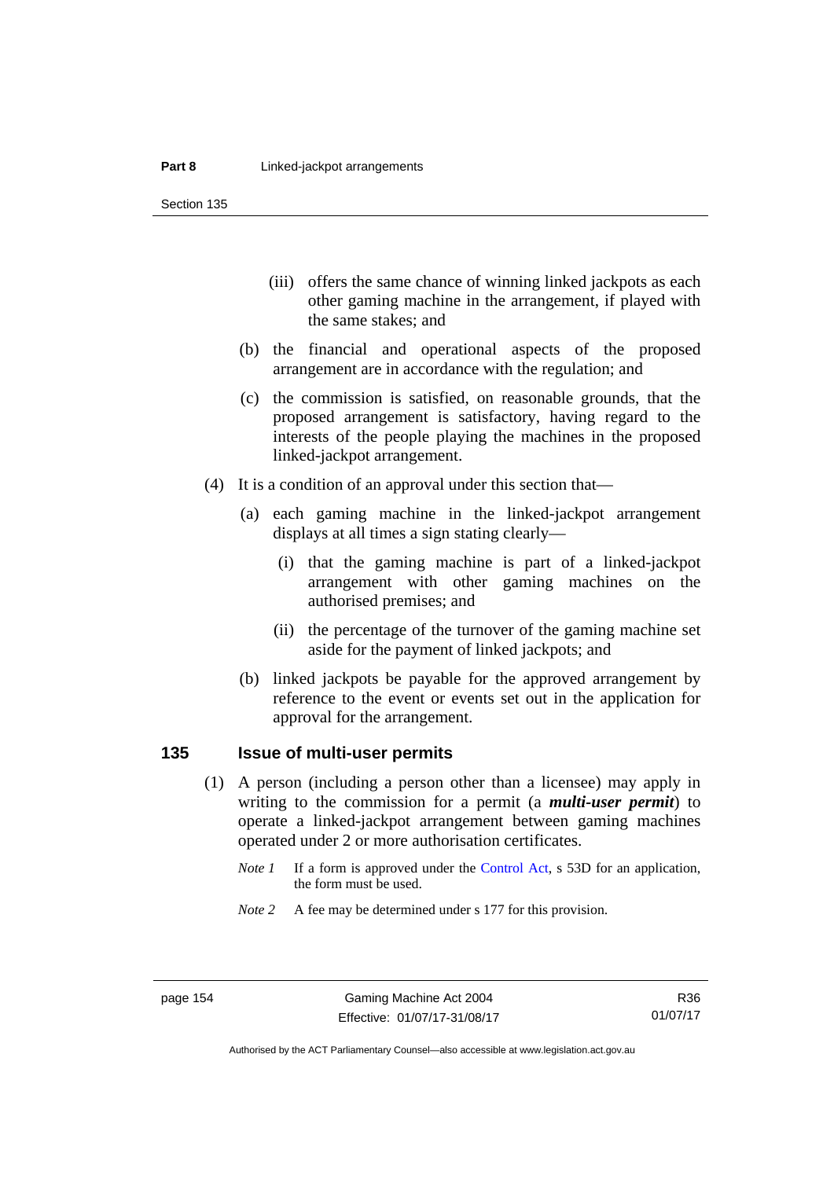(iii) offers the same chance of winning linked jackpots as each other gaming machine in the arrangement, if played with the same stakes; and

(b) the financial and operational aspects of the proposed arrangement are in accordance with the regulation; and

(c) the commission is satisfied, on reasonable grounds, that the proposed arrangement is satisfactory, having regard to the interests of the people playing the machines in the proposed linked-jackpot arrangement.

(4) It is a condition of an approval under this section that—

(a) each gaming machine in the linked-jackpot arrangement displays at all times a sign stating clearly—

(i) that the gaming machine is part of a linked-jackpot arrangement with other gaming machines on the authorised premises; and

(ii) the percentage of the turnover of the gaming machine set aside for the payment of linked jackpots; and

(b) linked jackpots be payable for the approved arrangement by reference to the event or events set out in the application for approval for the arrangement.

## 135 Issue of multi-user permits

(1) A person (including a person other than a licensee) may apply in writing to the commission for a permit (a ***multi-user permit***) to operate a linked-jackpot arrangement between gaming machines operated under 2 or more authorisation certificates.

*Note 1* If a form is approved under the Control Act, s 53D for an application, the form must be used.

*Note 2* A fee may be determined under s 177 for this provision.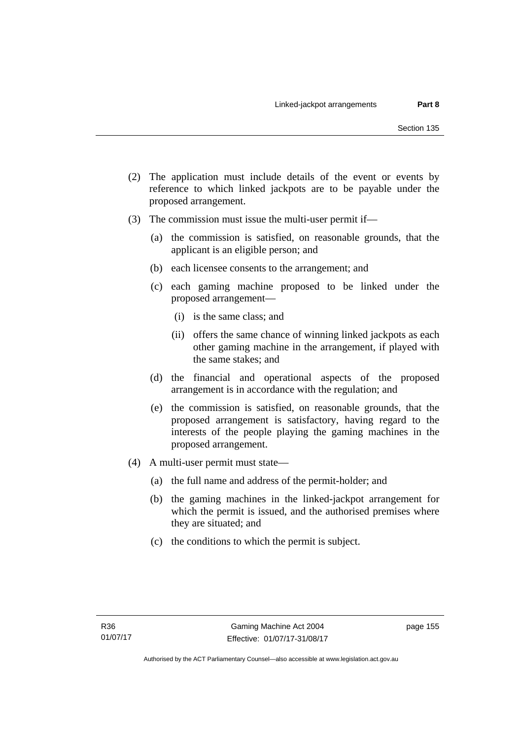(2) The application must include details of the event or events by reference to which linked jackpots are to be payable under the proposed arrangement.

(3) The commission must issue the multi-user permit if—

  (a) the commission is satisfied, on reasonable grounds, that the applicant is an eligible person; and

  (b) each licensee consents to the arrangement; and

  (c) each gaming machine proposed to be linked under the proposed arrangement—

    (i) is the same class; and

    (ii) offers the same chance of winning linked jackpots as each other gaming machine in the arrangement, if played with the same stakes; and

  (d) the financial and operational aspects of the proposed arrangement is in accordance with the regulation; and

  (e) the commission is satisfied, on reasonable grounds, that the proposed arrangement is satisfactory, having regard to the interests of the people playing the gaming machines in the proposed arrangement.

(4) A multi-user permit must state—

  (a) the full name and address of the permit-holder; and

  (b) the gaming machines in the linked-jackpot arrangement for which the permit is issued, and the authorised premises where they are situated; and

  (c) the conditions to which the permit is subject.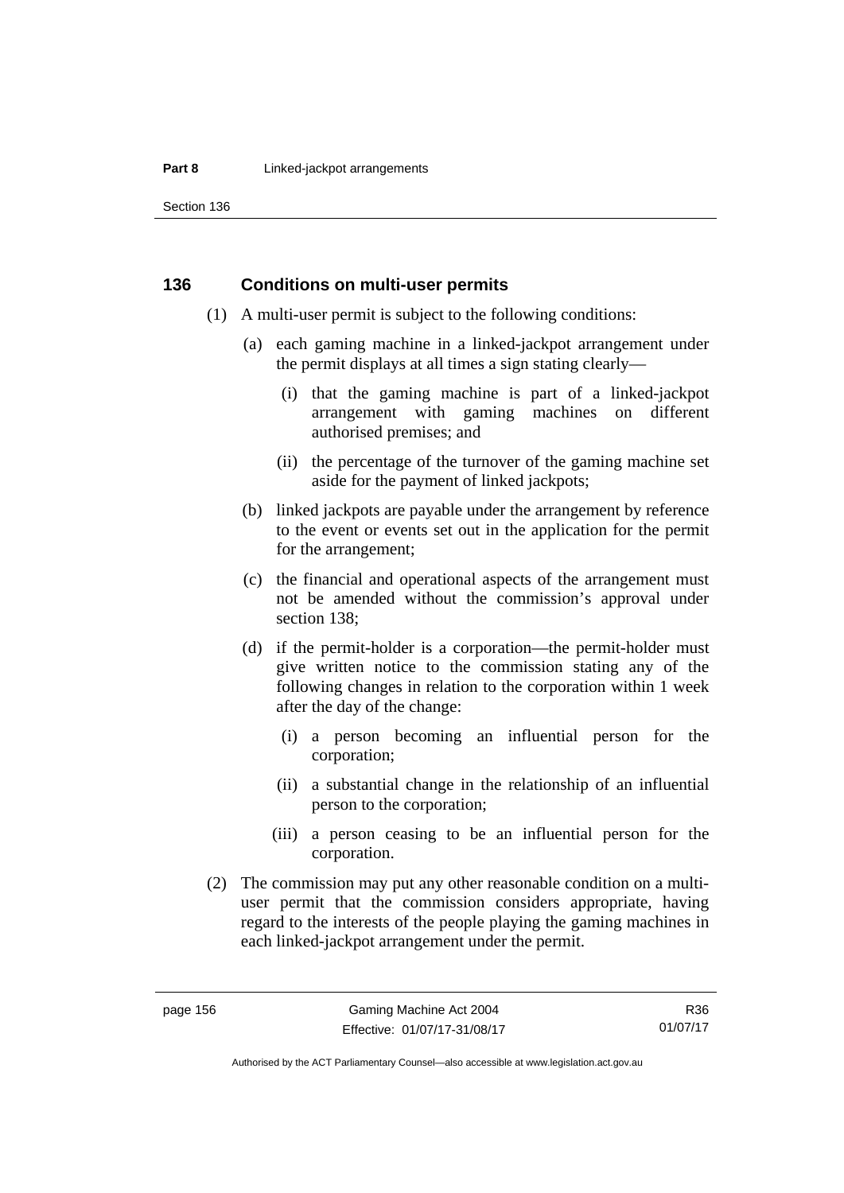## 136 Conditions on multi-user permits

(1) A multi-user permit is subject to the following conditions:

(a) each gaming machine in a linked-jackpot arrangement under the permit displays at all times a sign stating clearly—

(i) that the gaming machine is part of a linked-jackpot arrangement with gaming machines on different authorised premises; and

(ii) the percentage of the turnover of the gaming machine set aside for the payment of linked jackpots;

(b) linked jackpots are payable under the arrangement by reference to the event or events set out in the application for the permit for the arrangement;

(c) the financial and operational aspects of the arrangement must not be amended without the commission's approval under section 138;

(d) if the permit-holder is a corporation—the permit-holder must give written notice to the commission stating any of the following changes in relation to the corporation within 1 week after the day of the change:

(i) a person becoming an influential person for the corporation;

(ii) a substantial change in the relationship of an influential person to the corporation;

(iii) a person ceasing to be an influential person for the corporation.

(2) The commission may put any other reasonable condition on a multi-user permit that the commission considers appropriate, having regard to the interests of the people playing the gaming machines in each linked-jackpot arrangement under the permit.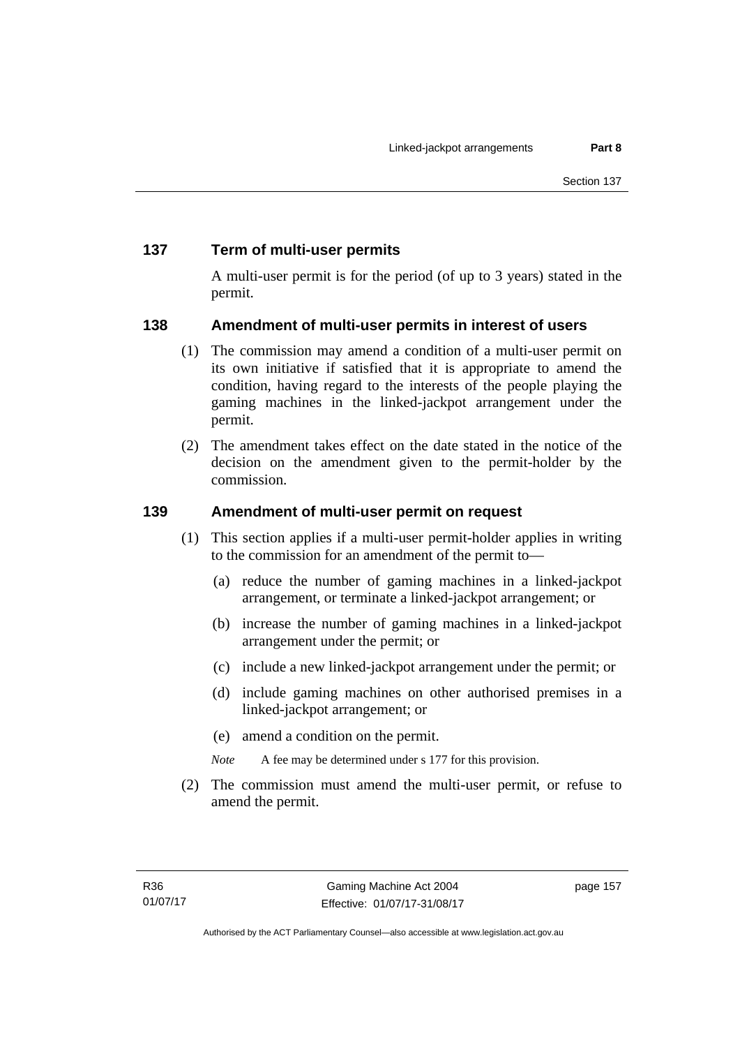## 137 Term of multi-user permits

A multi-user permit is for the period (of up to 3 years) stated in the permit.

## 138 Amendment of multi-user permits in interest of users

(1) The commission may amend a condition of a multi-user permit on its own initiative if satisfied that it is appropriate to amend the condition, having regard to the interests of the people playing the gaming machines in the linked-jackpot arrangement under the permit.

(2) The amendment takes effect on the date stated in the notice of the decision on the amendment given to the permit-holder by the commission.

## 139 Amendment of multi-user permit on request

(1) This section applies if a multi-user permit-holder applies in writing to the commission for an amendment of the permit to—

(a) reduce the number of gaming machines in a linked-jackpot arrangement, or terminate a linked-jackpot arrangement; or

(b) increase the number of gaming machines in a linked-jackpot arrangement under the permit; or

(c) include a new linked-jackpot arrangement under the permit; or

(d) include gaming machines on other authorised premises in a linked-jackpot arrangement; or

(e) amend a condition on the permit.

*Note* A fee may be determined under s 177 for this provision.

(2) The commission must amend the multi-user permit, or refuse to amend the permit.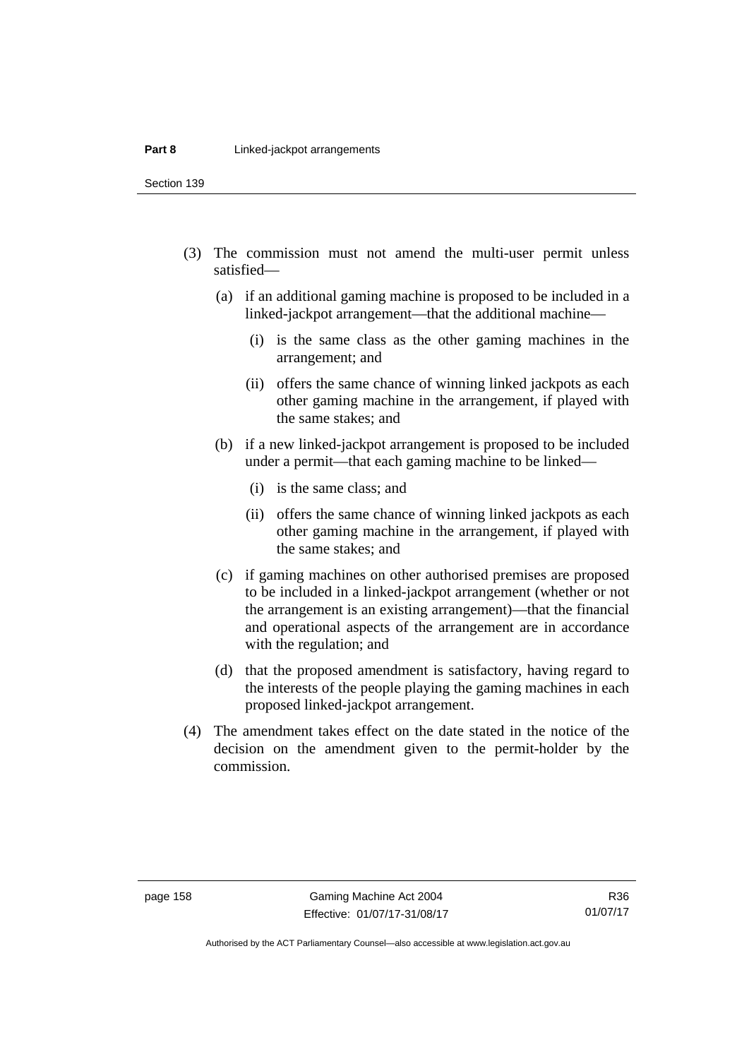(3) The commission must not amend the multi-user permit unless satisfied—

(a) if an additional gaming machine is proposed to be included in a linked-jackpot arrangement—that the additional machine—

(i) is the same class as the other gaming machines in the arrangement; and

(ii) offers the same chance of winning linked jackpots as each other gaming machine in the arrangement, if played with the same stakes; and

(b) if a new linked-jackpot arrangement is proposed to be included under a permit—that each gaming machine to be linked—

(i) is the same class; and

(ii) offers the same chance of winning linked jackpots as each other gaming machine in the arrangement, if played with the same stakes; and

(c) if gaming machines on other authorised premises are proposed to be included in a linked-jackpot arrangement (whether or not the arrangement is an existing arrangement)—that the financial and operational aspects of the arrangement are in accordance with the regulation; and

(d) that the proposed amendment is satisfactory, having regard to the interests of the people playing the gaming machines in each proposed linked-jackpot arrangement.

(4) The amendment takes effect on the date stated in the notice of the decision on the amendment given to the permit-holder by the commission.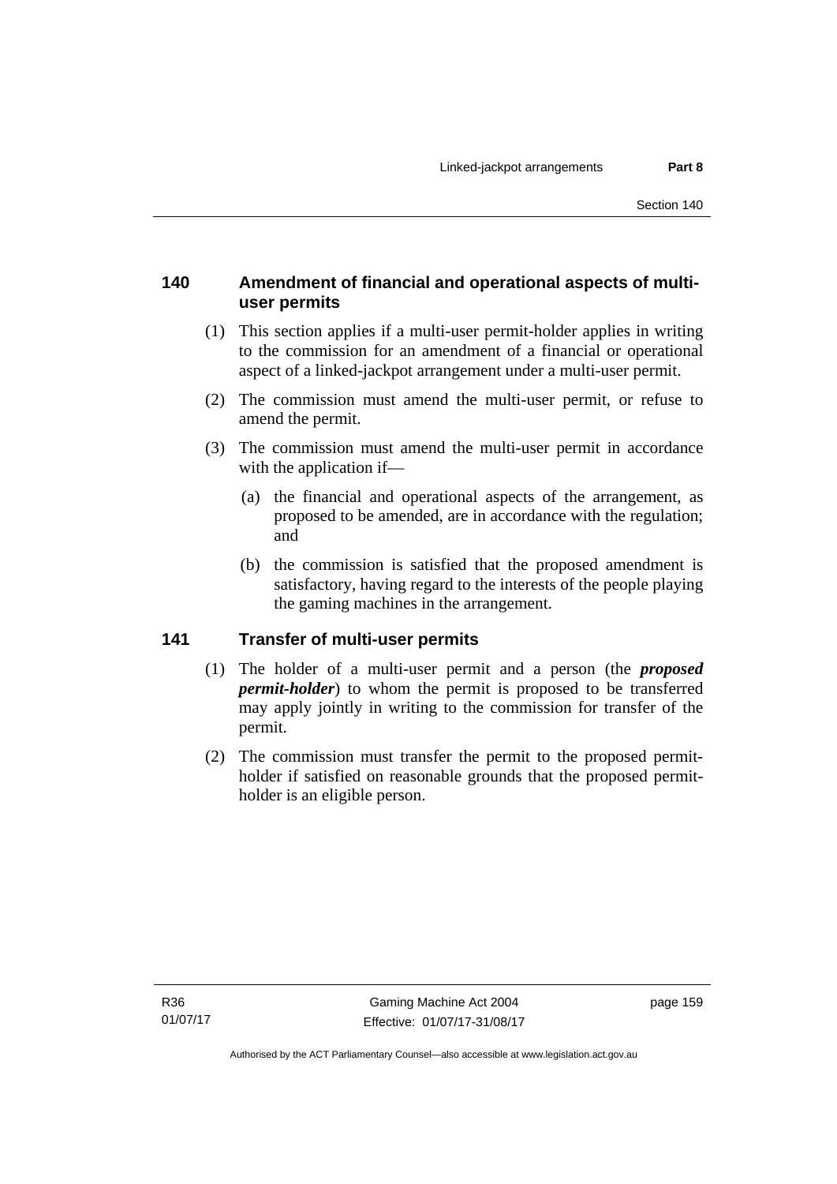### 140 Amendment of financial and operational aspects of multi-user permits

(1) This section applies if a multi-user permit-holder applies in writing to the commission for an amendment of a financial or operational aspect of a linked-jackpot arrangement under a multi-user permit.

(2) The commission must amend the multi-user permit, or refuse to amend the permit.

(3) The commission must amend the multi-user permit in accordance with the application if—

(a) the financial and operational aspects of the arrangement, as proposed to be amended, are in accordance with the regulation; and

(b) the commission is satisfied that the proposed amendment is satisfactory, having regard to the interests of the people playing the gaming machines in the arrangement.

### 141 Transfer of multi-user permits

(1) The holder of a multi-user permit and a person (the ***proposed permit-holder***) to whom the permit is proposed to be transferred may apply jointly in writing to the commission for transfer of the permit.

(2) The commission must transfer the permit to the proposed permit-holder if satisfied on reasonable grounds that the proposed permit-holder is an eligible person.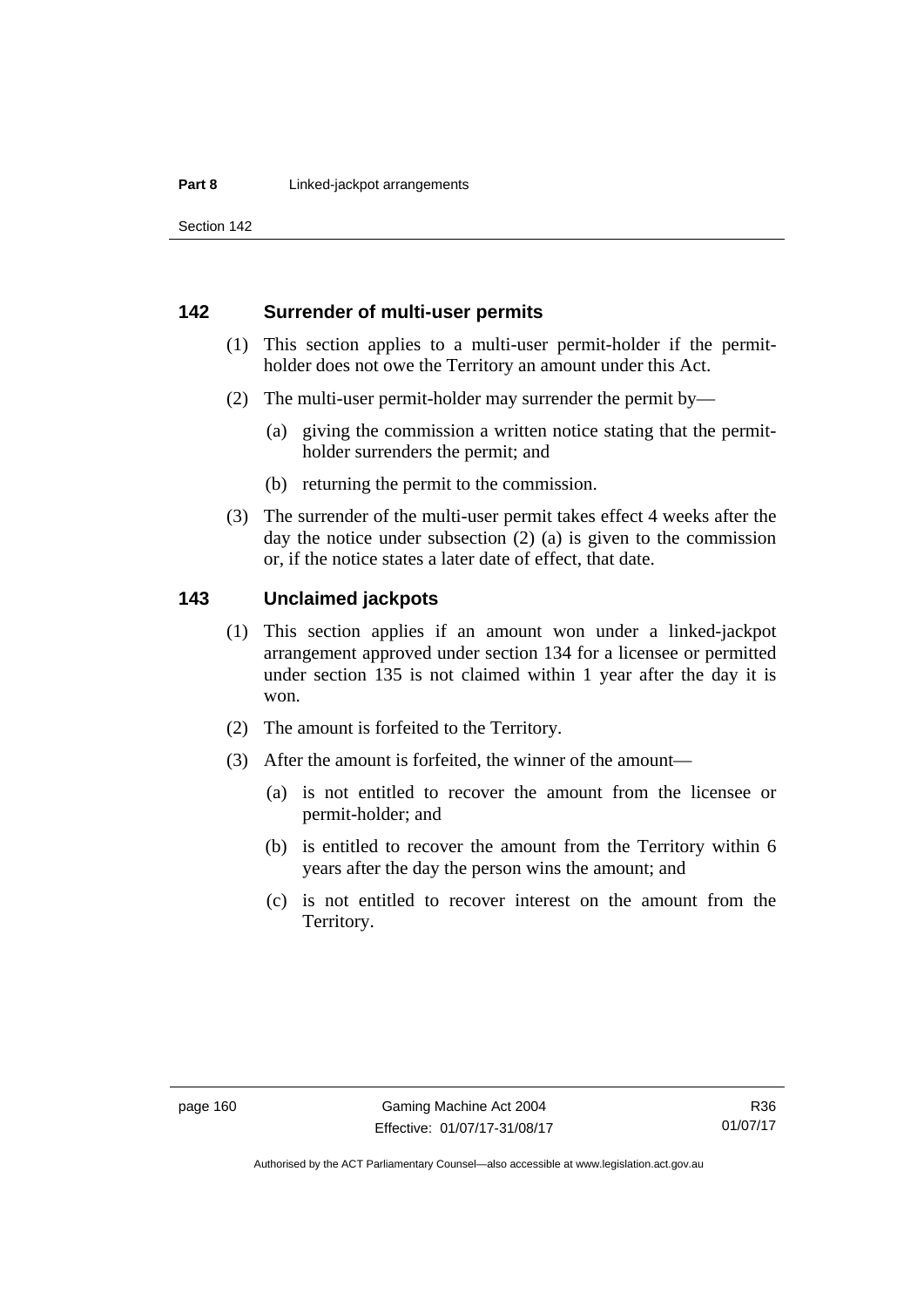## 142 Surrender of multi-user permits

(1) This section applies to a multi-user permit-holder if the permit-holder does not owe the Territory an amount under this Act.

(2) The multi-user permit-holder may surrender the permit by—

(a) giving the commission a written notice stating that the permit-holder surrenders the permit; and

(b) returning the permit to the commission.

(3) The surrender of the multi-user permit takes effect 4 weeks after the day the notice under subsection (2) (a) is given to the commission or, if the notice states a later date of effect, that date.

## 143 Unclaimed jackpots

(1) This section applies if an amount won under a linked-jackpot arrangement approved under section 134 for a licensee or permitted under section 135 is not claimed within 1 year after the day it is won.

(2) The amount is forfeited to the Territory.

(3) After the amount is forfeited, the winner of the amount—

(a) is not entitled to recover the amount from the licensee or permit-holder; and

(b) is entitled to recover the amount from the Territory within 6 years after the day the person wins the amount; and

(c) is not entitled to recover interest on the amount from the Territory.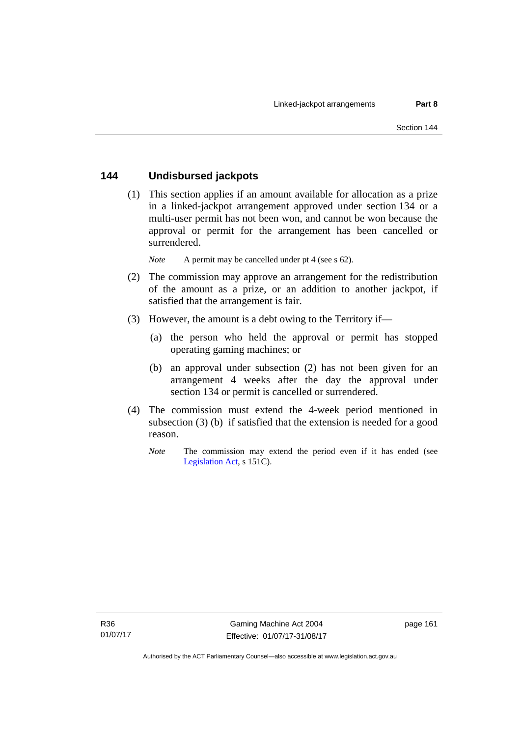## 144 Undisbursed jackpots

(1) This section applies if an amount available for allocation as a prize in a linked-jackpot arrangement approved under section 134 or a multi-user permit has not been won, and cannot be won because the approval or permit for the arrangement has been cancelled or surrendered.

*Note* A permit may be cancelled under pt 4 (see s 62).

(2) The commission may approve an arrangement for the redistribution of the amount as a prize, or an addition to another jackpot, if satisfied that the arrangement is fair.

(3) However, the amount is a debt owing to the Territory if—

(a) the person who held the approval or permit has stopped operating gaming machines; or

(b) an approval under subsection (2) has not been given for an arrangement 4 weeks after the day the approval under section 134 or permit is cancelled or surrendered.

(4) The commission must extend the 4-week period mentioned in subsection (3) (b) if satisfied that the extension is needed for a good reason.

*Note* The commission may extend the period even if it has ended (see Legislation Act, s 151C).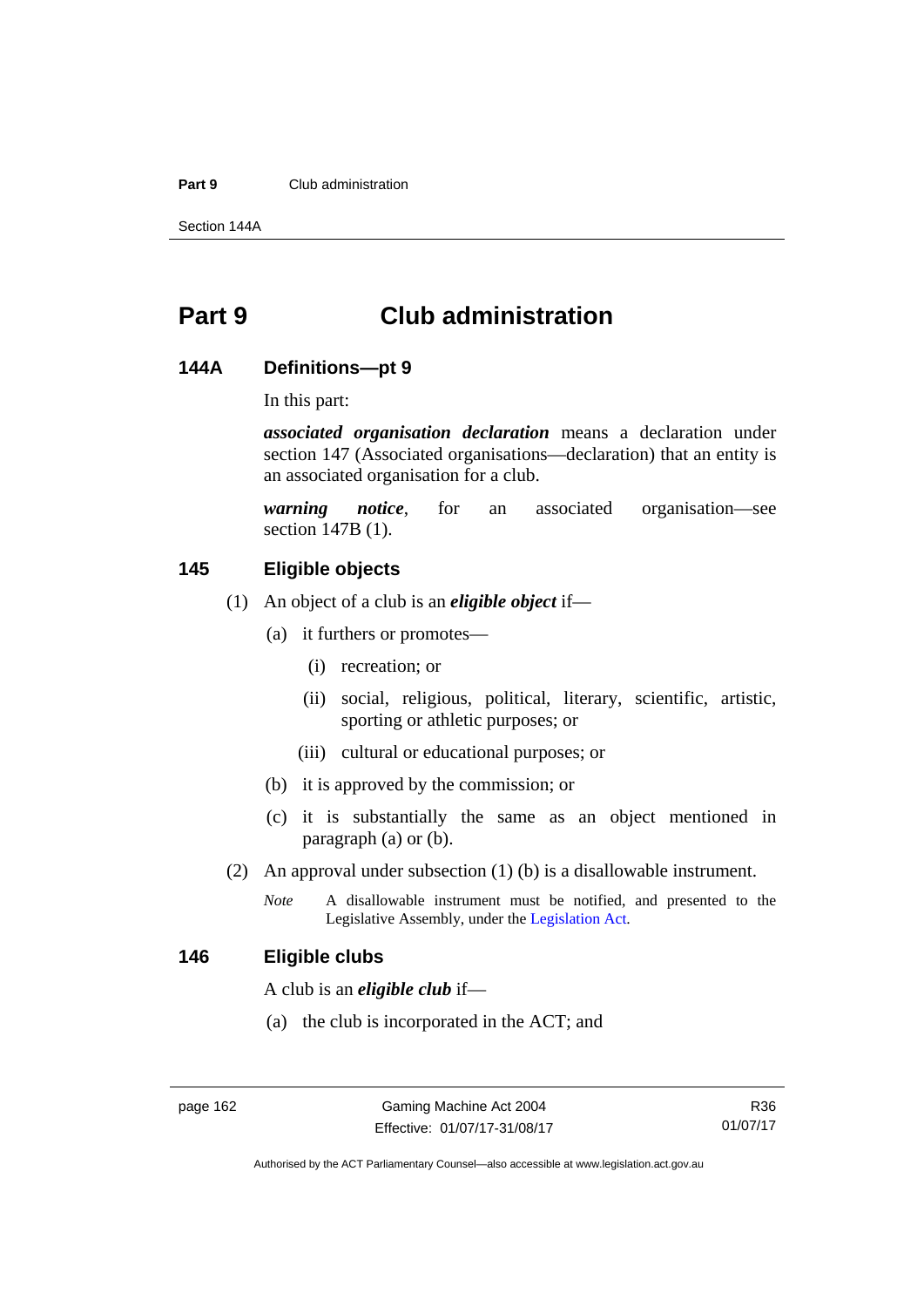# Part 9 Club administration

### 144A Definitions—pt 9

In this part:

***associated organisation declaration*** means a declaration under section 147 (Associated organisations—declaration) that an entity is an associated organisation for a club.

***warning notice***, for an associated organisation—see section 147B (1).

### 145 Eligible objects

(1) An object of a club is an ***eligible object*** if—

(a) it furthers or promotes—

(i) recreation; or

(ii) social, religious, political, literary, scientific, artistic, sporting or athletic purposes; or

(iii) cultural or educational purposes; or

(b) it is approved by the commission; or

(c) it is substantially the same as an object mentioned in paragraph (a) or (b).

(2) An approval under subsection (1) (b) is a disallowable instrument.

*Note* A disallowable instrument must be notified, and presented to the Legislative Assembly, under the Legislation Act.

### 146 Eligible clubs

A club is an ***eligible club*** if—

(a) the club is incorporated in the ACT; and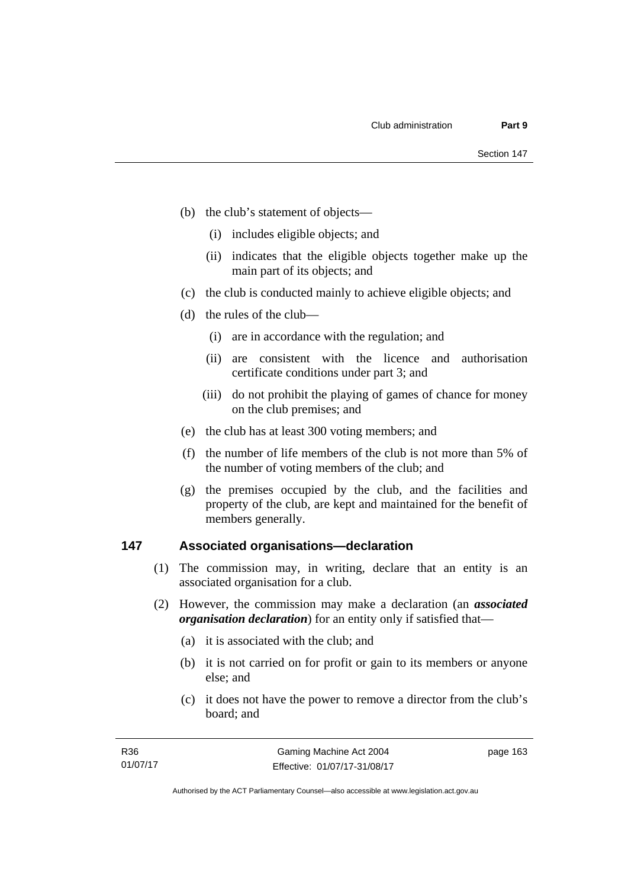(b) the club's statement of objects—

  (i) includes eligible objects; and

  (ii) indicates that the eligible objects together make up the main part of its objects; and

(c) the club is conducted mainly to achieve eligible objects; and

(d) the rules of the club—

  (i) are in accordance with the regulation; and

  (ii) are consistent with the licence and authorisation certificate conditions under part 3; and

  (iii) do not prohibit the playing of games of chance for money on the club premises; and

(e) the club has at least 300 voting members; and

(f) the number of life members of the club is not more than 5% of the number of voting members of the club; and

(g) the premises occupied by the club, and the facilities and property of the club, are kept and maintained for the benefit of members generally.

### 147 Associated organisations—declaration

(1) The commission may, in writing, declare that an entity is an associated organisation for a club.

(2) However, the commission may make a declaration (an ***associated organisation declaration***) for an entity only if satisfied that—

  (a) it is associated with the club; and

  (b) it is not carried on for profit or gain to its members or anyone else; and

  (c) it does not have the power to remove a director from the club's board; and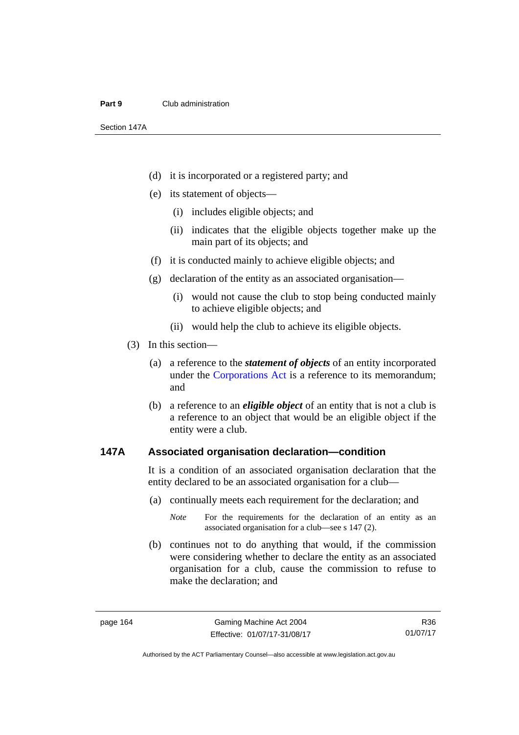(d) it is incorporated or a registered party; and

(e) its statement of objects—

(i) includes eligible objects; and

(ii) indicates that the eligible objects together make up the main part of its objects; and

(f) it is conducted mainly to achieve eligible objects; and

(g) declaration of the entity as an associated organisation—

(i) would not cause the club to stop being conducted mainly to achieve eligible objects; and

(ii) would help the club to achieve its eligible objects.

(3) In this section—

(a) a reference to the ***statement of objects*** of an entity incorporated under the Corporations Act is a reference to its memorandum; and

(b) a reference to an ***eligible object*** of an entity that is not a club is a reference to an object that would be an eligible object if the entity were a club.

### 147A Associated organisation declaration—condition

It is a condition of an associated organisation declaration that the entity declared to be an associated organisation for a club—

(a) continually meets each requirement for the declaration; and

*Note* For the requirements for the declaration of an entity as an associated organisation for a club—see s 147 (2).

(b) continues not to do anything that would, if the commission were considering whether to declare the entity as an associated organisation for a club, cause the commission to refuse to make the declaration; and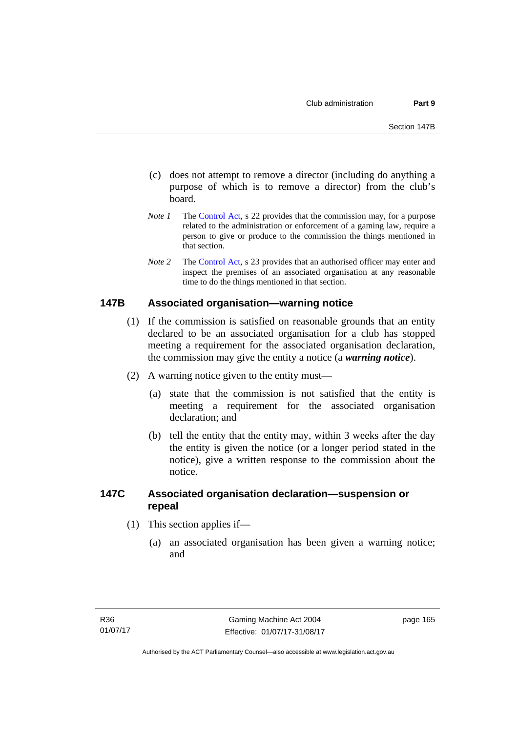(c) does not attempt to remove a director (including do anything a purpose of which is to remove a director) from the club's board.

*Note 1* The Control Act, s 22 provides that the commission may, for a purpose related to the administration or enforcement of a gaming law, require a person to give or produce to the commission the things mentioned in that section.

*Note 2* The Control Act, s 23 provides that an authorised officer may enter and inspect the premises of an associated organisation at any reasonable time to do the things mentioned in that section.

### 147B Associated organisation—warning notice

(1) If the commission is satisfied on reasonable grounds that an entity declared to be an associated organisation for a club has stopped meeting a requirement for the associated organisation declaration, the commission may give the entity a notice (a ***warning notice***).

(2) A warning notice given to the entity must—

(a) state that the commission is not satisfied that the entity is meeting a requirement for the associated organisation declaration; and

(b) tell the entity that the entity may, within 3 weeks after the day the entity is given the notice (or a longer period stated in the notice), give a written response to the commission about the notice.

### 147C Associated organisation declaration—suspension or repeal

(1) This section applies if—

(a) an associated organisation has been given a warning notice; and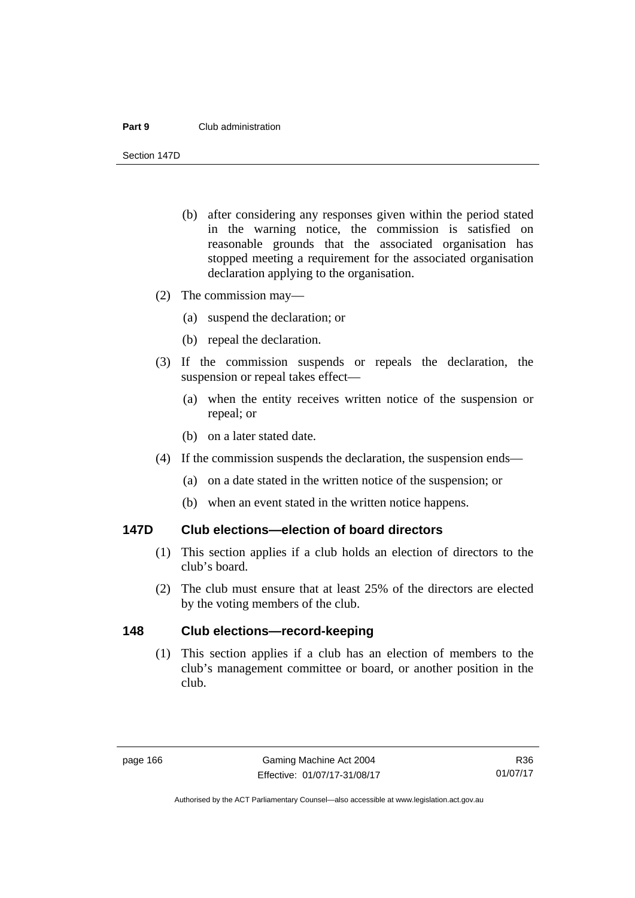(b) after considering any responses given within the period stated in the warning notice, the commission is satisfied on reasonable grounds that the associated organisation has stopped meeting a requirement for the associated organisation declaration applying to the organisation.

(2) The commission may—

(a) suspend the declaration; or

(b) repeal the declaration.

(3) If the commission suspends or repeals the declaration, the suspension or repeal takes effect—

(a) when the entity receives written notice of the suspension or repeal; or

(b) on a later stated date.

(4) If the commission suspends the declaration, the suspension ends—

(a) on a date stated in the written notice of the suspension; or

(b) when an event stated in the written notice happens.

### 147D Club elections—election of board directors

(1) This section applies if a club holds an election of directors to the club's board.

(2) The club must ensure that at least 25% of the directors are elected by the voting members of the club.

### 148 Club elections—record-keeping

(1) This section applies if a club has an election of members to the club's management committee or board, or another position in the club.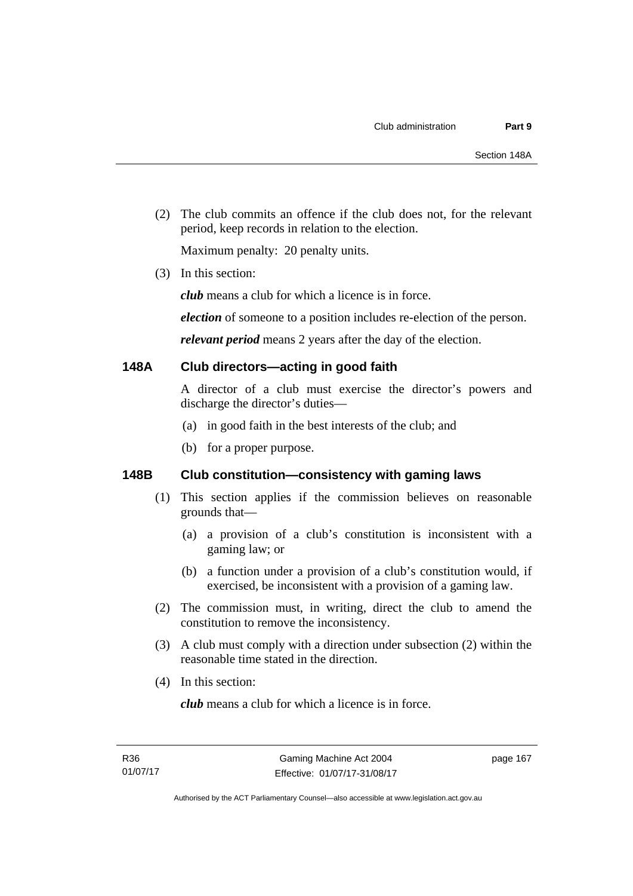(2) The club commits an offence if the club does not, for the relevant period, keep records in relation to the election.

Maximum penalty: 20 penalty units.

(3) In this section:

***club*** means a club for which a licence is in force.

***election*** of someone to a position includes re-election of the person.

***relevant period*** means 2 years after the day of the election.

### 148A Club directors—acting in good faith

A director of a club must exercise the director's powers and discharge the director's duties—

(a) in good faith in the best interests of the club; and

(b) for a proper purpose.

### 148B Club constitution—consistency with gaming laws

(1) This section applies if the commission believes on reasonable grounds that—

(a) a provision of a club's constitution is inconsistent with a gaming law; or

(b) a function under a provision of a club's constitution would, if exercised, be inconsistent with a provision of a gaming law.

(2) The commission must, in writing, direct the club to amend the constitution to remove the inconsistency.

(3) A club must comply with a direction under subsection (2) within the reasonable time stated in the direction.

(4) In this section:

***club*** means a club for which a licence is in force.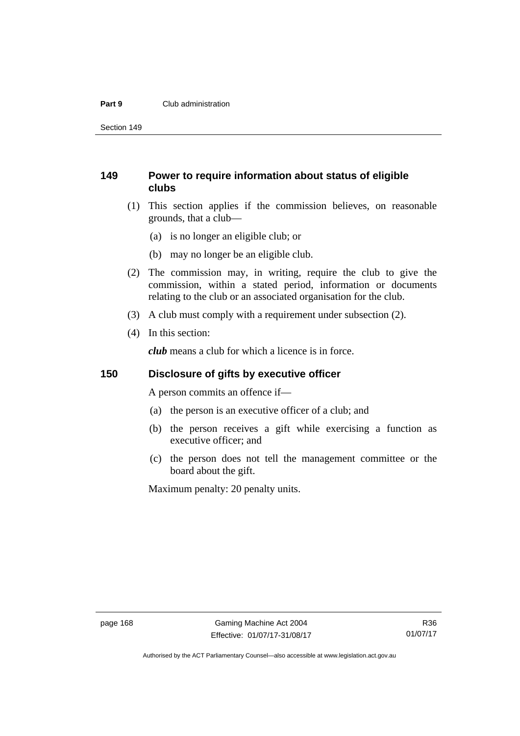## 149 Power to require information about status of eligible clubs

(1) This section applies if the commission believes, on reasonable grounds, that a club—

(a) is no longer an eligible club; or

(b) may no longer be an eligible club.

(2) The commission may, in writing, require the club to give the commission, within a stated period, information or documents relating to the club or an associated organisation for the club.

(3) A club must comply with a requirement under subsection (2).

(4) In this section:

***club*** means a club for which a licence is in force.

## 150 Disclosure of gifts by executive officer

A person commits an offence if—

(a) the person is an executive officer of a club; and

(b) the person receives a gift while exercising a function as executive officer; and

(c) the person does not tell the management committee or the board about the gift.

Maximum penalty: 20 penalty units.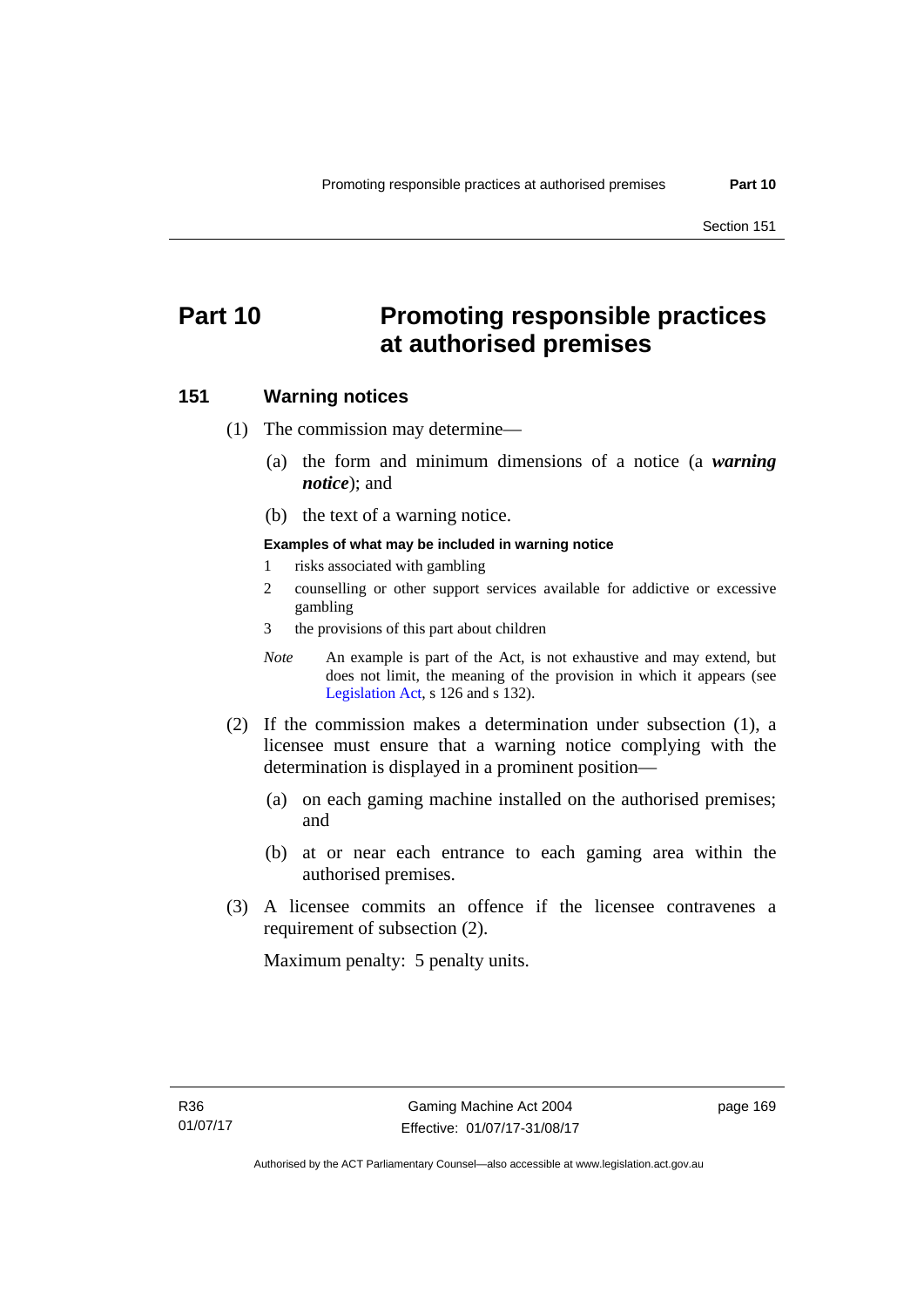# Part 10 Promoting responsible practices at authorised premises

## 151 Warning notices

(1) The commission may determine—

(a) the form and minimum dimensions of a notice (a ***warning notice***); and

(b) the text of a warning notice.

**Examples of what may be included in warning notice**

1 risks associated with gambling

2 counselling or other support services available for addictive or excessive gambling

3 the provisions of this part about children

*Note* An example is part of the Act, is not exhaustive and may extend, but does not limit, the meaning of the provision in which it appears (see Legislation Act, s 126 and s 132).

(2) If the commission makes a determination under subsection (1), a licensee must ensure that a warning notice complying with the determination is displayed in a prominent position—

(a) on each gaming machine installed on the authorised premises; and

(b) at or near each entrance to each gaming area within the authorised premises.

(3) A licensee commits an offence if the licensee contravenes a requirement of subsection (2).

Maximum penalty: 5 penalty units.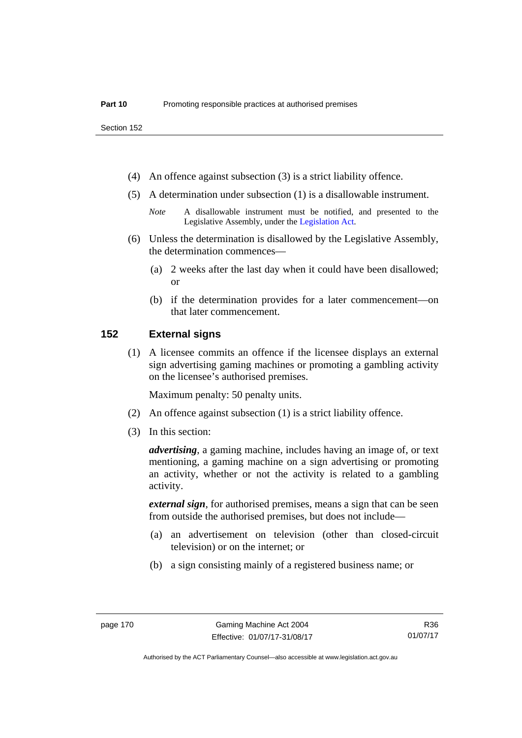(4) An offence against subsection (3) is a strict liability offence.

(5) A determination under subsection (1) is a disallowable instrument.

*Note* A disallowable instrument must be notified, and presented to the Legislative Assembly, under the Legislation Act.

(6) Unless the determination is disallowed by the Legislative Assembly, the determination commences—

(a) 2 weeks after the last day when it could have been disallowed; or

(b) if the determination provides for a later commencement—on that later commencement.

## 152 External signs

(1) A licensee commits an offence if the licensee displays an external sign advertising gaming machines or promoting a gambling activity on the licensee's authorised premises.

Maximum penalty: 50 penalty units.

(2) An offence against subsection (1) is a strict liability offence.

(3) In this section:

***advertising***, a gaming machine, includes having an image of, or text mentioning, a gaming machine on a sign advertising or promoting an activity, whether or not the activity is related to a gambling activity.

***external sign***, for authorised premises, means a sign that can be seen from outside the authorised premises, but does not include—

(a) an advertisement on television (other than closed-circuit television) or on the internet; or

(b) a sign consisting mainly of a registered business name; or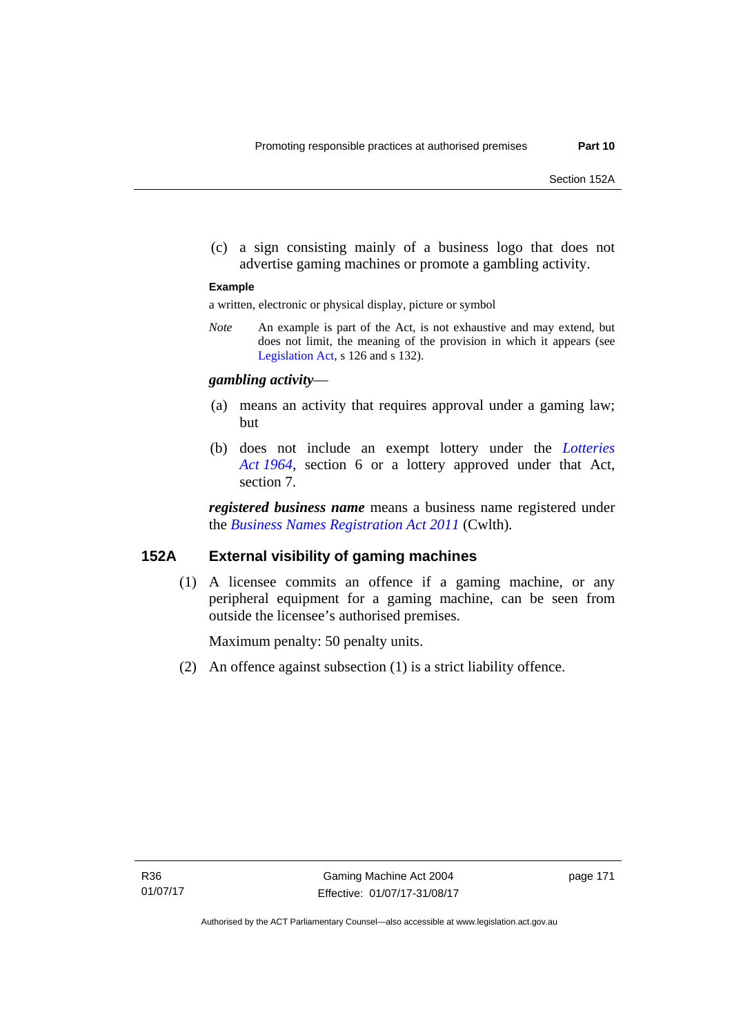(c) a sign consisting mainly of a business logo that does not advertise gaming machines or promote a gambling activity.

**Example**

a written, electronic or physical display, picture or symbol

*Note* An example is part of the Act, is not exhaustive and may extend, but does not limit, the meaning of the provision in which it appears (see Legislation Act, s 126 and s 132).

***gambling activity***—

(a) means an activity that requires approval under a gaming law; but

(b) does not include an exempt lottery under the *Lotteries Act 1964*, section 6 or a lottery approved under that Act, section 7.

***registered business name*** means a business name registered under the *Business Names Registration Act 2011* (Cwlth).

## 152A External visibility of gaming machines

(1) A licensee commits an offence if a gaming machine, or any peripheral equipment for a gaming machine, can be seen from outside the licensee's authorised premises.

Maximum penalty: 50 penalty units.

(2) An offence against subsection (1) is a strict liability offence.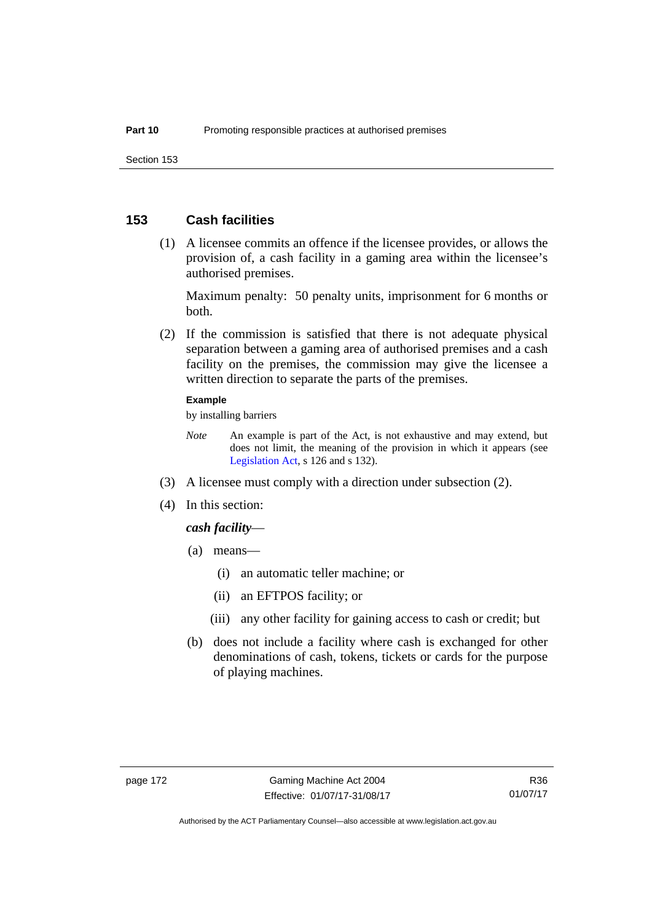## 153 Cash facilities

(1) A licensee commits an offence if the licensee provides, or allows the provision of, a cash facility in a gaming area within the licensee's authorised premises.

Maximum penalty: 50 penalty units, imprisonment for 6 months or both.

(2) If the commission is satisfied that there is not adequate physical separation between a gaming area of authorised premises and a cash facility on the premises, the commission may give the licensee a written direction to separate the parts of the premises.

**Example**

by installing barriers

*Note* An example is part of the Act, is not exhaustive and may extend, but does not limit, the meaning of the provision in which it appears (see Legislation Act, s 126 and s 132).

(3) A licensee must comply with a direction under subsection (2).

(4) In this section:

***cash facility***—

(a) means—

(i) an automatic teller machine; or

(ii) an EFTPOS facility; or

(iii) any other facility for gaining access to cash or credit; but

(b) does not include a facility where cash is exchanged for other denominations of cash, tokens, tickets or cards for the purpose of playing machines.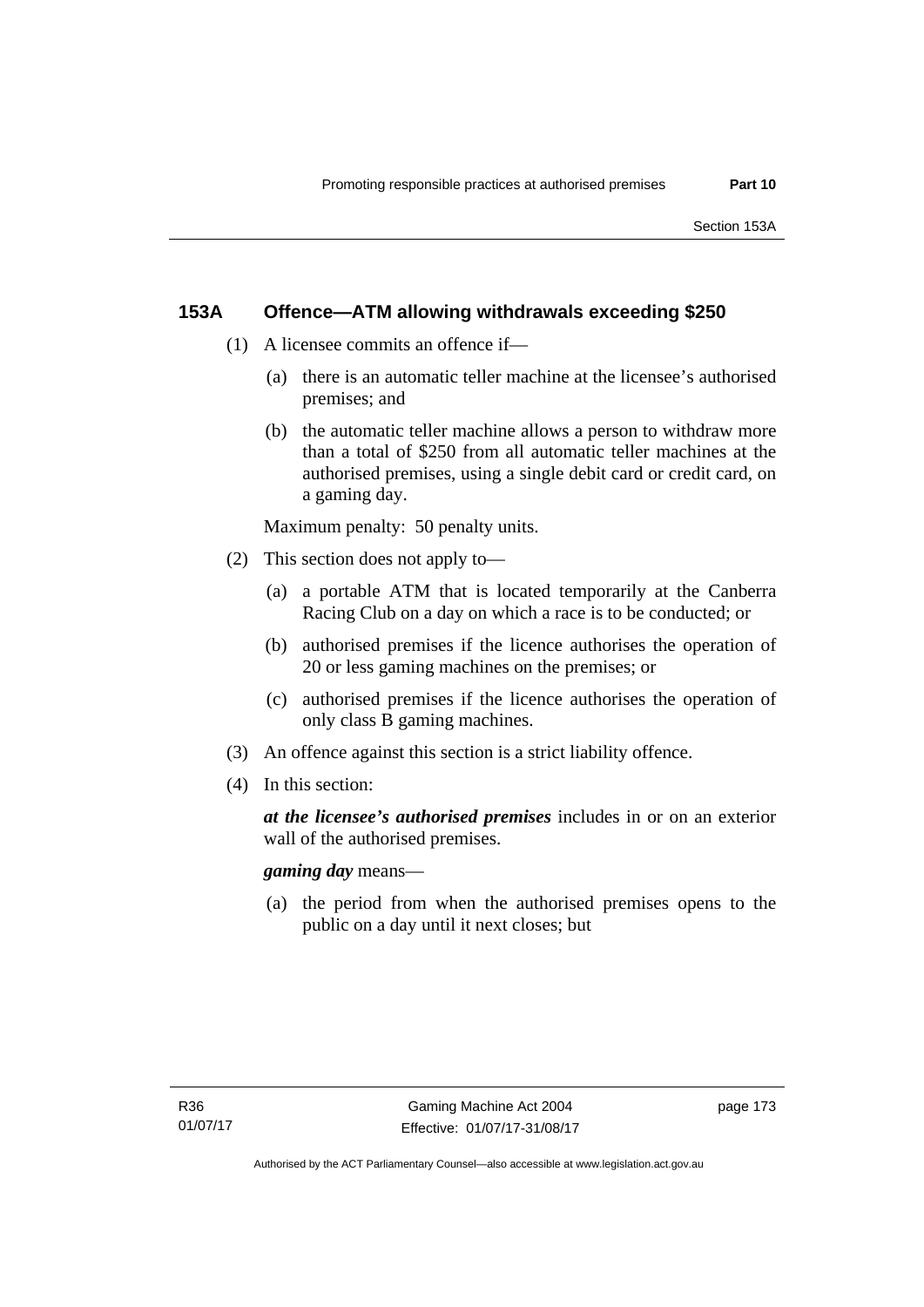## 153A Offence—ATM allowing withdrawals exceeding $250

(1) A licensee commits an offence if—

(a) there is an automatic teller machine at the licensee's authorised premises; and

(b) the automatic teller machine allows a person to withdraw more than a total of $250 from all automatic teller machines at the authorised premises, using a single debit card or credit card, on a gaming day.

Maximum penalty: 50 penalty units.

(2) This section does not apply to—

(a) a portable ATM that is located temporarily at the Canberra Racing Club on a day on which a race is to be conducted; or

(b) authorised premises if the licence authorises the operation of 20 or less gaming machines on the premises; or

(c) authorised premises if the licence authorises the operation of only class B gaming machines.

(3) An offence against this section is a strict liability offence.

(4) In this section:

***at the licensee's authorised premises*** includes in or on an exterior wall of the authorised premises.

***gaming day*** means—

(a) the period from when the authorised premises opens to the public on a day until it next closes; but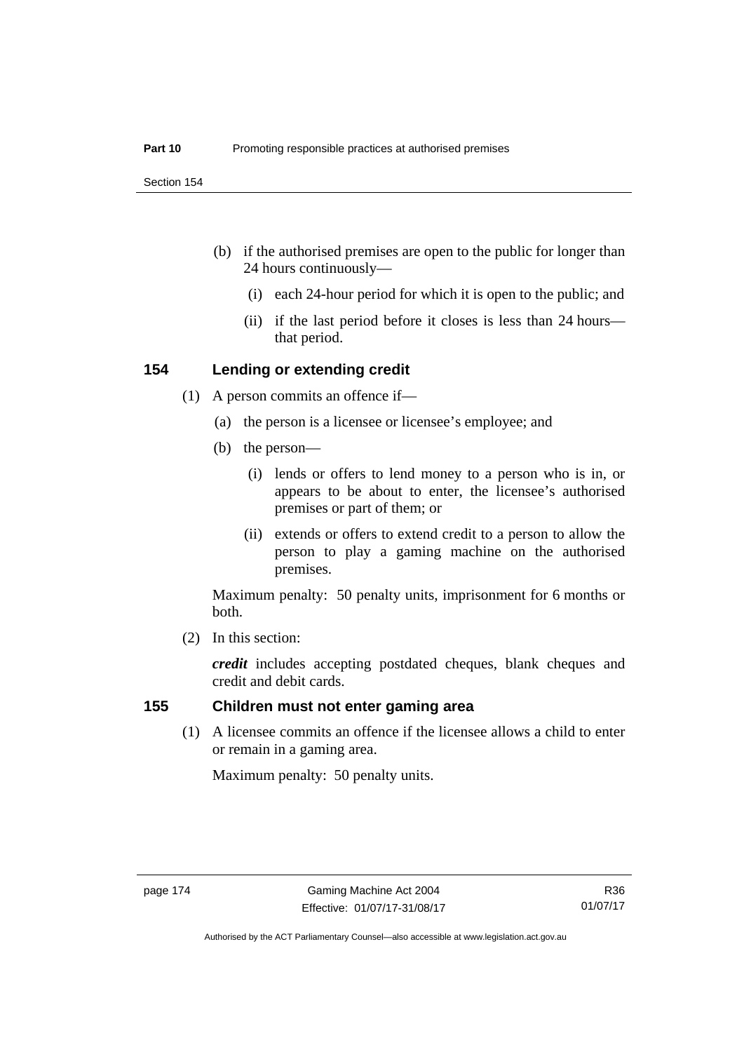(b) if the authorised premises are open to the public for longer than 24 hours continuously—

(i) each 24-hour period for which it is open to the public; and

(ii) if the last period before it closes is less than 24 hours—that period.

### 154 Lending or extending credit

(1) A person commits an offence if—

(a) the person is a licensee or licensee's employee; and

(b) the person—

(i) lends or offers to lend money to a person who is in, or appears to be about to enter, the licensee's authorised premises or part of them; or

(ii) extends or offers to extend credit to a person to allow the person to play a gaming machine on the authorised premises.

Maximum penalty: 50 penalty units, imprisonment for 6 months or both.

(2) In this section:

***credit*** includes accepting postdated cheques, blank cheques and credit and debit cards.

### 155 Children must not enter gaming area

(1) A licensee commits an offence if the licensee allows a child to enter or remain in a gaming area.

Maximum penalty: 50 penalty units.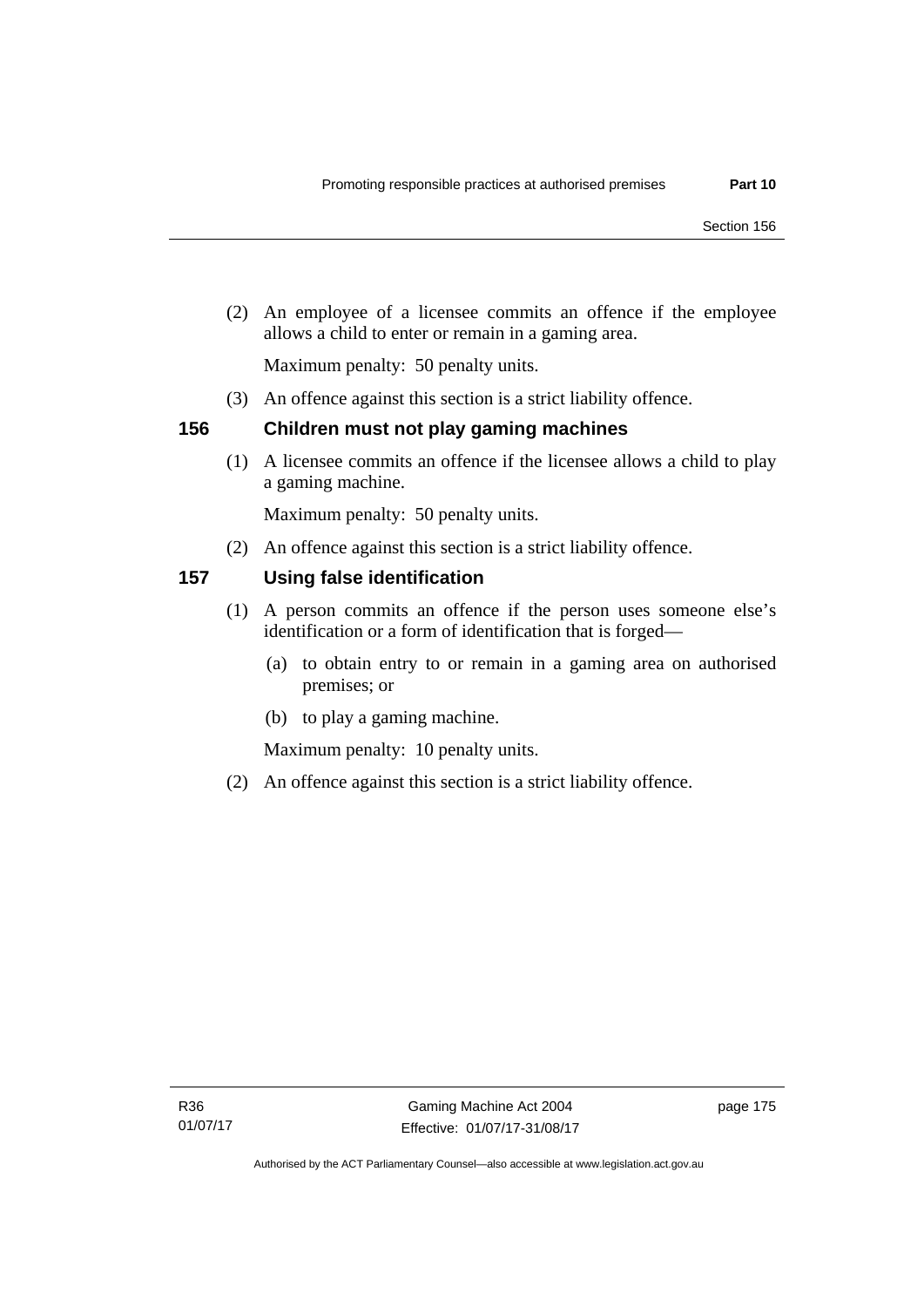(2) An employee of a licensee commits an offence if the employee allows a child to enter or remain in a gaming area.

Maximum penalty: 50 penalty units.

(3) An offence against this section is a strict liability offence.

## 156 Children must not play gaming machines

(1) A licensee commits an offence if the licensee allows a child to play a gaming machine.

Maximum penalty: 50 penalty units.

(2) An offence against this section is a strict liability offence.

## 157 Using false identification

(1) A person commits an offence if the person uses someone else's identification or a form of identification that is forged—

(a) to obtain entry to or remain in a gaming area on authorised premises; or

(b) to play a gaming machine.

Maximum penalty: 10 penalty units.

(2) An offence against this section is a strict liability offence.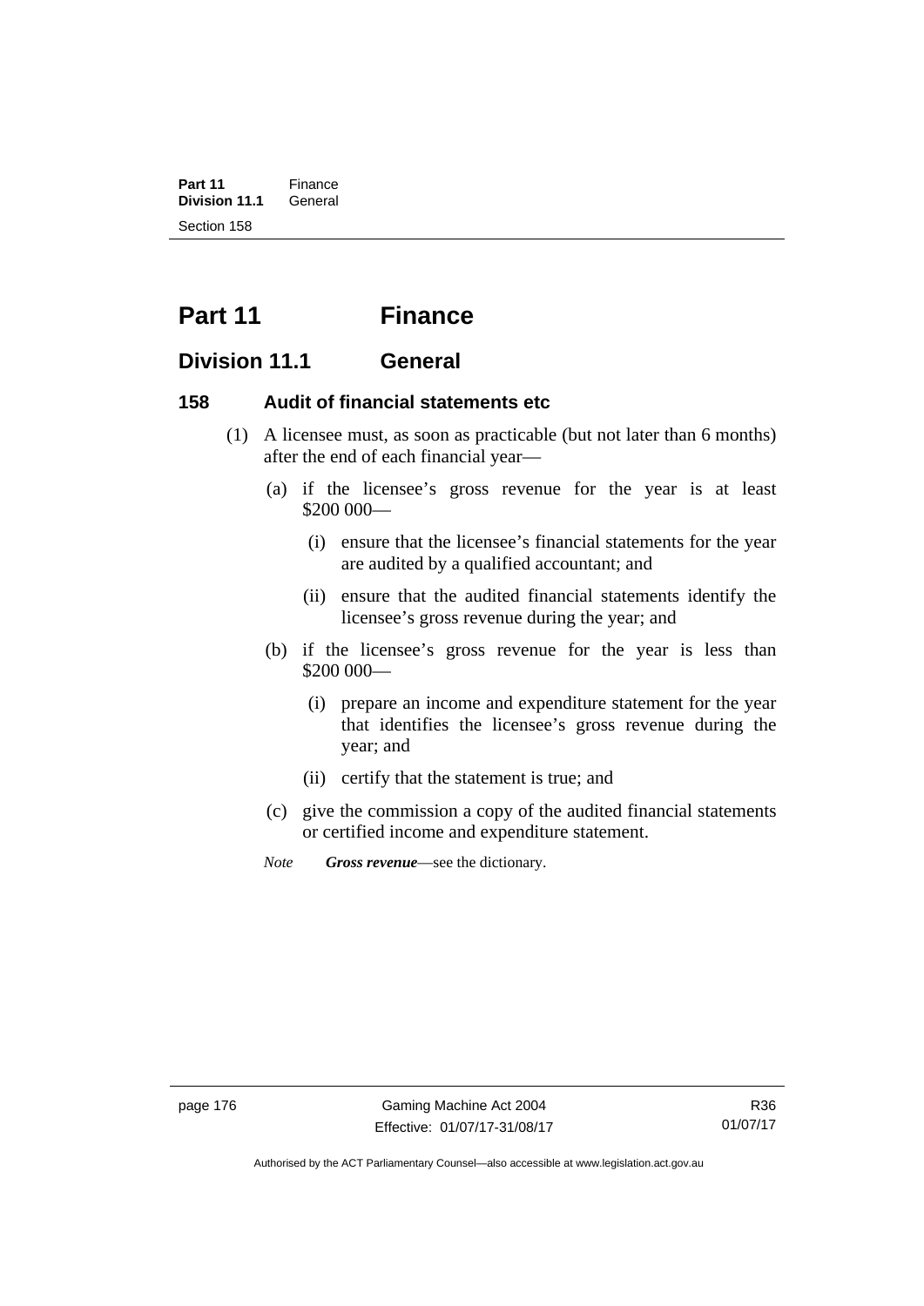# Part 11 Finance

## Division 11.1 General

### 158 Audit of financial statements etc

(1) A licensee must, as soon as practicable (but not later than 6 months) after the end of each financial year—

(a) if the licensee's gross revenue for the year is at least $200 000—

(i) ensure that the licensee's financial statements for the year are audited by a qualified accountant; and

(ii) ensure that the audited financial statements identify the licensee's gross revenue during the year; and

(b) if the licensee's gross revenue for the year is less than $200 000—

(i) prepare an income and expenditure statement for the year that identifies the licensee's gross revenue during the year; and

(ii) certify that the statement is true; and

(c) give the commission a copy of the audited financial statements or certified income and expenditure statement.

*Note* ***Gross revenue***—see the dictionary.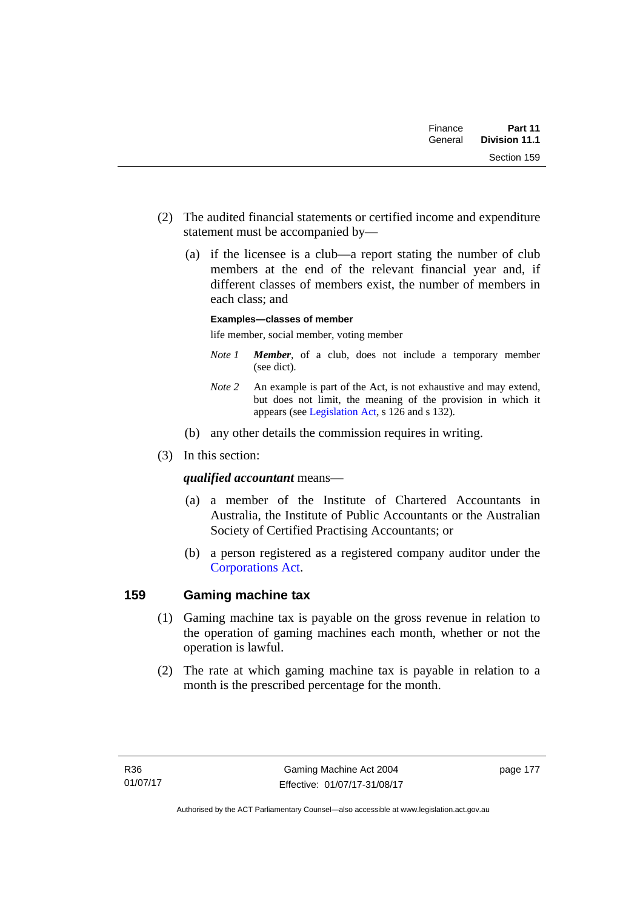(2) The audited financial statements or certified income and expenditure statement must be accompanied by—

(a) if the licensee is a club—a report stating the number of club members at the end of the relevant financial year and, if different classes of members exist, the number of members in each class; and

**Examples—classes of member**

life member, social member, voting member

*Note 1* ***Member***, of a club, does not include a temporary member (see dict).

*Note 2* An example is part of the Act, is not exhaustive and may extend, but does not limit, the meaning of the provision in which it appears (see Legislation Act, s 126 and s 132).

(b) any other details the commission requires in writing.

(3) In this section:

***qualified accountant*** means—

(a) a member of the Institute of Chartered Accountants in Australia, the Institute of Public Accountants or the Australian Society of Certified Practising Accountants; or

(b) a person registered as a registered company auditor under the Corporations Act.

## 159 Gaming machine tax

(1) Gaming machine tax is payable on the gross revenue in relation to the operation of gaming machines each month, whether or not the operation is lawful.

(2) The rate at which gaming machine tax is payable in relation to a month is the prescribed percentage for the month.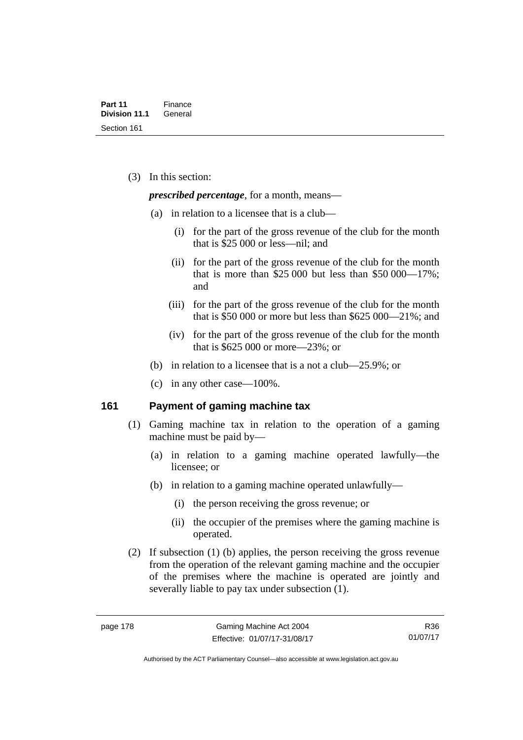(3) In this section:

***prescribed percentage***, for a month, means—

(a) in relation to a licensee that is a club—

(i) for the part of the gross revenue of the club for the month that is $25 000 or less—nil; and

(ii) for the part of the gross revenue of the club for the month that is more than $25 000 but less than $50 000—17%; and

(iii) for the part of the gross revenue of the club for the month that is $50 000 or more but less than $625 000—21%; and

(iv) for the part of the gross revenue of the club for the month that is $625 000 or more—23%; or

(b) in relation to a licensee that is a not a club—25.9%; or

(c) in any other case—100%.

## 161 Payment of gaming machine tax

(1) Gaming machine tax in relation to the operation of a gaming machine must be paid by—

(a) in relation to a gaming machine operated lawfully—the licensee; or

(b) in relation to a gaming machine operated unlawfully—

(i) the person receiving the gross revenue; or

(ii) the occupier of the premises where the gaming machine is operated.

(2) If subsection (1) (b) applies, the person receiving the gross revenue from the operation of the relevant gaming machine and the occupier of the premises where the machine is operated are jointly and severally liable to pay tax under subsection (1).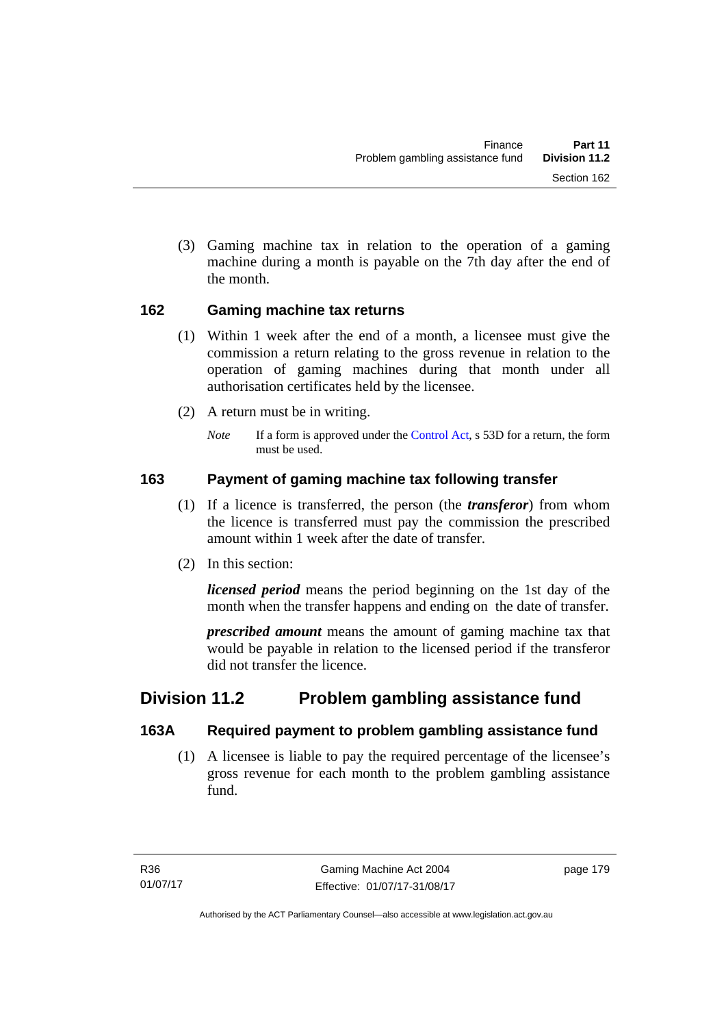(3) Gaming machine tax in relation to the operation of a gaming machine during a month is payable on the 7th day after the end of the month.

### 162 Gaming machine tax returns

(1) Within 1 week after the end of a month, a licensee must give the commission a return relating to the gross revenue in relation to the operation of gaming machines during that month under all authorisation certificates held by the licensee.

(2) A return must be in writing.

*Note* If a form is approved under the Control Act, s 53D for a return, the form must be used.

### 163 Payment of gaming machine tax following transfer

(1) If a licence is transferred, the person (the ***transferor***) from whom the licence is transferred must pay the commission the prescribed amount within 1 week after the date of transfer.

(2) In this section:

***licensed period*** means the period beginning on the 1st day of the month when the transfer happens and ending on the date of transfer.

***prescribed amount*** means the amount of gaming machine tax that would be payable in relation to the licensed period if the transferor did not transfer the licence.

## Division 11.2 Problem gambling assistance fund

### 163A Required payment to problem gambling assistance fund

(1) A licensee is liable to pay the required percentage of the licensee's gross revenue for each month to the problem gambling assistance fund.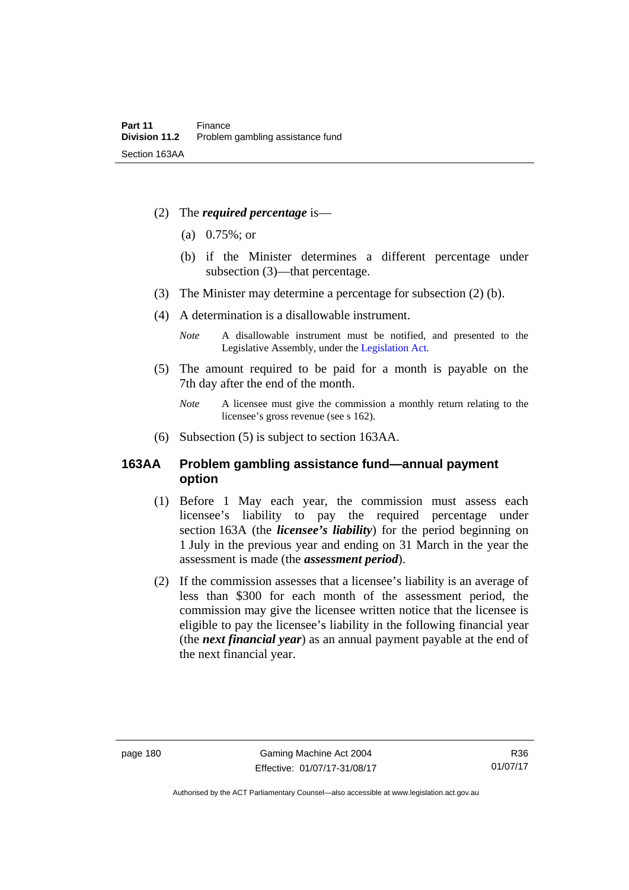(2) The ***required percentage*** is—

(a) 0.75%; or

(b) if the Minister determines a different percentage under subsection (3)—that percentage.

(3) The Minister may determine a percentage for subsection (2) (b).

(4) A determination is a disallowable instrument.

*Note* A disallowable instrument must be notified, and presented to the Legislative Assembly, under the Legislation Act.

(5) The amount required to be paid for a month is payable on the 7th day after the end of the month.

*Note* A licensee must give the commission a monthly return relating to the licensee's gross revenue (see s 162).

(6) Subsection (5) is subject to section 163AA.

### 163AA Problem gambling assistance fund—annual payment option

(1) Before 1 May each year, the commission must assess each licensee's liability to pay the required percentage under section 163A (the ***licensee's liability***) for the period beginning on 1 July in the previous year and ending on 31 March in the year the assessment is made (the ***assessment period***).

(2) If the commission assesses that a licensee's liability is an average of less than $300 for each month of the assessment period, the commission may give the licensee written notice that the licensee is eligible to pay the licensee's liability in the following financial year (the ***next financial year***) as an annual payment payable at the end of the next financial year.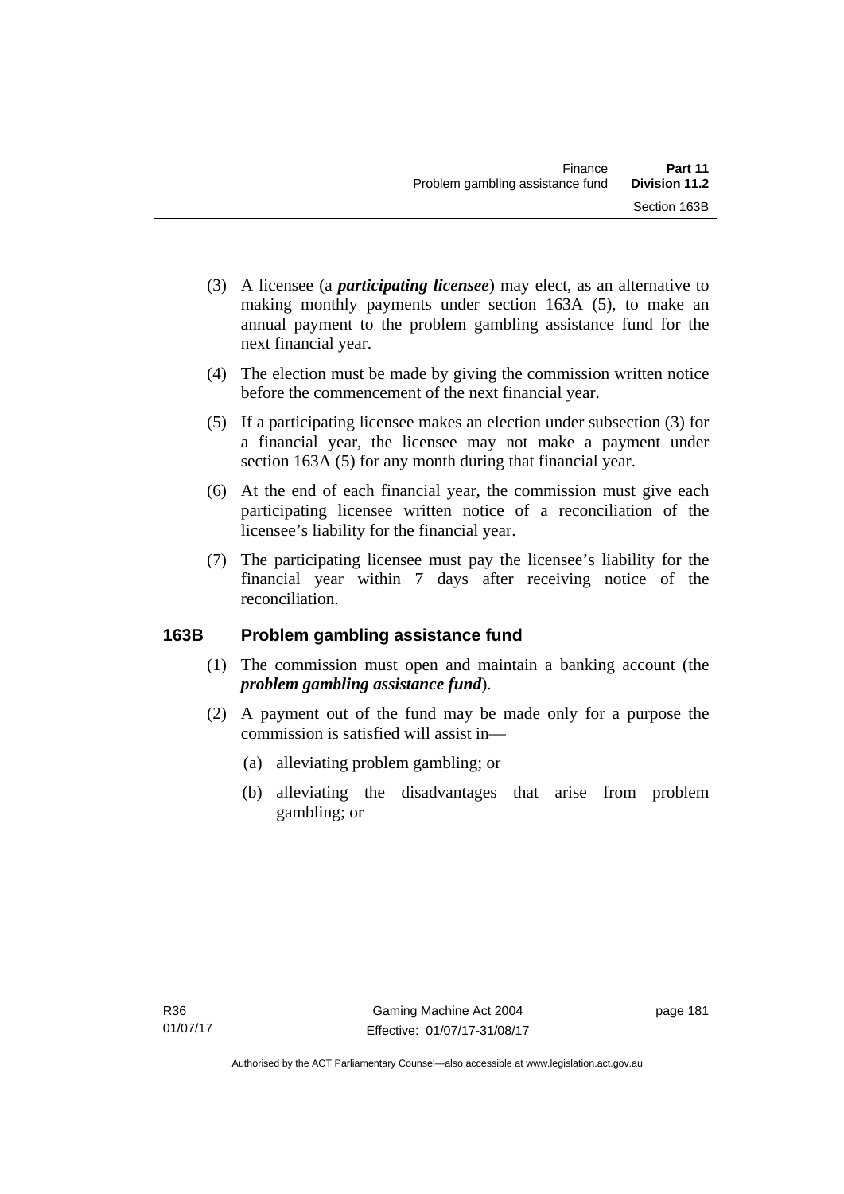(3) A licensee (a ***participating licensee***) may elect, as an alternative to making monthly payments under section 163A (5), to make an annual payment to the problem gambling assistance fund for the next financial year.

(4) The election must be made by giving the commission written notice before the commencement of the next financial year.

(5) If a participating licensee makes an election under subsection (3) for a financial year, the licensee may not make a payment under section 163A (5) for any month during that financial year.

(6) At the end of each financial year, the commission must give each participating licensee written notice of a reconciliation of the licensee's liability for the financial year.

(7) The participating licensee must pay the licensee's liability for the financial year within 7 days after receiving notice of the reconciliation.

## 163B Problem gambling assistance fund

(1) The commission must open and maintain a banking account (the ***problem gambling assistance fund***).

(2) A payment out of the fund may be made only for a purpose the commission is satisfied will assist in—

(a) alleviating problem gambling; or

(b) alleviating the disadvantages that arise from problem gambling; or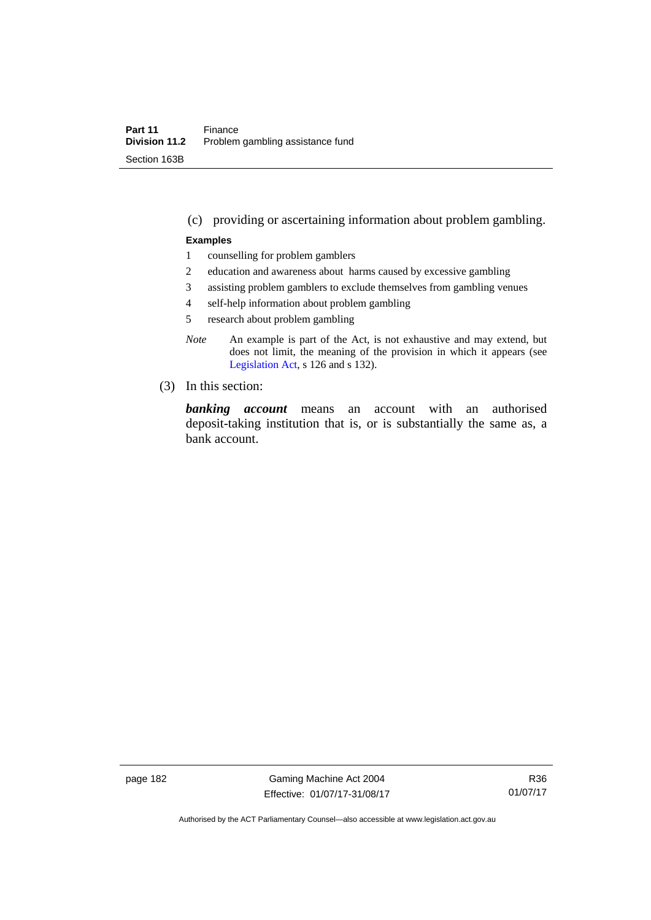(c) providing or ascertaining information about problem gambling.

**Examples**

1 counselling for problem gamblers

2 education and awareness about harms caused by excessive gambling

3 assisting problem gamblers to exclude themselves from gambling venues

4 self-help information about problem gambling

5 research about problem gambling

*Note* An example is part of the Act, is not exhaustive and may extend, but does not limit, the meaning of the provision in which it appears (see Legislation Act, s 126 and s 132).

(3) In this section:

***banking account*** means an account with an authorised deposit-taking institution that is, or is substantially the same as, a bank account.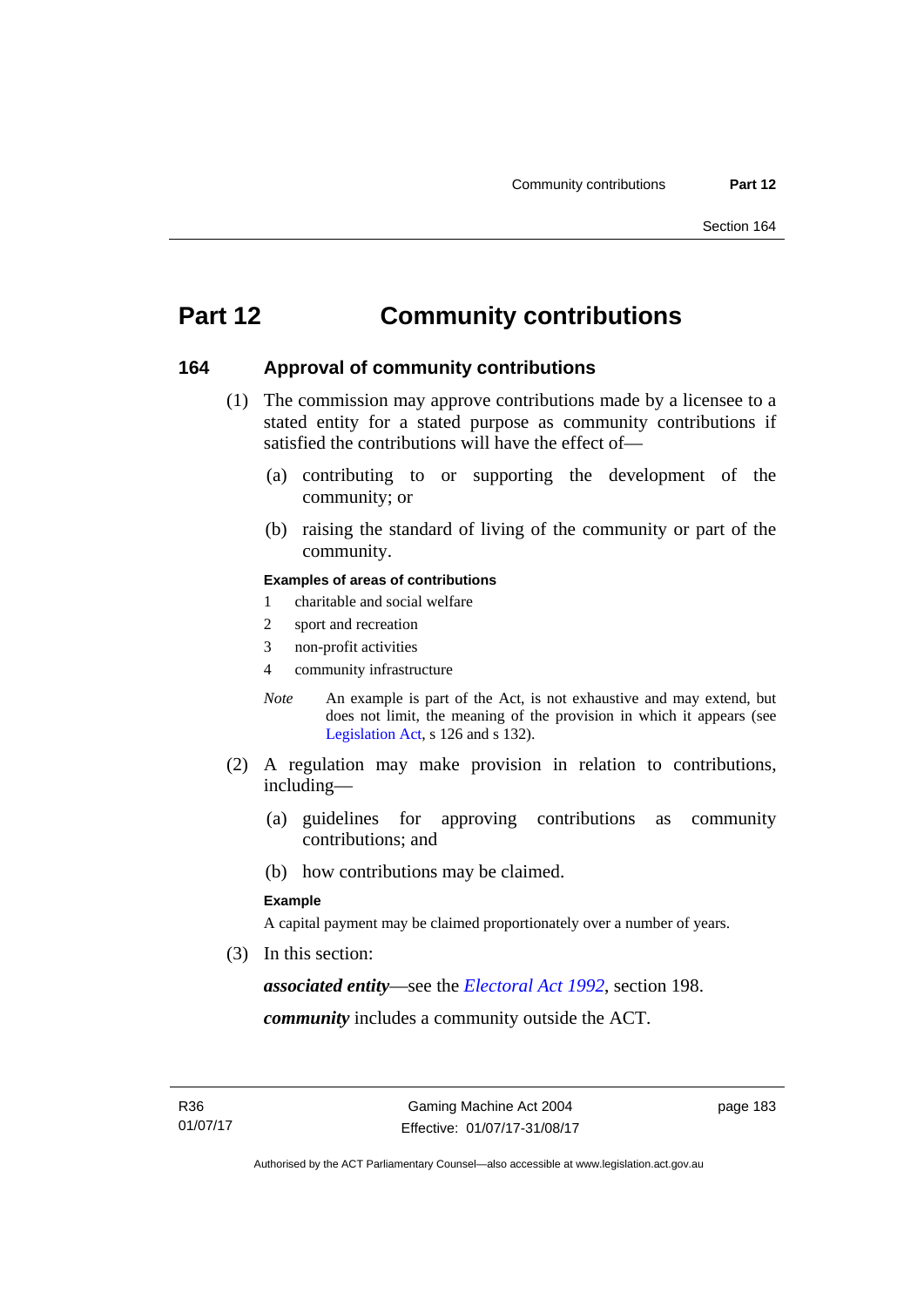# Part 12 Community contributions

## 164 Approval of community contributions

(1) The commission may approve contributions made by a licensee to a stated entity for a stated purpose as community contributions if satisfied the contributions will have the effect of—

(a) contributing to or supporting the development of the community; or

(b) raising the standard of living of the community or part of the community.

**Examples of areas of contributions**

1 charitable and social welfare

2 sport and recreation

3 non-profit activities

4 community infrastructure

*Note* An example is part of the Act, is not exhaustive and may extend, but does not limit, the meaning of the provision in which it appears (see Legislation Act, s 126 and s 132).

(2) A regulation may make provision in relation to contributions, including—

(a) guidelines for approving contributions as community contributions; and

(b) how contributions may be claimed.

**Example**

A capital payment may be claimed proportionately over a number of years.

(3) In this section:

***associated entity***—see the *Electoral Act 1992*, section 198.

***community*** includes a community outside the ACT.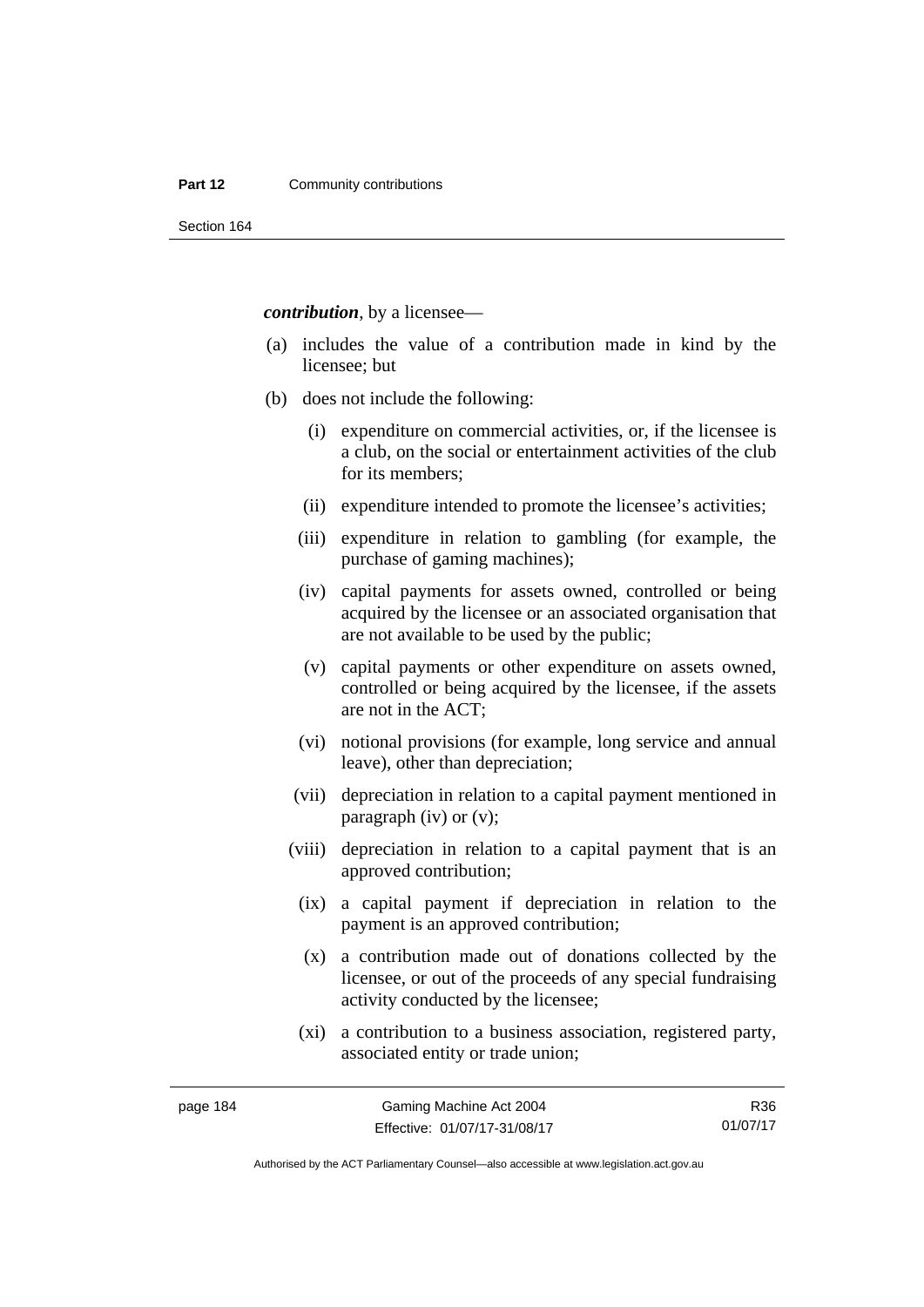***contribution***, by a licensee—

(a) includes the value of a contribution made in kind by the licensee; but

(b) does not include the following:

  (i) expenditure on commercial activities, or, if the licensee is a club, on the social or entertainment activities of the club for its members;

  (ii) expenditure intended to promote the licensee's activities;

  (iii) expenditure in relation to gambling (for example, the purchase of gaming machines);

  (iv) capital payments for assets owned, controlled or being acquired by the licensee or an associated organisation that are not available to be used by the public;

  (v) capital payments or other expenditure on assets owned, controlled or being acquired by the licensee, if the assets are not in the ACT;

  (vi) notional provisions (for example, long service and annual leave), other than depreciation;

  (vii) depreciation in relation to a capital payment mentioned in paragraph (iv) or (v);

  (viii) depreciation in relation to a capital payment that is an approved contribution;

  (ix) a capital payment if depreciation in relation to the payment is an approved contribution;

  (x) a contribution made out of donations collected by the licensee, or out of the proceeds of any special fundraising activity conducted by the licensee;

  (xi) a contribution to a business association, registered party, associated entity or trade union;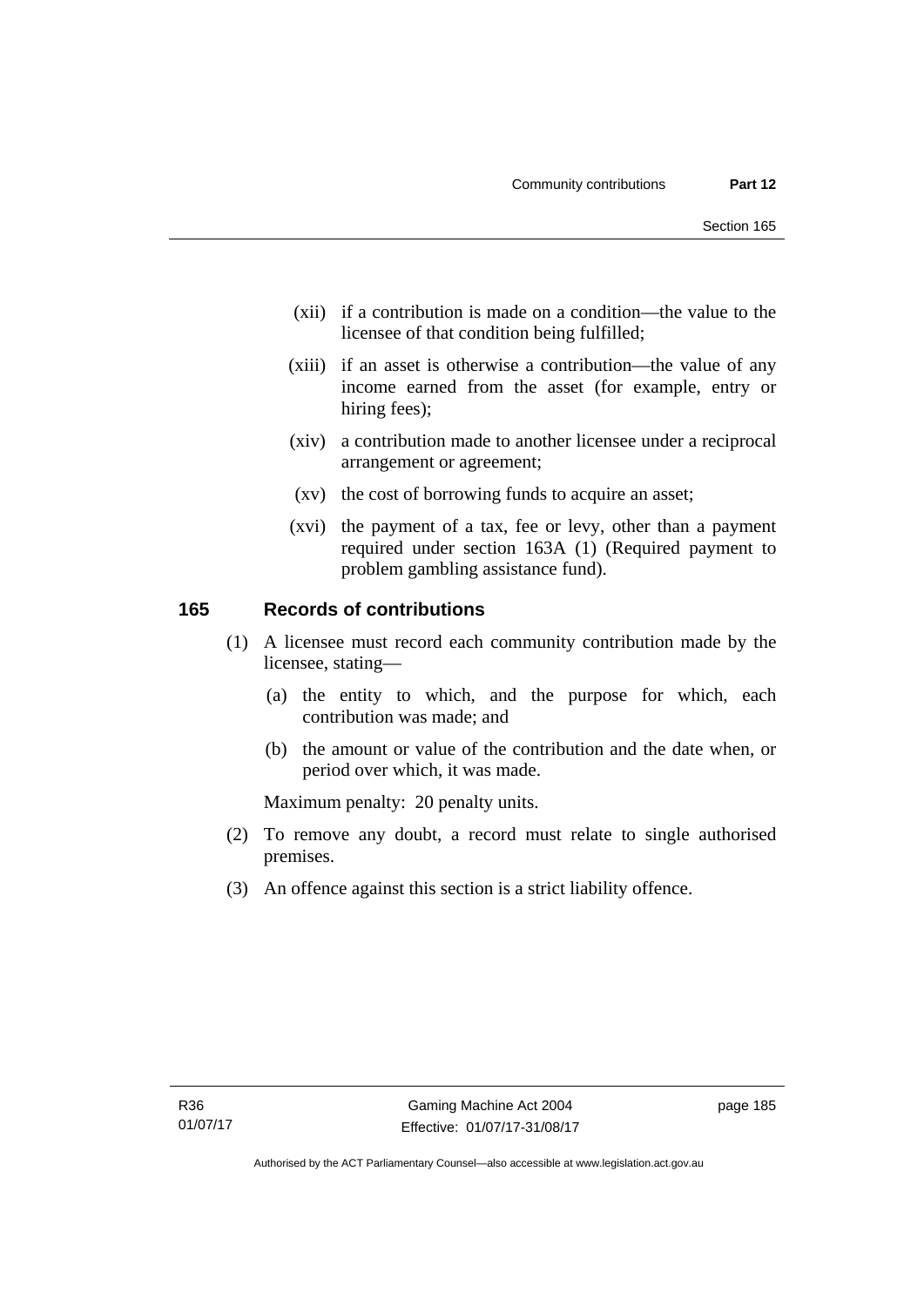(xii) if a contribution is made on a condition—the value to the licensee of that condition being fulfilled;

(xiii) if an asset is otherwise a contribution—the value of any income earned from the asset (for example, entry or hiring fees);

(xiv) a contribution made to another licensee under a reciprocal arrangement or agreement;

(xv) the cost of borrowing funds to acquire an asset;

(xvi) the payment of a tax, fee or levy, other than a payment required under section 163A (1) (Required payment to problem gambling assistance fund).

## 165 Records of contributions

(1) A licensee must record each community contribution made by the licensee, stating—

(a) the entity to which, and the purpose for which, each contribution was made; and

(b) the amount or value of the contribution and the date when, or period over which, it was made.

Maximum penalty: 20 penalty units.

(2) To remove any doubt, a record must relate to single authorised premises.

(3) An offence against this section is a strict liability offence.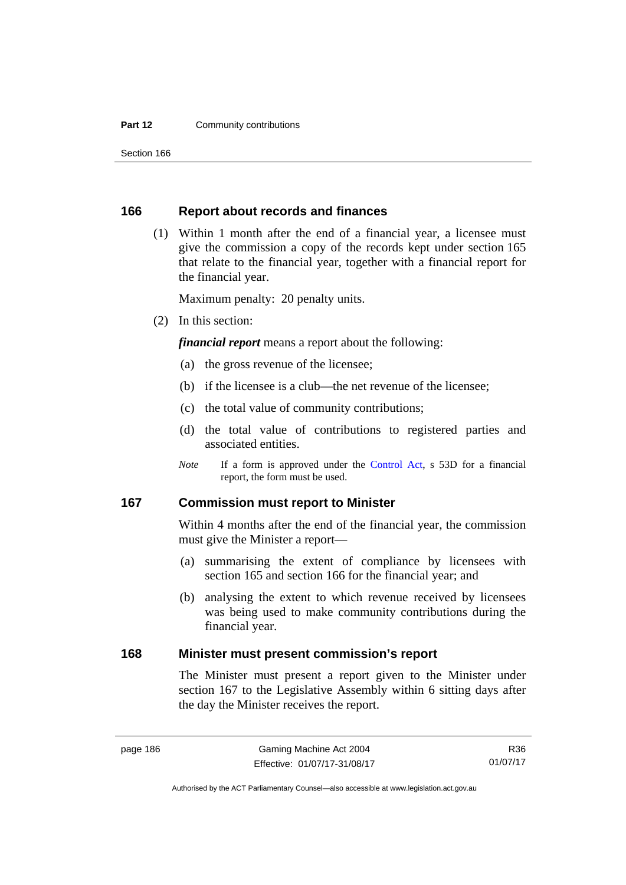## 166 Report about records and finances

(1) Within 1 month after the end of a financial year, a licensee must give the commission a copy of the records kept under section 165 that relate to the financial year, together with a financial report for the financial year.

Maximum penalty: 20 penalty units.

(2) In this section:

***financial report*** means a report about the following:

(a) the gross revenue of the licensee;

(b) if the licensee is a club—the net revenue of the licensee;

(c) the total value of community contributions;

(d) the total value of contributions to registered parties and associated entities.

*Note* If a form is approved under the Control Act, s 53D for a financial report, the form must be used.

## 167 Commission must report to Minister

Within 4 months after the end of the financial year, the commission must give the Minister a report—

(a) summarising the extent of compliance by licensees with section 165 and section 166 for the financial year; and

(b) analysing the extent to which revenue received by licensees was being used to make community contributions during the financial year.

## 168 Minister must present commission's report

The Minister must present a report given to the Minister under section 167 to the Legislative Assembly within 6 sitting days after the day the Minister receives the report.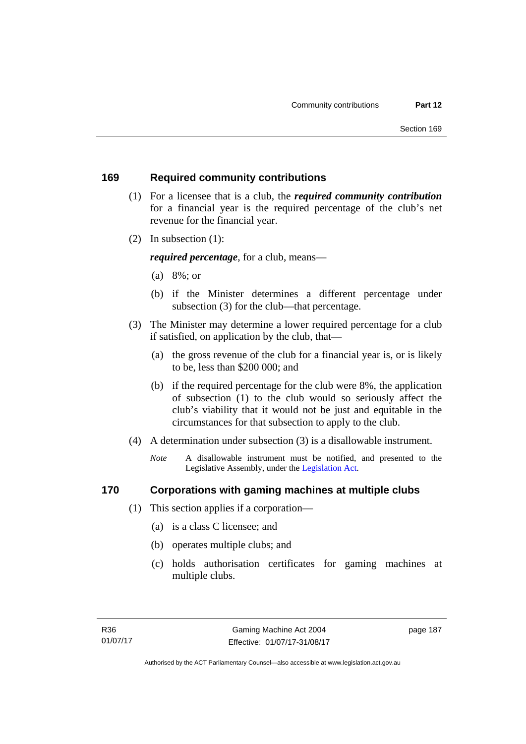## 169 Required community contributions

(1) For a licensee that is a club, the ***required community contribution*** for a financial year is the required percentage of the club's net revenue for the financial year.

(2) In subsection (1):

***required percentage***, for a club, means—

(a) 8%; or

(b) if the Minister determines a different percentage under subsection (3) for the club—that percentage.

(3) The Minister may determine a lower required percentage for a club if satisfied, on application by the club, that—

(a) the gross revenue of the club for a financial year is, or is likely to be, less than $200 000; and

(b) if the required percentage for the club were 8%, the application of subsection (1) to the club would so seriously affect the club's viability that it would not be just and equitable in the circumstances for that subsection to apply to the club.

(4) A determination under subsection (3) is a disallowable instrument.

*Note* A disallowable instrument must be notified, and presented to the Legislative Assembly, under the Legislation Act.

## 170 Corporations with gaming machines at multiple clubs

(1) This section applies if a corporation—

(a) is a class C licensee; and

(b) operates multiple clubs; and

(c) holds authorisation certificates for gaming machines at multiple clubs.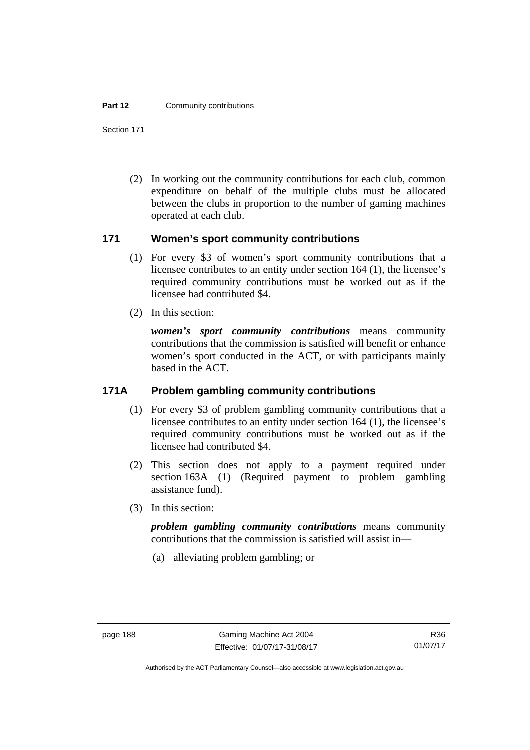(2) In working out the community contributions for each club, common expenditure on behalf of the multiple clubs must be allocated between the clubs in proportion to the number of gaming machines operated at each club.

### 171 Women's sport community contributions

(1) For every $3 of women's sport community contributions that a licensee contributes to an entity under section 164 (1), the licensee's required community contributions must be worked out as if the licensee had contributed $4.

(2) In this section:

***women's sport community contributions*** means community contributions that the commission is satisfied will benefit or enhance women's sport conducted in the ACT, or with participants mainly based in the ACT.

### 171A Problem gambling community contributions

(1) For every $3 of problem gambling community contributions that a licensee contributes to an entity under section 164 (1), the licensee's required community contributions must be worked out as if the licensee had contributed $4.

(2) This section does not apply to a payment required under section 163A (1) (Required payment to problem gambling assistance fund).

(3) In this section:

***problem gambling community contributions*** means community contributions that the commission is satisfied will assist in—

(a) alleviating problem gambling; or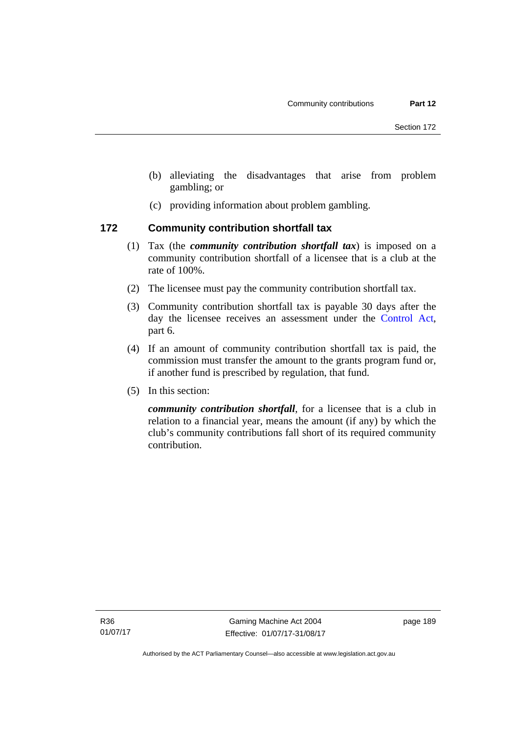(b) alleviating the disadvantages that arise from problem gambling; or

(c) providing information about problem gambling.

## 172 Community contribution shortfall tax

(1) Tax (the ***community contribution shortfall tax***) is imposed on a community contribution shortfall of a licensee that is a club at the rate of 100%.

(2) The licensee must pay the community contribution shortfall tax.

(3) Community contribution shortfall tax is payable 30 days after the day the licensee receives an assessment under the Control Act, part 6.

(4) If an amount of community contribution shortfall tax is paid, the commission must transfer the amount to the grants program fund or, if another fund is prescribed by regulation, that fund.

(5) In this section:

***community contribution shortfall***, for a licensee that is a club in relation to a financial year, means the amount (if any) by which the club's community contributions fall short of its required community contribution.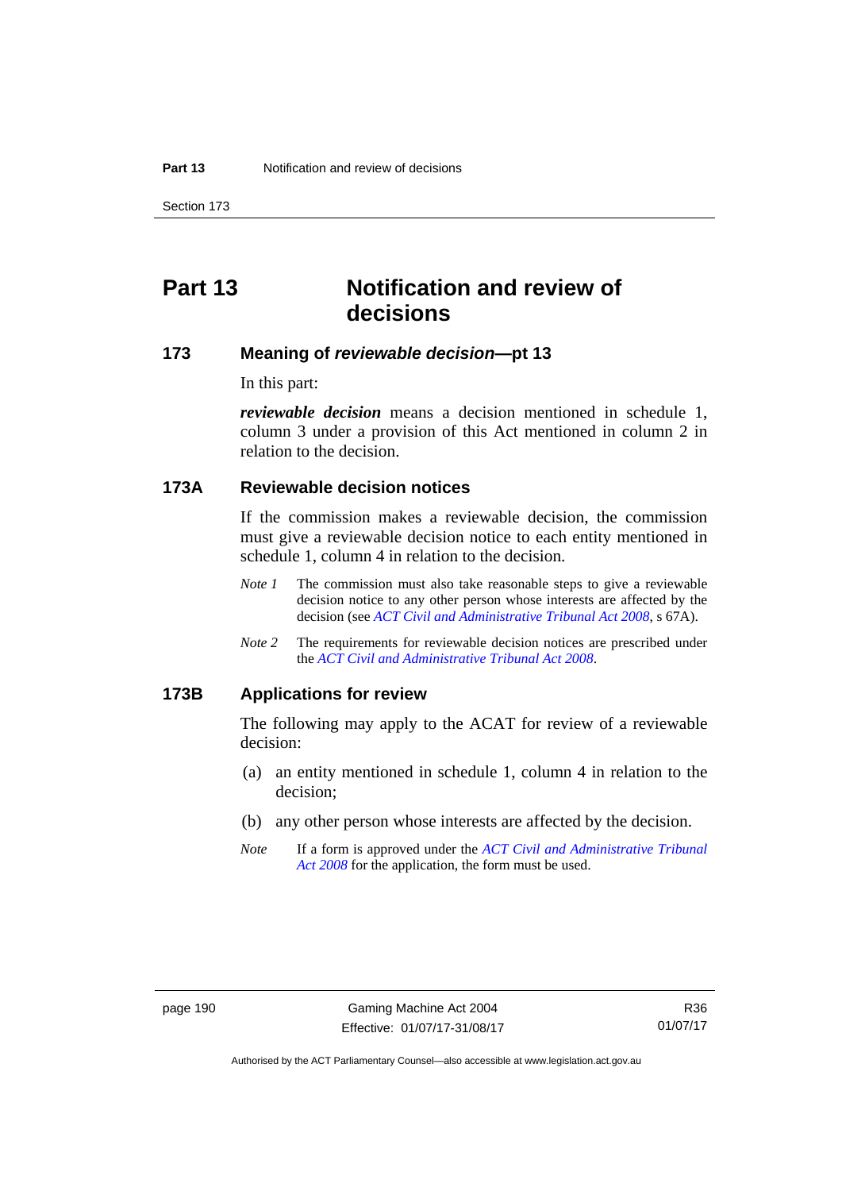# Part 13 Notification and review of decisions

## 173 Meaning of *reviewable decision*—pt 13

In this part:

***reviewable decision*** means a decision mentioned in schedule 1, column 3 under a provision of this Act mentioned in column 2 in relation to the decision.

## 173A Reviewable decision notices

If the commission makes a reviewable decision, the commission must give a reviewable decision notice to each entity mentioned in schedule 1, column 4 in relation to the decision.

*Note 1* The commission must also take reasonable steps to give a reviewable decision notice to any other person whose interests are affected by the decision (see *ACT Civil and Administrative Tribunal Act 2008*, s 67A).

*Note 2* The requirements for reviewable decision notices are prescribed under the *ACT Civil and Administrative Tribunal Act 2008*.

## 173B Applications for review

The following may apply to the ACAT for review of a reviewable decision:

(a) an entity mentioned in schedule 1, column 4 in relation to the decision;

(b) any other person whose interests are affected by the decision.

*Note* If a form is approved under the *ACT Civil and Administrative Tribunal Act 2008* for the application, the form must be used.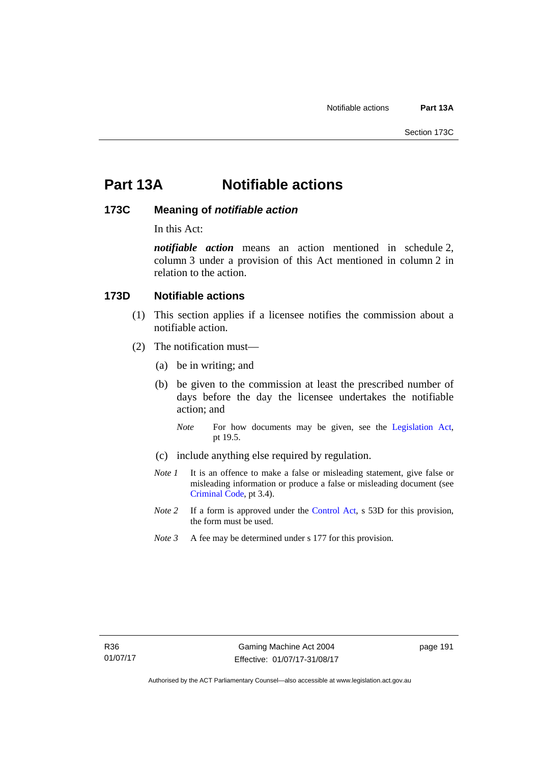# Part 13A Notifiable actions

## 173C Meaning of *notifiable action*

In this Act:

***notifiable action*** means an action mentioned in schedule 2, column 3 under a provision of this Act mentioned in column 2 in relation to the action.

## 173D Notifiable actions

(1) This section applies if a licensee notifies the commission about a notifiable action.

(2) The notification must—

(a) be in writing; and

(b) be given to the commission at least the prescribed number of days before the day the licensee undertakes the notifiable action; and

*Note* For how documents may be given, see the Legislation Act, pt 19.5.

(c) include anything else required by regulation.

*Note 1* It is an offence to make a false or misleading statement, give false or misleading information or produce a false or misleading document (see Criminal Code, pt 3.4).

*Note 2* If a form is approved under the Control Act, s 53D for this provision, the form must be used.

*Note 3* A fee may be determined under s 177 for this provision.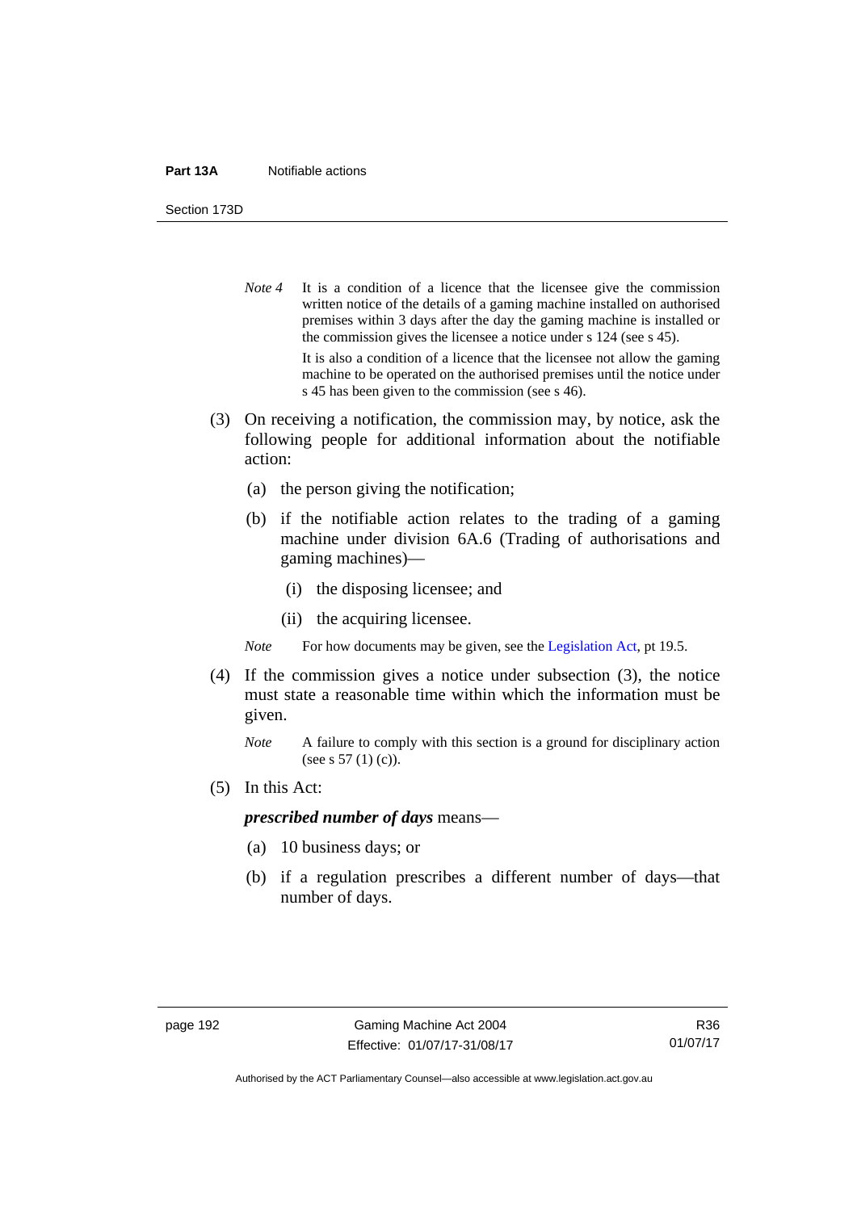*Note 4* It is a condition of a licence that the licensee give the commission written notice of the details of a gaming machine installed on authorised premises within 3 days after the day the gaming machine is installed or the commission gives the licensee a notice under s 124 (see s 45).

It is also a condition of a licence that the licensee not allow the gaming machine to be operated on the authorised premises until the notice under s 45 has been given to the commission (see s 46).

(3) On receiving a notification, the commission may, by notice, ask the following people for additional information about the notifiable action:

(a) the person giving the notification;

(b) if the notifiable action relates to the trading of a gaming machine under division 6A.6 (Trading of authorisations and gaming machines)—

(i) the disposing licensee; and

(ii) the acquiring licensee.

*Note* For how documents may be given, see the Legislation Act, pt 19.5.

(4) If the commission gives a notice under subsection (3), the notice must state a reasonable time within which the information must be given.

*Note* A failure to comply with this section is a ground for disciplinary action (see s 57 (1) (c)).

(5) In this Act:

***prescribed number of days*** means—

(a) 10 business days; or

(b) if a regulation prescribes a different number of days—that number of days.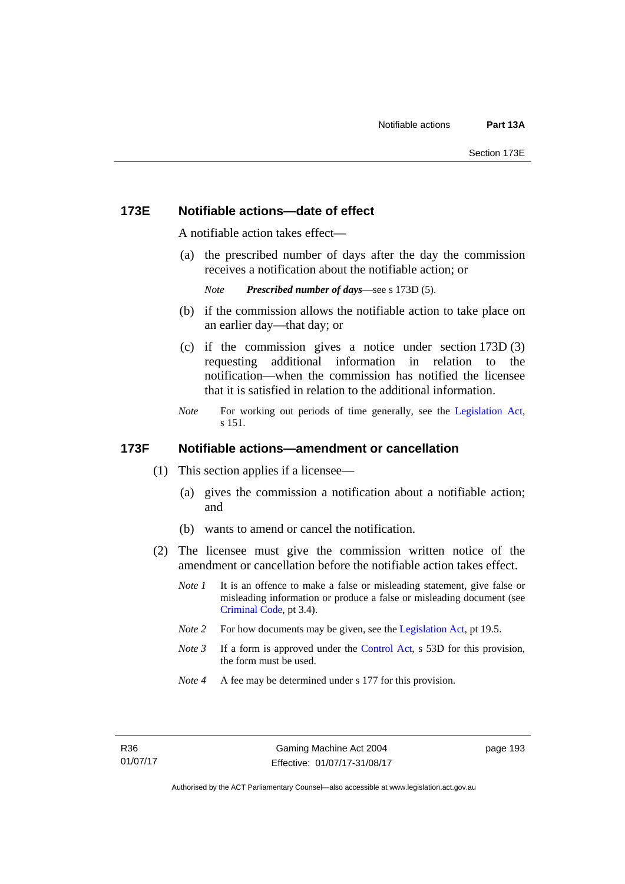### 173E Notifiable actions—date of effect

A notifiable action takes effect—

(a) the prescribed number of days after the day the commission receives a notification about the notifiable action; or

*Note* ***Prescribed number of days***—see s 173D (5).

(b) if the commission allows the notifiable action to take place on an earlier day—that day; or

(c) if the commission gives a notice under section 173D (3) requesting additional information in relation to the notification—when the commission has notified the licensee that it is satisfied in relation to the additional information.

*Note* For working out periods of time generally, see the Legislation Act, s 151.

### 173F Notifiable actions—amendment or cancellation

(1) This section applies if a licensee—

(a) gives the commission a notification about a notifiable action; and

(b) wants to amend or cancel the notification.

(2) The licensee must give the commission written notice of the amendment or cancellation before the notifiable action takes effect.

*Note 1* It is an offence to make a false or misleading statement, give false or misleading information or produce a false or misleading document (see Criminal Code, pt 3.4).

*Note 2* For how documents may be given, see the Legislation Act, pt 19.5.

*Note 3* If a form is approved under the Control Act, s 53D for this provision, the form must be used.

*Note 4* A fee may be determined under s 177 for this provision.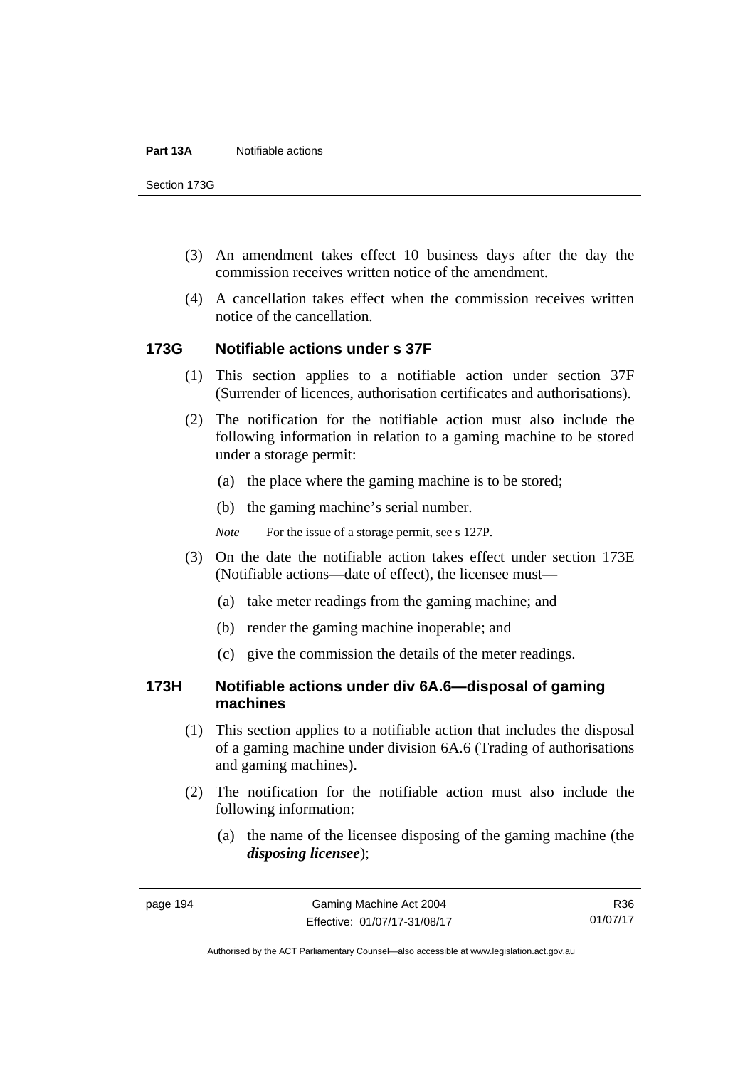(3) An amendment takes effect 10 business days after the day the commission receives written notice of the amendment.

(4) A cancellation takes effect when the commission receives written notice of the cancellation.

## 173G Notifiable actions under s 37F

(1) This section applies to a notifiable action under section 37F (Surrender of licences, authorisation certificates and authorisations).

(2) The notification for the notifiable action must also include the following information in relation to a gaming machine to be stored under a storage permit:

(a) the place where the gaming machine is to be stored;

(b) the gaming machine's serial number.

*Note* For the issue of a storage permit, see s 127P.

(3) On the date the notifiable action takes effect under section 173E (Notifiable actions—date of effect), the licensee must—

(a) take meter readings from the gaming machine; and

(b) render the gaming machine inoperable; and

(c) give the commission the details of the meter readings.

## 173H Notifiable actions under div 6A.6—disposal of gaming machines

(1) This section applies to a notifiable action that includes the disposal of a gaming machine under division 6A.6 (Trading of authorisations and gaming machines).

(2) The notification for the notifiable action must also include the following information:

(a) the name of the licensee disposing of the gaming machine (the ***disposing licensee***);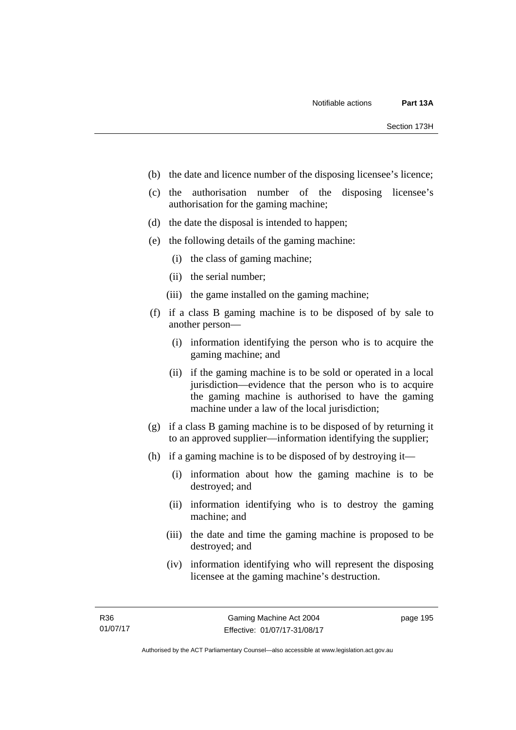(b) the date and licence number of the disposing licensee's licence;

(c) the authorisation number of the disposing licensee's authorisation for the gaming machine;

(d) the date the disposal is intended to happen;

(e) the following details of the gaming machine:

  (i) the class of gaming machine;

  (ii) the serial number;

  (iii) the game installed on the gaming machine;

(f) if a class B gaming machine is to be disposed of by sale to another person—

  (i) information identifying the person who is to acquire the gaming machine; and

  (ii) if the gaming machine is to be sold or operated in a local jurisdiction—evidence that the person who is to acquire the gaming machine is authorised to have the gaming machine under a law of the local jurisdiction;

(g) if a class B gaming machine is to be disposed of by returning it to an approved supplier—information identifying the supplier;

(h) if a gaming machine is to be disposed of by destroying it—

  (i) information about how the gaming machine is to be destroyed; and

  (ii) information identifying who is to destroy the gaming machine; and

  (iii) the date and time the gaming machine is proposed to be destroyed; and

  (iv) information identifying who will represent the disposing licensee at the gaming machine's destruction.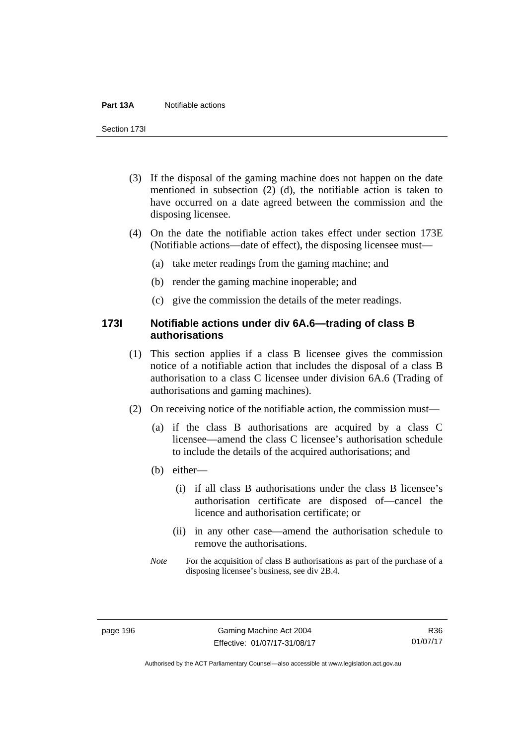(3) If the disposal of the gaming machine does not happen on the date mentioned in subsection (2) (d), the notifiable action is taken to have occurred on a date agreed between the commission and the disposing licensee.

(4) On the date the notifiable action takes effect under section 173E (Notifiable actions—date of effect), the disposing licensee must—

(a) take meter readings from the gaming machine; and

(b) render the gaming machine inoperable; and

(c) give the commission the details of the meter readings.

## 173I Notifiable actions under div 6A.6—trading of class B authorisations

(1) This section applies if a class B licensee gives the commission notice of a notifiable action that includes the disposal of a class B authorisation to a class C licensee under division 6A.6 (Trading of authorisations and gaming machines).

(2) On receiving notice of the notifiable action, the commission must—

(a) if the class B authorisations are acquired by a class C licensee—amend the class C licensee's authorisation schedule to include the details of the acquired authorisations; and

(b) either—

(i) if all class B authorisations under the class B licensee's authorisation certificate are disposed of—cancel the licence and authorisation certificate; or

(ii) in any other case—amend the authorisation schedule to remove the authorisations.

*Note* For the acquisition of class B authorisations as part of the purchase of a disposing licensee's business, see div 2B.4.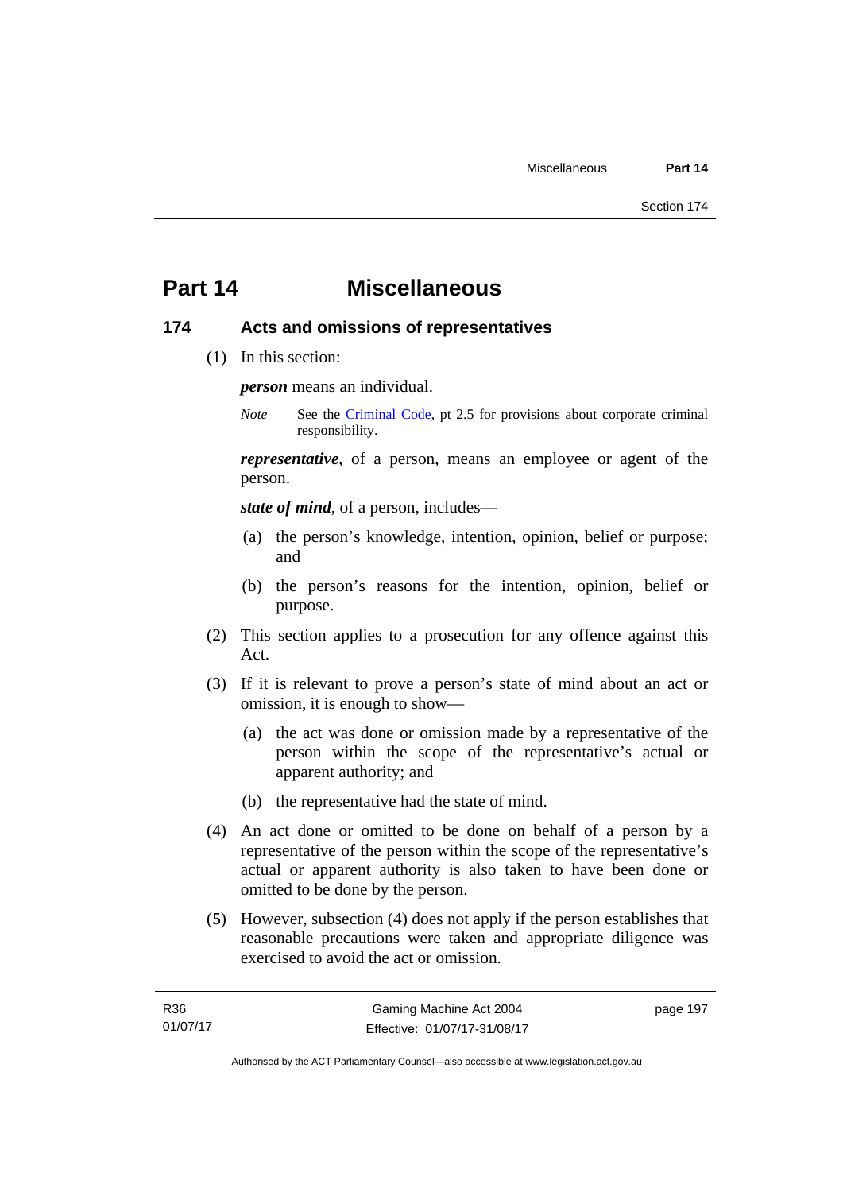# Part 14 Miscellaneous

## 174 Acts and omissions of representatives

(1) In this section:

***person*** means an individual.

*Note* See the Criminal Code, pt 2.5 for provisions about corporate criminal responsibility.

***representative***, of a person, means an employee or agent of the person.

***state of mind***, of a person, includes—

(a) the person's knowledge, intention, opinion, belief or purpose; and

(b) the person's reasons for the intention, opinion, belief or purpose.

(2) This section applies to a prosecution for any offence against this Act.

(3) If it is relevant to prove a person's state of mind about an act or omission, it is enough to show—

(a) the act was done or omission made by a representative of the person within the scope of the representative's actual or apparent authority; and

(b) the representative had the state of mind.

(4) An act done or omitted to be done on behalf of a person by a representative of the person within the scope of the representative's actual or apparent authority is also taken to have been done or omitted to be done by the person.

(5) However, subsection (4) does not apply if the person establishes that reasonable precautions were taken and appropriate diligence was exercised to avoid the act or omission.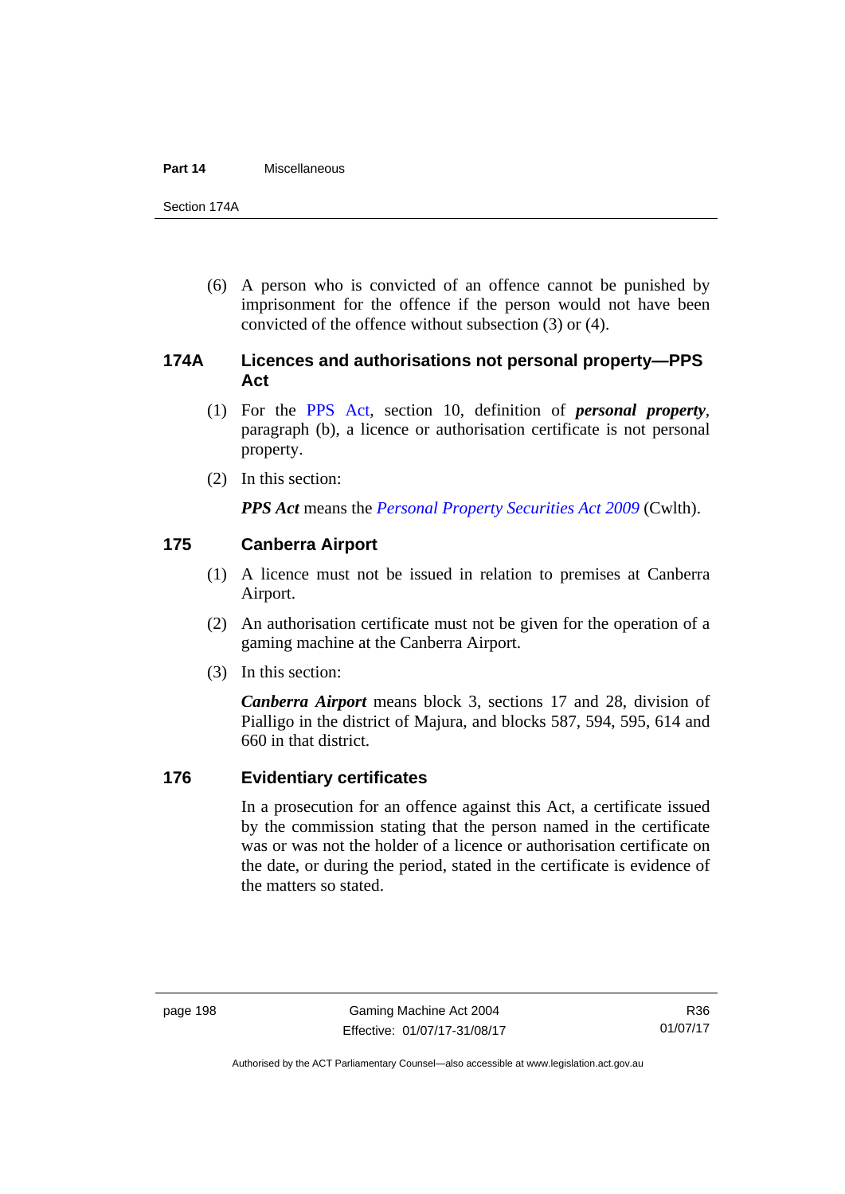(6) A person who is convicted of an offence cannot be punished by imprisonment for the offence if the person would not have been convicted of the offence without subsection (3) or (4).

### 174A Licences and authorisations not personal property—PPS Act

(1) For the PPS Act, section 10, definition of ***personal property***, paragraph (b), a licence or authorisation certificate is not personal property.

(2) In this section:

***PPS Act*** means the *Personal Property Securities Act 2009* (Cwlth).

### 175 Canberra Airport

(1) A licence must not be issued in relation to premises at Canberra Airport.

(2) An authorisation certificate must not be given for the operation of a gaming machine at the Canberra Airport.

(3) In this section:

***Canberra Airport*** means block 3, sections 17 and 28, division of Pialligo in the district of Majura, and blocks 587, 594, 595, 614 and 660 in that district.

### 176 Evidentiary certificates

In a prosecution for an offence against this Act, a certificate issued by the commission stating that the person named in the certificate was or was not the holder of a licence or authorisation certificate on the date, or during the period, stated in the certificate is evidence of the matters so stated.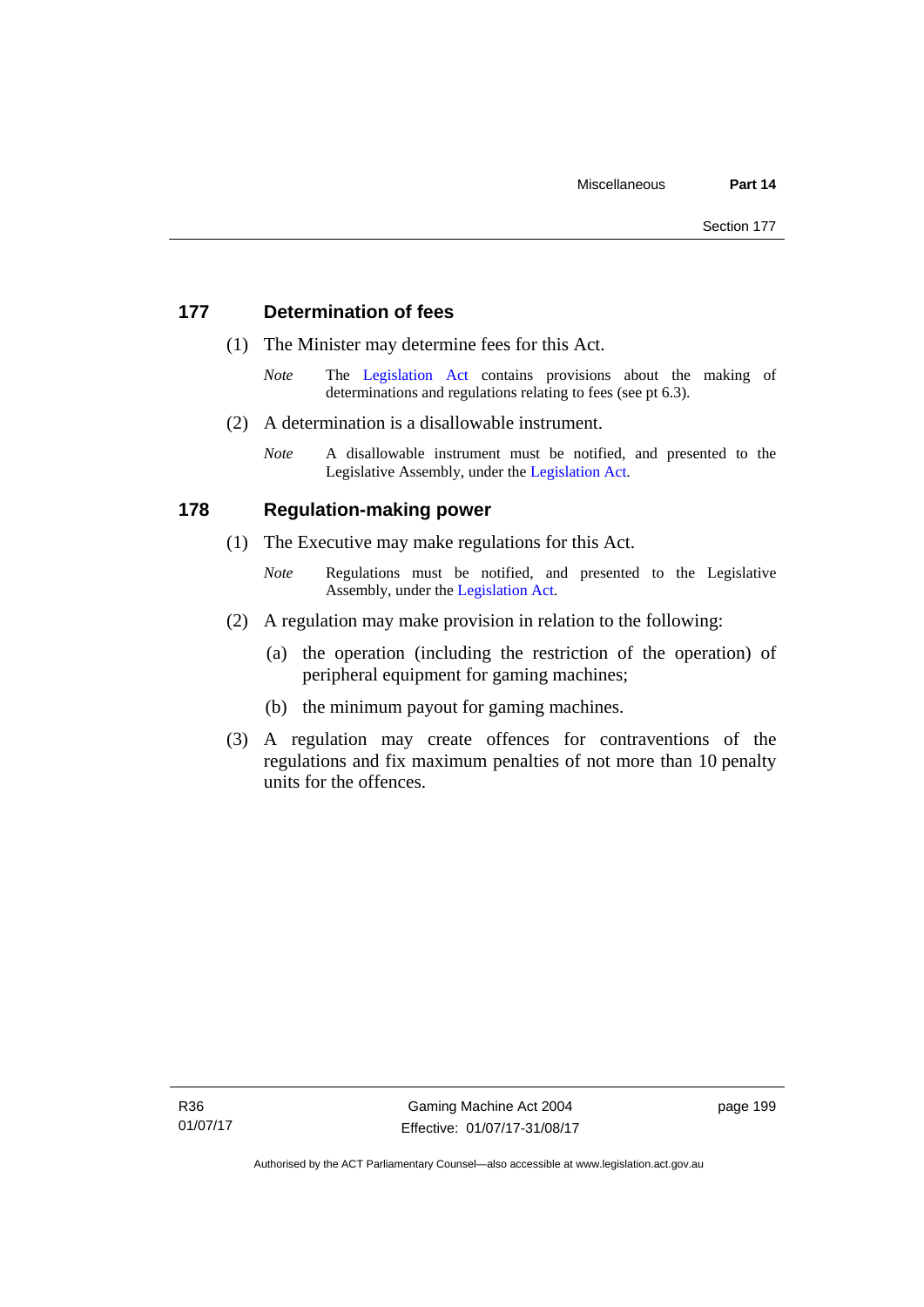## 177 Determination of fees

(1) The Minister may determine fees for this Act.

*Note* The Legislation Act contains provisions about the making of determinations and regulations relating to fees (see pt 6.3).

(2) A determination is a disallowable instrument.

*Note* A disallowable instrument must be notified, and presented to the Legislative Assembly, under the Legislation Act.

## 178 Regulation-making power

(1) The Executive may make regulations for this Act.

*Note* Regulations must be notified, and presented to the Legislative Assembly, under the Legislation Act.

(2) A regulation may make provision in relation to the following:

(a) the operation (including the restriction of the operation) of peripheral equipment for gaming machines;

(b) the minimum payout for gaming machines.

(3) A regulation may create offences for contraventions of the regulations and fix maximum penalties of not more than 10 penalty units for the offences.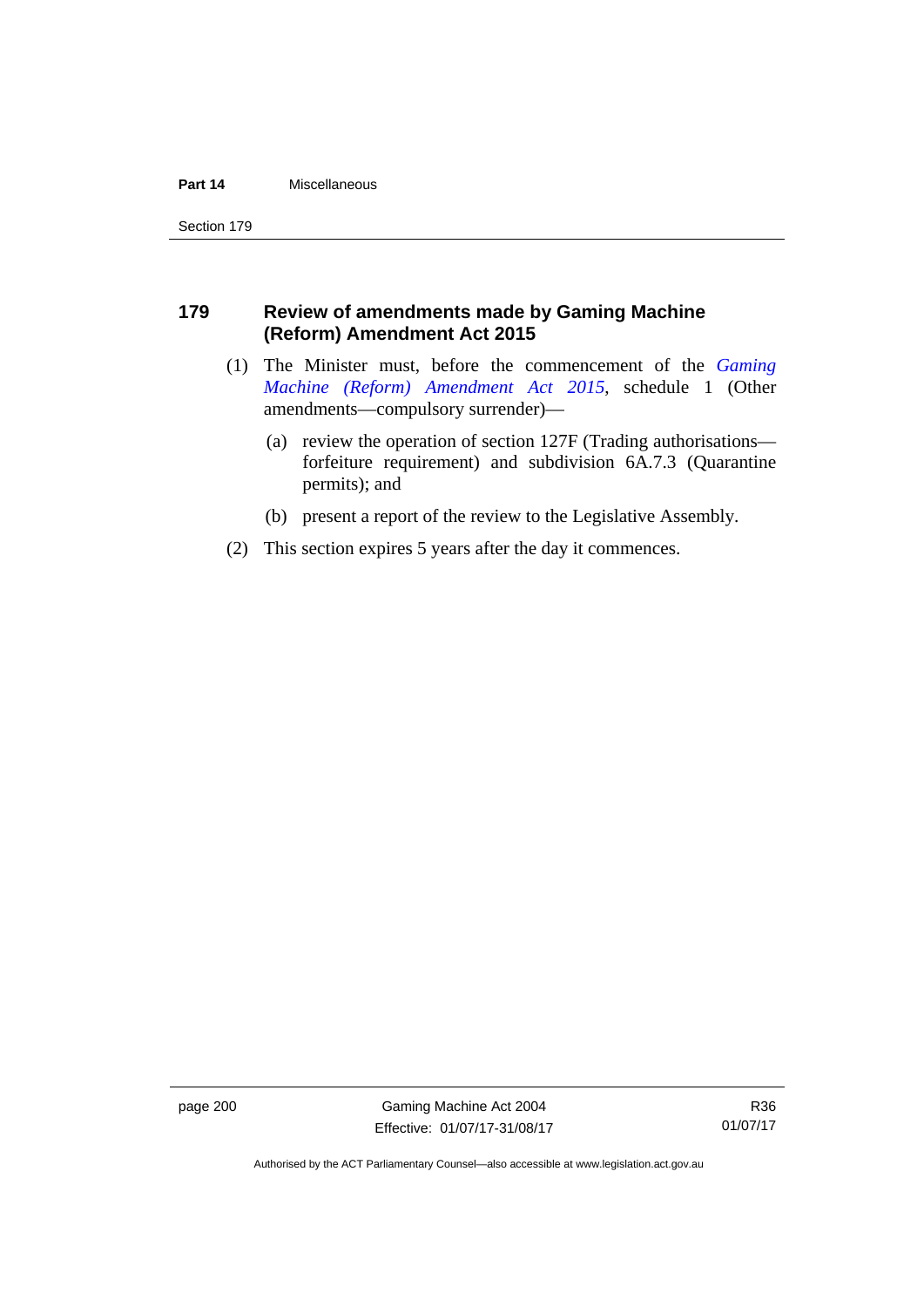## 179 Review of amendments made by Gaming Machine (Reform) Amendment Act 2015

(1) The Minister must, before the commencement of the *Gaming Machine (Reform) Amendment Act 2015*, schedule 1 (Other amendments—compulsory surrender)—

(a) review the operation of section 127F (Trading authorisations—forfeiture requirement) and subdivision 6A.7.3 (Quarantine permits); and

(b) present a report of the review to the Legislative Assembly.

(2) This section expires 5 years after the day it commences.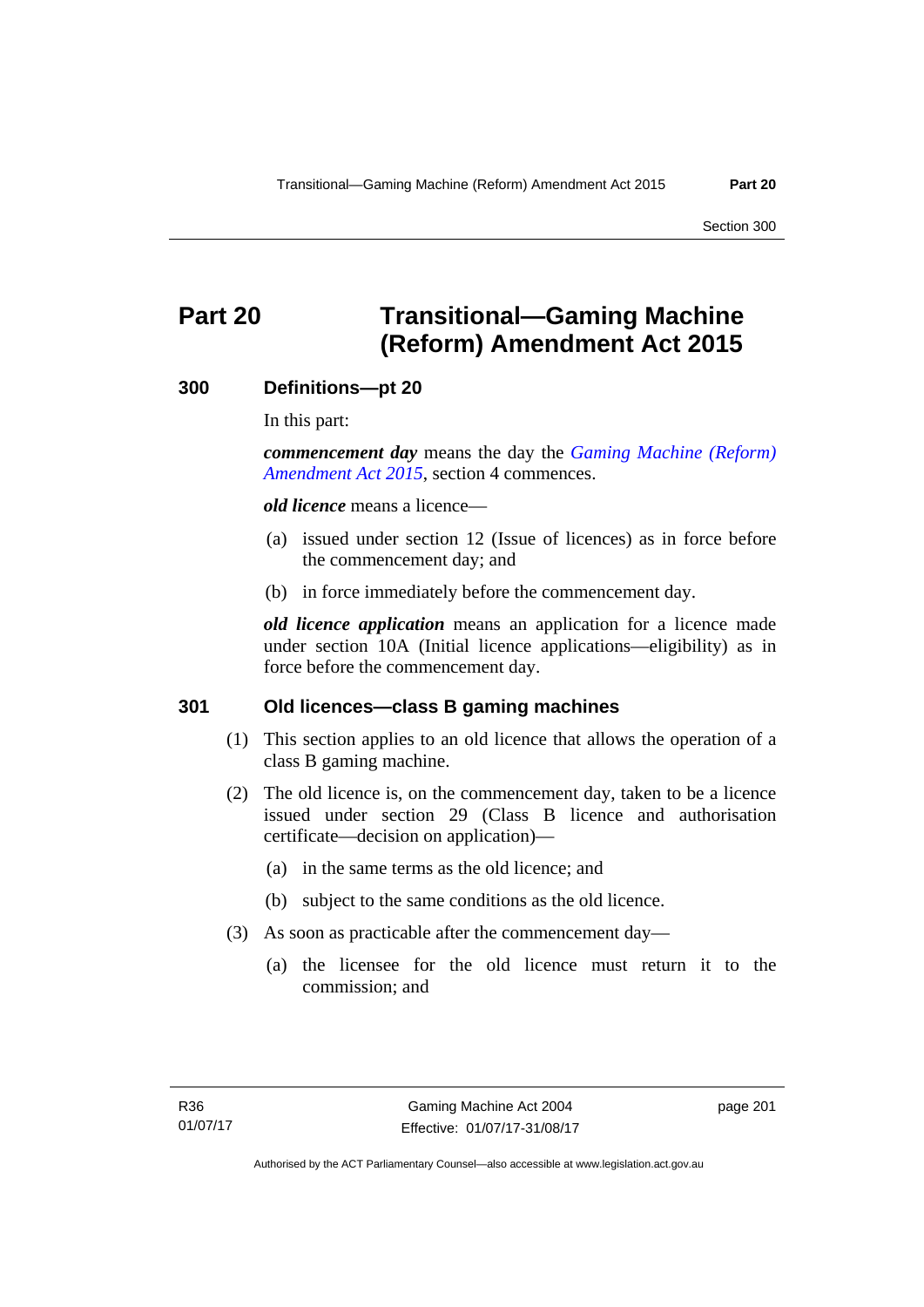# Part 20 Transitional—Gaming Machine (Reform) Amendment Act 2015

## 300 Definitions—pt 20

In this part:

***commencement day*** means the day the *Gaming Machine (Reform) Amendment Act 2015*, section 4 commences.

***old licence*** means a licence—

(a) issued under section 12 (Issue of licences) as in force before the commencement day; and

(b) in force immediately before the commencement day.

***old licence application*** means an application for a licence made under section 10A (Initial licence applications—eligibility) as in force before the commencement day.

## 301 Old licences—class B gaming machines

(1) This section applies to an old licence that allows the operation of a class B gaming machine.

(2) The old licence is, on the commencement day, taken to be a licence issued under section 29 (Class B licence and authorisation certificate—decision on application)—

(a) in the same terms as the old licence; and

(b) subject to the same conditions as the old licence.

(3) As soon as practicable after the commencement day—

(a) the licensee for the old licence must return it to the commission; and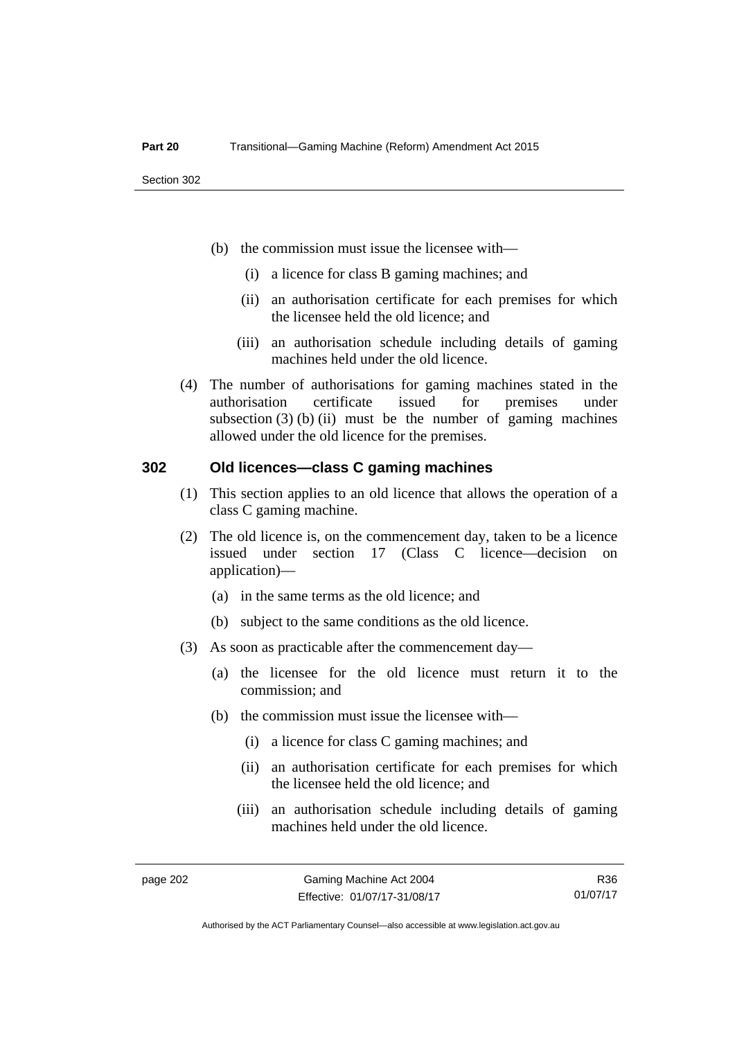(b) the commission must issue the licensee with—

(i) a licence for class B gaming machines; and

(ii) an authorisation certificate for each premises for which the licensee held the old licence; and

(iii) an authorisation schedule including details of gaming machines held under the old licence.

(4) The number of authorisations for gaming machines stated in the authorisation certificate issued for premises under subsection (3) (b) (ii) must be the number of gaming machines allowed under the old licence for the premises.

## 302 Old licences—class C gaming machines

(1) This section applies to an old licence that allows the operation of a class C gaming machine.

(2) The old licence is, on the commencement day, taken to be a licence issued under section 17 (Class C licence—decision on application)—

(a) in the same terms as the old licence; and

(b) subject to the same conditions as the old licence.

(3) As soon as practicable after the commencement day—

(a) the licensee for the old licence must return it to the commission; and

(b) the commission must issue the licensee with—

(i) a licence for class C gaming machines; and

(ii) an authorisation certificate for each premises for which the licensee held the old licence; and

(iii) an authorisation schedule including details of gaming machines held under the old licence.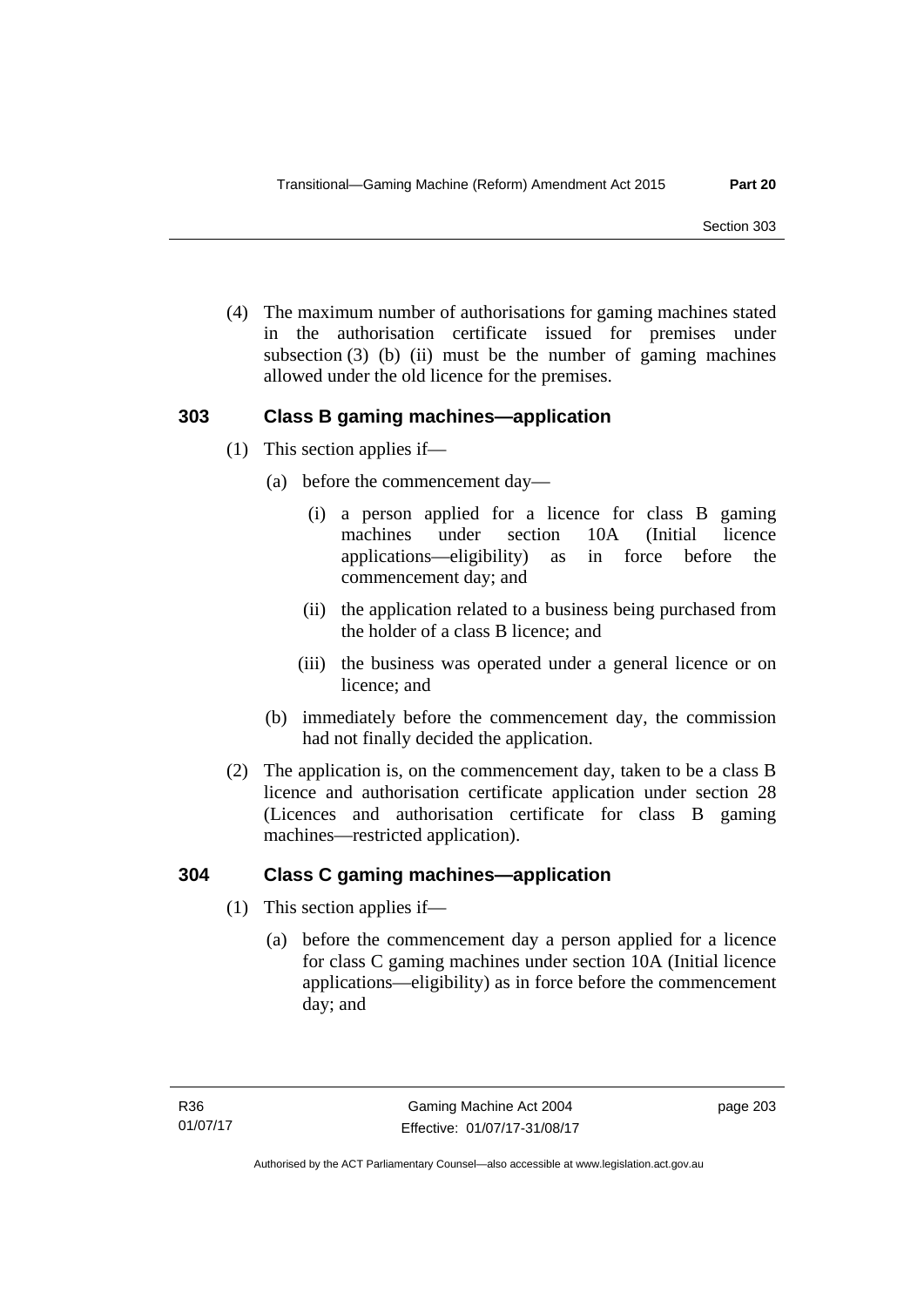(4) The maximum number of authorisations for gaming machines stated in the authorisation certificate issued for premises under subsection (3) (b) (ii) must be the number of gaming machines allowed under the old licence for the premises.

### 303 Class B gaming machines—application

(1) This section applies if—

(a) before the commencement day—

(i) a person applied for a licence for class B gaming machines under section 10A (Initial licence applications—eligibility) as in force before the commencement day; and

(ii) the application related to a business being purchased from the holder of a class B licence; and

(iii) the business was operated under a general licence or on licence; and

(b) immediately before the commencement day, the commission had not finally decided the application.

(2) The application is, on the commencement day, taken to be a class B licence and authorisation certificate application under section 28 (Licences and authorisation certificate for class B gaming machines—restricted application).

### 304 Class C gaming machines—application

(1) This section applies if—

(a) before the commencement day a person applied for a licence for class C gaming machines under section 10A (Initial licence applications—eligibility) as in force before the commencement day; and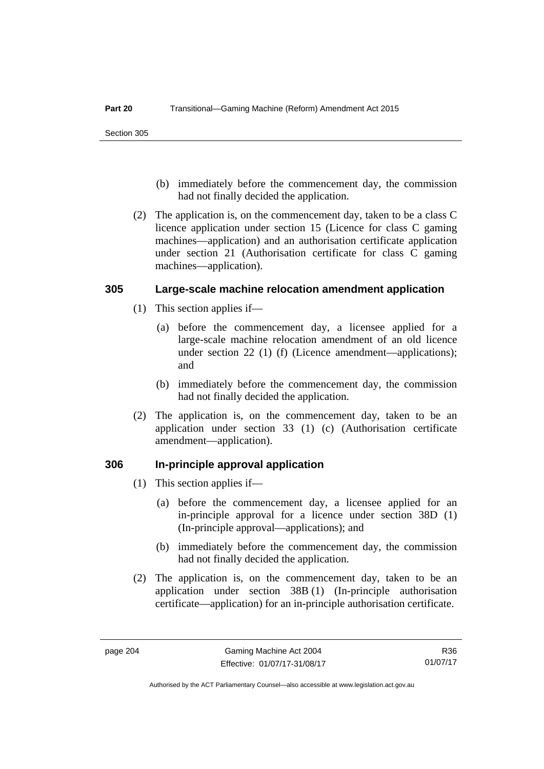(b) immediately before the commencement day, the commission had not finally decided the application.

(2) The application is, on the commencement day, taken to be a class C licence application under section 15 (Licence for class C gaming machines—application) and an authorisation certificate application under section 21 (Authorisation certificate for class C gaming machines—application).

### 305 Large-scale machine relocation amendment application

(1) This section applies if—

(a) before the commencement day, a licensee applied for a large-scale machine relocation amendment of an old licence under section 22 (1) (f) (Licence amendment—applications); and

(b) immediately before the commencement day, the commission had not finally decided the application.

(2) The application is, on the commencement day, taken to be an application under section 33 (1) (c) (Authorisation certificate amendment—application).

### 306 In-principle approval application

(1) This section applies if—

(a) before the commencement day, a licensee applied for an in-principle approval for a licence under section 38D (1) (In-principle approval—applications); and

(b) immediately before the commencement day, the commission had not finally decided the application.

(2) The application is, on the commencement day, taken to be an application under section 38B (1) (In-principle authorisation certificate—application) for an in-principle authorisation certificate.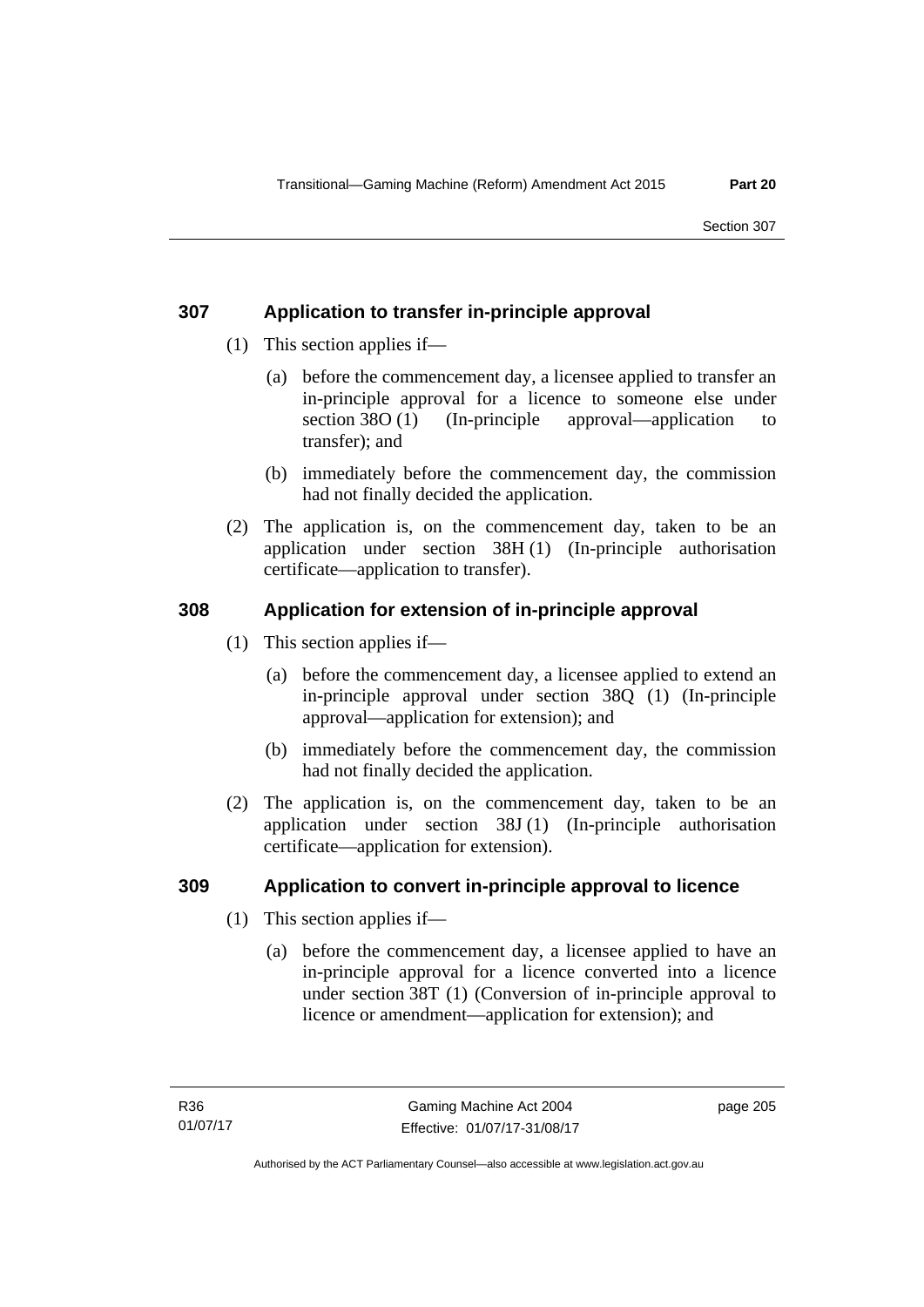## 307 Application to transfer in-principle approval

(1) This section applies if—

(a) before the commencement day, a licensee applied to transfer an in-principle approval for a licence to someone else under section 38O (1) (In-principle approval—application to transfer); and

(b) immediately before the commencement day, the commission had not finally decided the application.

(2) The application is, on the commencement day, taken to be an application under section 38H (1) (In-principle authorisation certificate—application to transfer).

## 308 Application for extension of in-principle approval

(1) This section applies if—

(a) before the commencement day, a licensee applied to extend an in-principle approval under section 38Q (1) (In-principle approval—application for extension); and

(b) immediately before the commencement day, the commission had not finally decided the application.

(2) The application is, on the commencement day, taken to be an application under section 38J (1) (In-principle authorisation certificate—application for extension).

## 309 Application to convert in-principle approval to licence

(1) This section applies if—

(a) before the commencement day, a licensee applied to have an in-principle approval for a licence converted into a licence under section 38T (1) (Conversion of in-principle approval to licence or amendment—application for extension); and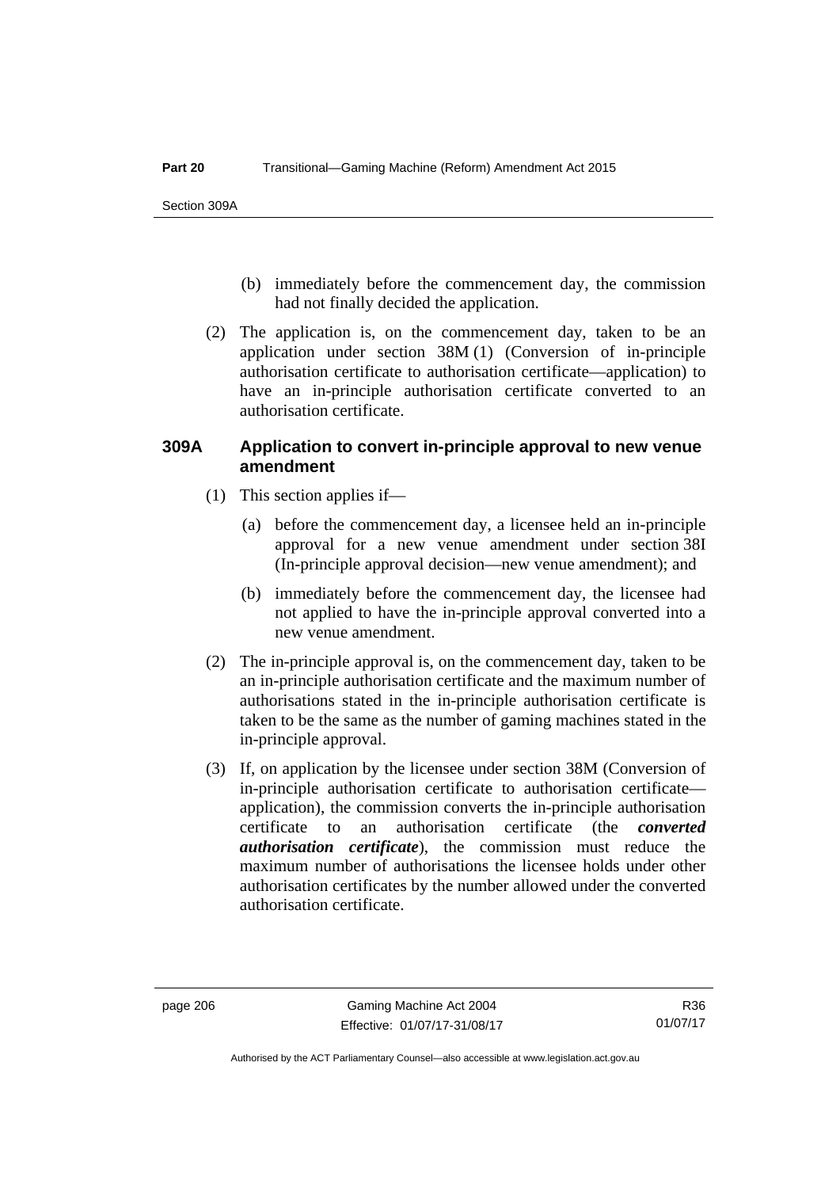(b) immediately before the commencement day, the commission had not finally decided the application.

(2) The application is, on the commencement day, taken to be an application under section 38M (1) (Conversion of in-principle authorisation certificate to authorisation certificate—application) to have an in-principle authorisation certificate converted to an authorisation certificate.

### 309A Application to convert in-principle approval to new venue amendment

(1) This section applies if—

(a) before the commencement day, a licensee held an in-principle approval for a new venue amendment under section 38I (In-principle approval decision—new venue amendment); and

(b) immediately before the commencement day, the licensee had not applied to have the in-principle approval converted into a new venue amendment.

(2) The in-principle approval is, on the commencement day, taken to be an in-principle authorisation certificate and the maximum number of authorisations stated in the in-principle authorisation certificate is taken to be the same as the number of gaming machines stated in the in-principle approval.

(3) If, on application by the licensee under section 38M (Conversion of in-principle authorisation certificate to authorisation certificate—application), the commission converts the in-principle authorisation certificate to an authorisation certificate (the ***converted authorisation certificate***), the commission must reduce the maximum number of authorisations the licensee holds under other authorisation certificates by the number allowed under the converted authorisation certificate.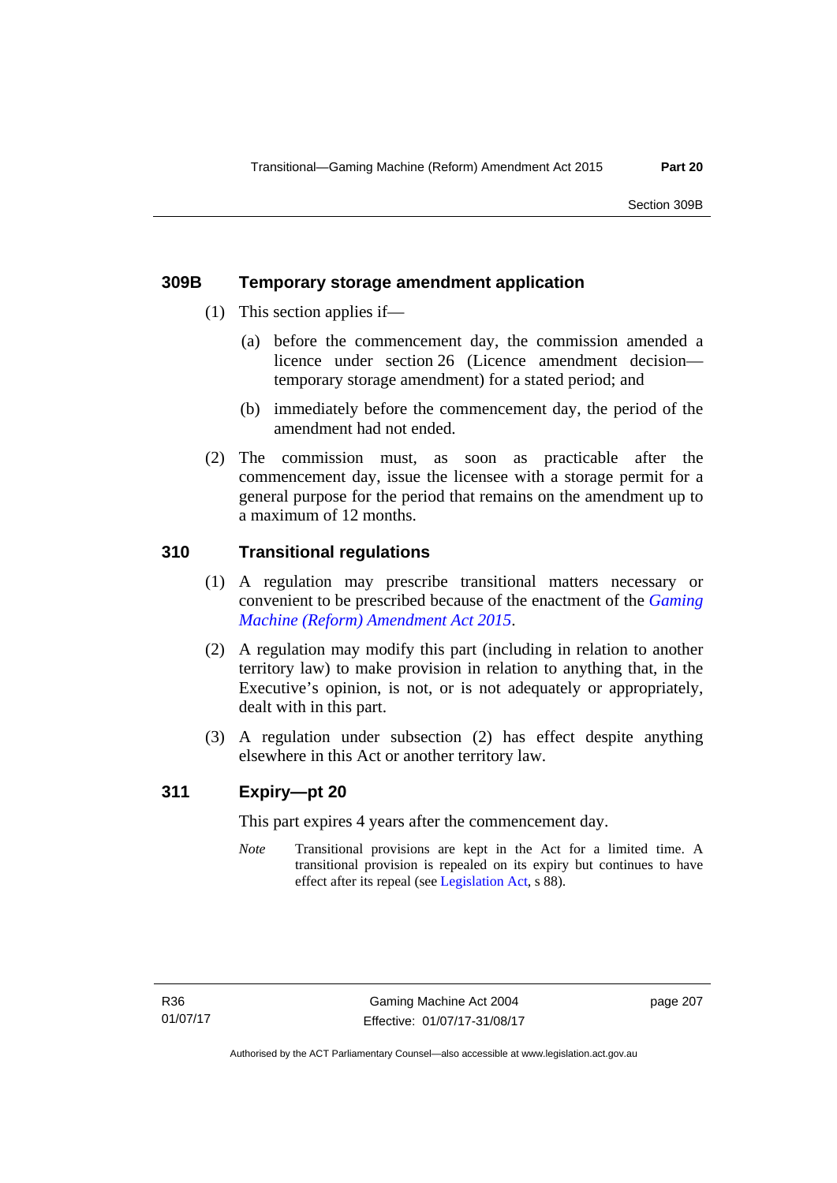### 309B Temporary storage amendment application

(1) This section applies if—

(a) before the commencement day, the commission amended a licence under section 26 (Licence amendment decision—temporary storage amendment) for a stated period; and

(b) immediately before the commencement day, the period of the amendment had not ended.

(2) The commission must, as soon as practicable after the commencement day, issue the licensee with a storage permit for a general purpose for the period that remains on the amendment up to a maximum of 12 months.

### 310 Transitional regulations

(1) A regulation may prescribe transitional matters necessary or convenient to be prescribed because of the enactment of the *Gaming Machine (Reform) Amendment Act 2015*.

(2) A regulation may modify this part (including in relation to another territory law) to make provision in relation to anything that, in the Executive's opinion, is not, or is not adequately or appropriately, dealt with in this part.

(3) A regulation under subsection (2) has effect despite anything elsewhere in this Act or another territory law.

### 311 Expiry—pt 20

This part expires 4 years after the commencement day.

*Note* Transitional provisions are kept in the Act for a limited time. A transitional provision is repealed on its expiry but continues to have effect after its repeal (see Legislation Act, s 88).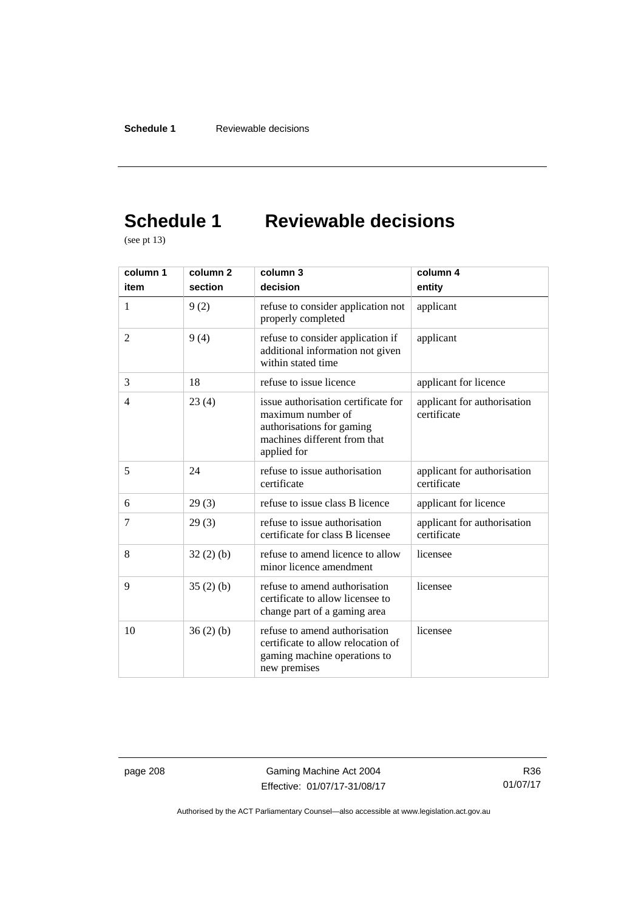# Schedule 1 Reviewable decisions

(see pt 13)

| column 1<br>item | column 2<br>section | column 3<br>decision | column 4<br>entity |
|---|---|---|---|
| 1 | 9 (2) | refuse to consider application not properly completed | applicant |
| 2 | 9 (4) | refuse to consider application if additional information not given within stated time | applicant |
| 3 | 18 | refuse to issue licence | applicant for licence |
| 4 | 23 (4) | issue authorisation certificate for maximum number of authorisations for gaming machines different from that applied for | applicant for authorisation certificate |
| 5 | 24 | refuse to issue authorisation certificate | applicant for authorisation certificate |
| 6 | 29 (3) | refuse to issue class B licence | applicant for licence |
| 7 | 29 (3) | refuse to issue authorisation certificate for class B licensee | applicant for authorisation certificate |
| 8 | 32 (2) (b) | refuse to amend licence to allow minor licence amendment | licensee |
| 9 | 35 (2) (b) | refuse to amend authorisation certificate to allow licensee to change part of a gaming area | licensee |
| 10 | 36 (2) (b) | refuse to amend authorisation certificate to allow relocation of gaming machine operations to new premises | licensee |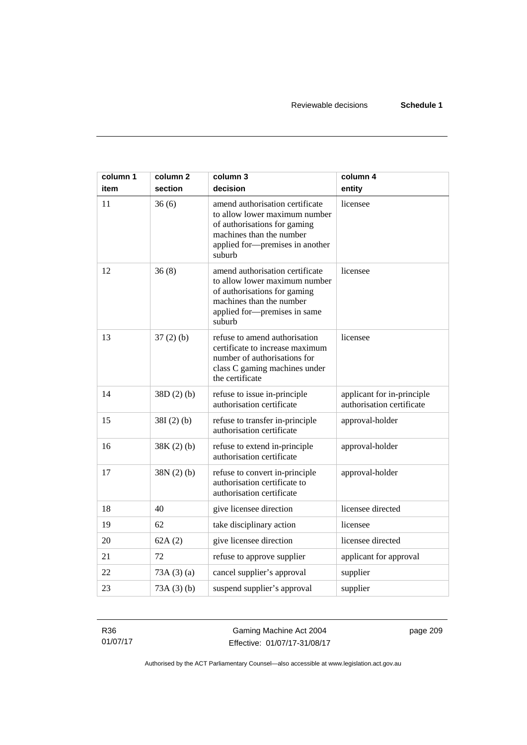| column 1<br>item | column 2<br>section | column 3<br>decision | column 4<br>entity |
|---|---|---|---|
| 11 | 36 (6) | amend authorisation certificate to allow lower maximum number of authorisations for gaming machines than the number applied for—premises in another suburb | licensee |
| 12 | 36 (8) | amend authorisation certificate to allow lower maximum number of authorisations for gaming machines than the number applied for—premises in same suburb | licensee |
| 13 | 37 (2) (b) | refuse to amend authorisation certificate to increase maximum number of authorisations for class C gaming machines under the certificate | licensee |
| 14 | 38D (2) (b) | refuse to issue in-principle authorisation certificate | applicant for in-principle authorisation certificate |
| 15 | 38I (2) (b) | refuse to transfer in-principle authorisation certificate | approval-holder |
| 16 | 38K (2) (b) | refuse to extend in-principle authorisation certificate | approval-holder |
| 17 | 38N (2) (b) | refuse to convert in-principle authorisation certificate to authorisation certificate | approval-holder |
| 18 | 40 | give licensee direction | licensee directed |
| 19 | 62 | take disciplinary action | licensee |
| 20 | 62A (2) | give licensee direction | licensee directed |
| 21 | 72 | refuse to approve supplier | applicant for approval |
| 22 | 73A (3) (a) | cancel supplier's approval | supplier |
| 23 | 73A (3) (b) | suspend supplier's approval | supplier |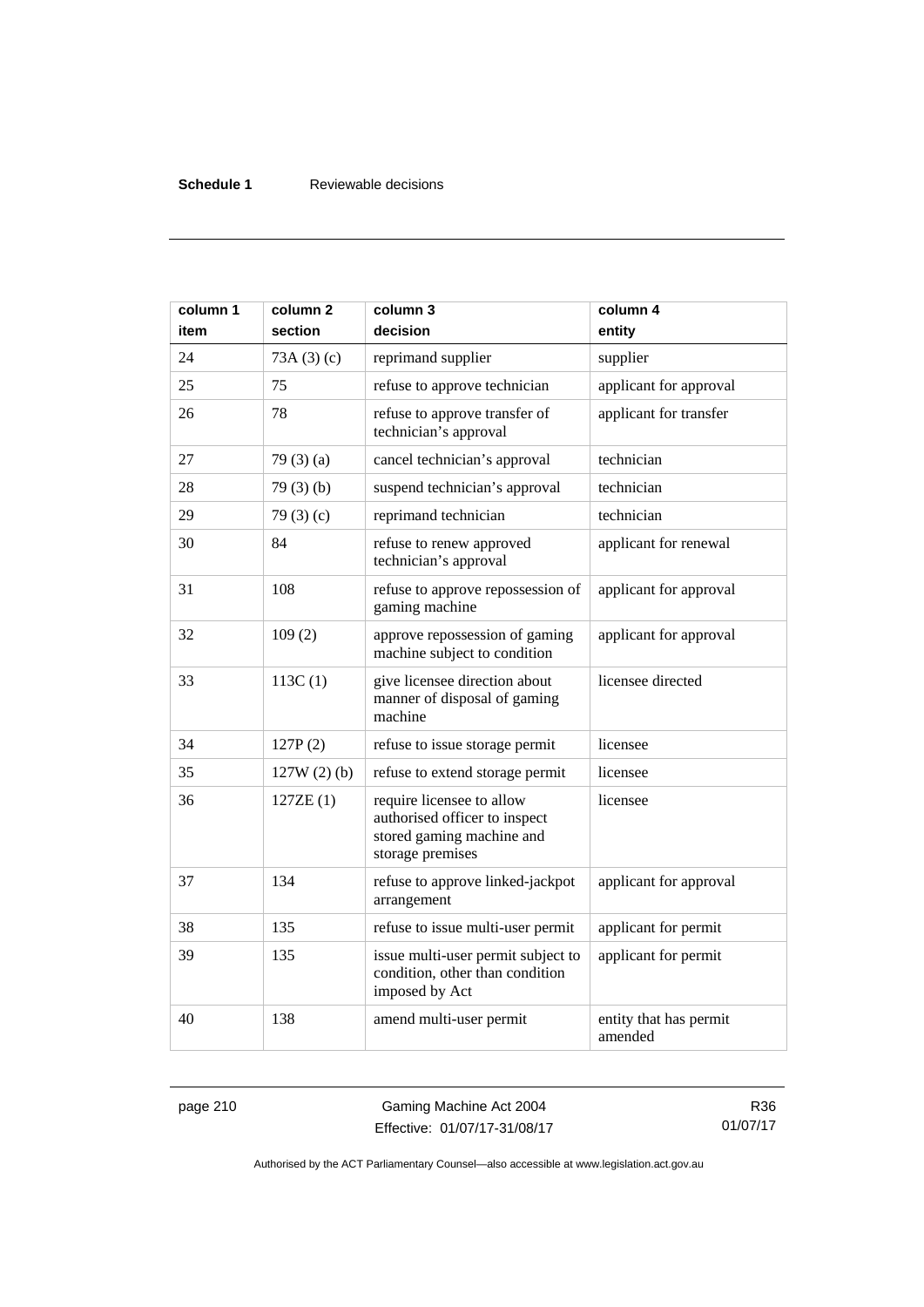| column 1<br>item | column 2<br>section | column 3<br>decision | column 4<br>entity |
|---|---|---|---|
| 24 | 73A (3) (c) | reprimand supplier | supplier |
| 25 | 75 | refuse to approve technician | applicant for approval |
| 26 | 78 | refuse to approve transfer of technician's approval | applicant for transfer |
| 27 | 79 (3) (a) | cancel technician's approval | technician |
| 28 | 79 (3) (b) | suspend technician's approval | technician |
| 29 | 79 (3) (c) | reprimand technician | technician |
| 30 | 84 | refuse to renew approved technician's approval | applicant for renewal |
| 31 | 108 | refuse to approve repossession of gaming machine | applicant for approval |
| 32 | 109 (2) | approve repossession of gaming machine subject to condition | applicant for approval |
| 33 | 113C (1) | give licensee direction about manner of disposal of gaming machine | licensee directed |
| 34 | 127P (2) | refuse to issue storage permit | licensee |
| 35 | 127W (2) (b) | refuse to extend storage permit | licensee |
| 36 | 127ZE (1) | require licensee to allow authorised officer to inspect stored gaming machine and storage premises | licensee |
| 37 | 134 | refuse to approve linked-jackpot arrangement | applicant for approval |
| 38 | 135 | refuse to issue multi-user permit | applicant for permit |
| 39 | 135 | issue multi-user permit subject to condition, other than condition imposed by Act | applicant for permit |
| 40 | 138 | amend multi-user permit | entity that has permit amended |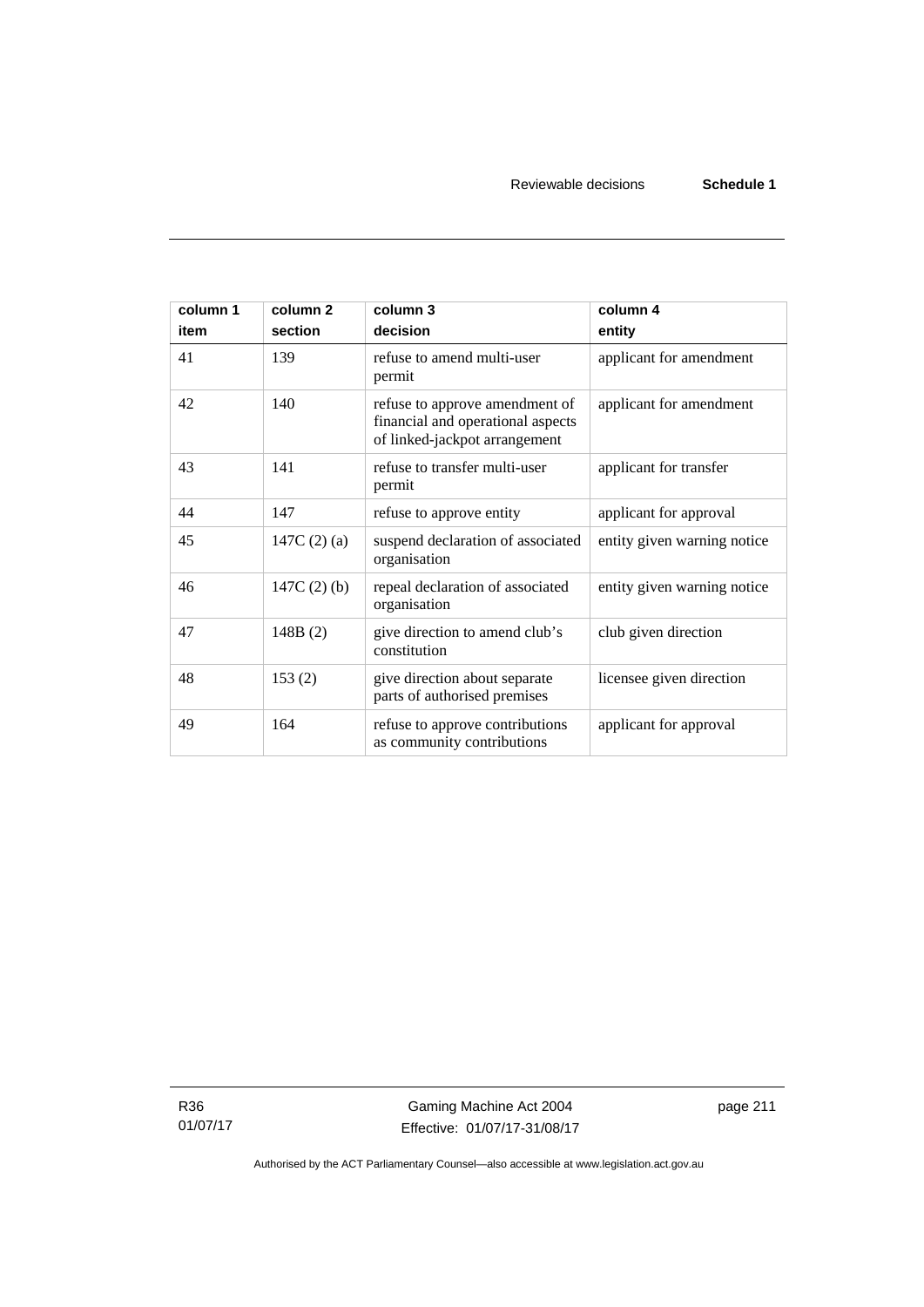| column 1<br>item | column 2<br>section | column 3<br>decision | column 4<br>entity |
|---|---|---|---|
| 41 | 139 | refuse to amend multi-user permit | applicant for amendment |
| 42 | 140 | refuse to approve amendment of financial and operational aspects of linked-jackpot arrangement | applicant for amendment |
| 43 | 141 | refuse to transfer multi-user permit | applicant for transfer |
| 44 | 147 | refuse to approve entity | applicant for approval |
| 45 | 147C (2) (a) | suspend declaration of associated organisation | entity given warning notice |
| 46 | 147C (2) (b) | repeal declaration of associated organisation | entity given warning notice |
| 47 | 148B (2) | give direction to amend club's constitution | club given direction |
| 48 | 153 (2) | give direction about separate parts of authorised premises | licensee given direction |
| 49 | 164 | refuse to approve contributions as community contributions | applicant for approval |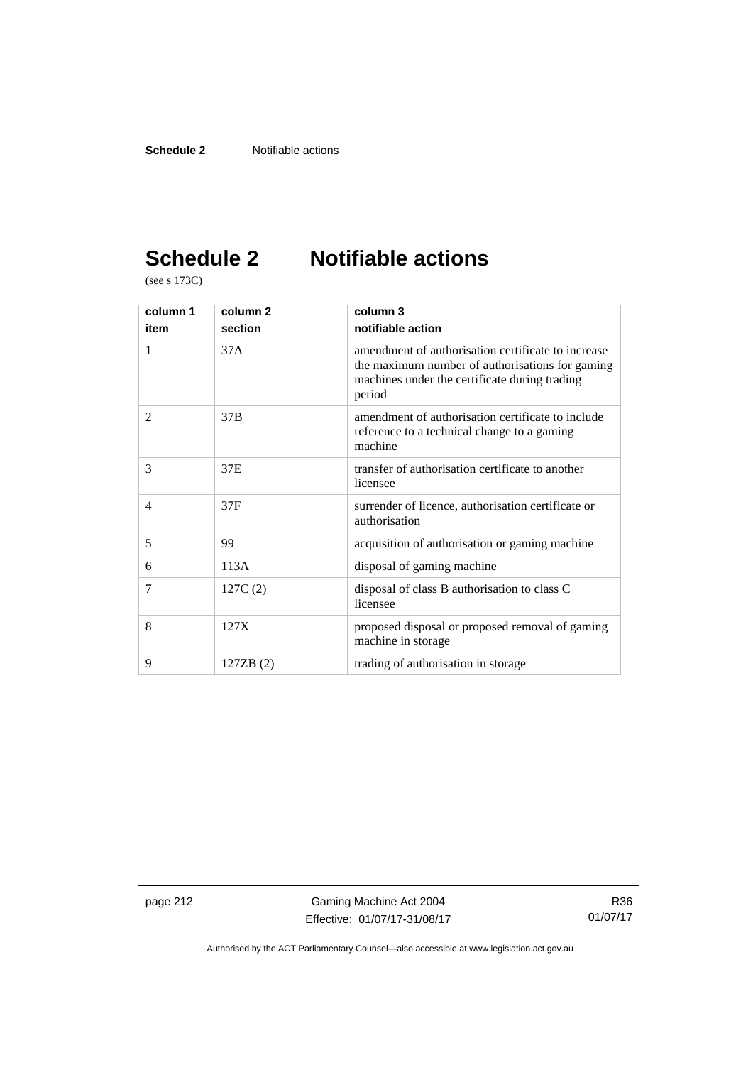# Schedule 2 Notifiable actions

(see s 173C)

| column 1<br>item | column 2<br>section | column 3<br>notifiable action |
|---|---|---|
| 1 | 37A | amendment of authorisation certificate to increase the maximum number of authorisations for gaming machines under the certificate during trading period |
| 2 | 37B | amendment of authorisation certificate to include reference to a technical change to a gaming machine |
| 3 | 37E | transfer of authorisation certificate to another licensee |
| 4 | 37F | surrender of licence, authorisation certificate or authorisation |
| 5 | 99 | acquisition of authorisation or gaming machine |
| 6 | 113A | disposal of gaming machine |
| 7 | 127C (2) | disposal of class B authorisation to class C licensee |
| 8 | 127X | proposed disposal or proposed removal of gaming machine in storage |
| 9 | 127ZB (2) | trading of authorisation in storage |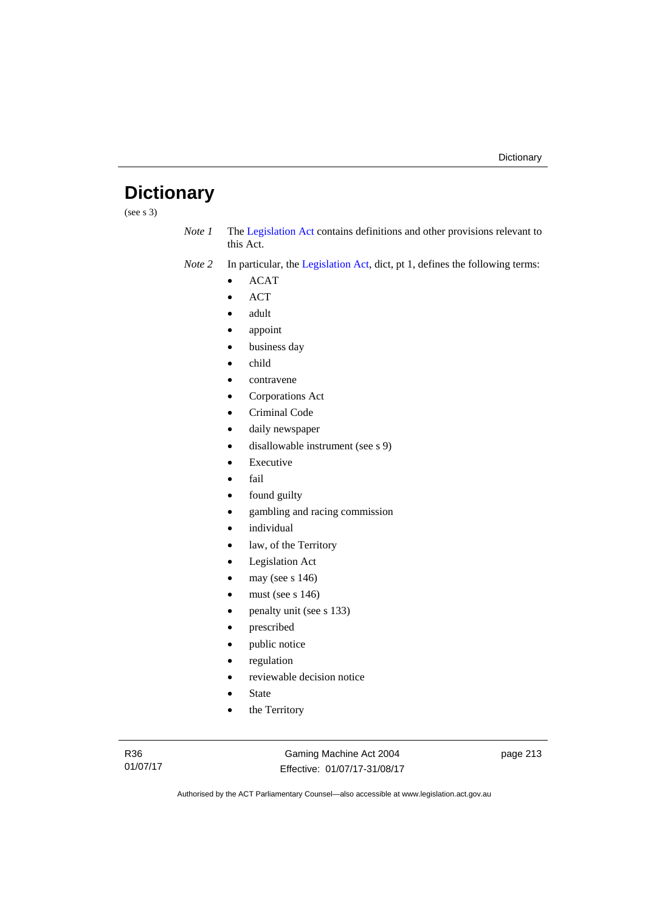# Dictionary

(see s 3)

*Note 1* The Legislation Act contains definitions and other provisions relevant to this Act.

*Note 2* In particular, the Legislation Act, dict, pt 1, defines the following terms:

- ACAT
- ACT
- adult
- appoint
- business day
- child
- contravene
- Corporations Act
- Criminal Code
- daily newspaper
- disallowable instrument (see s 9)
- Executive
- fail
- found guilty
- gambling and racing commission
- individual
- law, of the Territory
- Legislation Act
- may (see s 146)
- must (see s 146)
- penalty unit (see s 133)
- prescribed
- public notice
- regulation
- reviewable decision notice
- State
- the Territory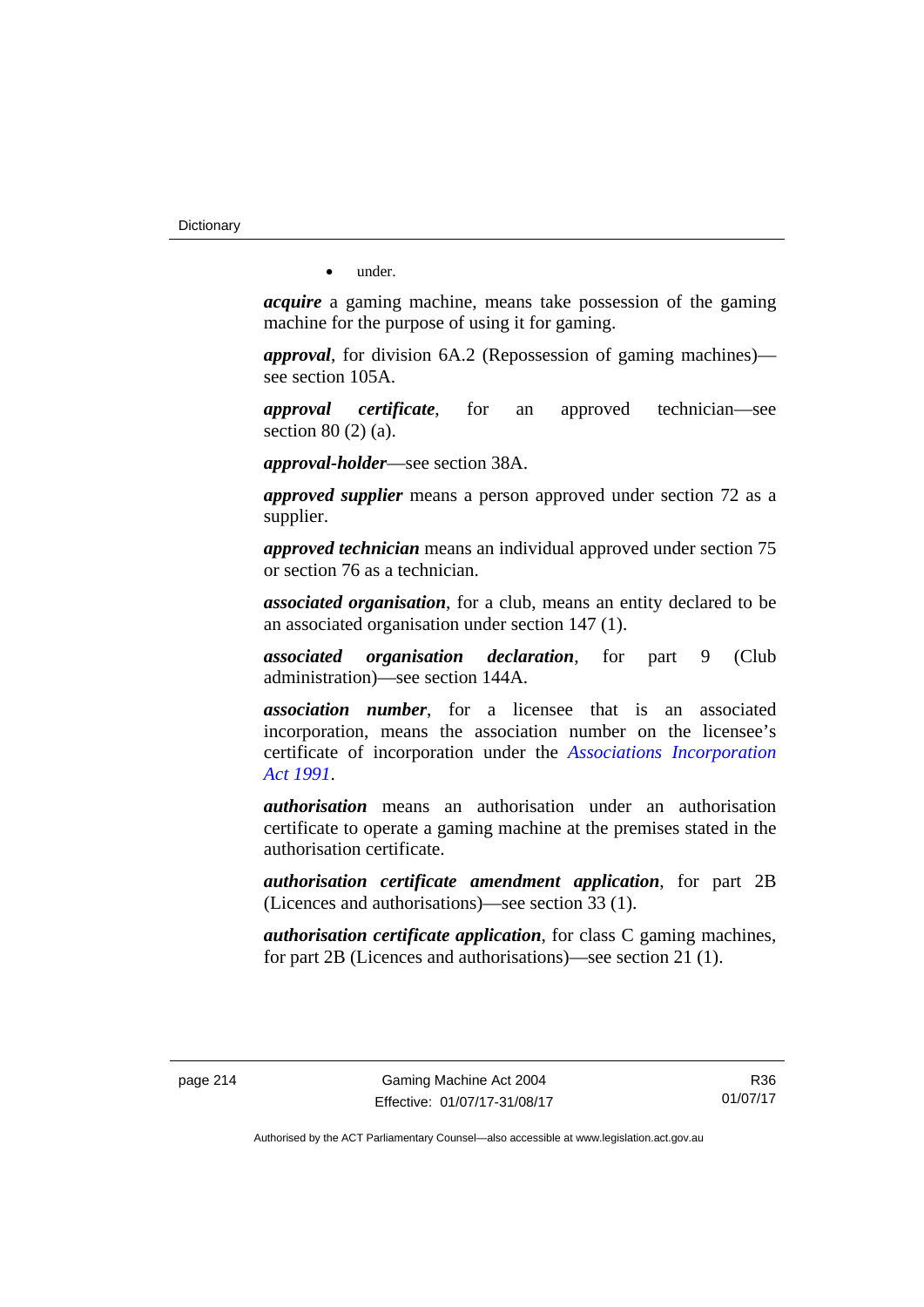- under.

***acquire*** a gaming machine, means take possession of the gaming machine for the purpose of using it for gaming.

***approval***, for division 6A.2 (Repossession of gaming machines)—see section 105A.

***approval certificate***, for an approved technician—see section 80 (2) (a).

***approval-holder***—see section 38A.

***approved supplier*** means a person approved under section 72 as a supplier.

***approved technician*** means an individual approved under section 75 or section 76 as a technician.

***associated organisation***, for a club, means an entity declared to be an associated organisation under section 147 (1).

***associated organisation declaration***, for part 9 (Club administration)—see section 144A.

***association number***, for a licensee that is an associated incorporation, means the association number on the licensee's certificate of incorporation under the *Associations Incorporation Act 1991*.

***authorisation*** means an authorisation under an authorisation certificate to operate a gaming machine at the premises stated in the authorisation certificate.

***authorisation certificate amendment application***, for part 2B (Licences and authorisations)—see section 33 (1).

***authorisation certificate application***, for class C gaming machines, for part 2B (Licences and authorisations)—see section 21 (1).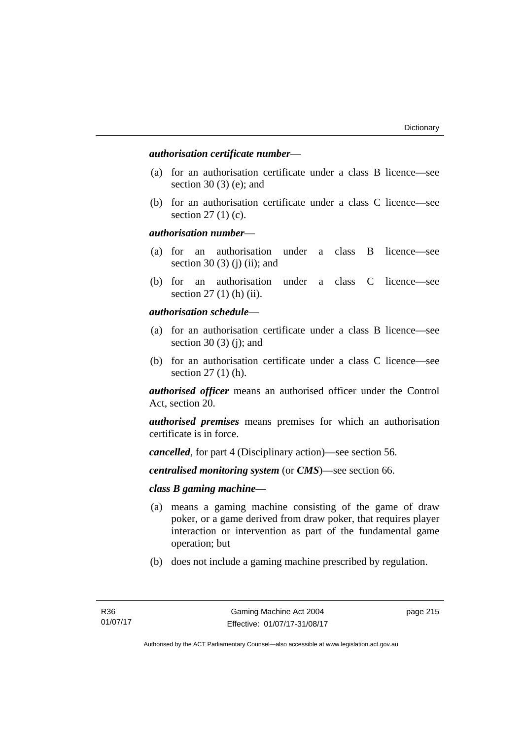***authorisation certificate number***—

(a) for an authorisation certificate under a class B licence—see section 30 (3) (e); and

(b) for an authorisation certificate under a class C licence—see section 27 (1) (c).

***authorisation number***—

(a) for an authorisation under a class B licence—see section 30 (3) (j) (ii); and

(b) for an authorisation under a class C licence—see section 27 (1) (h) (ii).

***authorisation schedule***—

(a) for an authorisation certificate under a class B licence—see section 30 (3) (j); and

(b) for an authorisation certificate under a class C licence—see section 27 (1) (h).

***authorised officer*** means an authorised officer under the Control Act, section 20.

***authorised premises*** means premises for which an authorisation certificate is in force.

***cancelled***, for part 4 (Disciplinary action)—see section 56.

***centralised monitoring system*** (or ***CMS***)—see section 66.

***class B gaming machine—***

(a) means a gaming machine consisting of the game of draw poker, or a game derived from draw poker, that requires player interaction or intervention as part of the fundamental game operation; but

(b) does not include a gaming machine prescribed by regulation.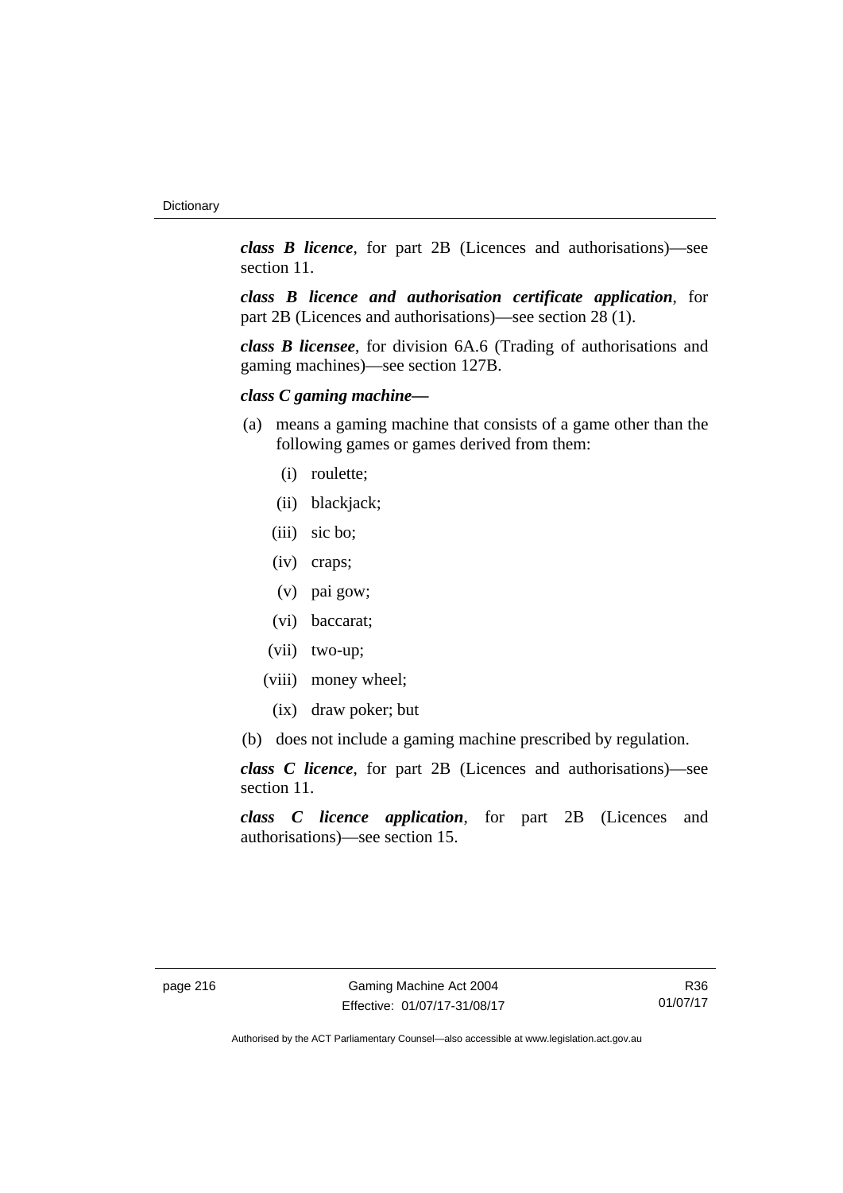***class B licence***, for part 2B (Licences and authorisations)—see section 11.

***class B licence and authorisation certificate application***, for part 2B (Licences and authorisations)—see section 28 (1).

***class B licensee***, for division 6A.6 (Trading of authorisations and gaming machines)—see section 127B.

***class C gaming machine***—

(a) means a gaming machine that consists of a game other than the following games or games derived from them:

  (i) roulette;

  (ii) blackjack;

  (iii) sic bo;

  (iv) craps;

  (v) pai gow;

  (vi) baccarat;

  (vii) two-up;

  (viii) money wheel;

  (ix) draw poker; but

(b) does not include a gaming machine prescribed by regulation.

***class C licence***, for part 2B (Licences and authorisations)—see section 11.

***class C licence application***, for part 2B (Licences and authorisations)—see section 15.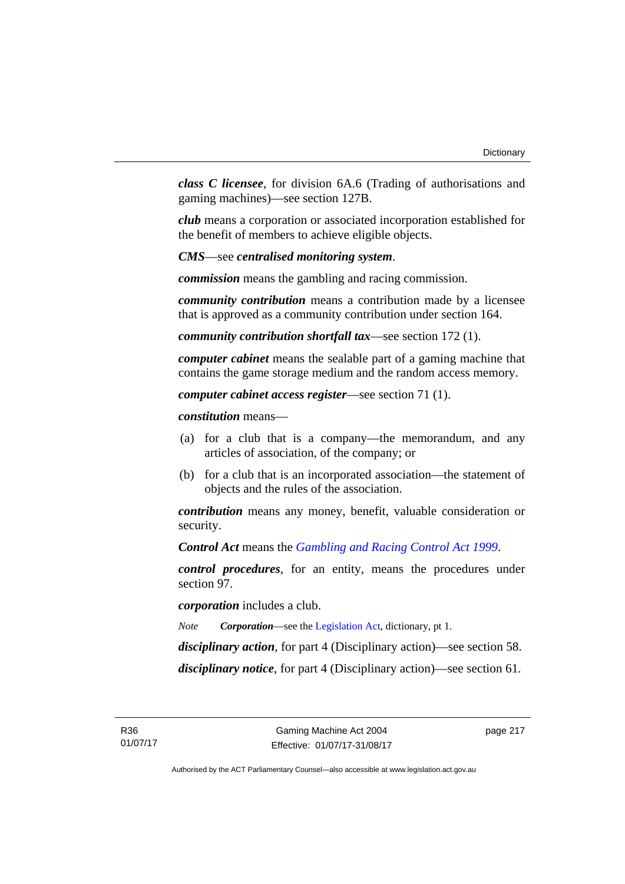***class C licensee***, for division 6A.6 (Trading of authorisations and gaming machines)—see section 127B.

***club*** means a corporation or associated incorporation established for the benefit of members to achieve eligible objects.

***CMS***—see ***centralised monitoring system***.

***commission*** means the gambling and racing commission.

***community contribution*** means a contribution made by a licensee that is approved as a community contribution under section 164.

***community contribution shortfall tax***—see section 172 (1).

***computer cabinet*** means the sealable part of a gaming machine that contains the game storage medium and the random access memory.

***computer cabinet access register***—see section 71 (1).

***constitution*** means—

(a) for a club that is a company—the memorandum, and any articles of association, of the company; or

(b) for a club that is an incorporated association—the statement of objects and the rules of the association.

***contribution*** means any money, benefit, valuable consideration or security.

***Control Act*** means the *Gambling and Racing Control Act 1999*.

***control procedures***, for an entity, means the procedures under section 97.

***corporation*** includes a club.

*Note* ***Corporation***—see the Legislation Act, dictionary, pt 1.

***disciplinary action***, for part 4 (Disciplinary action)—see section 58.

***disciplinary notice***, for part 4 (Disciplinary action)—see section 61.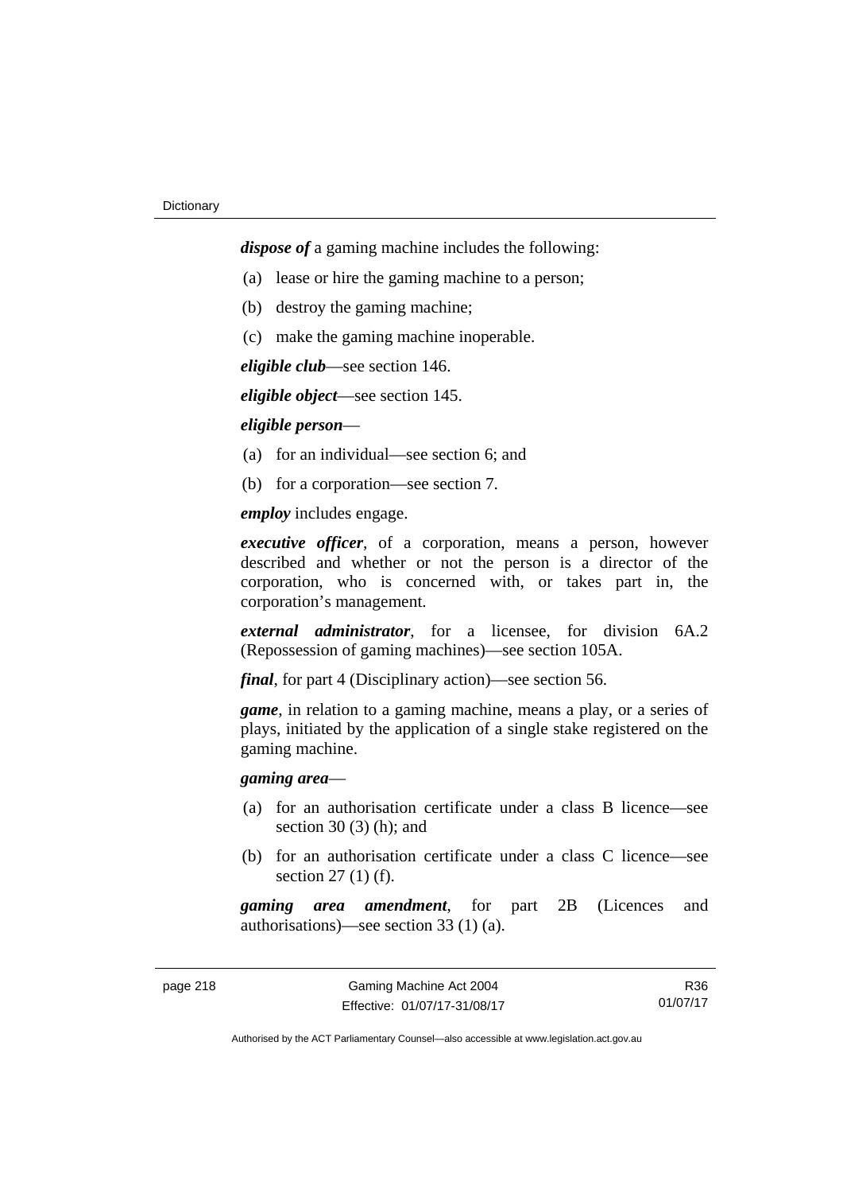***dispose of*** a gaming machine includes the following:

(a) lease or hire the gaming machine to a person;

(b) destroy the gaming machine;

(c) make the gaming machine inoperable.

***eligible club***—see section 146.

***eligible object***—see section 145.

***eligible person***—

(a) for an individual—see section 6; and

(b) for a corporation—see section 7.

***employ*** includes engage.

***executive officer***, of a corporation, means a person, however described and whether or not the person is a director of the corporation, who is concerned with, or takes part in, the corporation's management.

***external administrator***, for a licensee, for division 6A.2 (Repossession of gaming machines)—see section 105A.

***final***, for part 4 (Disciplinary action)—see section 56.

***game***, in relation to a gaming machine, means a play, or a series of plays, initiated by the application of a single stake registered on the gaming machine.

***gaming area***—

(a) for an authorisation certificate under a class B licence—see section 30 (3) (h); and

(b) for an authorisation certificate under a class C licence—see section 27 (1) (f).

***gaming area amendment***, for part 2B (Licences and authorisations)—see section 33 (1) (a).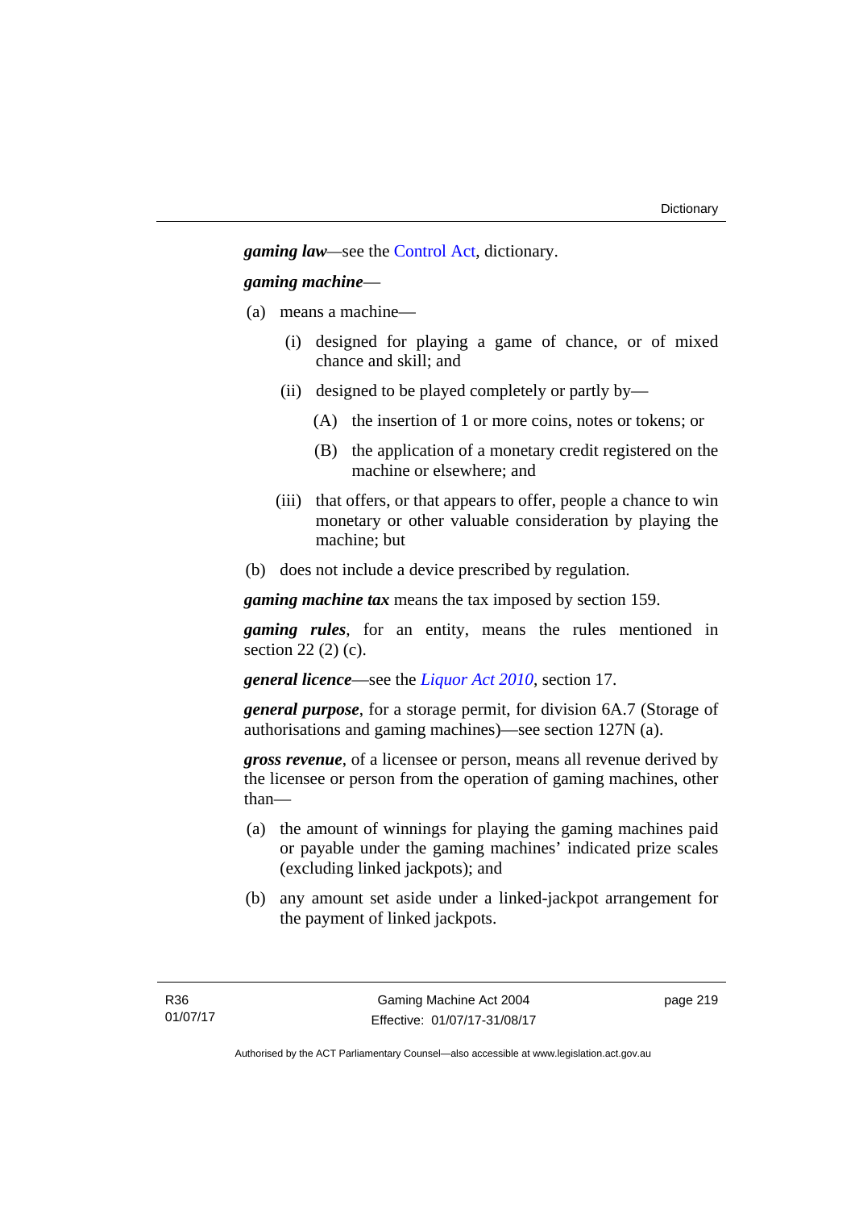***gaming law***—see the Control Act, dictionary.

***gaming machine***—

(a) means a machine—

   (i) designed for playing a game of chance, or of mixed chance and skill; and

   (ii) designed to be played completely or partly by—

      (A) the insertion of 1 or more coins, notes or tokens; or

      (B) the application of a monetary credit registered on the machine or elsewhere; and

   (iii) that offers, or that appears to offer, people a chance to win monetary or other valuable consideration by playing the machine; but

(b) does not include a device prescribed by regulation.

***gaming machine tax*** means the tax imposed by section 159.

***gaming rules***, for an entity, means the rules mentioned in section 22 (2) (c).

***general licence***—see the *Liquor Act 2010*, section 17.

***general purpose***, for a storage permit, for division 6A.7 (Storage of authorisations and gaming machines)—see section 127N (a).

***gross revenue***, of a licensee or person, means all revenue derived by the licensee or person from the operation of gaming machines, other than—

(a) the amount of winnings for playing the gaming machines paid or payable under the gaming machines' indicated prize scales (excluding linked jackpots); and

(b) any amount set aside under a linked-jackpot arrangement for the payment of linked jackpots.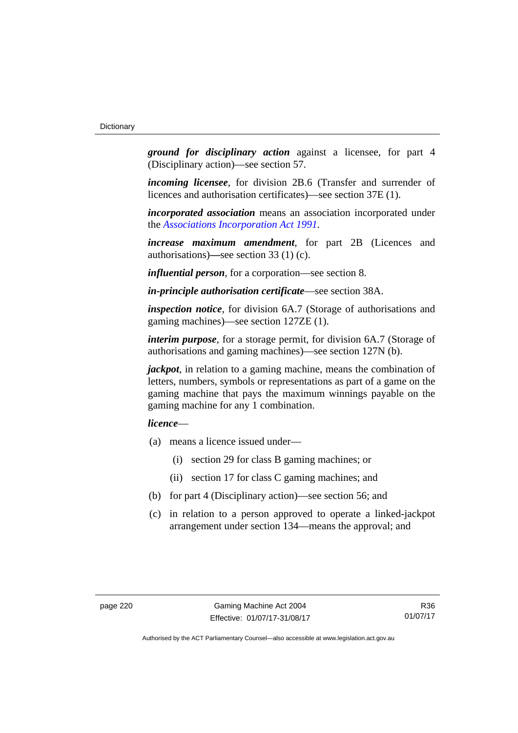***ground for disciplinary action*** against a licensee, for part 4 (Disciplinary action)—see section 57.

***incoming licensee***, for division 2B.6 (Transfer and surrender of licences and authorisation certificates)—see section 37E (1).

***incorporated association*** means an association incorporated under the *Associations Incorporation Act 1991*.

***increase maximum amendment***, for part 2B (Licences and authorisations)—see section 33 (1) (c).

***influential person***, for a corporation—see section 8.

***in-principle authorisation certificate***—see section 38A.

***inspection notice***, for division 6A.7 (Storage of authorisations and gaming machines)—see section 127ZE (1).

***interim purpose***, for a storage permit, for division 6A.7 (Storage of authorisations and gaming machines)—see section 127N (b).

***jackpot***, in relation to a gaming machine, means the combination of letters, numbers, symbols or representations as part of a game on the gaming machine that pays the maximum winnings payable on the gaming machine for any 1 combination.

***licence***—

(a) means a licence issued under—

  (i) section 29 for class B gaming machines; or

  (ii) section 17 for class C gaming machines; and

(b) for part 4 (Disciplinary action)—see section 56; and

(c) in relation to a person approved to operate a linked-jackpot arrangement under section 134—means the approval; and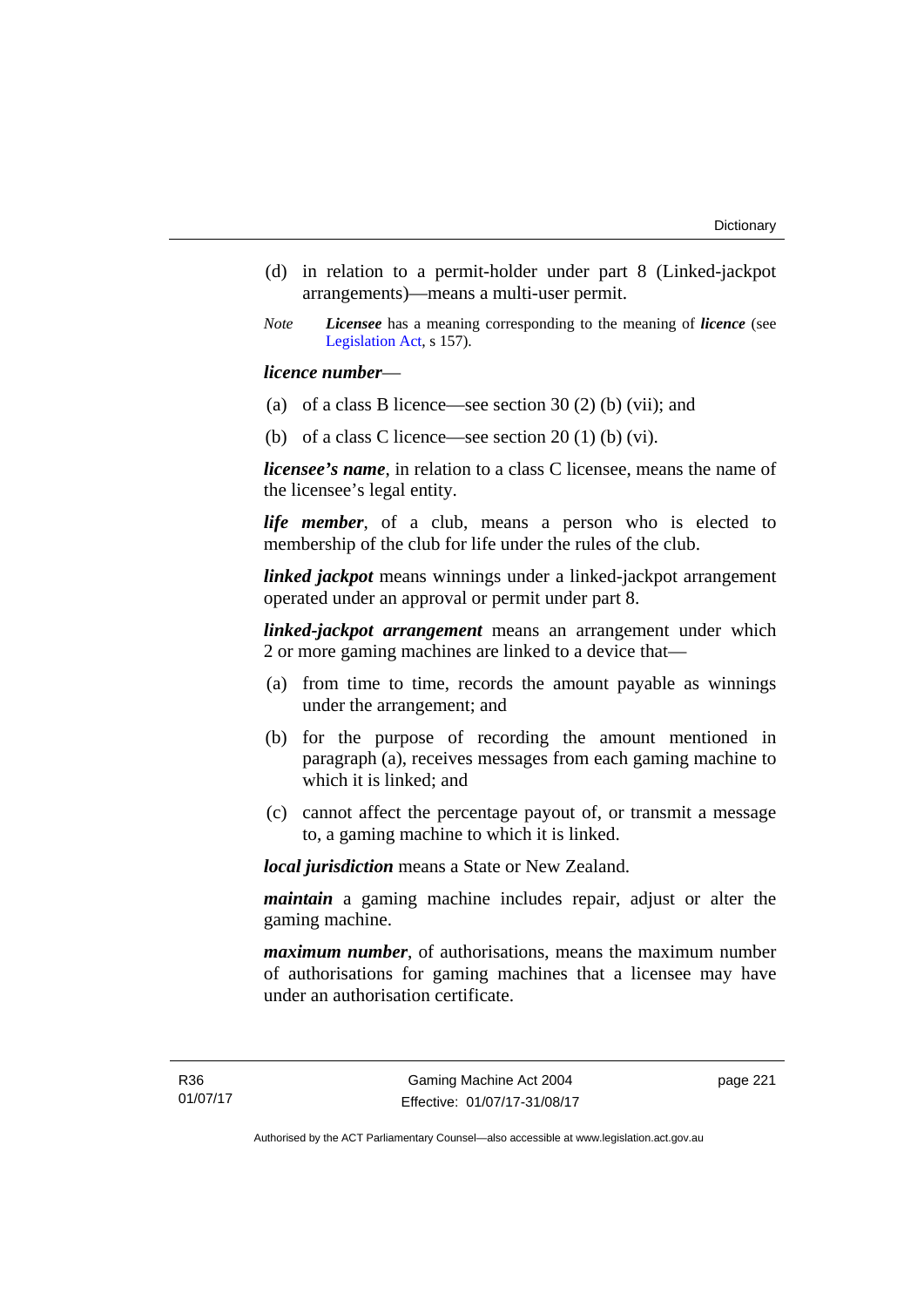(d) in relation to a permit-holder under part 8 (Linked-jackpot arrangements)—means a multi-user permit.

*Note* ***Licensee*** has a meaning corresponding to the meaning of ***licence*** (see Legislation Act, s 157).

***licence number***—

(a) of a class B licence—see section 30 (2) (b) (vii); and

(b) of a class C licence—see section 20 (1) (b) (vi).

***licensee's name***, in relation to a class C licensee, means the name of the licensee's legal entity.

***life member***, of a club, means a person who is elected to membership of the club for life under the rules of the club.

***linked jackpot*** means winnings under a linked-jackpot arrangement operated under an approval or permit under part 8.

***linked-jackpot arrangement*** means an arrangement under which 2 or more gaming machines are linked to a device that—

(a) from time to time, records the amount payable as winnings under the arrangement; and

(b) for the purpose of recording the amount mentioned in paragraph (a), receives messages from each gaming machine to which it is linked; and

(c) cannot affect the percentage payout of, or transmit a message to, a gaming machine to which it is linked.

***local jurisdiction*** means a State or New Zealand.

***maintain*** a gaming machine includes repair, adjust or alter the gaming machine.

***maximum number***, of authorisations, means the maximum number of authorisations for gaming machines that a licensee may have under an authorisation certificate.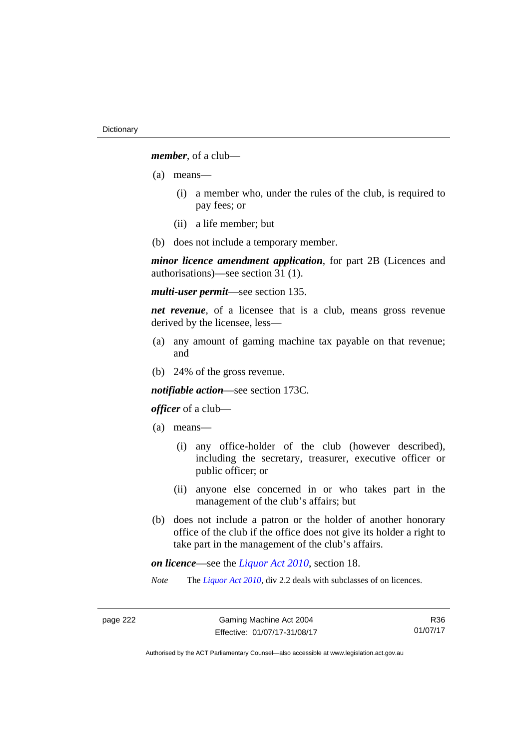***member***, of a club—

(a) means—

(i) a member who, under the rules of the club, is required to pay fees; or

(ii) a life member; but

(b) does not include a temporary member.

***minor licence amendment application***, for part 2B (Licences and authorisations)—see section 31 (1).

***multi-user permit***—see section 135.

***net revenue***, of a licensee that is a club, means gross revenue derived by the licensee, less—

(a) any amount of gaming machine tax payable on that revenue; and

(b) 24% of the gross revenue.

***notifiable action***—see section 173C.

***officer*** of a club—

(a) means—

(i) any office-holder of the club (however described), including the secretary, treasurer, executive officer or public officer; or

(ii) anyone else concerned in or who takes part in the management of the club's affairs; but

(b) does not include a patron or the holder of another honorary office of the club if the office does not give its holder a right to take part in the management of the club's affairs.

***on licence***—see the *Liquor Act 2010*, section 18.

*Note* The *Liquor Act 2010*, div 2.2 deals with subclasses of on licences.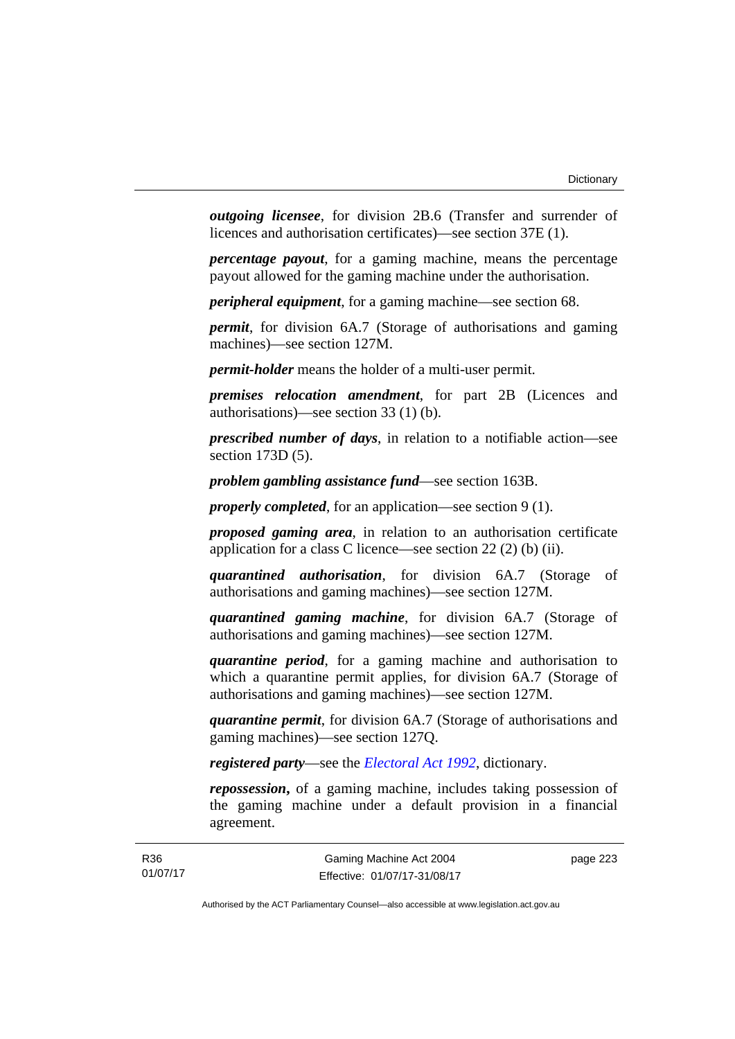***outgoing licensee***, for division 2B.6 (Transfer and surrender of licences and authorisation certificates)—see section 37E (1).

***percentage payout***, for a gaming machine, means the percentage payout allowed for the gaming machine under the authorisation.

***peripheral equipment***, for a gaming machine—see section 68.

***permit***, for division 6A.7 (Storage of authorisations and gaming machines)—see section 127M.

***permit-holder*** means the holder of a multi-user permit.

***premises relocation amendment***, for part 2B (Licences and authorisations)—see section 33 (1) (b).

***prescribed number of days***, in relation to a notifiable action—see section 173D (5).

***problem gambling assistance fund***—see section 163B.

***properly completed***, for an application—see section 9 (1).

***proposed gaming area***, in relation to an authorisation certificate application for a class C licence—see section 22 (2) (b) (ii).

***quarantined authorisation***, for division 6A.7 (Storage of authorisations and gaming machines)—see section 127M.

***quarantined gaming machine***, for division 6A.7 (Storage of authorisations and gaming machines)—see section 127M.

***quarantine period***, for a gaming machine and authorisation to which a quarantine permit applies, for division 6A.7 (Storage of authorisations and gaming machines)—see section 127M.

***quarantine permit***, for division 6A.7 (Storage of authorisations and gaming machines)—see section 127Q.

***registered party***—see the *Electoral Act 1992*, dictionary.

***repossession***, of a gaming machine, includes taking possession of the gaming machine under a default provision in a financial agreement.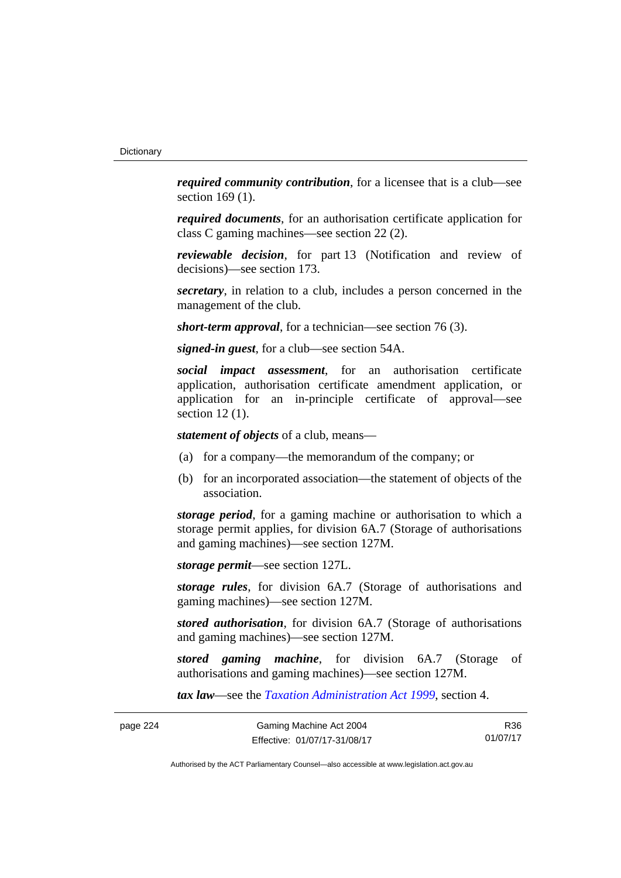***required community contribution***, for a licensee that is a club—see section 169 (1).

***required documents***, for an authorisation certificate application for class C gaming machines—see section 22 (2).

***reviewable decision***, for part 13 (Notification and review of decisions)—see section 173.

***secretary***, in relation to a club, includes a person concerned in the management of the club.

***short-term approval***, for a technician—see section 76 (3).

***signed-in guest***, for a club—see section 54A.

***social impact assessment***, for an authorisation certificate application, authorisation certificate amendment application, or application for an in-principle certificate of approval—see section 12 (1).

***statement of objects*** of a club, means—

(a) for a company—the memorandum of the company; or

(b) for an incorporated association—the statement of objects of the association.

***storage period***, for a gaming machine or authorisation to which a storage permit applies, for division 6A.7 (Storage of authorisations and gaming machines)—see section 127M.

***storage permit***—see section 127L.

***storage rules***, for division 6A.7 (Storage of authorisations and gaming machines)—see section 127M.

***stored authorisation***, for division 6A.7 (Storage of authorisations and gaming machines)—see section 127M.

***stored gaming machine***, for division 6A.7 (Storage of authorisations and gaming machines)—see section 127M.

***tax law***—see the *Taxation Administration Act 1999*, section 4.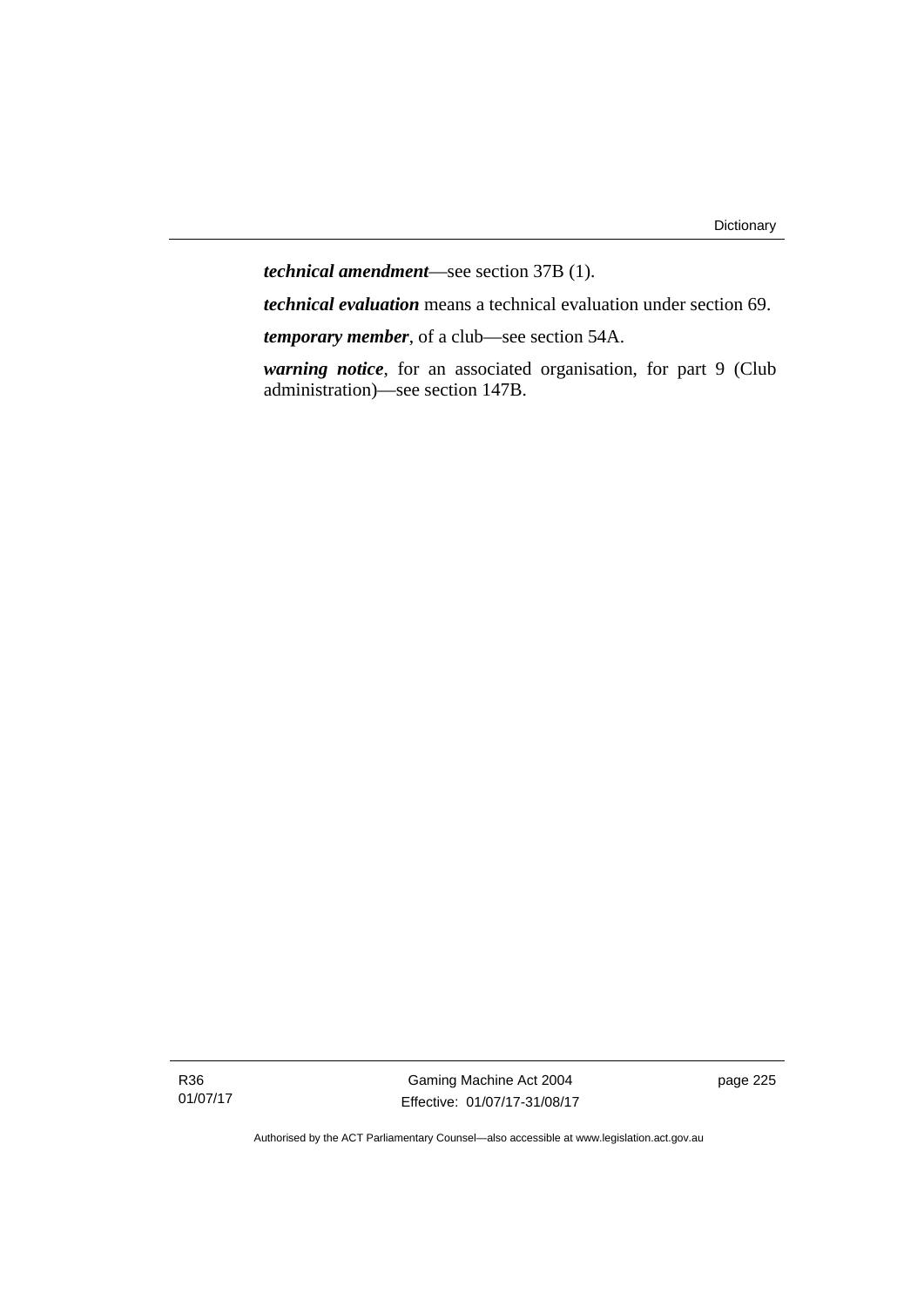***technical amendment***—see section 37B (1).

***technical evaluation*** means a technical evaluation under section 69.

***temporary member***, of a club—see section 54A.

***warning notice***, for an associated organisation, for part 9 (Club administration)—see section 147B.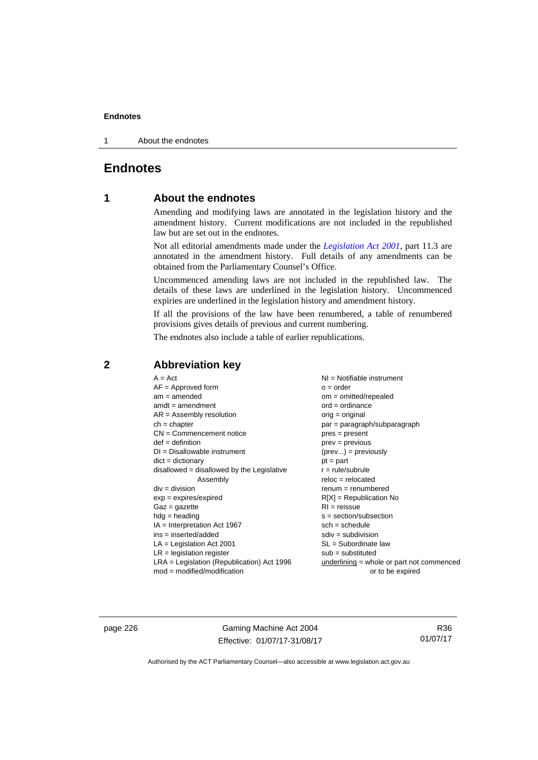# Endnotes

## 1 About the endnotes

Amending and modifying laws are annotated in the legislation history and the amendment history. Current modifications are not included in the republished law but are set out in the endnotes.

Not all editorial amendments made under the *Legislation Act 2001*, part 11.3 are annotated in the amendment history. Full details of any amendments can be obtained from the Parliamentary Counsel's Office.

Uncommenced amending laws are not included in the republished law. The details of these laws are underlined in the legislation history. Uncommenced expiries are underlined in the legislation history and amendment history.

If all the provisions of the law have been renumbered, a table of renumbered provisions gives details of previous and current numbering.

The endnotes also include a table of earlier republications.

## 2 Abbreviation key

A = Act
AF = Approved form
am = amended
amdt = amendment
AR = Assembly resolution
ch = chapter
CN = Commencement notice
def = definition
DI = Disallowable instrument
dict = dictionary
disallowed = disallowed by the Legislative Assembly
div = division
exp = expires/expired
Gaz = gazette
hdg = heading
IA = Interpretation Act 1967
ins = inserted/added
LA = Legislation Act 2001
LR = legislation register
LRA = Legislation (Republication) Act 1996
mod = modified/modification
NI = Notifiable instrument
o = order
om = omitted/repealed
ord = ordinance
orig = original
par = paragraph/subparagraph
pres = present
prev = previous
(prev...) = previously
pt = part
r = rule/subrule
reloc = relocated
renum = renumbered
R[X] = Republication No
RI = reissue
s = section/subsection
sch = schedule
sdiv = subdivision
SL = Subordinate law
sub = substituted
underlining = whole or part not commenced or to be expired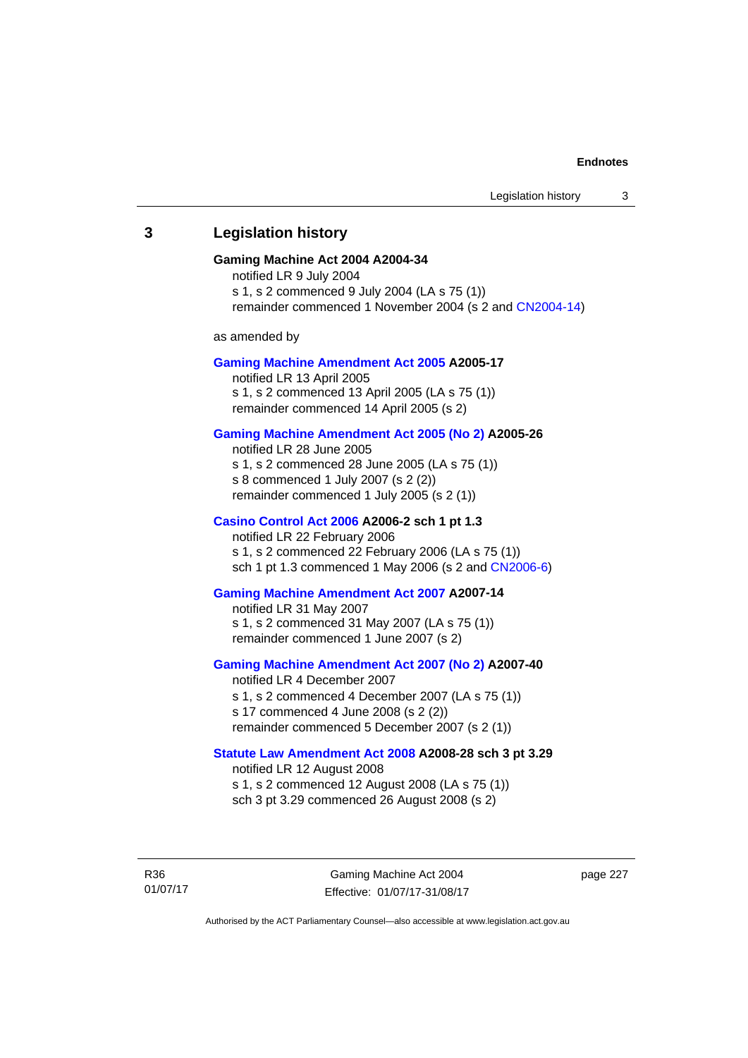## 3 Legislation history

**Gaming Machine Act 2004 A2004-34**

notified LR 9 July 2004

s 1, s 2 commenced 9 July 2004 (LA s 75 (1))

remainder commenced 1 November 2004 (s 2 and CN2004-14)

as amended by

**Gaming Machine Amendment Act 2005 A2005-17**

notified LR 13 April 2005

s 1, s 2 commenced 13 April 2005 (LA s 75 (1))

remainder commenced 14 April 2005 (s 2)

**Gaming Machine Amendment Act 2005 (No 2) A2005-26**

notified LR 28 June 2005

s 1, s 2 commenced 28 June 2005 (LA s 75 (1))

s 8 commenced 1 July 2007 (s 2 (2))

remainder commenced 1 July 2005 (s 2 (1))

**Casino Control Act 2006 A2006-2 sch 1 pt 1.3**

notified LR 22 February 2006

s 1, s 2 commenced 22 February 2006 (LA s 75 (1))

sch 1 pt 1.3 commenced 1 May 2006 (s 2 and CN2006-6)

**Gaming Machine Amendment Act 2007 A2007-14**

notified LR 31 May 2007

s 1, s 2 commenced 31 May 2007 (LA s 75 (1))

remainder commenced 1 June 2007 (s 2)

**Gaming Machine Amendment Act 2007 (No 2) A2007-40**

notified LR 4 December 2007

s 1, s 2 commenced 4 December 2007 (LA s 75 (1))

s 17 commenced 4 June 2008 (s 2 (2))

remainder commenced 5 December 2007 (s 2 (1))

**Statute Law Amendment Act 2008 A2008-28 sch 3 pt 3.29**

notified LR 12 August 2008

s 1, s 2 commenced 12 August 2008 (LA s 75 (1))

sch 3 pt 3.29 commenced 26 August 2008 (s 2)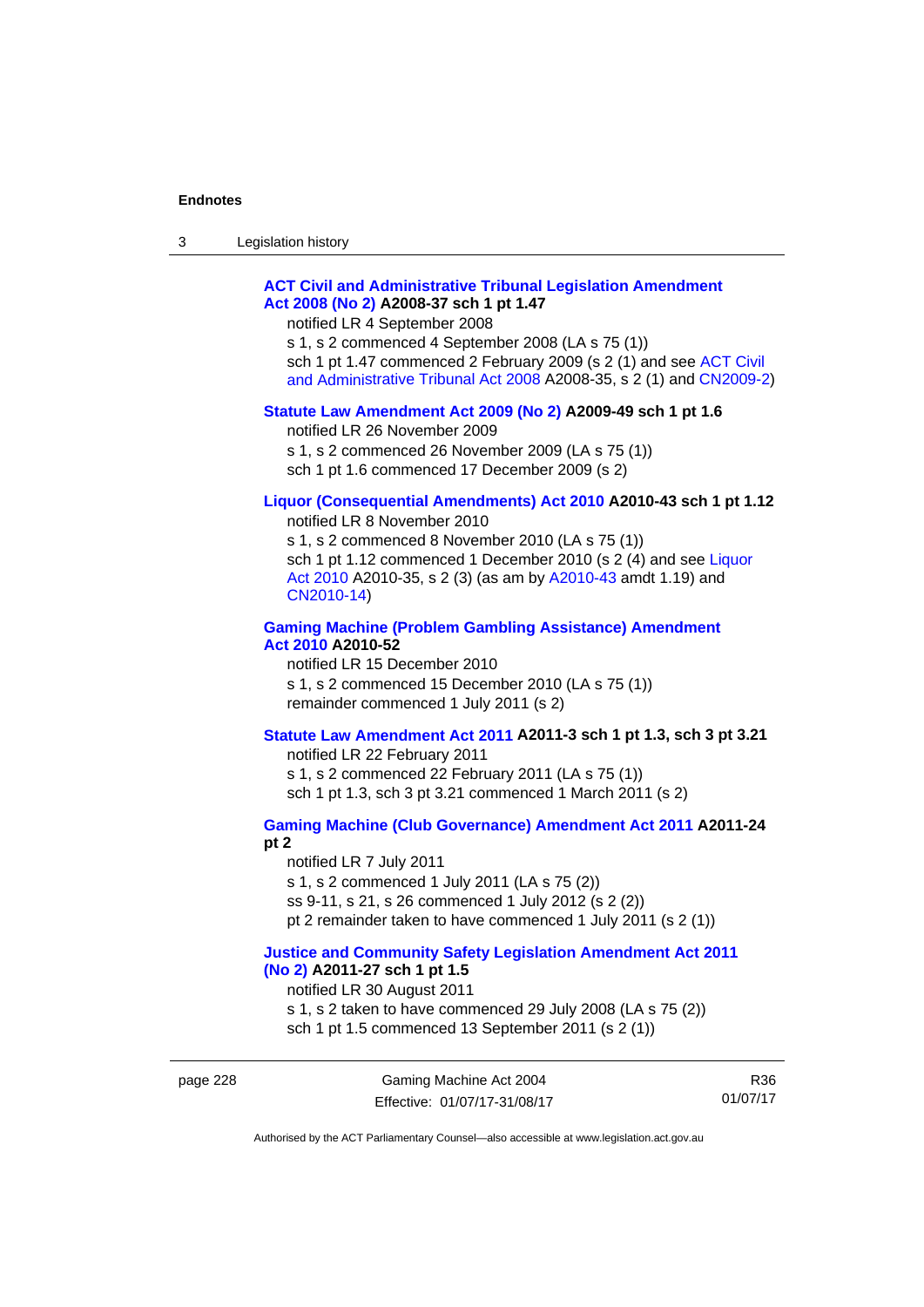**ACT Civil and Administrative Tribunal Legislation Amendment Act 2008 (No 2) A2008-37 sch 1 pt 1.47**

notified LR 4 September 2008

s 1, s 2 commenced 4 September 2008 (LA s 75 (1))

sch 1 pt 1.47 commenced 2 February 2009 (s 2 (1) and see ACT Civil and Administrative Tribunal Act 2008 A2008-35, s 2 (1) and CN2009-2)

**Statute Law Amendment Act 2009 (No 2) A2009-49 sch 1 pt 1.6**

notified LR 26 November 2009

s 1, s 2 commenced 26 November 2009 (LA s 75 (1))

sch 1 pt 1.6 commenced 17 December 2009 (s 2)

**Liquor (Consequential Amendments) Act 2010 A2010-43 sch 1 pt 1.12**

notified LR 8 November 2010

s 1, s 2 commenced 8 November 2010 (LA s 75 (1))

sch 1 pt 1.12 commenced 1 December 2010 (s 2 (4) and see Liquor Act 2010 A2010-35, s 2 (3) (as am by A2010-43 amdt 1.19) and CN2010-14)

**Gaming Machine (Problem Gambling Assistance) Amendment Act 2010 A2010-52**

notified LR 15 December 2010

s 1, s 2 commenced 15 December 2010 (LA s 75 (1))

remainder commenced 1 July 2011 (s 2)

**Statute Law Amendment Act 2011 A2011-3 sch 1 pt 1.3, sch 3 pt 3.21**

notified LR 22 February 2011

s 1, s 2 commenced 22 February 2011 (LA s 75 (1))

sch 1 pt 1.3, sch 3 pt 3.21 commenced 1 March 2011 (s 2)

**Gaming Machine (Club Governance) Amendment Act 2011 A2011-24 pt 2**

notified LR 7 July 2011

s 1, s 2 commenced 1 July 2011 (LA s 75 (2))

ss 9-11, s 21, s 26 commenced 1 July 2012 (s 2 (2))

pt 2 remainder taken to have commenced 1 July 2011 (s 2 (1))

**Justice and Community Safety Legislation Amendment Act 2011 (No 2) A2011-27 sch 1 pt 1.5**

notified LR 30 August 2011

s 1, s 2 taken to have commenced 29 July 2008 (LA s 75 (2))

sch 1 pt 1.5 commenced 13 September 2011 (s 2 (1))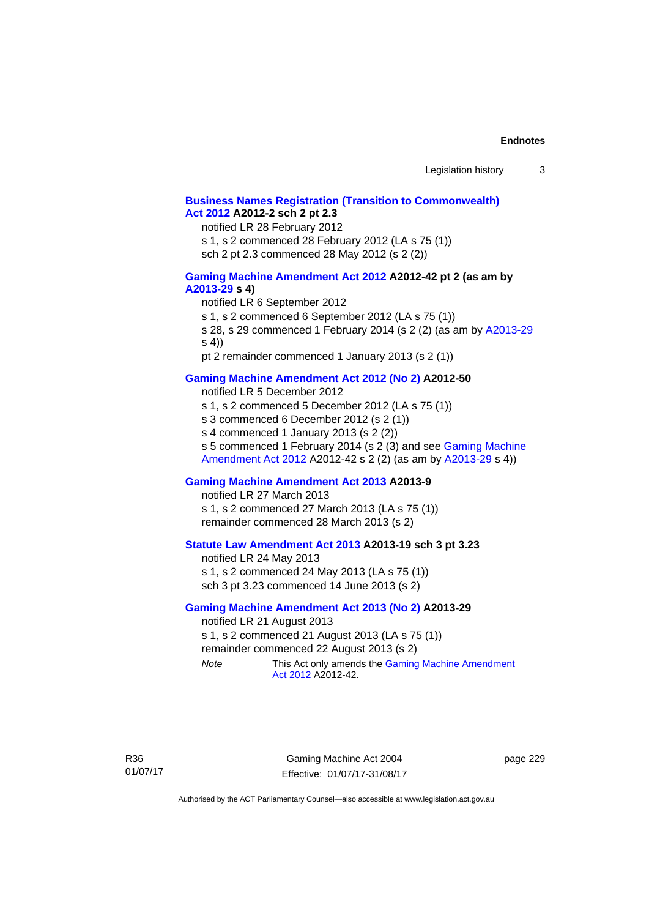**Business Names Registration (Transition to Commonwealth) Act 2012 A2012-2 sch 2 pt 2.3**

notified LR 28 February 2012

s 1, s 2 commenced 28 February 2012 (LA s 75 (1))

sch 2 pt 2.3 commenced 28 May 2012 (s 2 (2))

**Gaming Machine Amendment Act 2012 A2012-42 pt 2 (as am by A2013-29 s 4)**

notified LR 6 September 2012

s 1, s 2 commenced 6 September 2012 (LA s 75 (1))

s 28, s 29 commenced 1 February 2014 (s 2 (2) (as am by A2013-29 s 4))

pt 2 remainder commenced 1 January 2013 (s 2 (1))

**Gaming Machine Amendment Act 2012 (No 2) A2012-50**

notified LR 5 December 2012

s 1, s 2 commenced 5 December 2012 (LA s 75 (1))

s 3 commenced 6 December 2012 (s 2 (1))

s 4 commenced 1 January 2013 (s 2 (2))

s 5 commenced 1 February 2014 (s 2 (3) and see Gaming Machine Amendment Act 2012 A2012-42 s 2 (2) (as am by A2013-29 s 4))

**Gaming Machine Amendment Act 2013 A2013-9**

notified LR 27 March 2013

s 1, s 2 commenced 27 March 2013 (LA s 75 (1))

remainder commenced 28 March 2013 (s 2)

**Statute Law Amendment Act 2013 A2013-19 sch 3 pt 3.23**

notified LR 24 May 2013

s 1, s 2 commenced 24 May 2013 (LA s 75 (1))

sch 3 pt 3.23 commenced 14 June 2013 (s 2)

**Gaming Machine Amendment Act 2013 (No 2) A2013-29**

notified LR 21 August 2013

s 1, s 2 commenced 21 August 2013 (LA s 75 (1))

remainder commenced 22 August 2013 (s 2)

*Note* This Act only amends the Gaming Machine Amendment Act 2012 A2012-42.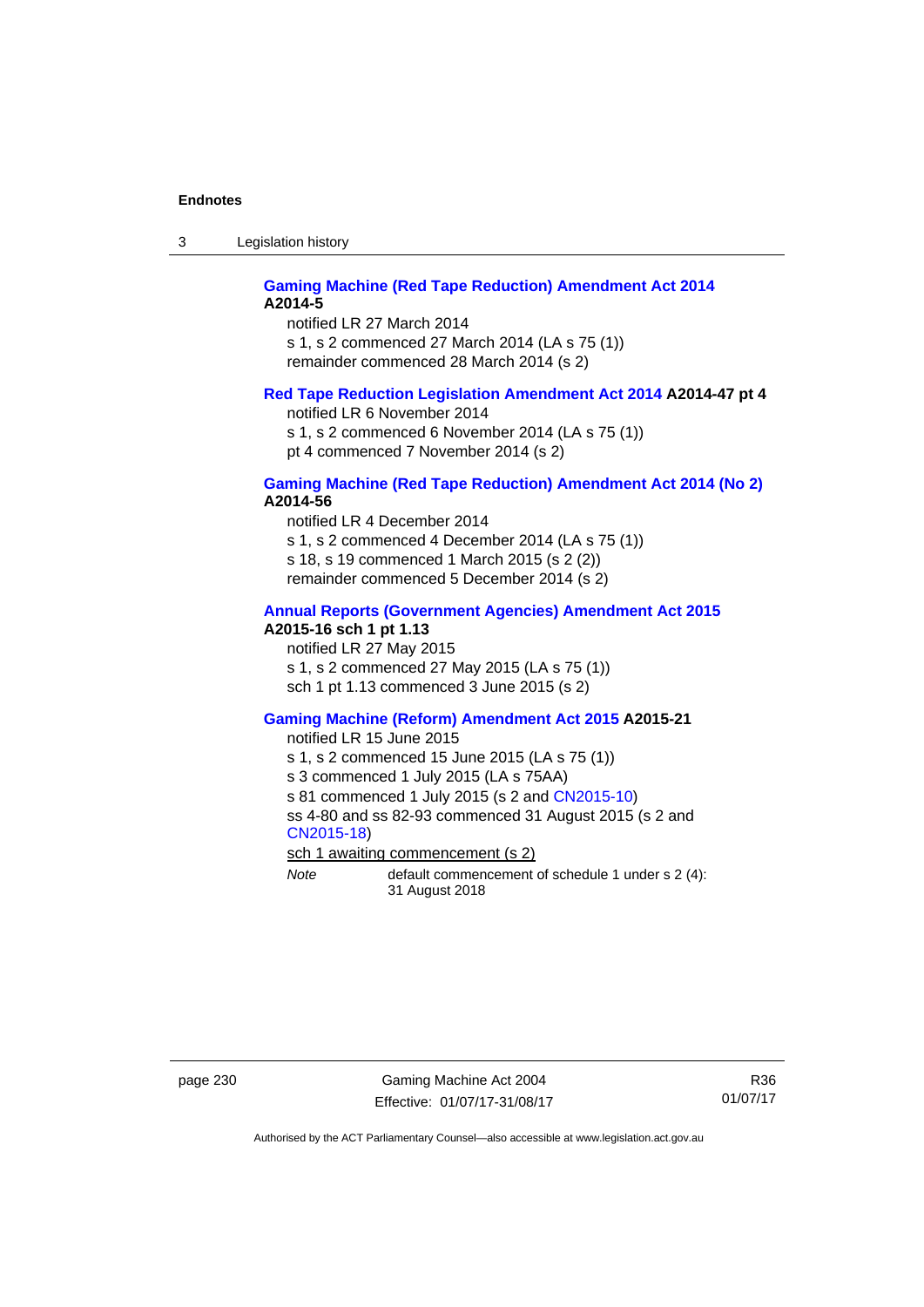**Gaming Machine (Red Tape Reduction) Amendment Act 2014 A2014-5**

notified LR 27 March 2014
s 1, s 2 commenced 27 March 2014 (LA s 75 (1))
remainder commenced 28 March 2014 (s 2)

**Red Tape Reduction Legislation Amendment Act 2014 A2014-47 pt 4**

notified LR 6 November 2014
s 1, s 2 commenced 6 November 2014 (LA s 75 (1))
pt 4 commenced 7 November 2014 (s 2)

**Gaming Machine (Red Tape Reduction) Amendment Act 2014 (No 2) A2014-56**

notified LR 4 December 2014
s 1, s 2 commenced 4 December 2014 (LA s 75 (1))
s 18, s 19 commenced 1 March 2015 (s 2 (2))
remainder commenced 5 December 2014 (s 2)

**Annual Reports (Government Agencies) Amendment Act 2015 A2015-16 sch 1 pt 1.13**

notified LR 27 May 2015
s 1, s 2 commenced 27 May 2015 (LA s 75 (1))
sch 1 pt 1.13 commenced 3 June 2015 (s 2)

**Gaming Machine (Reform) Amendment Act 2015 A2015-21**

notified LR 15 June 2015
s 1, s 2 commenced 15 June 2015 (LA s 75 (1))
s 3 commenced 1 July 2015 (LA s 75AA)
s 81 commenced 1 July 2015 (s 2 and CN2015-10)
ss 4-80 and ss 82-93 commenced 31 August 2015 (s 2 and CN2015-18)
sch 1 awaiting commencement (s 2)

*Note* default commencement of schedule 1 under s 2 (4): 31 August 2018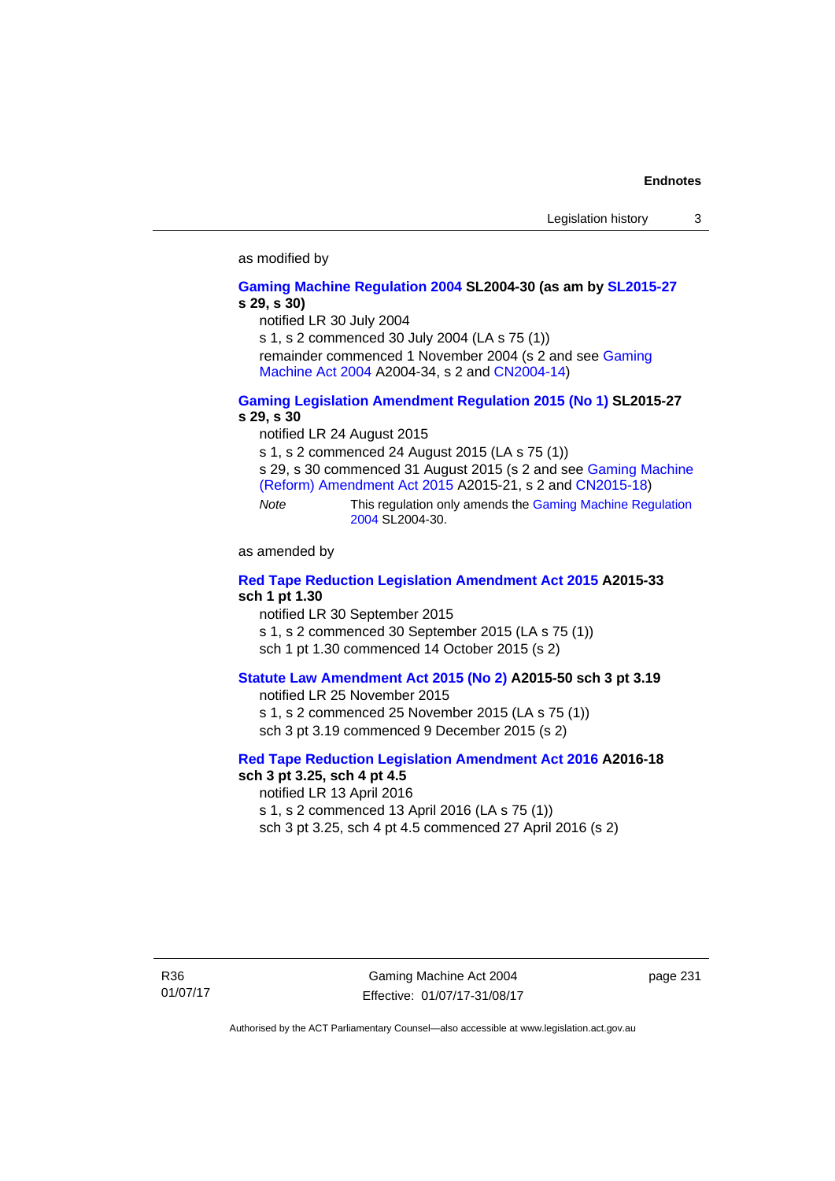as modified by

**Gaming Machine Regulation 2004 SL2004-30 (as am by SL2015-27 s 29, s 30)**

notified LR 30 July 2004

s 1, s 2 commenced 30 July 2004 (LA s 75 (1))

remainder commenced 1 November 2004 (s 2 and see Gaming Machine Act 2004 A2004-34, s 2 and CN2004-14)

**Gaming Legislation Amendment Regulation 2015 (No 1) SL2015-27 s 29, s 30**

notified LR 24 August 2015

s 1, s 2 commenced 24 August 2015 (LA s 75 (1))

s 29, s 30 commenced 31 August 2015 (s 2 and see Gaming Machine (Reform) Amendment Act 2015 A2015-21, s 2 and CN2015-18)

*Note* This regulation only amends the Gaming Machine Regulation 2004 SL2004-30.

as amended by

**Red Tape Reduction Legislation Amendment Act 2015 A2015-33 sch 1 pt 1.30**

notified LR 30 September 2015

s 1, s 2 commenced 30 September 2015 (LA s 75 (1))

sch 1 pt 1.30 commenced 14 October 2015 (s 2)

**Statute Law Amendment Act 2015 (No 2) A2015-50 sch 3 pt 3.19**

notified LR 25 November 2015

s 1, s 2 commenced 25 November 2015 (LA s 75 (1))

sch 3 pt 3.19 commenced 9 December 2015 (s 2)

**Red Tape Reduction Legislation Amendment Act 2016 A2016-18 sch 3 pt 3.25, sch 4 pt 4.5**

notified LR 13 April 2016

s 1, s 2 commenced 13 April 2016 (LA s 75 (1))

sch 3 pt 3.25, sch 4 pt 4.5 commenced 27 April 2016 (s 2)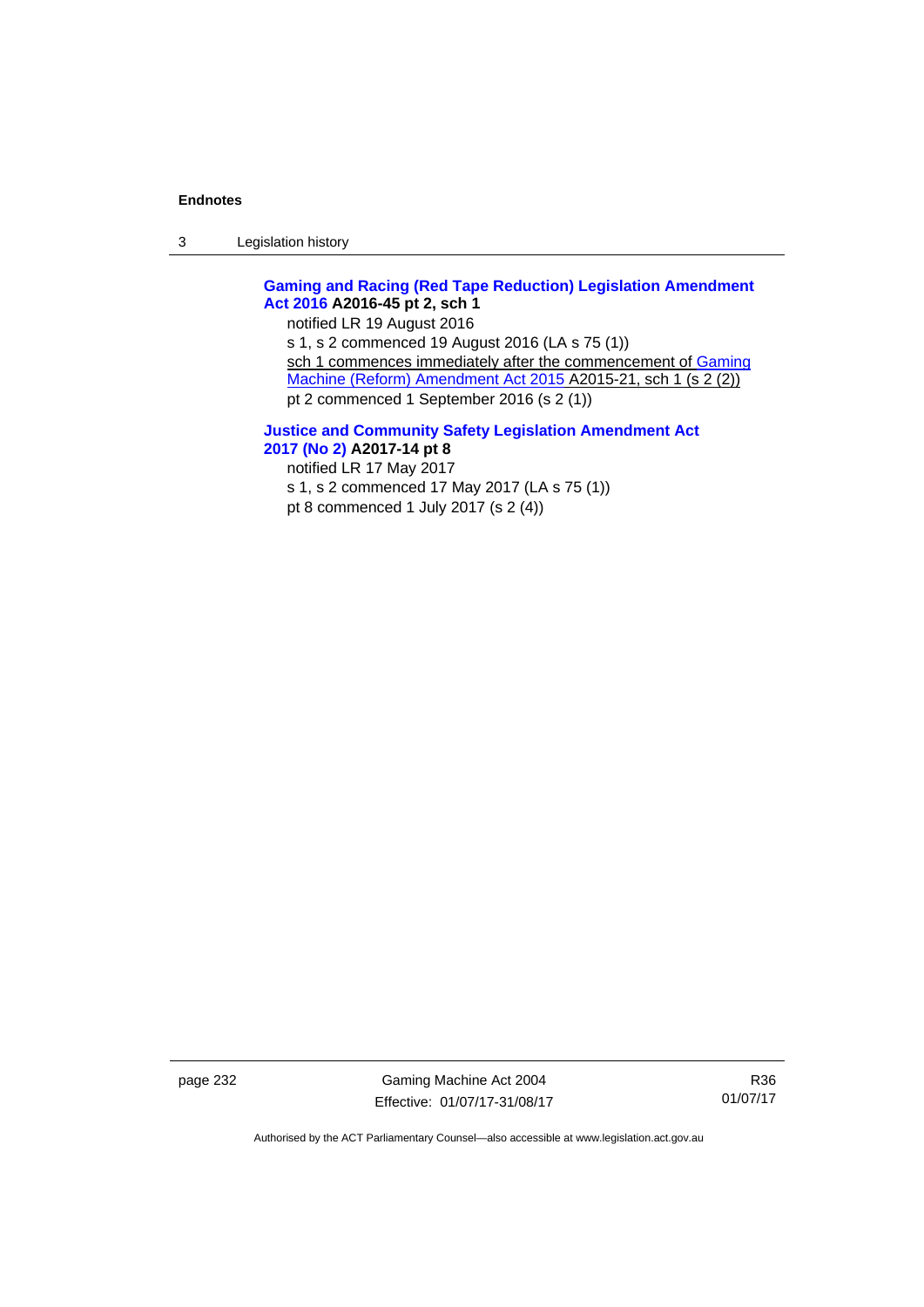**Gaming and Racing (Red Tape Reduction) Legislation Amendment Act 2016 A2016-45 pt 2, sch 1**

notified LR 19 August 2016

s 1, s 2 commenced 19 August 2016 (LA s 75 (1))

sch 1 commences immediately after the commencement of Gaming Machine (Reform) Amendment Act 2015 A2015-21, sch 1 (s 2 (2))

pt 2 commenced 1 September 2016 (s 2 (1))

**Justice and Community Safety Legislation Amendment Act 2017 (No 2) A2017-14 pt 8**

notified LR 17 May 2017

s 1, s 2 commenced 17 May 2017 (LA s 75 (1))

pt 8 commenced 1 July 2017 (s 2 (4))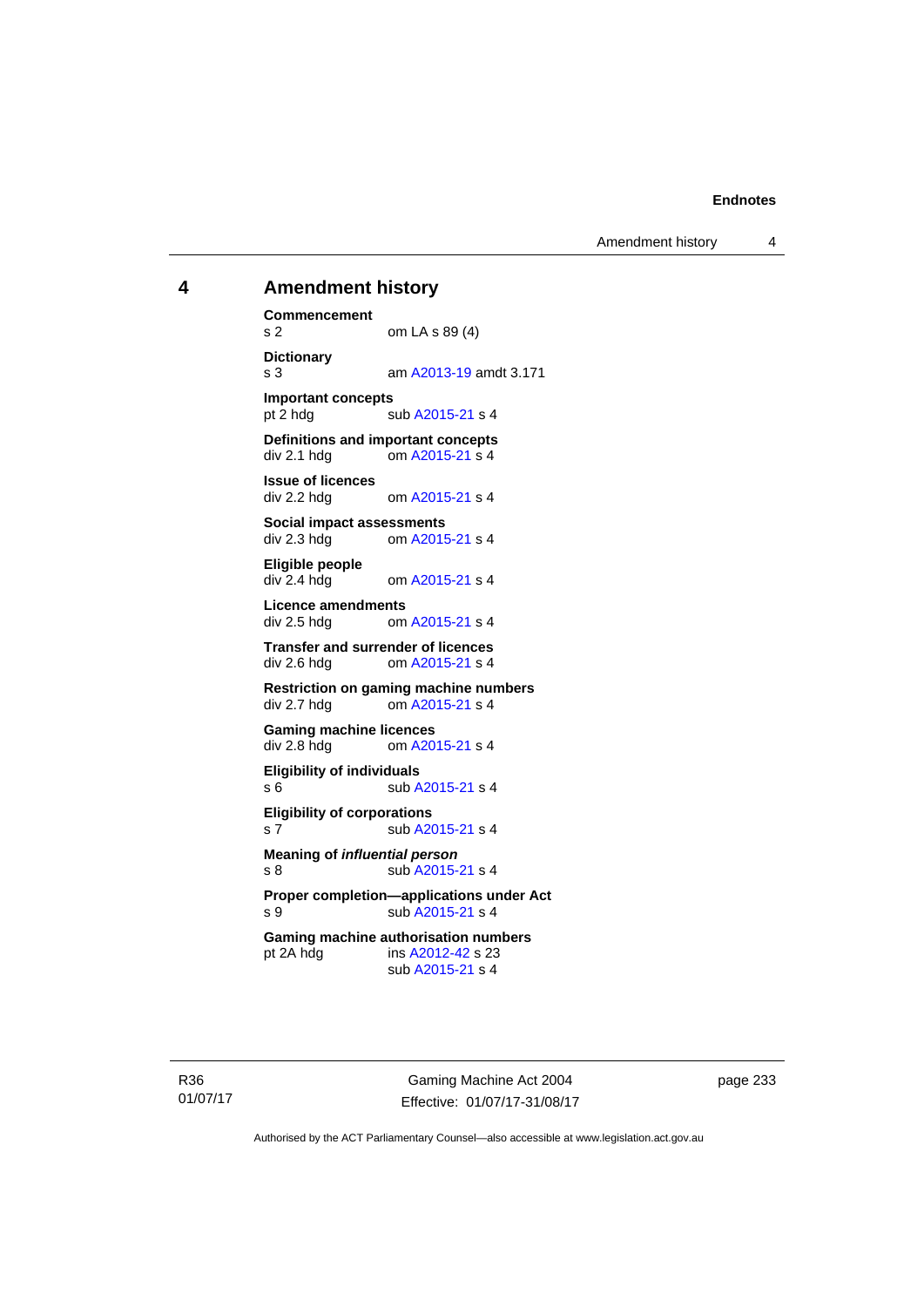# 4 Amendment history

**Commencement**
s 2 om LA s 89 (4)

**Dictionary**
s 3 am A2013-19 amdt 3.171

**Important concepts**
pt 2 hdg sub A2015-21 s 4

**Definitions and important concepts**
div 2.1 hdg om A2015-21 s 4

**Issue of licences**
div 2.2 hdg om A2015-21 s 4

**Social impact assessments**
div 2.3 hdg om A2015-21 s 4

**Eligible people**
div 2.4 hdg om A2015-21 s 4

**Licence amendments**
div 2.5 hdg om A2015-21 s 4

**Transfer and surrender of licences**
div 2.6 hdg om A2015-21 s 4

**Restriction on gaming machine numbers**
div 2.7 hdg om A2015-21 s 4

**Gaming machine licences**
div 2.8 hdg om A2015-21 s 4

**Eligibility of individuals**
s 6 sub A2015-21 s 4

**Eligibility of corporations**
s 7 sub A2015-21 s 4

**Meaning of *influential person***
s 8 sub A2015-21 s 4

**Proper completion—applications under Act**
s 9 sub A2015-21 s 4

**Gaming machine authorisation numbers**
pt 2A hdg ins A2012-42 s 23
sub A2015-21 s 4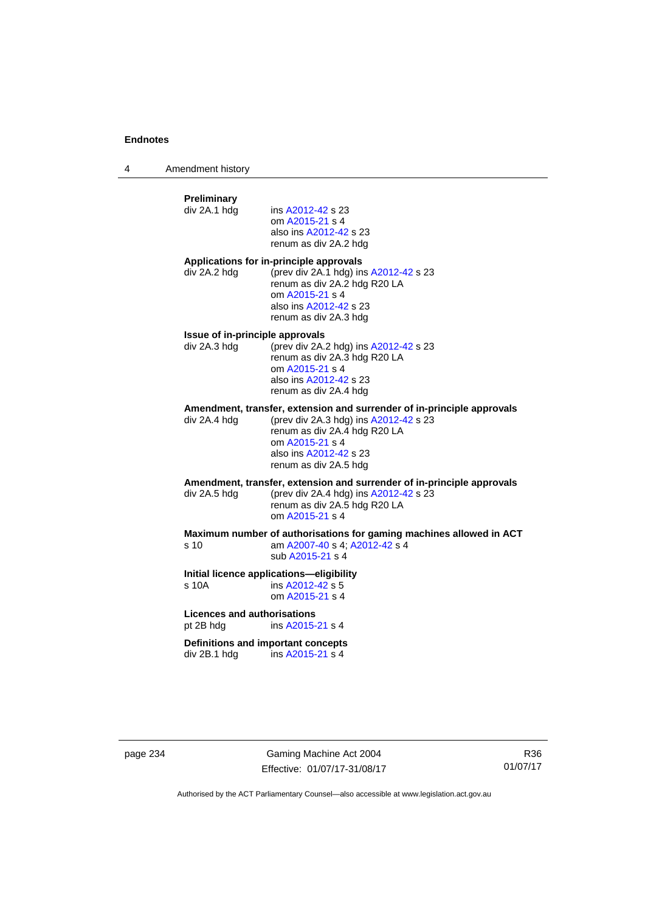**Preliminary**

div 2A.1 hdg ins A2012-42 s 23
om A2015-21 s 4
also ins A2012-42 s 23
renum as div 2A.2 hdg

**Applications for in-principle approvals**

div 2A.2 hdg (prev div 2A.1 hdg) ins A2012-42 s 23
renum as div 2A.2 hdg R20 LA
om A2015-21 s 4
also ins A2012-42 s 23
renum as div 2A.3 hdg

**Issue of in-principle approvals**

div 2A.3 hdg (prev div 2A.2 hdg) ins A2012-42 s 23
renum as div 2A.3 hdg R20 LA
om A2015-21 s 4
also ins A2012-42 s 23
renum as div 2A.4 hdg

**Amendment, transfer, extension and surrender of in-principle approvals**

div 2A.4 hdg (prev div 2A.3 hdg) ins A2012-42 s 23
renum as div 2A.4 hdg R20 LA
om A2015-21 s 4
also ins A2012-42 s 23
renum as div 2A.5 hdg

**Amendment, transfer, extension and surrender of in-principle approvals**

div 2A.5 hdg (prev div 2A.4 hdg) ins A2012-42 s 23
renum as div 2A.5 hdg R20 LA
om A2015-21 s 4

**Maximum number of authorisations for gaming machines allowed in ACT**

s 10 am A2007-40 s 4; A2012-42 s 4
sub A2015-21 s 4

**Initial licence applications—eligibility**

s 10A ins A2012-42 s 5
om A2015-21 s 4

**Licences and authorisations**

pt 2B hdg ins A2015-21 s 4

**Definitions and important concepts**

div 2B.1 hdg ins A2015-21 s 4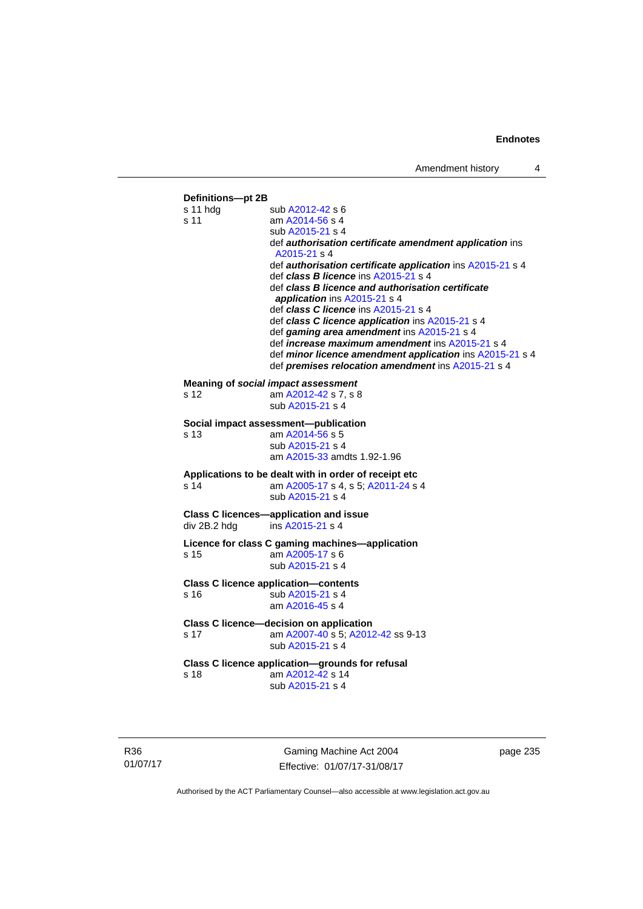**Definitions—pt 2B**

s 11 hdg — sub A2012-42 s 6

s 11 — am A2014-56 s 4
sub A2015-21 s 4
def ***authorisation certificate amendment application*** ins A2015-21 s 4
def ***authorisation certificate application*** ins A2015-21 s 4
def ***class B licence*** ins A2015-21 s 4
def ***class B licence and authorisation certificate application*** ins A2015-21 s 4
def ***class C licence*** ins A2015-21 s 4
def ***class C licence application*** ins A2015-21 s 4
def ***gaming area amendment*** ins A2015-21 s 4
def ***increase maximum amendment*** ins A2015-21 s 4
def ***minor licence amendment application*** ins A2015-21 s 4
def ***premises relocation amendment*** ins A2015-21 s 4

**Meaning of *social impact assessment***

s 12 — am A2012-42 s 7, s 8
sub A2015-21 s 4

**Social impact assessment—publication**

s 13 — am A2014-56 s 5
sub A2015-21 s 4
am A2015-33 amdts 1.92-1.96

**Applications to be dealt with in order of receipt etc**

s 14 — am A2005-17 s 4, s 5; A2011-24 s 4
sub A2015-21 s 4

**Class C licences—application and issue**

div 2B.2 hdg — ins A2015-21 s 4

**Licence for class C gaming machines—application**

s 15 — am A2005-17 s 6
sub A2015-21 s 4

**Class C licence application—contents**

s 16 — sub A2015-21 s 4
am A2016-45 s 4

**Class C licence—decision on application**

s 17 — am A2007-40 s 5; A2012-42 ss 9-13
sub A2015-21 s 4

**Class C licence application—grounds for refusal**

s 18 — am A2012-42 s 14
sub A2015-21 s 4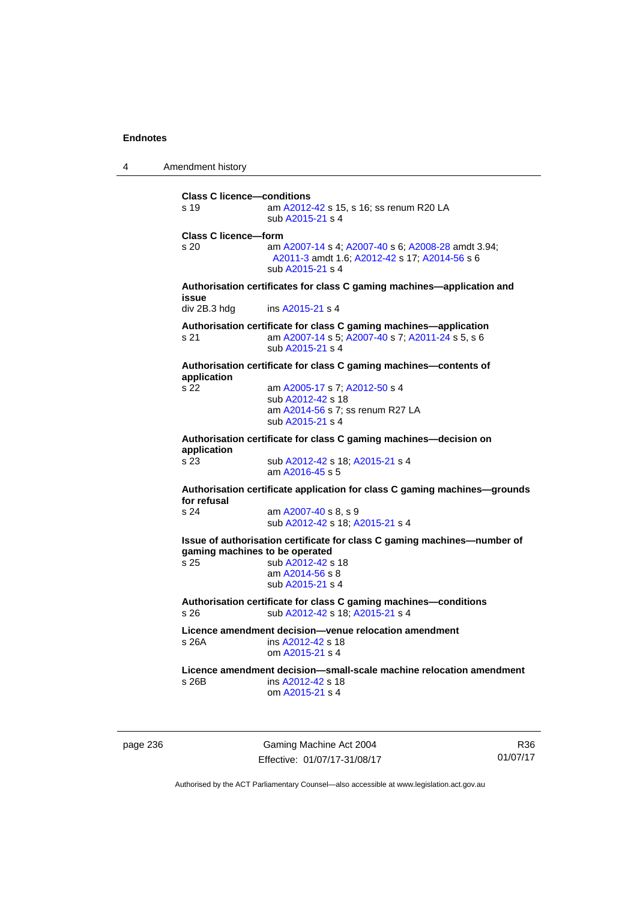**Class C licence—conditions**

s 19 am A2012-42 s 15, s 16; ss renum R20 LA
sub A2015-21 s 4

**Class C licence—form**

s 20 am A2007-14 s 4; A2007-40 s 6; A2008-28 amdt 3.94; A2011-3 amdt 1.6; A2012-42 s 17; A2014-56 s 6
sub A2015-21 s 4

**Authorisation certificates for class C gaming machines—application and issue**

div 2B.3 hdg ins A2015-21 s 4

**Authorisation certificate for class C gaming machines—application**

s 21 am A2007-14 s 5; A2007-40 s 7; A2011-24 s 5, s 6
sub A2015-21 s 4

**Authorisation certificate for class C gaming machines—contents of application**

s 22 am A2005-17 s 7; A2012-50 s 4
sub A2012-42 s 18
am A2014-56 s 7; ss renum R27 LA
sub A2015-21 s 4

**Authorisation certificate for class C gaming machines—decision on application**

s 23 sub A2012-42 s 18; A2015-21 s 4
am A2016-45 s 5

**Authorisation certificate application for class C gaming machines—grounds for refusal**

s 24 am A2007-40 s 8, s 9
sub A2012-42 s 18; A2015-21 s 4

**Issue of authorisation certificate for class C gaming machines—number of gaming machines to be operated**

s 25 sub A2012-42 s 18
am A2014-56 s 8
sub A2015-21 s 4

**Authorisation certificate for class C gaming machines—conditions**

s 26 sub A2012-42 s 18; A2015-21 s 4

**Licence amendment decision—venue relocation amendment**

s 26A ins A2012-42 s 18
om A2015-21 s 4

**Licence amendment decision—small-scale machine relocation amendment**

s 26B ins A2012-42 s 18
om A2015-21 s 4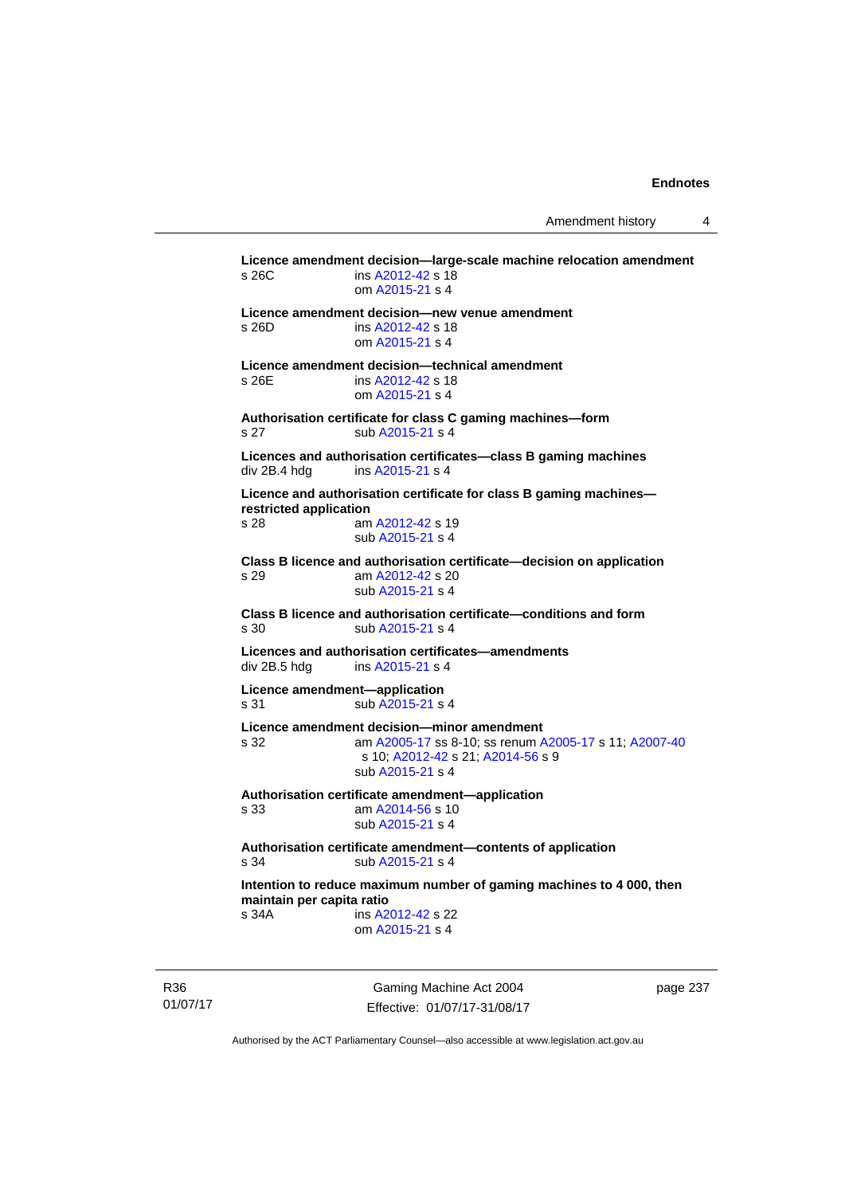**Licence amendment decision—large-scale machine relocation amendment**

s 26C ins A2012-42 s 18
om A2015-21 s 4

**Licence amendment decision—new venue amendment**

s 26D ins A2012-42 s 18
om A2015-21 s 4

**Licence amendment decision—technical amendment**

s 26E ins A2012-42 s 18
om A2015-21 s 4

**Authorisation certificate for class C gaming machines—form**

s 27 sub A2015-21 s 4

**Licences and authorisation certificates—class B gaming machines**

div 2B.4 hdg ins A2015-21 s 4

**Licence and authorisation certificate for class B gaming machines—restricted application**

s 28 am A2012-42 s 19
sub A2015-21 s 4

**Class B licence and authorisation certificate—decision on application**

s 29 am A2012-42 s 20
sub A2015-21 s 4

**Class B licence and authorisation certificate—conditions and form**

s 30 sub A2015-21 s 4

**Licences and authorisation certificates—amendments**

div 2B.5 hdg ins A2015-21 s 4

**Licence amendment—application**

s 31 sub A2015-21 s 4

**Licence amendment decision—minor amendment**

s 32 am A2005-17 ss 8-10; ss renum A2005-17 s 11; A2007-40 s 10; A2012-42 s 21; A2014-56 s 9
sub A2015-21 s 4

**Authorisation certificate amendment—application**

s 33 am A2014-56 s 10
sub A2015-21 s 4

**Authorisation certificate amendment—contents of application**

s 34 sub A2015-21 s 4

**Intention to reduce maximum number of gaming machines to 4 000, then maintain per capita ratio**

s 34A ins A2012-42 s 22
om A2015-21 s 4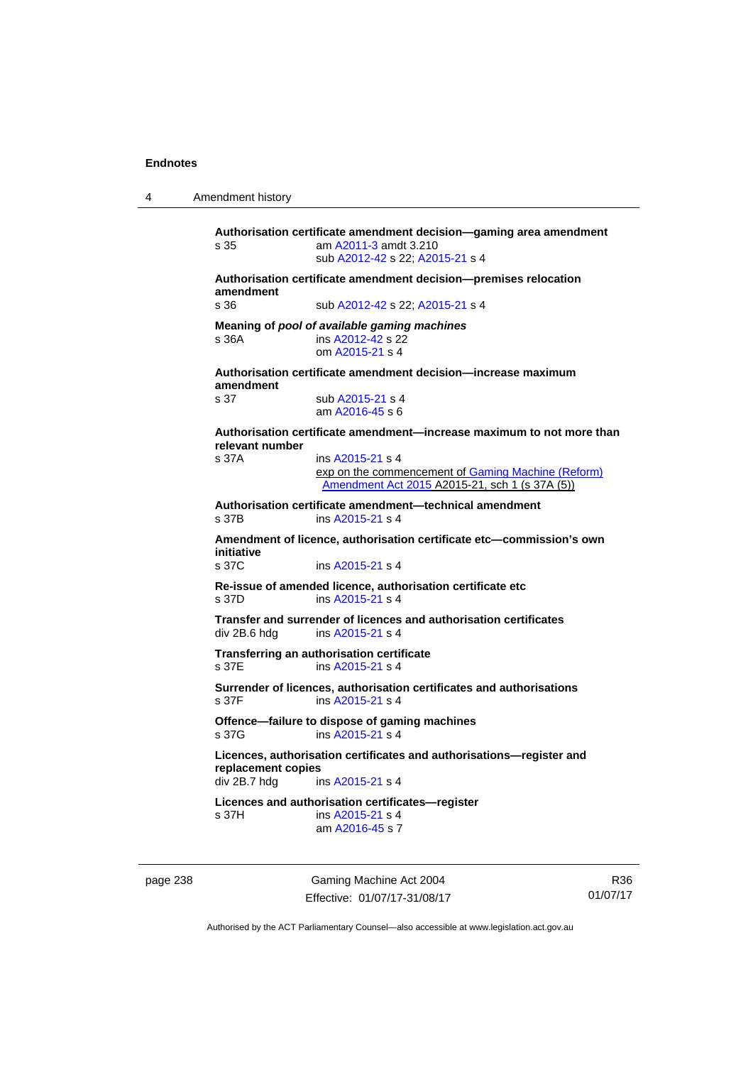**Authorisation certificate amendment decision—gaming area amendment**
s 35 am A2011-3 amdt 3.210
sub A2012-42 s 22; A2015-21 s 4

**Authorisation certificate amendment decision—premises relocation amendment**
s 36 sub A2012-42 s 22; A2015-21 s 4

**Meaning of *pool of available gaming machines***
s 36A ins A2012-42 s 22
om A2015-21 s 4

**Authorisation certificate amendment decision—increase maximum amendment**
s 37 sub A2015-21 s 4
am A2016-45 s 6

**Authorisation certificate amendment—increase maximum to not more than relevant number**
s 37A ins A2015-21 s 4
exp on the commencement of Gaming Machine (Reform) Amendment Act 2015 A2015-21, sch 1 (s 37A (5))

**Authorisation certificate amendment—technical amendment**
s 37B ins A2015-21 s 4

**Amendment of licence, authorisation certificate etc—commission's own initiative**
s 37C ins A2015-21 s 4

**Re-issue of amended licence, authorisation certificate etc**
s 37D ins A2015-21 s 4

**Transfer and surrender of licences and authorisation certificates**
div 2B.6 hdg ins A2015-21 s 4

**Transferring an authorisation certificate**
s 37E ins A2015-21 s 4

**Surrender of licences, authorisation certificates and authorisations**
s 37F ins A2015-21 s 4

**Offence—failure to dispose of gaming machines**
s 37G ins A2015-21 s 4

**Licences, authorisation certificates and authorisations—register and replacement copies**
div 2B.7 hdg ins A2015-21 s 4

**Licences and authorisation certificates—register**
s 37H ins A2015-21 s 4
am A2016-45 s 7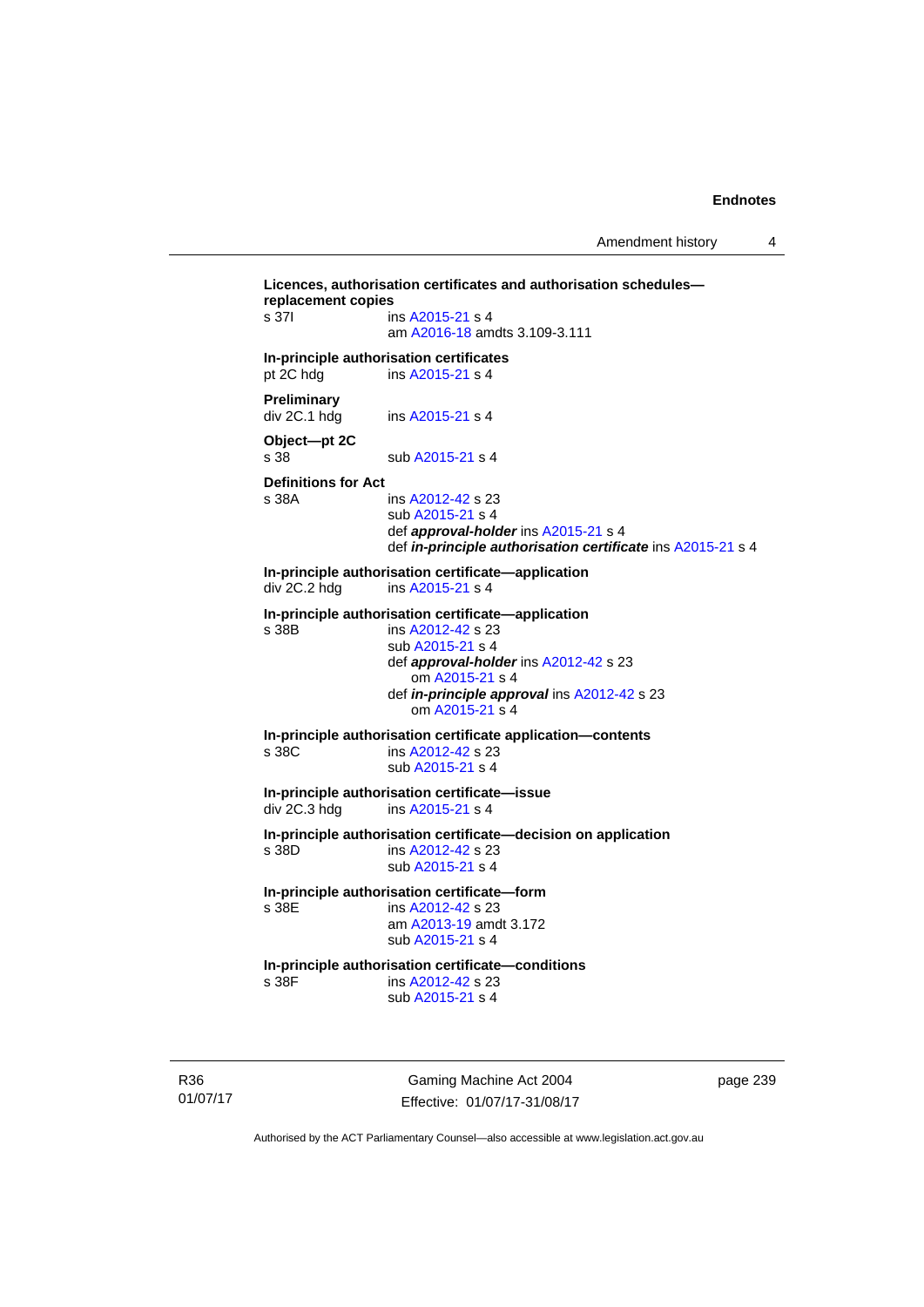**Licences, authorisation certificates and authorisation schedules—replacement copies**
s 37I ins A2015-21 s 4
am A2016-18 amdts 3.109-3.111

**In-principle authorisation certificates**
pt 2C hdg ins A2015-21 s 4

**Preliminary**
div 2C.1 hdg ins A2015-21 s 4

**Object—pt 2C**
s 38 sub A2015-21 s 4

**Definitions for Act**
s 38A ins A2012-42 s 23
sub A2015-21 s 4
def ***approval-holder*** ins A2015-21 s 4
def ***in-principle authorisation certificate*** ins A2015-21 s 4

**In-principle authorisation certificate—application**
div 2C.2 hdg ins A2015-21 s 4

**In-principle authorisation certificate—application**
s 38B ins A2012-42 s 23
sub A2015-21 s 4
def ***approval-holder*** ins A2012-42 s 23
om A2015-21 s 4
def ***in-principle approval*** ins A2012-42 s 23
om A2015-21 s 4

**In-principle authorisation certificate application—contents**
s 38C ins A2012-42 s 23
sub A2015-21 s 4

**In-principle authorisation certificate—issue**
div 2C.3 hdg ins A2015-21 s 4

**In-principle authorisation certificate—decision on application**
s 38D ins A2012-42 s 23
sub A2015-21 s 4

**In-principle authorisation certificate—form**
s 38E ins A2012-42 s 23
am A2013-19 amdt 3.172
sub A2015-21 s 4

**In-principle authorisation certificate—conditions**
s 38F ins A2012-42 s 23
sub A2015-21 s 4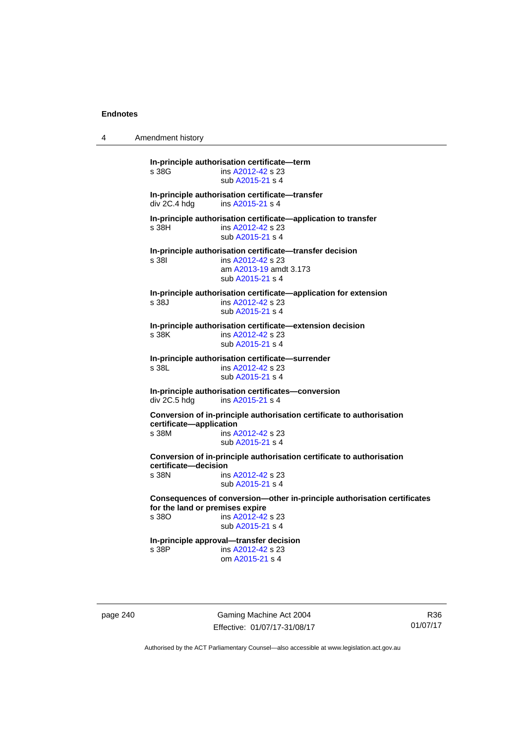**In-principle authorisation certificate—term**

s 38G ins A2012-42 s 23
sub A2015-21 s 4

**In-principle authorisation certificate—transfer**

div 2C.4 hdg ins A2015-21 s 4

**In-principle authorisation certificate—application to transfer**

s 38H ins A2012-42 s 23
sub A2015-21 s 4

**In-principle authorisation certificate—transfer decision**

s 38I ins A2012-42 s 23
am A2013-19 amdt 3.173
sub A2015-21 s 4

**In-principle authorisation certificate—application for extension**

s 38J ins A2012-42 s 23
sub A2015-21 s 4

**In-principle authorisation certificate—extension decision**

s 38K ins A2012-42 s 23
sub A2015-21 s 4

**In-principle authorisation certificate—surrender**

s 38L ins A2012-42 s 23
sub A2015-21 s 4

**In-principle authorisation certificates—conversion**

div 2C.5 hdg ins A2015-21 s 4

**Conversion of in-principle authorisation certificate to authorisation certificate—application**

s 38M ins A2012-42 s 23
sub A2015-21 s 4

**Conversion of in-principle authorisation certificate to authorisation certificate—decision**

s 38N ins A2012-42 s 23
sub A2015-21 s 4

**Consequences of conversion—other in-principle authorisation certificates for the land or premises expire**

s 38O ins A2012-42 s 23
sub A2015-21 s 4

**In-principle approval—transfer decision**

s 38P ins A2012-42 s 23
om A2015-21 s 4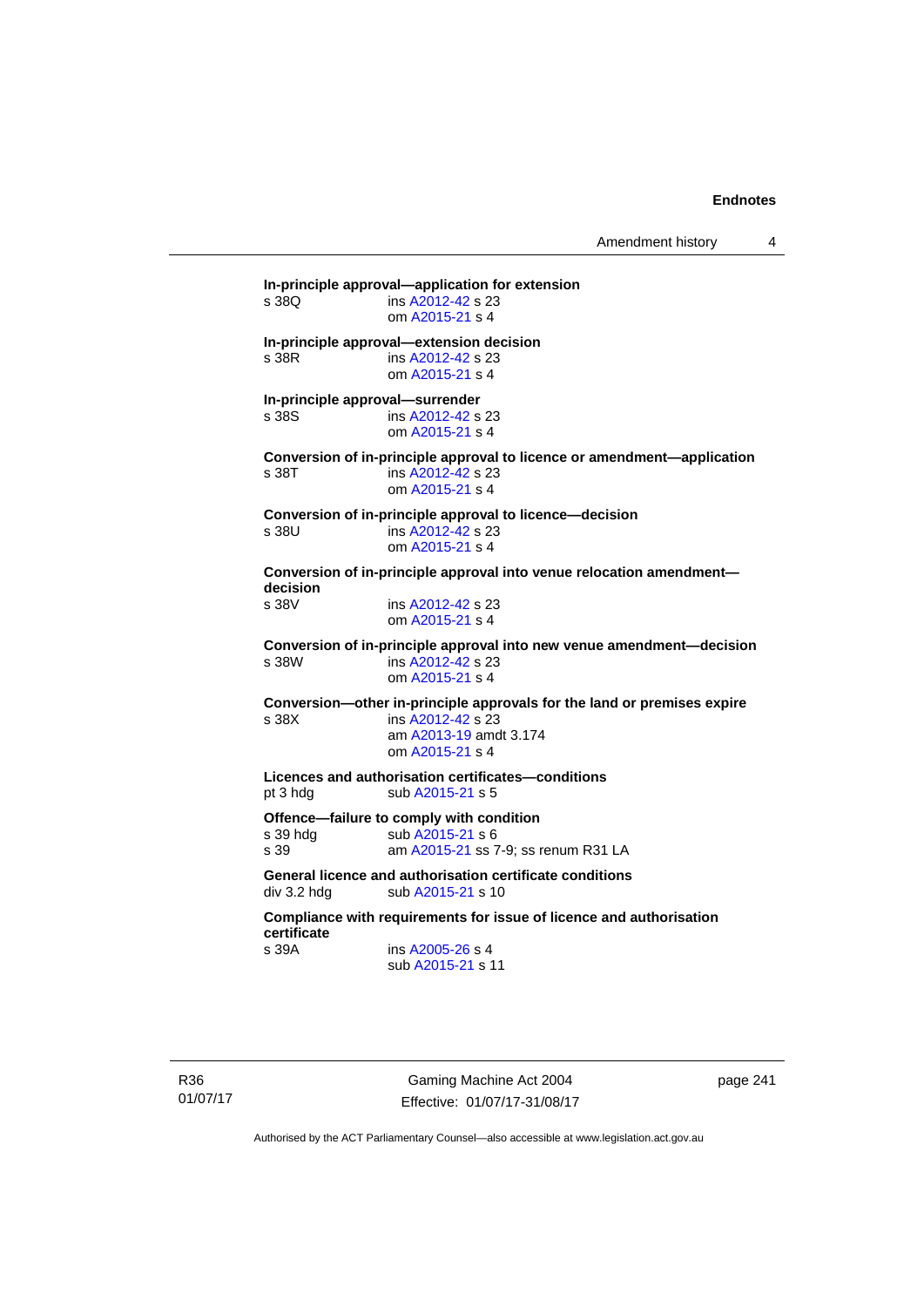**In-principle approval—application for extension**

s 38Q ins A2012-42 s 23
om A2015-21 s 4

**In-principle approval—extension decision**

s 38R ins A2012-42 s 23
om A2015-21 s 4

**In-principle approval—surrender**

s 38S ins A2012-42 s 23
om A2015-21 s 4

**Conversion of in-principle approval to licence or amendment—application**

s 38T ins A2012-42 s 23
om A2015-21 s 4

**Conversion of in-principle approval to licence—decision**

s 38U ins A2012-42 s 23
om A2015-21 s 4

**Conversion of in-principle approval into venue relocation amendment—decision**

s 38V ins A2012-42 s 23
om A2015-21 s 4

**Conversion of in-principle approval into new venue amendment—decision**

s 38W ins A2012-42 s 23
om A2015-21 s 4

**Conversion—other in-principle approvals for the land or premises expire**

s 38X ins A2012-42 s 23
am A2013-19 amdt 3.174
om A2015-21 s 4

**Licences and authorisation certificates—conditions**

pt 3 hdg sub A2015-21 s 5

**Offence—failure to comply with condition**

s 39 hdg sub A2015-21 s 6
s 39 am A2015-21 ss 7-9; ss renum R31 LA

**General licence and authorisation certificate conditions**

div 3.2 hdg sub A2015-21 s 10

**Compliance with requirements for issue of licence and authorisation certificate**

s 39A ins A2005-26 s 4
sub A2015-21 s 11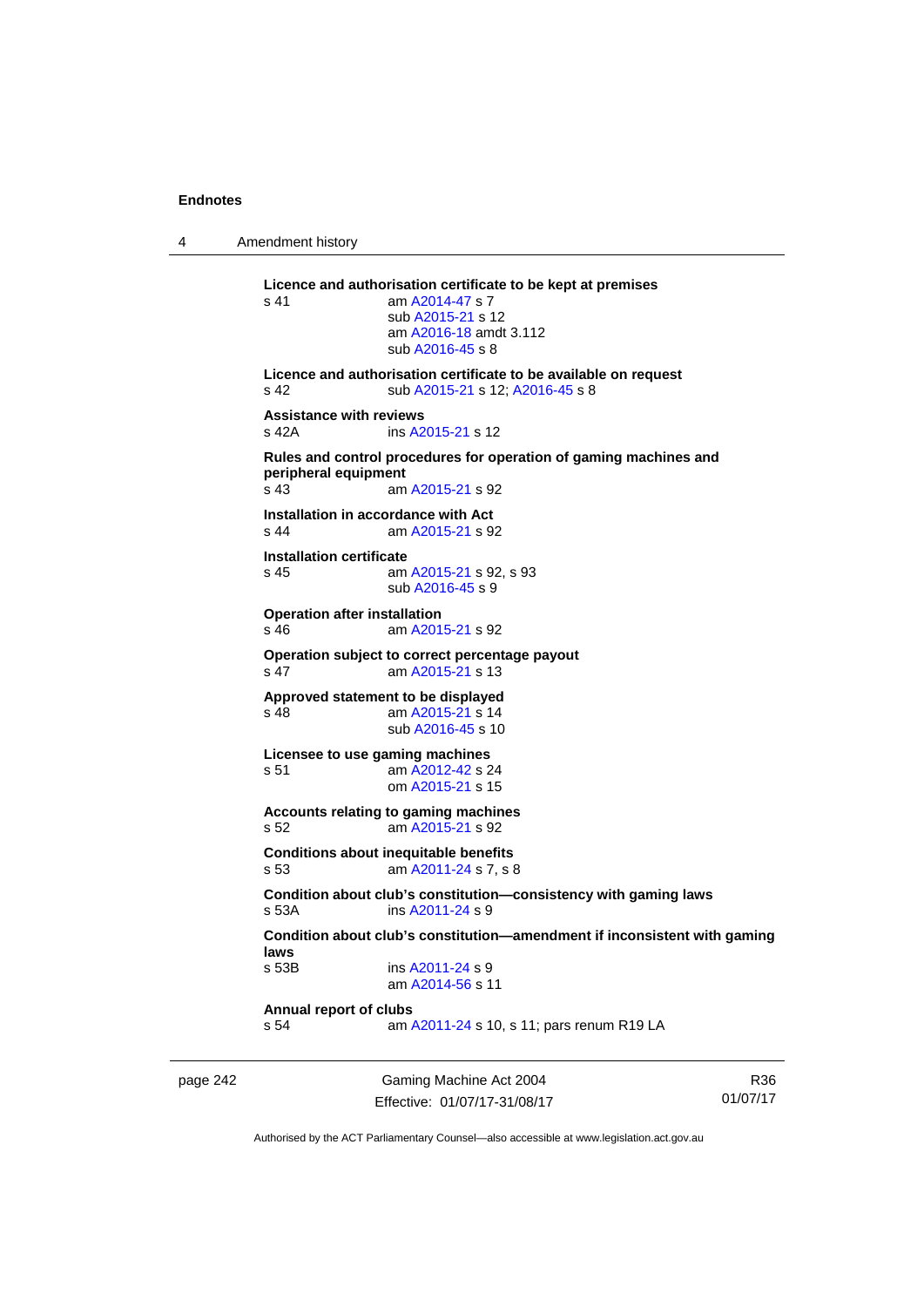**Licence and authorisation certificate to be kept at premises**
s 41 am A2014-47 s 7
sub A2015-21 s 12
am A2016-18 amdt 3.112
sub A2016-45 s 8

**Licence and authorisation certificate to be available on request**
s 42 sub A2015-21 s 12; A2016-45 s 8

**Assistance with reviews**
s 42A ins A2015-21 s 12

**Rules and control procedures for operation of gaming machines and peripheral equipment**
s 43 am A2015-21 s 92

**Installation in accordance with Act**
s 44 am A2015-21 s 92

**Installation certificate**
s 45 am A2015-21 s 92, s 93
sub A2016-45 s 9

**Operation after installation**
s 46 am A2015-21 s 92

**Operation subject to correct percentage payout**
s 47 am A2015-21 s 13

**Approved statement to be displayed**
s 48 am A2015-21 s 14
sub A2016-45 s 10

**Licensee to use gaming machines**
s 51 am A2012-42 s 24
om A2015-21 s 15

**Accounts relating to gaming machines**
s 52 am A2015-21 s 92

**Conditions about inequitable benefits**
s 53 am A2011-24 s 7, s 8

**Condition about club's constitution—consistency with gaming laws**
s 53A ins A2011-24 s 9

**Condition about club's constitution—amendment if inconsistent with gaming laws**
s 53B ins A2011-24 s 9
am A2014-56 s 11

**Annual report of clubs**
s 54 am A2011-24 s 10, s 11; pars renum R19 LA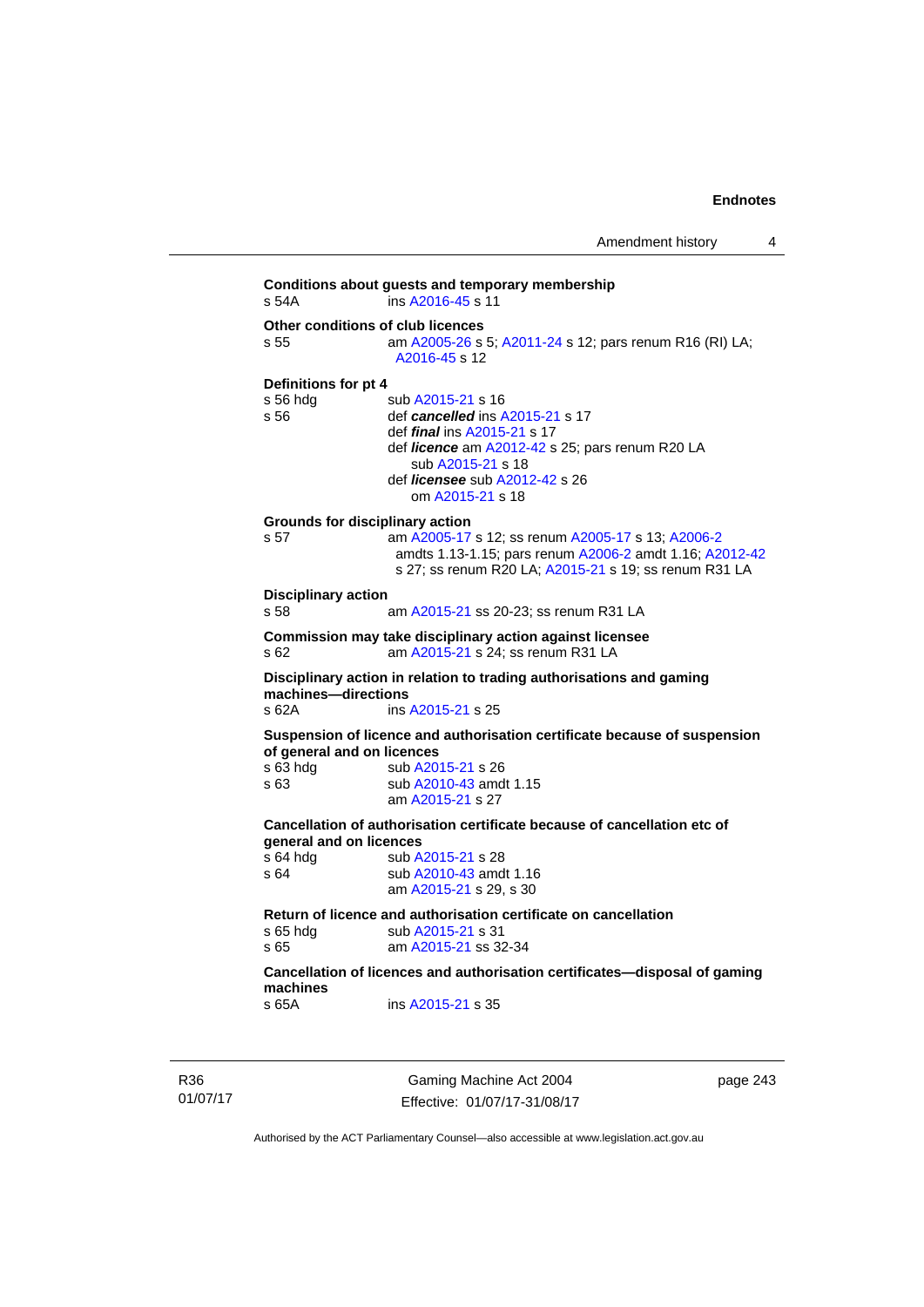**Conditions about guests and temporary membership**

s 54A ins A2016-45 s 11

**Other conditions of club licences**

s 55 am A2005-26 s 5; A2011-24 s 12; pars renum R16 (RI) LA; A2016-45 s 12

**Definitions for pt 4**

s 56 hdg sub A2015-21 s 16

s 56 def ***cancelled*** ins A2015-21 s 17
def ***final*** ins A2015-21 s 17
def ***licence*** am A2012-42 s 25; pars renum R20 LA
sub A2015-21 s 18
def ***licensee*** sub A2012-42 s 26
om A2015-21 s 18

**Grounds for disciplinary action**

s 57 am A2005-17 s 12; ss renum A2005-17 s 13; A2006-2 amdts 1.13-1.15; pars renum A2006-2 amdt 1.16; A2012-42 s 27; ss renum R20 LA; A2015-21 s 19; ss renum R31 LA

**Disciplinary action**

s 58 am A2015-21 ss 20-23; ss renum R31 LA

**Commission may take disciplinary action against licensee**

s 62 am A2015-21 s 24; ss renum R31 LA

**Disciplinary action in relation to trading authorisations and gaming machines—directions**

s 62A ins A2015-21 s 25

**Suspension of licence and authorisation certificate because of suspension of general and on licences**

s 63 hdg sub A2015-21 s 26

s 63 sub A2010-43 amdt 1.15
am A2015-21 s 27

**Cancellation of authorisation certificate because of cancellation etc of general and on licences**

s 64 hdg sub A2015-21 s 28

s 64 sub A2010-43 amdt 1.16
am A2015-21 s 29, s 30

**Return of licence and authorisation certificate on cancellation**

s 65 hdg sub A2015-21 s 31

s 65 am A2015-21 ss 32-34

**Cancellation of licences and authorisation certificates—disposal of gaming machines**

s 65A ins A2015-21 s 35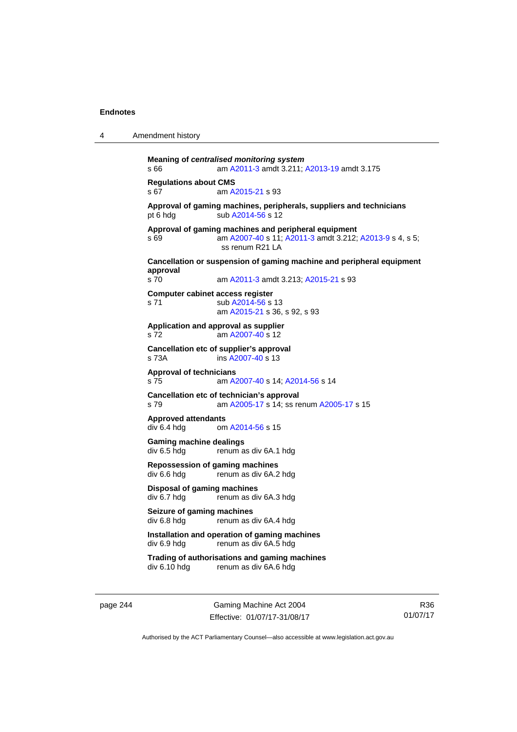**Meaning of *centralised monitoring system***
s 66 am A2011-3 amdt 3.211; A2013-19 amdt 3.175

**Regulations about CMS**
s 67 am A2015-21 s 93

**Approval of gaming machines, peripherals, suppliers and technicians**
pt 6 hdg sub A2014-56 s 12

**Approval of gaming machines and peripheral equipment**
s 69 am A2007-40 s 11; A2011-3 amdt 3.212; A2013-9 s 4, s 5; ss renum R21 LA

**Cancellation or suspension of gaming machine and peripheral equipment approval**
s 70 am A2011-3 amdt 3.213; A2015-21 s 93

**Computer cabinet access register**
s 71 sub A2014-56 s 13
am A2015-21 s 36, s 92, s 93

**Application and approval as supplier**
s 72 am A2007-40 s 12

**Cancellation etc of supplier's approval**
s 73A ins A2007-40 s 13

**Approval of technicians**
s 75 am A2007-40 s 14; A2014-56 s 14

**Cancellation etc of technician's approval**
s 79 am A2005-17 s 14; ss renum A2005-17 s 15

**Approved attendants**
div 6.4 hdg om A2014-56 s 15

**Gaming machine dealings**
div 6.5 hdg renum as div 6A.1 hdg

**Repossession of gaming machines**
div 6.6 hdg renum as div 6A.2 hdg

**Disposal of gaming machines**
div 6.7 hdg renum as div 6A.3 hdg

**Seizure of gaming machines**
div 6.8 hdg renum as div 6A.4 hdg

**Installation and operation of gaming machines**
div 6.9 hdg renum as div 6A.5 hdg

**Trading of authorisations and gaming machines**
div 6.10 hdg renum as div 6A.6 hdg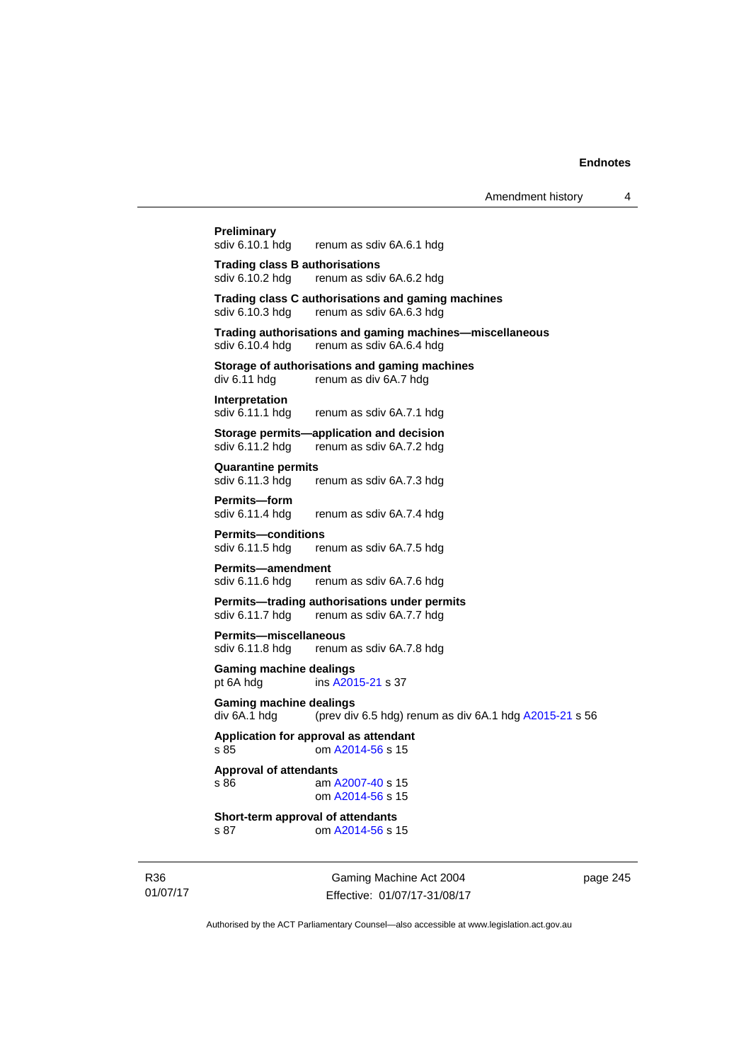**Preliminary**
sdiv 6.10.1 hdg renum as sdiv 6A.6.1 hdg

**Trading class B authorisations**
sdiv 6.10.2 hdg renum as sdiv 6A.6.2 hdg

**Trading class C authorisations and gaming machines**
sdiv 6.10.3 hdg renum as sdiv 6A.6.3 hdg

**Trading authorisations and gaming machines—miscellaneous**
sdiv 6.10.4 hdg renum as sdiv 6A.6.4 hdg

**Storage of authorisations and gaming machines**
div 6.11 hdg renum as div 6A.7 hdg

**Interpretation**
sdiv 6.11.1 hdg renum as sdiv 6A.7.1 hdg

**Storage permits—application and decision**
sdiv 6.11.2 hdg renum as sdiv 6A.7.2 hdg

**Quarantine permits**
sdiv 6.11.3 hdg renum as sdiv 6A.7.3 hdg

**Permits—form**
sdiv 6.11.4 hdg renum as sdiv 6A.7.4 hdg

**Permits—conditions**
sdiv 6.11.5 hdg renum as sdiv 6A.7.5 hdg

**Permits—amendment**
sdiv 6.11.6 hdg renum as sdiv 6A.7.6 hdg

**Permits—trading authorisations under permits**
sdiv 6.11.7 hdg renum as sdiv 6A.7.7 hdg

**Permits—miscellaneous**
sdiv 6.11.8 hdg renum as sdiv 6A.7.8 hdg

**Gaming machine dealings**
pt 6A hdg ins A2015-21 s 37

**Gaming machine dealings**
div 6A.1 hdg (prev div 6.5 hdg) renum as div 6A.1 hdg A2015-21 s 56

**Application for approval as attendant**
s 85 om A2014-56 s 15

**Approval of attendants**
s 86 am A2007-40 s 15
om A2014-56 s 15

**Short-term approval of attendants**
s 87 om A2014-56 s 15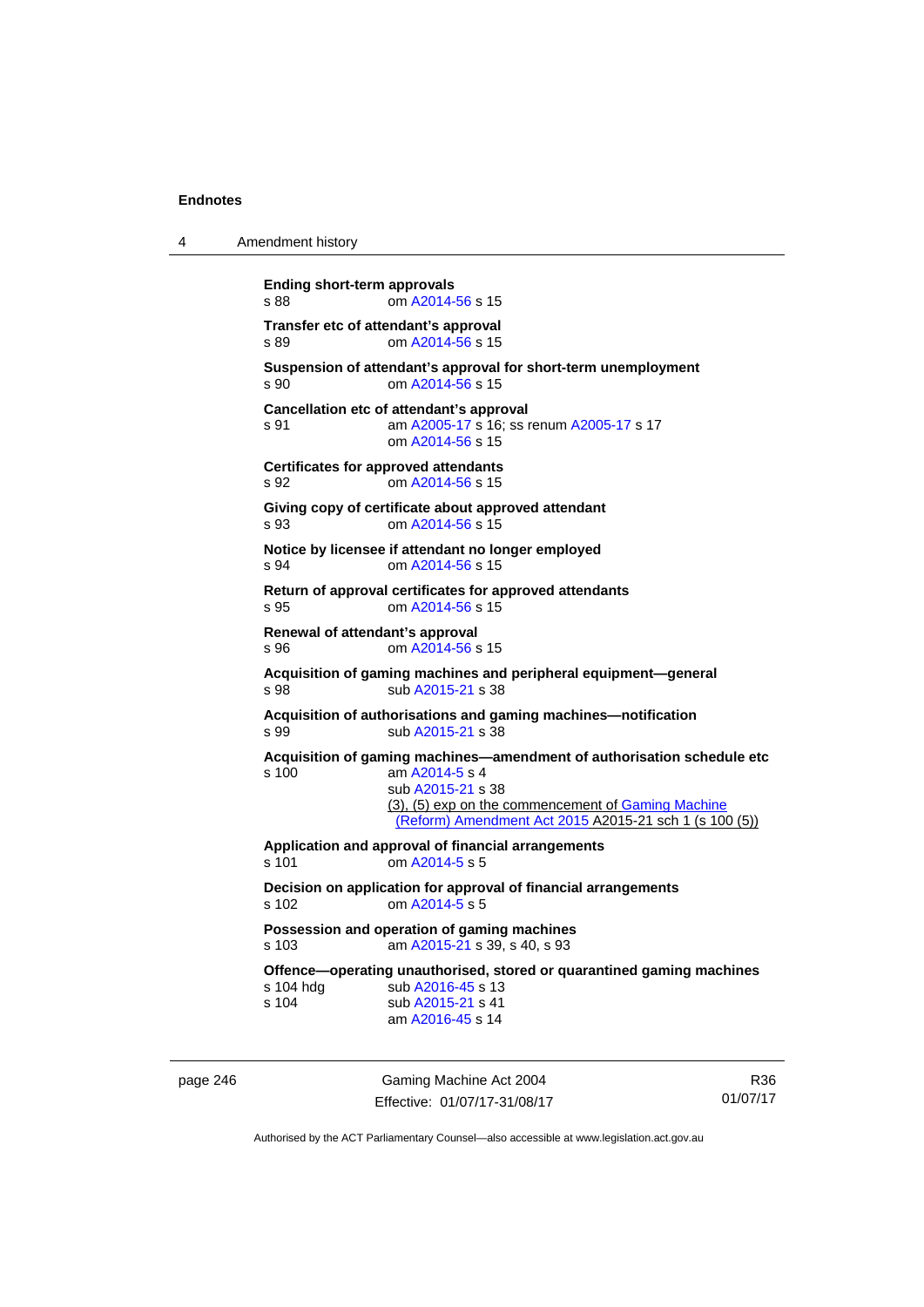**Ending short-term approvals**
s 88 om A2014-56 s 15

**Transfer etc of attendant's approval**
s 89 om A2014-56 s 15

**Suspension of attendant's approval for short-term unemployment**
s 90 om A2014-56 s 15

**Cancellation etc of attendant's approval**
s 91 am A2005-17 s 16; ss renum A2005-17 s 17
om A2014-56 s 15

**Certificates for approved attendants**
s 92 om A2014-56 s 15

**Giving copy of certificate about approved attendant**
s 93 om A2014-56 s 15

**Notice by licensee if attendant no longer employed**
s 94 om A2014-56 s 15

**Return of approval certificates for approved attendants**
s 95 om A2014-56 s 15

**Renewal of attendant's approval**
s 96 om A2014-56 s 15

**Acquisition of gaming machines and peripheral equipment—general**
s 98 sub A2015-21 s 38

**Acquisition of authorisations and gaming machines—notification**
s 99 sub A2015-21 s 38

**Acquisition of gaming machines—amendment of authorisation schedule etc**
s 100 am A2014-5 s 4
sub A2015-21 s 38
(3), (5) exp on the commencement of Gaming Machine (Reform) Amendment Act 2015 A2015-21 sch 1 (s 100 (5))

**Application and approval of financial arrangements**
s 101 om A2014-5 s 5

**Decision on application for approval of financial arrangements**
s 102 om A2014-5 s 5

**Possession and operation of gaming machines**
s 103 am A2015-21 s 39, s 40, s 93

**Offence—operating unauthorised, stored or quarantined gaming machines**
s 104 hdg sub A2016-45 s 13
s 104 sub A2015-21 s 41
am A2016-45 s 14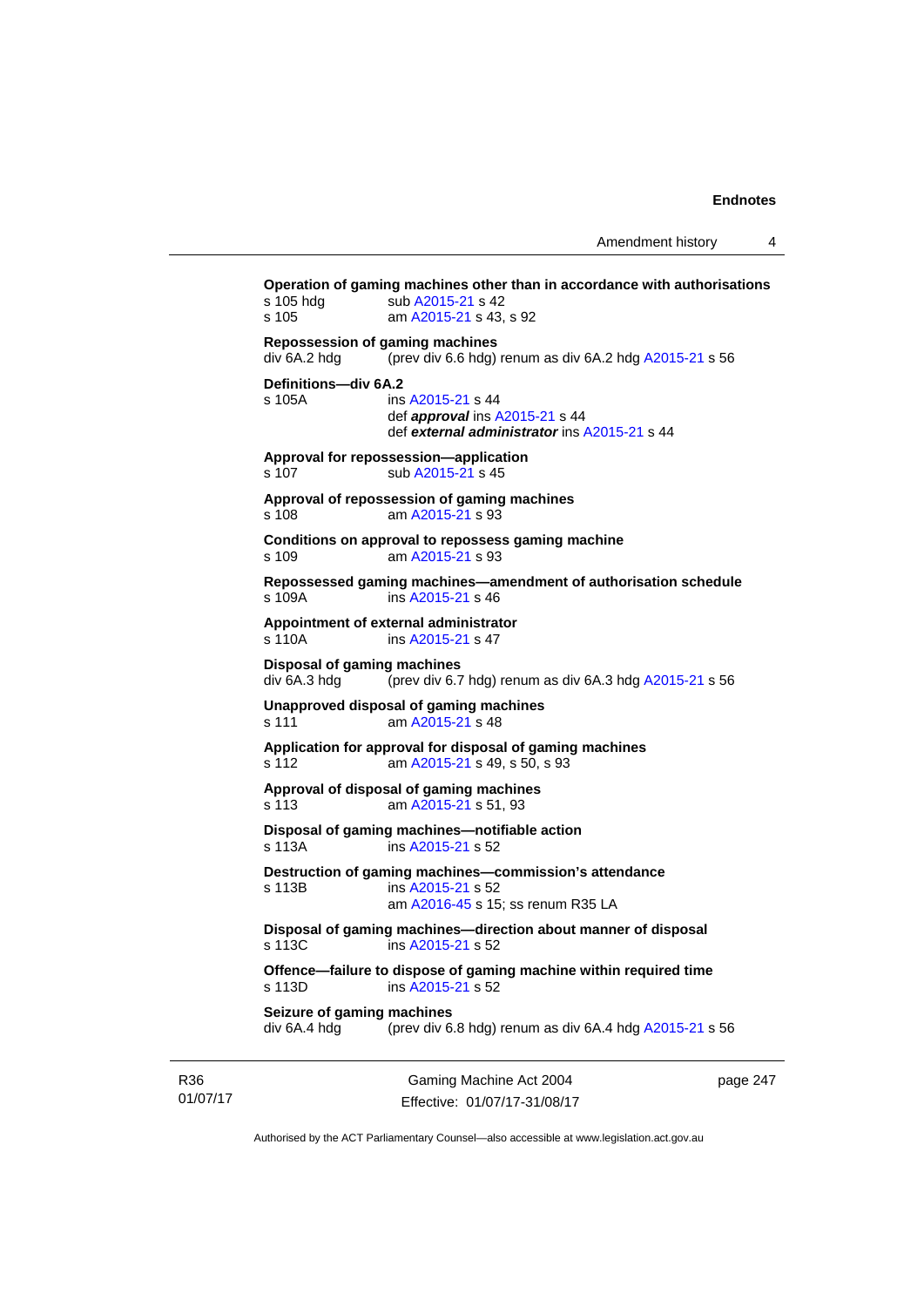**Operation of gaming machines other than in accordance with authorisations**

s 105 hdg sub A2015-21 s 42

s 105 am A2015-21 s 43, s 92

**Repossession of gaming machines**

div 6A.2 hdg (prev div 6.6 hdg) renum as div 6A.2 hdg A2015-21 s 56

**Definitions—div 6A.2**

s 105A ins A2015-21 s 44
def ***approval*** ins A2015-21 s 44
def ***external administrator*** ins A2015-21 s 44

**Approval for repossession—application**

s 107 sub A2015-21 s 45

**Approval of repossession of gaming machines**

s 108 am A2015-21 s 93

**Conditions on approval to repossess gaming machine**

s 109 am A2015-21 s 93

**Repossessed gaming machines—amendment of authorisation schedule**

s 109A ins A2015-21 s 46

**Appointment of external administrator**

s 110A ins A2015-21 s 47

**Disposal of gaming machines**

div 6A.3 hdg (prev div 6.7 hdg) renum as div 6A.3 hdg A2015-21 s 56

**Unapproved disposal of gaming machines**

s 111 am A2015-21 s 48

**Application for approval for disposal of gaming machines**

s 112 am A2015-21 s 49, s 50, s 93

**Approval of disposal of gaming machines**

s 113 am A2015-21 s 51, 93

**Disposal of gaming machines—notifiable action**

s 113A ins A2015-21 s 52

**Destruction of gaming machines—commission's attendance**

s 113B ins A2015-21 s 52
am A2016-45 s 15; ss renum R35 LA

**Disposal of gaming machines—direction about manner of disposal**

s 113C ins A2015-21 s 52

**Offence—failure to dispose of gaming machine within required time**

s 113D ins A2015-21 s 52

**Seizure of gaming machines**

div 6A.4 hdg (prev div 6.8 hdg) renum as div 6A.4 hdg A2015-21 s 56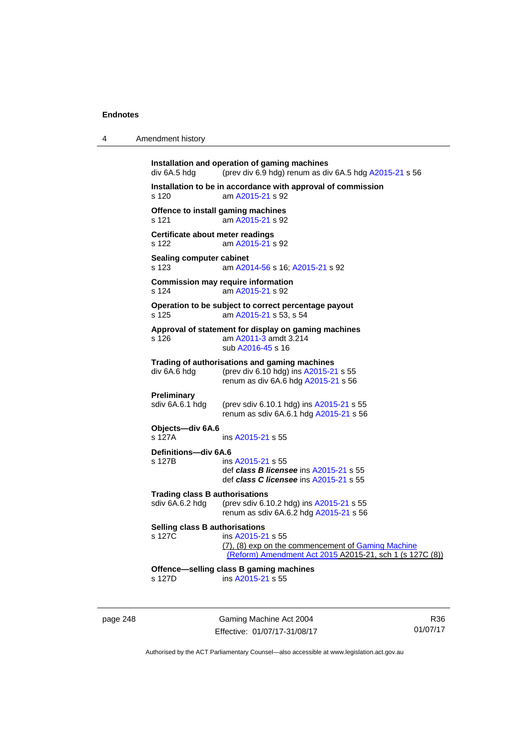**Installation and operation of gaming machines**
div 6A.5 hdg (prev div 6.9 hdg) renum as div 6A.5 hdg A2015-21 s 56

**Installation to be in accordance with approval of commission**
s 120 am A2015-21 s 92

**Offence to install gaming machines**
s 121 am A2015-21 s 92

**Certificate about meter readings**
s 122 am A2015-21 s 92

**Sealing computer cabinet**
s 123 am A2014-56 s 16; A2015-21 s 92

**Commission may require information**
s 124 am A2015-21 s 92

**Operation to be subject to correct percentage payout**
s 125 am A2015-21 s 53, s 54

**Approval of statement for display on gaming machines**
s 126 am A2011-3 amdt 3.214
sub A2016-45 s 16

**Trading of authorisations and gaming machines**
div 6A.6 hdg (prev div 6.10 hdg) ins A2015-21 s 55
renum as div 6A.6 hdg A2015-21 s 56

**Preliminary**
sdiv 6A.6.1 hdg (prev sdiv 6.10.1 hdg) ins A2015-21 s 55
renum as sdiv 6A.6.1 hdg A2015-21 s 56

**Objects—div 6A.6**
s 127A ins A2015-21 s 55

**Definitions—div 6A.6**
s 127B ins A2015-21 s 55
def ***class B licensee*** ins A2015-21 s 55
def ***class C licensee*** ins A2015-21 s 55

**Trading class B authorisations**
sdiv 6A.6.2 hdg (prev sdiv 6.10.2 hdg) ins A2015-21 s 55
renum as sdiv 6A.6.2 hdg A2015-21 s 56

**Selling class B authorisations**
s 127C ins A2015-21 s 55
(7), (8) exp on the commencement of Gaming Machine (Reform) Amendment Act 2015 A2015-21, sch 1 (s 127C (8))

**Offence—selling class B gaming machines**
s 127D ins A2015-21 s 55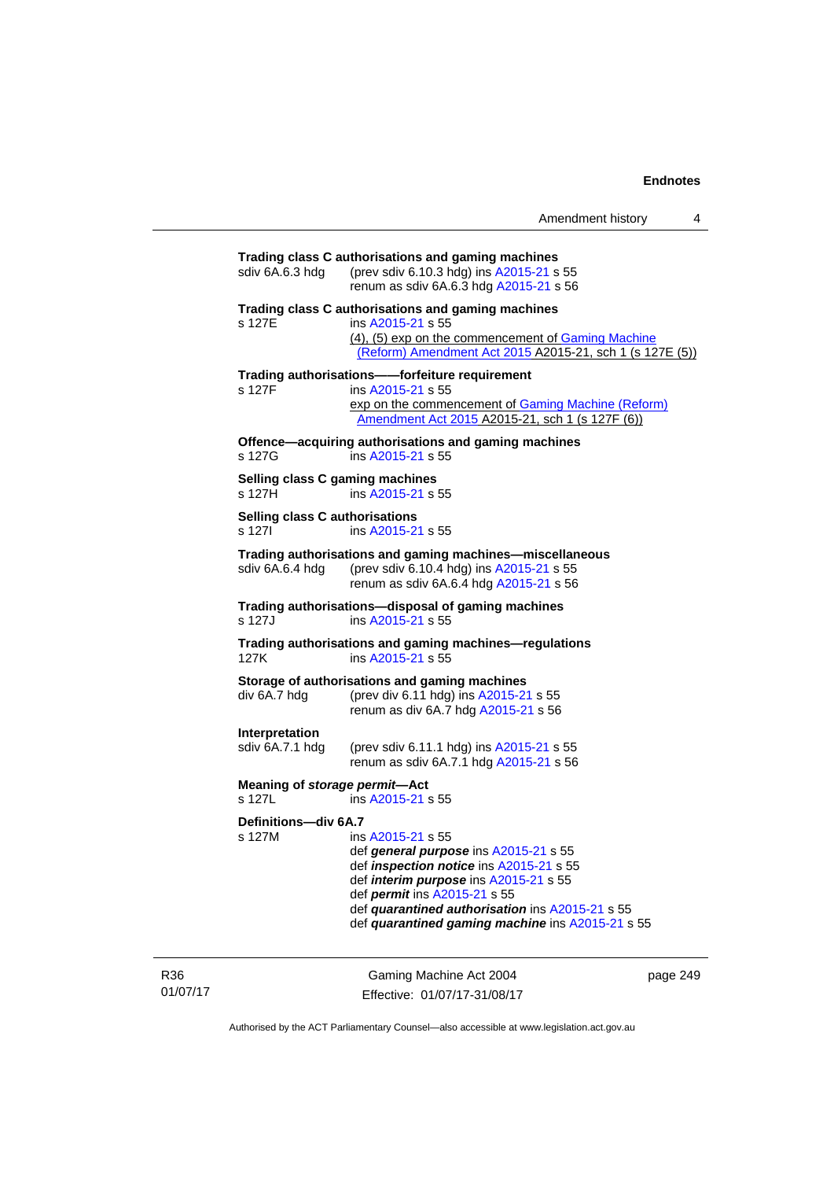**Trading class C authorisations and gaming machines**

sdiv 6A.6.3 hdg (prev sdiv 6.10.3 hdg) ins A2015-21 s 55
renum as sdiv 6A.6.3 hdg A2015-21 s 56

**Trading class C authorisations and gaming machines**

s 127E ins A2015-21 s 55
(4), (5) exp on the commencement of Gaming Machine (Reform) Amendment Act 2015 A2015-21, sch 1 (s 127E (5))

**Trading authorisations——forfeiture requirement**

s 127F ins A2015-21 s 55
exp on the commencement of Gaming Machine (Reform) Amendment Act 2015 A2015-21, sch 1 (s 127F (6))

**Offence—acquiring authorisations and gaming machines**

s 127G ins A2015-21 s 55

**Selling class C gaming machines**

s 127H ins A2015-21 s 55

**Selling class C authorisations**

s 127I ins A2015-21 s 55

**Trading authorisations and gaming machines—miscellaneous**

sdiv 6A.6.4 hdg (prev sdiv 6.10.4 hdg) ins A2015-21 s 55
renum as sdiv 6A.6.4 hdg A2015-21 s 56

**Trading authorisations—disposal of gaming machines**

s 127J ins A2015-21 s 55

**Trading authorisations and gaming machines—regulations**

127K ins A2015-21 s 55

**Storage of authorisations and gaming machines**

div 6A.7 hdg (prev div 6.11 hdg) ins A2015-21 s 55
renum as div 6A.7 hdg A2015-21 s 56

**Interpretation**

sdiv 6A.7.1 hdg (prev sdiv 6.11.1 hdg) ins A2015-21 s 55
renum as sdiv 6A.7.1 hdg A2015-21 s 56

**Meaning of *storage permit*—Act**

s 127L ins A2015-21 s 55

**Definitions—div 6A.7**

s 127M ins A2015-21 s 55
def ***general purpose*** ins A2015-21 s 55
def ***inspection notice*** ins A2015-21 s 55
def ***interim purpose*** ins A2015-21 s 55
def ***permit*** ins A2015-21 s 55
def ***quarantined authorisation*** ins A2015-21 s 55
def ***quarantined gaming machine*** ins A2015-21 s 55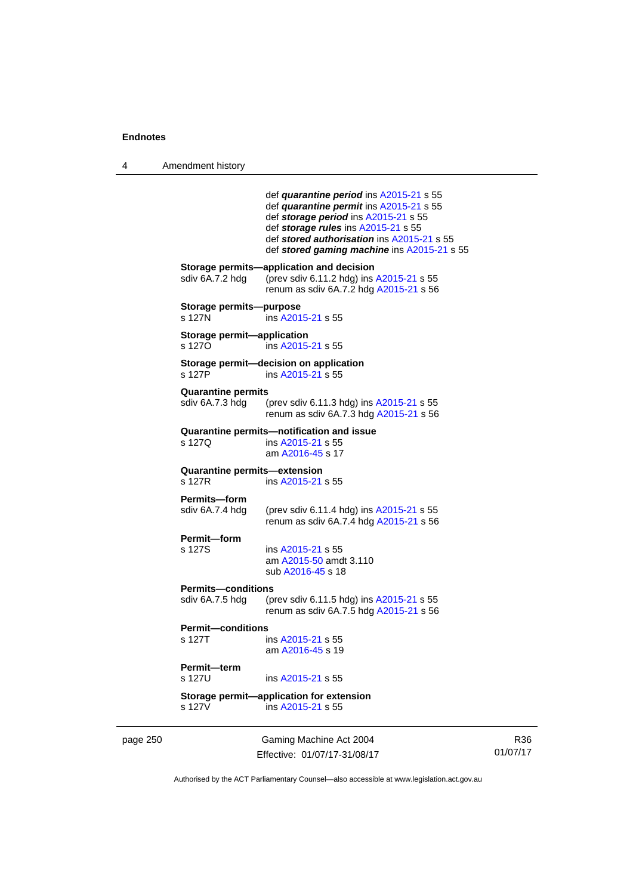def ***quarantine period*** ins A2015-21 s 55
def ***quarantine permit*** ins A2015-21 s 55
def ***storage period*** ins A2015-21 s 55
def ***storage rules*** ins A2015-21 s 55
def ***stored authorisation*** ins A2015-21 s 55
def ***stored gaming machine*** ins A2015-21 s 55

**Storage permits—application and decision**
sdiv 6A.7.2 hdg (prev sdiv 6.11.2 hdg) ins A2015-21 s 55
renum as sdiv 6A.7.2 hdg A2015-21 s 56

**Storage permits—purpose**
s 127N ins A2015-21 s 55

**Storage permit—application**
s 127O ins A2015-21 s 55

**Storage permit—decision on application**
s 127P ins A2015-21 s 55

**Quarantine permits**
sdiv 6A.7.3 hdg (prev sdiv 6.11.3 hdg) ins A2015-21 s 55
renum as sdiv 6A.7.3 hdg A2015-21 s 56

**Quarantine permits—notification and issue**
s 127Q ins A2015-21 s 55
am A2016-45 s 17

**Quarantine permits—extension**
s 127R ins A2015-21 s 55

**Permits—form**
sdiv 6A.7.4 hdg (prev sdiv 6.11.4 hdg) ins A2015-21 s 55
renum as sdiv 6A.7.4 hdg A2015-21 s 56

**Permit—form**
s 127S ins A2015-21 s 55
am A2015-50 amdt 3.110
sub A2016-45 s 18

**Permits—conditions**
sdiv 6A.7.5 hdg (prev sdiv 6.11.5 hdg) ins A2015-21 s 55
renum as sdiv 6A.7.5 hdg A2015-21 s 56

**Permit—conditions**
s 127T ins A2015-21 s 55
am A2016-45 s 19

**Permit—term**
s 127U ins A2015-21 s 55

**Storage permit—application for extension**
s 127V ins A2015-21 s 55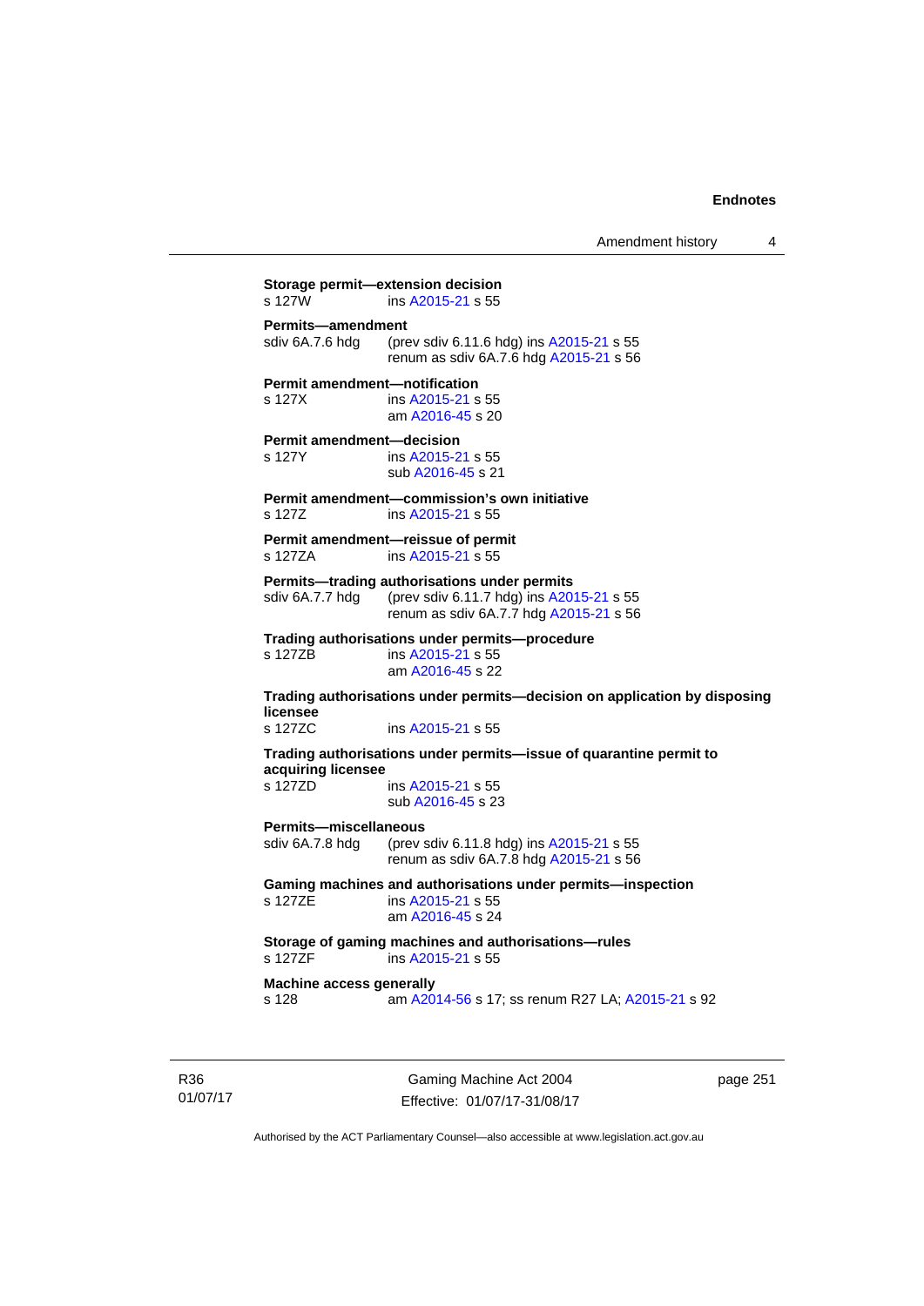**Storage permit—extension decision**
s 127W ins A2015-21 s 55

**Permits—amendment**
sdiv 6A.7.6 hdg (prev sdiv 6.11.6 hdg) ins A2015-21 s 55
renum as sdiv 6A.7.6 hdg A2015-21 s 56

**Permit amendment—notification**
s 127X ins A2015-21 s 55
am A2016-45 s 20

**Permit amendment—decision**
s 127Y ins A2015-21 s 55
sub A2016-45 s 21

**Permit amendment—commission's own initiative**
s 127Z ins A2015-21 s 55

**Permit amendment—reissue of permit**
s 127ZA ins A2015-21 s 55

**Permits—trading authorisations under permits**
sdiv 6A.7.7 hdg (prev sdiv 6.11.7 hdg) ins A2015-21 s 55
renum as sdiv 6A.7.7 hdg A2015-21 s 56

**Trading authorisations under permits—procedure**
s 127ZB ins A2015-21 s 55
am A2016-45 s 22

**Trading authorisations under permits—decision on application by disposing licensee**
s 127ZC ins A2015-21 s 55

**Trading authorisations under permits—issue of quarantine permit to acquiring licensee**
s 127ZD ins A2015-21 s 55
sub A2016-45 s 23

**Permits—miscellaneous**
sdiv 6A.7.8 hdg (prev sdiv 6.11.8 hdg) ins A2015-21 s 55
renum as sdiv 6A.7.8 hdg A2015-21 s 56

**Gaming machines and authorisations under permits—inspection**
s 127ZE ins A2015-21 s 55
am A2016-45 s 24

**Storage of gaming machines and authorisations—rules**
s 127ZF ins A2015-21 s 55

**Machine access generally**
s 128 am A2014-56 s 17; ss renum R27 LA; A2015-21 s 92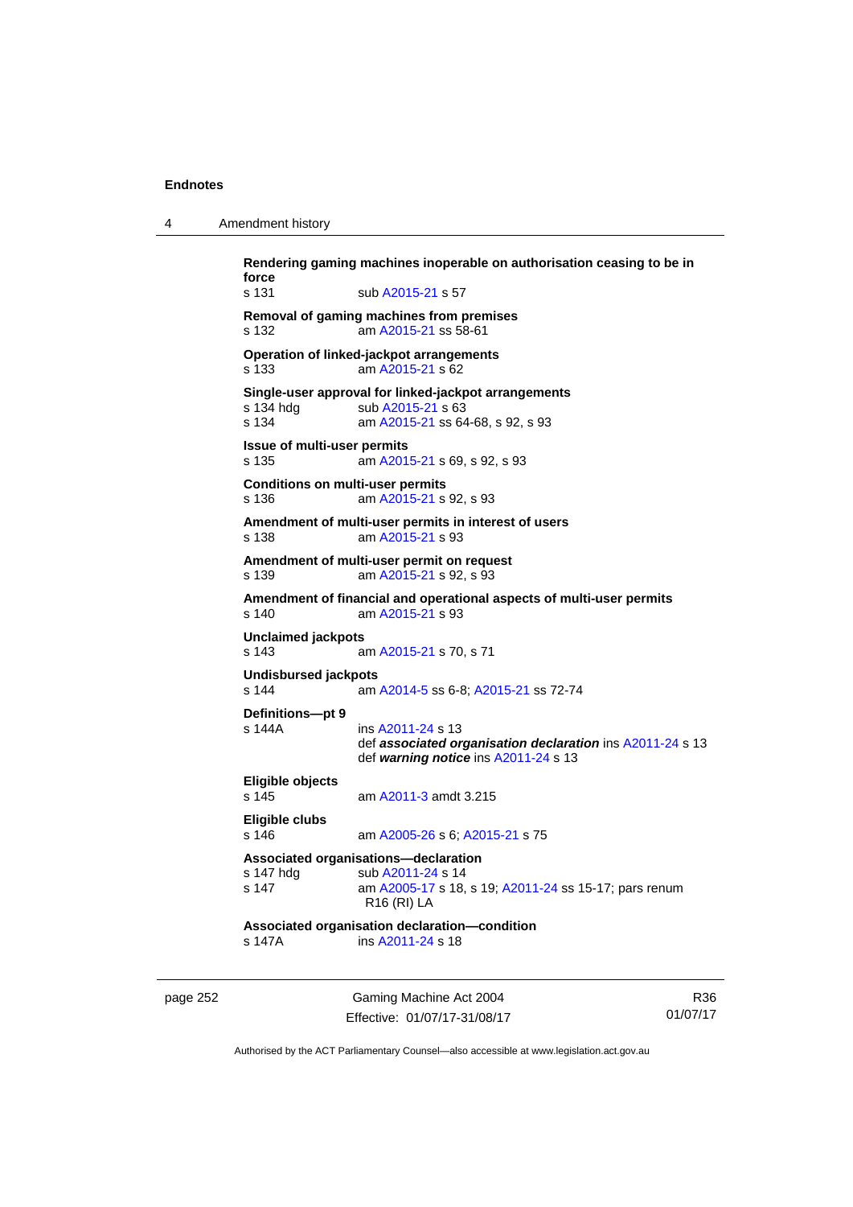**Rendering gaming machines inoperable on authorisation ceasing to be in force**
s 131 sub A2015-21 s 57

**Removal of gaming machines from premises**
s 132 am A2015-21 ss 58-61

**Operation of linked-jackpot arrangements**
s 133 am A2015-21 s 62

**Single-user approval for linked-jackpot arrangements**
s 134 hdg sub A2015-21 s 63
s 134 am A2015-21 ss 64-68, s 92, s 93

**Issue of multi-user permits**
s 135 am A2015-21 s 69, s 92, s 93

**Conditions on multi-user permits**
s 136 am A2015-21 s 92, s 93

**Amendment of multi-user permits in interest of users**
s 138 am A2015-21 s 93

**Amendment of multi-user permit on request**
s 139 am A2015-21 s 92, s 93

**Amendment of financial and operational aspects of multi-user permits**
s 140 am A2015-21 s 93

**Unclaimed jackpots**
s 143 am A2015-21 s 70, s 71

**Undisbursed jackpots**
s 144 am A2014-5 ss 6-8; A2015-21 ss 72-74

**Definitions—pt 9**
s 144A ins A2011-24 s 13
def ***associated organisation declaration*** ins A2011-24 s 13
def ***warning notice*** ins A2011-24 s 13

**Eligible objects**
s 145 am A2011-3 amdt 3.215

**Eligible clubs**
s 146 am A2005-26 s 6; A2015-21 s 75

**Associated organisations—declaration**
s 147 hdg sub A2011-24 s 14
s 147 am A2005-17 s 18, s 19; A2011-24 ss 15-17; pars renum R16 (RI) LA

**Associated organisation declaration—condition**
s 147A ins A2011-24 s 18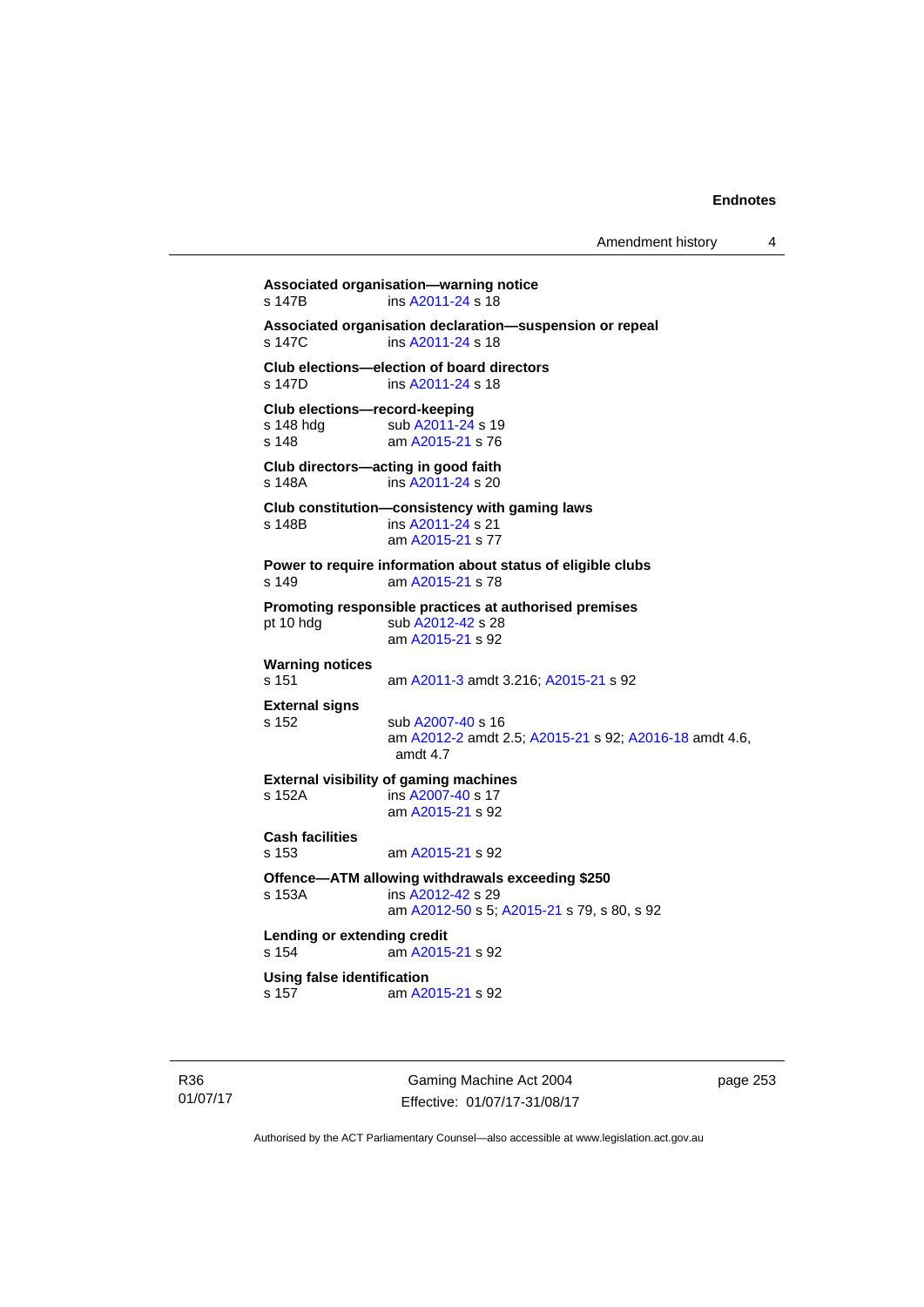**Associated organisation—warning notice**
s 147B ins A2011-24 s 18

**Associated organisation declaration—suspension or repeal**
s 147C ins A2011-24 s 18

**Club elections—election of board directors**
s 147D ins A2011-24 s 18

**Club elections—record-keeping**
s 148 hdg sub A2011-24 s 19
s 148 am A2015-21 s 76

**Club directors—acting in good faith**
s 148A ins A2011-24 s 20

**Club constitution—consistency with gaming laws**
s 148B ins A2011-24 s 21
am A2015-21 s 77

**Power to require information about status of eligible clubs**
s 149 am A2015-21 s 78

**Promoting responsible practices at authorised premises**
pt 10 hdg sub A2012-42 s 28
am A2015-21 s 92

**Warning notices**
s 151 am A2011-3 amdt 3.216; A2015-21 s 92

**External signs**
s 152 sub A2007-40 s 16
am A2012-2 amdt 2.5; A2015-21 s 92; A2016-18 amdt 4.6, amdt 4.7

**External visibility of gaming machines**
s 152A ins A2007-40 s 17
am A2015-21 s 92

**Cash facilities**
s 153 am A2015-21 s 92

**Offence—ATM allowing withdrawals exceeding $250**
s 153A ins A2012-42 s 29
am A2012-50 s 5; A2015-21 s 79, s 80, s 92

**Lending or extending credit**
s 154 am A2015-21 s 92

**Using false identification**
s 157 am A2015-21 s 92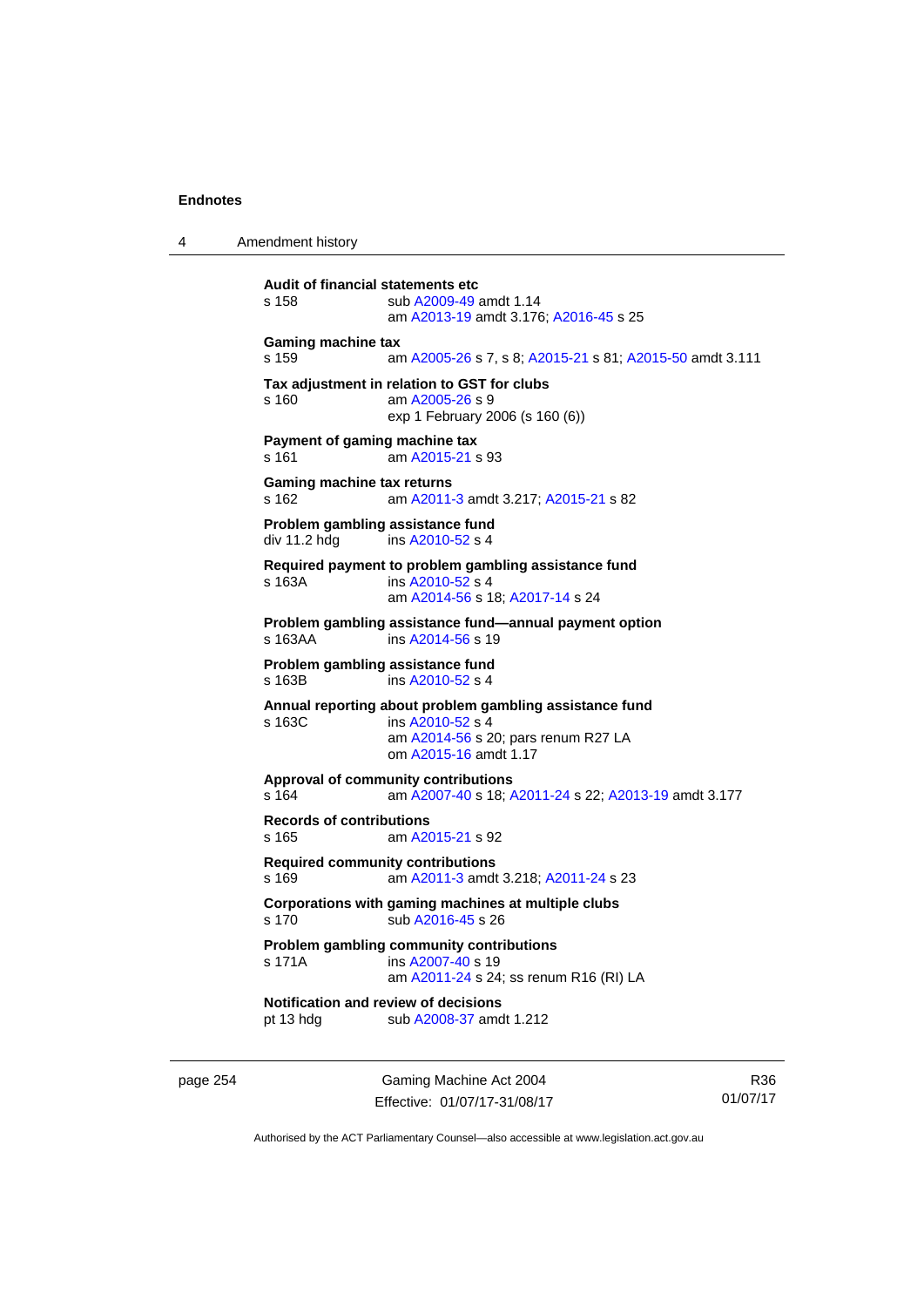**Audit of financial statements etc**
s 158 sub A2009-49 amdt 1.14
am A2013-19 amdt 3.176; A2016-45 s 25

**Gaming machine tax**
s 159 am A2005-26 s 7, s 8; A2015-21 s 81; A2015-50 amdt 3.111

**Tax adjustment in relation to GST for clubs**
s 160 am A2005-26 s 9
exp 1 February 2006 (s 160 (6))

**Payment of gaming machine tax**
s 161 am A2015-21 s 93

**Gaming machine tax returns**
s 162 am A2011-3 amdt 3.217; A2015-21 s 82

**Problem gambling assistance fund**
div 11.2 hdg ins A2010-52 s 4

**Required payment to problem gambling assistance fund**
s 163A ins A2010-52 s 4
am A2014-56 s 18; A2017-14 s 24

**Problem gambling assistance fund—annual payment option**
s 163AA ins A2014-56 s 19

**Problem gambling assistance fund**
s 163B ins A2010-52 s 4

**Annual reporting about problem gambling assistance fund**
s 163C ins A2010-52 s 4
am A2014-56 s 20; pars renum R27 LA
om A2015-16 amdt 1.17

**Approval of community contributions**
s 164 am A2007-40 s 18; A2011-24 s 22; A2013-19 amdt 3.177

**Records of contributions**
s 165 am A2015-21 s 92

**Required community contributions**
s 169 am A2011-3 amdt 3.218; A2011-24 s 23

**Corporations with gaming machines at multiple clubs**
s 170 sub A2016-45 s 26

**Problem gambling community contributions**
s 171A ins A2007-40 s 19
am A2011-24 s 24; ss renum R16 (RI) LA

**Notification and review of decisions**
pt 13 hdg sub A2008-37 amdt 1.212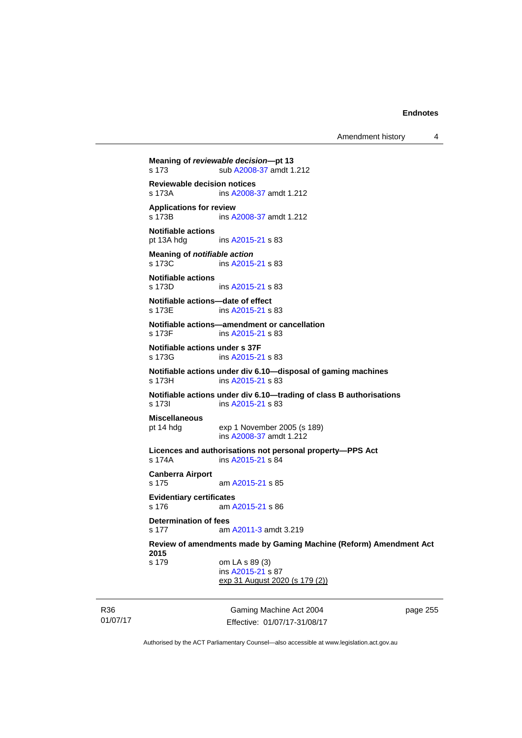**Meaning of *reviewable decision*—pt 13**
s 173 sub A2008-37 amdt 1.212

**Reviewable decision notices**
s 173A ins A2008-37 amdt 1.212

**Applications for review**
s 173B ins A2008-37 amdt 1.212

**Notifiable actions**
pt 13A hdg ins A2015-21 s 83

**Meaning of *notifiable action***
s 173C ins A2015-21 s 83

**Notifiable actions**
s 173D ins A2015-21 s 83

**Notifiable actions—date of effect**
s 173E ins A2015-21 s 83

**Notifiable actions—amendment or cancellation**
s 173F ins A2015-21 s 83

**Notifiable actions under s 37F**
s 173G ins A2015-21 s 83

**Notifiable actions under div 6.10—disposal of gaming machines**
s 173H ins A2015-21 s 83

**Notifiable actions under div 6.10—trading of class B authorisations**
s 173I ins A2015-21 s 83

**Miscellaneous**
pt 14 hdg exp 1 November 2005 (s 189)
ins A2008-37 amdt 1.212

**Licences and authorisations not personal property—PPS Act**
s 174A ins A2015-21 s 84

**Canberra Airport**
s 175 am A2015-21 s 85

**Evidentiary certificates**
s 176 am A2015-21 s 86

**Determination of fees**
s 177 am A2011-3 amdt 3.219

**Review of amendments made by Gaming Machine (Reform) Amendment Act 2015**
s 179 om LA s 89 (3)
ins A2015-21 s 87
exp 31 August 2020 (s 179 (2))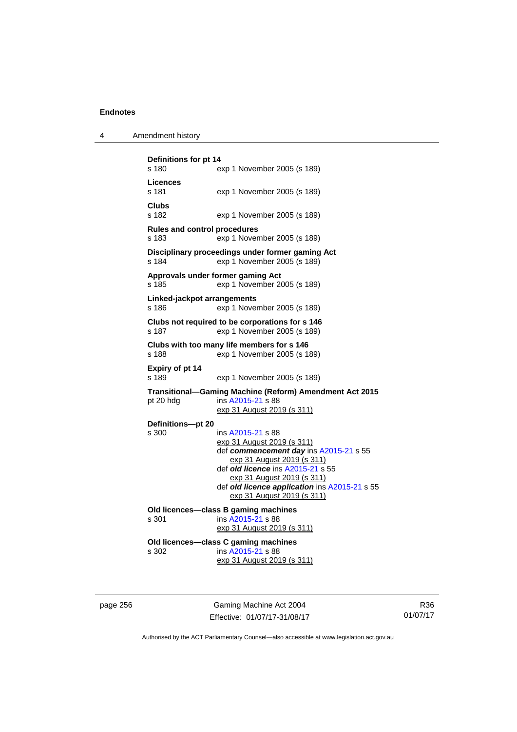**Definitions for pt 14**
s 180 exp 1 November 2005 (s 189)

**Licences**
s 181 exp 1 November 2005 (s 189)

**Clubs**
s 182 exp 1 November 2005 (s 189)

**Rules and control procedures**
s 183 exp 1 November 2005 (s 189)

**Disciplinary proceedings under former gaming Act**
s 184 exp 1 November 2005 (s 189)

**Approvals under former gaming Act**
s 185 exp 1 November 2005 (s 189)

**Linked-jackpot arrangements**
s 186 exp 1 November 2005 (s 189)

**Clubs not required to be corporations for s 146**
s 187 exp 1 November 2005 (s 189)

**Clubs with too many life members for s 146**
s 188 exp 1 November 2005 (s 189)

**Expiry of pt 14**
s 189 exp 1 November 2005 (s 189)

**Transitional—Gaming Machine (Reform) Amendment Act 2015**
pt 20 hdg ins A2015-21 s 88
exp 31 August 2019 (s 311)

**Definitions—pt 20**
s 300 ins A2015-21 s 88
exp 31 August 2019 (s 311)
def ***commencement day*** ins A2015-21 s 55
exp 31 August 2019 (s 311)
def ***old licence*** ins A2015-21 s 55
exp 31 August 2019 (s 311)
def ***old licence application*** ins A2015-21 s 55
exp 31 August 2019 (s 311)

**Old licences—class B gaming machines**
s 301 ins A2015-21 s 88
exp 31 August 2019 (s 311)

**Old licences—class C gaming machines**
s 302 ins A2015-21 s 88
exp 31 August 2019 (s 311)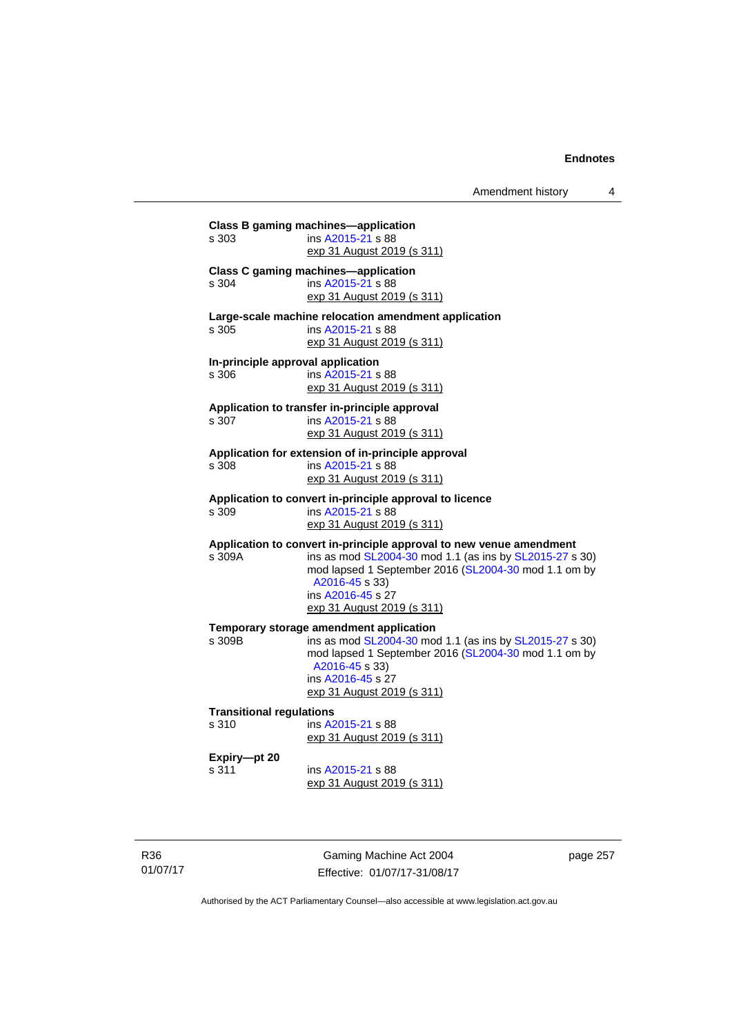**Class B gaming machines—application**

s 303 ins A2015-21 s 88
exp 31 August 2019 (s 311)

**Class C gaming machines—application**

s 304 ins A2015-21 s 88
exp 31 August 2019 (s 311)

**Large-scale machine relocation amendment application**

s 305 ins A2015-21 s 88
exp 31 August 2019 (s 311)

**In-principle approval application**

s 306 ins A2015-21 s 88
exp 31 August 2019 (s 311)

**Application to transfer in-principle approval**

s 307 ins A2015-21 s 88
exp 31 August 2019 (s 311)

**Application for extension of in-principle approval**

s 308 ins A2015-21 s 88
exp 31 August 2019 (s 311)

**Application to convert in-principle approval to licence**

s 309 ins A2015-21 s 88
exp 31 August 2019 (s 311)

**Application to convert in-principle approval to new venue amendment**

s 309A ins as mod SL2004-30 mod 1.1 (as ins by SL2015-27 s 30)
mod lapsed 1 September 2016 (SL2004-30 mod 1.1 om by A2016-45 s 33)
ins A2016-45 s 27
exp 31 August 2019 (s 311)

**Temporary storage amendment application**

s 309B ins as mod SL2004-30 mod 1.1 (as ins by SL2015-27 s 30)
mod lapsed 1 September 2016 (SL2004-30 mod 1.1 om by A2016-45 s 33)
ins A2016-45 s 27
exp 31 August 2019 (s 311)

**Transitional regulations**

s 310 ins A2015-21 s 88
exp 31 August 2019 (s 311)

**Expiry—pt 20**

s 311 ins A2015-21 s 88
exp 31 August 2019 (s 311)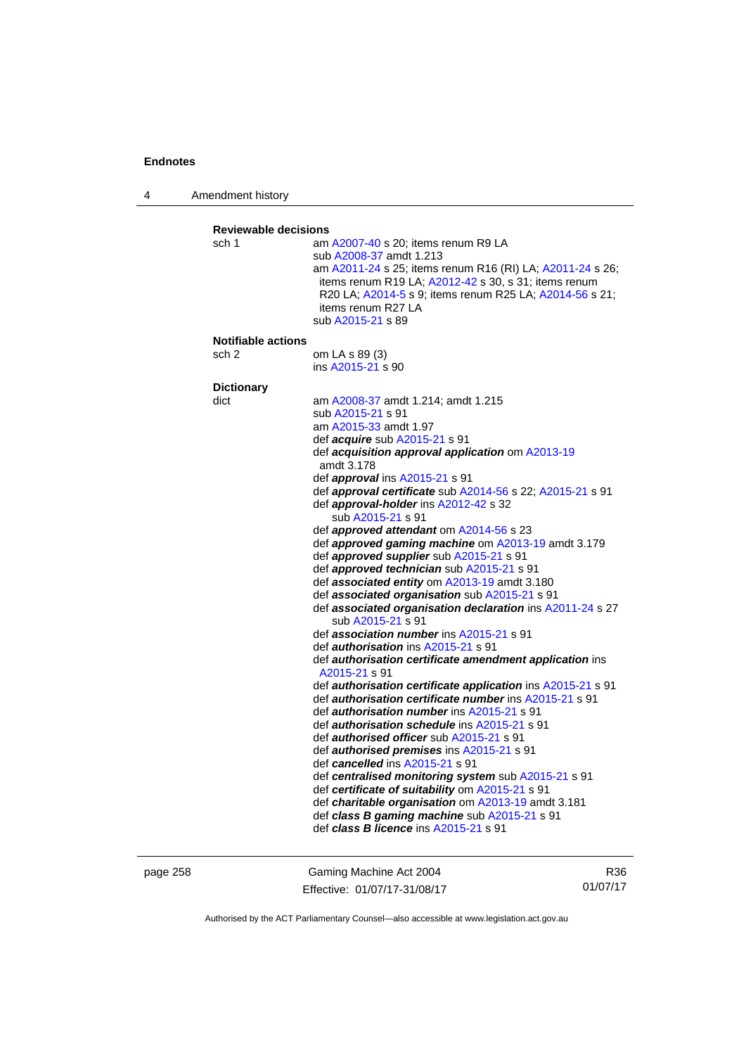**Reviewable decisions**

sch 1 — am A2007-40 s 20; items renum R9 LA
sub A2008-37 amdt 1.213
am A2011-24 s 25; items renum R16 (RI) LA; A2011-24 s 26; items renum R19 LA; A2012-42 s 30, s 31; items renum R20 LA; A2014-5 s 9; items renum R25 LA; A2014-56 s 21; items renum R27 LA
sub A2015-21 s 89

**Notifiable actions**

sch 2 — om LA s 89 (3)
ins A2015-21 s 90

**Dictionary**

dict — am A2008-37 amdt 1.214; amdt 1.215
sub A2015-21 s 91
am A2015-33 amdt 1.97
def ***acquire*** sub A2015-21 s 91
def ***acquisition approval application*** om A2013-19 amdt 3.178
def ***approval*** ins A2015-21 s 91
def ***approval certificate*** sub A2014-56 s 22; A2015-21 s 91
def ***approval-holder*** ins A2012-42 s 32
sub A2015-21 s 91
def ***approved attendant*** om A2014-56 s 23
def ***approved gaming machine*** om A2013-19 amdt 3.179
def ***approved supplier*** sub A2015-21 s 91
def ***approved technician*** sub A2015-21 s 91
def ***associated entity*** om A2013-19 amdt 3.180
def ***associated organisation*** sub A2015-21 s 91
def ***associated organisation declaration*** ins A2011-24 s 27
sub A2015-21 s 91
def ***association number*** ins A2015-21 s 91
def ***authorisation*** ins A2015-21 s 91
def ***authorisation certificate amendment application*** ins A2015-21 s 91
def ***authorisation certificate application*** ins A2015-21 s 91
def ***authorisation certificate number*** ins A2015-21 s 91
def ***authorisation number*** ins A2015-21 s 91
def ***authorisation schedule*** ins A2015-21 s 91
def ***authorised officer*** sub A2015-21 s 91
def ***authorised premises*** ins A2015-21 s 91
def ***cancelled*** ins A2015-21 s 91
def ***centralised monitoring system*** sub A2015-21 s 91
def ***certificate of suitability*** om A2015-21 s 91
def ***charitable organisation*** om A2013-19 amdt 3.181
def ***class B gaming machine*** sub A2015-21 s 91
def ***class B licence*** ins A2015-21 s 91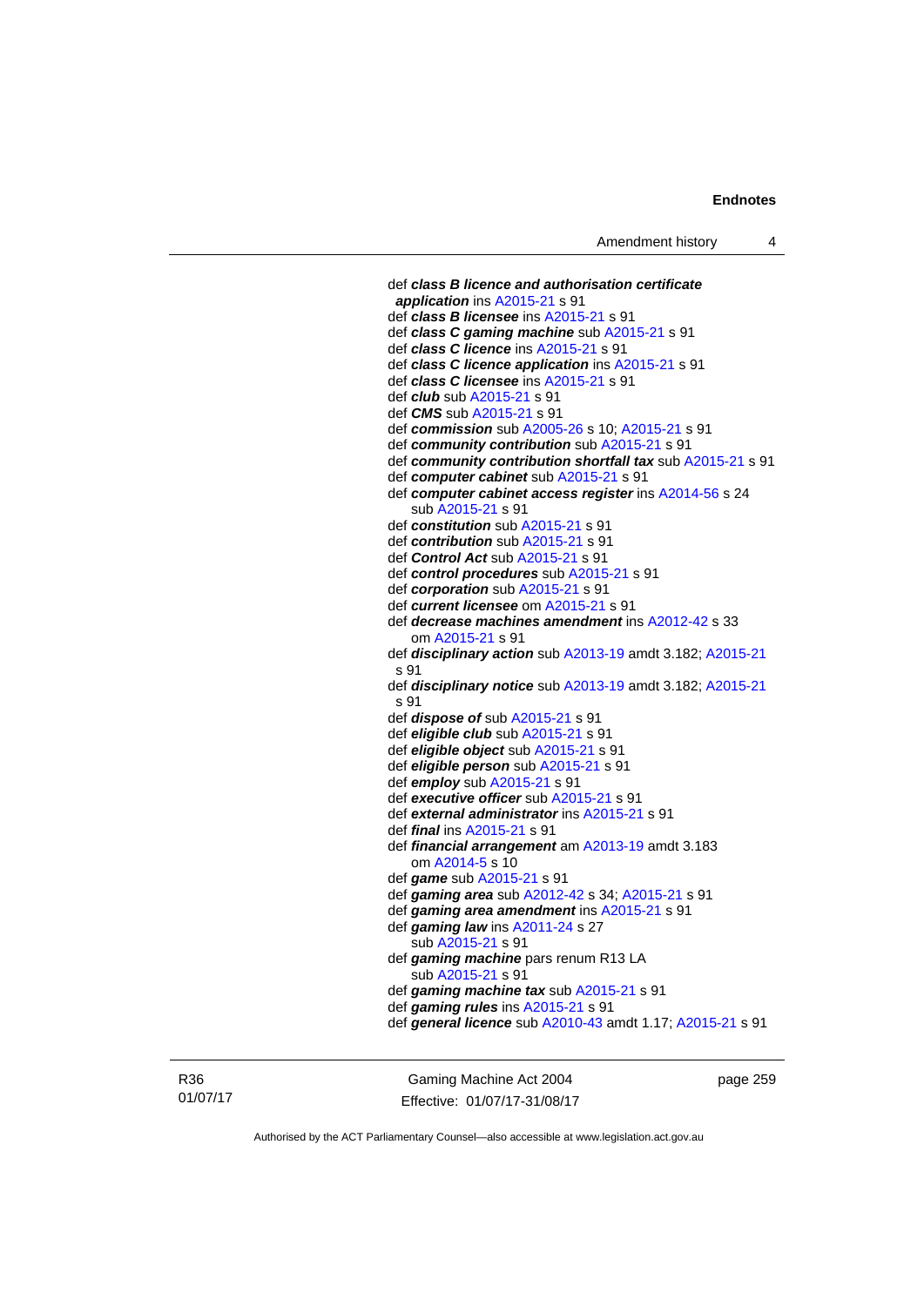def ***class B licence and authorisation certificate application*** ins A2015-21 s 91

def ***class B licensee*** ins A2015-21 s 91

def ***class C gaming machine*** sub A2015-21 s 91

def ***class C licence*** ins A2015-21 s 91

def ***class C licence application*** ins A2015-21 s 91

def ***class C licensee*** ins A2015-21 s 91

def ***club*** sub A2015-21 s 91

def ***CMS*** sub A2015-21 s 91

def ***commission*** sub A2005-26 s 10; A2015-21 s 91

def ***community contribution*** sub A2015-21 s 91

def ***community contribution shortfall tax*** sub A2015-21 s 91

def ***computer cabinet*** sub A2015-21 s 91

def ***computer cabinet access register*** ins A2014-56 s 24
sub A2015-21 s 91

def ***constitution*** sub A2015-21 s 91

def ***contribution*** sub A2015-21 s 91

def ***Control Act*** sub A2015-21 s 91

def ***control procedures*** sub A2015-21 s 91

def ***corporation*** sub A2015-21 s 91

def ***current licensee*** om A2015-21 s 91

def ***decrease machines amendment*** ins A2012-42 s 33
om A2015-21 s 91

def ***disciplinary action*** sub A2013-19 amdt 3.182; A2015-21 s 91

def ***disciplinary notice*** sub A2013-19 amdt 3.182; A2015-21 s 91

def ***dispose of*** sub A2015-21 s 91

def ***eligible club*** sub A2015-21 s 91

def ***eligible object*** sub A2015-21 s 91

def ***eligible person*** sub A2015-21 s 91

def ***employ*** sub A2015-21 s 91

def ***executive officer*** sub A2015-21 s 91

def ***external administrator*** ins A2015-21 s 91

def ***final*** ins A2015-21 s 91

def ***financial arrangement*** am A2013-19 amdt 3.183
om A2014-5 s 10

def ***game*** sub A2015-21 s 91

def ***gaming area*** sub A2012-42 s 34; A2015-21 s 91

def ***gaming area amendment*** ins A2015-21 s 91

def ***gaming law*** ins A2011-24 s 27
sub A2015-21 s 91

def ***gaming machine*** pars renum R13 LA
sub A2015-21 s 91

def ***gaming machine tax*** sub A2015-21 s 91

def ***gaming rules*** ins A2015-21 s 91

def ***general licence*** sub A2010-43 amdt 1.17; A2015-21 s 91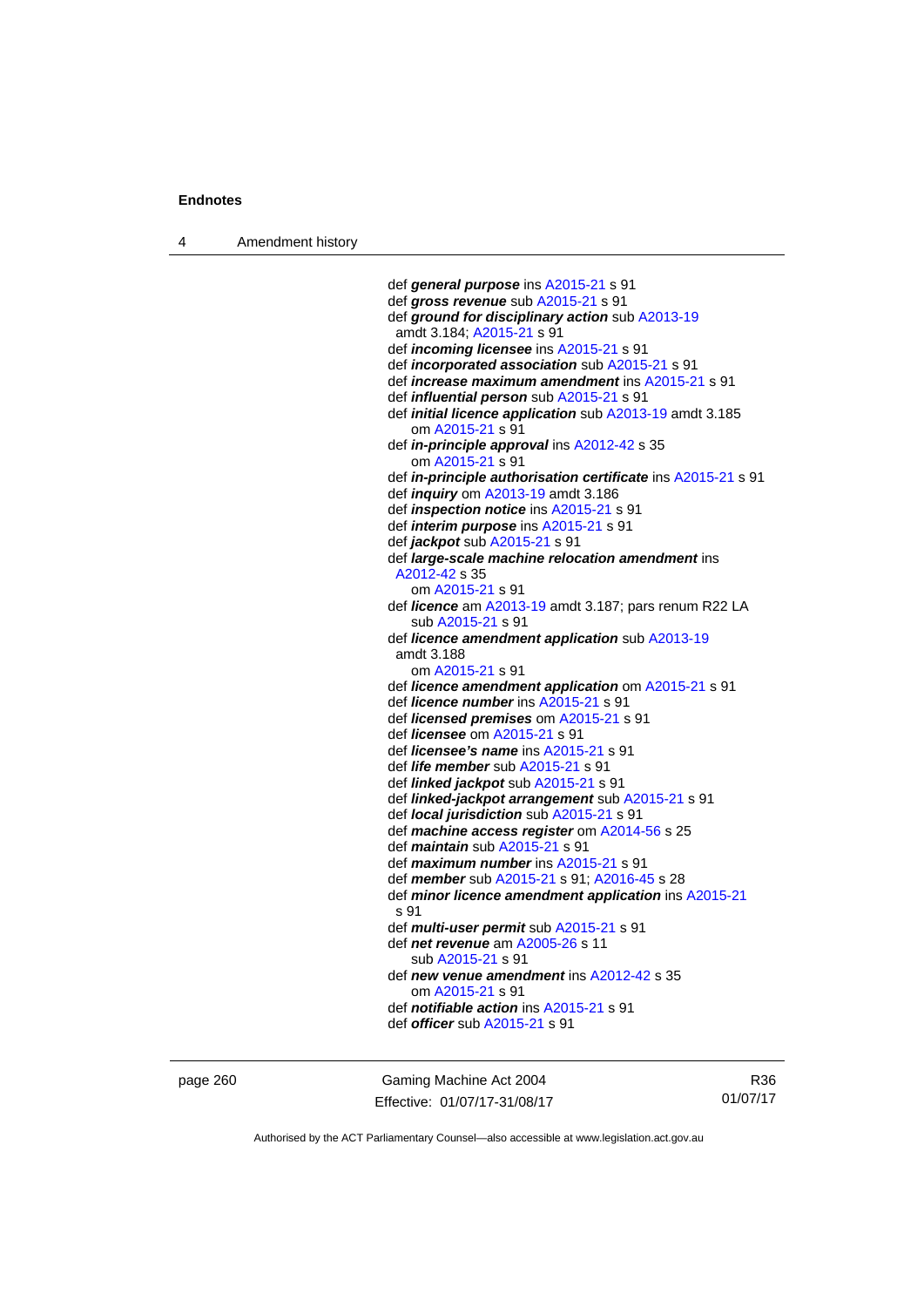def ***general purpose*** ins A2015-21 s 91
def ***gross revenue*** sub A2015-21 s 91
def ***ground for disciplinary action*** sub A2013-19 amdt 3.184; A2015-21 s 91
def ***incoming licensee*** ins A2015-21 s 91
def ***incorporated association*** sub A2015-21 s 91
def ***increase maximum amendment*** ins A2015-21 s 91
def ***influential person*** sub A2015-21 s 91
def ***initial licence application*** sub A2013-19 amdt 3.185
om A2015-21 s 91
def ***in-principle approval*** ins A2012-42 s 35
om A2015-21 s 91
def ***in-principle authorisation certificate*** ins A2015-21 s 91
def ***inquiry*** om A2013-19 amdt 3.186
def ***inspection notice*** ins A2015-21 s 91
def ***interim purpose*** ins A2015-21 s 91
def ***jackpot*** sub A2015-21 s 91
def ***large-scale machine relocation amendment*** ins A2012-42 s 35
om A2015-21 s 91
def ***licence*** am A2013-19 amdt 3.187; pars renum R22 LA
sub A2015-21 s 91
def ***licence amendment application*** sub A2013-19 amdt 3.188
om A2015-21 s 91
def ***licence amendment application*** om A2015-21 s 91
def ***licence number*** ins A2015-21 s 91
def ***licensed premises*** om A2015-21 s 91
def ***licensee*** om A2015-21 s 91
def ***licensee's name*** ins A2015-21 s 91
def ***life member*** sub A2015-21 s 91
def ***linked jackpot*** sub A2015-21 s 91
def ***linked-jackpot arrangement*** sub A2015-21 s 91
def ***local jurisdiction*** sub A2015-21 s 91
def ***machine access register*** om A2014-56 s 25
def ***maintain*** sub A2015-21 s 91
def ***maximum number*** ins A2015-21 s 91
def ***member*** sub A2015-21 s 91; A2016-45 s 28
def ***minor licence amendment application*** ins A2015-21 s 91
def ***multi-user permit*** sub A2015-21 s 91
def ***net revenue*** am A2005-26 s 11
sub A2015-21 s 91
def ***new venue amendment*** ins A2012-42 s 35
om A2015-21 s 91
def ***notifiable action*** ins A2015-21 s 91
def ***officer*** sub A2015-21 s 91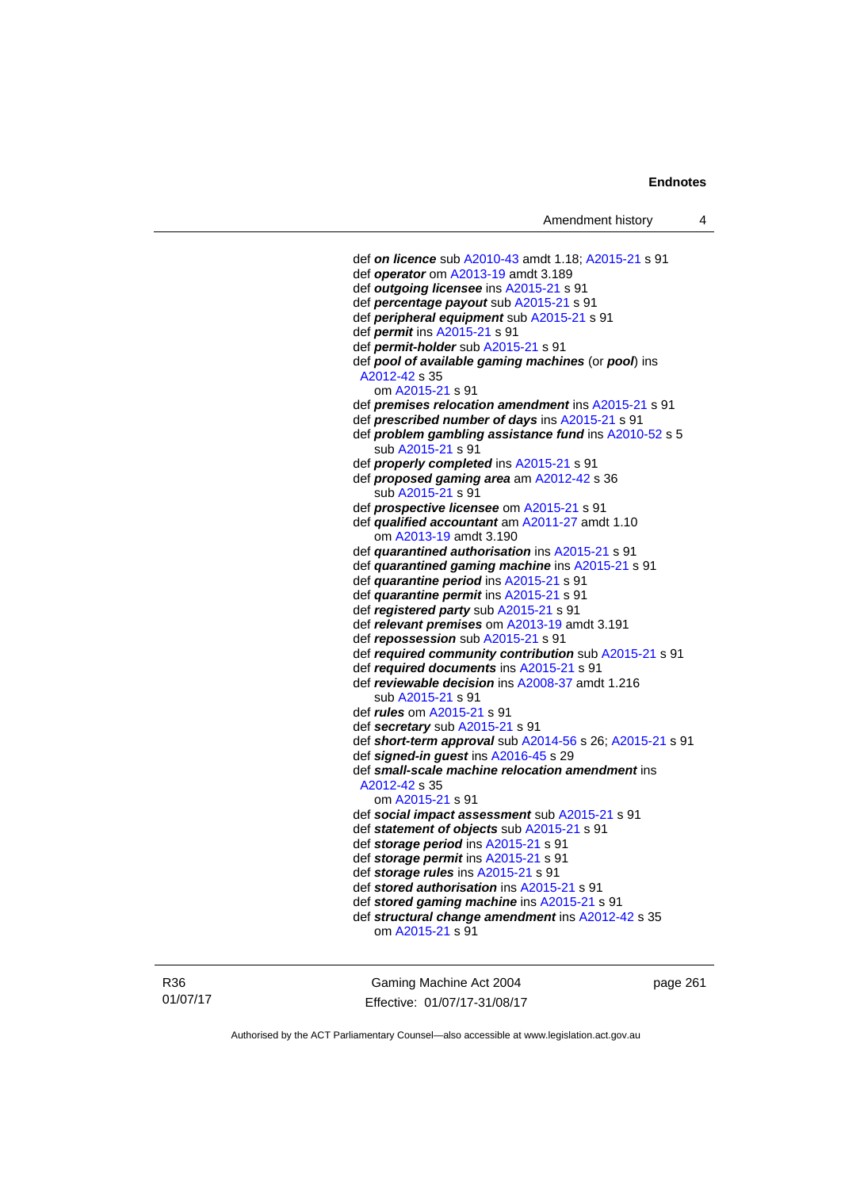def ***on licence*** sub A2010-43 amdt 1.18; A2015-21 s 91
def ***operator*** om A2013-19 amdt 3.189
def ***outgoing licensee*** ins A2015-21 s 91
def ***percentage payout*** sub A2015-21 s 91
def ***peripheral equipment*** sub A2015-21 s 91
def ***permit*** ins A2015-21 s 91
def ***permit-holder*** sub A2015-21 s 91
def ***pool of available gaming machines*** (or ***pool***) ins A2012-42 s 35
om A2015-21 s 91
def ***premises relocation amendment*** ins A2015-21 s 91
def ***prescribed number of days*** ins A2015-21 s 91
def ***problem gambling assistance fund*** ins A2010-52 s 5
sub A2015-21 s 91
def ***properly completed*** ins A2015-21 s 91
def ***proposed gaming area*** am A2012-42 s 36
sub A2015-21 s 91
def ***prospective licensee*** om A2015-21 s 91
def ***qualified accountant*** am A2011-27 amdt 1.10
om A2013-19 amdt 3.190
def ***quarantined authorisation*** ins A2015-21 s 91
def ***quarantined gaming machine*** ins A2015-21 s 91
def ***quarantine period*** ins A2015-21 s 91
def ***quarantine permit*** ins A2015-21 s 91
def ***registered party*** sub A2015-21 s 91
def ***relevant premises*** om A2013-19 amdt 3.191
def ***repossession*** sub A2015-21 s 91
def ***required community contribution*** sub A2015-21 s 91
def ***required documents*** ins A2015-21 s 91
def ***reviewable decision*** ins A2008-37 amdt 1.216
sub A2015-21 s 91
def ***rules*** om A2015-21 s 91
def ***secretary*** sub A2015-21 s 91
def ***short-term approval*** sub A2014-56 s 26; A2015-21 s 91
def ***signed-in guest*** ins A2016-45 s 29
def ***small-scale machine relocation amendment*** ins A2012-42 s 35
om A2015-21 s 91
def ***social impact assessment*** sub A2015-21 s 91
def ***statement of objects*** sub A2015-21 s 91
def ***storage period*** ins A2015-21 s 91
def ***storage permit*** ins A2015-21 s 91
def ***storage rules*** ins A2015-21 s 91
def ***stored authorisation*** ins A2015-21 s 91
def ***stored gaming machine*** ins A2015-21 s 91
def ***structural change amendment*** ins A2012-42 s 35
om A2015-21 s 91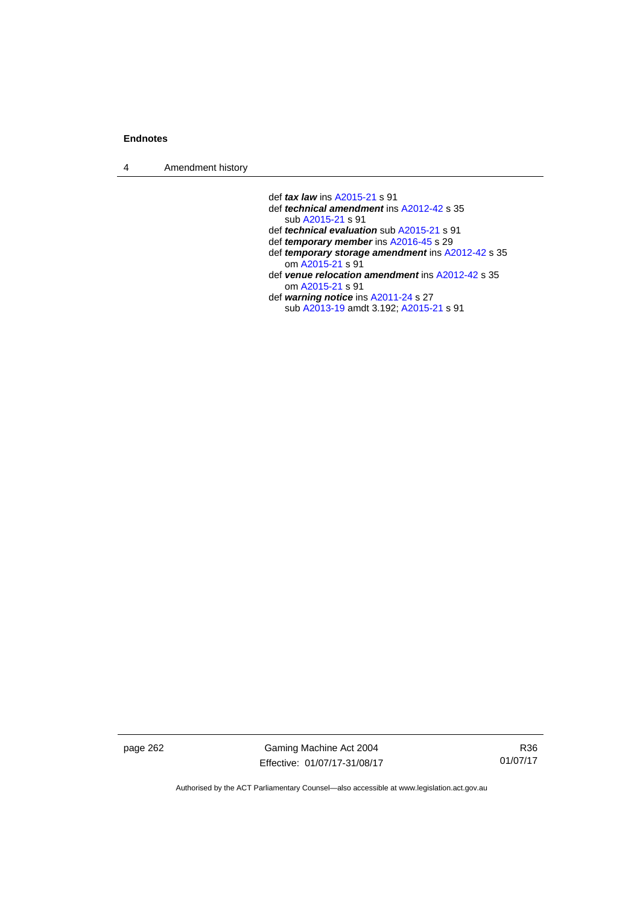def ***tax law*** ins A2015-21 s 91

def ***technical amendment*** ins A2012-42 s 35
 sub A2015-21 s 91

def ***technical evaluation*** sub A2015-21 s 91

def ***temporary member*** ins A2016-45 s 29

def ***temporary storage amendment*** ins A2012-42 s 35
 om A2015-21 s 91

def ***venue relocation amendment*** ins A2012-42 s 35
 om A2015-21 s 91

def ***warning notice*** ins A2011-24 s 27
 sub A2013-19 amdt 3.192; A2015-21 s 91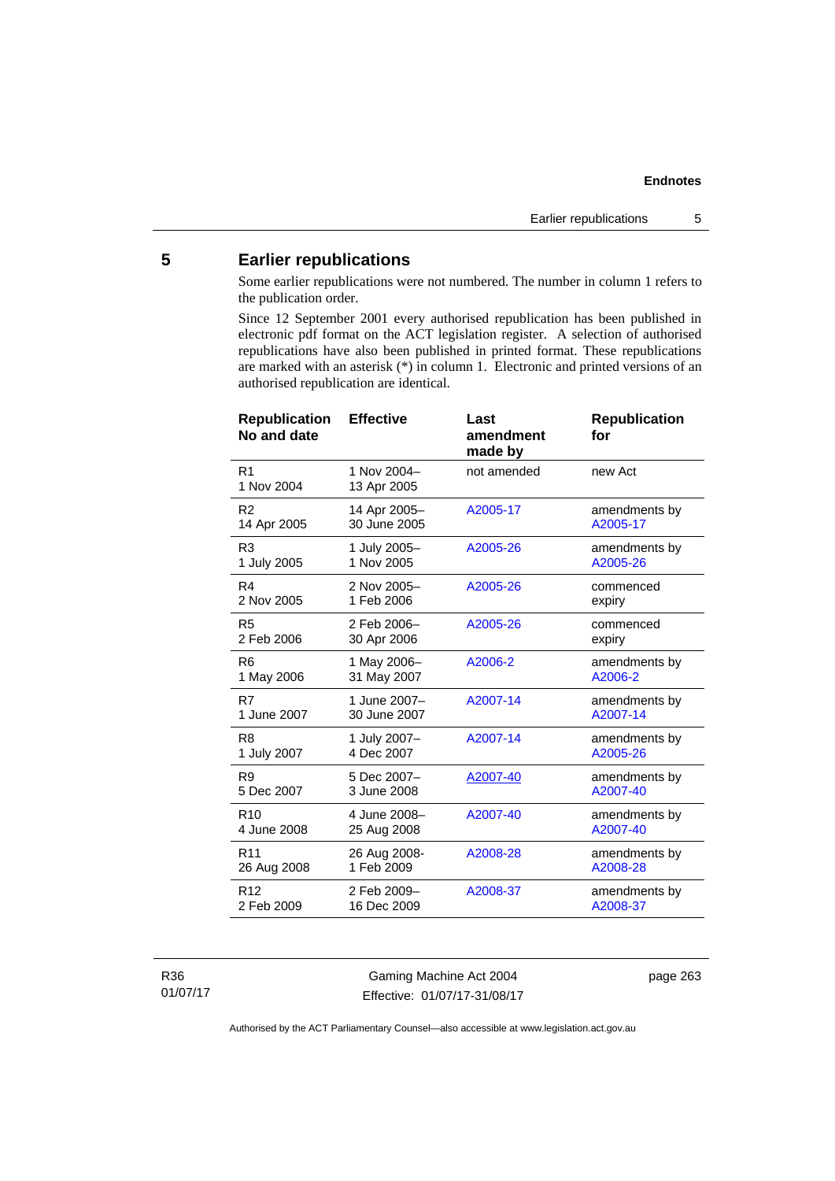## 5 Earlier republications

Some earlier republications were not numbered. The number in column 1 refers to the publication order.

Since 12 September 2001 every authorised republication has been published in electronic pdf format on the ACT legislation register. A selection of authorised republications have also been published in printed format. These republications are marked with an asterisk (*) in column 1. Electronic and printed versions of an authorised republication are identical.

| Republication No and date | Effective | Last amendment made by | Republication for |
|---|---|---|---|
| R1<br>1 Nov 2004 | 1 Nov 2004–<br>13 Apr 2005 | not amended | new Act |
| R2<br>14 Apr 2005 | 14 Apr 2005–<br>30 June 2005 | A2005-17 | amendments by A2005-17 |
| R3<br>1 July 2005 | 1 July 2005–<br>1 Nov 2005 | A2005-26 | amendments by A2005-26 |
| R4<br>2 Nov 2005 | 2 Nov 2005–<br>1 Feb 2006 | A2005-26 | commenced expiry |
| R5<br>2 Feb 2006 | 2 Feb 2006–<br>30 Apr 2006 | A2005-26 | commenced expiry |
| R6<br>1 May 2006 | 1 May 2006–<br>31 May 2007 | A2006-2 | amendments by A2006-2 |
| R7<br>1 June 2007 | 1 June 2007–<br>30 June 2007 | A2007-14 | amendments by A2007-14 |
| R8<br>1 July 2007 | 1 July 2007–<br>4 Dec 2007 | A2007-14 | amendments by A2005-26 |
| R9<br>5 Dec 2007 | 5 Dec 2007–<br>3 June 2008 | A2007-40 | amendments by A2007-40 |
| R10<br>4 June 2008 | 4 June 2008–<br>25 Aug 2008 | A2007-40 | amendments by A2007-40 |
| R11<br>26 Aug 2008 | 26 Aug 2008-<br>1 Feb 2009 | A2008-28 | amendments by A2008-28 |
| R12<br>2 Feb 2009 | 2 Feb 2009–<br>16 Dec 2009 | A2008-37 | amendments by A2008-37 |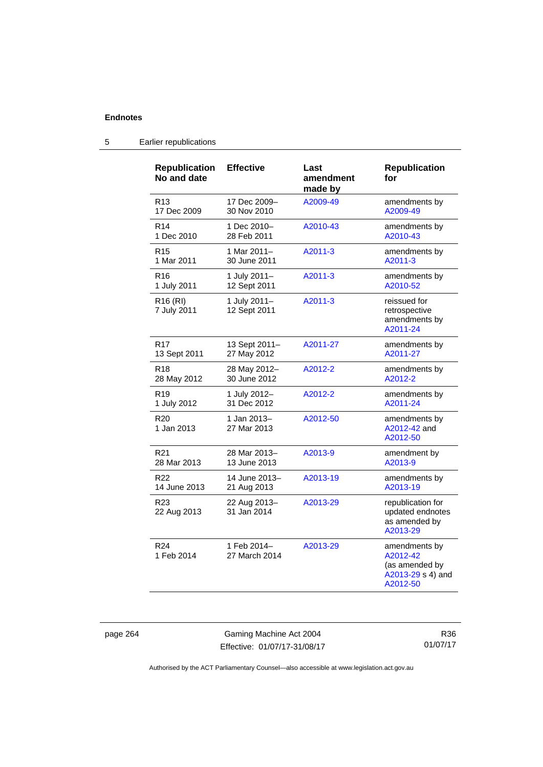## 5 Earlier republications

| Republication No and date | Effective | Last amendment made by | Republication for |
|---|---|---|---|
| R13 17 Dec 2009 | 17 Dec 2009–30 Nov 2010 | A2009-49 | amendments by A2009-49 |
| R14 1 Dec 2010 | 1 Dec 2010–28 Feb 2011 | A2010-43 | amendments by A2010-43 |
| R15 1 Mar 2011 | 1 Mar 2011–30 June 2011 | A2011-3 | amendments by A2011-3 |
| R16 1 July 2011 | 1 July 2011–12 Sept 2011 | A2011-3 | amendments by A2010-52 |
| R16 (RI) 7 July 2011 | 1 July 2011–12 Sept 2011 | A2011-3 | reissued for retrospective amendments by A2011-24 |
| R17 13 Sept 2011 | 13 Sept 2011–27 May 2012 | A2011-27 | amendments by A2011-27 |
| R18 28 May 2012 | 28 May 2012–30 June 2012 | A2012-2 | amendments by A2012-2 |
| R19 1 July 2012 | 1 July 2012–31 Dec 2012 | A2012-2 | amendments by A2011-24 |
| R20 1 Jan 2013 | 1 Jan 2013–27 Mar 2013 | A2012-50 | amendments by A2012-42 and A2012-50 |
| R21 28 Mar 2013 | 28 Mar 2013–13 June 2013 | A2013-9 | amendment by A2013-9 |
| R22 14 June 2013 | 14 June 2013–21 Aug 2013 | A2013-19 | amendments by A2013-19 |
| R23 22 Aug 2013 | 22 Aug 2013–31 Jan 2014 | A2013-29 | republication for updated endnotes as amended by A2013-29 |
| R24 1 Feb 2014 | 1 Feb 2014–27 March 2014 | A2013-29 | amendments by A2012-42 (as amended by A2013-29 s 4) and A2012-50 |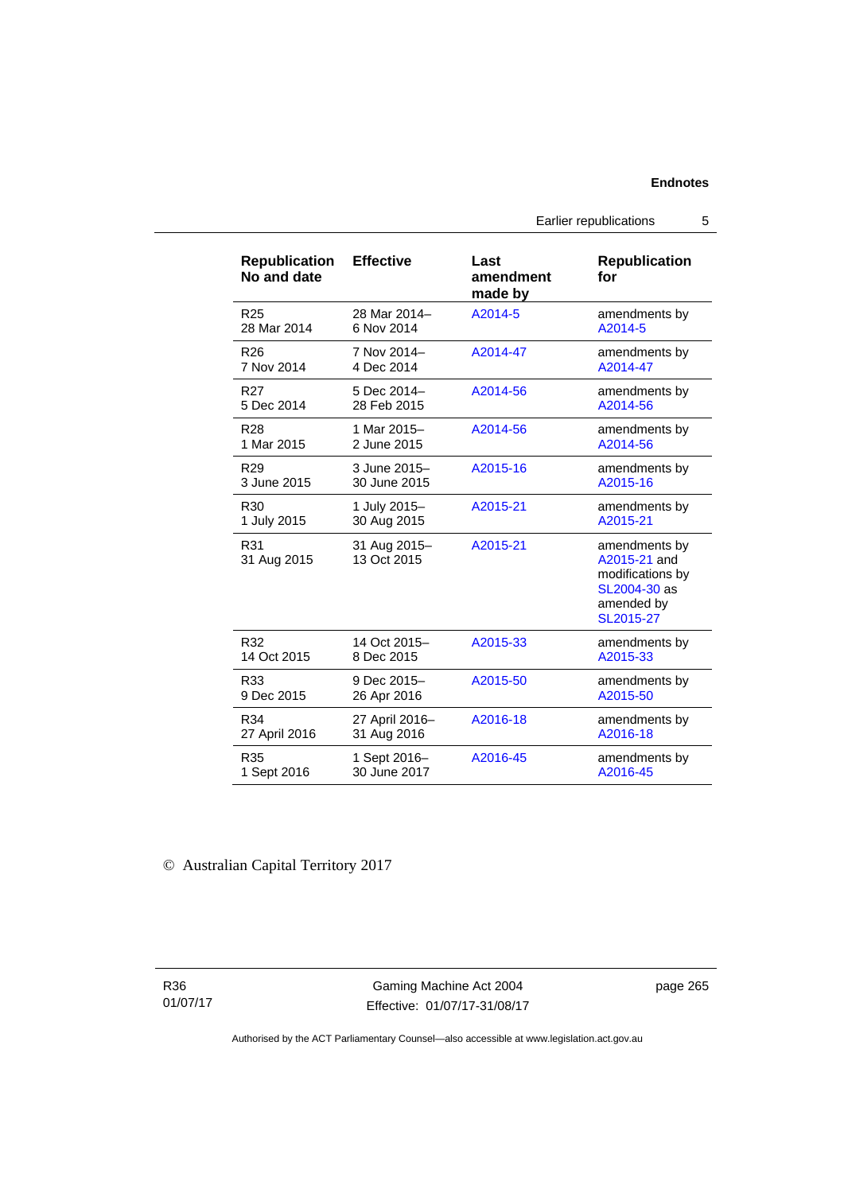| Republication No and date | Effective | Last amendment made by | Republication for |
|---|---|---|---|
| R25<br>28 Mar 2014 | 28 Mar 2014–<br>6 Nov 2014 | A2014-5 | amendments by A2014-5 |
| R26<br>7 Nov 2014 | 7 Nov 2014–<br>4 Dec 2014 | A2014-47 | amendments by A2014-47 |
| R27<br>5 Dec 2014 | 5 Dec 2014–<br>28 Feb 2015 | A2014-56 | amendments by A2014-56 |
| R28<br>1 Mar 2015 | 1 Mar 2015–<br>2 June 2015 | A2014-56 | amendments by A2014-56 |
| R29<br>3 June 2015 | 3 June 2015–<br>30 June 2015 | A2015-16 | amendments by A2015-16 |
| R30<br>1 July 2015 | 1 July 2015–<br>30 Aug 2015 | A2015-21 | amendments by A2015-21 |
| R31<br>31 Aug 2015 | 31 Aug 2015–<br>13 Oct 2015 | A2015-21 | amendments by A2015-21 and modifications by SL2004-30 as amended by SL2015-27 |
| R32<br>14 Oct 2015 | 14 Oct 2015–<br>8 Dec 2015 | A2015-33 | amendments by A2015-33 |
| R33<br>9 Dec 2015 | 9 Dec 2015–<br>26 Apr 2016 | A2015-50 | amendments by A2015-50 |
| R34<br>27 April 2016 | 27 April 2016–<br>31 Aug 2016 | A2016-18 | amendments by A2016-18 |
| R35<br>1 Sept 2016 | 1 Sept 2016–<br>30 June 2017 | A2016-45 | amendments by A2016-45 |

© Australian Capital Territory 2017